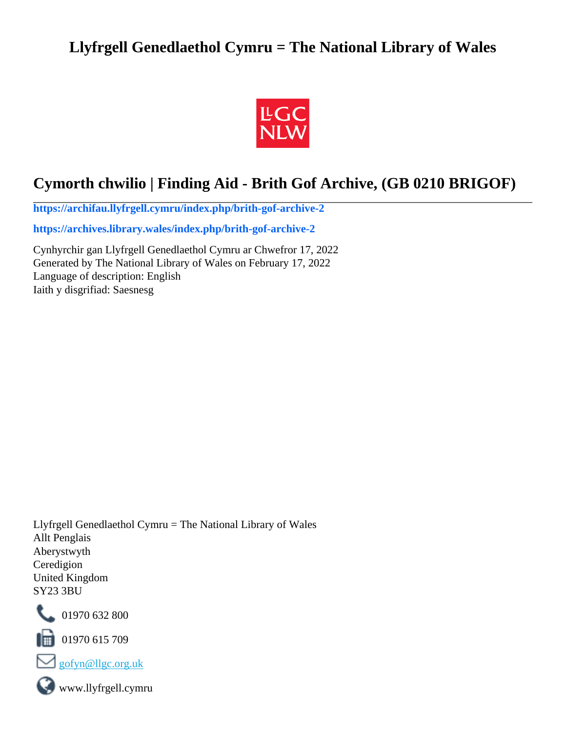# Llyfrgell Genedlaethol Cymru = The National Library of Wales

## Cymorth chwilio | Finding Aid - Brith Gof Archive, (GB 0210 BRIGOF)

**https://archifau.llyfrgell.cymru/index.php/brith-gof-archive-2**

**https://archives.library.wales/index.php/brith-gof-archive-2**

Cynhyrchir gan Llyfrgell Genedlaethol Cymru ar Chwefror 17, 2022
Generated by The National Library of Wales on February 17, 2022
Language of description: English
Iaith y disgrifiad: Saesnesg

Llyfrgell Genedlaethol Cymru = The National Library of Wales
Allt Penglais
Aberystwyth
Ceredigion
United Kingdom
SY23 3BU

01970 632 800

01970 615 709

gofyn@llgc.org.uk

www.llyfrgell.cymru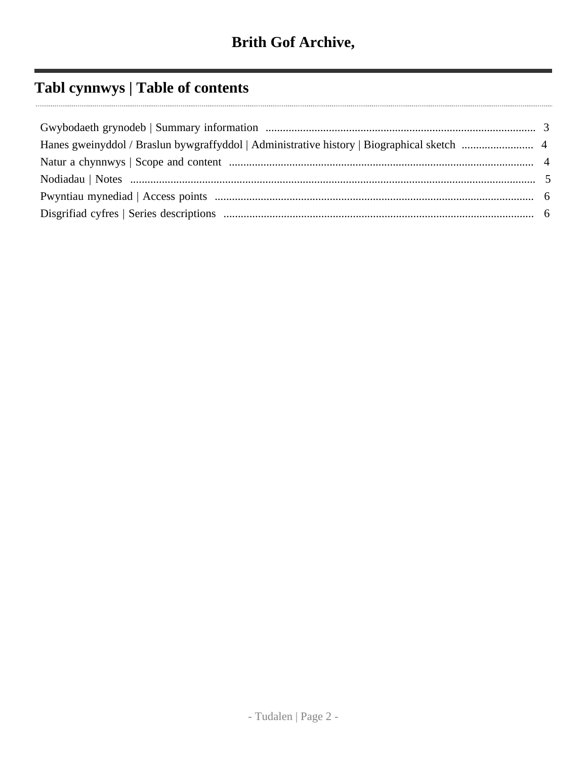# Brith Gof Archive,

## Tabl cynnwys | Table of contents

Gwybodaeth grynodeb | Summary information .................... 3
Hanes gweinyddol / Braslun bywgraffyddol | Administrative history | Biographical sketch .................... 4
Natur a chynnwys | Scope and content .................... 4
Nodiadau | Notes .................... 5
Pwyntiau mynediad | Access points .................... 6
Disgrifiad cyfres | Series descriptions .................... 6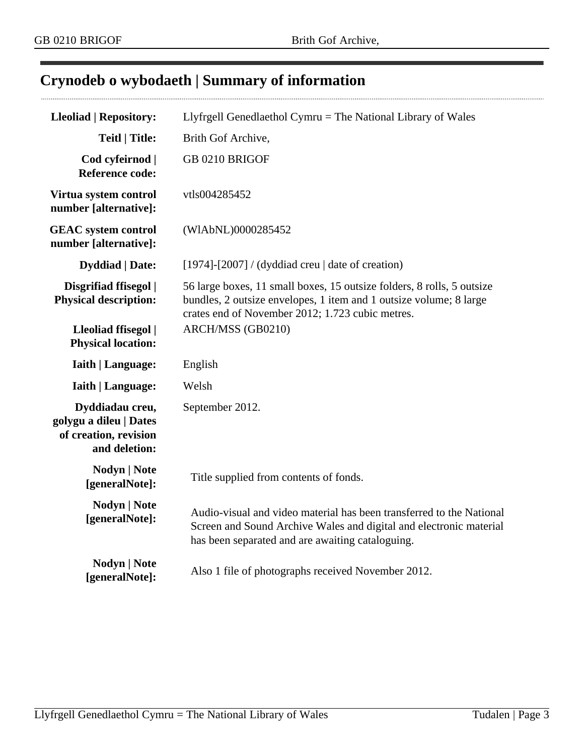## Crynodeb o wybodaeth | Summary of information

| | |
|---|---|
| **Lleoliad \| Repository:** | Llyfrgell Genedlaethol Cymru = The National Library of Wales |
| **Teitl \| Title:** | Brith Gof Archive, |
| **Cod cyfeirnod \| Reference code:** | GB 0210 BRIGOF |
| **Virtua system control number [alternative]:** | vtls004285452 |
| **GEAC system control number [alternative]:** | (WlAbNL)0000285452 |
| **Dyddiad \| Date:** | [1974]-[2007] / (dyddiad creu \| date of creation) |
| **Disgrifiad ffisegol \| Physical description:** | 56 large boxes, 11 small boxes, 15 outsize folders, 8 rolls, 5 outsize bundles, 2 outsize envelopes, 1 item and 1 outsize volume; 8 large crates end of November 2012; 1.723 cubic metres. |
| **Lleoliad ffisegol \| Physical location:** | ARCH/MSS (GB0210) |
| **Iaith \| Language:** | English |
| **Iaith \| Language:** | Welsh |
| **Dyddiadau creu, golygu a dileu \| Dates of creation, revision and deletion:** | September 2012. |
| **Nodyn \| Note [generalNote]:** | Title supplied from contents of fonds. |
| **Nodyn \| Note [generalNote]:** | Audio-visual and video material has been transferred to the National Screen and Sound Archive Wales and digital and electronic material has been separated and are awaiting cataloguing. |
| **Nodyn \| Note [generalNote]:** | Also 1 file of photographs received November 2012. |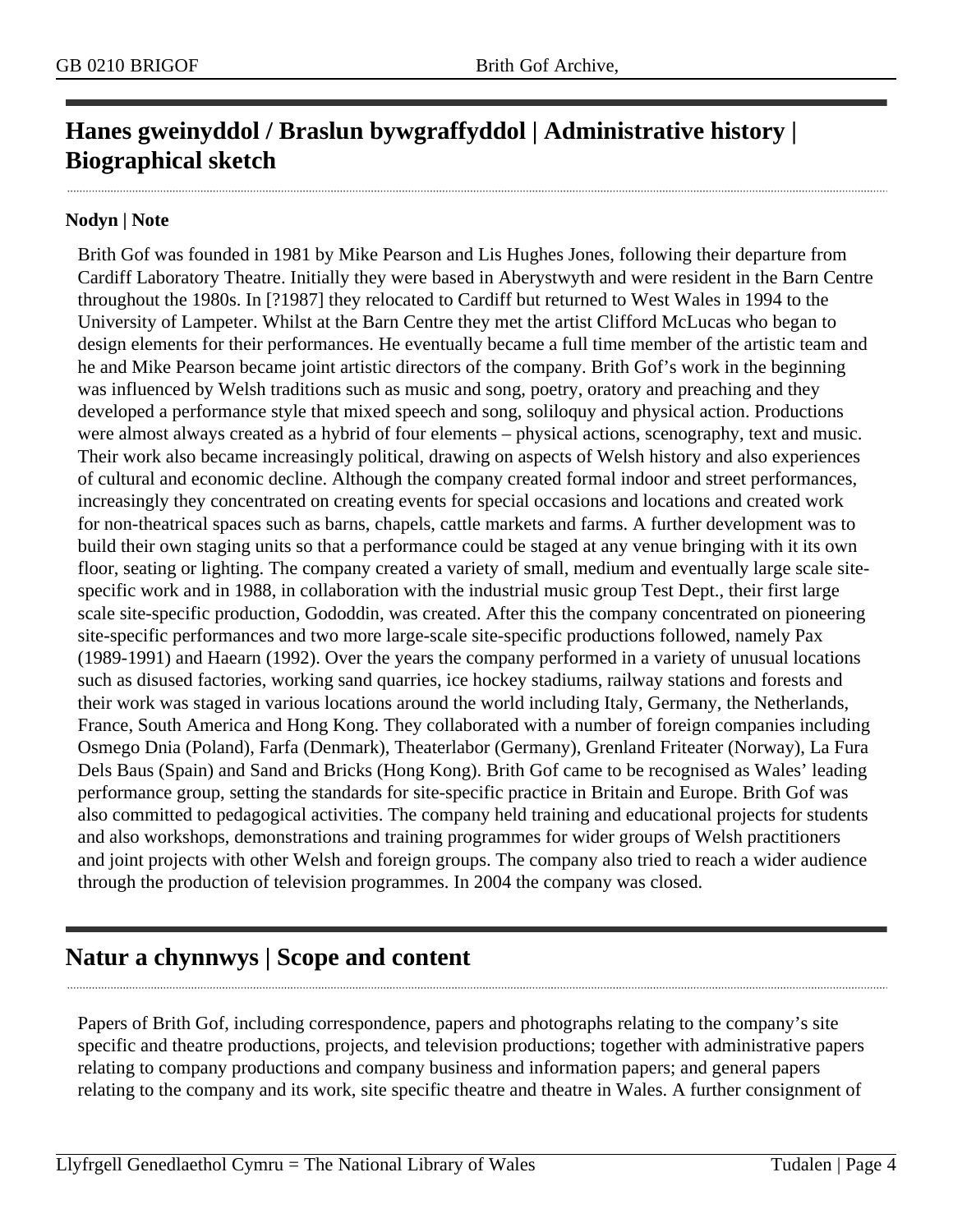## Hanes gweinyddol / Braslun bywgraffyddol | Administrative history | Biographical sketch

**Nodyn | Note**

Brith Gof was founded in 1981 by Mike Pearson and Lis Hughes Jones, following their departure from Cardiff Laboratory Theatre. Initially they were based in Aberystwyth and were resident in the Barn Centre throughout the 1980s. In [?1987] they relocated to Cardiff but returned to West Wales in 1994 to the University of Lampeter. Whilst at the Barn Centre they met the artist Clifford McLucas who began to design elements for their performances. He eventually became a full time member of the artistic team and he and Mike Pearson became joint artistic directors of the company. Brith Gof's work in the beginning was influenced by Welsh traditions such as music and song, poetry, oratory and preaching and they developed a performance style that mixed speech and song, soliloquy and physical action. Productions were almost always created as a hybrid of four elements – physical actions, scenography, text and music. Their work also became increasingly political, drawing on aspects of Welsh history and also experiences of cultural and economic decline. Although the company created formal indoor and street performances, increasingly they concentrated on creating events for special occasions and locations and created work for non-theatrical spaces such as barns, chapels, cattle markets and farms. A further development was to build their own staging units so that a performance could be staged at any venue bringing with it its own floor, seating or lighting. The company created a variety of small, medium and eventually large scale site-specific work and in 1988, in collaboration with the industrial music group Test Dept., their first large scale site-specific production, Gododdin, was created. After this the company concentrated on pioneering site-specific performances and two more large-scale site-specific productions followed, namely Pax (1989-1991) and Haearn (1992). Over the years the company performed in a variety of unusual locations such as disused factories, working sand quarries, ice hockey stadiums, railway stations and forests and their work was staged in various locations around the world including Italy, Germany, the Netherlands, France, South America and Hong Kong. They collaborated with a number of foreign companies including Osmego Dnia (Poland), Farfa (Denmark), Theaterlabor (Germany), Grenland Friteater (Norway), La Fura Dels Baus (Spain) and Sand and Bricks (Hong Kong). Brith Gof came to be recognised as Wales' leading performance group, setting the standards for site-specific practice in Britain and Europe. Brith Gof was also committed to pedagogical activities. The company held training and educational projects for students and also workshops, demonstrations and training programmes for wider groups of Welsh practitioners and joint projects with other Welsh and foreign groups. The company also tried to reach a wider audience through the production of television programmes. In 2004 the company was closed.

## Natur a chynnwys | Scope and content

Papers of Brith Gof, including correspondence, papers and photographs relating to the company's site specific and theatre productions, projects, and television productions; together with administrative papers relating to company productions and company business and information papers; and general papers relating to the company and its work, site specific theatre and theatre in Wales. A further consignment of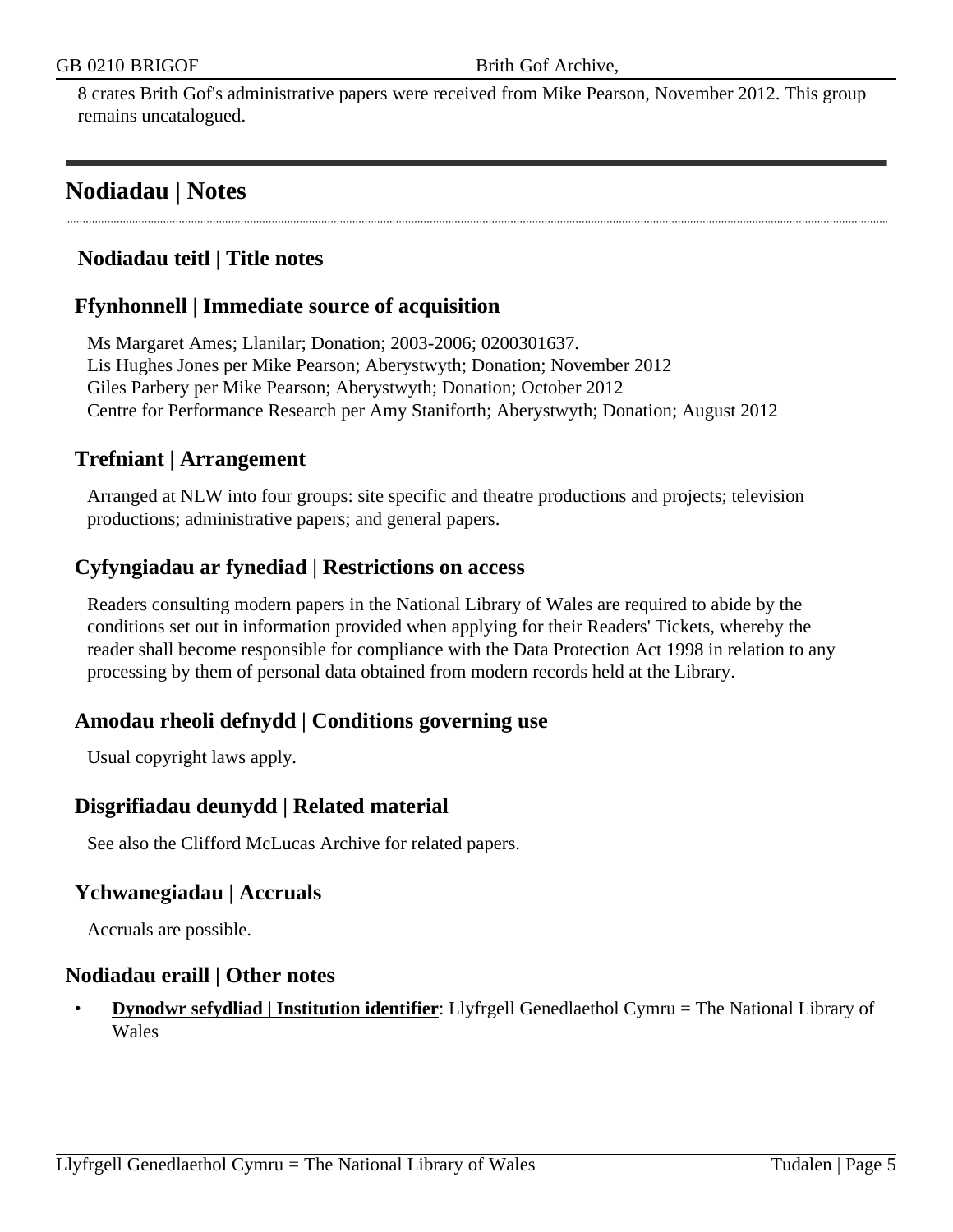8 crates Brith Gof's administrative papers were received from Mike Pearson, November 2012. This group remains uncatalogued.

## Nodiadau | Notes

### Nodiadau teitl | Title notes

### Ffynhonnell | Immediate source of acquisition

Ms Margaret Ames; Llanilar; Donation; 2003-2006; 0200301637.
Lis Hughes Jones per Mike Pearson; Aberystwyth; Donation; November 2012
Giles Parbery per Mike Pearson; Aberystwyth; Donation; October 2012
Centre for Performance Research per Amy Staniforth; Aberystwyth; Donation; August 2012

### Trefniant | Arrangement

Arranged at NLW into four groups: site specific and theatre productions and projects; television productions; administrative papers; and general papers.

### Cyfyngiadau ar fynediad | Restrictions on access

Readers consulting modern papers in the National Library of Wales are required to abide by the conditions set out in information provided when applying for their Readers' Tickets, whereby the reader shall become responsible for compliance with the Data Protection Act 1998 in relation to any processing by them of personal data obtained from modern records held at the Library.

### Amodau rheoli defnydd | Conditions governing use

Usual copyright laws apply.

### Disgrifiadau deunydd | Related material

See also the Clifford McLucas Archive for related papers.

### Ychwanegiadau | Accruals

Accruals are possible.

### Nodiadau eraill | Other notes

- **Dynodwr sefydliad | Institution identifier**: Llyfrgell Genedlaethol Cymru = The National Library of Wales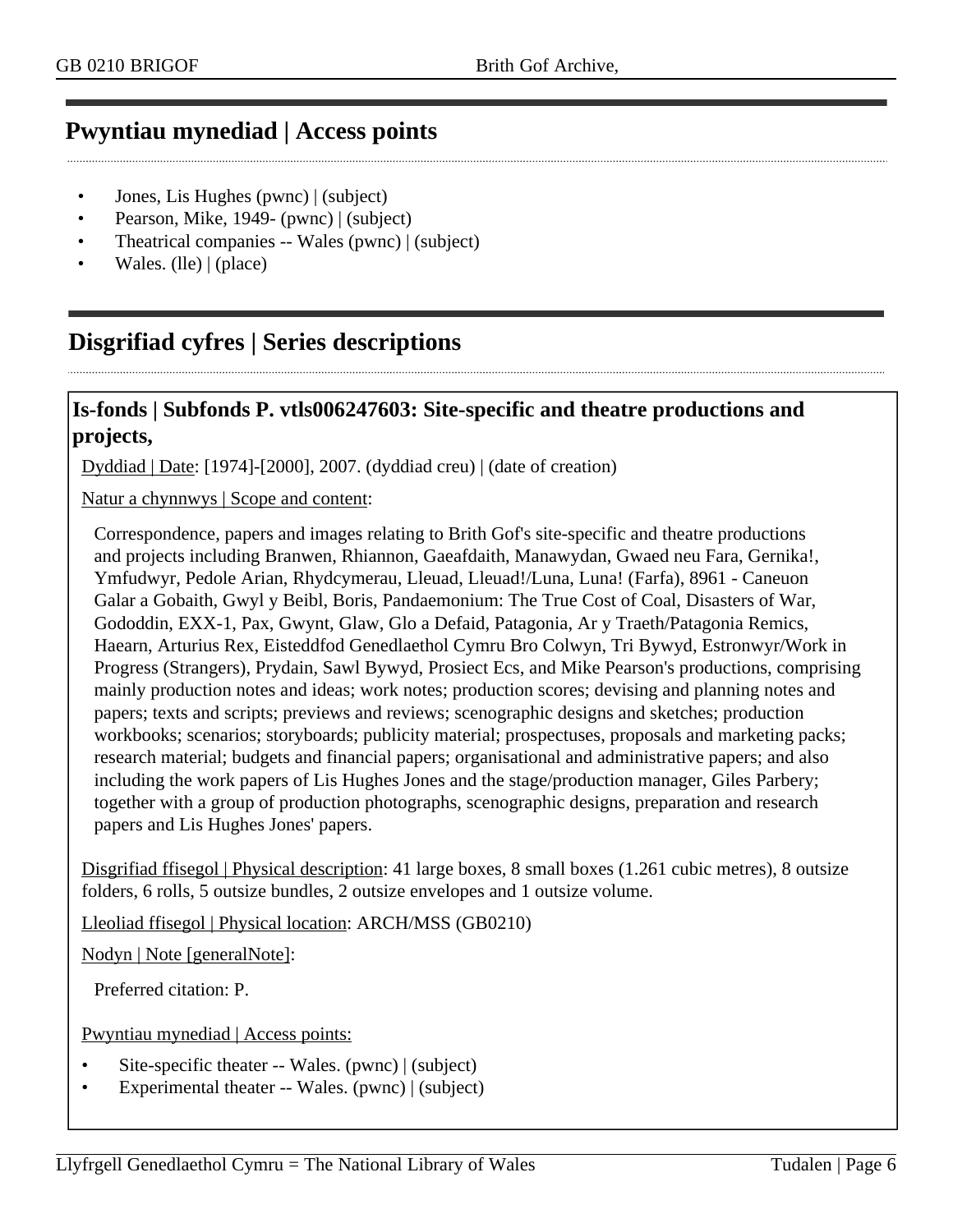## Pwyntiau mynediad | Access points

- Jones, Lis Hughes (pwnc) | (subject)
- Pearson, Mike, 1949- (pwnc) | (subject)
- Theatrical companies -- Wales (pwnc) | (subject)
- Wales. (lle) | (place)

## Disgrifiad cyfres | Series descriptions

### Is-fonds | Subfonds P. vtls006247603: Site-specific and theatre productions and projects,

Dyddiad | Date: [1974]-[2000], 2007. (dyddiad creu) | (date of creation)

Natur a chynnwys | Scope and content:

Correspondence, papers and images relating to Brith Gof's site-specific and theatre productions and projects including Branwen, Rhiannon, Gaeafdaith, Manawydan, Gwaed neu Fara, Gernika!, Ymfudwyr, Pedole Arian, Rhydcymerau, Lleuad, Lleuad!/Luna, Luna! (Farfa), 8961 - Caneuon Galar a Gobaith, Gwyl y Beibl, Boris, Pandaemonium: The True Cost of Coal, Disasters of War, Gododdin, EXX-1, Pax, Gwynt, Glaw, Glo a Defaid, Patagonia, Ar y Traeth/Patagonia Remics, Haearn, Arturius Rex, Eisteddfod Genedlaethol Cymru Bro Colwyn, Tri Bywyd, Estronwyr/Work in Progress (Strangers), Prydain, Sawl Bywyd, Prosiect Ecs, and Mike Pearson's productions, comprising mainly production notes and ideas; work notes; production scores; devising and planning notes and papers; texts and scripts; previews and reviews; scenographic designs and sketches; production workbooks; scenarios; storyboards; publicity material; prospectuses, proposals and marketing packs; research material; budgets and financial papers; organisational and administrative papers; and also including the work papers of Lis Hughes Jones and the stage/production manager, Giles Parbery; together with a group of production photographs, scenographic designs, preparation and research papers and Lis Hughes Jones' papers.

Disgrifiad ffisegol | Physical description: 41 large boxes, 8 small boxes (1.261 cubic metres), 8 outsize folders, 6 rolls, 5 outsize bundles, 2 outsize envelopes and 1 outsize volume.

Lleoliad ffisegol | Physical location: ARCH/MSS (GB0210)

Nodyn | Note [generalNote]:

Preferred citation: P.

Pwyntiau mynediad | Access points:

- Site-specific theater -- Wales. (pwnc) | (subject)
- Experimental theater -- Wales. (pwnc) | (subject)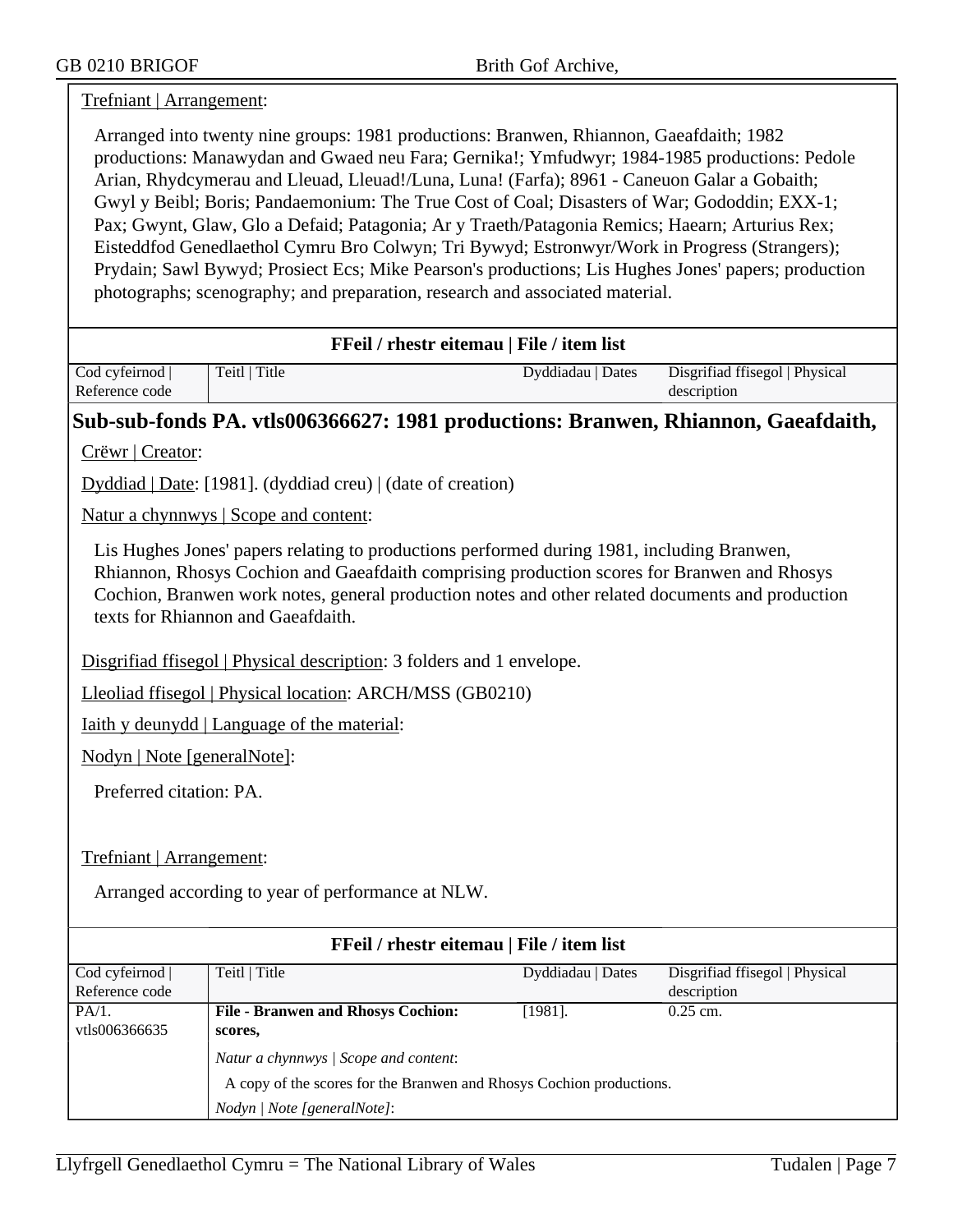Trefniant | Arrangement:

Arranged into twenty nine groups: 1981 productions: Branwen, Rhiannon, Gaeafdaith; 1982 productions: Manawydan and Gwaed neu Fara; Gernika!; Ymfudwyr; 1984-1985 productions: Pedole Arian, Rhydcymerau and Lleuad, Lleuad!/Luna, Luna! (Farfa); 8961 - Caneuon Galar a Gobaith; Gwyl y Beibl; Boris; Pandaemonium: The True Cost of Coal; Disasters of War; Gododdin; EXX-1; Pax; Gwynt, Glaw, Glo a Defaid; Patagonia; Ar y Traeth/Patagonia Remics; Haearn; Arturius Rex; Eisteddfod Genedlaethol Cymru Bro Colwyn; Tri Bywyd; Estronwyr/Work in Progress (Strangers); Prydain; Sawl Bywyd; Prosiect Ecs; Mike Pearson's productions; Lis Hughes Jones' papers; production photographs; scenography; and preparation, research and associated material.

**FFeil / rhestr eitemau | File / item list**

| Cod cyfeirnod \| Reference code | Teitl \| Title | Dyddiadau \| Dates | Disgrifiad ffisegol \| Physical description |
|---|---|---|---|

## Sub-sub-fonds PA. vtls006366627: 1981 productions: Branwen, Rhiannon, Gaeafdaith,

Crëwr | Creator:

Dyddiad | Date: [1981]. (dyddiad creu) | (date of creation)

Natur a chynnwys | Scope and content:

Lis Hughes Jones' papers relating to productions performed during 1981, including Branwen, Rhiannon, Rhosys Cochion and Gaeafdaith comprising production scores for Branwen and Rhosys Cochion, Branwen work notes, general production notes and other related documents and production texts for Rhiannon and Gaeafdaith.

Disgrifiad ffisegol | Physical description: 3 folders and 1 envelope.

Lleoliad ffisegol | Physical location: ARCH/MSS (GB0210)

Iaith y deunydd | Language of the material:

Nodyn | Note [generalNote]:

Preferred citation: PA.

Trefniant | Arrangement:

Arranged according to year of performance at NLW.

**FFeil / rhestr eitemau | File / item list**

| Cod cyfeirnod \| Reference code | Teitl \| Title | Dyddiadau \| Dates | Disgrifiad ffisegol \| Physical description |
|---|---|---|---|
| PA/1. vtls006366635 | **File - Branwen and Rhosys Cochion: scores,** | [1981]. | 0.25 cm. |

*Natur a chynnwys | Scope and content*:

A copy of the scores for the Branwen and Rhosys Cochion productions.

*Nodyn | Note [generalNote]*: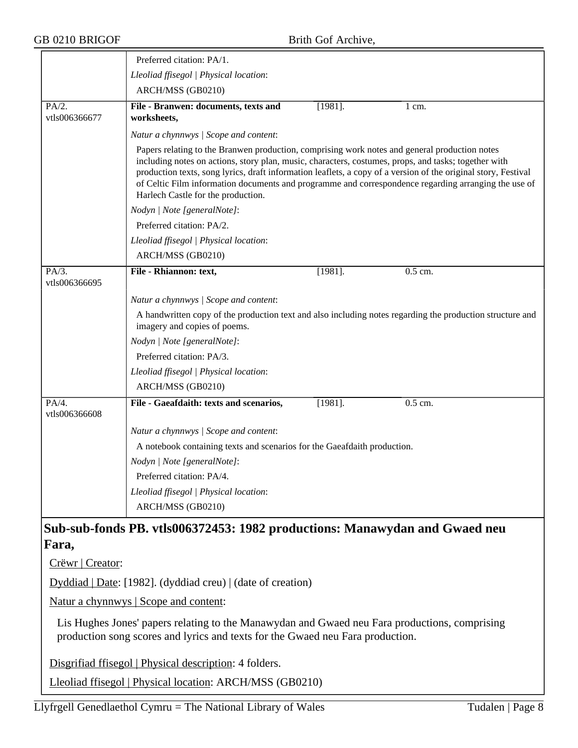Preferred citation: PA/1.

*Lleoliad ffisegol | Physical location*:

ARCH/MSS (GB0210)

| PA/2. vtls006366677 | **File - Branwen: documents, texts and worksheets,** | [1981]. | 1 cm. |
|---|---|---|---|

*Natur a chynnwys | Scope and content*:

Papers relating to the Branwen production, comprising work notes and general production notes including notes on actions, story plan, music, characters, costumes, props, and tasks; together with production texts, song lyrics, draft information leaflets, a copy of a version of the original story, Festival of Celtic Film information documents and programme and correspondence regarding arranging the use of Harlech Castle for the production.

*Nodyn | Note [generalNote]*:

Preferred citation: PA/2.

*Lleoliad ffisegol | Physical location*:

ARCH/MSS (GB0210)

| PA/3. vtls006366695 | **File - Rhiannon: text,** | [1981]. | 0.5 cm. |
|---|---|---|---|

*Natur a chynnwys | Scope and content*:

A handwritten copy of the production text and also including notes regarding the production structure and imagery and copies of poems.

*Nodyn | Note [generalNote]*:

Preferred citation: PA/3.

*Lleoliad ffisegol | Physical location*:

ARCH/MSS (GB0210)

| PA/4. vtls006366608 | **File - Gaeafdaith: texts and scenarios,** | [1981]. | 0.5 cm. |
|---|---|---|---|

*Natur a chynnwys | Scope and content*:

A notebook containing texts and scenarios for the Gaeafdaith production.

*Nodyn | Note [generalNote]*:

Preferred citation: PA/4.

*Lleoliad ffisegol | Physical location*:

ARCH/MSS (GB0210)

## Sub-sub-fonds PB. vtls006372453: 1982 productions: Manawydan and Gwaed neu Fara,

Crëwr | Creator:

Dyddiad | Date: [1982]. (dyddiad creu) | (date of creation)

Natur a chynnwys | Scope and content:

Lis Hughes Jones' papers relating to the Manawydan and Gwaed neu Fara productions, comprising production song scores and lyrics and texts for the Gwaed neu Fara production.

Disgrifiad ffisegol | Physical description: 4 folders.

Lleoliad ffisegol | Physical location: ARCH/MSS (GB0210)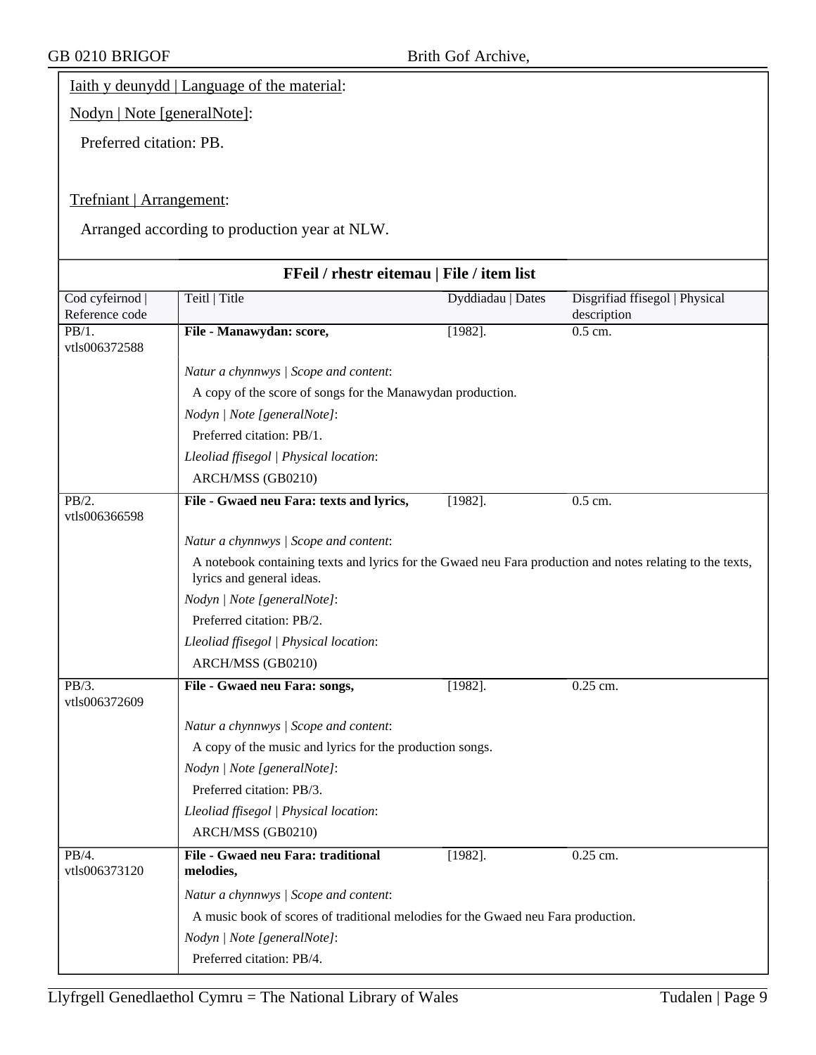Iaith y deunydd | Language of the material:

Nodyn | Note [generalNote]:

Preferred citation: PB.

Trefniant | Arrangement:

Arranged according to production year at NLW.

## FFeil / rhestr eitemau | File / item list

| Cod cyfeirnod \| Reference code | Teitl \| Title | Dyddiadau \| Dates | Disgrifiad ffisegol \| Physical description |
|---|---|---|---|
| PB/1. vtls006372588 | **File - Manawydan: score,** | [1982]. | 0.5 cm. |
| | *Natur a chynnwys \| Scope and content*: A copy of the score of songs for the Manawydan production. *Nodyn \| Note [generalNote]*: Preferred citation: PB/1. *Lleoliad ffisegol \| Physical location*: ARCH/MSS (GB0210) | | |
| PB/2. vtls006366598 | **File - Gwaed neu Fara: texts and lyrics,** | [1982]. | 0.5 cm. |
| | *Natur a chynnwys \| Scope and content*: A notebook containing texts and lyrics for the Gwaed neu Fara production and notes relating to the texts, lyrics and general ideas. *Nodyn \| Note [generalNote]*: Preferred citation: PB/2. *Lleoliad ffisegol \| Physical location*: ARCH/MSS (GB0210) | | |
| PB/3. vtls006372609 | **File - Gwaed neu Fara: songs,** | [1982]. | 0.25 cm. |
| | *Natur a chynnwys \| Scope and content*: A copy of the music and lyrics for the production songs. *Nodyn \| Note [generalNote]*: Preferred citation: PB/3. *Lleoliad ffisegol \| Physical location*: ARCH/MSS (GB0210) | | |
| PB/4. vtls006373120 | **File - Gwaed neu Fara: traditional melodies,** | [1982]. | 0.25 cm. |
| | *Natur a chynnwys \| Scope and content*: A music book of scores of traditional melodies for the Gwaed neu Fara production. *Nodyn \| Note [generalNote]*: Preferred citation: PB/4. | | |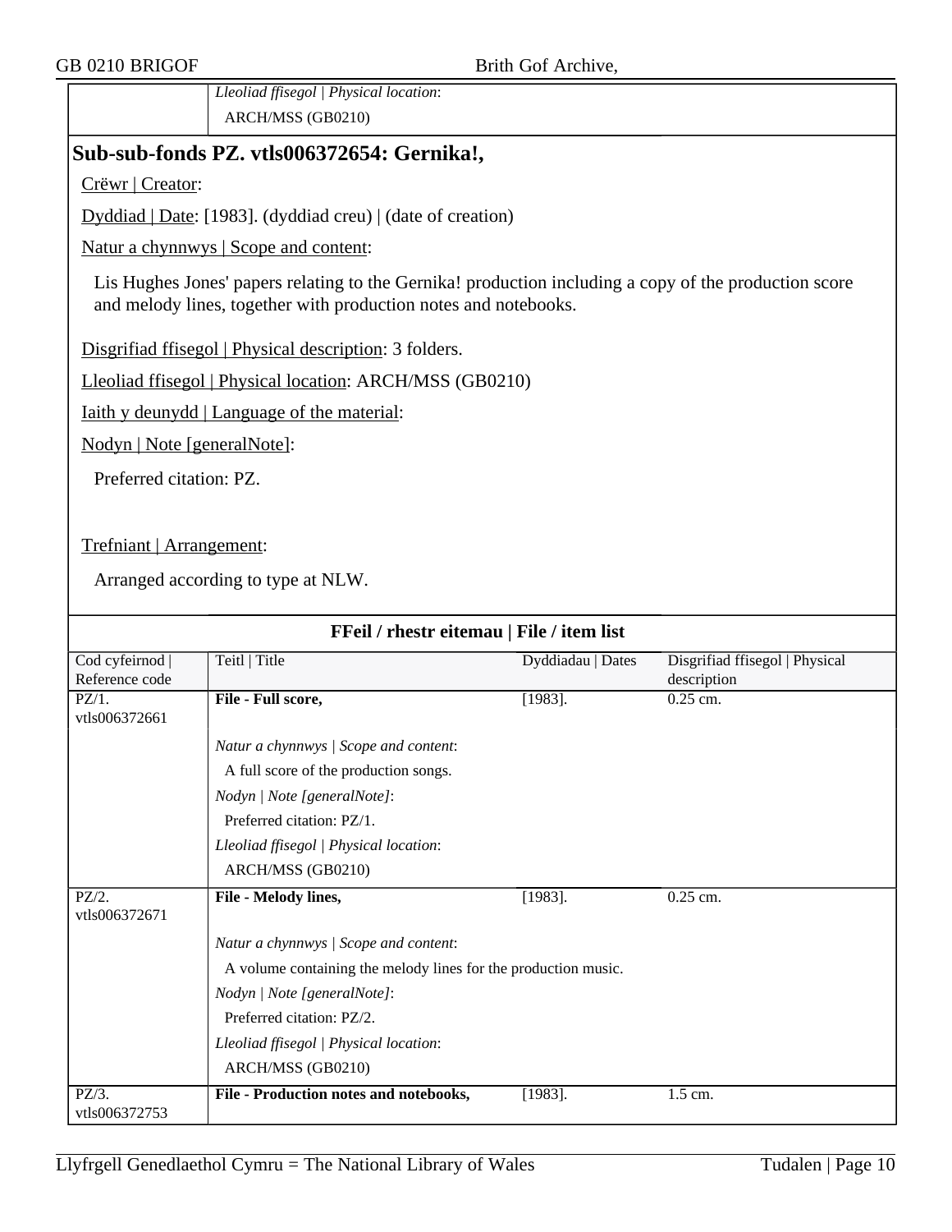| | *Lleoliad ffisegol \| Physical location*: ARCH/MSS (GB0210) |
|---|---|

## Sub-sub-fonds PZ. vtls006372654: Gernika!,

Crëwr | Creator:

Dyddiad | Date: [1983]. (dyddiad creu) | (date of creation)

Natur a chynnwys | Scope and content:

Lis Hughes Jones' papers relating to the Gernika! production including a copy of the production score and melody lines, together with production notes and notebooks.

Disgrifiad ffisegol | Physical description: 3 folders.

Lleoliad ffisegol | Physical location: ARCH/MSS (GB0210)

Iaith y deunydd | Language of the material:

Nodyn | Note [generalNote]:

Preferred citation: PZ.

Trefniant | Arrangement:

Arranged according to type at NLW.

**FFeil / rhestr eitemau | File / item list**

| Cod cyfeirnod \| Reference code | Teitl \| Title | Dyddiadau \| Dates | Disgrifiad ffisegol \| Physical description |
|---|---|---|---|
| PZ/1. vtls006372661 | **File - Full score,** | [1983]. | 0.25 cm. |
| | *Natur a chynnwys \| Scope and content*: A full score of the production songs. *Nodyn \| Note [generalNote]*: Preferred citation: PZ/1. *Lleoliad ffisegol \| Physical location*: ARCH/MSS (GB0210) | | |
| PZ/2. vtls006372671 | **File - Melody lines,** | [1983]. | 0.25 cm. |
| | *Natur a chynnwys \| Scope and content*: A volume containing the melody lines for the production music. *Nodyn \| Note [generalNote]*: Preferred citation: PZ/2. *Lleoliad ffisegol \| Physical location*: ARCH/MSS (GB0210) | | |
| PZ/3. vtls006372753 | **File - Production notes and notebooks,** | [1983]. | 1.5 cm. |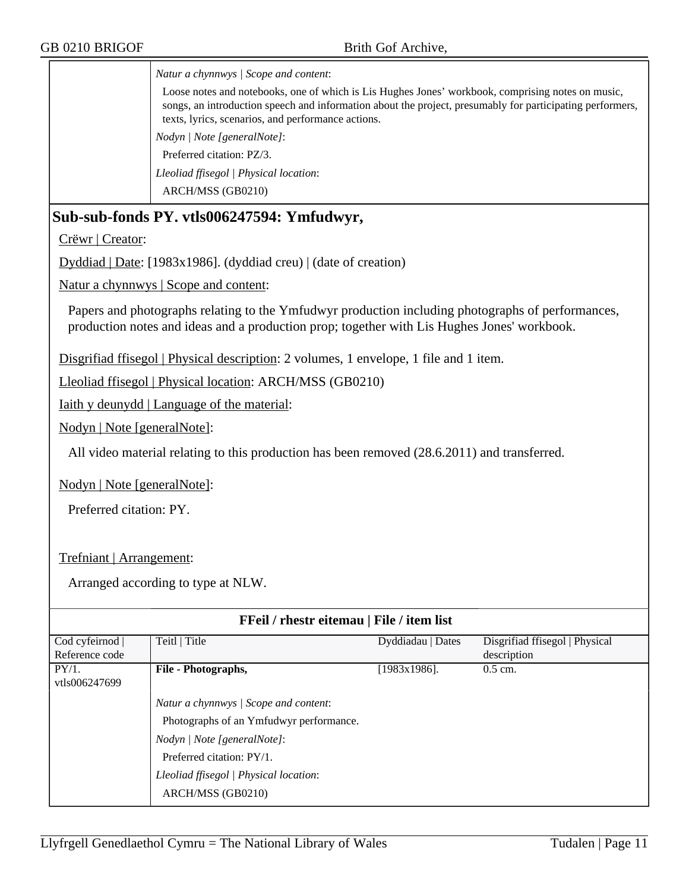| | |
|---|---|
| | *Natur a chynnwys \| Scope and content*:<br>Loose notes and notebooks, one of which is Lis Hughes Jones' workbook, comprising notes on music, songs, an introduction speech and information about the project, presumably for participating performers, texts, lyrics, scenarios, and performance actions.<br>*Nodyn \| Note [generalNote]*:<br>Preferred citation: PZ/3.<br>*Lleoliad ffisegol \| Physical location*:<br>ARCH/MSS (GB0210) |

## Sub-sub-fonds PY. vtls006247594: Ymfudwyr,

Crëwr | Creator:

Dyddiad | Date: [1983x1986]. (dyddiad creu) | (date of creation)

Natur a chynnwys | Scope and content:

Papers and photographs relating to the Ymfudwyr production including photographs of performances, production notes and ideas and a production prop; together with Lis Hughes Jones' workbook.

Disgrifiad ffisegol | Physical description: 2 volumes, 1 envelope, 1 file and 1 item.

Lleoliad ffisegol | Physical location: ARCH/MSS (GB0210)

Iaith y deunydd | Language of the material:

Nodyn | Note [generalNote]:

All video material relating to this production has been removed (28.6.2011) and transferred.

Nodyn | Note [generalNote]:

Preferred citation: PY.

Trefniant | Arrangement:

Arranged according to type at NLW.

**FFeil / rhestr eitemau | File / item list**

| Cod cyfeirnod \| Reference code | Teitl \| Title | Dyddiadau \| Dates | Disgrifiad ffisegol \| Physical description |
|---|---|---|---|
| PY/1. vtls006247699 | **File - Photographs,** | [1983x1986]. | 0.5 cm. |
| | *Natur a chynnwys \| Scope and content*:<br>Photographs of an Ymfudwyr performance.<br>*Nodyn \| Note [generalNote]*:<br>Preferred citation: PY/1.<br>*Lleoliad ffisegol \| Physical location*:<br>ARCH/MSS (GB0210) | | |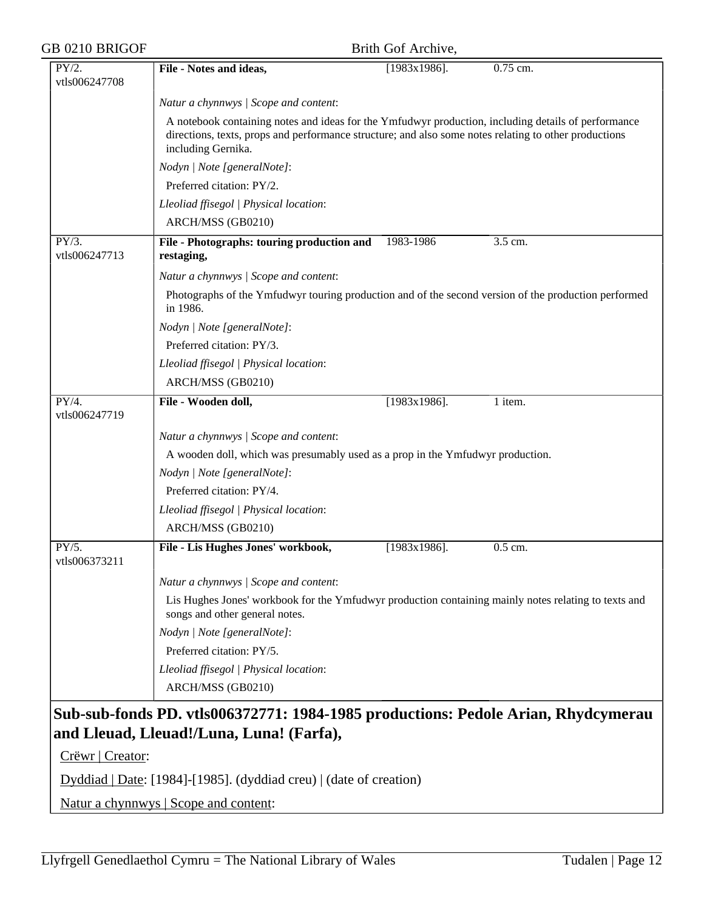| | | | |
|---|---|---|---|
| PY/2. vtls006247708 | **File - Notes and ideas,** | [1983x1986]. | 0.75 cm. |
| | *Natur a chynnwys \| Scope and content*: | | |
| | A notebook containing notes and ideas for the Ymfudwyr production, including details of performance directions, texts, props and performance structure; and also some notes relating to other productions including Gernika. | | |
| | *Nodyn \| Note [generalNote]*: | | |
| | Preferred citation: PY/2. | | |
| | *Lleoliad ffisegol \| Physical location*: | | |
| | ARCH/MSS (GB0210) | | |
| PY/3. vtls006247713 | **File - Photographs: touring production and restaging,** | 1983-1986 | 3.5 cm. |
| | *Natur a chynnwys \| Scope and content*: | | |
| | Photographs of the Ymfudwyr touring production and of the second version of the production performed in 1986. | | |
| | *Nodyn \| Note [generalNote]*: | | |
| | Preferred citation: PY/3. | | |
| | *Lleoliad ffisegol \| Physical location*: | | |
| | ARCH/MSS (GB0210) | | |
| PY/4. vtls006247719 | **File - Wooden doll,** | [1983x1986]. | 1 item. |
| | *Natur a chynnwys \| Scope and content*: | | |
| | A wooden doll, which was presumably used as a prop in the Ymfudwyr production. | | |
| | *Nodyn \| Note [generalNote]*: | | |
| | Preferred citation: PY/4. | | |
| | *Lleoliad ffisegol \| Physical location*: | | |
| | ARCH/MSS (GB0210) | | |
| PY/5. vtls006373211 | **File - Lis Hughes Jones' workbook,** | [1983x1986]. | 0.5 cm. |
| | *Natur a chynnwys \| Scope and content*: | | |
| | Lis Hughes Jones' workbook for the Ymfudwyr production containing mainly notes relating to texts and songs and other general notes. | | |
| | *Nodyn \| Note [generalNote]*: | | |
| | Preferred citation: PY/5. | | |
| | *Lleoliad ffisegol \| Physical location*: | | |
| | ARCH/MSS (GB0210) | | |

## Sub-sub-fonds PD. vtls006372771: 1984-1985 productions: Pedole Arian, Rhydcymerau and Lleuad, Lleuad!/Luna, Luna! (Farfa),

Crëwr | Creator:

Dyddiad | Date: [1984]-[1985]. (dyddiad creu) | (date of creation)

Natur a chynnwys | Scope and content: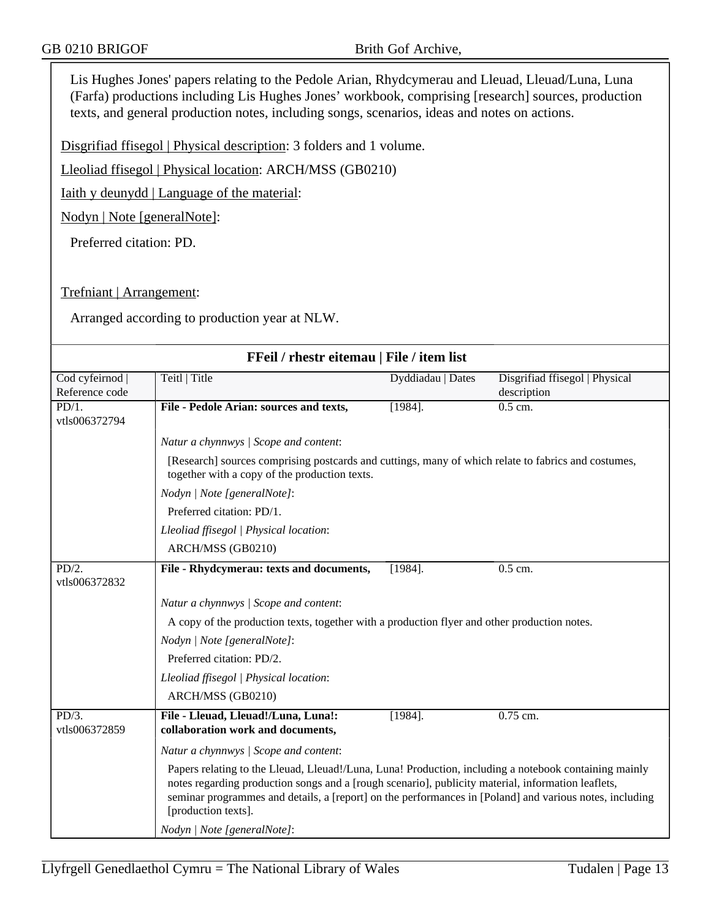Lis Hughes Jones' papers relating to the Pedole Arian, Rhydcymerau and Lleuad, Lleuad/Luna, Luna (Farfa) productions including Lis Hughes Jones' workbook, comprising [research] sources, production texts, and general production notes, including songs, scenarios, ideas and notes on actions.

Disgrifiad ffisegol | Physical description: 3 folders and 1 volume.

Lleoliad ffisegol | Physical location: ARCH/MSS (GB0210)

Iaith y deunydd | Language of the material:

Nodyn | Note [generalNote]:

Preferred citation: PD.

Trefniant | Arrangement:

Arranged according to production year at NLW.

## FFeil / rhestr eitemau | File / item list

| Cod cyfeirnod \| Reference code | Teitl \| Title | Dyddiadau \| Dates | Disgrifiad ffisegol \| Physical description |
|---|---|---|---|
| PD/1. vtls006372794 | **File - Pedole Arian: sources and texts,** | [1984]. | 0.5 cm. |
| | *Natur a chynnwys \| Scope and content*:<br>[Research] sources comprising postcards and cuttings, many of which relate to fabrics and costumes, together with a copy of the production texts.<br>*Nodyn \| Note [generalNote]*:<br>Preferred citation: PD/1.<br>*Lleoliad ffisegol \| Physical location*:<br>ARCH/MSS (GB0210) | | |
| PD/2. vtls006372832 | **File - Rhydcymerau: texts and documents,** | [1984]. | 0.5 cm. |
| | *Natur a chynnwys \| Scope and content*:<br>A copy of the production texts, together with a production flyer and other production notes.<br>*Nodyn \| Note [generalNote]*:<br>Preferred citation: PD/2.<br>*Lleoliad ffisegol \| Physical location*:<br>ARCH/MSS (GB0210) | | |
| PD/3. vtls006372859 | **File - Lleuad, Lleuad!/Luna, Luna!: collaboration work and documents,** | [1984]. | 0.75 cm. |
| | *Natur a chynnwys \| Scope and content*:<br>Papers relating to the Lleuad, Lleuad!/Luna, Luna! Production, including a notebook containing mainly notes regarding production songs and a [rough scenario], publicity material, information leaflets, seminar programmes and details, a [report] on the performances in [Poland] and various notes, including [production texts].<br>*Nodyn \| Note [generalNote]*: | | |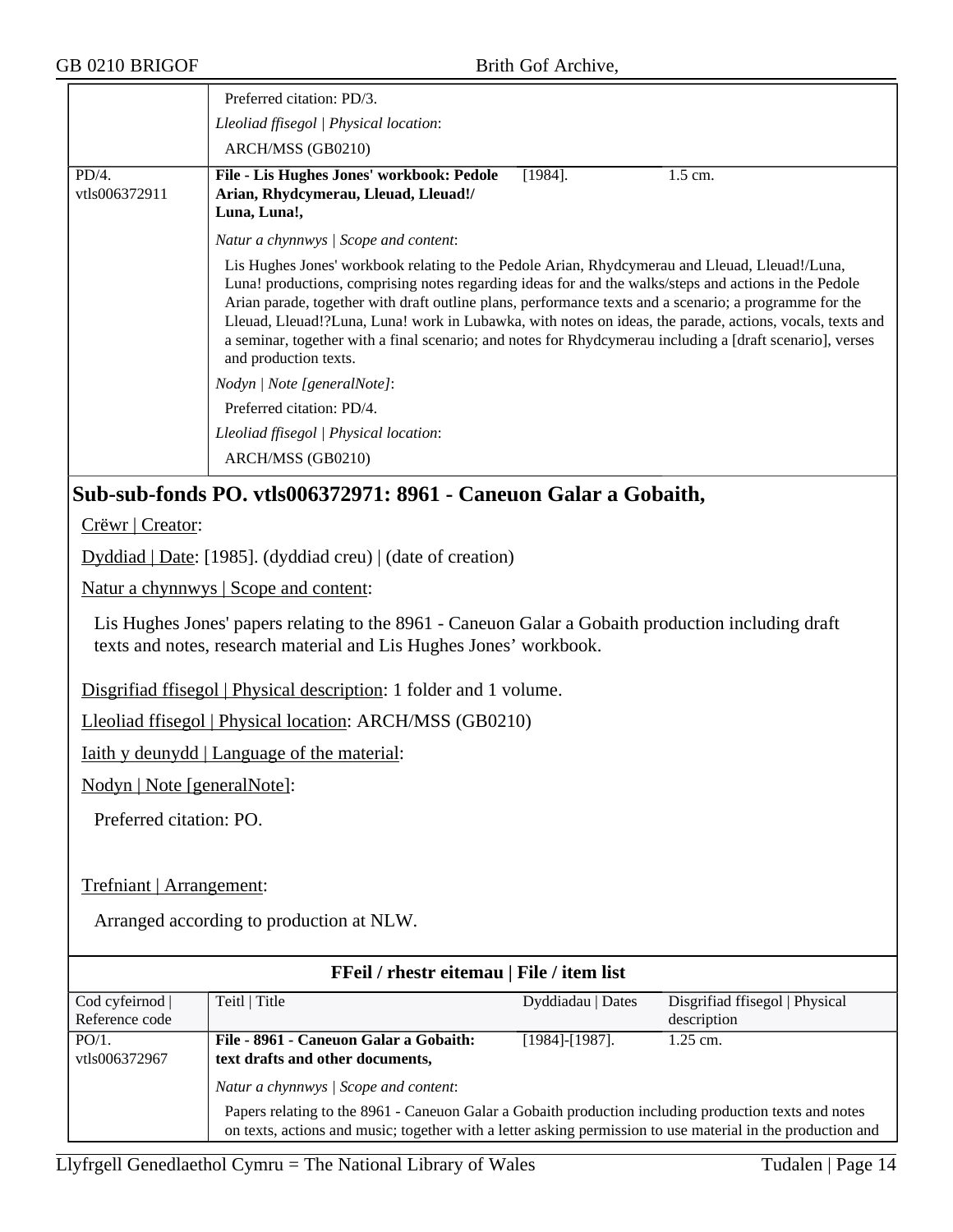| | |
|---|---|
| | Preferred citation: PD/3. |
| | *Lleoliad ffisegol \| Physical location*: |
| | ARCH/MSS (GB0210) |

| | | | |
|---|---|---|---|
| PD/4. vtls006372911 | **File - Lis Hughes Jones' workbook: Pedole Arian, Rhydcymerau, Lleuad, Lleuad!/ Luna, Luna!,** | [1984]. | 1.5 cm. |
| | *Natur a chynnwys \| Scope and content*: | | |
| | Lis Hughes Jones' workbook relating to the Pedole Arian, Rhydcymerau and Lleuad, Lleuad!/Luna, Luna! productions, comprising notes regarding ideas for and the walks/steps and actions in the Pedole Arian parade, together with draft outline plans, performance texts and a scenario; a programme for the Lleuad, Lleuad!?Luna, Luna! work in Lubawka, with notes on ideas, the parade, actions, vocals, texts and a seminar, together with a final scenario; and notes for Rhydcymerau including a [draft scenario], verses and production texts. | | |
| | *Nodyn \| Note [generalNote]*: | | |
| | Preferred citation: PD/4. | | |
| | *Lleoliad ffisegol \| Physical location*: | | |
| | ARCH/MSS (GB0210) | | |

## Sub-sub-fonds PO. vtls006372971: 8961 - Caneuon Galar a Gobaith,

Crëwr | Creator:

Dyddiad | Date: [1985]. (dyddiad creu) | (date of creation)

Natur a chynnwys | Scope and content:

Lis Hughes Jones' papers relating to the 8961 - Caneuon Galar a Gobaith production including draft texts and notes, research material and Lis Hughes Jones' workbook.

Disgrifiad ffisegol | Physical description: 1 folder and 1 volume.

Lleoliad ffisegol | Physical location: ARCH/MSS (GB0210)

Iaith y deunydd | Language of the material:

Nodyn | Note [generalNote]:

Preferred citation: PO.

Trefniant | Arrangement:

Arranged according to production at NLW.

**FFeil / rhestr eitemau | File / item list**

| Cod cyfeirnod \| Reference code | Teitl \| Title | Dyddiadau \| Dates | Disgrifiad ffisegol \| Physical description |
|---|---|---|---|
| PO/1. vtls006372967 | **File - 8961 - Caneuon Galar a Gobaith: text drafts and other documents,** | [1984]-[1987]. | 1.25 cm. |
| | *Natur a chynnwys \| Scope and content*: | | |
| | Papers relating to the 8961 - Caneuon Galar a Gobaith production including production texts and notes on texts, actions and music; together with a letter asking permission to use material in the production and | | |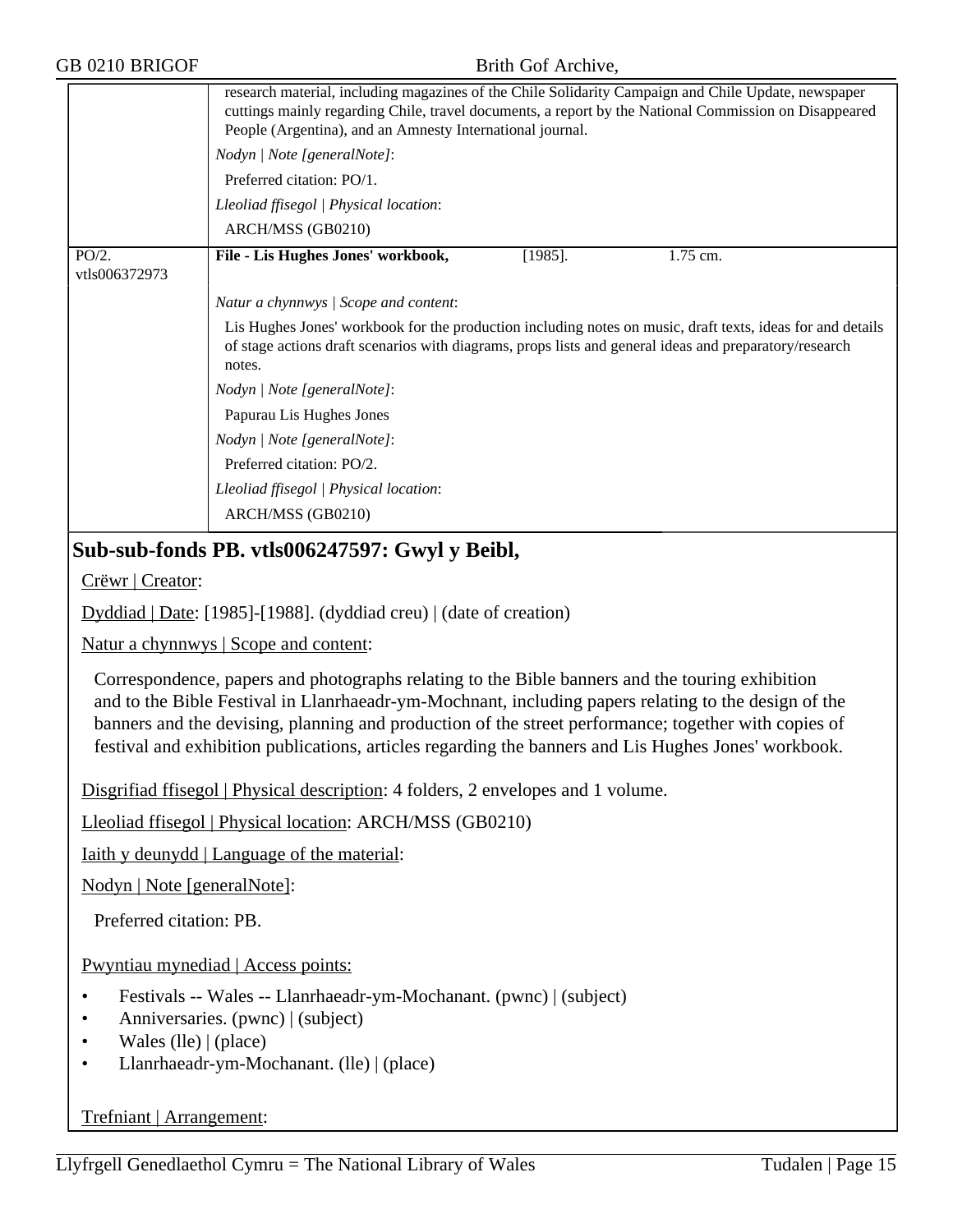| | research material, including magazines of the Chile Solidarity Campaign and Chile Update, newspaper cuttings mainly regarding Chile, travel documents, a report by the National Commission on Disappeared People (Argentina), and an Amnesty International journal. |
|---|---|
| | *Nodyn \| Note [generalNote]*: |
| | Preferred citation: PO/1. |
| | *Lleoliad ffisegol \| Physical location*: |
| | ARCH/MSS (GB0210) |
| PO/2. vtls006372973 | **File - Lis Hughes Jones' workbook,** [1985]. 1.75 cm. |
| | *Natur a chynnwys \| Scope and content*: |
| | Lis Hughes Jones' workbook for the production including notes on music, draft texts, ideas for and details of stage actions draft scenarios with diagrams, props lists and general ideas and preparatory/research notes. |
| | *Nodyn \| Note [generalNote]*: |
| | Papurau Lis Hughes Jones |
| | *Nodyn \| Note [generalNote]*: |
| | Preferred citation: PO/2. |
| | *Lleoliad ffisegol \| Physical location*: |
| | ARCH/MSS (GB0210) |

## Sub-sub-fonds PB. vtls006247597: Gwyl y Beibl,

Crëwr | Creator:

Dyddiad | Date: [1985]-[1988]. (dyddiad creu) | (date of creation)

Natur a chynnwys | Scope and content:

Correspondence, papers and photographs relating to the Bible banners and the touring exhibition and to the Bible Festival in Llanrhaeadr-ym-Mochnant, including papers relating to the design of the banners and the devising, planning and production of the street performance; together with copies of festival and exhibition publications, articles regarding the banners and Lis Hughes Jones' workbook.

Disgrifiad ffisegol | Physical description: 4 folders, 2 envelopes and 1 volume.

Lleoliad ffisegol | Physical location: ARCH/MSS (GB0210)

Iaith y deunydd | Language of the material:

Nodyn | Note [generalNote]:

Preferred citation: PB.

Pwyntiau mynediad | Access points:

- Festivals -- Wales -- Llanrhaeadr-ym-Mochanant. (pwnc) | (subject)
- Anniversaries. (pwnc) | (subject)
- Wales (lle) | (place)
- Llanrhaeadr-ym-Mochanant. (lle) | (place)

Trefniant | Arrangement: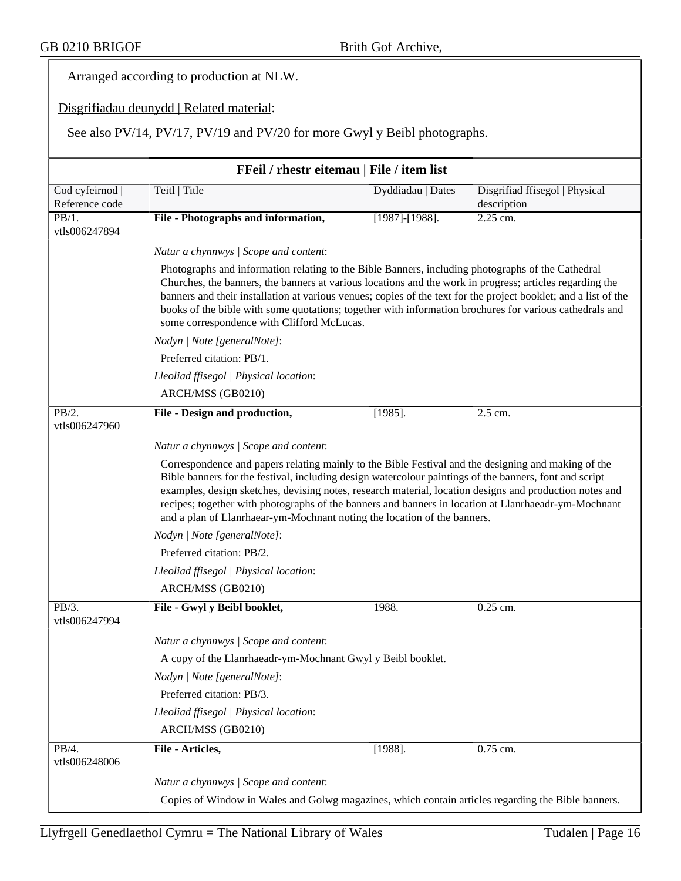Arranged according to production at NLW.

Disgrifiadau deunydd | Related material:

See also PV/14, PV/17, PV/19 and PV/20 for more Gwyl y Beibl photographs.

## FFeil / rhestr eitemau | File / item list

| Cod cyfeirnod \| Reference code | Teitl \| Title | Dyddiadau \| Dates | Disgrifiad ffisegol \| Physical description |
|---|---|---|---|
| PB/1. vtls006247894 | **File - Photographs and information,** | [1987]-[1988]. | 2.25 cm. |

*Natur a chynnwys | Scope and content*:

Photographs and information relating to the Bible Banners, including photographs of the Cathedral Churches, the banners, the banners at various locations and the work in progress; articles regarding the banners and their installation at various venues; copies of the text for the project booklet; and a list of the books of the bible with some quotations; together with information brochures for various cathedrals and some correspondence with Clifford McLucas.

*Nodyn | Note [generalNote]*:

Preferred citation: PB/1.

*Lleoliad ffisegol | Physical location*:

ARCH/MSS (GB0210)

| Cod cyfeirnod \| Reference code | Teitl \| Title | Dyddiadau \| Dates | Disgrifiad ffisegol \| Physical description |
|---|---|---|---|
| PB/2. vtls006247960 | **File - Design and production,** | [1985]. | 2.5 cm. |

*Natur a chynnwys | Scope and content*:

Correspondence and papers relating mainly to the Bible Festival and the designing and making of the Bible banners for the festival, including design watercolour paintings of the banners, font and script examples, design sketches, devising notes, research material, location designs and production notes and recipes; together with photographs of the banners and banners in location at Llanrhaeadr-ym-Mochnant and a plan of Llanrhaear-ym-Mochnant noting the location of the banners.

*Nodyn | Note [generalNote]*:

Preferred citation: PB/2.

*Lleoliad ffisegol | Physical location*:

ARCH/MSS (GB0210)

| Cod cyfeirnod \| Reference code | Teitl \| Title | Dyddiadau \| Dates | Disgrifiad ffisegol \| Physical description |
|---|---|---|---|
| PB/3. vtls006247994 | **File - Gwyl y Beibl booklet,** | 1988. | 0.25 cm. |

*Natur a chynnwys | Scope and content*:

A copy of the Llanrhaeadr-ym-Mochnant Gwyl y Beibl booklet.

*Nodyn | Note [generalNote]*:

Preferred citation: PB/3.

*Lleoliad ffisegol | Physical location*:

ARCH/MSS (GB0210)

| Cod cyfeirnod \| Reference code | Teitl \| Title | Dyddiadau \| Dates | Disgrifiad ffisegol \| Physical description |
|---|---|---|---|
| PB/4. vtls006248006 | **File - Articles,** | [1988]. | 0.75 cm. |

*Natur a chynnwys | Scope and content*:

Copies of Window in Wales and Golwg magazines, which contain articles regarding the Bible banners.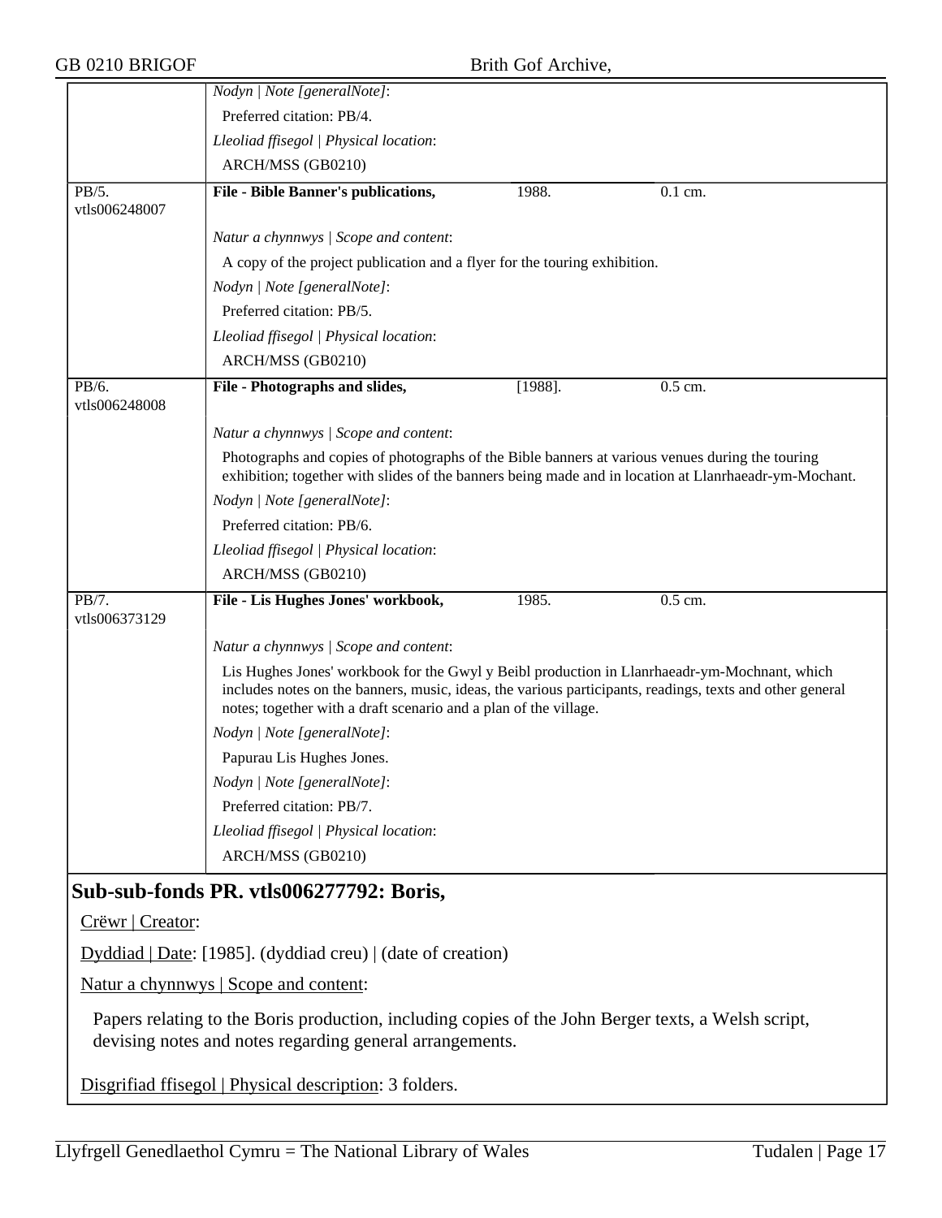*Nodyn | Note [generalNote]*:

Preferred citation: PB/4.

*Lleoliad ffisegol | Physical location*:

ARCH/MSS (GB0210)

PB/5. vtls006248007 — **File - Bible Banner's publications,** 1988. 0.1 cm.

*Natur a chynnwys | Scope and content*:

A copy of the project publication and a flyer for the touring exhibition.

*Nodyn | Note [generalNote]*:

Preferred citation: PB/5.

*Lleoliad ffisegol | Physical location*:

ARCH/MSS (GB0210)

PB/6. vtls006248008 — **File - Photographs and slides,** [1988]. 0.5 cm.

*Natur a chynnwys | Scope and content*:

Photographs and copies of photographs of the Bible banners at various venues during the touring exhibition; together with slides of the banners being made and in location at Llanrhaeadr-ym-Mochant.

*Nodyn | Note [generalNote]*:

Preferred citation: PB/6.

*Lleoliad ffisegol | Physical location*:

ARCH/MSS (GB0210)

PB/7. vtls006373129 — **File - Lis Hughes Jones' workbook,** 1985. 0.5 cm.

*Natur a chynnwys | Scope and content*:

Lis Hughes Jones' workbook for the Gwyl y Beibl production in Llanrhaeadr-ym-Mochnant, which includes notes on the banners, music, ideas, the various participants, readings, texts and other general notes; together with a draft scenario and a plan of the village.

*Nodyn | Note [generalNote]*:

Papurau Lis Hughes Jones.

*Nodyn | Note [generalNote]*:

Preferred citation: PB/7.

*Lleoliad ffisegol | Physical location*:

ARCH/MSS (GB0210)

## Sub-sub-fonds PR. vtls006277792: Boris,

Crëwr | Creator:

Dyddiad | Date: [1985]. (dyddiad creu) | (date of creation)

Natur a chynnwys | Scope and content:

Papers relating to the Boris production, including copies of the John Berger texts, a Welsh script, devising notes and notes regarding general arrangements.

Disgrifiad ffisegol | Physical description: 3 folders.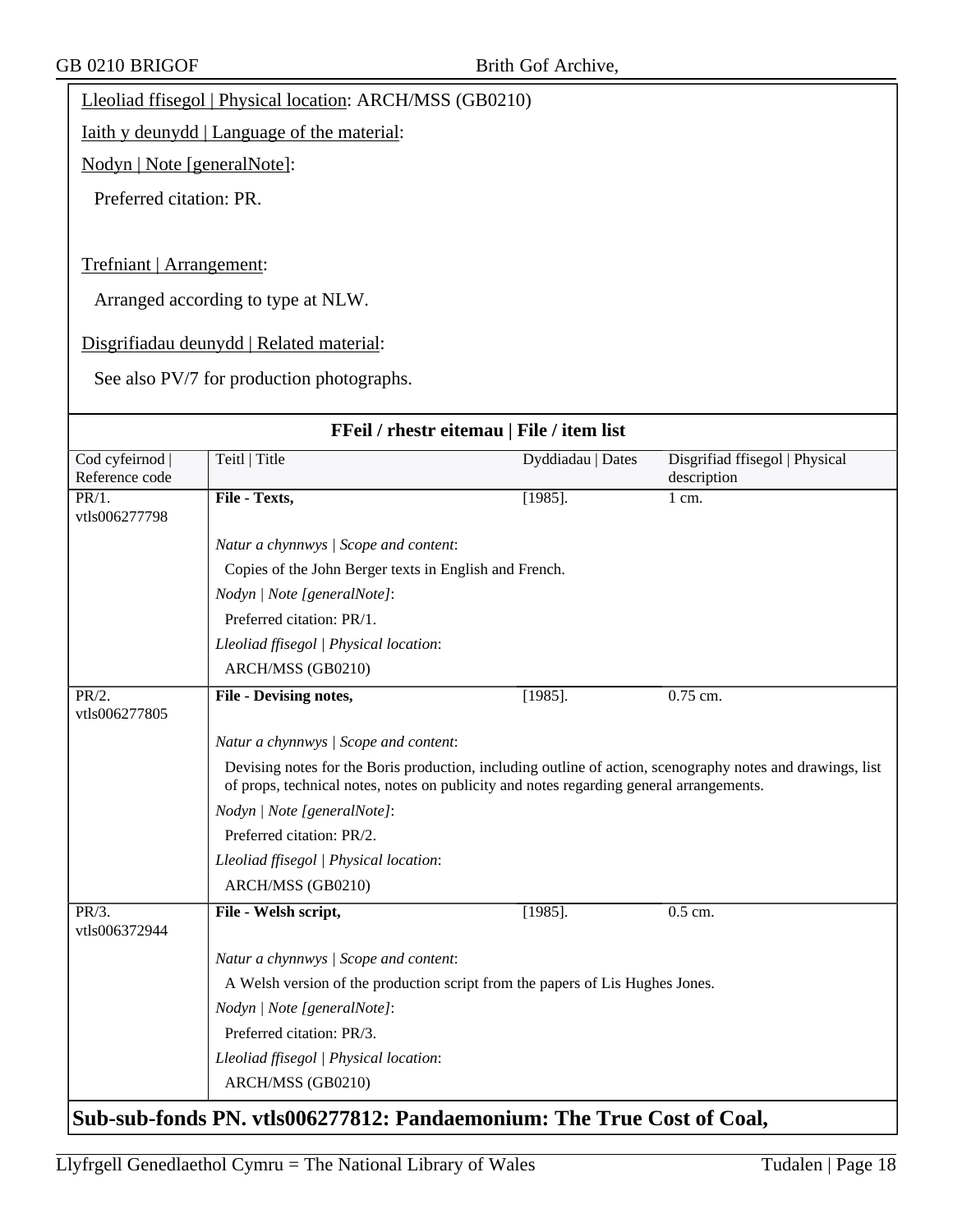Lleoliad ffisegol | Physical location: ARCH/MSS (GB0210)

Iaith y deunydd | Language of the material:

Nodyn | Note [generalNote]:

Preferred citation: PR.

Trefniant | Arrangement:

Arranged according to type at NLW.

Disgrifiadau deunydd | Related material:

See also PV/7 for production photographs.

## FFeil / rhestr eitemau | File / item list

| Cod cyfeirnod \| Reference code | Teitl \| Title | Dyddiadau \| Dates | Disgrifiad ffisegol \| Physical description |
|---|---|---|---|
| PR/1. vtls006277798 | **File - Texts,** | [1985]. | 1 cm. |
| | *Natur a chynnwys \| Scope and content*: Copies of the John Berger texts in English and French. *Nodyn \| Note [generalNote]*: Preferred citation: PR/1. *Lleoliad ffisegol \| Physical location*: ARCH/MSS (GB0210) | | |
| PR/2. vtls006277805 | **File - Devising notes,** | [1985]. | 0.75 cm. |
| | *Natur a chynnwys \| Scope and content*: Devising notes for the Boris production, including outline of action, scenography notes and drawings, list of props, technical notes, notes on publicity and notes regarding general arrangements. *Nodyn \| Note [generalNote]*: Preferred citation: PR/2. *Lleoliad ffisegol \| Physical location*: ARCH/MSS (GB0210) | | |
| PR/3. vtls006372944 | **File - Welsh script,** | [1985]. | 0.5 cm. |
| | *Natur a chynnwys \| Scope and content*: A Welsh version of the production script from the papers of Lis Hughes Jones. *Nodyn \| Note [generalNote]*: Preferred citation: PR/3. *Lleoliad ffisegol \| Physical location*: ARCH/MSS (GB0210) | | |

## Sub-sub-fonds PN. vtls006277812: Pandaemonium: The True Cost of Coal,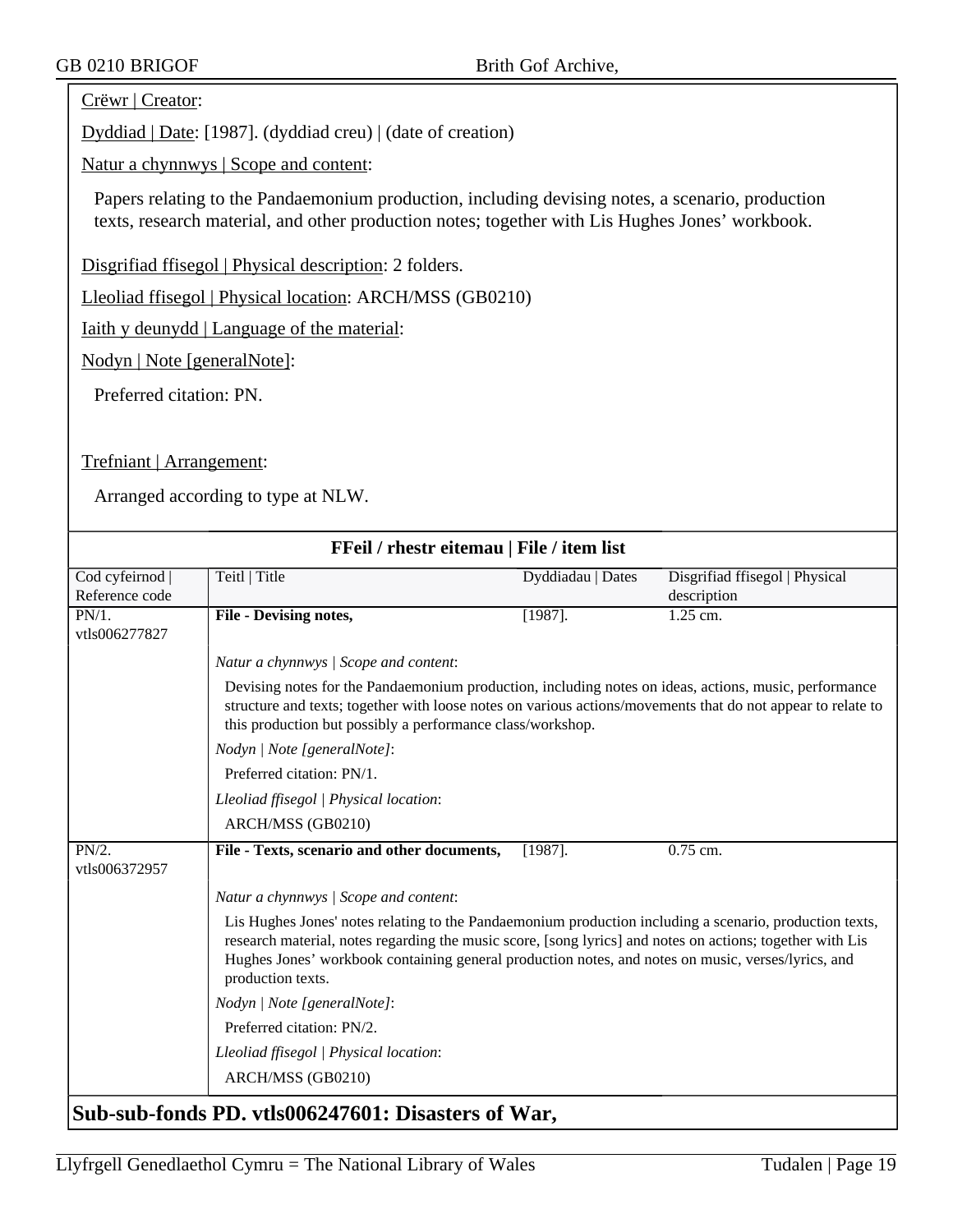Crëwr | Creator:

Dyddiad | Date: [1987]. (dyddiad creu) | (date of creation)

Natur a chynnwys | Scope and content:

Papers relating to the Pandaemonium production, including devising notes, a scenario, production texts, research material, and other production notes; together with Lis Hughes Jones' workbook.

Disgrifiad ffisegol | Physical description: 2 folders.

Lleoliad ffisegol | Physical location: ARCH/MSS (GB0210)

Iaith y deunydd | Language of the material:

Nodyn | Note [generalNote]:

Preferred citation: PN.

Trefniant | Arrangement:

Arranged according to type at NLW.

**FFeil / rhestr eitemau | File / item list**

| Cod cyfeirnod \| Reference code | Teitl \| Title | Dyddiadau \| Dates | Disgrifiad ffisegol \| Physical description |
|---|---|---|---|
| PN/1. vtls006277827 | **File - Devising notes,** | [1987]. | 1.25 cm. |
| | *Natur a chynnwys \| Scope and content*: Devising notes for the Pandaemonium production, including notes on ideas, actions, music, performance structure and texts; together with loose notes on various actions/movements that do not appear to relate to this production but possibly a performance class/workshop. *Nodyn \| Note [generalNote]*: Preferred citation: PN/1. *Lleoliad ffisegol \| Physical location*: ARCH/MSS (GB0210) | | |
| PN/2. vtls006372957 | **File - Texts, scenario and other documents,** | [1987]. | 0.75 cm. |
| | *Natur a chynnwys \| Scope and content*: Lis Hughes Jones' notes relating to the Pandaemonium production including a scenario, production texts, research material, notes regarding the music score, [song lyrics] and notes on actions; together with Lis Hughes Jones' workbook containing general production notes, and notes on music, verses/lyrics, and production texts. *Nodyn \| Note [generalNote]*: Preferred citation: PN/2. *Lleoliad ffisegol \| Physical location*: ARCH/MSS (GB0210) | | |

## Sub-sub-fonds PD. vtls006247601: Disasters of War,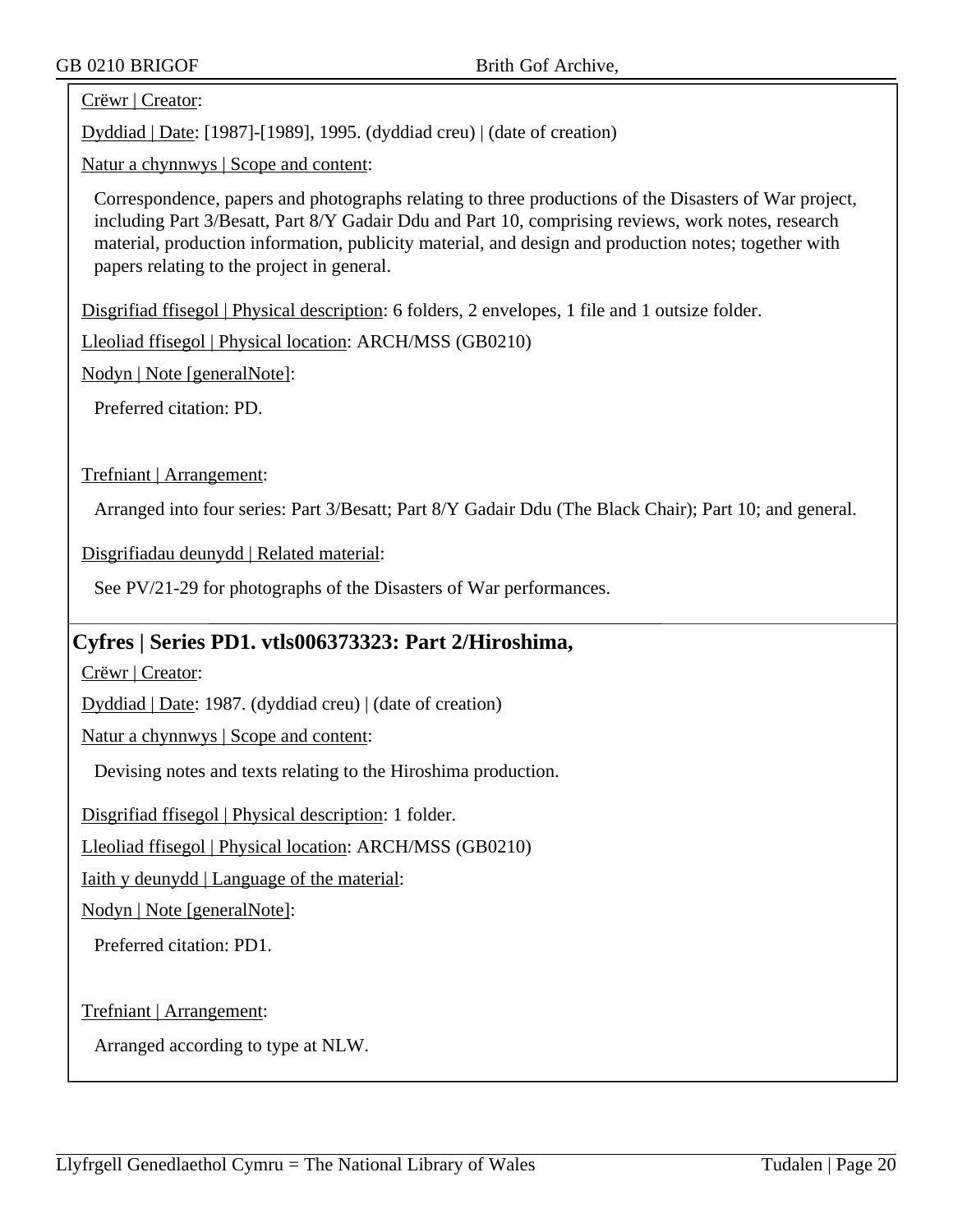Crëwr | Creator:

Dyddiad | Date: [1987]-[1989], 1995. (dyddiad creu) | (date of creation)

Natur a chynnwys | Scope and content:

Correspondence, papers and photographs relating to three productions of the Disasters of War project, including Part 3/Besatt, Part 8/Y Gadair Ddu and Part 10, comprising reviews, work notes, research material, production information, publicity material, and design and production notes; together with papers relating to the project in general.

Disgrifiad ffisegol | Physical description: 6 folders, 2 envelopes, 1 file and 1 outsize folder.

Lleoliad ffisegol | Physical location: ARCH/MSS (GB0210)

Nodyn | Note [generalNote]:

Preferred citation: PD.

Trefniant | Arrangement:

Arranged into four series: Part 3/Besatt; Part 8/Y Gadair Ddu (The Black Chair); Part 10; and general.

Disgrifiadau deunydd | Related material:

See PV/21-29 for photographs of the Disasters of War performances.

## Cyfres | Series PD1. vtls006373323: Part 2/Hiroshima,

Crëwr | Creator:

Dyddiad | Date: 1987. (dyddiad creu) | (date of creation)

Natur a chynnwys | Scope and content:

Devising notes and texts relating to the Hiroshima production.

Disgrifiad ffisegol | Physical description: 1 folder.

Lleoliad ffisegol | Physical location: ARCH/MSS (GB0210)

Iaith y deunydd | Language of the material:

Nodyn | Note [generalNote]:

Preferred citation: PD1.

Trefniant | Arrangement:

Arranged according to type at NLW.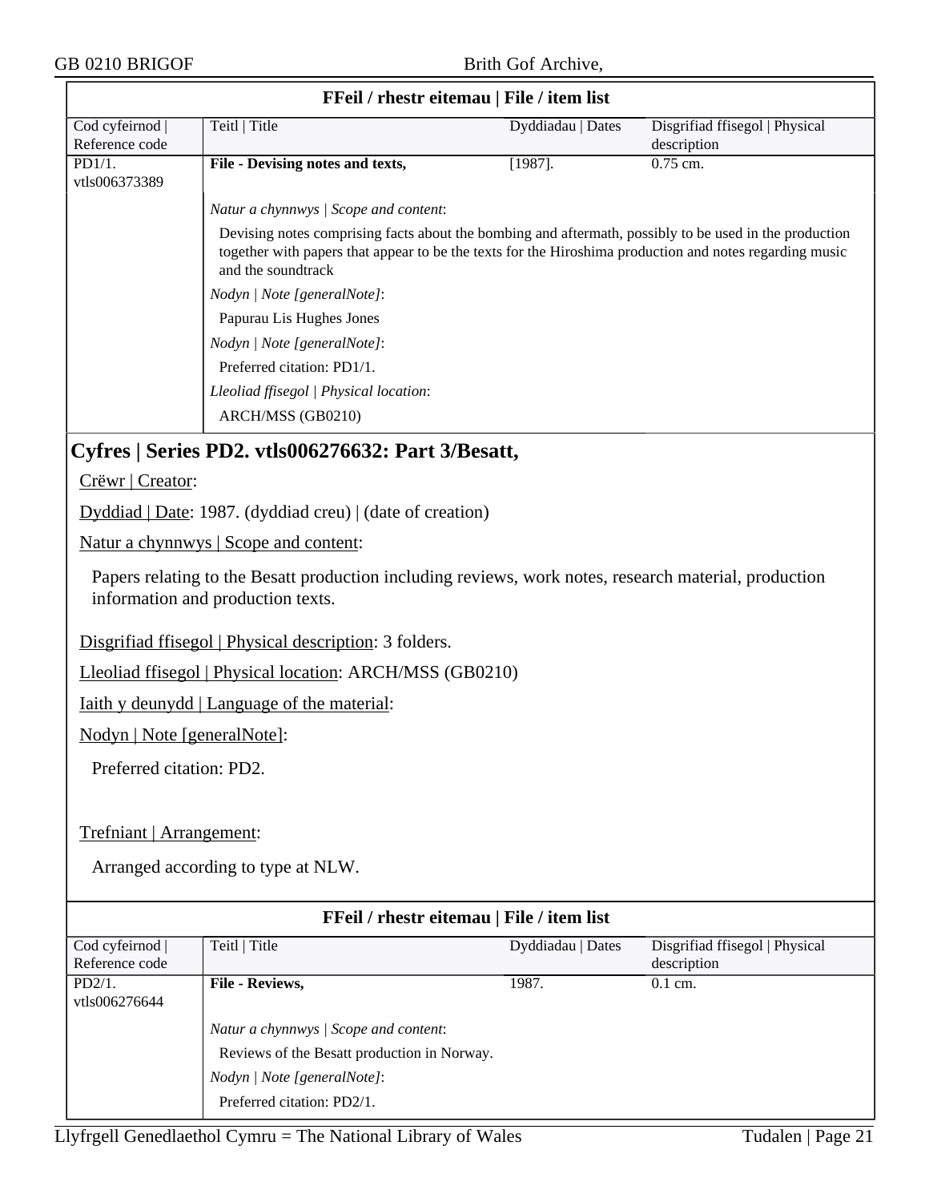| FFeil / rhestr eitemau \| File / item list | | | |
|---|---|---|---|
| Cod cyfeirnod \| Reference code | Teitl \| Title | Dyddiadau \| Dates | Disgrifiad ffisegol \| Physical description |
| PD1/1. vtls006373389 | **File - Devising notes and texts,** | [1987]. | 0.75 cm. |
| | *Natur a chynnwys \| Scope and content*: Devising notes comprising facts about the bombing and aftermath, possibly to be used in the production together with papers that appear to be the texts for the Hiroshima production and notes regarding music and the soundtrack *Nodyn \| Note [generalNote]*: Papurau Lis Hughes Jones *Nodyn \| Note [generalNote]*: Preferred citation: PD1/1. *Lleoliad ffisegol \| Physical location*: ARCH/MSS (GB0210) | | |

## Cyfres | Series PD2. vtls006276632: Part 3/Besatt,

Crëwr | Creator:

Dyddiad | Date: 1987. (dyddiad creu) | (date of creation)

Natur a chynnwys | Scope and content:

Papers relating to the Besatt production including reviews, work notes, research material, production information and production texts.

Disgrifiad ffisegol | Physical description: 3 folders.

Lleoliad ffisegol | Physical location: ARCH/MSS (GB0210)

Iaith y deunydd | Language of the material:

Nodyn | Note [generalNote]:

Preferred citation: PD2.

Trefniant | Arrangement:

Arranged according to type at NLW.

| FFeil / rhestr eitemau \| File / item list | | | |
|---|---|---|---|
| Cod cyfeirnod \| Reference code | Teitl \| Title | Dyddiadau \| Dates | Disgrifiad ffisegol \| Physical description |
| PD2/1. vtls006276644 | **File - Reviews,** | 1987. | 0.1 cm. |
| | *Natur a chynnwys \| Scope and content*: Reviews of the Besatt production in Norway. *Nodyn \| Note [generalNote]*: Preferred citation: PD2/1. | | |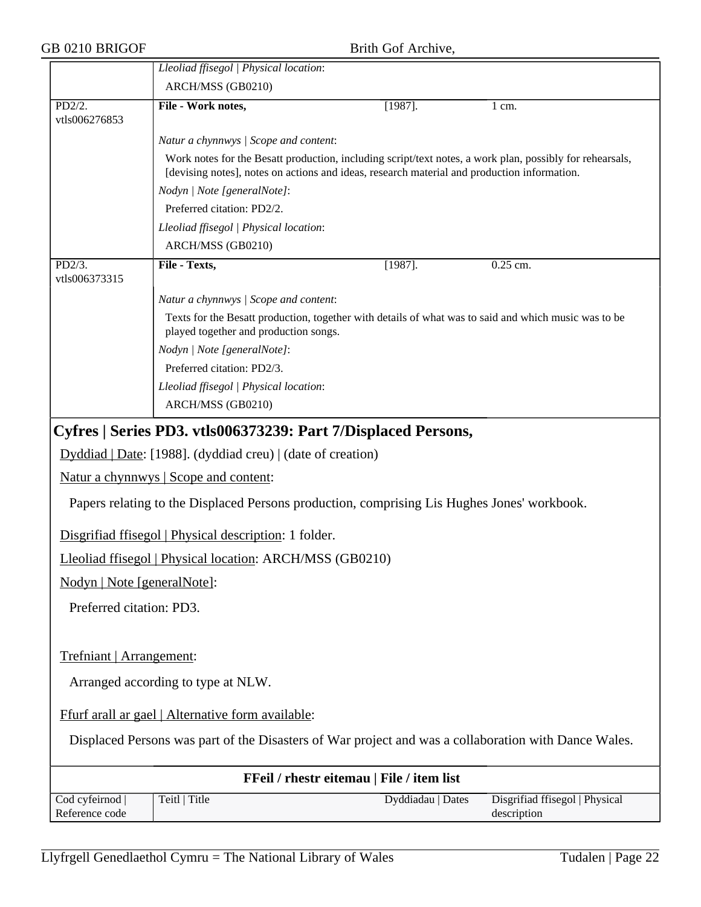| | | | |
|---|---|---|---|
| | *Lleoliad ffisegol \| Physical location*: ARCH/MSS (GB0210) | | |
| PD2/2. vtls006276853 | **File - Work notes,** | [1987]. | 1 cm. |
| | *Natur a chynnwys \| Scope and content*: Work notes for the Besatt production, including script/text notes, a work plan, possibly for rehearsals, [devising notes], notes on actions and ideas, research material and production information. *Nodyn \| Note [generalNote]*: Preferred citation: PD2/2. *Lleoliad ffisegol \| Physical location*: ARCH/MSS (GB0210) | | |
| PD2/3. vtls006373315 | **File - Texts,** | [1987]. | 0.25 cm. |
| | *Natur a chynnwys \| Scope and content*: Texts for the Besatt production, together with details of what was to said and which music was to be played together and production songs. *Nodyn \| Note [generalNote]*: Preferred citation: PD2/3. *Lleoliad ffisegol \| Physical location*: ARCH/MSS (GB0210) | | |

## Cyfres | Series PD3. vtls006373239: Part 7/Displaced Persons,

Dyddiad | Date: [1988]. (dyddiad creu) | (date of creation)

Natur a chynnwys | Scope and content:

Papers relating to the Displaced Persons production, comprising Lis Hughes Jones' workbook.

Disgrifiad ffisegol | Physical description: 1 folder.

Lleoliad ffisegol | Physical location: ARCH/MSS (GB0210)

Nodyn | Note [generalNote]:

Preferred citation: PD3.

Trefniant | Arrangement:

Arranged according to type at NLW.

Ffurf arall ar gael | Alternative form available:

Displaced Persons was part of the Disasters of War project and was a collaboration with Dance Wales.

**FFeil / rhestr eitemau | File / item list**

| Cod cyfeirnod \| Reference code | Teitl \| Title | Dyddiadau \| Dates | Disgrifiad ffisegol \| Physical description |
|---|---|---|---|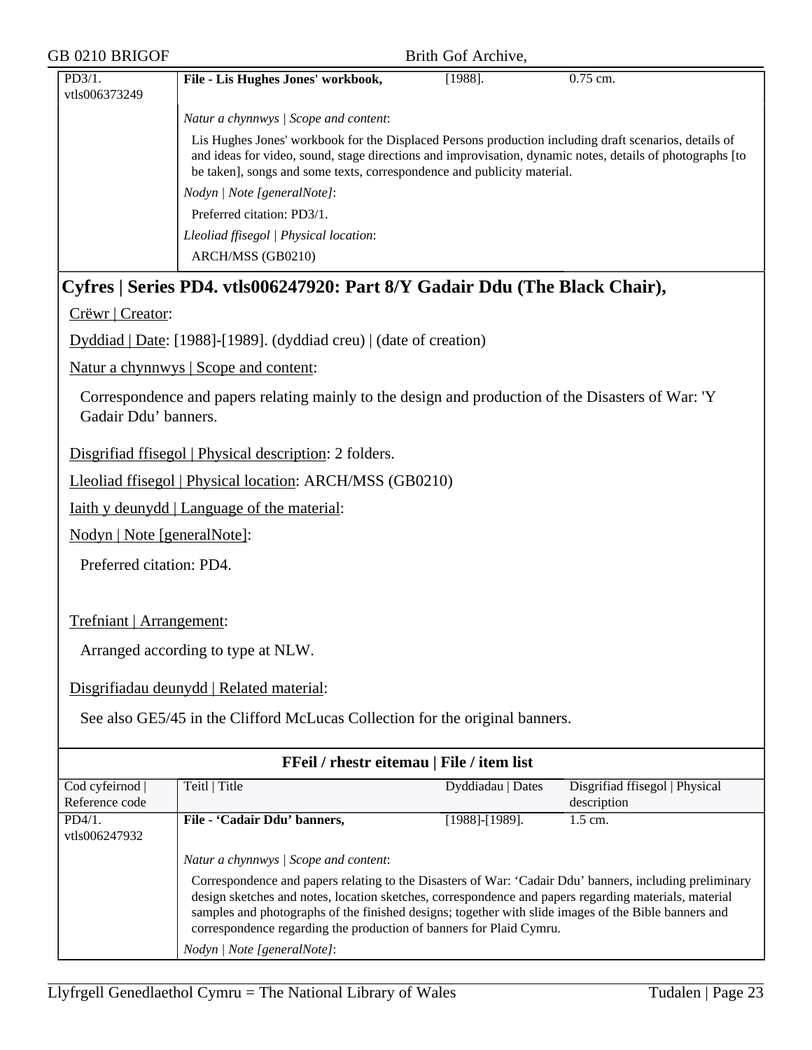| | | | |
|---|---|---|---|
| PD3/1. vtls006373249 | **File - Lis Hughes Jones' workbook,** | [1988]. | 0.75 cm. |
| | *Natur a chynnwys \| Scope and content*: | | |
| | Lis Hughes Jones' workbook for the Displaced Persons production including draft scenarios, details of and ideas for video, sound, stage directions and improvisation, dynamic notes, details of photographs [to be taken], songs and some texts, correspondence and publicity material. | | |
| | *Nodyn \| Note [generalNote]*: | | |
| | Preferred citation: PD3/1. | | |
| | *Lleoliad ffisegol \| Physical location*: | | |
| | ARCH/MSS (GB0210) | | |

## Cyfres | Series PD4. vtls006247920: Part 8/Y Gadair Ddu (The Black Chair),

Crëwr | Creator:

Dyddiad | Date: [1988]-[1989]. (dyddiad creu) | (date of creation)

Natur a chynnwys | Scope and content:

Correspondence and papers relating mainly to the design and production of the Disasters of War: 'Y Gadair Ddu' banners.

Disgrifiad ffisegol | Physical description: 2 folders.

Lleoliad ffisegol | Physical location: ARCH/MSS (GB0210)

Iaith y deunydd | Language of the material:

Nodyn | Note [generalNote]:

Preferred citation: PD4.

Trefniant | Arrangement:

Arranged according to type at NLW.

Disgrifiadau deunydd | Related material:

See also GE5/45 in the Clifford McLucas Collection for the original banners.

**FFeil / rhestr eitemau | File / item list**

| Cod cyfeirnod \| Reference code | Teitl \| Title | Dyddiadau \| Dates | Disgrifiad ffisegol \| Physical description |
|---|---|---|---|
| PD4/1. vtls006247932 | **File - 'Cadair Ddu' banners,** | [1988]-[1989]. | 1.5 cm. |
| | *Natur a chynnwys \| Scope and content*: | | |
| | Correspondence and papers relating to the Disasters of War: 'Cadair Ddu' banners, including preliminary design sketches and notes, location sketches, correspondence and papers regarding materials, material samples and photographs of the finished designs; together with slide images of the Bible banners and correspondence regarding the production of banners for Plaid Cymru. | | |
| | *Nodyn \| Note [generalNote]*: | | |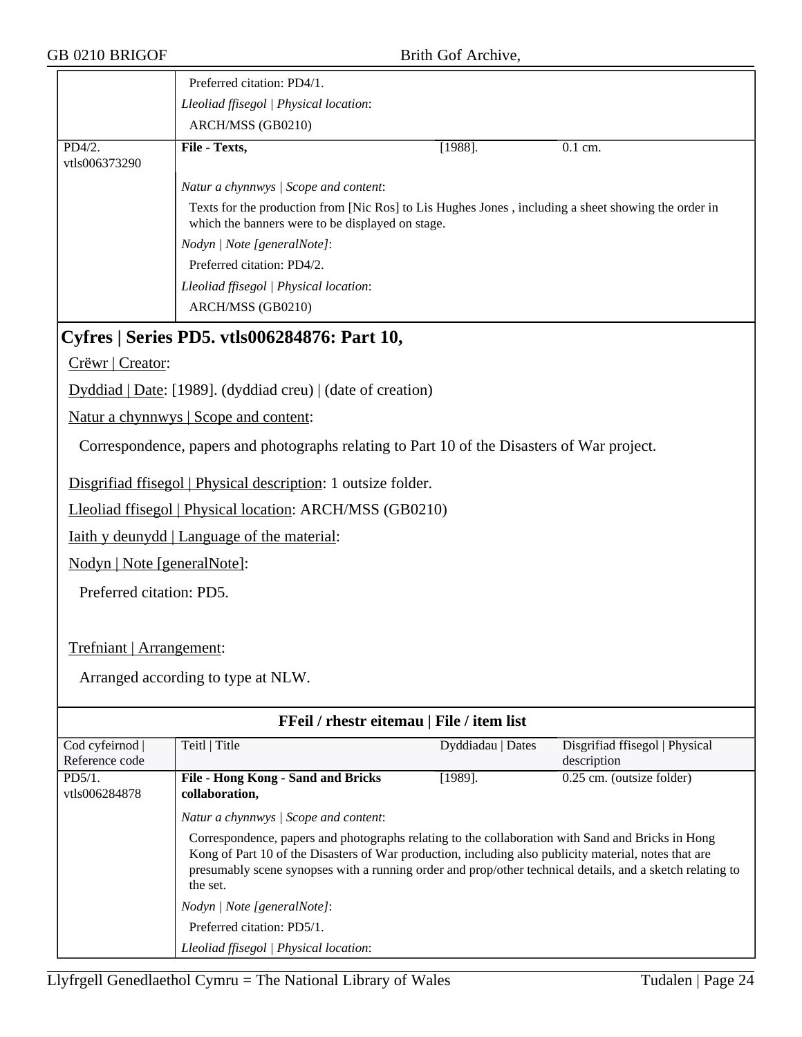| | |
|---|---|
| | Preferred citation: PD4/1. |
| | *Lleoliad ffisegol \| Physical location*: |
| | ARCH/MSS (GB0210) |

| | | | |
|---|---|---|---|
| PD4/2. vtls006373290 | **File - Texts,** | [1988]. | 0.1 cm. |
| | *Natur a chynnwys \| Scope and content*: | | |
| | Texts for the production from [Nic Ros] to Lis Hughes Jones , including a sheet showing the order in which the banners were to be displayed on stage. | | |
| | *Nodyn \| Note [generalNote]*: | | |
| | Preferred citation: PD4/2. | | |
| | *Lleoliad ffisegol \| Physical location*: | | |
| | ARCH/MSS (GB0210) | | |

## Cyfres | Series PD5. vtls006284876: Part 10,

Crëwr | Creator:

Dyddiad | Date: [1989]. (dyddiad creu) | (date of creation)

Natur a chynnwys | Scope and content:

Correspondence, papers and photographs relating to Part 10 of the Disasters of War project.

Disgrifiad ffisegol | Physical description: 1 outsize folder.

Lleoliad ffisegol | Physical location: ARCH/MSS (GB0210)

Iaith y deunydd | Language of the material:

Nodyn | Note [generalNote]:

Preferred citation: PD5.

Trefniant | Arrangement:

Arranged according to type at NLW.

**FFeil / rhestr eitemau | File / item list**

| Cod cyfeirnod \| Reference code | Teitl \| Title | Dyddiadau \| Dates | Disgrifiad ffisegol \| Physical description |
|---|---|---|---|
| PD5/1. vtls006284878 | **File - Hong Kong - Sand and Bricks collaboration,** | [1989]. | 0.25 cm. (outsize folder) |
| | *Natur a chynnwys \| Scope and content*: | | |
| | Correspondence, papers and photographs relating to the collaboration with Sand and Bricks in Hong Kong of Part 10 of the Disasters of War production, including also publicity material, notes that are presumably scene synopses with a running order and prop/other technical details, and a sketch relating to the set. | | |
| | *Nodyn \| Note [generalNote]*: | | |
| | Preferred citation: PD5/1. | | |
| | *Lleoliad ffisegol \| Physical location*: | | |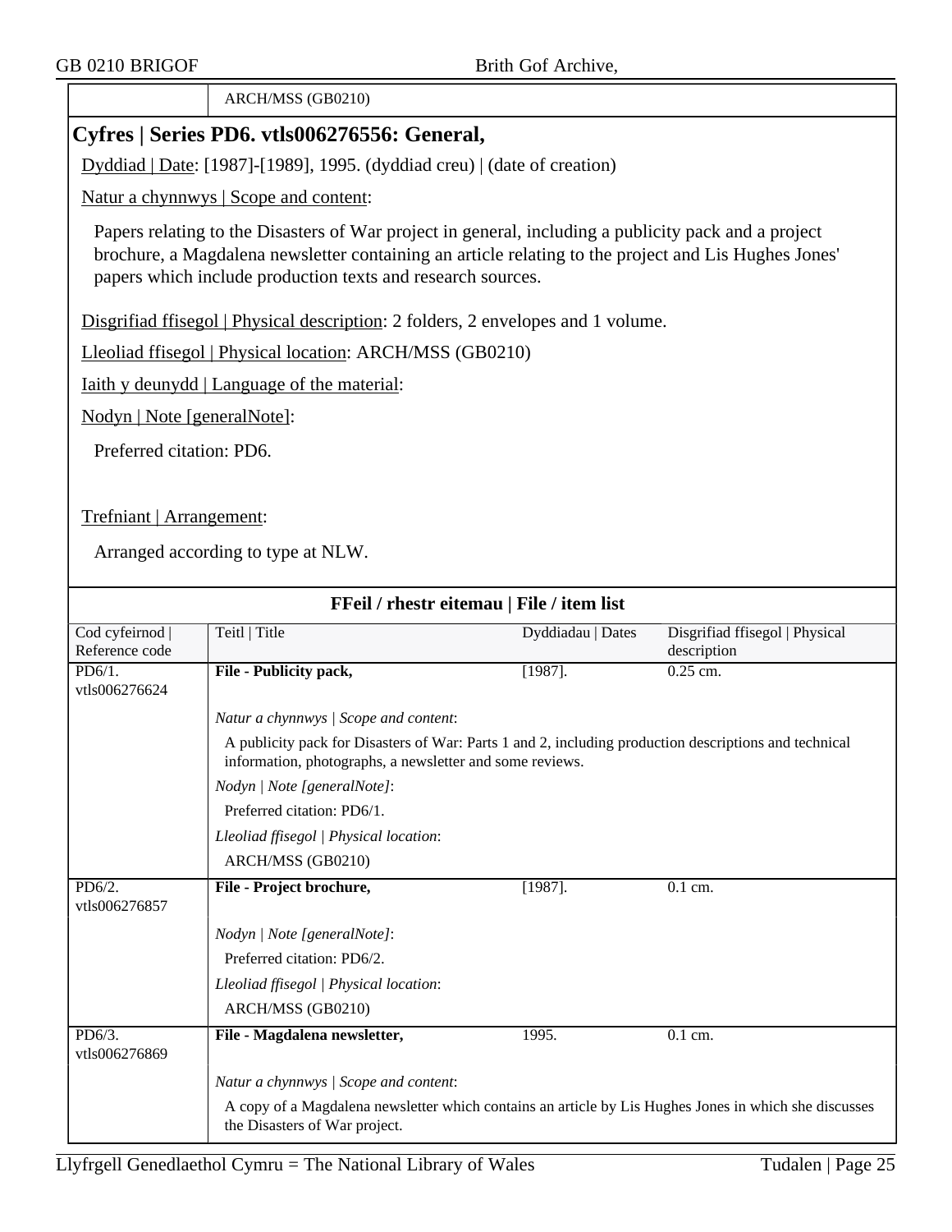| | ARCH/MSS (GB0210) |
|---|---|

## Cyfres | Series PD6. vtls006276556: General,

Dyddiad | Date: [1987]-[1989], 1995. (dyddiad creu) | (date of creation)

Natur a chynnwys | Scope and content:

Papers relating to the Disasters of War project in general, including a publicity pack and a project brochure, a Magdalena newsletter containing an article relating to the project and Lis Hughes Jones' papers which include production texts and research sources.

Disgrifiad ffisegol | Physical description: 2 folders, 2 envelopes and 1 volume.

Lleoliad ffisegol | Physical location: ARCH/MSS (GB0210)

Iaith y deunydd | Language of the material:

Nodyn | Note [generalNote]:

Preferred citation: PD6.

Trefniant | Arrangement:

Arranged according to type at NLW.

### FFeil / rhestr eitemau | File / item list

| Cod cyfeirnod \| Reference code | Teitl \| Title | Dyddiadau \| Dates | Disgrifiad ffisegol \| Physical description |
|---|---|---|---|
| PD6/1. vtls006276624 | **File - Publicity pack,** | [1987]. | 0.25 cm. |
| | *Natur a chynnwys \| Scope and content*: A publicity pack for Disasters of War: Parts 1 and 2, including production descriptions and technical information, photographs, a newsletter and some reviews. *Nodyn \| Note [generalNote]*: Preferred citation: PD6/1. *Lleoliad ffisegol \| Physical location*: ARCH/MSS (GB0210) | | |
| PD6/2. vtls006276857 | **File - Project brochure,** | [1987]. | 0.1 cm. |
| | *Nodyn \| Note [generalNote]*: Preferred citation: PD6/2. *Lleoliad ffisegol \| Physical location*: ARCH/MSS (GB0210) | | |
| PD6/3. vtls006276869 | **File - Magdalena newsletter,** | 1995. | 0.1 cm. |
| | *Natur a chynnwys \| Scope and content*: A copy of a Magdalena newsletter which contains an article by Lis Hughes Jones in which she discusses the Disasters of War project. | | |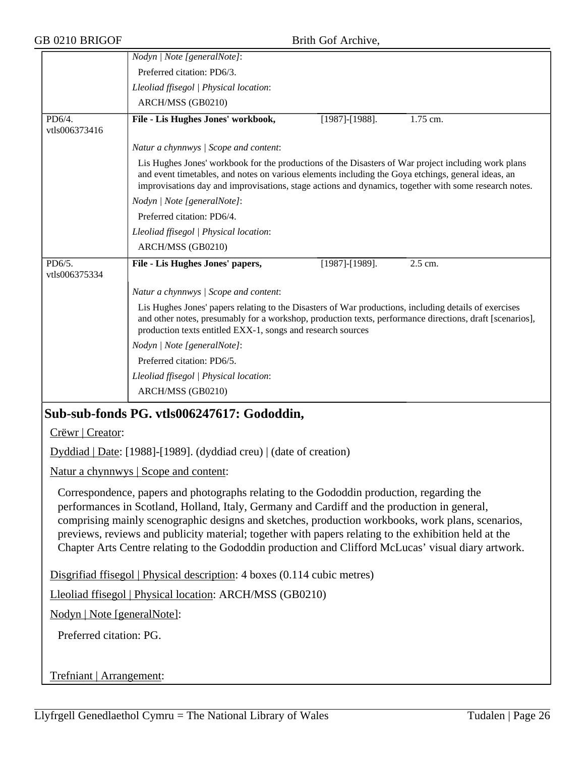| | | | |
|---|---|---|---|
| | *Nodyn \| Note [generalNote]*: | | |
| | Preferred citation: PD6/3. | | |
| | *Lleoliad ffisegol \| Physical location*: | | |
| | ARCH/MSS (GB0210) | | |
| PD6/4. vtls006373416 | **File - Lis Hughes Jones' workbook,** | [1987]-[1988]. | 1.75 cm. |
| | *Natur a chynnwys \| Scope and content*: | | |
| | Lis Hughes Jones' workbook for the productions of the Disasters of War project including work plans and event timetables, and notes on various elements including the Goya etchings, general ideas, an improvisations day and improvisations, stage actions and dynamics, together with some research notes. | | |
| | *Nodyn \| Note [generalNote]*: | | |
| | Preferred citation: PD6/4. | | |
| | *Lleoliad ffisegol \| Physical location*: | | |
| | ARCH/MSS (GB0210) | | |
| PD6/5. vtls006375334 | **File - Lis Hughes Jones' papers,** | [1987]-[1989]. | 2.5 cm. |
| | *Natur a chynnwys \| Scope and content*: | | |
| | Lis Hughes Jones' papers relating to the Disasters of War productions, including details of exercises and other notes, presumably for a workshop, production texts, performance directions, draft [scenarios], production texts entitled EXX-1, songs and research sources | | |
| | *Nodyn \| Note [generalNote]*: | | |
| | Preferred citation: PD6/5. | | |
| | *Lleoliad ffisegol \| Physical location*: | | |
| | ARCH/MSS (GB0210) | | |

## Sub-sub-fonds PG. vtls006247617: Gododdin,

Crëwr | Creator:

Dyddiad | Date: [1988]-[1989]. (dyddiad creu) | (date of creation)

Natur a chynnwys | Scope and content:

Correspondence, papers and photographs relating to the Gododdin production, regarding the performances in Scotland, Holland, Italy, Germany and Cardiff and the production in general, comprising mainly scenographic designs and sketches, production workbooks, work plans, scenarios, previews, reviews and publicity material; together with papers relating to the exhibition held at the Chapter Arts Centre relating to the Gododdin production and Clifford McLucas' visual diary artwork.

Disgrifiad ffisegol | Physical description: 4 boxes (0.114 cubic metres)

Lleoliad ffisegol | Physical location: ARCH/MSS (GB0210)

Nodyn | Note [generalNote]:

Preferred citation: PG.

Trefniant | Arrangement: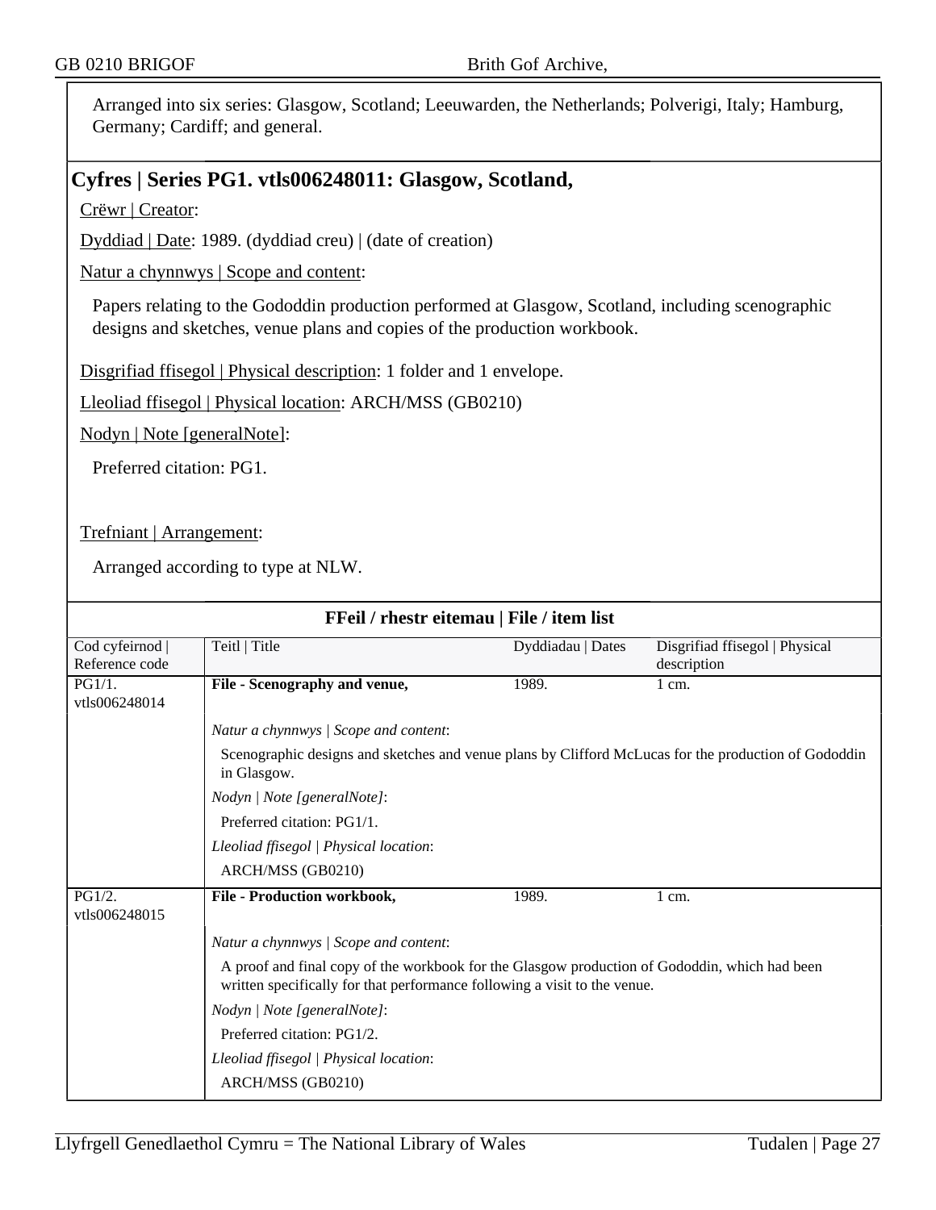Arranged into six series: Glasgow, Scotland; Leeuwarden, the Netherlands; Polverigi, Italy; Hamburg, Germany; Cardiff; and general.

## Cyfres | Series PG1. vtls006248011: Glasgow, Scotland,

Crëwr | Creator:

Dyddiad | Date: 1989. (dyddiad creu) | (date of creation)

Natur a chynnwys | Scope and content:

Papers relating to the Gododdin production performed at Glasgow, Scotland, including scenographic designs and sketches, venue plans and copies of the production workbook.

Disgrifiad ffisegol | Physical description: 1 folder and 1 envelope.

Lleoliad ffisegol | Physical location: ARCH/MSS (GB0210)

Nodyn | Note [generalNote]:

Preferred citation: PG1.

Trefniant | Arrangement:

Arranged according to type at NLW.

### FFeil / rhestr eitemau | File / item list

| Cod cyfeirnod \| Reference code | Teitl \| Title | Dyddiadau \| Dates | Disgrifiad ffisegol \| Physical description |
|---|---|---|---|
| PG1/1. vtls006248014 | **File - Scenography and venue,** | 1989. | 1 cm. |
| | *Natur a chynnwys \| Scope and content*: Scenographic designs and sketches and venue plans by Clifford McLucas for the production of Gododdin in Glasgow. *Nodyn \| Note [generalNote]*: Preferred citation: PG1/1. *Lleoliad ffisegol \| Physical location*: ARCH/MSS (GB0210) | | |
| PG1/2. vtls006248015 | **File - Production workbook,** | 1989. | 1 cm. |
| | *Natur a chynnwys \| Scope and content*: A proof and final copy of the workbook for the Glasgow production of Gododdin, which had been written specifically for that performance following a visit to the venue. *Nodyn \| Note [generalNote]*: Preferred citation: PG1/2. *Lleoliad ffisegol \| Physical location*: ARCH/MSS (GB0210) | | |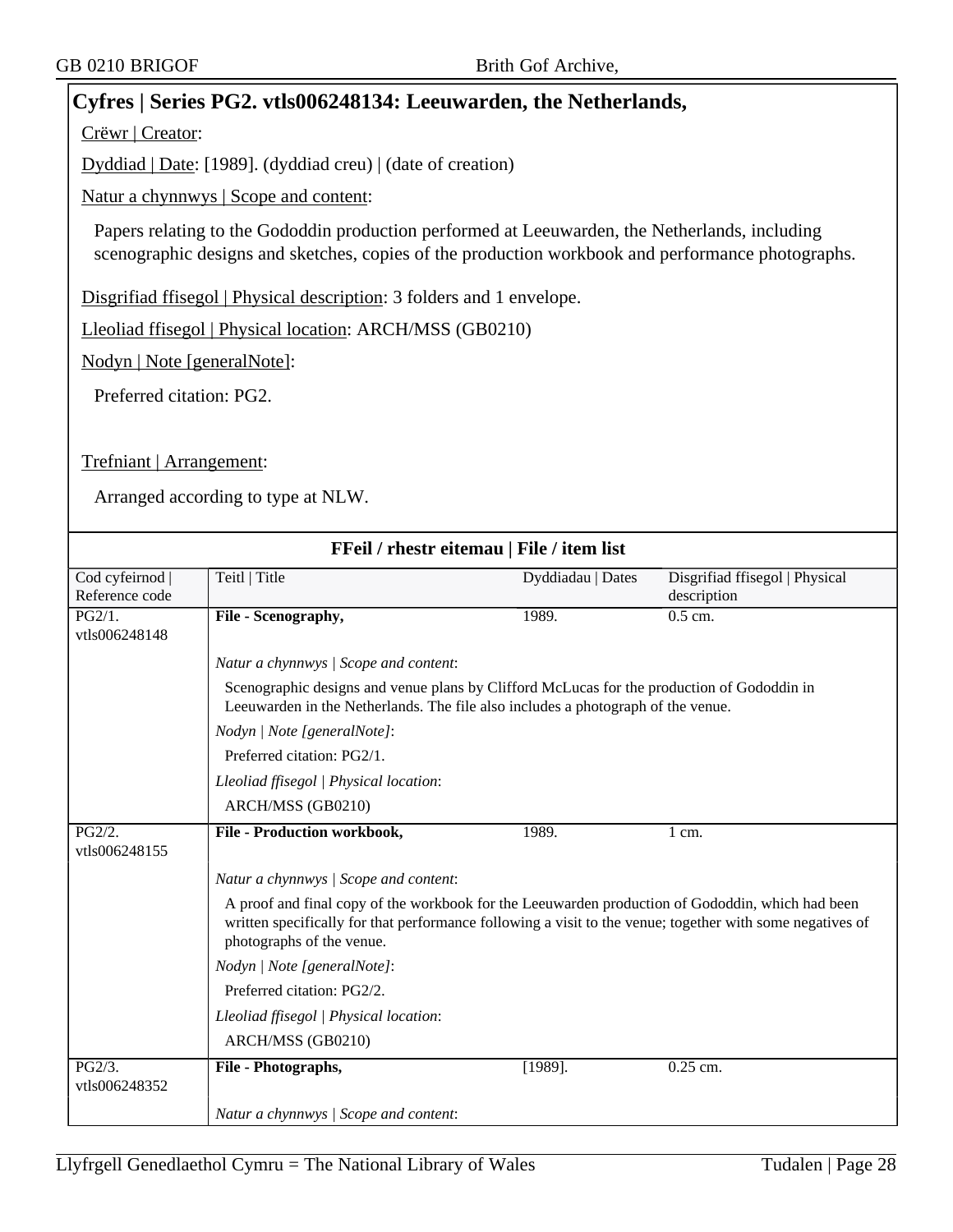## Cyfres | Series PG2. vtls006248134: Leeuwarden, the Netherlands,

Crëwr | Creator:

Dyddiad | Date: [1989]. (dyddiad creu) | (date of creation)

Natur a chynnwys | Scope and content:

Papers relating to the Gododdin production performed at Leeuwarden, the Netherlands, including scenographic designs and sketches, copies of the production workbook and performance photographs.

Disgrifiad ffisegol | Physical description: 3 folders and 1 envelope.

Lleoliad ffisegol | Physical location: ARCH/MSS (GB0210)

Nodyn | Note [generalNote]:

Preferred citation: PG2.

Trefniant | Arrangement:

Arranged according to type at NLW.

### FFeil / rhestr eitemau | File / item list

| Cod cyfeirnod \| Reference code | Teitl \| Title | Dyddiadau \| Dates | Disgrifiad ffisegol \| Physical description |
|---|---|---|---|
| PG2/1. vtls006248148 | **File - Scenography,** | 1989. | 0.5 cm. |
| | *Natur a chynnwys \| Scope and content*: Scenographic designs and venue plans by Clifford McLucas for the production of Gododdin in Leeuwarden in the Netherlands. The file also includes a photograph of the venue. *Nodyn \| Note [generalNote]*: Preferred citation: PG2/1. *Lleoliad ffisegol \| Physical location*: ARCH/MSS (GB0210) | | |
| PG2/2. vtls006248155 | **File - Production workbook,** | 1989. | 1 cm. |
| | *Natur a chynnwys \| Scope and content*: A proof and final copy of the workbook for the Leeuwarden production of Gododdin, which had been written specifically for that performance following a visit to the venue; together with some negatives of photographs of the venue. *Nodyn \| Note [generalNote]*: Preferred citation: PG2/2. *Lleoliad ffisegol \| Physical location*: ARCH/MSS (GB0210) | | |
| PG2/3. vtls006248352 | **File - Photographs,** | [1989]. | 0.25 cm. |
| | *Natur a chynnwys \| Scope and content*: | | |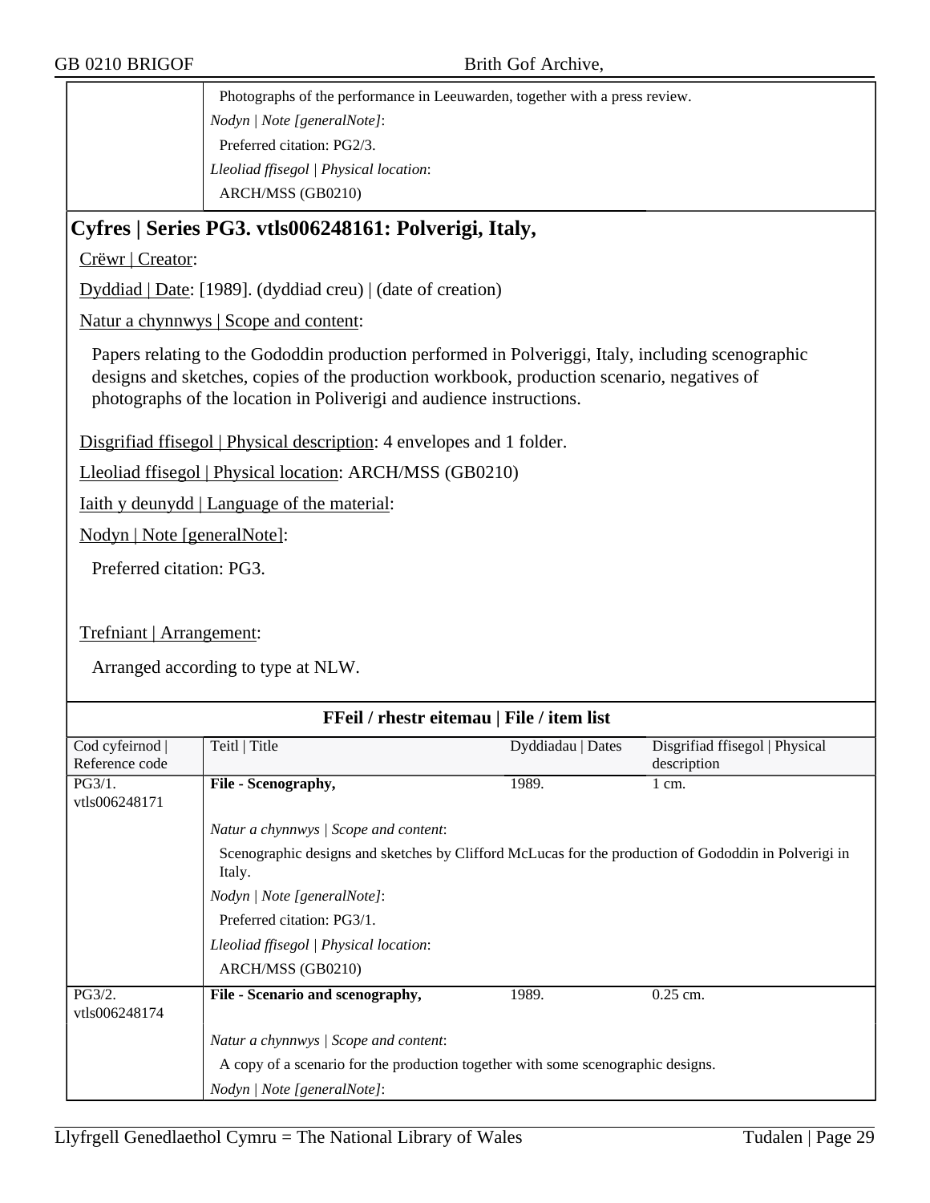Photographs of the performance in Leeuwarden, together with a press review.

*Nodyn | Note [generalNote]*:

Preferred citation: PG2/3.

*Lleoliad ffisegol | Physical location*:

ARCH/MSS (GB0210)

## Cyfres | Series PG3. vtls006248161: Polverigi, Italy,

Crëwr | Creator:

Dyddiad | Date: [1989]. (dyddiad creu) | (date of creation)

Natur a chynnwys | Scope and content:

Papers relating to the Gododdin production performed in Polveriggi, Italy, including scenographic designs and sketches, copies of the production workbook, production scenario, negatives of photographs of the location in Poliverigi and audience instructions.

Disgrifiad ffisegol | Physical description: 4 envelopes and 1 folder.

Lleoliad ffisegol | Physical location: ARCH/MSS (GB0210)

Iaith y deunydd | Language of the material:

Nodyn | Note [generalNote]:

Preferred citation: PG3.

Trefniant | Arrangement:

Arranged according to type at NLW.

### FFeil / rhestr eitemau | File / item list

| Cod cyfeirnod \| Reference code | Teitl \| Title | Dyddiadau \| Dates | Disgrifiad ffisegol \| Physical description |
|---|---|---|---|
| PG3/1. vtls006248171 | **File - Scenography,** | 1989. | 1 cm. |
| | *Natur a chynnwys \| Scope and content*: Scenographic designs and sketches by Clifford McLucas for the production of Gododdin in Polverigi in Italy. *Nodyn \| Note [generalNote]*: Preferred citation: PG3/1. *Lleoliad ffisegol \| Physical location*: ARCH/MSS (GB0210) | | |
| PG3/2. vtls006248174 | **File - Scenario and scenography,** | 1989. | 0.25 cm. |
| | *Natur a chynnwys \| Scope and content*: A copy of a scenario for the production together with some scenographic designs. *Nodyn \| Note [generalNote]*: | | |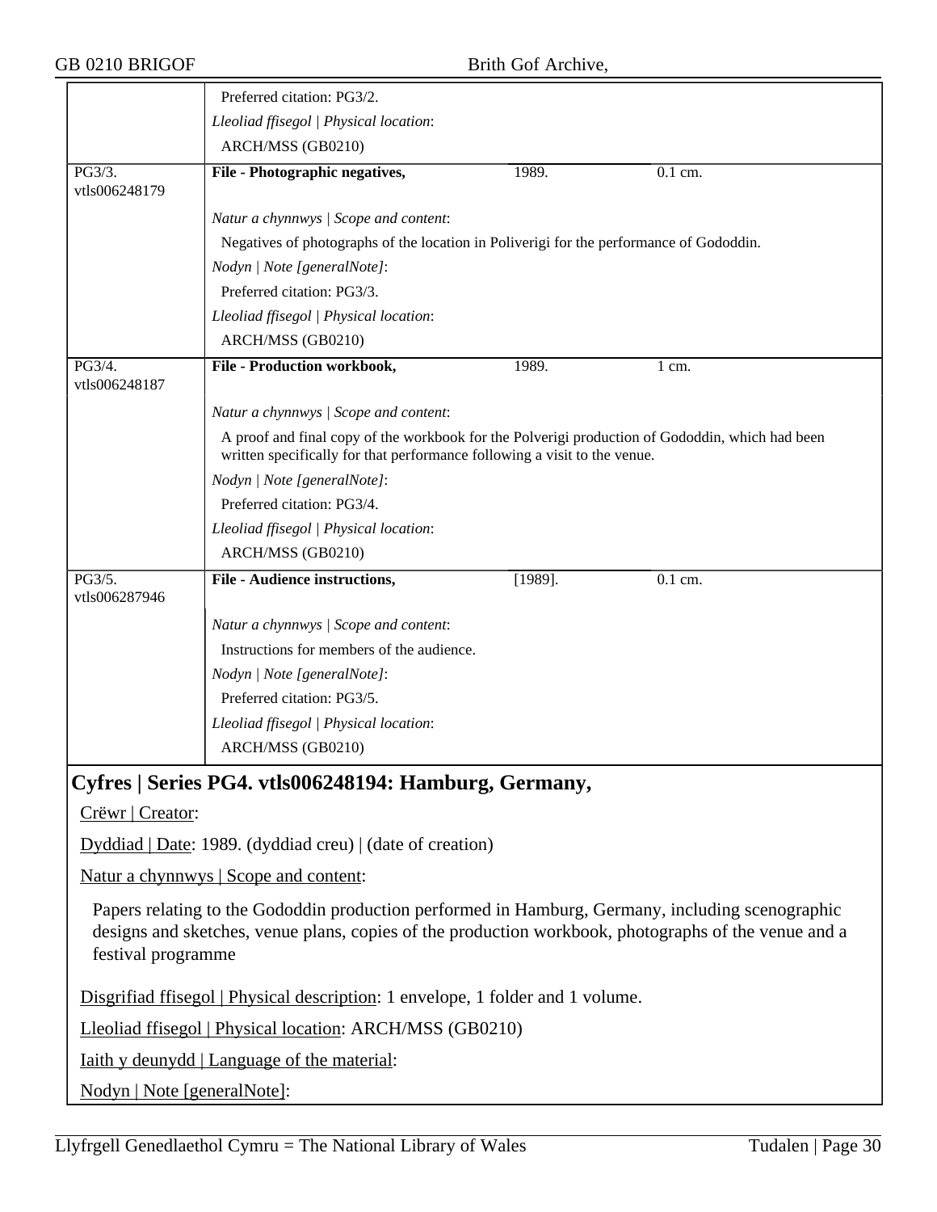Preferred citation: PG3/2.

*Lleoliad ffisegol | Physical location*:

ARCH/MSS (GB0210)

| PG3/3. vtls006248179 | **File - Photographic negatives,** | 1989. | 0.1 cm. |
|---|---|---|---|

*Natur a chynnwys | Scope and content*:

Negatives of photographs of the location in Poliverigi for the performance of Gododdin.

*Nodyn | Note [generalNote]*:

Preferred citation: PG3/3.

*Lleoliad ffisegol | Physical location*:

ARCH/MSS (GB0210)

| PG3/4. vtls006248187 | **File - Production workbook,** | 1989. | 1 cm. |
|---|---|---|---|

*Natur a chynnwys | Scope and content*:

A proof and final copy of the workbook for the Polverigi production of Gododdin, which had been written specifically for that performance following a visit to the venue.

*Nodyn | Note [generalNote]*:

Preferred citation: PG3/4.

*Lleoliad ffisegol | Physical location*:

ARCH/MSS (GB0210)

| PG3/5. vtls006287946 | **File - Audience instructions,** | [1989]. | 0.1 cm. |
|---|---|---|---|

*Natur a chynnwys | Scope and content*:

Instructions for members of the audience.

*Nodyn | Note [generalNote]*:

Preferred citation: PG3/5.

*Lleoliad ffisegol | Physical location*:

ARCH/MSS (GB0210)

## Cyfres | Series PG4. vtls006248194: Hamburg, Germany,

Crëwr | Creator:

Dyddiad | Date: 1989. (dyddiad creu) | (date of creation)

Natur a chynnwys | Scope and content:

Papers relating to the Gododdin production performed in Hamburg, Germany, including scenographic designs and sketches, venue plans, copies of the production workbook, photographs of the venue and a festival programme

Disgrifiad ffisegol | Physical description: 1 envelope, 1 folder and 1 volume.

Lleoliad ffisegol | Physical location: ARCH/MSS (GB0210)

Iaith y deunydd | Language of the material:

Nodyn | Note [generalNote]: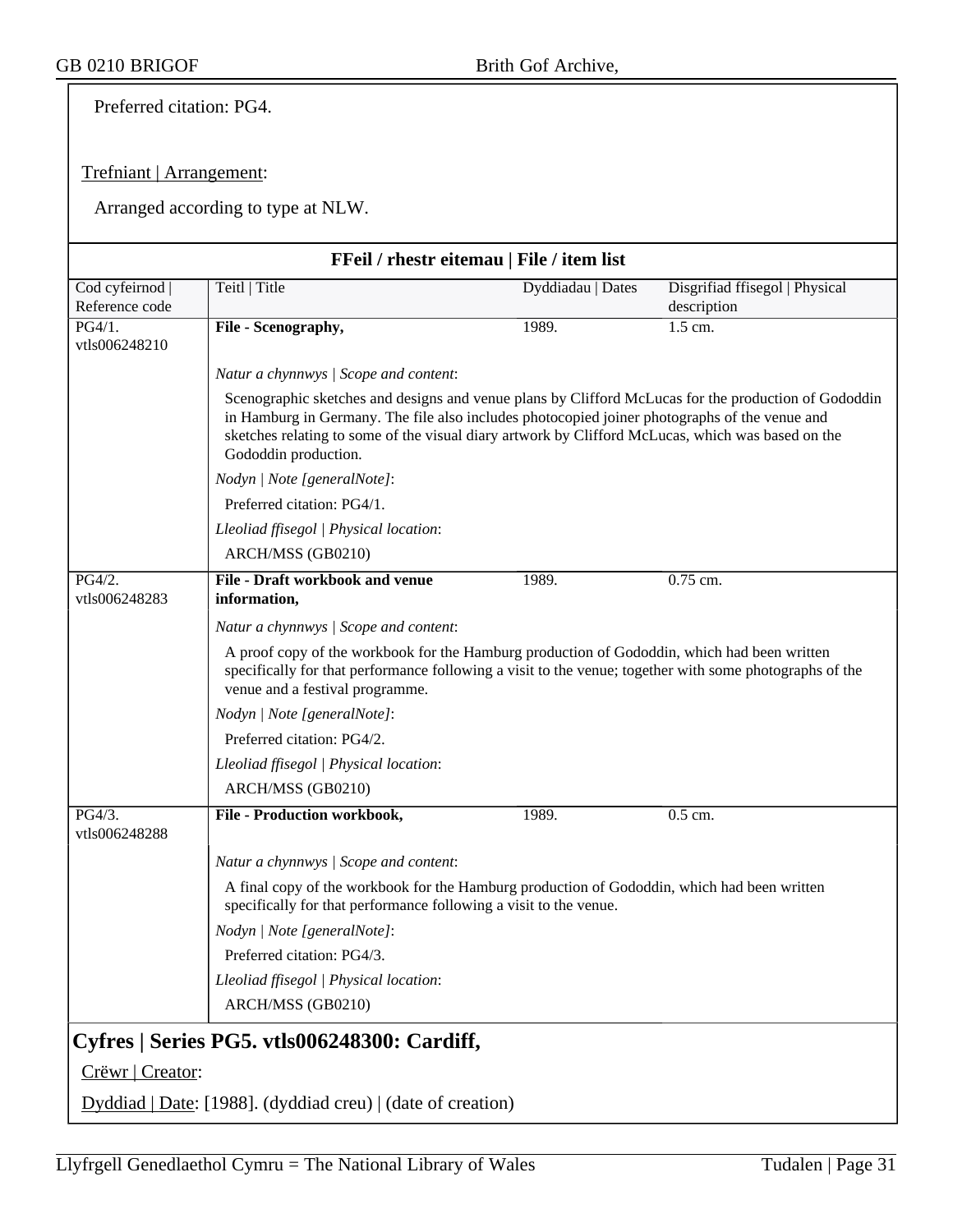Preferred citation: PG4.

Trefniant | Arrangement:

Arranged according to type at NLW.

### FFeil / rhestr eitemau | File / item list

| Cod cyfeirnod \| Reference code | Teitl \| Title | Dyddiadau \| Dates | Disgrifiad ffisegol \| Physical description |
|---|---|---|---|
| PG4/1. vtls006248210 | **File - Scenography,** | 1989. | 1.5 cm. |

*Natur a chynnwys | Scope and content*:

Scenographic sketches and designs and venue plans by Clifford McLucas for the production of Gododdin in Hamburg in Germany. The file also includes photocopied joiner photographs of the venue and sketches relating to some of the visual diary artwork by Clifford McLucas, which was based on the Gododdin production.

*Nodyn | Note [generalNote]*:

Preferred citation: PG4/1.

*Lleoliad ffisegol | Physical location*:

ARCH/MSS (GB0210)

| Cod cyfeirnod \| Reference code | Teitl \| Title | Dyddiadau \| Dates | Disgrifiad ffisegol \| Physical description |
|---|---|---|---|
| PG4/2. vtls006248283 | **File - Draft workbook and venue information,** | 1989. | 0.75 cm. |

*Natur a chynnwys | Scope and content*:

A proof copy of the workbook for the Hamburg production of Gododdin, which had been written specifically for that performance following a visit to the venue; together with some photographs of the venue and a festival programme.

*Nodyn | Note [generalNote]*:

Preferred citation: PG4/2.

*Lleoliad ffisegol | Physical location*:

ARCH/MSS (GB0210)

| Cod cyfeirnod \| Reference code | Teitl \| Title | Dyddiadau \| Dates | Disgrifiad ffisegol \| Physical description |
|---|---|---|---|
| PG4/3. vtls006248288 | **File - Production workbook,** | 1989. | 0.5 cm. |

*Natur a chynnwys | Scope and content*:

A final copy of the workbook for the Hamburg production of Gododdin, which had been written specifically for that performance following a visit to the venue.

*Nodyn | Note [generalNote]*:

Preferred citation: PG4/3.

*Lleoliad ffisegol | Physical location*:

ARCH/MSS (GB0210)

## Cyfres | Series PG5. vtls006248300: Cardiff,

Crëwr | Creator:

Dyddiad | Date: [1988]. (dyddiad creu) | (date of creation)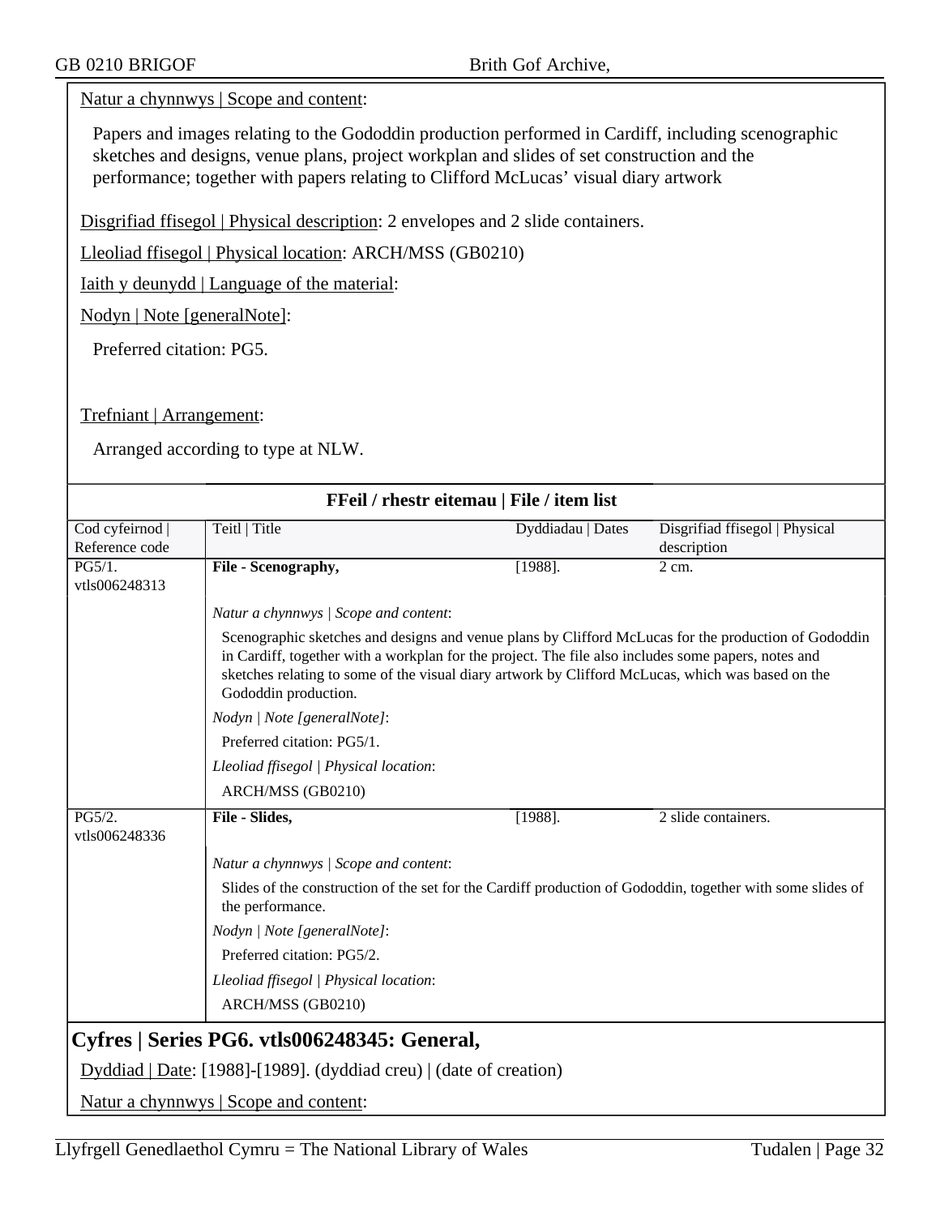Natur a chynnwys | Scope and content:

Papers and images relating to the Gododdin production performed in Cardiff, including scenographic sketches and designs, venue plans, project workplan and slides of set construction and the performance; together with papers relating to Clifford McLucas' visual diary artwork

Disgrifiad ffisegol | Physical description: 2 envelopes and 2 slide containers.

Lleoliad ffisegol | Physical location: ARCH/MSS (GB0210)

Iaith y deunydd | Language of the material:

Nodyn | Note [generalNote]:

Preferred citation: PG5.

Trefniant | Arrangement:

Arranged according to type at NLW.

**FFeil / rhestr eitemau | File / item list**

| Cod cyfeirnod \| Reference code | Teitl \| Title | Dyddiadau \| Dates | Disgrifiad ffisegol \| Physical description |
|---|---|---|---|
| PG5/1. vtls006248313 | **File - Scenography,** | [1988]. | 2 cm. |
| | *Natur a chynnwys \| Scope and content*: Scenographic sketches and designs and venue plans by Clifford McLucas for the production of Gododdin in Cardiff, together with a workplan for the project. The file also includes some papers, notes and sketches relating to some of the visual diary artwork by Clifford McLucas, which was based on the Gododdin production. *Nodyn \| Note [generalNote]*: Preferred citation: PG5/1. *Lleoliad ffisegol \| Physical location*: ARCH/MSS (GB0210) | | |
| PG5/2. vtls006248336 | **File - Slides,** | [1988]. | 2 slide containers. |
| | *Natur a chynnwys \| Scope and content*: Slides of the construction of the set for the Cardiff production of Gododdin, together with some slides of the performance. *Nodyn \| Note [generalNote]*: Preferred citation: PG5/2. *Lleoliad ffisegol \| Physical location*: ARCH/MSS (GB0210) | | |

## Cyfres | Series PG6. vtls006248345: General,

Dyddiad | Date: [1988]-[1989]. (dyddiad creu) | (date of creation)

Natur a chynnwys | Scope and content: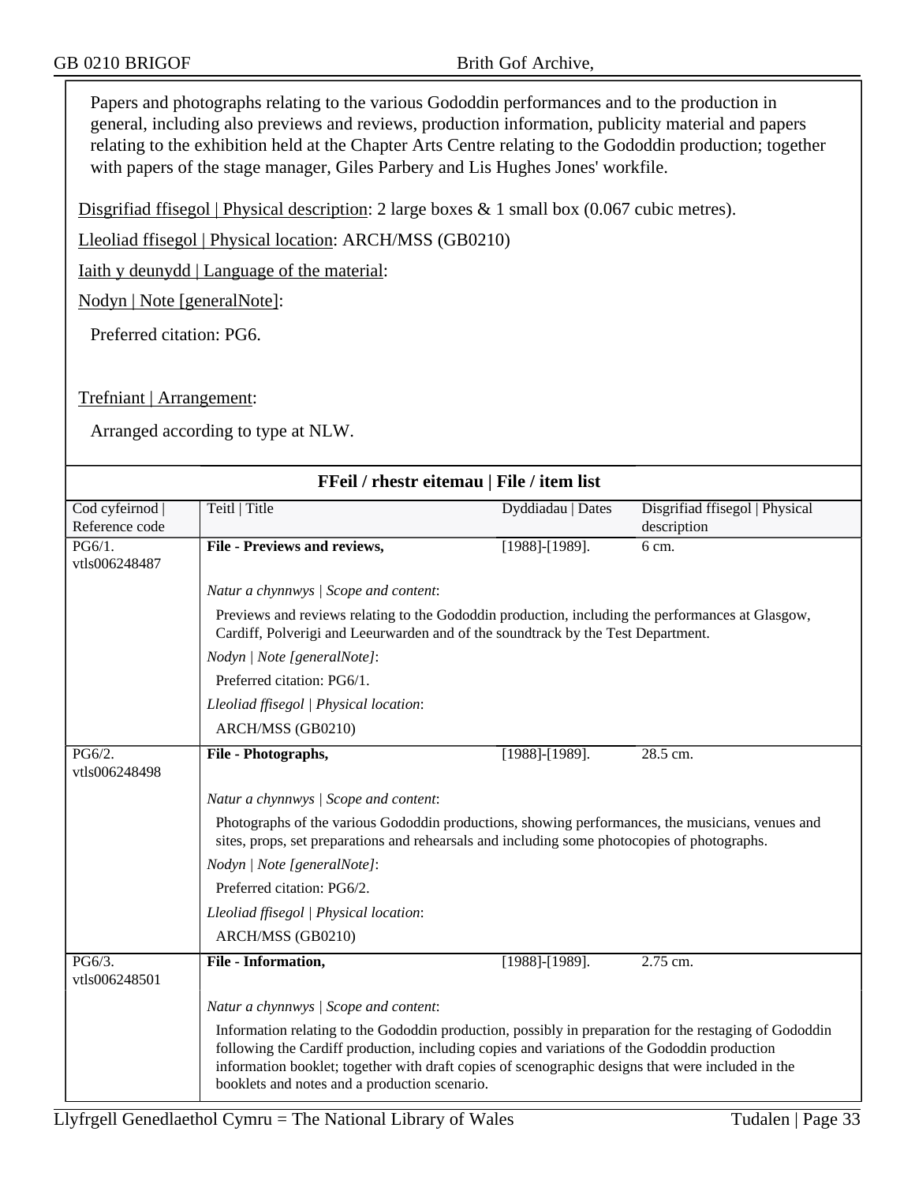Papers and photographs relating to the various Gododdin performances and to the production in general, including also previews and reviews, production information, publicity material and papers relating to the exhibition held at the Chapter Arts Centre relating to the Gododdin production; together with papers of the stage manager, Giles Parbery and Lis Hughes Jones' workfile.

Disgrifiad ffisegol | Physical description: 2 large boxes & 1 small box (0.067 cubic metres).

Lleoliad ffisegol | Physical location: ARCH/MSS (GB0210)

Iaith y deunydd | Language of the material:

Nodyn | Note [generalNote]:

Preferred citation: PG6.

Trefniant | Arrangement:

Arranged according to type at NLW.

## FFeil / rhestr eitemau | File / item list

| Cod cyfeirnod \| Reference code | Teitl \| Title | Dyddiadau \| Dates | Disgrifiad ffisegol \| Physical description |
|---|---|---|---|
| PG6/1. vtls006248487 | **File - Previews and reviews,** | [1988]-[1989]. | 6 cm. |
| | *Natur a chynnwys \| Scope and content*: Previews and reviews relating to the Gododdin production, including the performances at Glasgow, Cardiff, Polverigi and Leeurwarden and of the soundtrack by the Test Department. *Nodyn \| Note [generalNote]*: Preferred citation: PG6/1. *Lleoliad ffisegol \| Physical location*: ARCH/MSS (GB0210) | | |
| PG6/2. vtls006248498 | **File - Photographs,** | [1988]-[1989]. | 28.5 cm. |
| | *Natur a chynnwys \| Scope and content*: Photographs of the various Gododdin productions, showing performances, the musicians, venues and sites, props, set preparations and rehearsals and including some photocopies of photographs. *Nodyn \| Note [generalNote]*: Preferred citation: PG6/2. *Lleoliad ffisegol \| Physical location*: ARCH/MSS (GB0210) | | |
| PG6/3. vtls006248501 | **File - Information,** | [1988]-[1989]. | 2.75 cm. |
| | *Natur a chynnwys \| Scope and content*: Information relating to the Gododdin production, possibly in preparation for the restaging of Gododdin following the Cardiff production, including copies and variations of the Gododdin production information booklet; together with draft copies of scenographic designs that were included in the booklets and notes and a production scenario. | | |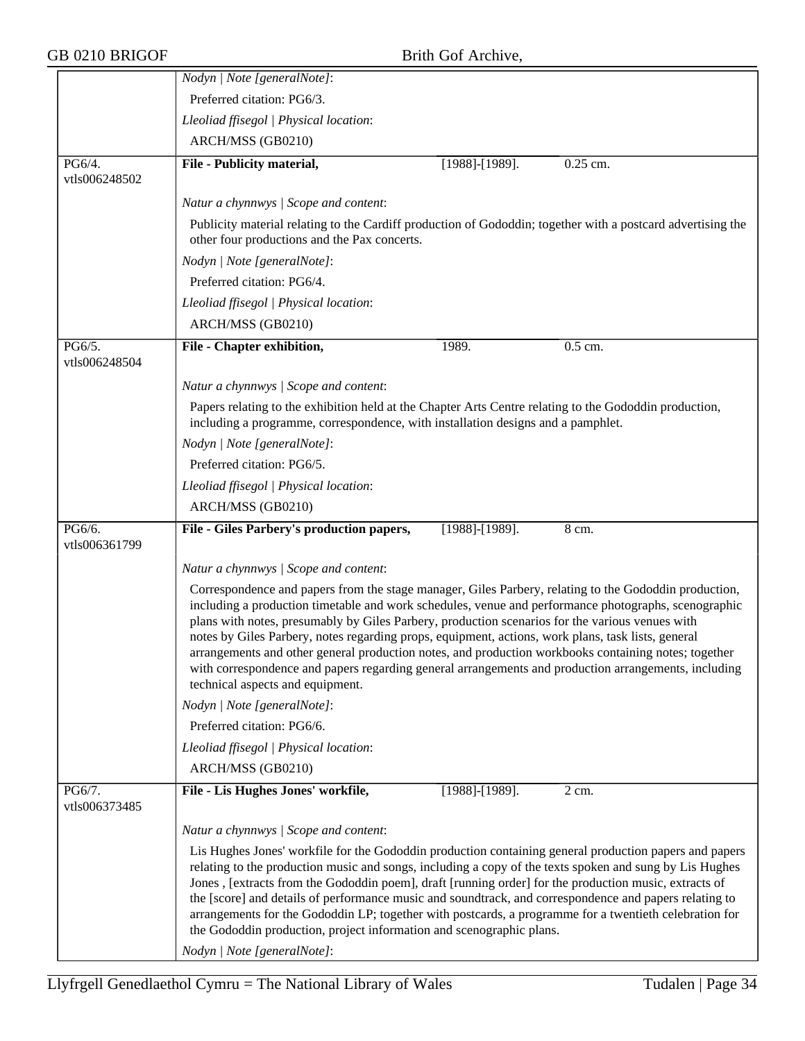*Nodyn | Note [generalNote]*:

Preferred citation: PG6/3.

*Lleoliad ffisegol | Physical location*:

ARCH/MSS (GB0210)

---

PG6/4. vtls006248502

**File - Publicity material,** [1988]-[1989]. 0.25 cm.

*Natur a chynnwys | Scope and content*:

Publicity material relating to the Cardiff production of Gododdin; together with a postcard advertising the other four productions and the Pax concerts.

*Nodyn | Note [generalNote]*:

Preferred citation: PG6/4.

*Lleoliad ffisegol | Physical location*:

ARCH/MSS (GB0210)

---

PG6/5. vtls006248504

**File - Chapter exhibition,** 1989. 0.5 cm.

*Natur a chynnwys | Scope and content*:

Papers relating to the exhibition held at the Chapter Arts Centre relating to the Gododdin production, including a programme, correspondence, with installation designs and a pamphlet.

*Nodyn | Note [generalNote]*:

Preferred citation: PG6/5.

*Lleoliad ffisegol | Physical location*:

ARCH/MSS (GB0210)

---

PG6/6. vtls006361799

**File - Giles Parbery's production papers,** [1988]-[1989]. 8 cm.

*Natur a chynnwys | Scope and content*:

Correspondence and papers from the stage manager, Giles Parbery, relating to the Gododdin production, including a production timetable and work schedules, venue and performance photographs, scenographic plans with notes, presumably by Giles Parbery, production scenarios for the various venues with notes by Giles Parbery, notes regarding props, equipment, actions, work plans, task lists, general arrangements and other general production notes, and production workbooks containing notes; together with correspondence and papers regarding general arrangements and production arrangements, including technical aspects and equipment.

*Nodyn | Note [generalNote]*:

Preferred citation: PG6/6.

*Lleoliad ffisegol | Physical location*:

ARCH/MSS (GB0210)

---

PG6/7. vtls006373485

**File - Lis Hughes Jones' workfile,** [1988]-[1989]. 2 cm.

*Natur a chynnwys | Scope and content*:

Lis Hughes Jones' workfile for the Gododdin production containing general production papers and papers relating to the production music and songs, including a copy of the texts spoken and sung by Lis Hughes Jones , [extracts from the Gododdin poem], draft [running order] for the production music, extracts of the [score] and details of performance music and soundtrack, and correspondence and papers relating to arrangements for the Gododdin LP; together with postcards, a programme for a twentieth celebration for the Gododdin production, project information and scenographic plans.

*Nodyn | Note [generalNote]*: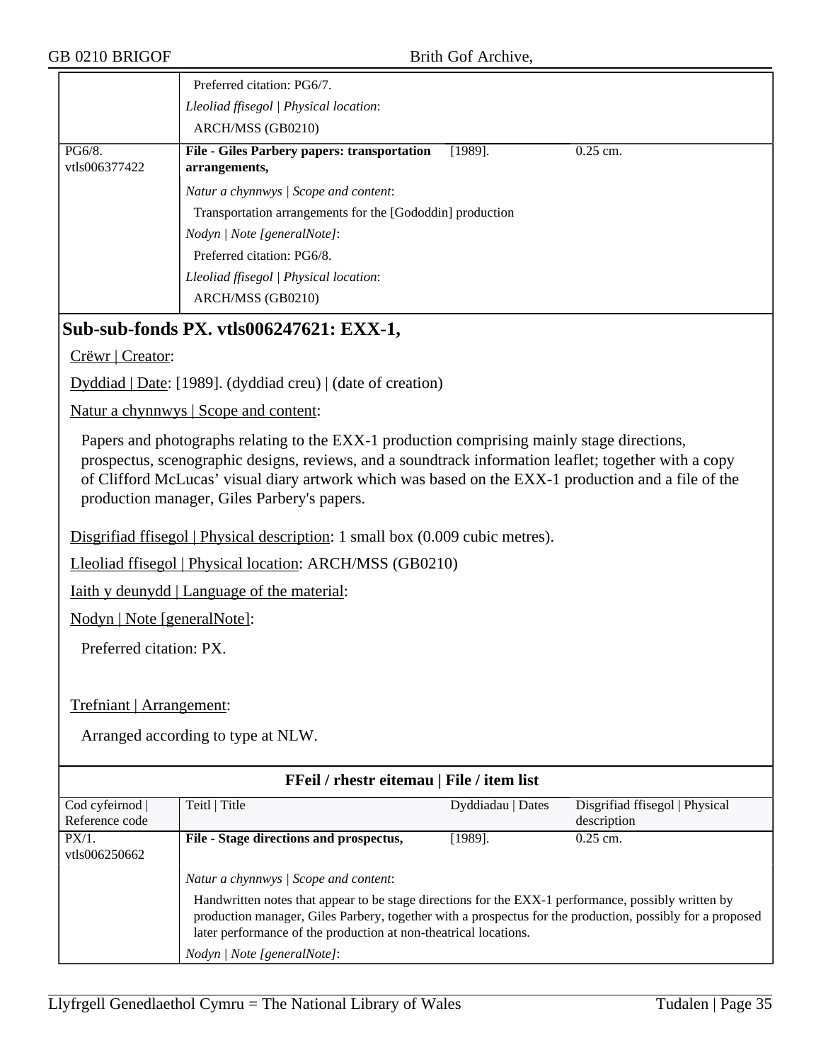| | | | |
|---|---|---|---|
| | Preferred citation: PG6/7.<br>*Lleoliad ffisegol \| Physical location*:<br>ARCH/MSS (GB0210) | | |
| PG6/8.<br>vtls006377422 | **File - Giles Parbery papers: transportation arrangements,** | [1989]. | 0.25 cm. |
| | *Natur a chynnwys \| Scope and content*:<br>Transportation arrangements for the [Gododdin] production<br>*Nodyn \| Note [generalNote]*:<br>Preferred citation: PG6/8.<br>*Lleoliad ffisegol \| Physical location*:<br>ARCH/MSS (GB0210) | | |

## Sub-sub-fonds PX. vtls006247621: EXX-1,

Crëwr | Creator:

Dyddiad | Date: [1989]. (dyddiad creu) | (date of creation)

Natur a chynnwys | Scope and content:

Papers and photographs relating to the EXX-1 production comprising mainly stage directions, prospectus, scenographic designs, reviews, and a soundtrack information leaflet; together with a copy of Clifford McLucas' visual diary artwork which was based on the EXX-1 production and a file of the production manager, Giles Parbery's papers.

Disgrifiad ffisegol | Physical description: 1 small box (0.009 cubic metres).

Lleoliad ffisegol | Physical location: ARCH/MSS (GB0210)

Iaith y deunydd | Language of the material:

Nodyn | Note [generalNote]:

Preferred citation: PX.

Trefniant | Arrangement:

Arranged according to type at NLW.

**FFeil / rhestr eitemau | File / item list**

| Cod cyfeirnod \| Reference code | Teitl \| Title | Dyddiadau \| Dates | Disgrifiad ffisegol \| Physical description |
|---|---|---|---|
| PX/1.<br>vtls006250662 | **File - Stage directions and prospectus,** | [1989]. | 0.25 cm. |
| | *Natur a chynnwys \| Scope and content*:<br>Handwritten notes that appear to be stage directions for the EXX-1 performance, possibly written by production manager, Giles Parbery, together with a prospectus for the production, possibly for a proposed later performance of the production at non-theatrical locations.<br>*Nodyn \| Note [generalNote]*: | | |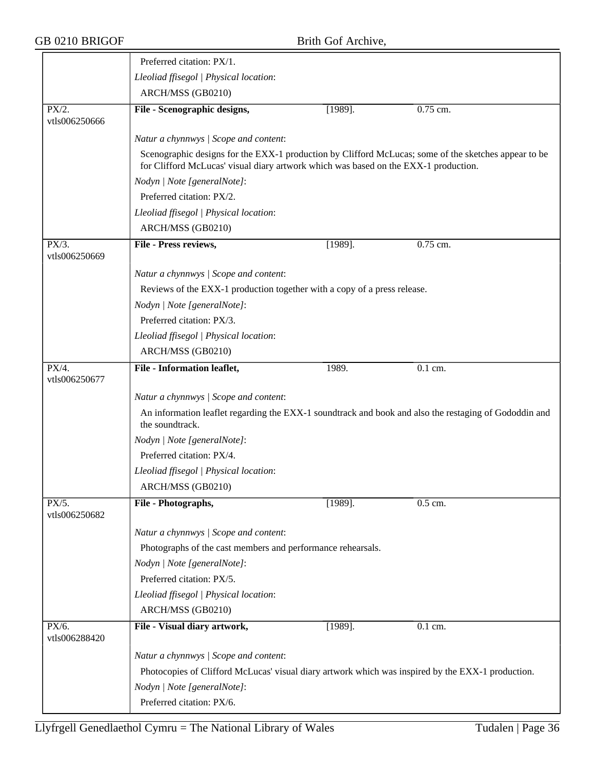Preferred citation: PX/1.

*Lleoliad ffisegol | Physical location*:

ARCH/MSS (GB0210)

| PX/2. vtls006250666 | **File - Scenographic designs,** | [1989]. | 0.75 cm. |
|---|---|---|---|

*Natur a chynnwys | Scope and content*:

Scenographic designs for the EXX-1 production by Clifford McLucas; some of the sketches appear to be for Clifford McLucas' visual diary artwork which was based on the EXX-1 production.

*Nodyn | Note [generalNote]*:

Preferred citation: PX/2.

*Lleoliad ffisegol | Physical location*:

ARCH/MSS (GB0210)

| PX/3. vtls006250669 | **File - Press reviews,** | [1989]. | 0.75 cm. |
|---|---|---|---|

*Natur a chynnwys | Scope and content*:

Reviews of the EXX-1 production together with a copy of a press release.

*Nodyn | Note [generalNote]*:

Preferred citation: PX/3.

*Lleoliad ffisegol | Physical location*:

ARCH/MSS (GB0210)

| PX/4. vtls006250677 | **File - Information leaflet,** | 1989. | 0.1 cm. |
|---|---|---|---|

*Natur a chynnwys | Scope and content*:

An information leaflet regarding the EXX-1 soundtrack and book and also the restaging of Gododdin and the soundtrack.

*Nodyn | Note [generalNote]*:

Preferred citation: PX/4.

*Lleoliad ffisegol | Physical location*:

ARCH/MSS (GB0210)

| PX/5. vtls006250682 | **File - Photographs,** | [1989]. | 0.5 cm. |
|---|---|---|---|

*Natur a chynnwys | Scope and content*:

Photographs of the cast members and performance rehearsals.

*Nodyn | Note [generalNote]*:

Preferred citation: PX/5.

*Lleoliad ffisegol | Physical location*:

ARCH/MSS (GB0210)

| PX/6. vtls006288420 | **File - Visual diary artwork,** | [1989]. | 0.1 cm. |
|---|---|---|---|

*Natur a chynnwys | Scope and content*:

Photocopies of Clifford McLucas' visual diary artwork which was inspired by the EXX-1 production.

*Nodyn | Note [generalNote]*:

Preferred citation: PX/6.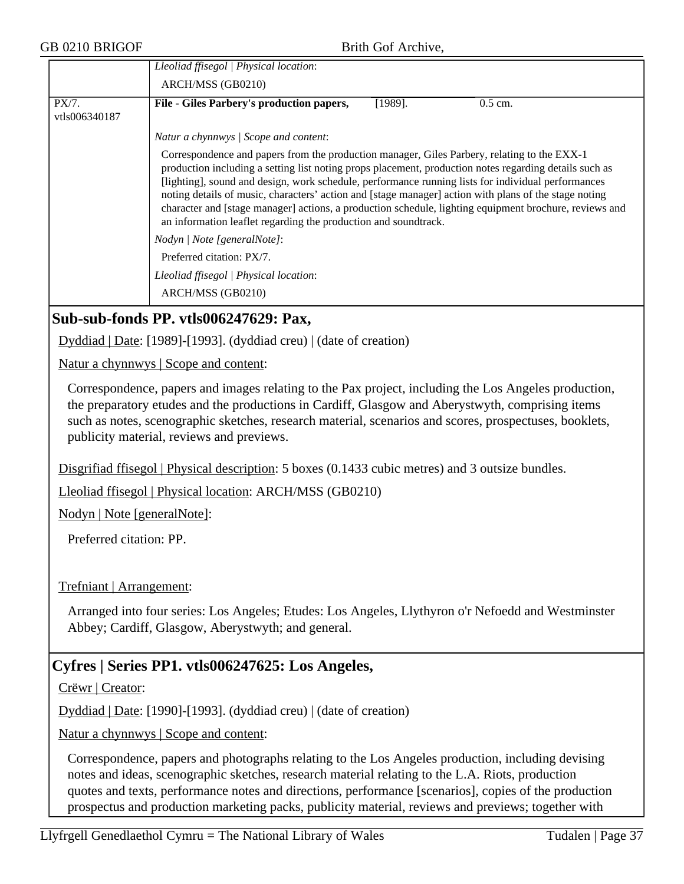*Lleoliad ffisegol | Physical location*:

ARCH/MSS (GB0210)

PX/7. vtls006340187

**File - Giles Parbery's production papers,** [1989]. 0.5 cm.

*Natur a chynnwys | Scope and content*:

Correspondence and papers from the production manager, Giles Parbery, relating to the EXX-1 production including a setting list noting props placement, production notes regarding details such as [lighting], sound and design, work schedule, performance running lists for individual performances noting details of music, characters' action and [stage manager] action with plans of the stage noting character and [stage manager] actions, a production schedule, lighting equipment brochure, reviews and an information leaflet regarding the production and soundtrack.

*Nodyn | Note [generalNote]*:

Preferred citation: PX/7.

*Lleoliad ffisegol | Physical location*:

ARCH/MSS (GB0210)

## Sub-sub-fonds PP. vtls006247629: Pax,

Dyddiad | Date: [1989]-[1993]. (dyddiad creu) | (date of creation)

Natur a chynnwys | Scope and content:

Correspondence, papers and images relating to the Pax project, including the Los Angeles production, the preparatory etudes and the productions in Cardiff, Glasgow and Aberystwyth, comprising items such as notes, scenographic sketches, research material, scenarios and scores, prospectuses, booklets, publicity material, reviews and previews.

Disgrifiad ffisegol | Physical description: 5 boxes (0.1433 cubic metres) and 3 outsize bundles.

Lleoliad ffisegol | Physical location: ARCH/MSS (GB0210)

Nodyn | Note [generalNote]:

Preferred citation: PP.

Trefniant | Arrangement:

Arranged into four series: Los Angeles; Etudes: Los Angeles, Llythyron o'r Nefoedd and Westminster Abbey; Cardiff, Glasgow, Aberystwyth; and general.

## Cyfres | Series PP1. vtls006247625: Los Angeles,

Crëwr | Creator:

Dyddiad | Date: [1990]-[1993]. (dyddiad creu) | (date of creation)

Natur a chynnwys | Scope and content:

Correspondence, papers and photographs relating to the Los Angeles production, including devising notes and ideas, scenographic sketches, research material relating to the L.A. Riots, production quotes and texts, performance notes and directions, performance [scenarios], copies of the production prospectus and production marketing packs, publicity material, reviews and previews; together with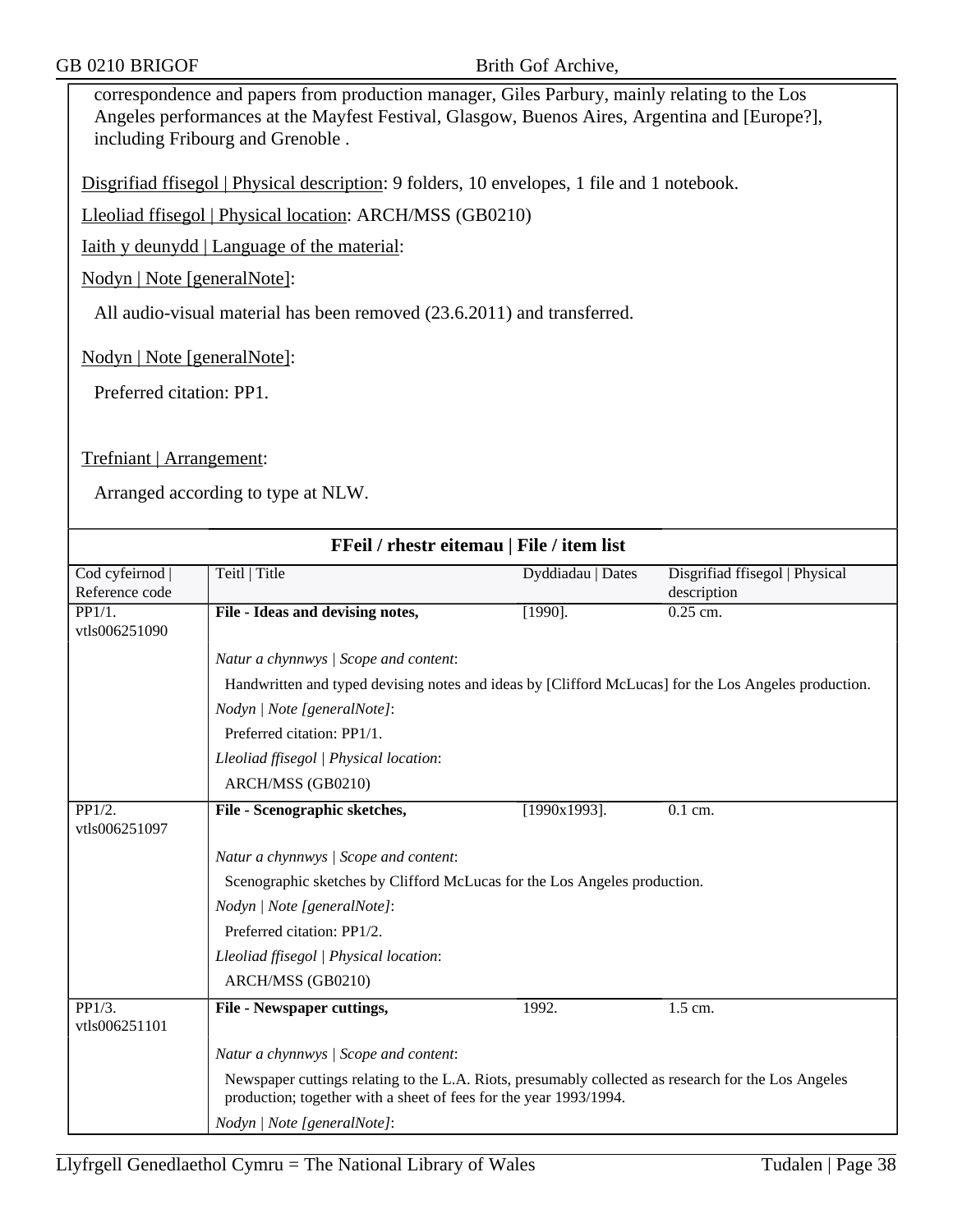correspondence and papers from production manager, Giles Parbury, mainly relating to the Los Angeles performances at the Mayfest Festival, Glasgow, Buenos Aires, Argentina and [Europe?], including Fribourg and Grenoble .

Disgrifiad ffisegol | Physical description: 9 folders, 10 envelopes, 1 file and 1 notebook.

Lleoliad ffisegol | Physical location: ARCH/MSS (GB0210)

Iaith y deunydd | Language of the material:

Nodyn | Note [generalNote]:

All audio-visual material has been removed (23.6.2011) and transferred.

Nodyn | Note [generalNote]:

Preferred citation: PP1.

Trefniant | Arrangement:

Arranged according to type at NLW.

**FFeil / rhestr eitemau | File / item list**

| Cod cyfeirnod \| Reference code | Teitl \| Title | Dyddiadau \| Dates | Disgrifiad ffisegol \| Physical description |
|---|---|---|---|
| PP1/1. vtls006251090 | **File - Ideas and devising notes,** | [1990]. | 0.25 cm. |
| | *Natur a chynnwys \| Scope and content*: Handwritten and typed devising notes and ideas by [Clifford McLucas] for the Los Angeles production. *Nodyn \| Note [generalNote]*: Preferred citation: PP1/1. *Lleoliad ffisegol \| Physical location*: ARCH/MSS (GB0210) | | |
| PP1/2. vtls006251097 | **File - Scenographic sketches,** | [1990x1993]. | 0.1 cm. |
| | *Natur a chynnwys \| Scope and content*: Scenographic sketches by Clifford McLucas for the Los Angeles production. *Nodyn \| Note [generalNote]*: Preferred citation: PP1/2. *Lleoliad ffisegol \| Physical location*: ARCH/MSS (GB0210) | | |
| PP1/3. vtls006251101 | **File - Newspaper cuttings,** | 1992. | 1.5 cm. |
| | *Natur a chynnwys \| Scope and content*: Newspaper cuttings relating to the L.A. Riots, presumably collected as research for the Los Angeles production; together with a sheet of fees for the year 1993/1994. *Nodyn \| Note [generalNote]*: | | |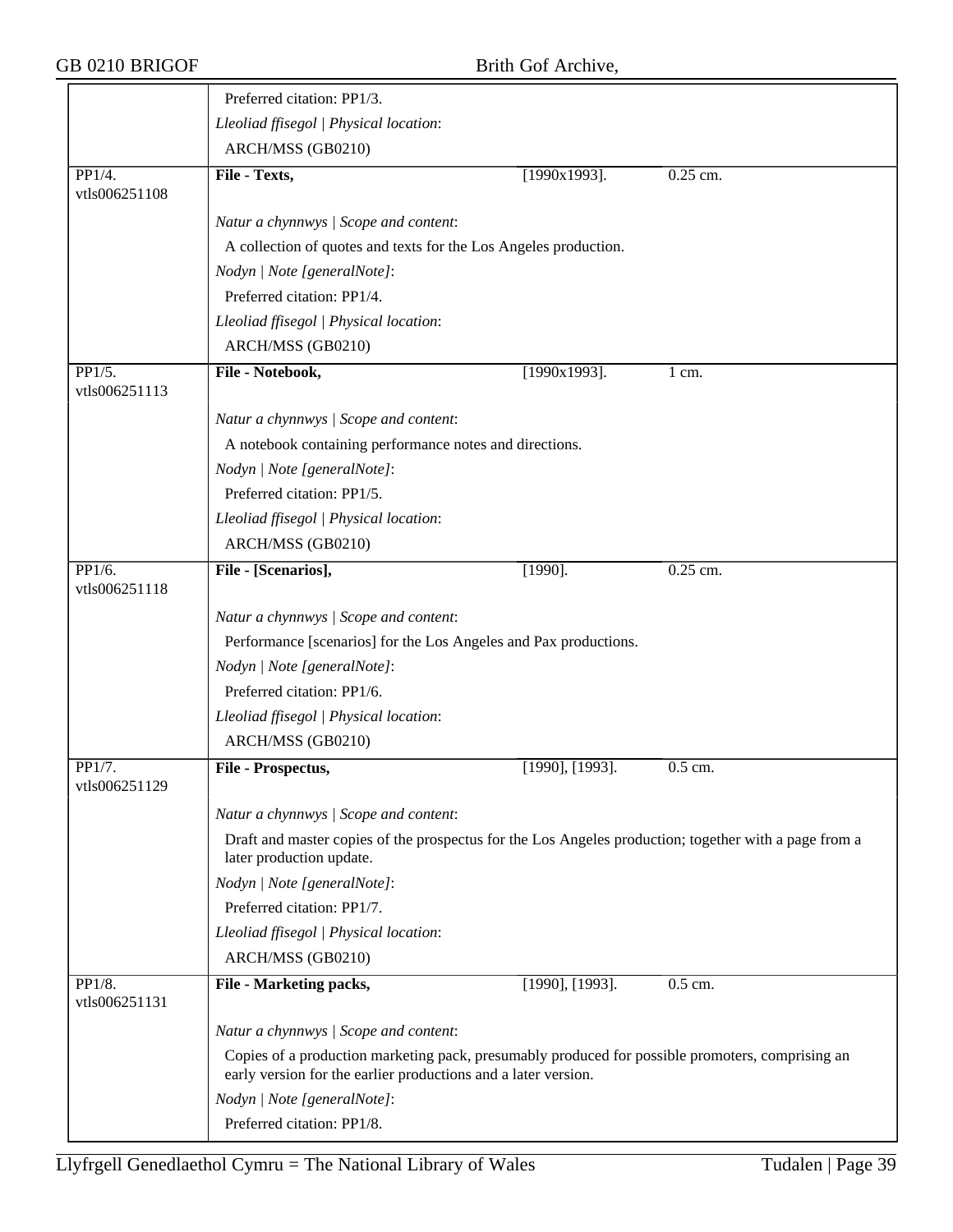Preferred citation: PP1/3.

*Lleoliad ffisegol | Physical location*:

ARCH/MSS (GB0210)

| PP1/4. vtls006251108 | **File - Texts,** | [1990x1993]. | 0.25 cm. |
|---|---|---|---|

*Natur a chynnwys | Scope and content*:

A collection of quotes and texts for the Los Angeles production.

*Nodyn | Note [generalNote]*:

Preferred citation: PP1/4.

*Lleoliad ffisegol | Physical location*:

ARCH/MSS (GB0210)

| PP1/5. vtls006251113 | **File - Notebook,** | [1990x1993]. | 1 cm. |
|---|---|---|---|

*Natur a chynnwys | Scope and content*:

A notebook containing performance notes and directions.

*Nodyn | Note [generalNote]*:

Preferred citation: PP1/5.

*Lleoliad ffisegol | Physical location*:

ARCH/MSS (GB0210)

| PP1/6. vtls006251118 | **File - [Scenarios],** | [1990]. | 0.25 cm. |
|---|---|---|---|

*Natur a chynnwys | Scope and content*:

Performance [scenarios] for the Los Angeles and Pax productions.

*Nodyn | Note [generalNote]*:

Preferred citation: PP1/6.

*Lleoliad ffisegol | Physical location*:

ARCH/MSS (GB0210)

| PP1/7. vtls006251129 | **File - Prospectus,** | [1990], [1993]. | 0.5 cm. |
|---|---|---|---|

*Natur a chynnwys | Scope and content*:

Draft and master copies of the prospectus for the Los Angeles production; together with a page from a later production update.

*Nodyn | Note [generalNote]*:

Preferred citation: PP1/7.

*Lleoliad ffisegol | Physical location*:

ARCH/MSS (GB0210)

| PP1/8. vtls006251131 | **File - Marketing packs,** | [1990], [1993]. | 0.5 cm. |
|---|---|---|---|

*Natur a chynnwys | Scope and content*:

Copies of a production marketing pack, presumably produced for possible promoters, comprising an early version for the earlier productions and a later version.

*Nodyn | Note [generalNote]*:

Preferred citation: PP1/8.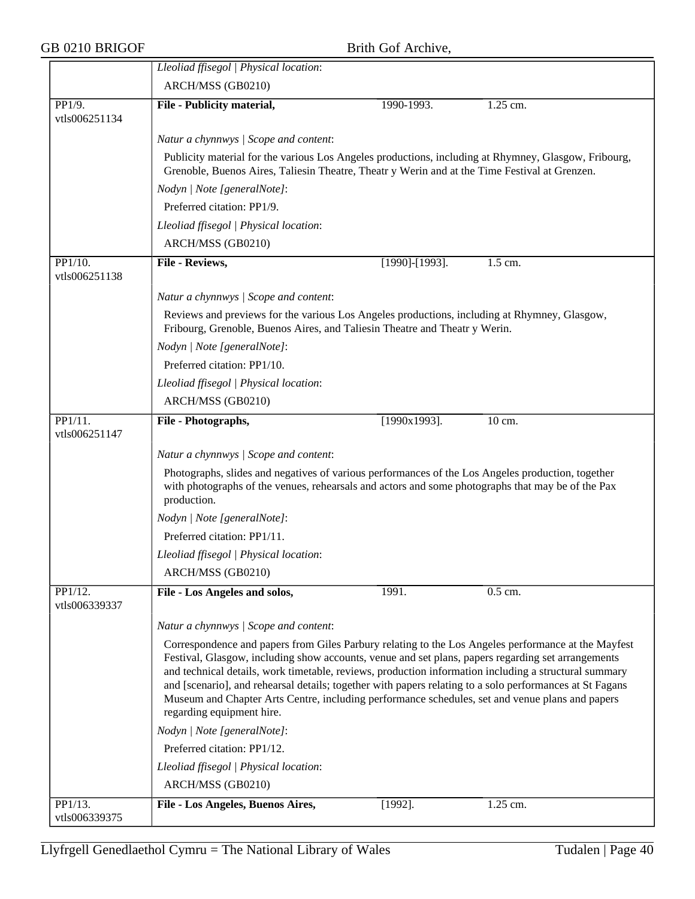*Lleoliad ffisegol | Physical location*:

ARCH/MSS (GB0210)

| PP1/9. vtls006251134 | **File - Publicity material,** | 1990-1993. | 1.25 cm. |
|---|---|---|---|

*Natur a chynnwys | Scope and content*:

Publicity material for the various Los Angeles productions, including at Rhymney, Glasgow, Fribourg, Grenoble, Buenos Aires, Taliesin Theatre, Theatr y Werin and at the Time Festival at Grenzen.

*Nodyn | Note [generalNote]*:

Preferred citation: PP1/9.

*Lleoliad ffisegol | Physical location*:

ARCH/MSS (GB0210)

| PP1/10. vtls006251138 | **File - Reviews,** | [1990]-[1993]. | 1.5 cm. |
|---|---|---|---|

*Natur a chynnwys | Scope and content*:

Reviews and previews for the various Los Angeles productions, including at Rhymney, Glasgow, Fribourg, Grenoble, Buenos Aires, and Taliesin Theatre and Theatr y Werin.

*Nodyn | Note [generalNote]*:

Preferred citation: PP1/10.

*Lleoliad ffisegol | Physical location*:

ARCH/MSS (GB0210)

| PP1/11. vtls006251147 | **File - Photographs,** | [1990x1993]. | 10 cm. |
|---|---|---|---|

*Natur a chynnwys | Scope and content*:

Photographs, slides and negatives of various performances of the Los Angeles production, together with photographs of the venues, rehearsals and actors and some photographs that may be of the Pax production.

*Nodyn | Note [generalNote]*:

Preferred citation: PP1/11.

*Lleoliad ffisegol | Physical location*:

ARCH/MSS (GB0210)

| PP1/12. vtls006339337 | **File - Los Angeles and solos,** | 1991. | 0.5 cm. |
|---|---|---|---|

*Natur a chynnwys | Scope and content*:

Correspondence and papers from Giles Parbury relating to the Los Angeles performance at the Mayfest Festival, Glasgow, including show accounts, venue and set plans, papers regarding set arrangements and technical details, work timetable, reviews, production information including a structural summary and [scenario], and rehearsal details; together with papers relating to a solo performances at St Fagans Museum and Chapter Arts Centre, including performance schedules, set and venue plans and papers regarding equipment hire.

*Nodyn | Note [generalNote]*:

Preferred citation: PP1/12.

*Lleoliad ffisegol | Physical location*:

ARCH/MSS (GB0210)

| PP1/13. vtls006339375 | **File - Los Angeles, Buenos Aires,** | [1992]. | 1.25 cm. |
|---|---|---|---|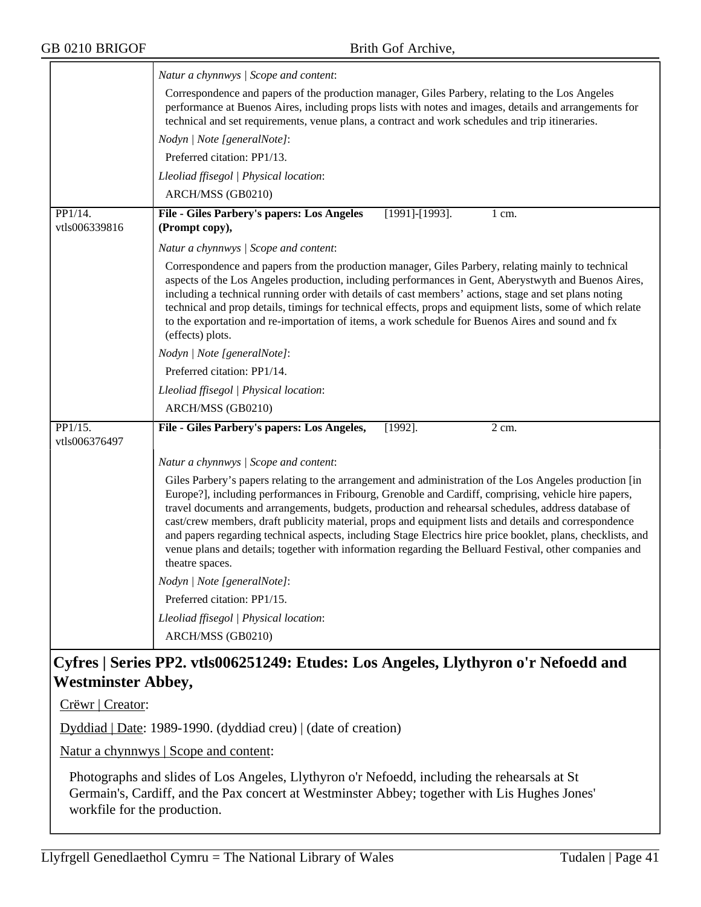*Natur a chynnwys | Scope and content*:

Correspondence and papers of the production manager, Giles Parbery, relating to the Los Angeles performance at Buenos Aires, including props lists with notes and images, details and arrangements for technical and set requirements, venue plans, a contract and work schedules and trip itineraries.

*Nodyn | Note [generalNote]*:

Preferred citation: PP1/13.

*Lleoliad ffisegol | Physical location*:

ARCH/MSS (GB0210)

---

PP1/14. vtls006339816

**File - Giles Parbery's papers: Los Angeles (Prompt copy),** [1991]-[1993]. 1 cm.

*Natur a chynnwys | Scope and content*:

Correspondence and papers from the production manager, Giles Parbery, relating mainly to technical aspects of the Los Angeles production, including performances in Gent, Aberystwyth and Buenos Aires, including a technical running order with details of cast members' actions, stage and set plans noting technical and prop details, timings for technical effects, props and equipment lists, some of which relate to the exportation and re-importation of items, a work schedule for Buenos Aires and sound and fx (effects) plots.

*Nodyn | Note [generalNote]*:

Preferred citation: PP1/14.

*Lleoliad ffisegol | Physical location*:

ARCH/MSS (GB0210)

---

PP1/15. vtls006376497

**File - Giles Parbery's papers: Los Angeles,** [1992]. 2 cm.

*Natur a chynnwys | Scope and content*:

Giles Parbery's papers relating to the arrangement and administration of the Los Angeles production [in Europe?], including performances in Fribourg, Grenoble and Cardiff, comprising, vehicle hire papers, travel documents and arrangements, budgets, production and rehearsal schedules, address database of cast/crew members, draft publicity material, props and equipment lists and details and correspondence and papers regarding technical aspects, including Stage Electrics hire price booklet, plans, checklists, and venue plans and details; together with information regarding the Belluard Festival, other companies and theatre spaces.

*Nodyn | Note [generalNote]*:

Preferred citation: PP1/15.

*Lleoliad ffisegol | Physical location*:

ARCH/MSS (GB0210)

## Cyfres | Series PP2. vtls006251249: Etudes: Los Angeles, Llythyron o'r Nefoedd and Westminster Abbey,

Crëwr | Creator:

Dyddiad | Date: 1989-1990. (dyddiad creu) | (date of creation)

Natur a chynnwys | Scope and content:

Photographs and slides of Los Angeles, Llythyron o'r Nefoedd, including the rehearsals at St Germain's, Cardiff, and the Pax concert at Westminster Abbey; together with Lis Hughes Jones' workfile for the production.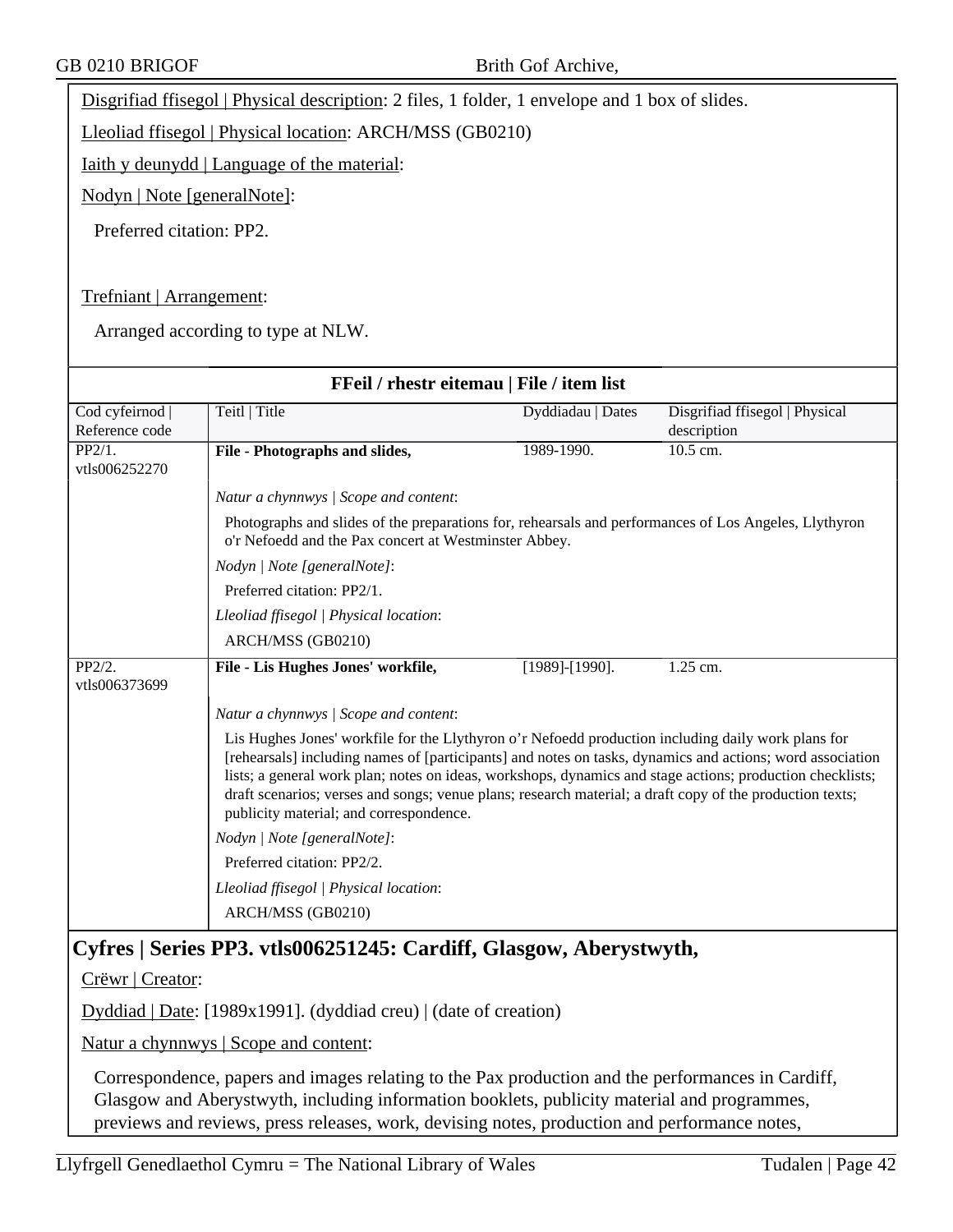Disgrifiad ffisegol | Physical description: 2 files, 1 folder, 1 envelope and 1 box of slides.

Lleoliad ffisegol | Physical location: ARCH/MSS (GB0210)

Iaith y deunydd | Language of the material:

Nodyn | Note [generalNote]:

Preferred citation: PP2.

Trefniant | Arrangement:

Arranged according to type at NLW.

**FFeil / rhestr eitemau | File / item list**

| Cod cyfeirnod \| Reference code | Teitl \| Title | Dyddiadau \| Dates | Disgrifiad ffisegol \| Physical description |
|---|---|---|---|
| PP2/1. vtls006252270 | **File - Photographs and slides,** | 1989-1990. | 10.5 cm. |
| | *Natur a chynnwys \| Scope and content*: Photographs and slides of the preparations for, rehearsals and performances of Los Angeles, Llythyron o'r Nefoedd and the Pax concert at Westminster Abbey. *Nodyn \| Note [generalNote]*: Preferred citation: PP2/1. *Lleoliad ffisegol \| Physical location*: ARCH/MSS (GB0210) | | |
| PP2/2. vtls006373699 | **File - Lis Hughes Jones' workfile,** | [1989]-[1990]. | 1.25 cm. |
| | *Natur a chynnwys \| Scope and content*: Lis Hughes Jones' workfile for the Llythyron o'r Nefoedd production including daily work plans for [rehearsals] including names of [participants] and notes on tasks, dynamics and actions; word association lists; a general work plan; notes on ideas, workshops, dynamics and stage actions; production checklists; draft scenarios; verses and songs; venue plans; research material; a draft copy of the production texts; publicity material; and correspondence. *Nodyn \| Note [generalNote]*: Preferred citation: PP2/2. *Lleoliad ffisegol \| Physical location*: ARCH/MSS (GB0210) | | |

## Cyfres | Series PP3. vtls006251245: Cardiff, Glasgow, Aberystwyth,

Crëwr | Creator:

Dyddiad | Date: [1989x1991]. (dyddiad creu) | (date of creation)

Natur a chynnwys | Scope and content:

Correspondence, papers and images relating to the Pax production and the performances in Cardiff, Glasgow and Aberystwyth, including information booklets, publicity material and programmes, previews and reviews, press releases, work, devising notes, production and performance notes,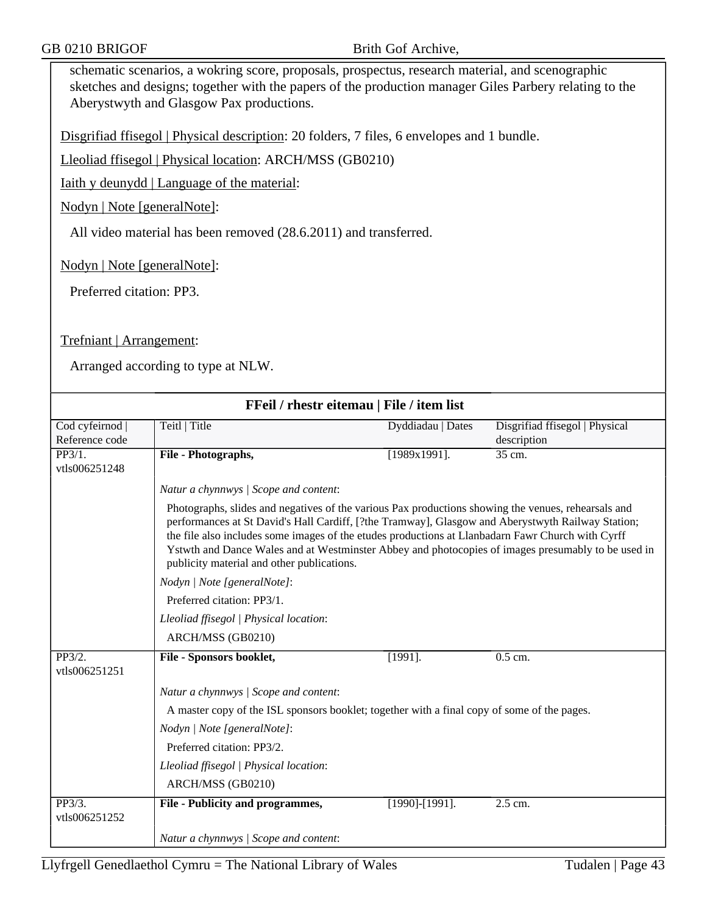schematic scenarios, a wokring score, proposals, prospectus, research material, and scenographic sketches and designs; together with the papers of the production manager Giles Parbery relating to the Aberystwyth and Glasgow Pax productions.

Disgrifiad ffisegol | Physical description: 20 folders, 7 files, 6 envelopes and 1 bundle.

Lleoliad ffisegol | Physical location: ARCH/MSS (GB0210)

Iaith y deunydd | Language of the material:

Nodyn | Note [generalNote]:

All video material has been removed (28.6.2011) and transferred.

Nodyn | Note [generalNote]:

Preferred citation: PP3.

Trefniant | Arrangement:

Arranged according to type at NLW.

## FFeil / rhestr eitemau | File / item list

| Cod cyfeirnod \| Reference code | Teitl \| Title | Dyddiadau \| Dates | Disgrifiad ffisegol \| Physical description |
|---|---|---|---|
| PP3/1. vtls006251248 | **File - Photographs,** | [1989x1991]. | 35 cm. |
| | *Natur a chynnwys \| Scope and content*: Photographs, slides and negatives of the various Pax productions showing the venues, rehearsals and performances at St David's Hall Cardiff, [?the Tramway], Glasgow and Aberystwyth Railway Station; the file also includes some images of the etudes productions at Llanbadarn Fawr Church with Cyrff Ystwth and Dance Wales and at Westminster Abbey and photocopies of images presumably to be used in publicity material and other publications. *Nodyn \| Note [generalNote]*: Preferred citation: PP3/1. *Lleoliad ffisegol \| Physical location*: ARCH/MSS (GB0210) | | |
| PP3/2. vtls006251251 | **File - Sponsors booklet,** | [1991]. | 0.5 cm. |
| | *Natur a chynnwys \| Scope and content*: A master copy of the ISL sponsors booklet; together with a final copy of some of the pages. *Nodyn \| Note [generalNote]*: Preferred citation: PP3/2. *Lleoliad ffisegol \| Physical location*: ARCH/MSS (GB0210) | | |
| PP3/3. vtls006251252 | **File - Publicity and programmes,** | [1990]-[1991]. | 2.5 cm. |
| | *Natur a chynnwys \| Scope and content*: | | |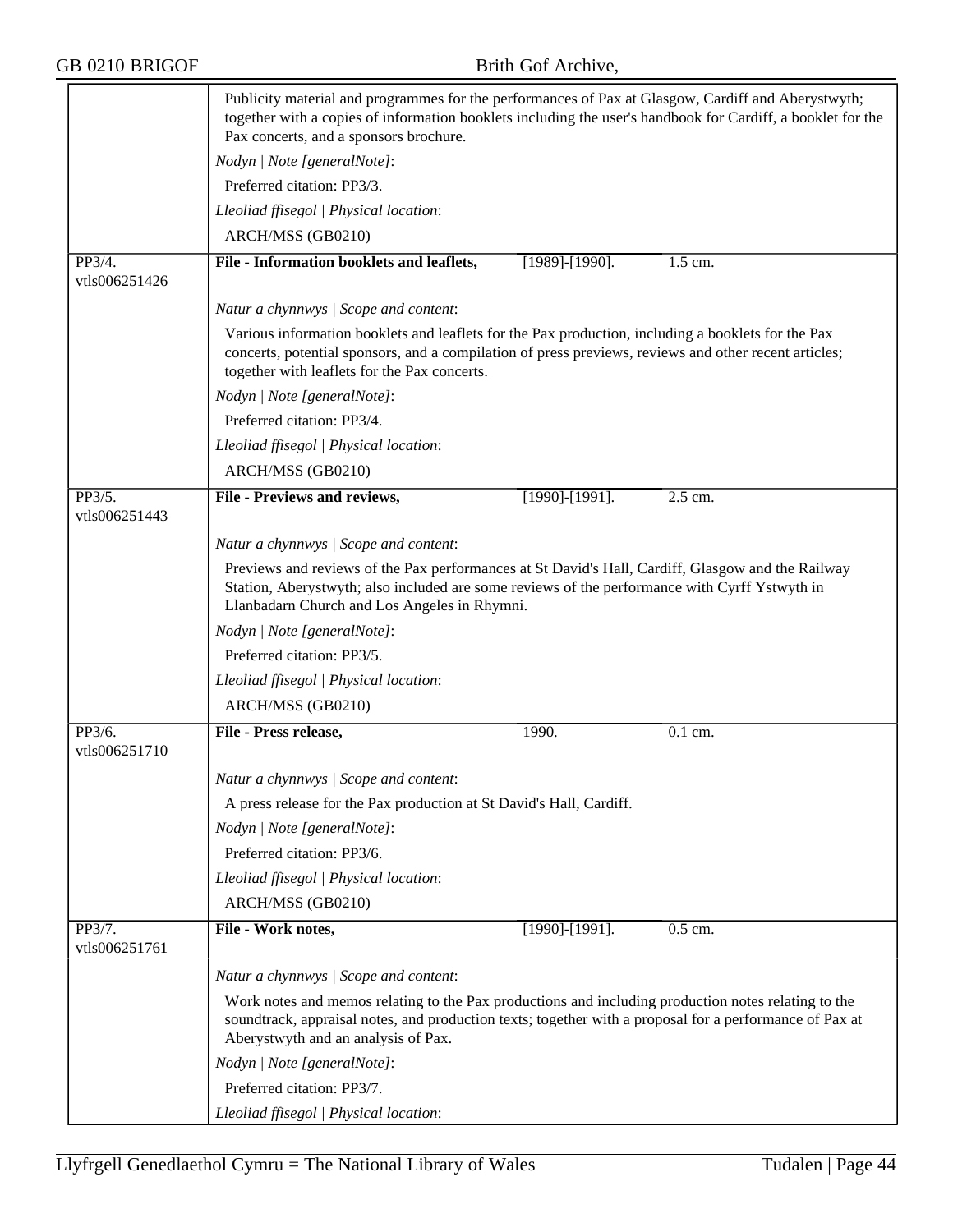Publicity material and programmes for the performances of Pax at Glasgow, Cardiff and Aberystwyth; together with a copies of information booklets including the user's handbook for Cardiff, a booklet for the Pax concerts, and a sponsors brochure.

*Nodyn | Note [generalNote]*:

Preferred citation: PP3/3.

*Lleoliad ffisegol | Physical location*:

ARCH/MSS (GB0210)

---

PP3/4.
vtls006251426

**File - Information booklets and leaflets,** [1989]-[1990]. 1.5 cm.

*Natur a chynnwys | Scope and content*:

Various information booklets and leaflets for the Pax production, including a booklets for the Pax concerts, potential sponsors, and a compilation of press previews, reviews and other recent articles; together with leaflets for the Pax concerts.

*Nodyn | Note [generalNote]*:

Preferred citation: PP3/4.

*Lleoliad ffisegol | Physical location*:

ARCH/MSS (GB0210)

---

PP3/5.
vtls006251443

**File - Previews and reviews,** [1990]-[1991]. 2.5 cm.

*Natur a chynnwys | Scope and content*:

Previews and reviews of the Pax performances at St David's Hall, Cardiff, Glasgow and the Railway Station, Aberystwyth; also included are some reviews of the performance with Cyrff Ystwyth in Llanbadarn Church and Los Angeles in Rhymni.

*Nodyn | Note [generalNote]*:

Preferred citation: PP3/5.

*Lleoliad ffisegol | Physical location*:

ARCH/MSS (GB0210)

---

PP3/6.
vtls006251710

**File - Press release,** 1990. 0.1 cm.

*Natur a chynnwys | Scope and content*:

A press release for the Pax production at St David's Hall, Cardiff.

*Nodyn | Note [generalNote]*:

Preferred citation: PP3/6.

*Lleoliad ffisegol | Physical location*:

ARCH/MSS (GB0210)

---

PP3/7.
vtls006251761

**File - Work notes,** [1990]-[1991]. 0.5 cm.

*Natur a chynnwys | Scope and content*:

Work notes and memos relating to the Pax productions and including production notes relating to the soundtrack, appraisal notes, and production texts; together with a proposal for a performance of Pax at Aberystwyth and an analysis of Pax.

*Nodyn | Note [generalNote]*:

Preferred citation: PP3/7.

*Lleoliad ffisegol | Physical location*: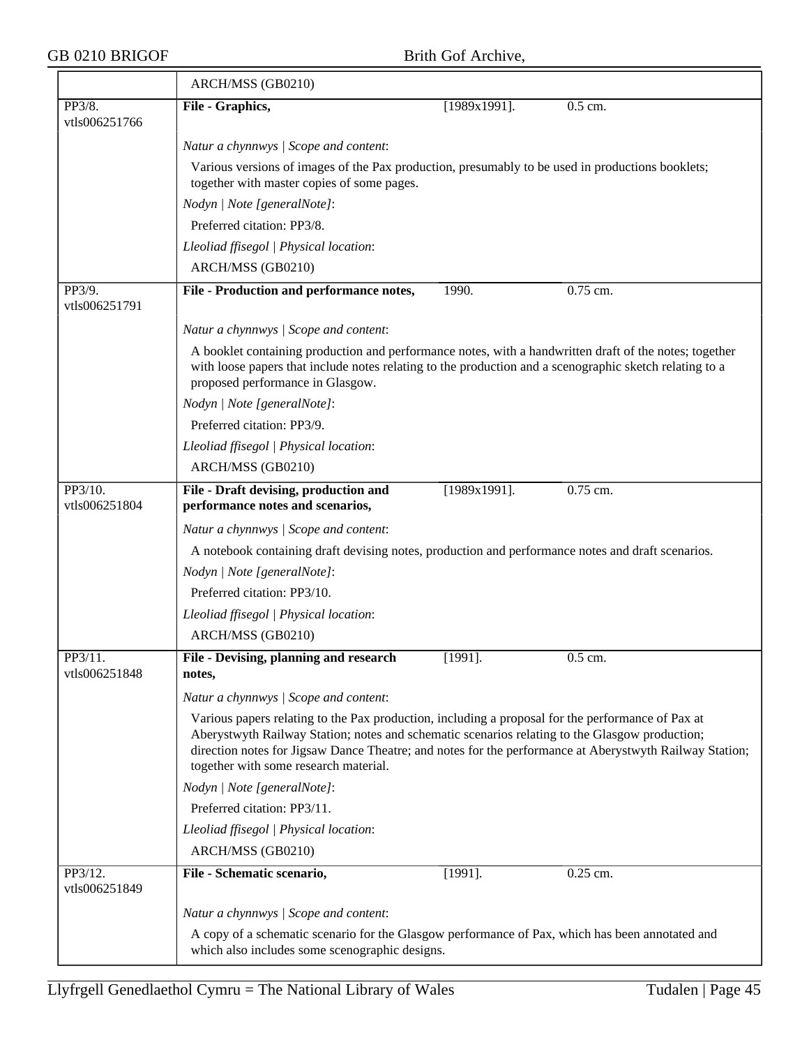ARCH/MSS (GB0210)

| | | | |
|---|---|---|---|
| PP3/8. vtls006251766 | **File - Graphics,** | [1989x1991]. | 0.5 cm. |

*Natur a chynnwys | Scope and content*:

Various versions of images of the Pax production, presumably to be used in productions booklets; together with master copies of some pages.

*Nodyn | Note [generalNote]*:

Preferred citation: PP3/8.

*Lleoliad ffisegol | Physical location*:

ARCH/MSS (GB0210)

| | | | |
|---|---|---|---|
| PP3/9. vtls006251791 | **File - Production and performance notes,** | 1990. | 0.75 cm. |

*Natur a chynnwys | Scope and content*:

A booklet containing production and performance notes, with a handwritten draft of the notes; together with loose papers that include notes relating to the production and a scenographic sketch relating to a proposed performance in Glasgow.

*Nodyn | Note [generalNote]*:

Preferred citation: PP3/9.

*Lleoliad ffisegol | Physical location*:

ARCH/MSS (GB0210)

| | | | |
|---|---|---|---|
| PP3/10. vtls006251804 | **File - Draft devising, production and performance notes and scenarios,** | [1989x1991]. | 0.75 cm. |

*Natur a chynnwys | Scope and content*:

A notebook containing draft devising notes, production and performance notes and draft scenarios.

*Nodyn | Note [generalNote]*:

Preferred citation: PP3/10.

*Lleoliad ffisegol | Physical location*:

ARCH/MSS (GB0210)

| | | | |
|---|---|---|---|
| PP3/11. vtls006251848 | **File - Devising, planning and research notes,** | [1991]. | 0.5 cm. |

*Natur a chynnwys | Scope and content*:

Various papers relating to the Pax production, including a proposal for the performance of Pax at Aberystwyth Railway Station; notes and schematic scenarios relating to the Glasgow production; direction notes for Jigsaw Dance Theatre; and notes for the performance at Aberystwyth Railway Station; together with some research material.

*Nodyn | Note [generalNote]*:

Preferred citation: PP3/11.

*Lleoliad ffisegol | Physical location*:

ARCH/MSS (GB0210)

| | | | |
|---|---|---|---|
| PP3/12. vtls006251849 | **File - Schematic scenario,** | [1991]. | 0.25 cm. |

*Natur a chynnwys | Scope and content*:

A copy of a schematic scenario for the Glasgow performance of Pax, which has been annotated and which also includes some scenographic designs.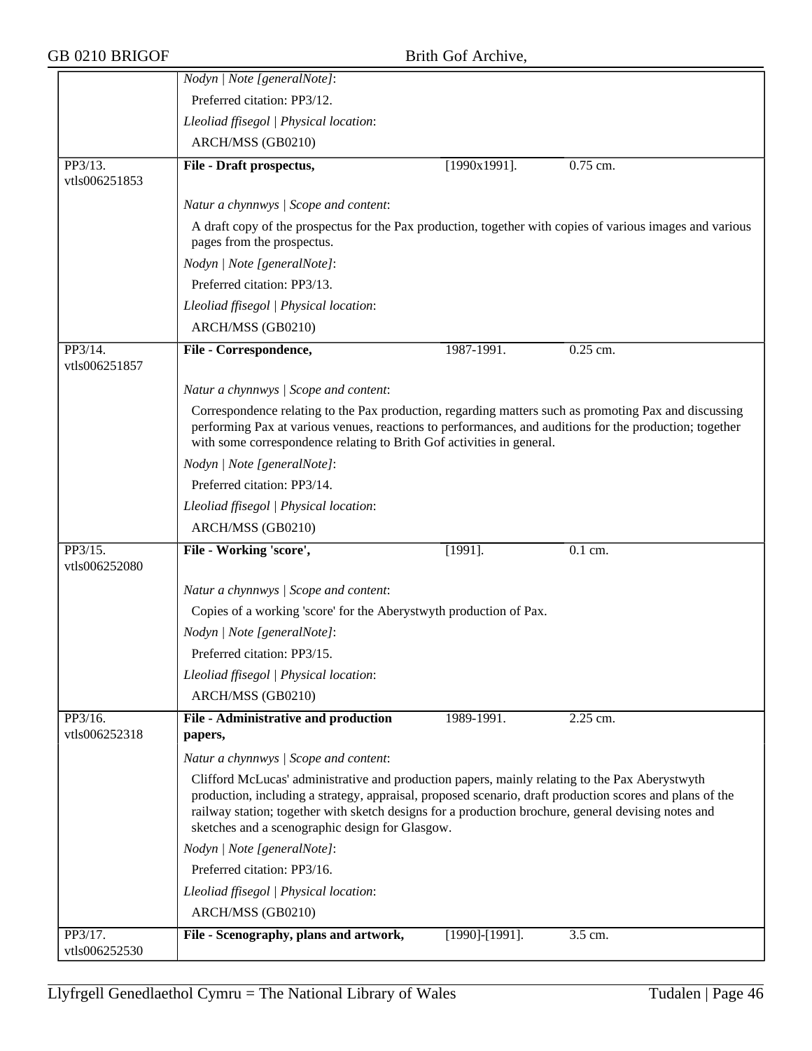*Nodyn | Note [generalNote]*:

Preferred citation: PP3/12.

*Lleoliad ffisegol | Physical location*:

ARCH/MSS (GB0210)

| PP3/13. vtls006251853 | **File - Draft prospectus,** | [1990x1991]. | 0.75 cm. |
|---|---|---|---|

*Natur a chynnwys | Scope and content*:

A draft copy of the prospectus for the Pax production, together with copies of various images and various pages from the prospectus.

*Nodyn | Note [generalNote]*:

Preferred citation: PP3/13.

*Lleoliad ffisegol | Physical location*:

ARCH/MSS (GB0210)

| PP3/14. vtls006251857 | **File - Correspondence,** | 1987-1991. | 0.25 cm. |
|---|---|---|---|

*Natur a chynnwys | Scope and content*:

Correspondence relating to the Pax production, regarding matters such as promoting Pax and discussing performing Pax at various venues, reactions to performances, and auditions for the production; together with some correspondence relating to Brith Gof activities in general.

*Nodyn | Note [generalNote]*:

Preferred citation: PP3/14.

*Lleoliad ffisegol | Physical location*:

ARCH/MSS (GB0210)

| PP3/15. vtls006252080 | **File - Working 'score',** | [1991]. | 0.1 cm. |
|---|---|---|---|

*Natur a chynnwys | Scope and content*:

Copies of a working 'score' for the Aberystwyth production of Pax.

*Nodyn | Note [generalNote]*:

Preferred citation: PP3/15.

*Lleoliad ffisegol | Physical location*:

ARCH/MSS (GB0210)

| PP3/16. vtls006252318 | **File - Administrative and production papers,** | 1989-1991. | 2.25 cm. |
|---|---|---|---|

*Natur a chynnwys | Scope and content*:

Clifford McLucas' administrative and production papers, mainly relating to the Pax Aberystwyth production, including a strategy, appraisal, proposed scenario, draft production scores and plans of the railway station; together with sketch designs for a production brochure, general devising notes and sketches and a scenographic design for Glasgow.

*Nodyn | Note [generalNote]*:

Preferred citation: PP3/16.

*Lleoliad ffisegol | Physical location*:

ARCH/MSS (GB0210)

| PP3/17. vtls006252530 | **File - Scenography, plans and artwork,** | [1990]-[1991]. | 3.5 cm. |
|---|---|---|---|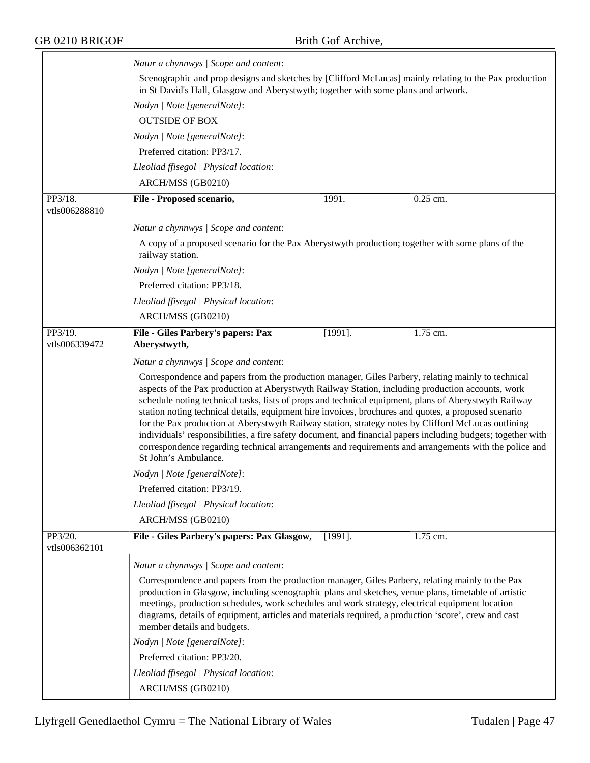*Natur a chynnwys | Scope and content*:

Scenographic and prop designs and sketches by [Clifford McLucas] mainly relating to the Pax production in St David's Hall, Glasgow and Aberystwyth; together with some plans and artwork.

*Nodyn | Note [generalNote]*:

OUTSIDE OF BOX

*Nodyn | Note [generalNote]*:

Preferred citation: PP3/17.

*Lleoliad ffisegol | Physical location*:

ARCH/MSS (GB0210)

---

PP3/18.
vtls006288810

**File - Proposed scenario,** 1991. 0.25 cm.

*Natur a chynnwys | Scope and content*:

A copy of a proposed scenario for the Pax Aberystwyth production; together with some plans of the railway station.

*Nodyn | Note [generalNote]*:

Preferred citation: PP3/18.

*Lleoliad ffisegol | Physical location*:

ARCH/MSS (GB0210)

---

PP3/19.
vtls006339472

**File - Giles Parbery's papers: Pax Aberystwyth,** [1991]. 1.75 cm.

*Natur a chynnwys | Scope and content*:

Correspondence and papers from the production manager, Giles Parbery, relating mainly to technical aspects of the Pax production at Aberystwyth Railway Station, including production accounts, work schedule noting technical tasks, lists of props and technical equipment, plans of Aberystwyth Railway station noting technical details, equipment hire invoices, brochures and quotes, a proposed scenario for the Pax production at Aberystwyth Railway station, strategy notes by Clifford McLucas outlining individuals' responsibilities, a fire safety document, and financial papers including budgets; together with correspondence regarding technical arrangements and requirements and arrangements with the police and St John's Ambulance.

*Nodyn | Note [generalNote]*:

Preferred citation: PP3/19.

*Lleoliad ffisegol | Physical location*:

ARCH/MSS (GB0210)

---

PP3/20.
vtls006362101

**File - Giles Parbery's papers: Pax Glasgow,** [1991]. 1.75 cm.

*Natur a chynnwys | Scope and content*:

Correspondence and papers from the production manager, Giles Parbery, relating mainly to the Pax production in Glasgow, including scenographic plans and sketches, venue plans, timetable of artistic meetings, production schedules, work schedules and work strategy, electrical equipment location diagrams, details of equipment, articles and materials required, a production 'score', crew and cast member details and budgets.

*Nodyn | Note [generalNote]*:

Preferred citation: PP3/20.

*Lleoliad ffisegol | Physical location*:

ARCH/MSS (GB0210)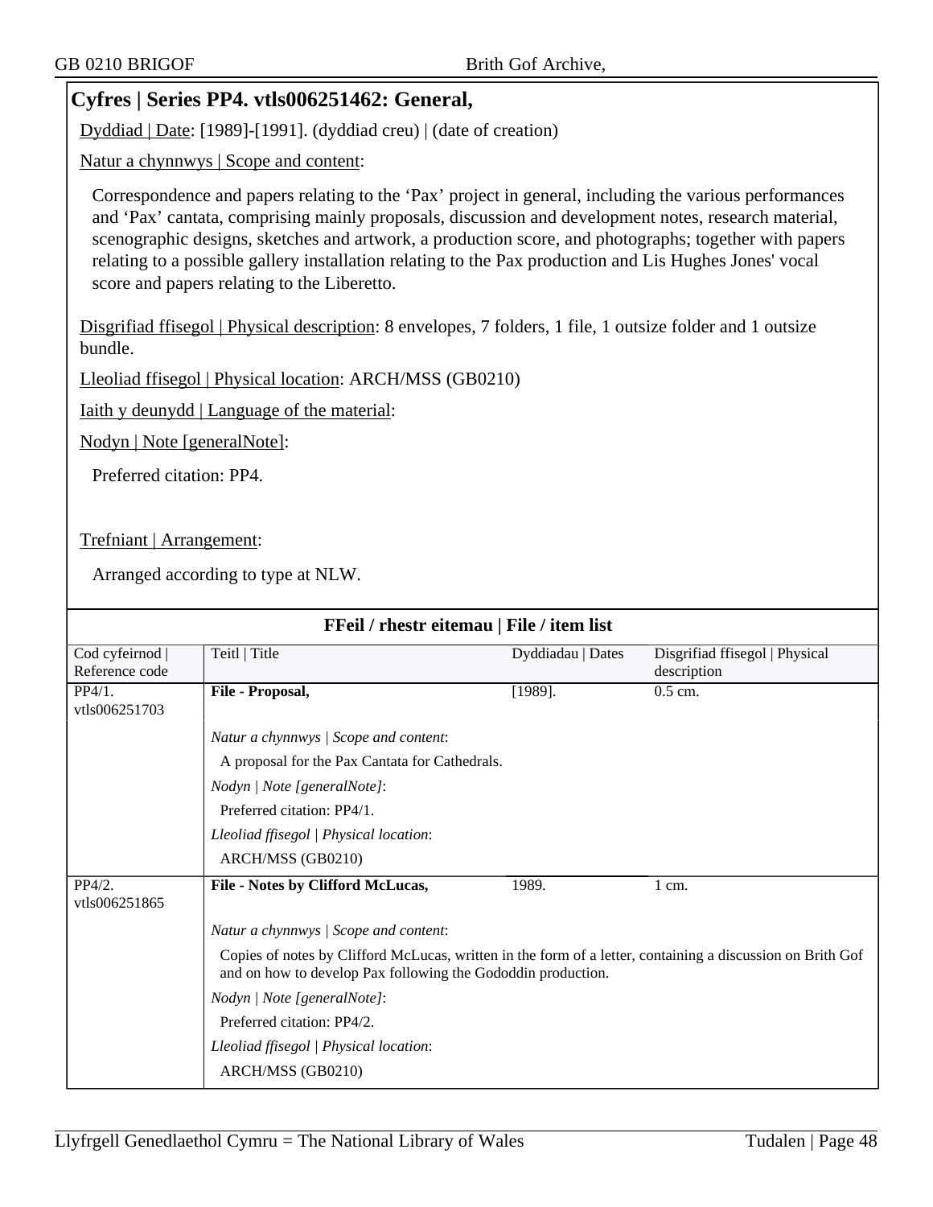## Cyfres | Series PP4. vtls006251462: General,

Dyddiad | Date: [1989]-[1991]. (dyddiad creu) | (date of creation)

Natur a chynnwys | Scope and content:

Correspondence and papers relating to the 'Pax' project in general, including the various performances and 'Pax' cantata, comprising mainly proposals, discussion and development notes, research material, scenographic designs, sketches and artwork, a production score, and photographs; together with papers relating to a possible gallery installation relating to the Pax production and Lis Hughes Jones' vocal score and papers relating to the Liberetto.

Disgrifiad ffisegol | Physical description: 8 envelopes, 7 folders, 1 file, 1 outsize folder and 1 outsize bundle.

Lleoliad ffisegol | Physical location: ARCH/MSS (GB0210)

Iaith y deunydd | Language of the material:

Nodyn | Note [generalNote]:

Preferred citation: PP4.

Trefniant | Arrangement:

Arranged according to type at NLW.

### FFeil / rhestr eitemau | File / item list

| Cod cyfeirnod \| Reference code | Teitl \| Title | Dyddiadau \| Dates | Disgrifiad ffisegol \| Physical description |
|---|---|---|---|
| PP4/1. vtls006251703 | **File - Proposal,** | [1989]. | 0.5 cm. |
| | *Natur a chynnwys \| Scope and content*: A proposal for the Pax Cantata for Cathedrals. *Nodyn \| Note [generalNote]*: Preferred citation: PP4/1. *Lleoliad ffisegol \| Physical location*: ARCH/MSS (GB0210) | | |
| PP4/2. vtls006251865 | **File - Notes by Clifford McLucas,** | 1989. | 1 cm. |
| | *Natur a chynnwys \| Scope and content*: Copies of notes by Clifford McLucas, written in the form of a letter, containing a discussion on Brith Gof and on how to develop Pax following the Gododdin production. *Nodyn \| Note [generalNote]*: Preferred citation: PP4/2. *Lleoliad ffisegol \| Physical location*: ARCH/MSS (GB0210) | | |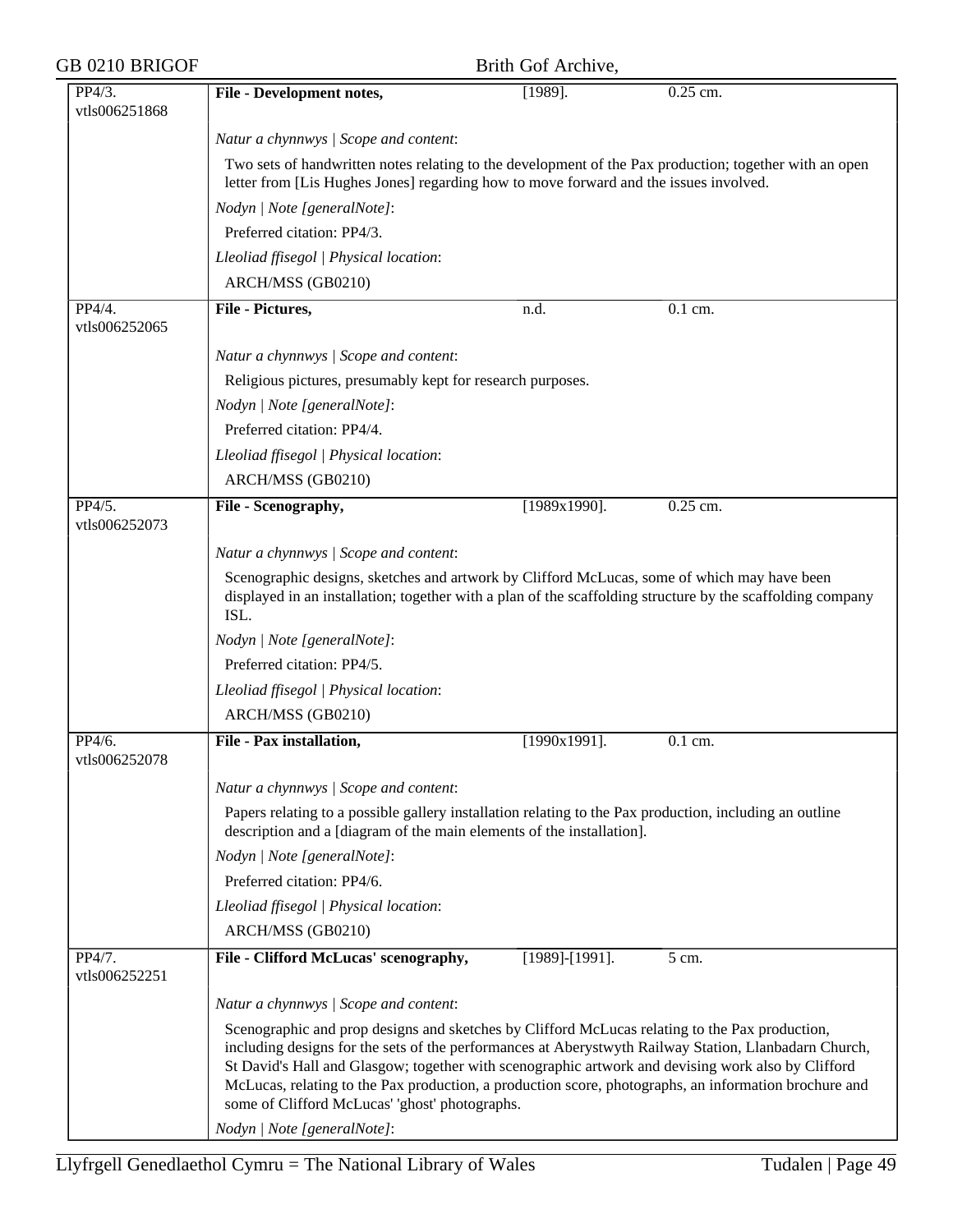| | | | |
|---|---|---|---|
| PP4/3. vtls006251868 | **File - Development notes,** | [1989]. | 0.25 cm. |
| | *Natur a chynnwys \| Scope and content*: | | |
| | Two sets of handwritten notes relating to the development of the Pax production; together with an open letter from [Lis Hughes Jones] regarding how to move forward and the issues involved. | | |
| | *Nodyn \| Note [generalNote]*: | | |
| | Preferred citation: PP4/3. | | |
| | *Lleoliad ffisegol \| Physical location*: | | |
| | ARCH/MSS (GB0210) | | |
| PP4/4. vtls006252065 | **File - Pictures,** | n.d. | 0.1 cm. |
| | *Natur a chynnwys \| Scope and content*: | | |
| | Religious pictures, presumably kept for research purposes. | | |
| | *Nodyn \| Note [generalNote]*: | | |
| | Preferred citation: PP4/4. | | |
| | *Lleoliad ffisegol \| Physical location*: | | |
| | ARCH/MSS (GB0210) | | |
| PP4/5. vtls006252073 | **File - Scenography,** | [1989x1990]. | 0.25 cm. |
| | *Natur a chynnwys \| Scope and content*: | | |
| | Scenographic designs, sketches and artwork by Clifford McLucas, some of which may have been displayed in an installation; together with a plan of the scaffolding structure by the scaffolding company ISL. | | |
| | *Nodyn \| Note [generalNote]*: | | |
| | Preferred citation: PP4/5. | | |
| | *Lleoliad ffisegol \| Physical location*: | | |
| | ARCH/MSS (GB0210) | | |
| PP4/6. vtls006252078 | **File - Pax installation,** | [1990x1991]. | 0.1 cm. |
| | *Natur a chynnwys \| Scope and content*: | | |
| | Papers relating to a possible gallery installation relating to the Pax production, including an outline description and a [diagram of the main elements of the installation]. | | |
| | *Nodyn \| Note [generalNote]*: | | |
| | Preferred citation: PP4/6. | | |
| | *Lleoliad ffisegol \| Physical location*: | | |
| | ARCH/MSS (GB0210) | | |
| PP4/7. vtls006252251 | **File - Clifford McLucas' scenography,** | [1989]-[1991]. | 5 cm. |
| | *Natur a chynnwys \| Scope and content*: | | |
| | Scenographic and prop designs and sketches by Clifford McLucas relating to the Pax production, including designs for the sets of the performances at Aberystwyth Railway Station, Llanbadarn Church, St David's Hall and Glasgow; together with scenographic artwork and devising work also by Clifford McLucas, relating to the Pax production, a production score, photographs, an information brochure and some of Clifford McLucas' 'ghost' photographs. | | |
| | *Nodyn \| Note [generalNote]*: | | |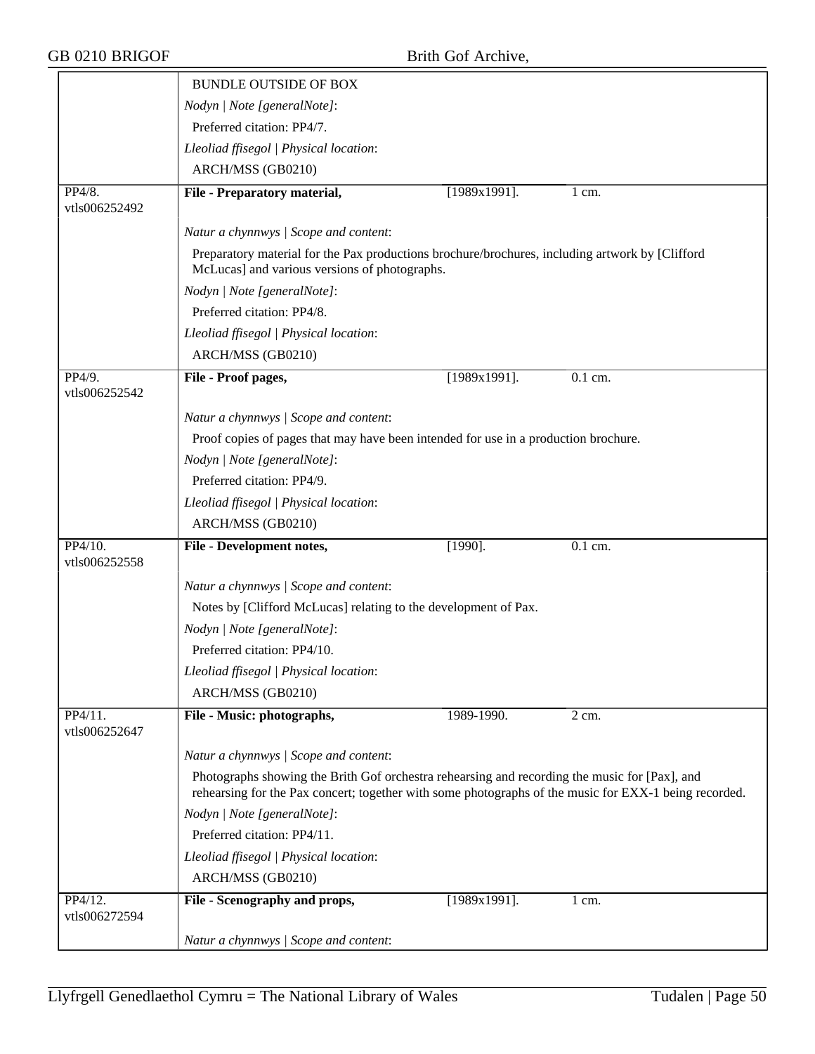BUNDLE OUTSIDE OF BOX

*Nodyn | Note [generalNote]*:

Preferred citation: PP4/7.

*Lleoliad ffisegol | Physical location*:

ARCH/MSS (GB0210)

---

PP4/8.
vtls006252492

**File - Preparatory material,** [1989x1991]. 1 cm.

*Natur a chynnwys | Scope and content*:

Preparatory material for the Pax productions brochure/brochures, including artwork by [Clifford McLucas] and various versions of photographs.

*Nodyn | Note [generalNote]*:

Preferred citation: PP4/8.

*Lleoliad ffisegol | Physical location*:

ARCH/MSS (GB0210)

---

PP4/9.
vtls006252542

**File - Proof pages,** [1989x1991]. 0.1 cm.

*Natur a chynnwys | Scope and content*:

Proof copies of pages that may have been intended for use in a production brochure.

*Nodyn | Note [generalNote]*:

Preferred citation: PP4/9.

*Lleoliad ffisegol | Physical location*:

ARCH/MSS (GB0210)

---

PP4/10.
vtls006252558

**File - Development notes,** [1990]. 0.1 cm.

*Natur a chynnwys | Scope and content*:

Notes by [Clifford McLucas] relating to the development of Pax.

*Nodyn | Note [generalNote]*:

Preferred citation: PP4/10.

*Lleoliad ffisegol | Physical location*:

ARCH/MSS (GB0210)

---

PP4/11.
vtls006252647

**File - Music: photographs,** 1989-1990. 2 cm.

*Natur a chynnwys | Scope and content*:

Photographs showing the Brith Gof orchestra rehearsing and recording the music for [Pax], and rehearsing for the Pax concert; together with some photographs of the music for EXX-1 being recorded.

*Nodyn | Note [generalNote]*:

Preferred citation: PP4/11.

*Lleoliad ffisegol | Physical location*:

ARCH/MSS (GB0210)

---

PP4/12.
vtls006272594

**File - Scenography and props,** [1989x1991]. 1 cm.

*Natur a chynnwys | Scope and content*: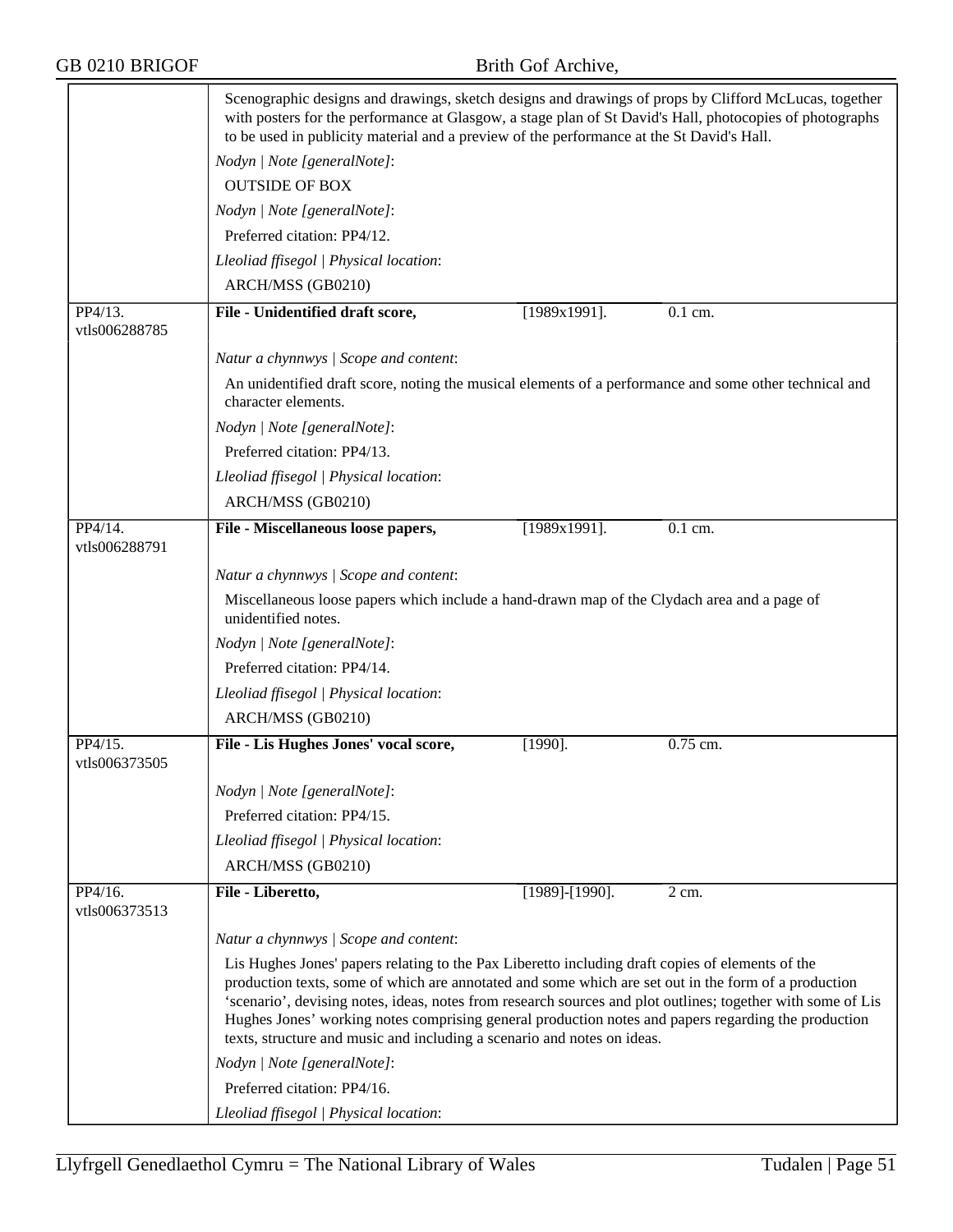Scenographic designs and drawings, sketch designs and drawings of props by Clifford McLucas, together with posters for the performance at Glasgow, a stage plan of St David's Hall, photocopies of photographs to be used in publicity material and a preview of the performance at the St David's Hall.

*Nodyn | Note [generalNote]*:

OUTSIDE OF BOX

*Nodyn | Note [generalNote]*:

Preferred citation: PP4/12.

*Lleoliad ffisegol | Physical location*:

ARCH/MSS (GB0210)

---

PP4/13.
vtls006288785

**File - Unidentified draft score,** [1989x1991]. 0.1 cm.

*Natur a chynnwys | Scope and content*:

An unidentified draft score, noting the musical elements of a performance and some other technical and character elements.

*Nodyn | Note [generalNote]*:

Preferred citation: PP4/13.

*Lleoliad ffisegol | Physical location*:

ARCH/MSS (GB0210)

---

PP4/14.
vtls006288791

**File - Miscellaneous loose papers,** [1989x1991]. 0.1 cm.

*Natur a chynnwys | Scope and content*:

Miscellaneous loose papers which include a hand-drawn map of the Clydach area and a page of unidentified notes.

*Nodyn | Note [generalNote]*:

Preferred citation: PP4/14.

*Lleoliad ffisegol | Physical location*:

ARCH/MSS (GB0210)

---

PP4/15.
vtls006373505

**File - Lis Hughes Jones' vocal score,** [1990]. 0.75 cm.

*Nodyn | Note [generalNote]*:

Preferred citation: PP4/15.

*Lleoliad ffisegol | Physical location*:

ARCH/MSS (GB0210)

---

PP4/16.
vtls006373513

**File - Liberetto,** [1989]-[1990]. 2 cm.

*Natur a chynnwys | Scope and content*:

Lis Hughes Jones' papers relating to the Pax Liberetto including draft copies of elements of the production texts, some of which are annotated and some which are set out in the form of a production 'scenario', devising notes, ideas, notes from research sources and plot outlines; together with some of Lis Hughes Jones' working notes comprising general production notes and papers regarding the production texts, structure and music and including a scenario and notes on ideas.

*Nodyn | Note [generalNote]*:

Preferred citation: PP4/16.

*Lleoliad ffisegol | Physical location*: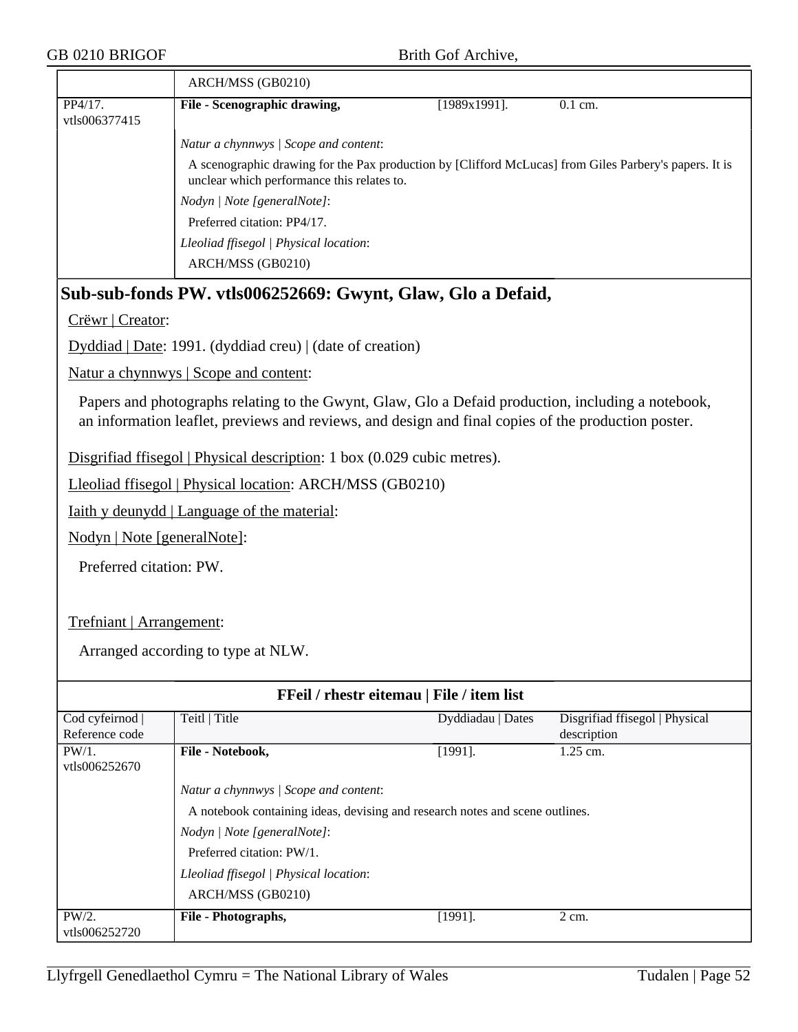| | ARCH/MSS (GB0210) | | |
|---|---|---|---|
| PP4/17. vtls006377415 | **File - Scenographic drawing,** | [1989x1991]. | 0.1 cm. |
| | *Natur a chynnwys \| Scope and content*: A scenographic drawing for the Pax production by [Clifford McLucas] from Giles Parbery's papers. It is unclear which performance this relates to. *Nodyn \| Note [generalNote]*: Preferred citation: PP4/17. *Lleoliad ffisegol \| Physical location*: ARCH/MSS (GB0210) | | |

## Sub-sub-fonds PW. vtls006252669: Gwynt, Glaw, Glo a Defaid,

Crëwr | Creator:

Dyddiad | Date: 1991. (dyddiad creu) | (date of creation)

Natur a chynnwys | Scope and content:

Papers and photographs relating to the Gwynt, Glaw, Glo a Defaid production, including a notebook, an information leaflet, previews and reviews, and design and final copies of the production poster.

Disgrifiad ffisegol | Physical description: 1 box (0.029 cubic metres).

Lleoliad ffisegol | Physical location: ARCH/MSS (GB0210)

Iaith y deunydd | Language of the material:

Nodyn | Note [generalNote]:

Preferred citation: PW.

Trefniant | Arrangement:

Arranged according to type at NLW.

**FFeil / rhestr eitemau | File / item list**

| Cod cyfeirnod \| Reference code | Teitl \| Title | Dyddiadau \| Dates | Disgrifiad ffisegol \| Physical description |
|---|---|---|---|
| PW/1. vtls006252670 | **File - Notebook,** | [1991]. | 1.25 cm. |
| | *Natur a chynnwys \| Scope and content*: A notebook containing ideas, devising and research notes and scene outlines. *Nodyn \| Note [generalNote]*: Preferred citation: PW/1. *Lleoliad ffisegol \| Physical location*: ARCH/MSS (GB0210) | | |
| PW/2. vtls006252720 | **File - Photographs,** | [1991]. | 2 cm. |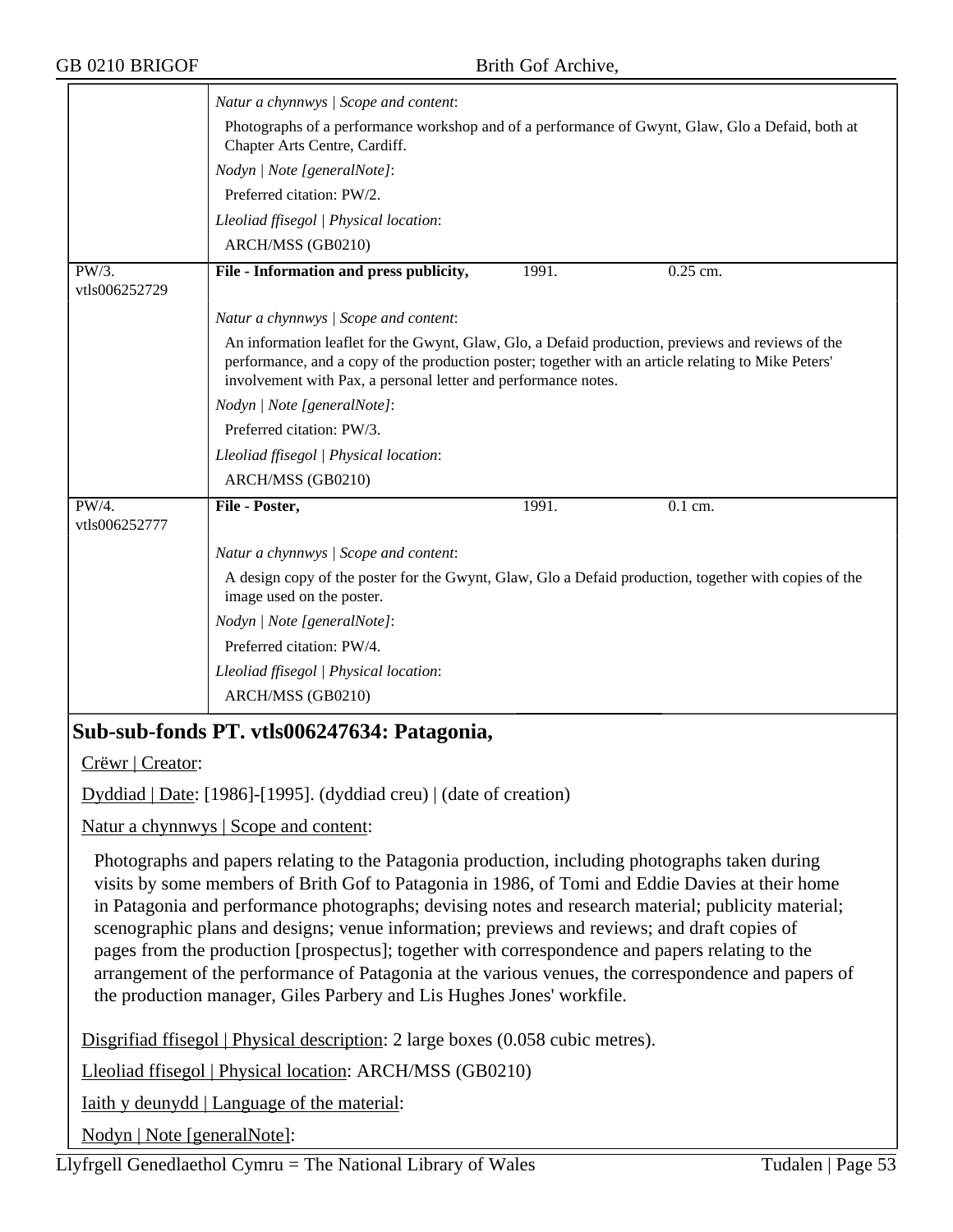*Natur a chynnwys | Scope and content*:

Photographs of a performance workshop and of a performance of Gwynt, Glaw, Glo a Defaid, both at Chapter Arts Centre, Cardiff.

*Nodyn | Note [generalNote]*:

Preferred citation: PW/2.

*Lleoliad ffisegol | Physical location*:

ARCH/MSS (GB0210)

| PW/3. vtls006252729 | **File - Information and press publicity,** | 1991. | 0.25 cm. |
|---|---|---|---|

*Natur a chynnwys | Scope and content*:

An information leaflet for the Gwynt, Glaw, Glo, a Defaid production, previews and reviews of the performance, and a copy of the production poster; together with an article relating to Mike Peters' involvement with Pax, a personal letter and performance notes.

*Nodyn | Note [generalNote]*:

Preferred citation: PW/3.

*Lleoliad ffisegol | Physical location*:

ARCH/MSS (GB0210)

| PW/4. vtls006252777 | **File - Poster,** | 1991. | 0.1 cm. |
|---|---|---|---|

*Natur a chynnwys | Scope and content*:

A design copy of the poster for the Gwynt, Glaw, Glo a Defaid production, together with copies of the image used on the poster.

*Nodyn | Note [generalNote]*:

Preferred citation: PW/4.

*Lleoliad ffisegol | Physical location*:

ARCH/MSS (GB0210)

## Sub-sub-fonds PT. vtls006247634: Patagonia,

Crëwr | Creator:

Dyddiad | Date: [1986]-[1995]. (dyddiad creu) | (date of creation)

Natur a chynnwys | Scope and content:

Photographs and papers relating to the Patagonia production, including photographs taken during visits by some members of Brith Gof to Patagonia in 1986, of Tomi and Eddie Davies at their home in Patagonia and performance photographs; devising notes and research material; publicity material; scenographic plans and designs; venue information; previews and reviews; and draft copies of pages from the production [prospectus]; together with correspondence and papers relating to the arrangement of the performance of Patagonia at the various venues, the correspondence and papers of the production manager, Giles Parbery and Lis Hughes Jones' workfile.

Disgrifiad ffisegol | Physical description: 2 large boxes (0.058 cubic metres).

Lleoliad ffisegol | Physical location: ARCH/MSS (GB0210)

Iaith y deunydd | Language of the material:

Nodyn | Note [generalNote]: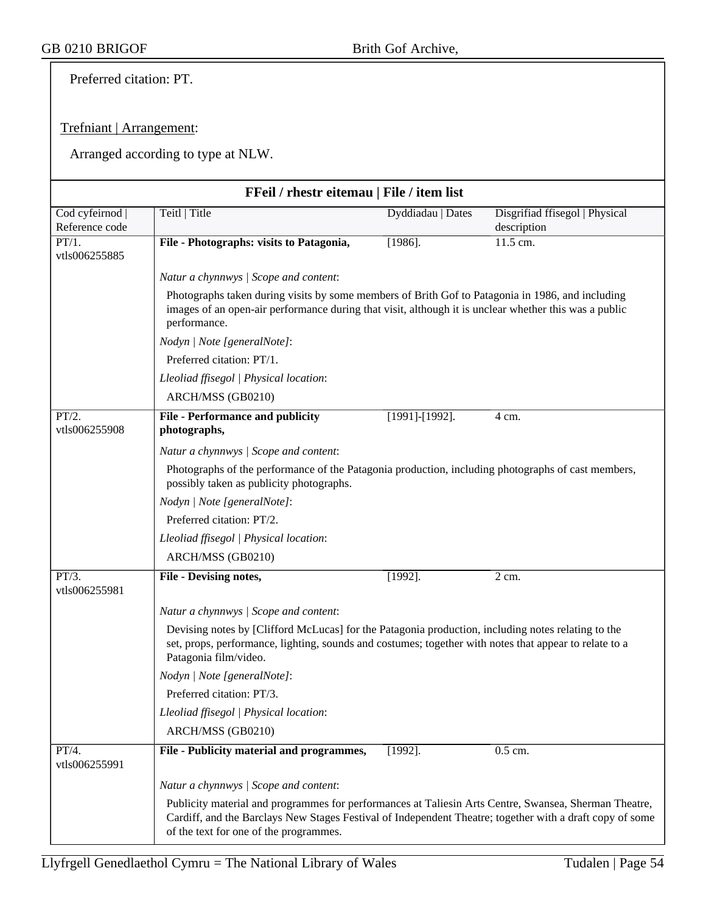Preferred citation: PT.

Trefniant | Arrangement:

Arranged according to type at NLW.

### FFeil / rhestr eitemau | File / item list

| Cod cyfeirnod \| Reference code | Teitl \| Title | Dyddiadau \| Dates | Disgrifiad ffisegol \| Physical description |
|---|---|---|---|
| PT/1. vtls006255885 | **File - Photographs: visits to Patagonia,** | [1986]. | 11.5 cm. |

*Natur a chynnwys | Scope and content*:

Photographs taken during visits by some members of Brith Gof to Patagonia in 1986, and including images of an open-air performance during that visit, although it is unclear whether this was a public performance.

*Nodyn | Note [generalNote]*:

Preferred citation: PT/1.

*Lleoliad ffisegol | Physical location*:

ARCH/MSS (GB0210)

| Cod cyfeirnod \| Reference code | Teitl \| Title | Dyddiadau \| Dates | Disgrifiad ffisegol \| Physical description |
|---|---|---|---|
| PT/2. vtls006255908 | **File - Performance and publicity photographs,** | [1991]-[1992]. | 4 cm. |

*Natur a chynnwys | Scope and content*:

Photographs of the performance of the Patagonia production, including photographs of cast members, possibly taken as publicity photographs.

*Nodyn | Note [generalNote]*:

Preferred citation: PT/2.

*Lleoliad ffisegol | Physical location*:

ARCH/MSS (GB0210)

| Cod cyfeirnod \| Reference code | Teitl \| Title | Dyddiadau \| Dates | Disgrifiad ffisegol \| Physical description |
|---|---|---|---|
| PT/3. vtls006255981 | **File - Devising notes,** | [1992]. | 2 cm. |

*Natur a chynnwys | Scope and content*:

Devising notes by [Clifford McLucas] for the Patagonia production, including notes relating to the set, props, performance, lighting, sounds and costumes; together with notes that appear to relate to a Patagonia film/video.

*Nodyn | Note [generalNote]*:

Preferred citation: PT/3.

*Lleoliad ffisegol | Physical location*:

ARCH/MSS (GB0210)

| Cod cyfeirnod \| Reference code | Teitl \| Title | Dyddiadau \| Dates | Disgrifiad ffisegol \| Physical description |
|---|---|---|---|
| PT/4. vtls006255991 | **File - Publicity material and programmes,** | [1992]. | 0.5 cm. |

*Natur a chynnwys | Scope and content*:

Publicity material and programmes for performances at Taliesin Arts Centre, Swansea, Sherman Theatre, Cardiff, and the Barclays New Stages Festival of Independent Theatre; together with a draft copy of some of the text for one of the programmes.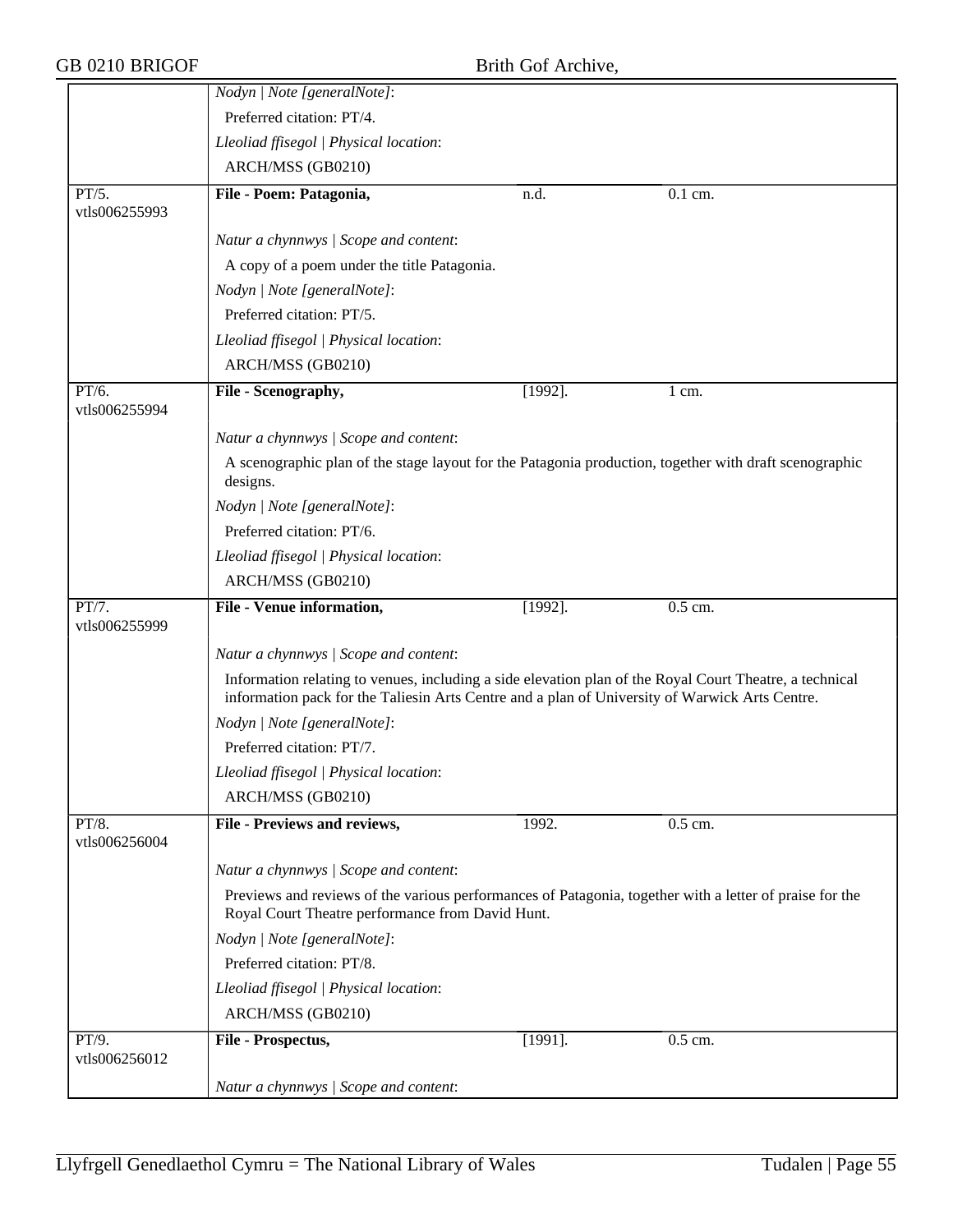| | | | |
|---|---|---|---|
| | *Nodyn \| Note [generalNote]*: | | |
| | Preferred citation: PT/4. | | |
| | *Lleoliad ffisegol \| Physical location*: | | |
| | ARCH/MSS (GB0210) | | |
| PT/5. vtls006255993 | **File - Poem: Patagonia,** | n.d. | 0.1 cm. |
| | *Natur a chynnwys \| Scope and content*: | | |
| | A copy of a poem under the title Patagonia. | | |
| | *Nodyn \| Note [generalNote]*: | | |
| | Preferred citation: PT/5. | | |
| | *Lleoliad ffisegol \| Physical location*: | | |
| | ARCH/MSS (GB0210) | | |
| PT/6. vtls006255994 | **File - Scenography,** | [1992]. | 1 cm. |
| | *Natur a chynnwys \| Scope and content*: | | |
| | A scenographic plan of the stage layout for the Patagonia production, together with draft scenographic designs. | | |
| | *Nodyn \| Note [generalNote]*: | | |
| | Preferred citation: PT/6. | | |
| | *Lleoliad ffisegol \| Physical location*: | | |
| | ARCH/MSS (GB0210) | | |
| PT/7. vtls006255999 | **File - Venue information,** | [1992]. | 0.5 cm. |
| | *Natur a chynnwys \| Scope and content*: | | |
| | Information relating to venues, including a side elevation plan of the Royal Court Theatre, a technical information pack for the Taliesin Arts Centre and a plan of University of Warwick Arts Centre. | | |
| | *Nodyn \| Note [generalNote]*: | | |
| | Preferred citation: PT/7. | | |
| | *Lleoliad ffisegol \| Physical location*: | | |
| | ARCH/MSS (GB0210) | | |
| PT/8. vtls006256004 | **File - Previews and reviews,** | 1992. | 0.5 cm. |
| | *Natur a chynnwys \| Scope and content*: | | |
| | Previews and reviews of the various performances of Patagonia, together with a letter of praise for the Royal Court Theatre performance from David Hunt. | | |
| | *Nodyn \| Note [generalNote]*: | | |
| | Preferred citation: PT/8. | | |
| | *Lleoliad ffisegol \| Physical location*: | | |
| | ARCH/MSS (GB0210) | | |
| PT/9. vtls006256012 | **File - Prospectus,** | [1991]. | 0.5 cm. |
| | *Natur a chynnwys \| Scope and content*: | | |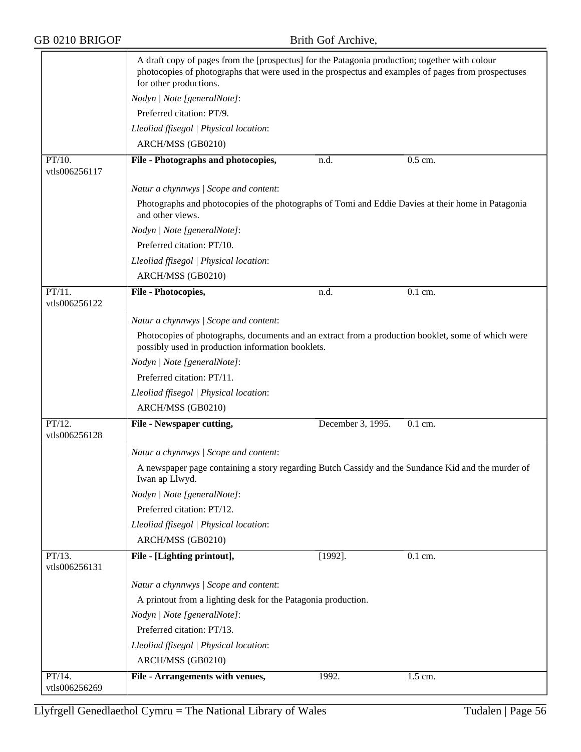A draft copy of pages from the [prospectus] for the Patagonia production; together with colour photocopies of photographs that were used in the prospectus and examples of pages from prospectuses for other productions.

*Nodyn | Note [generalNote]*:

Preferred citation: PT/9.

*Lleoliad ffisegol | Physical location*:

ARCH/MSS (GB0210)

| | | | |
|---|---|---|---|
| PT/10. vtls006256117 | **File - Photographs and photocopies,** | n.d. | 0.5 cm. |

*Natur a chynnwys | Scope and content*:

Photographs and photocopies of the photographs of Tomi and Eddie Davies at their home in Patagonia and other views.

*Nodyn | Note [generalNote]*:

Preferred citation: PT/10.

*Lleoliad ffisegol | Physical location*:

ARCH/MSS (GB0210)

| | | | |
|---|---|---|---|
| PT/11. vtls006256122 | **File - Photocopies,** | n.d. | 0.1 cm. |

*Natur a chynnwys | Scope and content*:

Photocopies of photographs, documents and an extract from a production booklet, some of which were possibly used in production information booklets.

*Nodyn | Note [generalNote]*:

Preferred citation: PT/11.

*Lleoliad ffisegol | Physical location*:

ARCH/MSS (GB0210)

| | | | |
|---|---|---|---|
| PT/12. vtls006256128 | **File - Newspaper cutting,** | December 3, 1995. | 0.1 cm. |

*Natur a chynnwys | Scope and content*:

A newspaper page containing a story regarding Butch Cassidy and the Sundance Kid and the murder of Iwan ap Llwyd.

*Nodyn | Note [generalNote]*:

Preferred citation: PT/12.

*Lleoliad ffisegol | Physical location*:

ARCH/MSS (GB0210)

| | | | |
|---|---|---|---|
| PT/13. vtls006256131 | **File - [Lighting printout],** | [1992]. | 0.1 cm. |

*Natur a chynnwys | Scope and content*:

A printout from a lighting desk for the Patagonia production.

*Nodyn | Note [generalNote]*:

Preferred citation: PT/13.

*Lleoliad ffisegol | Physical location*:

ARCH/MSS (GB0210)

| | | | |
|---|---|---|---|
| PT/14. vtls006256269 | **File - Arrangements with venues,** | 1992. | 1.5 cm. |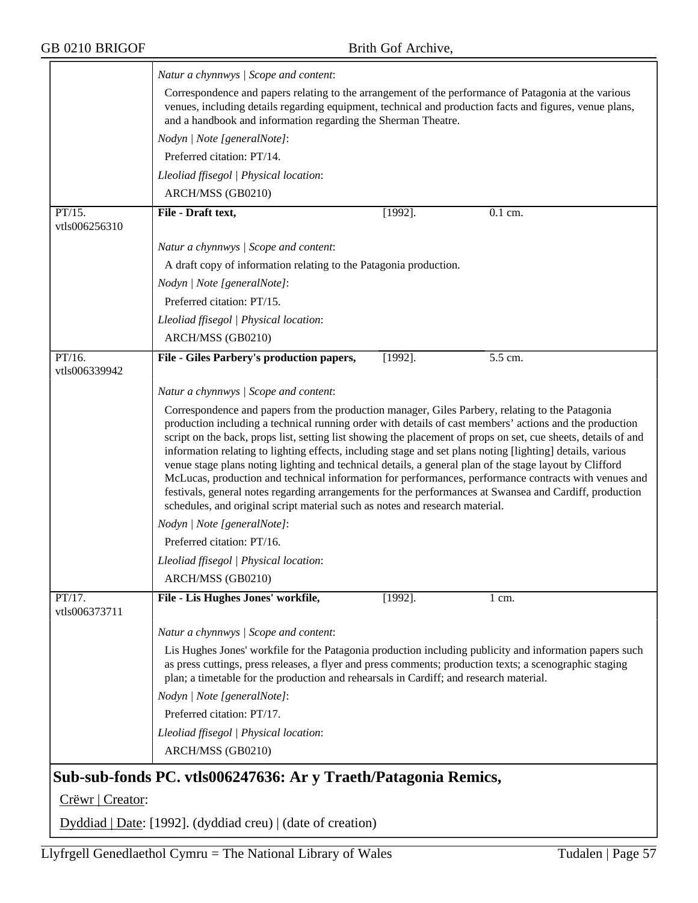*Natur a chynnwys | Scope and content*:

Correspondence and papers relating to the arrangement of the performance of Patagonia at the various venues, including details regarding equipment, technical and production facts and figures, venue plans, and a handbook and information regarding the Sherman Theatre.

*Nodyn | Note [generalNote]*:

Preferred citation: PT/14.

*Lleoliad ffisegol | Physical location*:

ARCH/MSS (GB0210)

---

PT/15. vtls006256310

**File - Draft text,** [1992]. 0.1 cm.

*Natur a chynnwys | Scope and content*:

A draft copy of information relating to the Patagonia production.

*Nodyn | Note [generalNote]*:

Preferred citation: PT/15.

*Lleoliad ffisegol | Physical location*:

ARCH/MSS (GB0210)

---

PT/16. vtls006339942

**File - Giles Parbery's production papers,** [1992]. 5.5 cm.

*Natur a chynnwys | Scope and content*:

Correspondence and papers from the production manager, Giles Parbery, relating to the Patagonia production including a technical running order with details of cast members' actions and the production script on the back, props list, setting list showing the placement of props on set, cue sheets, details of and information relating to lighting effects, including stage and set plans noting [lighting] details, various venue stage plans noting lighting and technical details, a general plan of the stage layout by Clifford McLucas, production and technical information for performances, performance contracts with venues and festivals, general notes regarding arrangements for the performances at Swansea and Cardiff, production schedules, and original script material such as notes and research material.

*Nodyn | Note [generalNote]*:

Preferred citation: PT/16.

*Lleoliad ffisegol | Physical location*:

ARCH/MSS (GB0210)

---

PT/17. vtls006373711

**File - Lis Hughes Jones' workfile,** [1992]. 1 cm.

*Natur a chynnwys | Scope and content*:

Lis Hughes Jones' workfile for the Patagonia production including publicity and information papers such as press cuttings, press releases, a flyer and press comments; production texts; a scenographic staging plan; a timetable for the production and rehearsals in Cardiff; and research material.

*Nodyn | Note [generalNote]*:

Preferred citation: PT/17.

*Lleoliad ffisegol | Physical location*:

ARCH/MSS (GB0210)

## Sub-sub-fonds PC. vtls006247636: Ar y Traeth/Patagonia Remics,

Crëwr | Creator:

Dyddiad | Date: [1992]. (dyddiad creu) | (date of creation)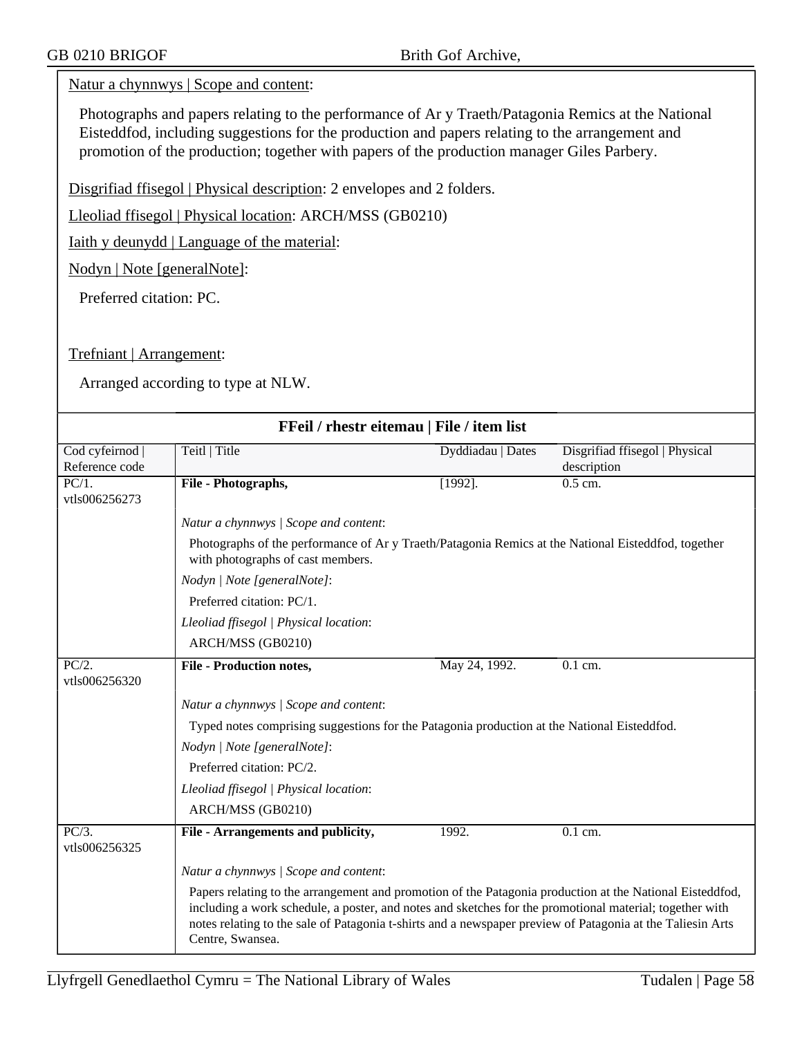Natur a chynnwys | Scope and content:

Photographs and papers relating to the performance of Ar y Traeth/Patagonia Remics at the National Eisteddfod, including suggestions for the production and papers relating to the arrangement and promotion of the production; together with papers of the production manager Giles Parbery.

Disgrifiad ffisegol | Physical description: 2 envelopes and 2 folders.

Lleoliad ffisegol | Physical location: ARCH/MSS (GB0210)

Iaith y deunydd | Language of the material:

Nodyn | Note [generalNote]:

Preferred citation: PC.

Trefniant | Arrangement:

Arranged according to type at NLW.

## FFeil / rhestr eitemau | File / item list

| Cod cyfeirnod \| Reference code | Teitl \| Title | Dyddiadau \| Dates | Disgrifiad ffisegol \| Physical description |
|---|---|---|---|
| PC/1. vtls006256273 | **File - Photographs,** | [1992]. | 0.5 cm. |
| | *Natur a chynnwys \| Scope and content*: Photographs of the performance of Ar y Traeth/Patagonia Remics at the National Eisteddfod, together with photographs of cast members. *Nodyn \| Note [generalNote]*: Preferred citation: PC/1. *Lleoliad ffisegol \| Physical location*: ARCH/MSS (GB0210) | | |
| PC/2. vtls006256320 | **File - Production notes,** | May 24, 1992. | 0.1 cm. |
| | *Natur a chynnwys \| Scope and content*: Typed notes comprising suggestions for the Patagonia production at the National Eisteddfod. *Nodyn \| Note [generalNote]*: Preferred citation: PC/2. *Lleoliad ffisegol \| Physical location*: ARCH/MSS (GB0210) | | |
| PC/3. vtls006256325 | **File - Arrangements and publicity,** | 1992. | 0.1 cm. |
| | *Natur a chynnwys \| Scope and content*: Papers relating to the arrangement and promotion of the Patagonia production at the National Eisteddfod, including a work schedule, a poster, and notes and sketches for the promotional material; together with notes relating to the sale of Patagonia t-shirts and a newspaper preview of Patagonia at the Taliesin Arts Centre, Swansea. | | |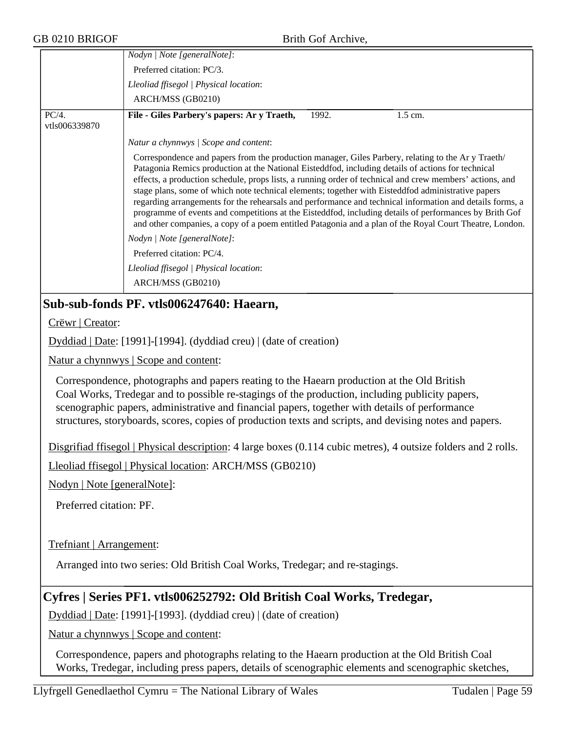*Nodyn | Note [generalNote]*:

Preferred citation: PC/3.

*Lleoliad ffisegol | Physical location*:

ARCH/MSS (GB0210)

| | | | |
|---|---|---|---|
| PC/4. vtls006339870 | **File - Giles Parbery's papers: Ar y Traeth,** | 1992. | 1.5 cm. |

*Natur a chynnwys | Scope and content*:

Correspondence and papers from the production manager, Giles Parbery, relating to the Ar y Traeth/ Patagonia Remics production at the National Eisteddfod, including details of actions for technical effects, a production schedule, props lists, a running order of technical and crew members' actions, and stage plans, some of which note technical elements; together with Eisteddfod administrative papers regarding arrangements for the rehearsals and performance and technical information and details forms, a programme of events and competitions at the Eisteddfod, including details of performances by Brith Gof and other companies, a copy of a poem entitled Patagonia and a plan of the Royal Court Theatre, London.

*Nodyn | Note [generalNote]*:

Preferred citation: PC/4.

*Lleoliad ffisegol | Physical location*:

ARCH/MSS (GB0210)

## Sub-sub-fonds PF. vtls006247640: Haearn,

Crëwr | Creator:

Dyddiad | Date: [1991]-[1994]. (dyddiad creu) | (date of creation)

Natur a chynnwys | Scope and content:

Correspondence, photographs and papers reating to the Haearn production at the Old British Coal Works, Tredegar and to possible re-stagings of the production, including publicity papers, scenographic papers, administrative and financial papers, together with details of performance structures, storyboards, scores, copies of production texts and scripts, and devising notes and papers.

Disgrifiad ffisegol | Physical description: 4 large boxes (0.114 cubic metres), 4 outsize folders and 2 rolls.

Lleoliad ffisegol | Physical location: ARCH/MSS (GB0210)

Nodyn | Note [generalNote]:

Preferred citation: PF.

Trefniant | Arrangement:

Arranged into two series: Old British Coal Works, Tredegar; and re-stagings.

## Cyfres | Series PF1. vtls006252792: Old British Coal Works, Tredegar,

Dyddiad | Date: [1991]-[1993]. (dyddiad creu) | (date of creation)

Natur a chynnwys | Scope and content:

Correspondence, papers and photographs relating to the Haearn production at the Old British Coal Works, Tredegar, including press papers, details of scenographic elements and scenographic sketches,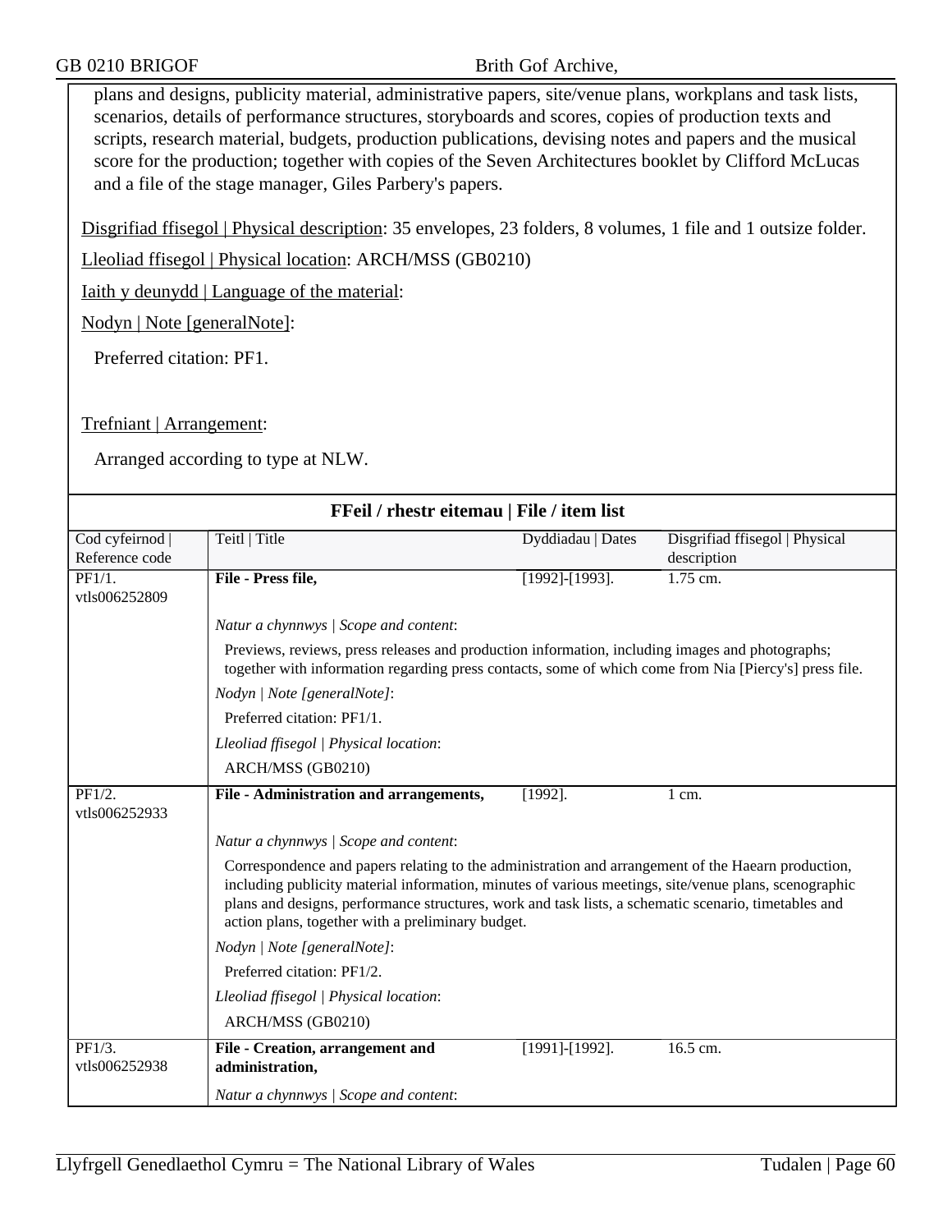plans and designs, publicity material, administrative papers, site/venue plans, workplans and task lists, scenarios, details of performance structures, storyboards and scores, copies of production texts and scripts, research material, budgets, production publications, devising notes and papers and the musical score for the production; together with copies of the Seven Architectures booklet by Clifford McLucas and a file of the stage manager, Giles Parbery's papers.

Disgrifiad ffisegol | Physical description: 35 envelopes, 23 folders, 8 volumes, 1 file and 1 outsize folder.

Lleoliad ffisegol | Physical location: ARCH/MSS (GB0210)

Iaith y deunydd | Language of the material:

Nodyn | Note [generalNote]:

Preferred citation: PF1.

Trefniant | Arrangement:

Arranged according to type at NLW.

**FFeil / rhestr eitemau | File / item list**

| Cod cyfeirnod \| Reference code | Teitl \| Title | Dyddiadau \| Dates | Disgrifiad ffisegol \| Physical description |
|---|---|---|---|
| PF1/1. vtls006252809 | **File - Press file,** | [1992]-[1993]. | 1.75 cm. |
| | *Natur a chynnwys \| Scope and content*: Previews, reviews, press releases and production information, including images and photographs; together with information regarding press contacts, some of which come from Nia [Piercy's] press file. *Nodyn \| Note [generalNote]*: Preferred citation: PF1/1. *Lleoliad ffisegol \| Physical location*: ARCH/MSS (GB0210) | | |
| PF1/2. vtls006252933 | **File - Administration and arrangements,** | [1992]. | 1 cm. |
| | *Natur a chynnwys \| Scope and content*: Correspondence and papers relating to the administration and arrangement of the Haearn production, including publicity material information, minutes of various meetings, site/venue plans, scenographic plans and designs, performance structures, work and task lists, a schematic scenario, timetables and action plans, together with a preliminary budget. *Nodyn \| Note [generalNote]*: Preferred citation: PF1/2. *Lleoliad ffisegol \| Physical location*: ARCH/MSS (GB0210) | | |
| PF1/3. vtls006252938 | **File - Creation, arrangement and administration,** | [1991]-[1992]. | 16.5 cm. |
| | *Natur a chynnwys \| Scope and content*: | | |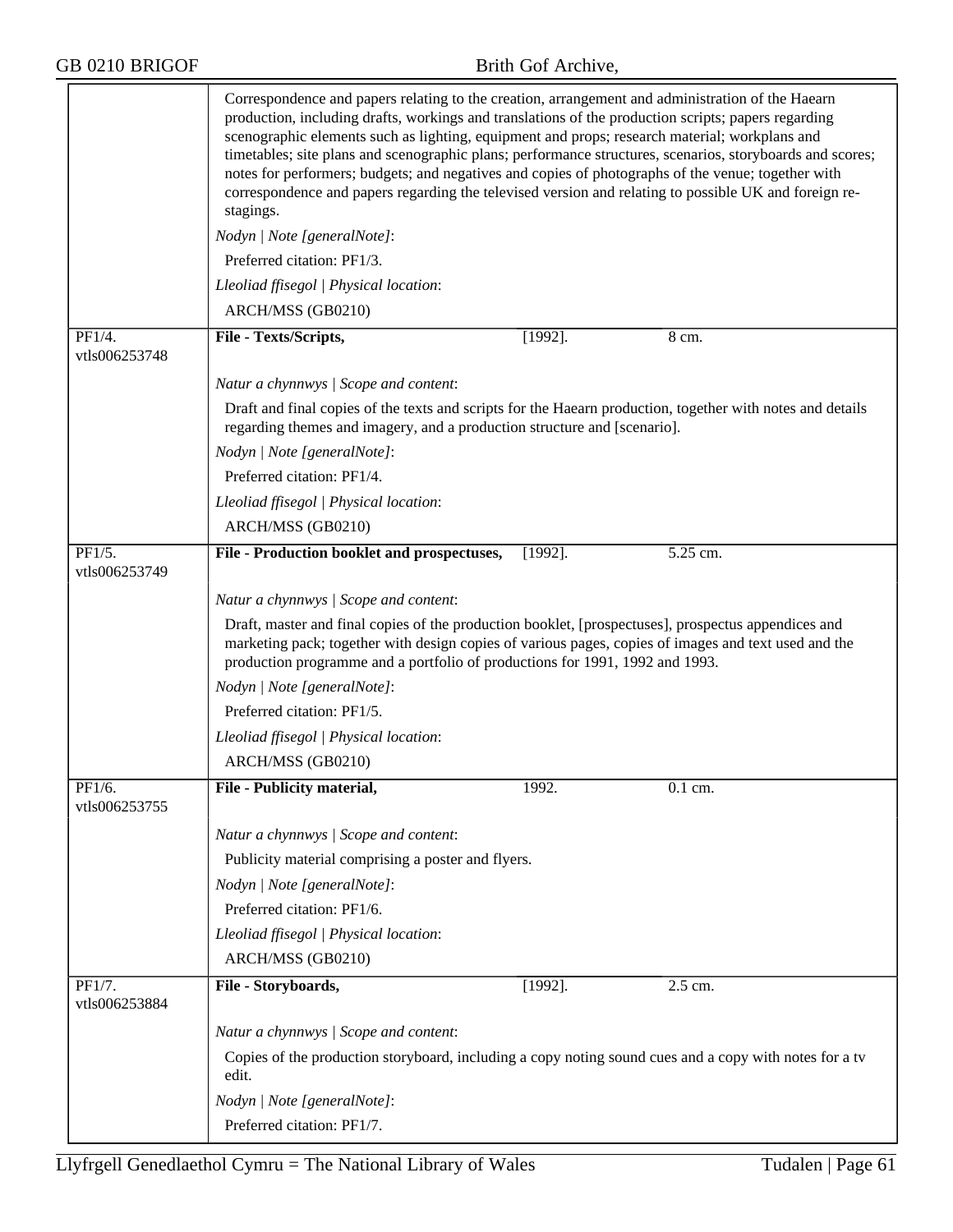Correspondence and papers relating to the creation, arrangement and administration of the Haearn production, including drafts, workings and translations of the production scripts; papers regarding scenographic elements such as lighting, equipment and props; research material; workplans and timetables; site plans and scenographic plans; performance structures, scenarios, storyboards and scores; notes for performers; budgets; and negatives and copies of photographs of the venue; together with correspondence and papers regarding the televised version and relating to possible UK and foreign re-stagings.

*Nodyn | Note [generalNote]*:

Preferred citation: PF1/3.

*Lleoliad ffisegol | Physical location*:

ARCH/MSS (GB0210)

---

PF1/4.
vtls006253748

**File - Texts/Scripts,** [1992]. 8 cm.

*Natur a chynnwys | Scope and content*:

Draft and final copies of the texts and scripts for the Haearn production, together with notes and details regarding themes and imagery, and a production structure and [scenario].

*Nodyn | Note [generalNote]*:

Preferred citation: PF1/4.

*Lleoliad ffisegol | Physical location*:

ARCH/MSS (GB0210)

---

PF1/5.
vtls006253749

**File - Production booklet and prospectuses,** [1992]. 5.25 cm.

*Natur a chynnwys | Scope and content*:

Draft, master and final copies of the production booklet, [prospectuses], prospectus appendices and marketing pack; together with design copies of various pages, copies of images and text used and the production programme and a portfolio of productions for 1991, 1992 and 1993.

*Nodyn | Note [generalNote]*:

Preferred citation: PF1/5.

*Lleoliad ffisegol | Physical location*:

ARCH/MSS (GB0210)

---

PF1/6.
vtls006253755

**File - Publicity material,** 1992. 0.1 cm.

*Natur a chynnwys | Scope and content*:

Publicity material comprising a poster and flyers.

*Nodyn | Note [generalNote]*:

Preferred citation: PF1/6.

*Lleoliad ffisegol | Physical location*:

ARCH/MSS (GB0210)

---

PF1/7.
vtls006253884

**File - Storyboards,** [1992]. 2.5 cm.

*Natur a chynnwys | Scope and content*:

Copies of the production storyboard, including a copy noting sound cues and a copy with notes for a tv edit.

*Nodyn | Note [generalNote]*:

Preferred citation: PF1/7.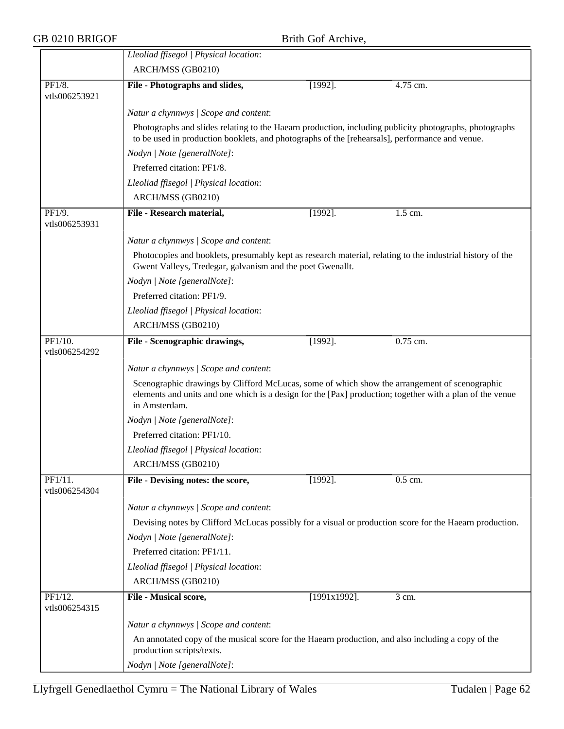| | |
|---|---|
| | *Lleoliad ffisegol \| Physical location*: |
| | ARCH/MSS (GB0210) |
| PF1/8. vtls006253921 | **File - Photographs and slides,** [1992]. 4.75 cm. |
| | *Natur a chynnwys \| Scope and content*: |
| | Photographs and slides relating to the Haearn production, including publicity photographs, photographs to be used in production booklets, and photographs of the [rehearsals], performance and venue. |
| | *Nodyn \| Note [generalNote]*: |
| | Preferred citation: PF1/8. |
| | *Lleoliad ffisegol \| Physical location*: |
| | ARCH/MSS (GB0210) |
| PF1/9. vtls006253931 | **File - Research material,** [1992]. 1.5 cm. |
| | *Natur a chynnwys \| Scope and content*: |
| | Photocopies and booklets, presumably kept as research material, relating to the industrial history of the Gwent Valleys, Tredegar, galvanism and the poet Gwenallt. |
| | *Nodyn \| Note [generalNote]*: |
| | Preferred citation: PF1/9. |
| | *Lleoliad ffisegol \| Physical location*: |
| | ARCH/MSS (GB0210) |
| PF1/10. vtls006254292 | **File - Scenographic drawings,** [1992]. 0.75 cm. |
| | *Natur a chynnwys \| Scope and content*: |
| | Scenographic drawings by Clifford McLucas, some of which show the arrangement of scenographic elements and units and one which is a design for the [Pax] production; together with a plan of the venue in Amsterdam. |
| | *Nodyn \| Note [generalNote]*: |
| | Preferred citation: PF1/10. |
| | *Lleoliad ffisegol \| Physical location*: |
| | ARCH/MSS (GB0210) |
| PF1/11. vtls006254304 | **File - Devising notes: the score,** [1992]. 0.5 cm. |
| | *Natur a chynnwys \| Scope and content*: |
| | Devising notes by Clifford McLucas possibly for a visual or production score for the Haearn production. |
| | *Nodyn \| Note [generalNote]*: |
| | Preferred citation: PF1/11. |
| | *Lleoliad ffisegol \| Physical location*: |
| | ARCH/MSS (GB0210) |
| PF1/12. vtls006254315 | **File - Musical score,** [1991x1992]. 3 cm. |
| | *Natur a chynnwys \| Scope and content*: |
| | An annotated copy of the musical score for the Haearn production, and also including a copy of the production scripts/texts. |
| | *Nodyn \| Note [generalNote]*: |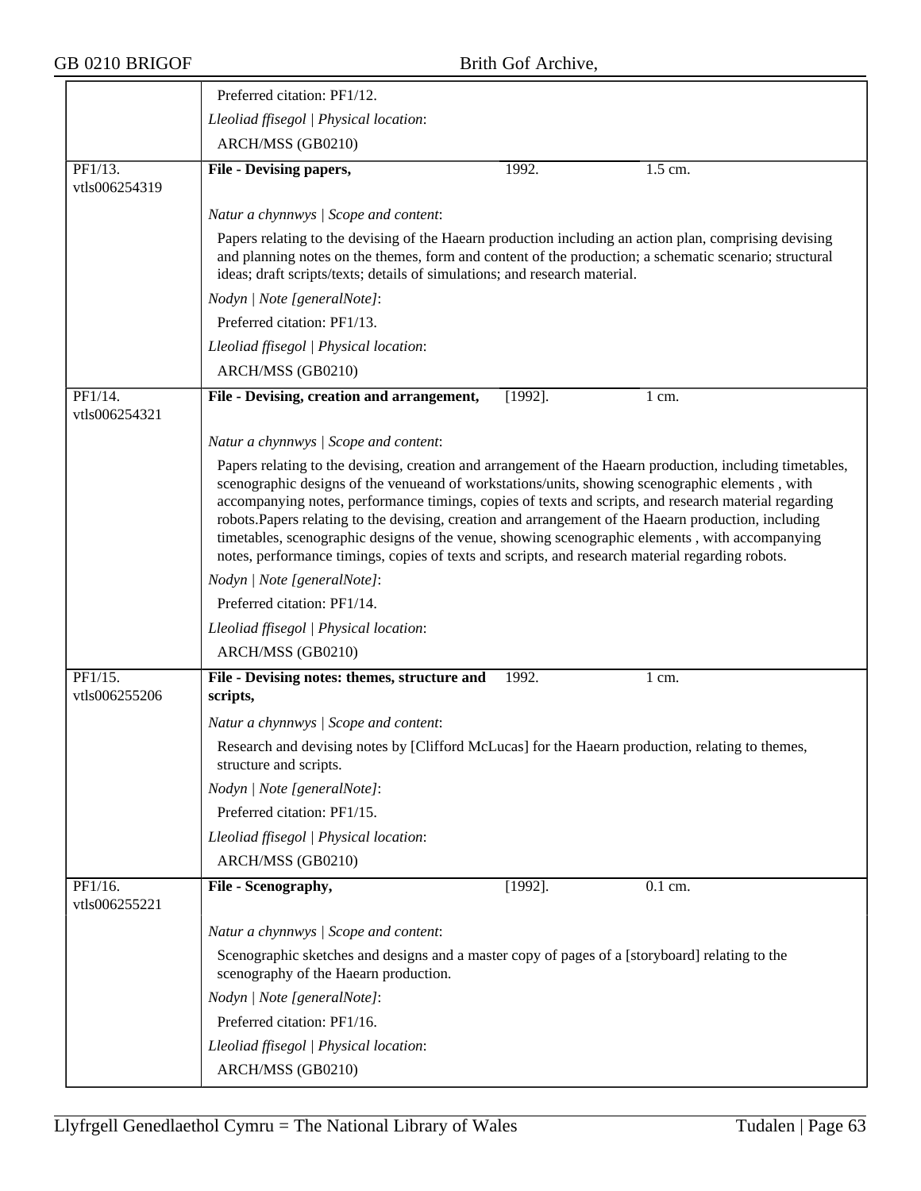Preferred citation: PF1/12.

*Lleoliad ffisegol | Physical location*:

ARCH/MSS (GB0210)

---

PF1/13.
vtls006254319

**File - Devising papers,** 1992. 1.5 cm.

*Natur a chynnwys | Scope and content*:

Papers relating to the devising of the Haearn production including an action plan, comprising devising and planning notes on the themes, form and content of the production; a schematic scenario; structural ideas; draft scripts/texts; details of simulations; and research material.

*Nodyn | Note [generalNote]*:

Preferred citation: PF1/13.

*Lleoliad ffisegol | Physical location*:

ARCH/MSS (GB0210)

---

PF1/14.
vtls006254321

**File - Devising, creation and arrangement,** [1992]. 1 cm.

*Natur a chynnwys | Scope and content*:

Papers relating to the devising, creation and arrangement of the Haearn production, including timetables, scenographic designs of the venueand of workstations/units, showing scenographic elements , with accompanying notes, performance timings, copies of texts and scripts, and research material regarding robots.Papers relating to the devising, creation and arrangement of the Haearn production, including timetables, scenographic designs of the venue, showing scenographic elements , with accompanying notes, performance timings, copies of texts and scripts, and research material regarding robots.

*Nodyn | Note [generalNote]*:

Preferred citation: PF1/14.

*Lleoliad ffisegol | Physical location*:

ARCH/MSS (GB0210)

---

PF1/15.
vtls006255206

**File - Devising notes: themes, structure and scripts,** 1992. 1 cm.

*Natur a chynnwys | Scope and content*:

Research and devising notes by [Clifford McLucas] for the Haearn production, relating to themes, structure and scripts.

*Nodyn | Note [generalNote]*:

Preferred citation: PF1/15.

*Lleoliad ffisegol | Physical location*:

ARCH/MSS (GB0210)

---

PF1/16.
vtls006255221

**File - Scenography,** [1992]. 0.1 cm.

*Natur a chynnwys | Scope and content*:

Scenographic sketches and designs and a master copy of pages of a [storyboard] relating to the scenography of the Haearn production.

*Nodyn | Note [generalNote]*:

Preferred citation: PF1/16.

*Lleoliad ffisegol | Physical location*:

ARCH/MSS (GB0210)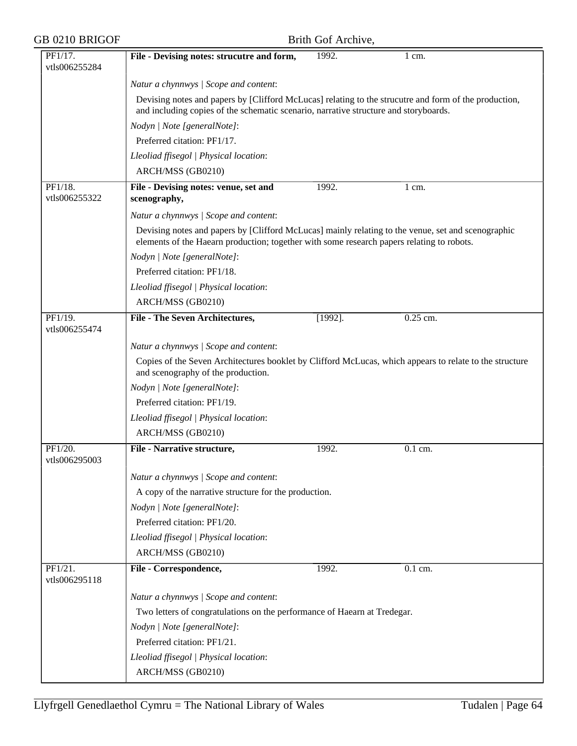| PF1/17. vtls006255284 | **File - Devising notes: strucutre and form,** | 1992. | 1 cm. |
|---|---|---|---|
| | *Natur a chynnwys \| Scope and content*: | | |
| | Devising notes and papers by [Clifford McLucas] relating to the strucutre and form of the production, and including copies of the schematic scenario, narrative structure and storyboards. | | |
| | *Nodyn \| Note [generalNote]*: | | |
| | Preferred citation: PF1/17. | | |
| | *Lleoliad ffisegol \| Physical location*: | | |
| | ARCH/MSS (GB0210) | | |
| PF1/18. vtls006255322 | **File - Devising notes: venue, set and scenography,** | 1992. | 1 cm. |
| | *Natur a chynnwys \| Scope and content*: | | |
| | Devising notes and papers by [Clifford McLucas] mainly relating to the venue, set and scenographic elements of the Haearn production; together with some research papers relating to robots. | | |
| | *Nodyn \| Note [generalNote]*: | | |
| | Preferred citation: PF1/18. | | |
| | *Lleoliad ffisegol \| Physical location*: | | |
| | ARCH/MSS (GB0210) | | |
| PF1/19. vtls006255474 | **File - The Seven Architectures,** | [1992]. | 0.25 cm. |
| | *Natur a chynnwys \| Scope and content*: | | |
| | Copies of the Seven Architectures booklet by Clifford McLucas, which appears to relate to the structure and scenography of the production. | | |
| | *Nodyn \| Note [generalNote]*: | | |
| | Preferred citation: PF1/19. | | |
| | *Lleoliad ffisegol \| Physical location*: | | |
| | ARCH/MSS (GB0210) | | |
| PF1/20. vtls006295003 | **File - Narrative structure,** | 1992. | 0.1 cm. |
| | *Natur a chynnwys \| Scope and content*: | | |
| | A copy of the narrative structure for the production. | | |
| | *Nodyn \| Note [generalNote]*: | | |
| | Preferred citation: PF1/20. | | |
| | *Lleoliad ffisegol \| Physical location*: | | |
| | ARCH/MSS (GB0210) | | |
| PF1/21. vtls006295118 | **File - Correspondence,** | 1992. | 0.1 cm. |
| | *Natur a chynnwys \| Scope and content*: | | |
| | Two letters of congratulations on the performance of Haearn at Tredegar. | | |
| | *Nodyn \| Note [generalNote]*: | | |
| | Preferred citation: PF1/21. | | |
| | *Lleoliad ffisegol \| Physical location*: | | |
| | ARCH/MSS (GB0210) | | |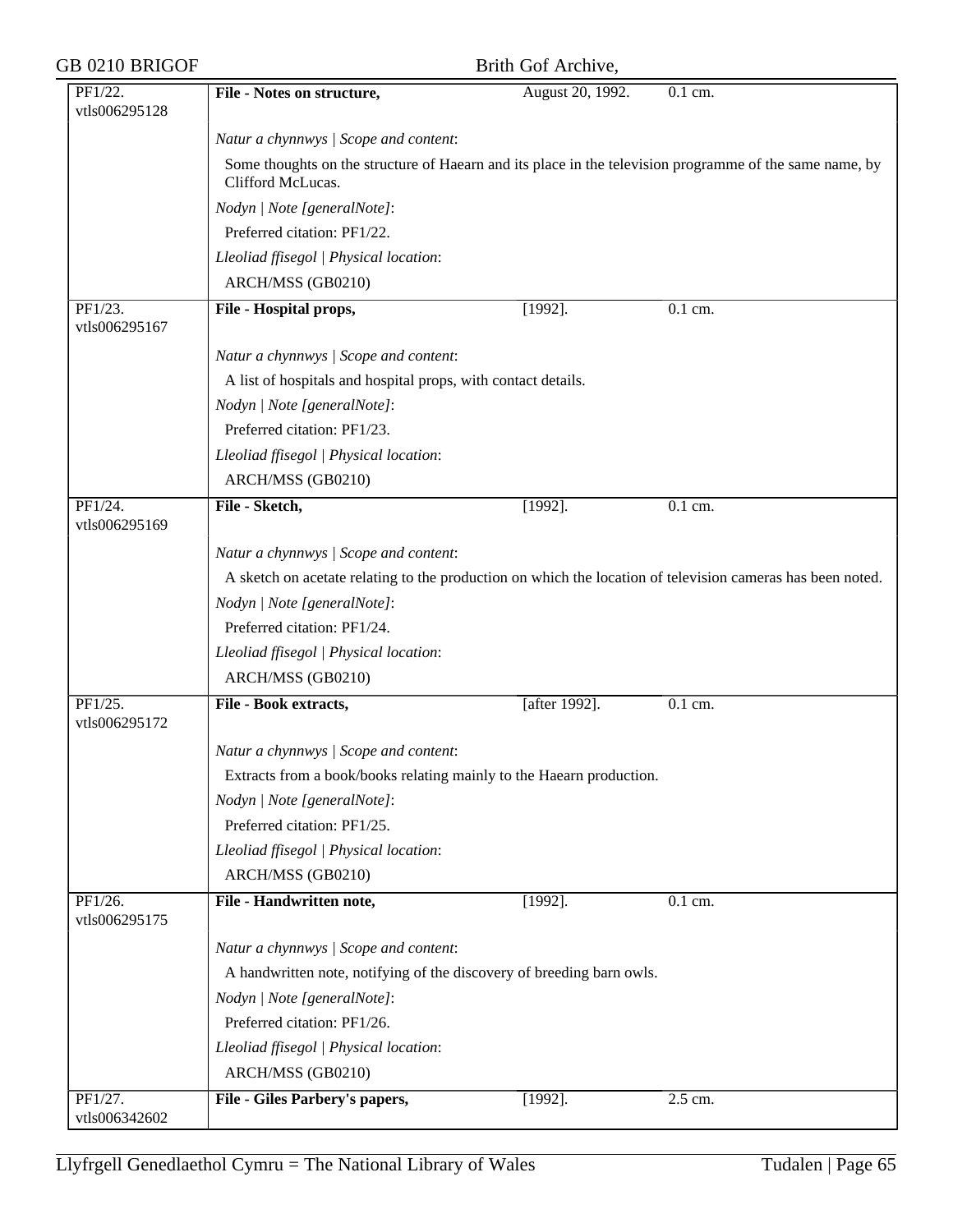| PF1/22. vtls006295128 | **File - Notes on structure,** | August 20, 1992. | 0.1 cm. |
|---|---|---|---|

*Natur a chynnwys | Scope and content*:

Some thoughts on the structure of Haearn and its place in the television programme of the same name, by Clifford McLucas.

*Nodyn | Note [generalNote]*:

Preferred citation: PF1/22.

*Lleoliad ffisegol | Physical location*:

ARCH/MSS (GB0210)

| PF1/23. vtls006295167 | **File - Hospital props,** | [1992]. | 0.1 cm. |
|---|---|---|---|

*Natur a chynnwys | Scope and content*:

A list of hospitals and hospital props, with contact details.

*Nodyn | Note [generalNote]*:

Preferred citation: PF1/23.

*Lleoliad ffisegol | Physical location*:

ARCH/MSS (GB0210)

| PF1/24. vtls006295169 | **File - Sketch,** | [1992]. | 0.1 cm. |
|---|---|---|---|

*Natur a chynnwys | Scope and content*:

A sketch on acetate relating to the production on which the location of television cameras has been noted.

*Nodyn | Note [generalNote]*:

Preferred citation: PF1/24.

*Lleoliad ffisegol | Physical location*:

ARCH/MSS (GB0210)

| PF1/25. vtls006295172 | **File - Book extracts,** | [after 1992]. | 0.1 cm. |
|---|---|---|---|

*Natur a chynnwys | Scope and content*:

Extracts from a book/books relating mainly to the Haearn production.

*Nodyn | Note [generalNote]*:

Preferred citation: PF1/25.

*Lleoliad ffisegol | Physical location*:

ARCH/MSS (GB0210)

| PF1/26. vtls006295175 | **File - Handwritten note,** | [1992]. | 0.1 cm. |
|---|---|---|---|

*Natur a chynnwys | Scope and content*:

A handwritten note, notifying of the discovery of breeding barn owls.

*Nodyn | Note [generalNote]*:

Preferred citation: PF1/26.

*Lleoliad ffisegol | Physical location*:

ARCH/MSS (GB0210)

| PF1/27. vtls006342602 | **File - Giles Parbery's papers,** | [1992]. | 2.5 cm. |
|---|---|---|---|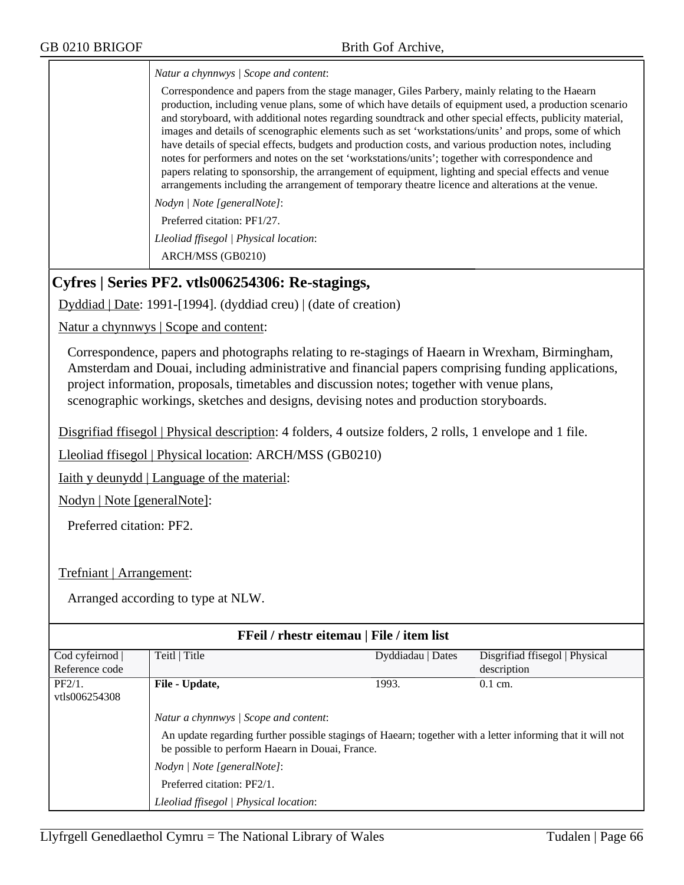*Natur a chynnwys | Scope and content*:

Correspondence and papers from the stage manager, Giles Parbery, mainly relating to the Haearn production, including venue plans, some of which have details of equipment used, a production scenario and storyboard, with additional notes regarding soundtrack and other special effects, publicity material, images and details of scenographic elements such as set 'workstations/units' and props, some of which have details of special effects, budgets and production costs, and various production notes, including notes for performers and notes on the set 'workstations/units'; together with correspondence and papers relating to sponsorship, the arrangement of equipment, lighting and special effects and venue arrangements including the arrangement of temporary theatre licence and alterations at the venue.

*Nodyn | Note [generalNote]*:

Preferred citation: PF1/27.

*Lleoliad ffisegol | Physical location*:

ARCH/MSS (GB0210)

## Cyfres | Series PF2. vtls006254306: Re-stagings,

Dyddiad | Date: 1991-[1994]. (dyddiad creu) | (date of creation)

Natur a chynnwys | Scope and content:

Correspondence, papers and photographs relating to re-stagings of Haearn in Wrexham, Birmingham, Amsterdam and Douai, including administrative and financial papers comprising funding applications, project information, proposals, timetables and discussion notes; together with venue plans, scenographic workings, sketches and designs, devising notes and production storyboards.

Disgrifiad ffisegol | Physical description: 4 folders, 4 outsize folders, 2 rolls, 1 envelope and 1 file.

Lleoliad ffisegol | Physical location: ARCH/MSS (GB0210)

Iaith y deunydd | Language of the material:

Nodyn | Note [generalNote]:

Preferred citation: PF2.

Trefniant | Arrangement:

Arranged according to type at NLW.

**FFeil / rhestr eitemau | File / item list**

| Cod cyfeirnod \| Reference code | Teitl \| Title | Dyddiadau \| Dates | Disgrifiad ffisegol \| Physical description |
|---|---|---|---|
| PF2/1. vtls006254308 | **File - Update,** | 1993. | 0.1 cm. |

*Natur a chynnwys | Scope and content*:

An update regarding further possible stagings of Haearn; together with a letter informing that it will not be possible to perform Haearn in Douai, France.

*Nodyn | Note [generalNote]*:

Preferred citation: PF2/1.

*Lleoliad ffisegol | Physical location*: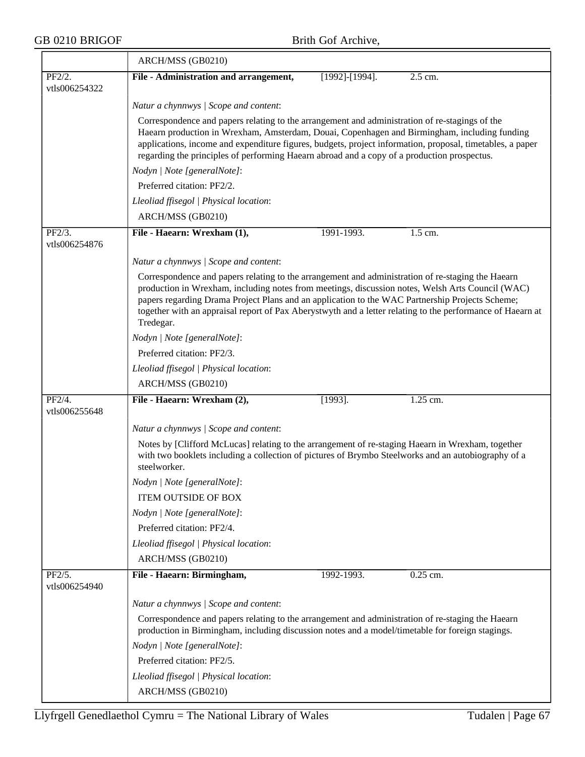ARCH/MSS (GB0210)

| | | | |
|---|---|---|---|
| PF2/2. vtls006254322 | **File - Administration and arrangement,** | [1992]-[1994]. | 2.5 cm. |

*Natur a chynnwys | Scope and content*:

Correspondence and papers relating to the arrangement and administration of re-stagings of the Haearn production in Wrexham, Amsterdam, Douai, Copenhagen and Birmingham, including funding applications, income and expenditure figures, budgets, project information, proposal, timetables, a paper regarding the principles of performing Haearn abroad and a copy of a production prospectus.

*Nodyn | Note [generalNote]*:

Preferred citation: PF2/2.

*Lleoliad ffisegol | Physical location*:

ARCH/MSS (GB0210)

| | | | |
|---|---|---|---|
| PF2/3. vtls006254876 | **File - Haearn: Wrexham (1),** | 1991-1993. | 1.5 cm. |

*Natur a chynnwys | Scope and content*:

Correspondence and papers relating to the arrangement and administration of re-staging the Haearn production in Wrexham, including notes from meetings, discussion notes, Welsh Arts Council (WAC) papers regarding Drama Project Plans and an application to the WAC Partnership Projects Scheme; together with an appraisal report of Pax Aberystwyth and a letter relating to the performance of Haearn at Tredegar.

*Nodyn | Note [generalNote]*:

Preferred citation: PF2/3.

*Lleoliad ffisegol | Physical location*:

ARCH/MSS (GB0210)

| | | | |
|---|---|---|---|
| PF2/4. vtls006255648 | **File - Haearn: Wrexham (2),** | [1993]. | 1.25 cm. |

*Natur a chynnwys | Scope and content*:

Notes by [Clifford McLucas] relating to the arrangement of re-staging Haearn in Wrexham, together with two booklets including a collection of pictures of Brymbo Steelworks and an autobiography of a steelworker.

*Nodyn | Note [generalNote]*:

ITEM OUTSIDE OF BOX

*Nodyn | Note [generalNote]*:

Preferred citation: PF2/4.

*Lleoliad ffisegol | Physical location*:

ARCH/MSS (GB0210)

| | | | |
|---|---|---|---|
| PF2/5. vtls006254940 | **File - Haearn: Birmingham,** | 1992-1993. | 0.25 cm. |

*Natur a chynnwys | Scope and content*:

Correspondence and papers relating to the arrangement and administration of re-staging the Haearn production in Birmingham, including discussion notes and a model/timetable for foreign stagings.

*Nodyn | Note [generalNote]*:

Preferred citation: PF2/5.

*Lleoliad ffisegol | Physical location*:

ARCH/MSS (GB0210)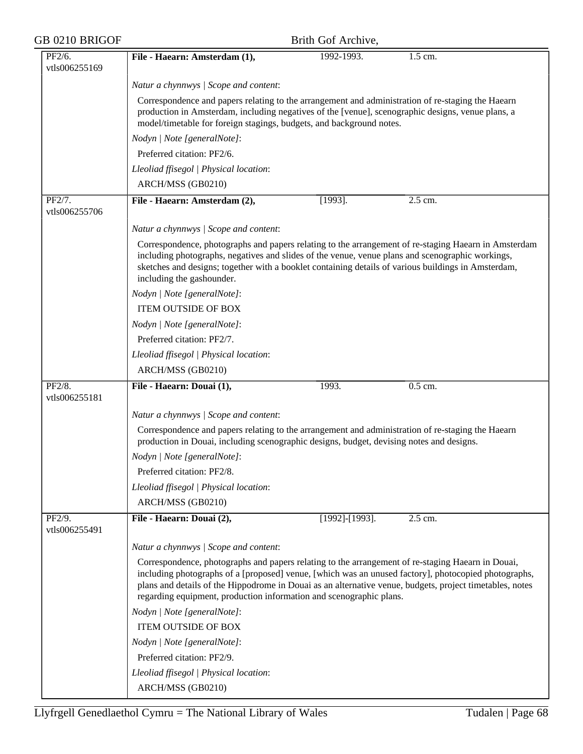| PF2/6. vtls006255169 | **File - Haearn: Amsterdam (1),** | 1992-1993. | 1.5 cm. |
|---|---|---|---|

*Natur a chynnwys | Scope and content*:

Correspondence and papers relating to the arrangement and administration of re-staging the Haearn production in Amsterdam, including negatives of the [venue], scenographic designs, venue plans, a model/timetable for foreign stagings, budgets, and background notes.

*Nodyn | Note [generalNote]*:

Preferred citation: PF2/6.

*Lleoliad ffisegol | Physical location*:

ARCH/MSS (GB0210)

| PF2/7. vtls006255706 | **File - Haearn: Amsterdam (2),** | [1993]. | 2.5 cm. |
|---|---|---|---|

*Natur a chynnwys | Scope and content*:

Correspondence, photographs and papers relating to the arrangement of re-staging Haearn in Amsterdam including photographs, negatives and slides of the venue, venue plans and scenographic workings, sketches and designs; together with a booklet containing details of various buildings in Amsterdam, including the gashounder.

*Nodyn | Note [generalNote]*:

ITEM OUTSIDE OF BOX

*Nodyn | Note [generalNote]*:

Preferred citation: PF2/7.

*Lleoliad ffisegol | Physical location*:

ARCH/MSS (GB0210)

| PF2/8. vtls006255181 | **File - Haearn: Douai (1),** | 1993. | 0.5 cm. |
|---|---|---|---|

*Natur a chynnwys | Scope and content*:

Correspondence and papers relating to the arrangement and administration of re-staging the Haearn production in Douai, including scenographic designs, budget, devising notes and designs.

*Nodyn | Note [generalNote]*:

Preferred citation: PF2/8.

*Lleoliad ffisegol | Physical location*:

ARCH/MSS (GB0210)

| PF2/9. vtls006255491 | **File - Haearn: Douai (2),** | [1992]-[1993]. | 2.5 cm. |
|---|---|---|---|

*Natur a chynnwys | Scope and content*:

Correspondence, photographs and papers relating to the arrangement of re-staging Haearn in Douai, including photographs of a [proposed] venue, [which was an unused factory], photocopied photographs, plans and details of the Hippodrome in Douai as an alternative venue, budgets, project timetables, notes regarding equipment, production information and scenographic plans.

*Nodyn | Note [generalNote]*:

ITEM OUTSIDE OF BOX

*Nodyn | Note [generalNote]*:

Preferred citation: PF2/9.

*Lleoliad ffisegol | Physical location*:

ARCH/MSS (GB0210)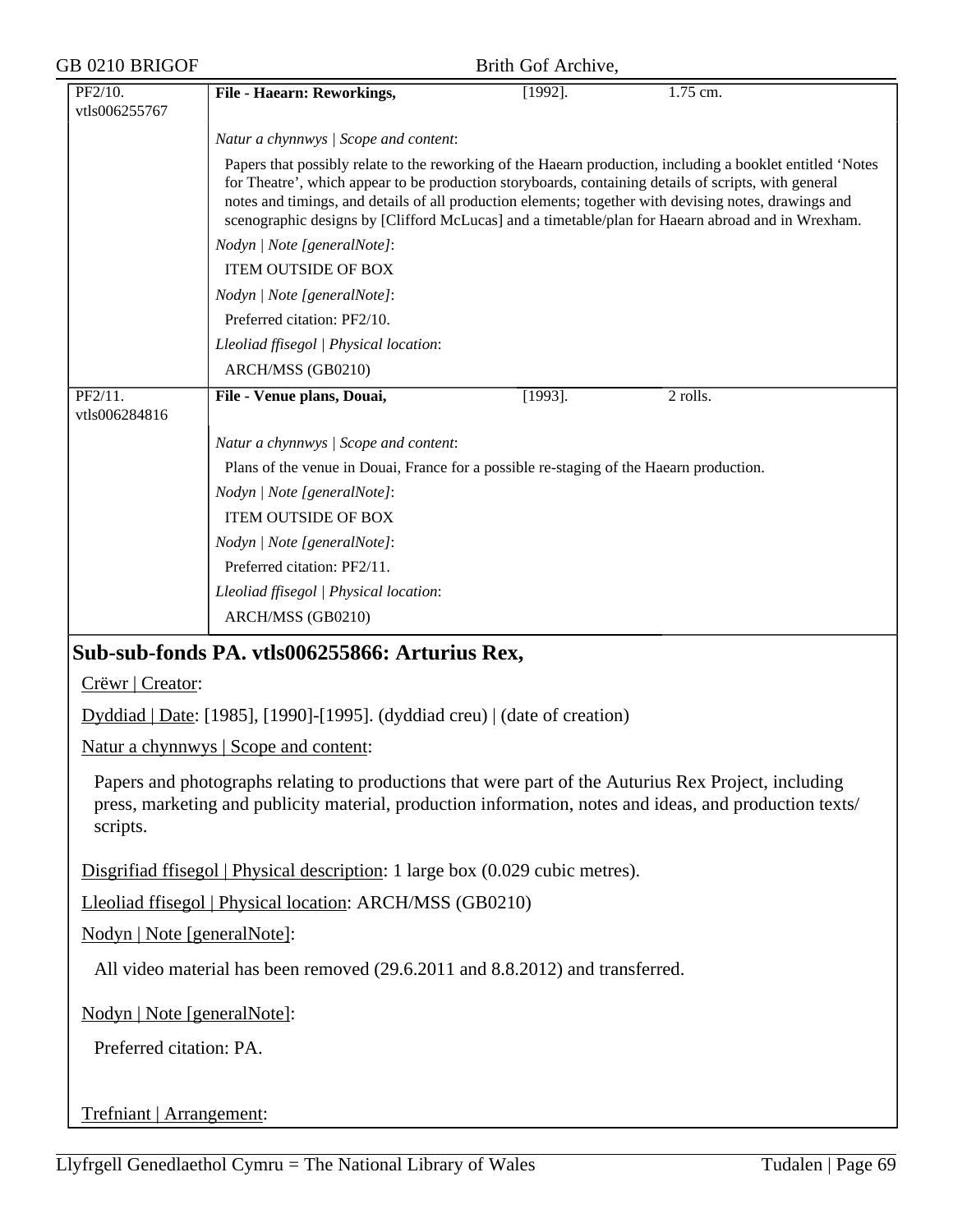| PF2/10. vtls006255767 | **File - Haearn: Reworkings,** | [1992]. | 1.75 cm. |
|---|---|---|---|

*Natur a chynnwys | Scope and content*:

Papers that possibly relate to the reworking of the Haearn production, including a booklet entitled 'Notes for Theatre', which appear to be production storyboards, containing details of scripts, with general notes and timings, and details of all production elements; together with devising notes, drawings and scenographic designs by [Clifford McLucas] and a timetable/plan for Haearn abroad and in Wrexham.

*Nodyn | Note [generalNote]*:

ITEM OUTSIDE OF BOX

*Nodyn | Note [generalNote]*:

Preferred citation: PF2/10.

*Lleoliad ffisegol | Physical location*:

ARCH/MSS (GB0210)

| PF2/11. vtls006284816 | **File - Venue plans, Douai,** | [1993]. | 2 rolls. |
|---|---|---|---|

*Natur a chynnwys | Scope and content*:

Plans of the venue in Douai, France for a possible re-staging of the Haearn production.

*Nodyn | Note [generalNote]*:

ITEM OUTSIDE OF BOX

*Nodyn | Note [generalNote]*:

Preferred citation: PF2/11.

*Lleoliad ffisegol | Physical location*:

ARCH/MSS (GB0210)

## Sub-sub-fonds PA. vtls006255866: Arturius Rex,

Crëwr | Creator:

Dyddiad | Date: [1985], [1990]-[1995]. (dyddiad creu) | (date of creation)

Natur a chynnwys | Scope and content:

Papers and photographs relating to productions that were part of the Auturius Rex Project, including press, marketing and publicity material, production information, notes and ideas, and production texts/ scripts.

Disgrifiad ffisegol | Physical description: 1 large box (0.029 cubic metres).

Lleoliad ffisegol | Physical location: ARCH/MSS (GB0210)

Nodyn | Note [generalNote]:

All video material has been removed (29.6.2011 and 8.8.2012) and transferred.

Nodyn | Note [generalNote]:

Preferred citation: PA.

Trefniant | Arrangement: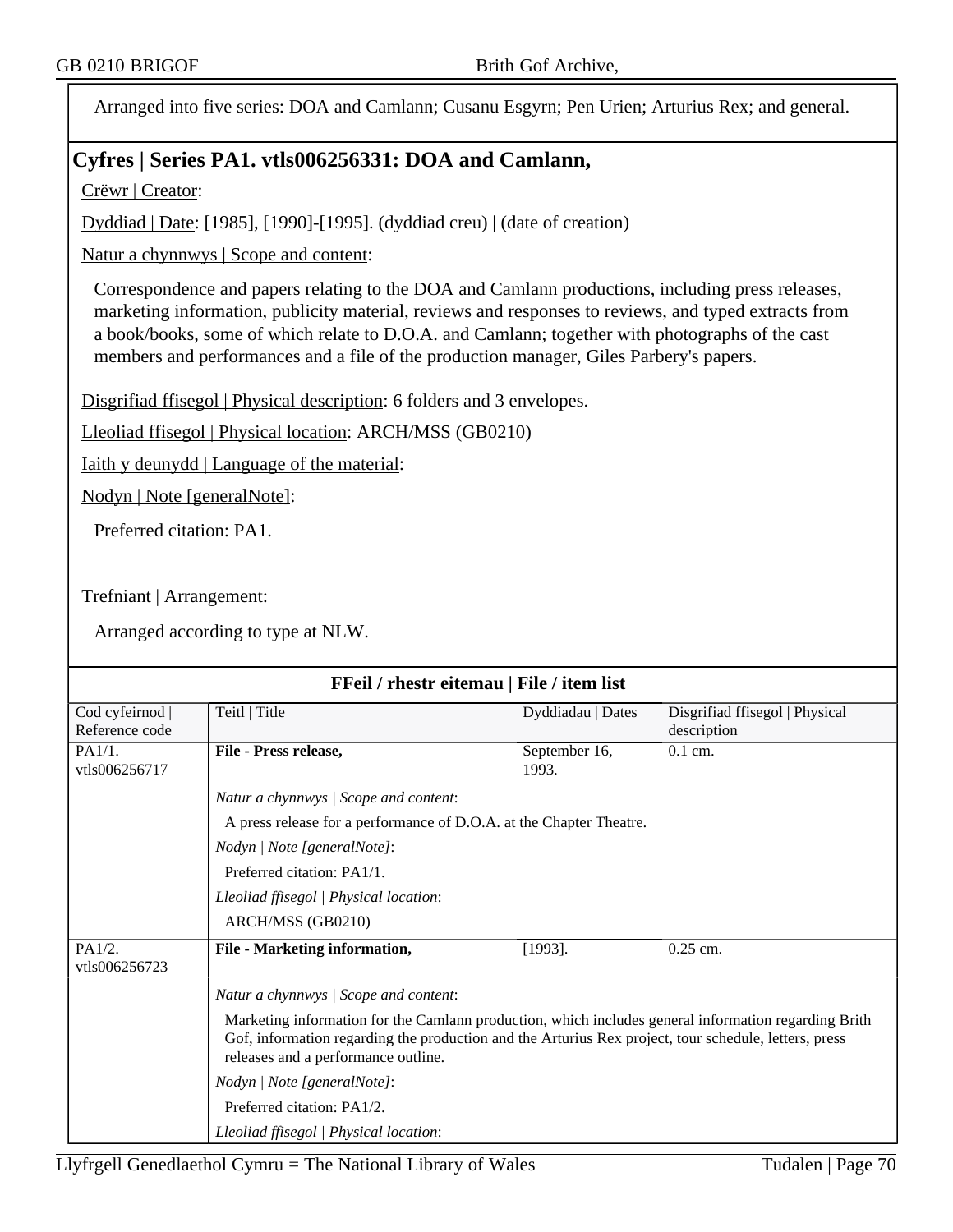Arranged into five series: DOA and Camlann; Cusanu Esgyrn; Pen Urien; Arturius Rex; and general.

## Cyfres | Series PA1. vtls006256331: DOA and Camlann,

Crëwr | Creator:

Dyddiad | Date: [1985], [1990]-[1995]. (dyddiad creu) | (date of creation)

Natur a chynnwys | Scope and content:

Correspondence and papers relating to the DOA and Camlann productions, including press releases, marketing information, publicity material, reviews and responses to reviews, and typed extracts from a book/books, some of which relate to D.O.A. and Camlann; together with photographs of the cast members and performances and a file of the production manager, Giles Parbery's papers.

Disgrifiad ffisegol | Physical description: 6 folders and 3 envelopes.

Lleoliad ffisegol | Physical location: ARCH/MSS (GB0210)

Iaith y deunydd | Language of the material:

Nodyn | Note [generalNote]:

Preferred citation: PA1.

Trefniant | Arrangement:

Arranged according to type at NLW.

**FFeil / rhestr eitemau | File / item list**

| Cod cyfeirnod \| Reference code | Teitl \| Title | Dyddiadau \| Dates | Disgrifiad ffisegol \| Physical description |
|---|---|---|---|
| PA1/1. vtls006256717 | **File - Press release,** | September 16, 1993. | 0.1 cm. |
| | *Natur a chynnwys \| Scope and content*: A press release for a performance of D.O.A. at the Chapter Theatre. *Nodyn \| Note [generalNote]*: Preferred citation: PA1/1. *Lleoliad ffisegol \| Physical location*: ARCH/MSS (GB0210) | | |
| PA1/2. vtls006256723 | **File - Marketing information,** | [1993]. | 0.25 cm. |
| | *Natur a chynnwys \| Scope and content*: Marketing information for the Camlann production, which includes general information regarding Brith Gof, information regarding the production and the Arturius Rex project, tour schedule, letters, press releases and a performance outline. *Nodyn \| Note [generalNote]*: Preferred citation: PA1/2. *Lleoliad ffisegol \| Physical location*: | | |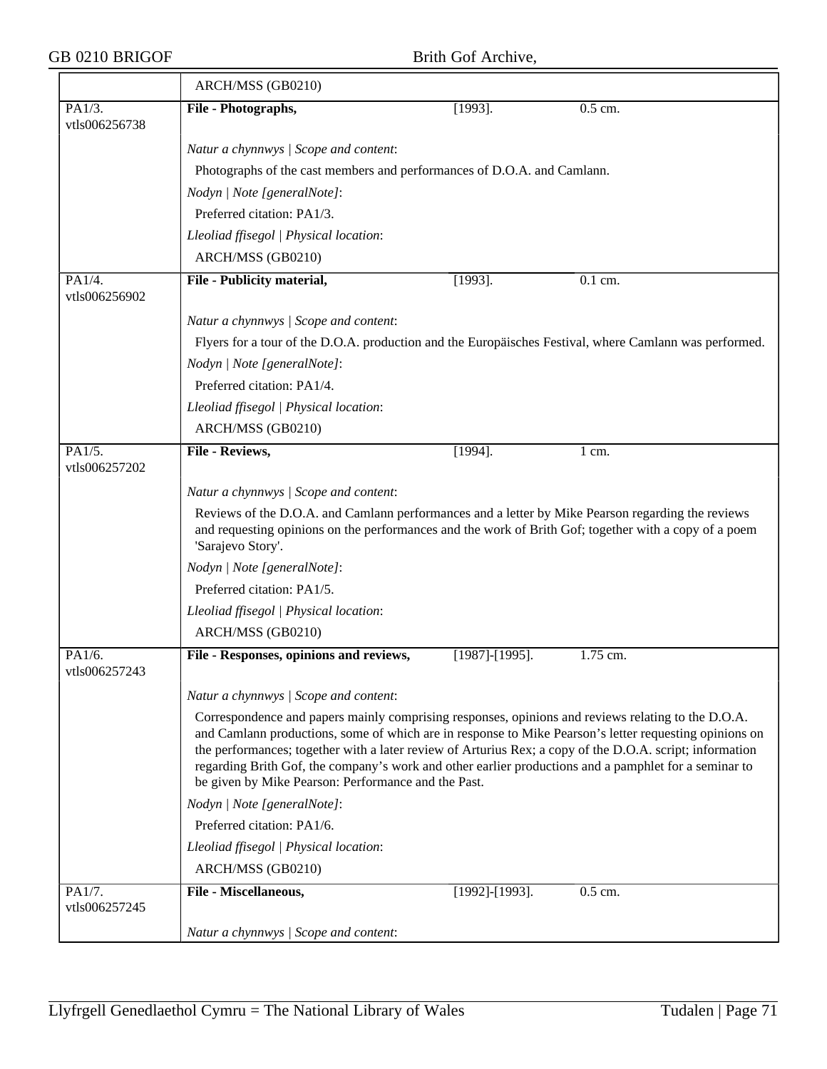| | ARCH/MSS (GB0210) | | |
|---|---|---|---|
| PA1/3. vtls006256738 | **File - Photographs,** | [1993]. | 0.5 cm. |
| | *Natur a chynnwys \| Scope and content*: | | |
| | Photographs of the cast members and performances of D.O.A. and Camlann. | | |
| | *Nodyn \| Note [generalNote]*: | | |
| | Preferred citation: PA1/3. | | |
| | *Lleoliad ffisegol \| Physical location*: | | |
| | ARCH/MSS (GB0210) | | |
| PA1/4. vtls006256902 | **File - Publicity material,** | [1993]. | 0.1 cm. |
| | *Natur a chynnwys \| Scope and content*: | | |
| | Flyers for a tour of the D.O.A. production and the Europäisches Festival, where Camlann was performed. | | |
| | *Nodyn \| Note [generalNote]*: | | |
| | Preferred citation: PA1/4. | | |
| | *Lleoliad ffisegol \| Physical location*: | | |
| | ARCH/MSS (GB0210) | | |
| PA1/5. vtls006257202 | **File - Reviews,** | [1994]. | 1 cm. |
| | *Natur a chynnwys \| Scope and content*: | | |
| | Reviews of the D.O.A. and Camlann performances and a letter by Mike Pearson regarding the reviews and requesting opinions on the performances and the work of Brith Gof; together with a copy of a poem 'Sarajevo Story'. | | |
| | *Nodyn \| Note [generalNote]*: | | |
| | Preferred citation: PA1/5. | | |
| | *Lleoliad ffisegol \| Physical location*: | | |
| | ARCH/MSS (GB0210) | | |
| PA1/6. vtls006257243 | **File - Responses, opinions and reviews,** | [1987]-[1995]. | 1.75 cm. |
| | *Natur a chynnwys \| Scope and content*: | | |
| | Correspondence and papers mainly comprising responses, opinions and reviews relating to the D.O.A. and Camlann productions, some of which are in response to Mike Pearson's letter requesting opinions on the performances; together with a later review of Arturius Rex; a copy of the D.O.A. script; information regarding Brith Gof, the company's work and other earlier productions and a pamphlet for a seminar to be given by Mike Pearson: Performance and the Past. | | |
| | *Nodyn \| Note [generalNote]*: | | |
| | Preferred citation: PA1/6. | | |
| | *Lleoliad ffisegol \| Physical location*: | | |
| | ARCH/MSS (GB0210) | | |
| PA1/7. vtls006257245 | **File - Miscellaneous,** | [1992]-[1993]. | 0.5 cm. |
| | *Natur a chynnwys \| Scope and content*: | | |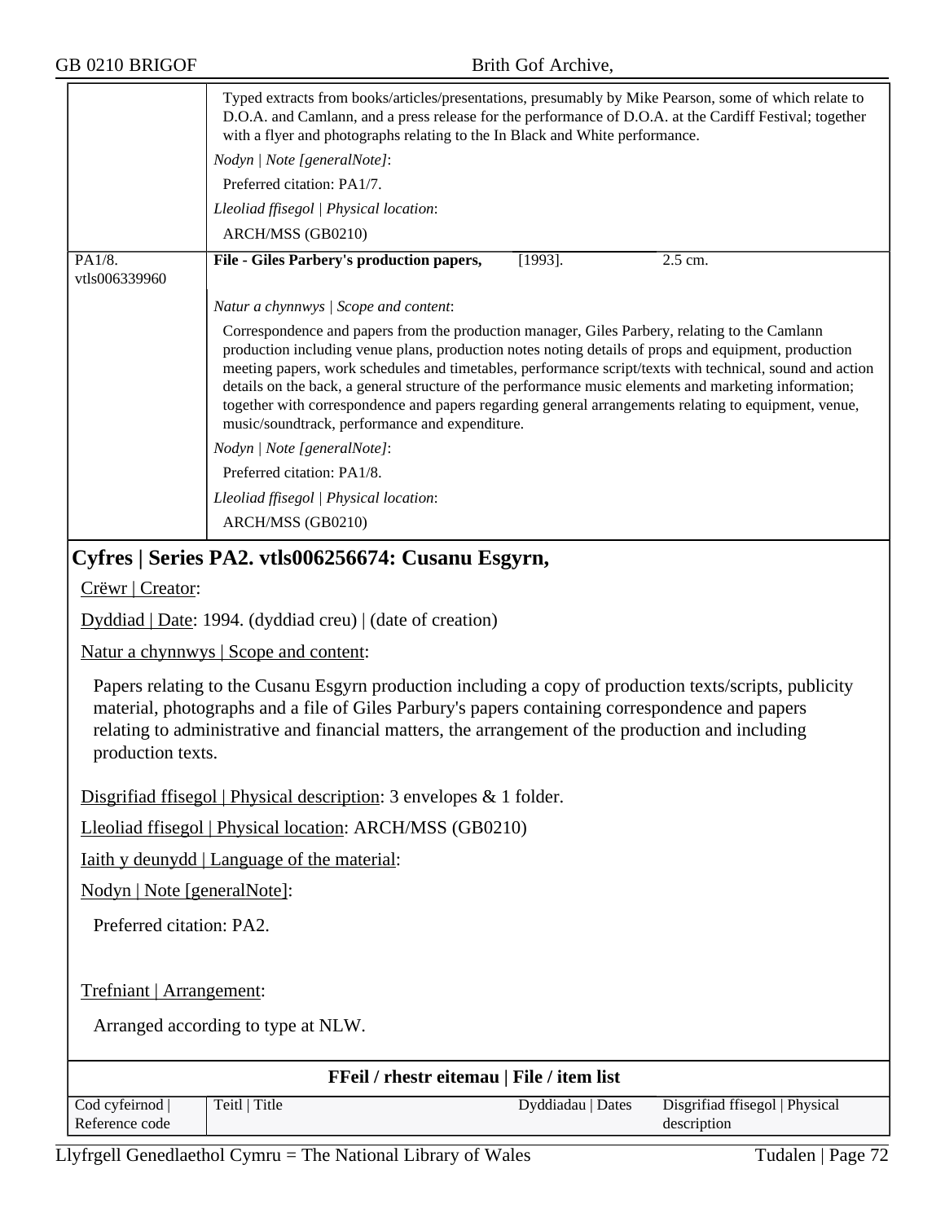| | Typed extracts from books/articles/presentations, presumably by Mike Pearson, some of which relate to D.O.A. and Camlann, and a press release for the performance of D.O.A. at the Cardiff Festival; together with a flyer and photographs relating to the In Black and White performance.<br>*Nodyn \| Note [generalNote]*:<br>Preferred citation: PA1/7.<br>*Lleoliad ffisegol \| Physical location*:<br>ARCH/MSS (GB0210) | | |
|---|---|---|---|
| PA1/8.<br>vtls006339960 | **File - Giles Parbery's production papers,**<br><br>*Natur a chynnwys \| Scope and content*:<br>Correspondence and papers from the production manager, Giles Parbery, relating to the Camlann production including venue plans, production notes noting details of props and equipment, production meeting papers, work schedules and timetables, performance script/texts with technical, sound and action details on the back, a general structure of the performance music elements and marketing information; together with correspondence and papers regarding general arrangements relating to equipment, venue, music/soundtrack, performance and expenditure.<br>*Nodyn \| Note [generalNote]*:<br>Preferred citation: PA1/8.<br>*Lleoliad ffisegol \| Physical location*:<br>ARCH/MSS (GB0210) | [1993]. | 2.5 cm. |

## Cyfres | Series PA2. vtls006256674: Cusanu Esgyrn,

Crëwr | Creator:

Dyddiad | Date: 1994. (dyddiad creu) | (date of creation)

Natur a chynnwys | Scope and content:

Papers relating to the Cusanu Esgyrn production including a copy of production texts/scripts, publicity material, photographs and a file of Giles Parbury's papers containing correspondence and papers relating to administrative and financial matters, the arrangement of the production and including production texts.

Disgrifiad ffisegol | Physical description: 3 envelopes & 1 folder.

Lleoliad ffisegol | Physical location: ARCH/MSS (GB0210)

Iaith y deunydd | Language of the material:

Nodyn | Note [generalNote]:

Preferred citation: PA2.

Trefniant | Arrangement:

Arranged according to type at NLW.

**FFeil / rhestr eitemau | File / item list**

| Cod cyfeirnod \| Reference code | Teitl \| Title | Dyddiadau \| Dates | Disgrifiad ffisegol \| Physical description |
|---|---|---|---|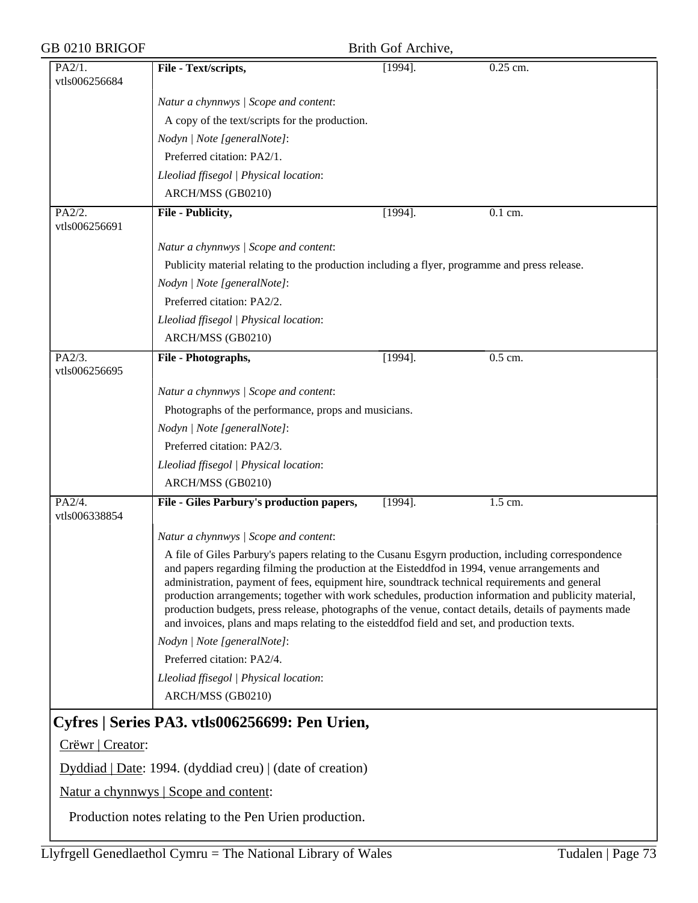PA2/1. vtls006256684 | **File - Text/scripts,** | [1994]. | 0.25 cm.

*Natur a chynnwys | Scope and content*:

A copy of the text/scripts for the production.

*Nodyn | Note [generalNote]*:

Preferred citation: PA2/1.

*Lleoliad ffisegol | Physical location*:

ARCH/MSS (GB0210)

PA2/2. vtls006256691 | **File - Publicity,** | [1994]. | 0.1 cm.

*Natur a chynnwys | Scope and content*:

Publicity material relating to the production including a flyer, programme and press release.

*Nodyn | Note [generalNote]*:

Preferred citation: PA2/2.

*Lleoliad ffisegol | Physical location*:

ARCH/MSS (GB0210)

PA2/3. vtls006256695 | **File - Photographs,** | [1994]. | 0.5 cm.

*Natur a chynnwys | Scope and content*:

Photographs of the performance, props and musicians.

*Nodyn | Note [generalNote]*:

Preferred citation: PA2/3.

*Lleoliad ffisegol | Physical location*:

ARCH/MSS (GB0210)

PA2/4. vtls006338854 | **File - Giles Parbury's production papers,** | [1994]. | 1.5 cm.

*Natur a chynnwys | Scope and content*:

A file of Giles Parbury's papers relating to the Cusanu Esgyrn production, including correspondence and papers regarding filming the production at the Eisteddfod in 1994, venue arrangements and administration, payment of fees, equipment hire, soundtrack technical requirements and general production arrangements; together with work schedules, production information and publicity material, production budgets, press release, photographs of the venue, contact details, details of payments made and invoices, plans and maps relating to the eisteddfod field and set, and production texts.

*Nodyn | Note [generalNote]*:

Preferred citation: PA2/4.

*Lleoliad ffisegol | Physical location*:

ARCH/MSS (GB0210)

## Cyfres | Series PA3. vtls006256699: Pen Urien,

Crëwr | Creator:

Dyddiad | Date: 1994. (dyddiad creu) | (date of creation)

Natur a chynnwys | Scope and content:

Production notes relating to the Pen Urien production.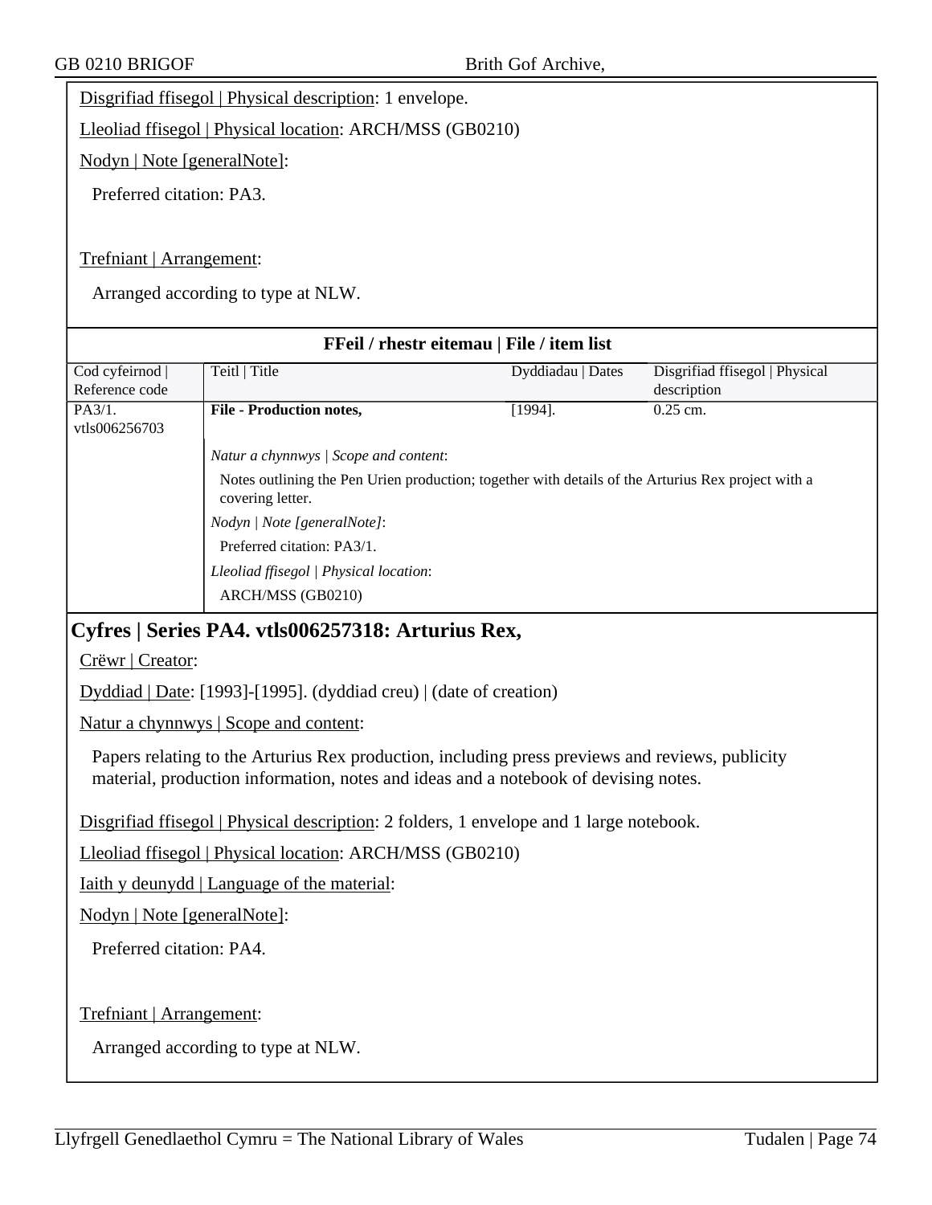Disgrifiad ffisegol | Physical description: 1 envelope.

Lleoliad ffisegol | Physical location: ARCH/MSS (GB0210)

Nodyn | Note [generalNote]:

Preferred citation: PA3.

Trefniant | Arrangement:

Arranged according to type at NLW.

**FFeil / rhestr eitemau | File / item list**

| Cod cyfeirnod \| Reference code | Teitl \| Title | Dyddiadau \| Dates | Disgrifiad ffisegol \| Physical description |
|---|---|---|---|
| PA3/1. vtls006256703 | **File - Production notes,** | [1994]. | 0.25 cm. |
| | *Natur a chynnwys \| Scope and content*: Notes outlining the Pen Urien production; together with details of the Arturius Rex project with a covering letter. *Nodyn \| Note [generalNote]*: Preferred citation: PA3/1. *Lleoliad ffisegol \| Physical location*: ARCH/MSS (GB0210) | | |

## Cyfres | Series PA4. vtls006257318: Arturius Rex,

Crëwr | Creator:

Dyddiad | Date: [1993]-[1995]. (dyddiad creu) | (date of creation)

Natur a chynnwys | Scope and content:

Papers relating to the Arturius Rex production, including press previews and reviews, publicity material, production information, notes and ideas and a notebook of devising notes.

Disgrifiad ffisegol | Physical description: 2 folders, 1 envelope and 1 large notebook.

Lleoliad ffisegol | Physical location: ARCH/MSS (GB0210)

Iaith y deunydd | Language of the material:

Nodyn | Note [generalNote]:

Preferred citation: PA4.

Trefniant | Arrangement:

Arranged according to type at NLW.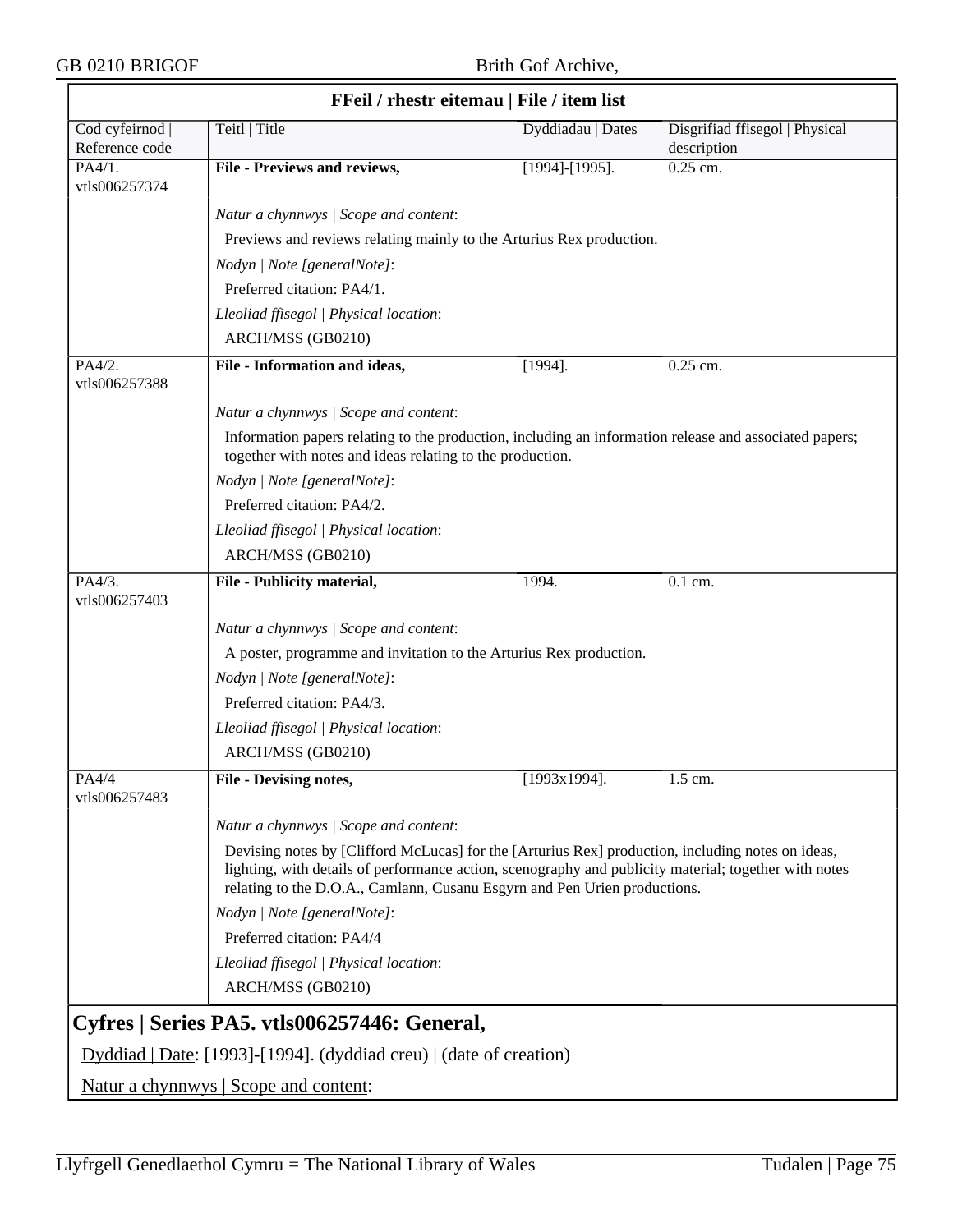**FFeil / rhestr eitemau | File / item list**

| Cod cyfeirnod \| Reference code | Teitl \| Title | Dyddiadau \| Dates | Disgrifiad ffisegol \| Physical description |
|---|---|---|---|
| PA4/1. vtls006257374 | **File - Previews and reviews,** | [1994]-[1995]. | 0.25 cm. |

*Natur a chynnwys | Scope and content*:

Previews and reviews relating mainly to the Arturius Rex production.

*Nodyn | Note [generalNote]*:

Preferred citation: PA4/1.

*Lleoliad ffisegol | Physical location*:

ARCH/MSS (GB0210)

| Cod cyfeirnod \| Reference code | Teitl \| Title | Dyddiadau \| Dates | Disgrifiad ffisegol \| Physical description |
|---|---|---|---|
| PA4/2. vtls006257388 | **File - Information and ideas,** | [1994]. | 0.25 cm. |

*Natur a chynnwys | Scope and content*:

Information papers relating to the production, including an information release and associated papers; together with notes and ideas relating to the production.

*Nodyn | Note [generalNote]*:

Preferred citation: PA4/2.

*Lleoliad ffisegol | Physical location*:

ARCH/MSS (GB0210)

| Cod cyfeirnod \| Reference code | Teitl \| Title | Dyddiadau \| Dates | Disgrifiad ffisegol \| Physical description |
|---|---|---|---|
| PA4/3. vtls006257403 | **File - Publicity material,** | 1994. | 0.1 cm. |

*Natur a chynnwys | Scope and content*:

A poster, programme and invitation to the Arturius Rex production.

*Nodyn | Note [generalNote]*:

Preferred citation: PA4/3.

*Lleoliad ffisegol | Physical location*:

ARCH/MSS (GB0210)

| Cod cyfeirnod \| Reference code | Teitl \| Title | Dyddiadau \| Dates | Disgrifiad ffisegol \| Physical description |
|---|---|---|---|
| PA4/4 vtls006257483 | **File - Devising notes,** | [1993x1994]. | 1.5 cm. |

*Natur a chynnwys | Scope and content*:

Devising notes by [Clifford McLucas] for the [Arturius Rex] production, including notes on ideas, lighting, with details of performance action, scenography and publicity material; together with notes relating to the D.O.A., Camlann, Cusanu Esgyrn and Pen Urien productions.

*Nodyn | Note [generalNote]*:

Preferred citation: PA4/4

*Lleoliad ffisegol | Physical location*:

ARCH/MSS (GB0210)

## Cyfres | Series PA5. vtls006257446: General,

Dyddiad | Date: [1993]-[1994]. (dyddiad creu) | (date of creation)

Natur a chynnwys | Scope and content: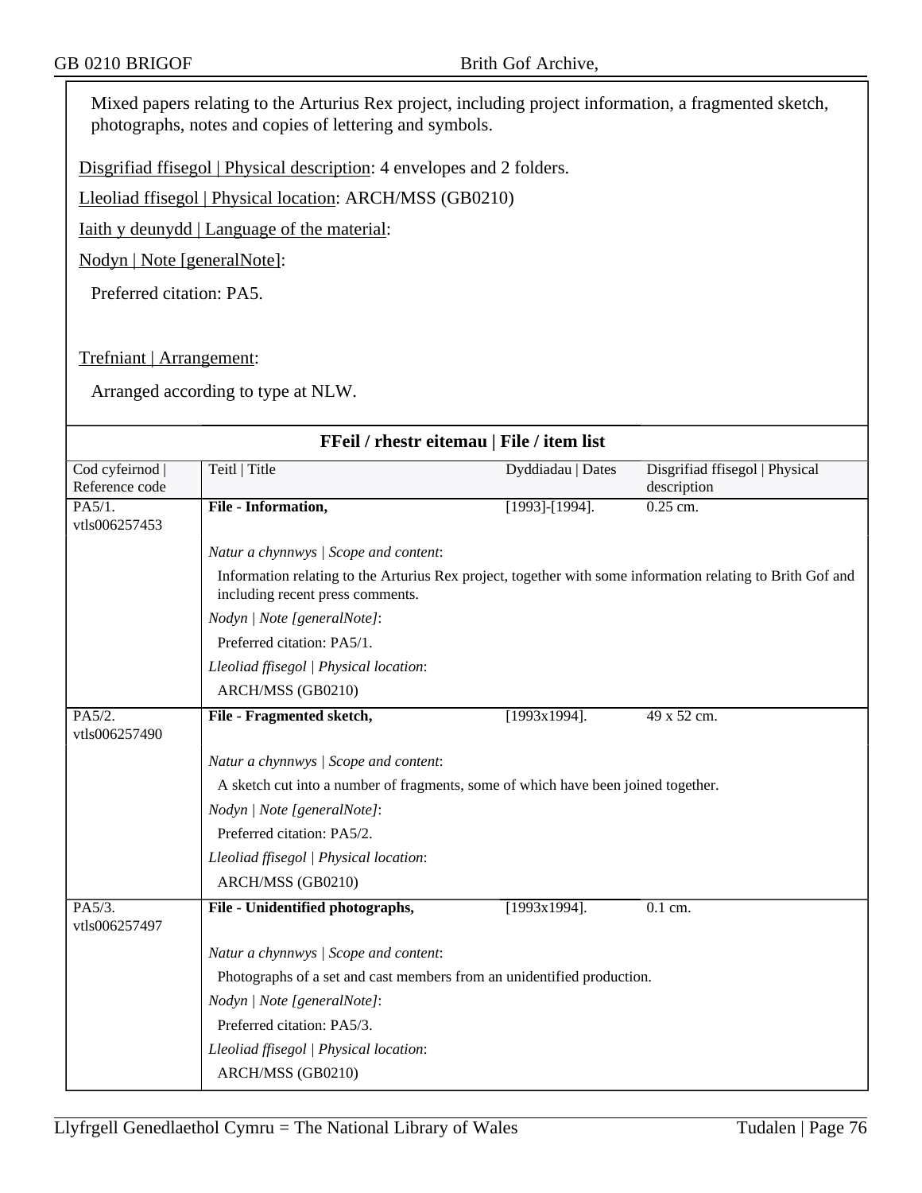Mixed papers relating to the Arturius Rex project, including project information, a fragmented sketch, photographs, notes and copies of lettering and symbols.

Disgrifiad ffisegol | Physical description: 4 envelopes and 2 folders.

Lleoliad ffisegol | Physical location: ARCH/MSS (GB0210)

Iaith y deunydd | Language of the material:

Nodyn | Note [generalNote]:

Preferred citation: PA5.

Trefniant | Arrangement:

Arranged according to type at NLW.

## FFeil / rhestr eitemau | File / item list

| Cod cyfeirnod \| Reference code | Teitl \| Title | Dyddiadau \| Dates | Disgrifiad ffisegol \| Physical description |
|---|---|---|---|
| PA5/1. vtls006257453 | **File - Information,** | [1993]-[1994]. | 0.25 cm. |
| | *Natur a chynnwys \| Scope and content*: Information relating to the Arturius Rex project, together with some information relating to Brith Gof and including recent press comments. *Nodyn \| Note [generalNote]*: Preferred citation: PA5/1. *Lleoliad ffisegol \| Physical location*: ARCH/MSS (GB0210) | | |
| PA5/2. vtls006257490 | **File - Fragmented sketch,** | [1993x1994]. | 49 x 52 cm. |
| | *Natur a chynnwys \| Scope and content*: A sketch cut into a number of fragments, some of which have been joined together. *Nodyn \| Note [generalNote]*: Preferred citation: PA5/2. *Lleoliad ffisegol \| Physical location*: ARCH/MSS (GB0210) | | |
| PA5/3. vtls006257497 | **File - Unidentified photographs,** | [1993x1994]. | 0.1 cm. |
| | *Natur a chynnwys \| Scope and content*: Photographs of a set and cast members from an unidentified production. *Nodyn \| Note [generalNote]*: Preferred citation: PA5/3. *Lleoliad ffisegol \| Physical location*: ARCH/MSS (GB0210) | | |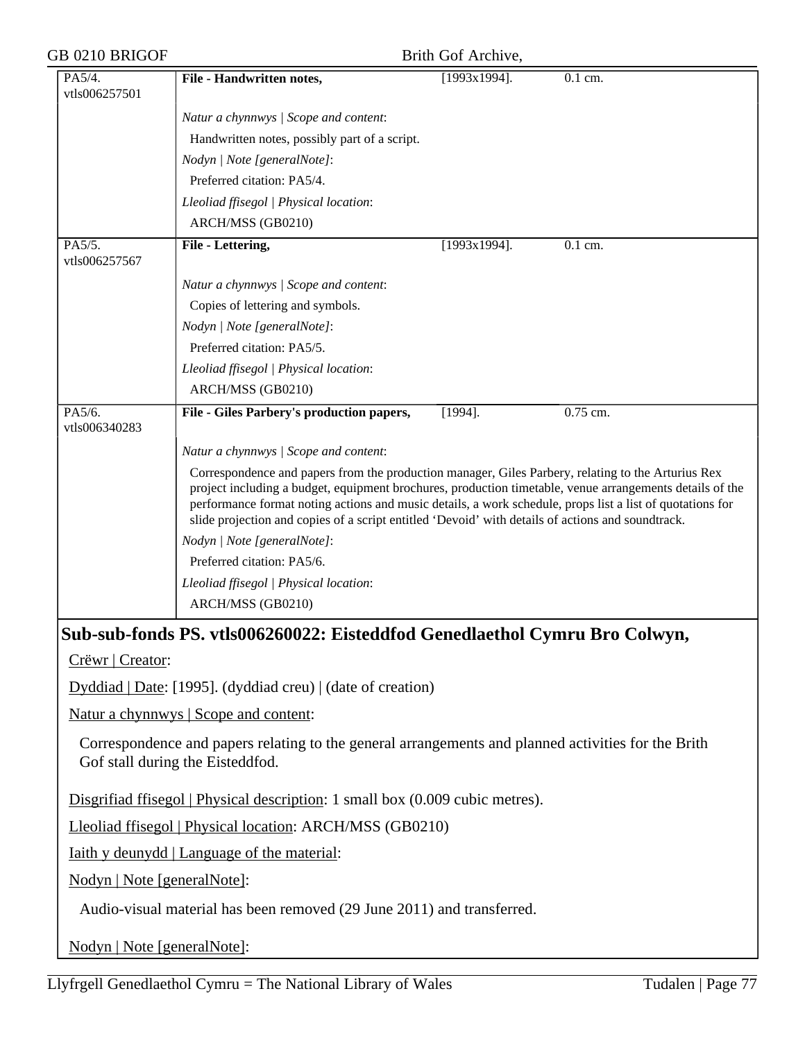| PA5/4. vtls006257501 | **File - Handwritten notes,** | [1993x1994]. | 0.1 cm. |
|---|---|---|---|
| | *Natur a chynnwys \| Scope and content*: | | |
| | Handwritten notes, possibly part of a script. | | |
| | *Nodyn \| Note [generalNote]*: | | |
| | Preferred citation: PA5/4. | | |
| | *Lleoliad ffisegol \| Physical location*: | | |
| | ARCH/MSS (GB0210) | | |
| PA5/5. vtls006257567 | **File - Lettering,** | [1993x1994]. | 0.1 cm. |
| | *Natur a chynnwys \| Scope and content*: | | |
| | Copies of lettering and symbols. | | |
| | *Nodyn \| Note [generalNote]*: | | |
| | Preferred citation: PA5/5. | | |
| | *Lleoliad ffisegol \| Physical location*: | | |
| | ARCH/MSS (GB0210) | | |
| PA5/6. vtls006340283 | **File - Giles Parbery's production papers,** | [1994]. | 0.75 cm. |
| | *Natur a chynnwys \| Scope and content*: | | |
| | Correspondence and papers from the production manager, Giles Parbery, relating to the Arturius Rex project including a budget, equipment brochures, production timetable, venue arrangements details of the performance format noting actions and music details, a work schedule, props list a list of quotations for slide projection and copies of a script entitled 'Devoid' with details of actions and soundtrack. | | |
| | *Nodyn \| Note [generalNote]*: | | |
| | Preferred citation: PA5/6. | | |
| | *Lleoliad ffisegol \| Physical location*: | | |
| | ARCH/MSS (GB0210) | | |

## Sub-sub-fonds PS. vtls006260022: Eisteddfod Genedlaethol Cymru Bro Colwyn,

Crëwr | Creator:

Dyddiad | Date: [1995]. (dyddiad creu) | (date of creation)

Natur a chynnwys | Scope and content:

Correspondence and papers relating to the general arrangements and planned activities for the Brith Gof stall during the Eisteddfod.

Disgrifiad ffisegol | Physical description: 1 small box (0.009 cubic metres).

Lleoliad ffisegol | Physical location: ARCH/MSS (GB0210)

Iaith y deunydd | Language of the material:

Nodyn | Note [generalNote]:

Audio-visual material has been removed (29 June 2011) and transferred.

Nodyn | Note [generalNote]: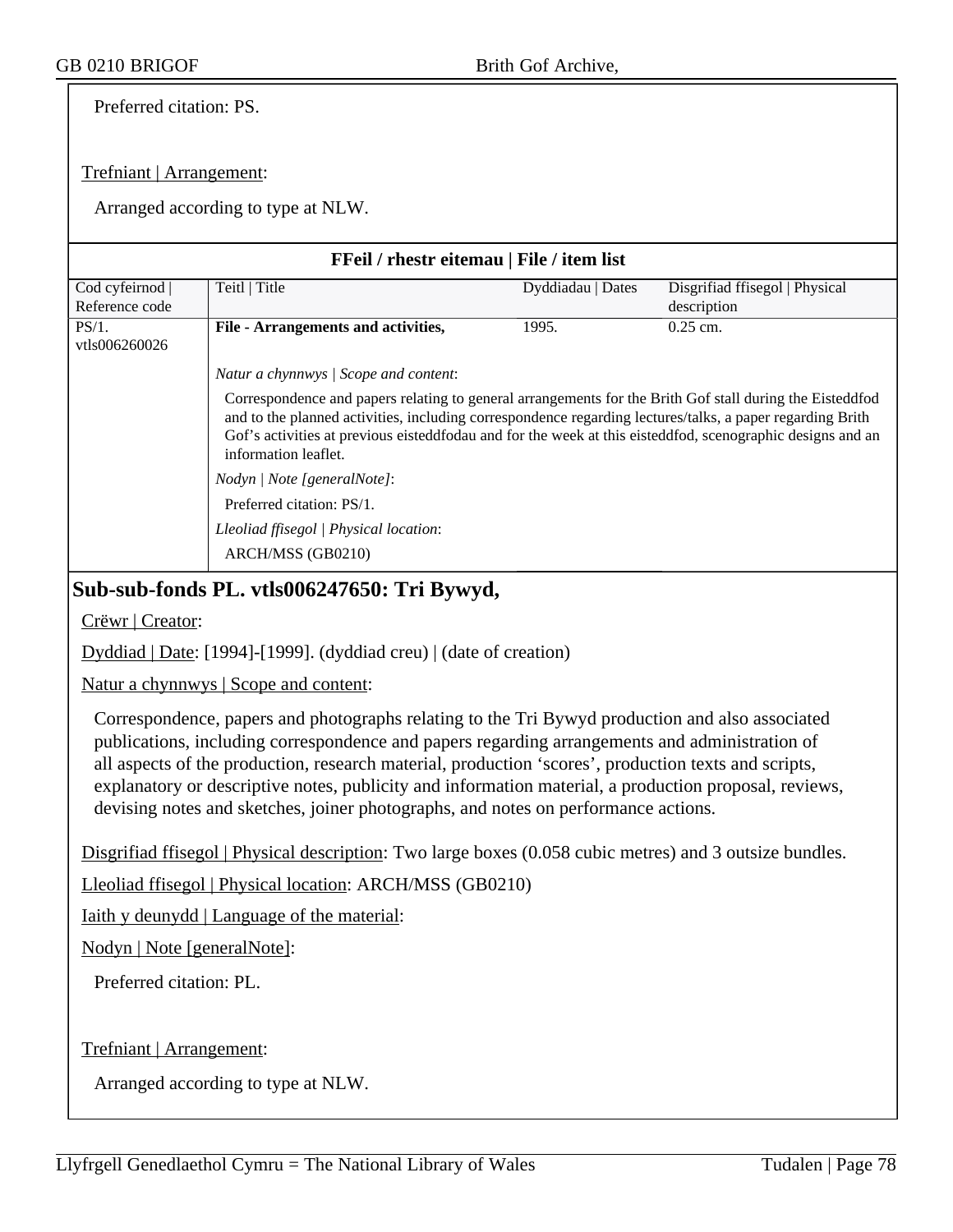Preferred citation: PS.

Trefniant | Arrangement:

Arranged according to type at NLW.

**FFeil / rhestr eitemau | File / item list**

| Cod cyfeirnod \| Reference code | Teitl \| Title | Dyddiadau \| Dates | Disgrifiad ffisegol \| Physical description |
|---|---|---|---|
| PS/1. vtls006260026 | **File - Arrangements and activities,** | 1995. | 0.25 cm. |
| | *Natur a chynnwys \| Scope and content*: Correspondence and papers relating to general arrangements for the Brith Gof stall during the Eisteddfod and to the planned activities, including correspondence regarding lectures/talks, a paper regarding Brith Gof's activities at previous eisteddfodau and for the week at this eisteddfod, scenographic designs and an information leaflet. *Nodyn \| Note [generalNote]*: Preferred citation: PS/1. *Lleoliad ffisegol \| Physical location*: ARCH/MSS (GB0210) | | |

## Sub-sub-fonds PL. vtls006247650: Tri Bywyd,

Crëwr | Creator:

Dyddiad | Date: [1994]-[1999]. (dyddiad creu) | (date of creation)

Natur a chynnwys | Scope and content:

Correspondence, papers and photographs relating to the Tri Bywyd production and also associated publications, including correspondence and papers regarding arrangements and administration of all aspects of the production, research material, production 'scores', production texts and scripts, explanatory or descriptive notes, publicity and information material, a production proposal, reviews, devising notes and sketches, joiner photographs, and notes on performance actions.

Disgrifiad ffisegol | Physical description: Two large boxes (0.058 cubic metres) and 3 outsize bundles.

Lleoliad ffisegol | Physical location: ARCH/MSS (GB0210)

Iaith y deunydd | Language of the material:

Nodyn | Note [generalNote]:

Preferred citation: PL.

Trefniant | Arrangement:

Arranged according to type at NLW.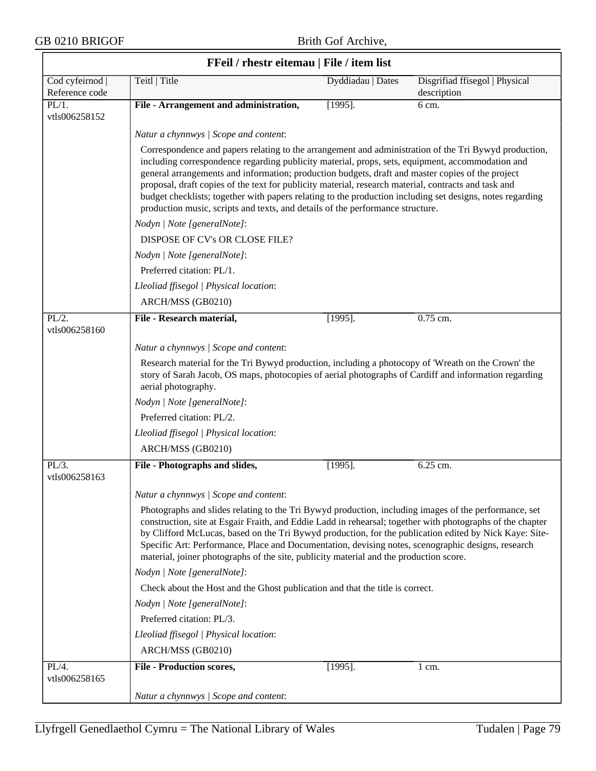## FFeil / rhestr eitemau | File / item list

| Cod cyfeirnod \| Reference code | Teitl \| Title | Dyddiadau \| Dates | Disgrifiad ffisegol \| Physical description |
|---|---|---|---|
| PL/1. vtls006258152 | **File - Arrangement and administration,** | [1995]. | 6 cm. |

*Natur a chynnwys | Scope and content*:

Correspondence and papers relating to the arrangement and administration of the Tri Bywyd production, including correspondence regarding publicity material, props, sets, equipment, accommodation and general arrangements and information; production budgets, draft and master copies of the project proposal, draft copies of the text for publicity material, research material, contracts and task and budget checklists; together with papers relating to the production including set designs, notes regarding production music, scripts and texts, and details of the performance structure.

*Nodyn | Note [generalNote]*:

DISPOSE OF CV's OR CLOSE FILE?

*Nodyn | Note [generalNote]*:

Preferred citation: PL/1.

*Lleoliad ffisegol | Physical location*:

ARCH/MSS (GB0210)

| Cod cyfeirnod \| Reference code | Teitl \| Title | Dyddiadau \| Dates | Disgrifiad ffisegol \| Physical description |
|---|---|---|---|
| PL/2. vtls006258160 | **File - Research material,** | [1995]. | 0.75 cm. |

*Natur a chynnwys | Scope and content*:

Research material for the Tri Bywyd production, including a photocopy of 'Wreath on the Crown' the story of Sarah Jacob, OS maps, photocopies of aerial photographs of Cardiff and information regarding aerial photography.

*Nodyn | Note [generalNote]*:

Preferred citation: PL/2.

*Lleoliad ffisegol | Physical location*:

ARCH/MSS (GB0210)

| Cod cyfeirnod \| Reference code | Teitl \| Title | Dyddiadau \| Dates | Disgrifiad ffisegol \| Physical description |
|---|---|---|---|
| PL/3. vtls006258163 | **File - Photographs and slides,** | [1995]. | 6.25 cm. |

*Natur a chynnwys | Scope and content*:

Photographs and slides relating to the Tri Bywyd production, including images of the performance, set construction, site at Esgair Fraith, and Eddie Ladd in rehearsal; together with photographs of the chapter by Clifford McLucas, based on the Tri Bywyd production, for the publication edited by Nick Kaye: Site-Specific Art: Performance, Place and Documentation, devising notes, scenographic designs, research material, joiner photographs of the site, publicity material and the production score.

*Nodyn | Note [generalNote]*:

Check about the Host and the Ghost publication and that the title is correct.

*Nodyn | Note [generalNote]*:

Preferred citation: PL/3.

*Lleoliad ffisegol | Physical location*:

ARCH/MSS (GB0210)

| Cod cyfeirnod \| Reference code | Teitl \| Title | Dyddiadau \| Dates | Disgrifiad ffisegol \| Physical description |
|---|---|---|---|
| PL/4. vtls006258165 | **File - Production scores,** | [1995]. | 1 cm. |

*Natur a chynnwys | Scope and content*: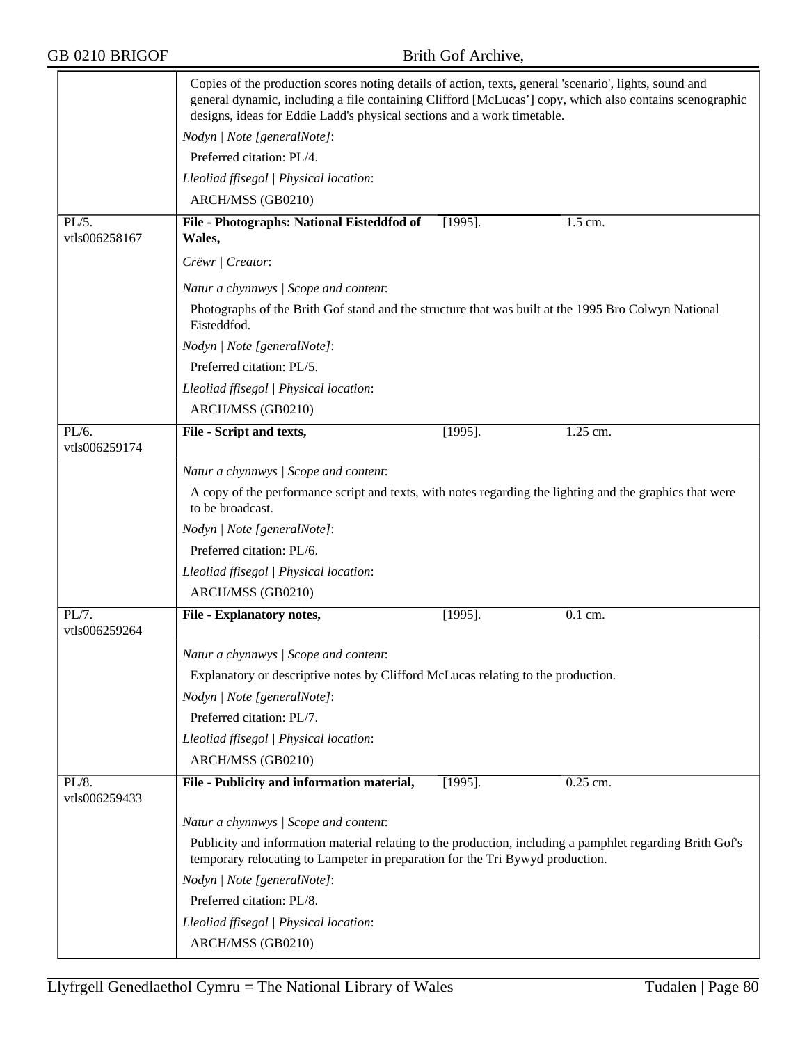Copies of the production scores noting details of action, texts, general 'scenario', lights, sound and general dynamic, including a file containing Clifford [McLucas'] copy, which also contains scenographic designs, ideas for Eddie Ladd's physical sections and a work timetable.

*Nodyn | Note [generalNote]*:

Preferred citation: PL/4.

*Lleoliad ffisegol | Physical location*:

ARCH/MSS (GB0210)

---

PL/5.
vtls006258167

**File - Photographs: National Eisteddfod of Wales,** [1995]. 1.5 cm.

*Crëwr | Creator*:

*Natur a chynnwys | Scope and content*:

Photographs of the Brith Gof stand and the structure that was built at the 1995 Bro Colwyn National Eisteddfod.

*Nodyn | Note [generalNote]*:

Preferred citation: PL/5.

*Lleoliad ffisegol | Physical location*:

ARCH/MSS (GB0210)

---

PL/6.
vtls006259174

**File - Script and texts,** [1995]. 1.25 cm.

*Natur a chynnwys | Scope and content*:

A copy of the performance script and texts, with notes regarding the lighting and the graphics that were to be broadcast.

*Nodyn | Note [generalNote]*:

Preferred citation: PL/6.

*Lleoliad ffisegol | Physical location*:

ARCH/MSS (GB0210)

---

PL/7.
vtls006259264

**File - Explanatory notes,** [1995]. 0.1 cm.

*Natur a chynnwys | Scope and content*:

Explanatory or descriptive notes by Clifford McLucas relating to the production.

*Nodyn | Note [generalNote]*:

Preferred citation: PL/7.

*Lleoliad ffisegol | Physical location*:

ARCH/MSS (GB0210)

---

PL/8.
vtls006259433

**File - Publicity and information material,** [1995]. 0.25 cm.

*Natur a chynnwys | Scope and content*:

Publicity and information material relating to the production, including a pamphlet regarding Brith Gof's temporary relocating to Lampeter in preparation for the Tri Bywyd production.

*Nodyn | Note [generalNote]*:

Preferred citation: PL/8.

*Lleoliad ffisegol | Physical location*:

ARCH/MSS (GB0210)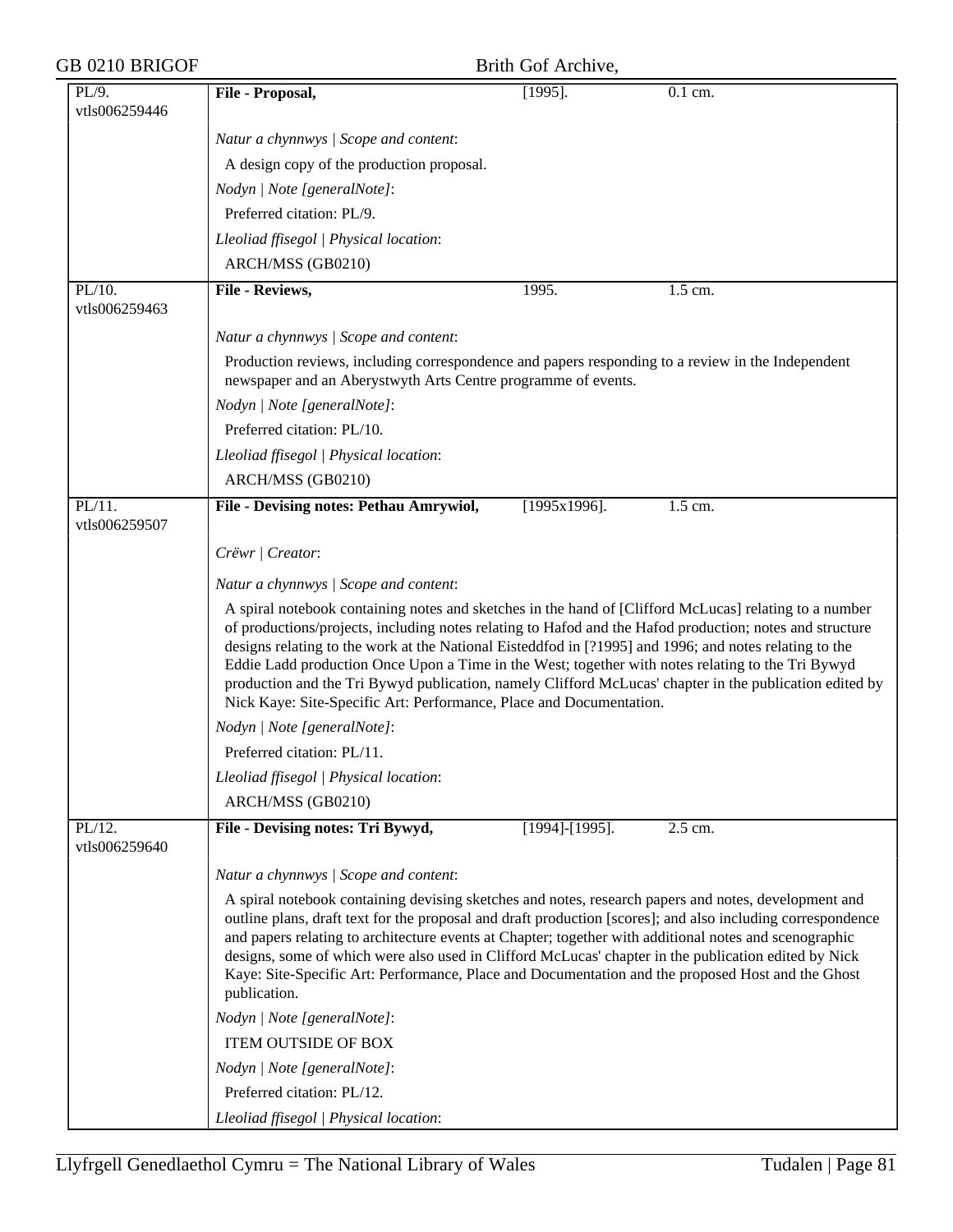| PL/9. vtls006259446 | **File - Proposal,** | [1995]. | 0.1 cm. |
|---|---|---|---|

*Natur a chynnwys | Scope and content*:

A design copy of the production proposal.

*Nodyn | Note [generalNote]*:

Preferred citation: PL/9.

*Lleoliad ffisegol | Physical location*:

ARCH/MSS (GB0210)

| PL/10. vtls006259463 | **File - Reviews,** | 1995. | 1.5 cm. |
|---|---|---|---|

*Natur a chynnwys | Scope and content*:

Production reviews, including correspondence and papers responding to a review in the Independent newspaper and an Aberystwyth Arts Centre programme of events.

*Nodyn | Note [generalNote]*:

Preferred citation: PL/10.

*Lleoliad ffisegol | Physical location*:

ARCH/MSS (GB0210)

| PL/11. vtls006259507 | **File - Devising notes: Pethau Amrywiol,** | [1995x1996]. | 1.5 cm. |
|---|---|---|---|

*Crëwr | Creator*:

*Natur a chynnwys | Scope and content*:

A spiral notebook containing notes and sketches in the hand of [Clifford McLucas] relating to a number of productions/projects, including notes relating to Hafod and the Hafod production; notes and structure designs relating to the work at the National Eisteddfod in [?1995] and 1996; and notes relating to the Eddie Ladd production Once Upon a Time in the West; together with notes relating to the Tri Bywyd production and the Tri Bywyd publication, namely Clifford McLucas' chapter in the publication edited by Nick Kaye: Site-Specific Art: Performance, Place and Documentation.

*Nodyn | Note [generalNote]*:

Preferred citation: PL/11.

*Lleoliad ffisegol | Physical location*:

ARCH/MSS (GB0210)

| PL/12. vtls006259640 | **File - Devising notes: Tri Bywyd,** | [1994]-[1995]. | 2.5 cm. |
|---|---|---|---|

*Natur a chynnwys | Scope and content*:

A spiral notebook containing devising sketches and notes, research papers and notes, development and outline plans, draft text for the proposal and draft production [scores]; and also including correspondence and papers relating to architecture events at Chapter; together with additional notes and scenographic designs, some of which were also used in Clifford McLucas' chapter in the publication edited by Nick Kaye: Site-Specific Art: Performance, Place and Documentation and the proposed Host and the Ghost publication.

*Nodyn | Note [generalNote]*:

ITEM OUTSIDE OF BOX

*Nodyn | Note [generalNote]*:

Preferred citation: PL/12.

*Lleoliad ffisegol | Physical location*: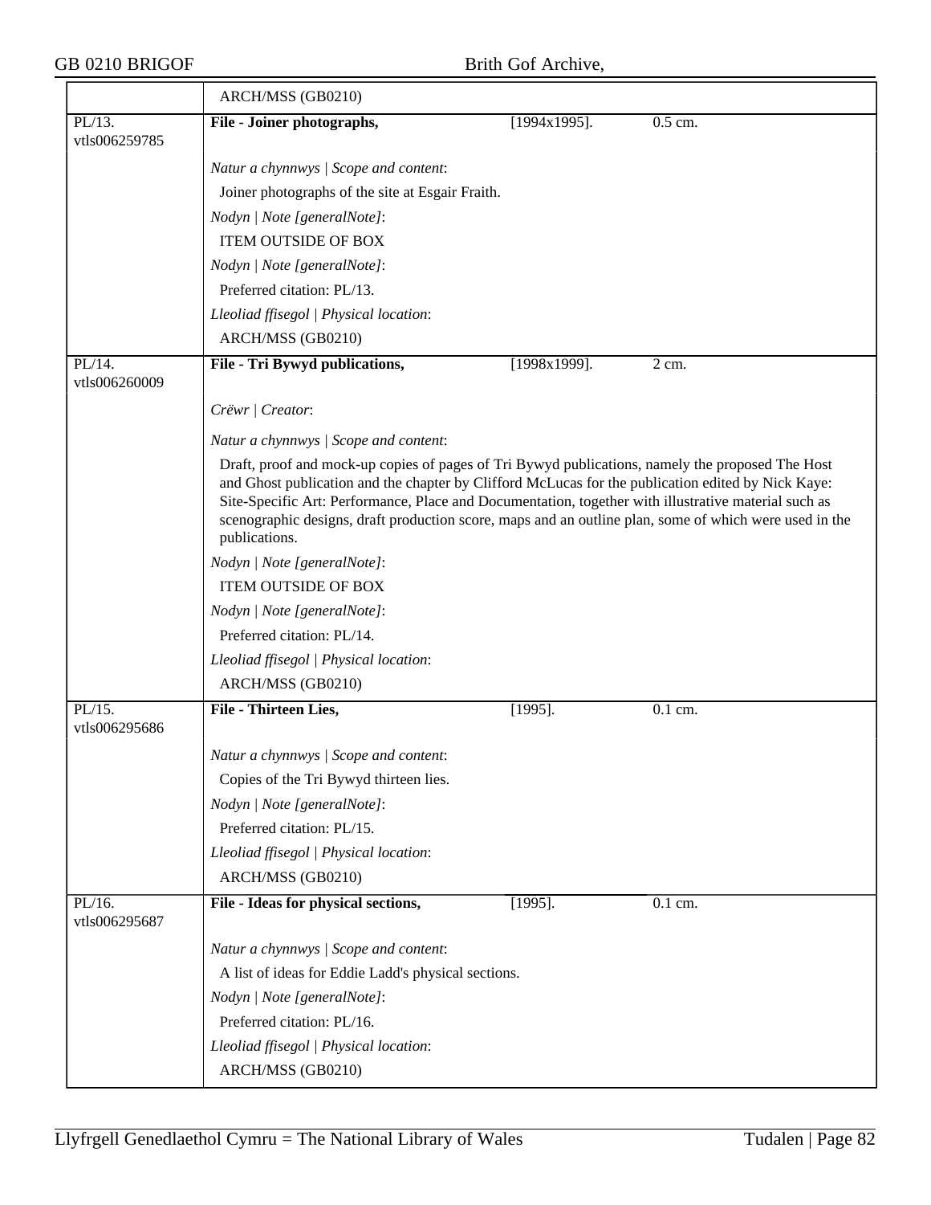| | |
|---|---|
| | ARCH/MSS (GB0210) |
| PL/13.<br>vtls006259785 | **File - Joiner photographs,** [1994x1995]. 0.5 cm.<br><br>*Natur a chynnwys \| Scope and content*:<br>Joiner photographs of the site at Esgair Fraith.<br>*Nodyn \| Note [generalNote]*:<br>ITEM OUTSIDE OF BOX<br>*Nodyn \| Note [generalNote]*:<br>Preferred citation: PL/13.<br>*Lleoliad ffisegol \| Physical location*:<br>ARCH/MSS (GB0210) |
| PL/14.<br>vtls006260009 | **File - Tri Bywyd publications,** [1998x1999]. 2 cm.<br><br>*Crëwr \| Creator*:<br>*Natur a chynnwys \| Scope and content*:<br>Draft, proof and mock-up copies of pages of Tri Bywyd publications, namely the proposed The Host and Ghost publication and the chapter by Clifford McLucas for the publication edited by Nick Kaye: Site-Specific Art: Performance, Place and Documentation, together with illustrative material such as scenographic designs, draft production score, maps and an outline plan, some of which were used in the publications.<br>*Nodyn \| Note [generalNote]*:<br>ITEM OUTSIDE OF BOX<br>*Nodyn \| Note [generalNote]*:<br>Preferred citation: PL/14.<br>*Lleoliad ffisegol \| Physical location*:<br>ARCH/MSS (GB0210) |
| PL/15.<br>vtls006295686 | **File - Thirteen Lies,** [1995]. 0.1 cm.<br><br>*Natur a chynnwys \| Scope and content*:<br>Copies of the Tri Bywyd thirteen lies.<br>*Nodyn \| Note [generalNote]*:<br>Preferred citation: PL/15.<br>*Lleoliad ffisegol \| Physical location*:<br>ARCH/MSS (GB0210) |
| PL/16.<br>vtls006295687 | **File - Ideas for physical sections,** [1995]. 0.1 cm.<br><br>*Natur a chynnwys \| Scope and content*:<br>A list of ideas for Eddie Ladd's physical sections.<br>*Nodyn \| Note [generalNote]*:<br>Preferred citation: PL/16.<br>*Lleoliad ffisegol \| Physical location*:<br>ARCH/MSS (GB0210) |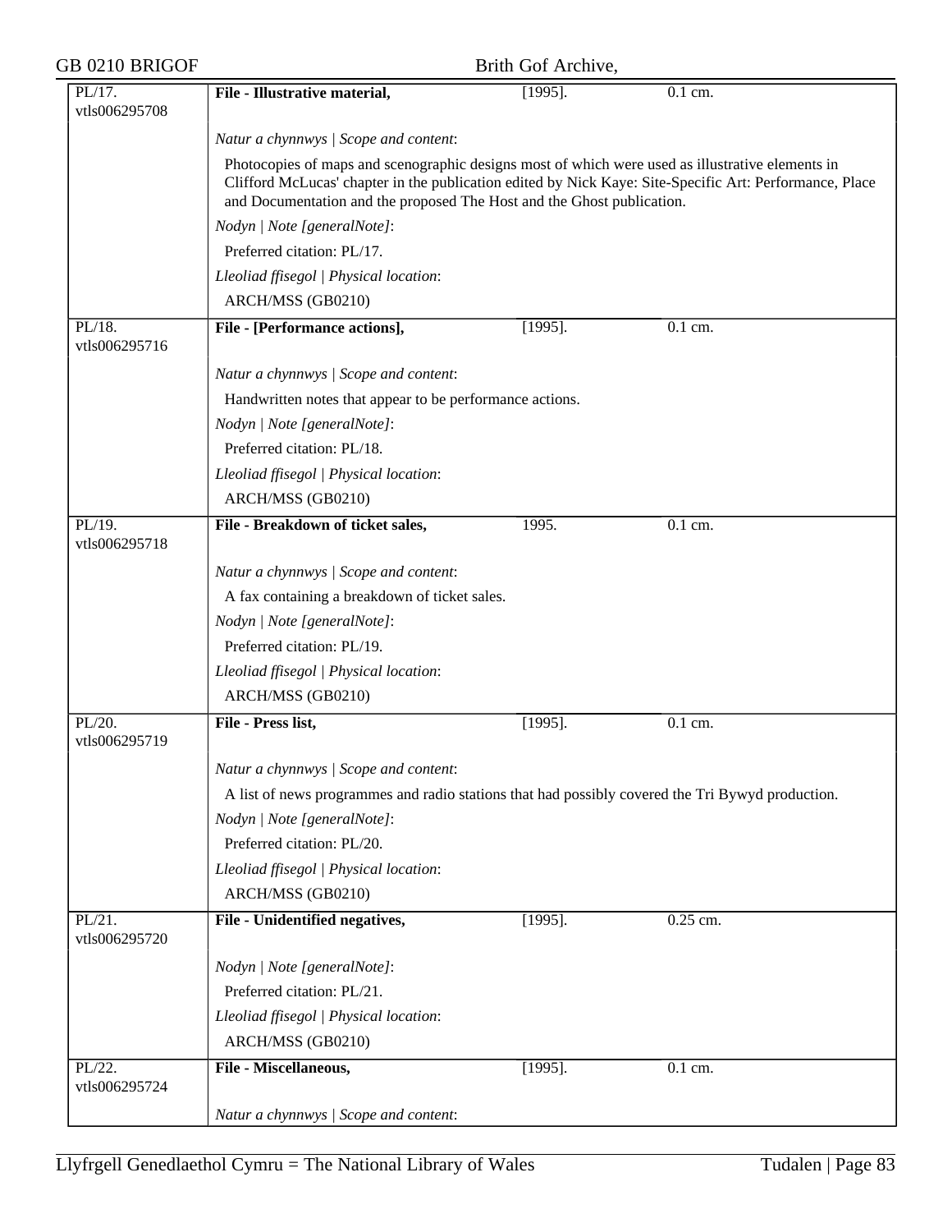| PL/17. vtls006295708 | **File - Illustrative material,** | [1995]. | 0.1 cm. |
|---|---|---|---|
| | *Natur a chynnwys \| Scope and content*: | | |
| | Photocopies of maps and scenographic designs most of which were used as illustrative elements in Clifford McLucas' chapter in the publication edited by Nick Kaye: Site-Specific Art: Performance, Place and Documentation and the proposed The Host and the Ghost publication. | | |
| | *Nodyn \| Note [generalNote]*: | | |
| | Preferred citation: PL/17. | | |
| | *Lleoliad ffisegol \| Physical location*: | | |
| | ARCH/MSS (GB0210) | | |
| PL/18. vtls006295716 | **File - [Performance actions],** | [1995]. | 0.1 cm. |
| | *Natur a chynnwys \| Scope and content*: | | |
| | Handwritten notes that appear to be performance actions. | | |
| | *Nodyn \| Note [generalNote]*: | | |
| | Preferred citation: PL/18. | | |
| | *Lleoliad ffisegol \| Physical location*: | | |
| | ARCH/MSS (GB0210) | | |
| PL/19. vtls006295718 | **File - Breakdown of ticket sales,** | 1995. | 0.1 cm. |
| | *Natur a chynnwys \| Scope and content*: | | |
| | A fax containing a breakdown of ticket sales. | | |
| | *Nodyn \| Note [generalNote]*: | | |
| | Preferred citation: PL/19. | | |
| | *Lleoliad ffisegol \| Physical location*: | | |
| | ARCH/MSS (GB0210) | | |
| PL/20. vtls006295719 | **File - Press list,** | [1995]. | 0.1 cm. |
| | *Natur a chynnwys \| Scope and content*: | | |
| | A list of news programmes and radio stations that had possibly covered the Tri Bywyd production. | | |
| | *Nodyn \| Note [generalNote]*: | | |
| | Preferred citation: PL/20. | | |
| | *Lleoliad ffisegol \| Physical location*: | | |
| | ARCH/MSS (GB0210) | | |
| PL/21. vtls006295720 | **File - Unidentified negatives,** | [1995]. | 0.25 cm. |
| | *Nodyn \| Note [generalNote]*: | | |
| | Preferred citation: PL/21. | | |
| | *Lleoliad ffisegol \| Physical location*: | | |
| | ARCH/MSS (GB0210) | | |
| PL/22. vtls006295724 | **File - Miscellaneous,** | [1995]. | 0.1 cm. |
| | *Natur a chynnwys \| Scope and content*: | | |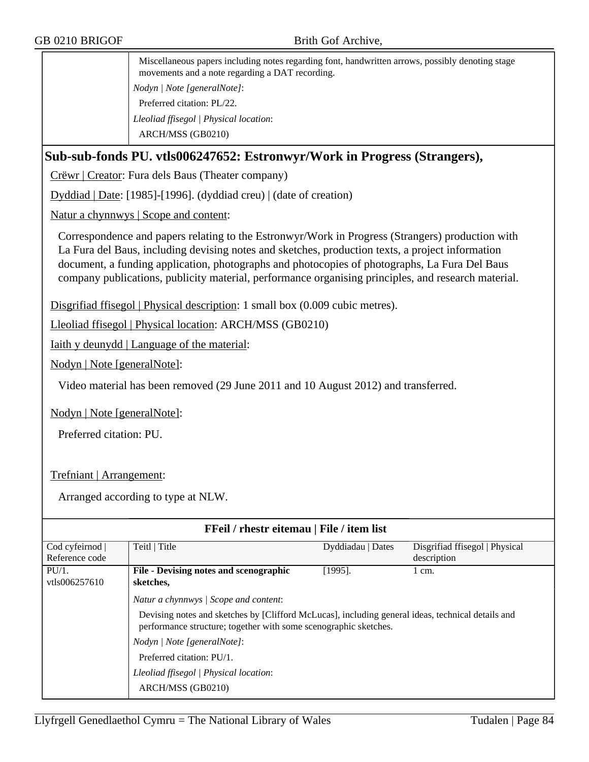| | |
|---|---|
| | Miscellaneous papers including notes regarding font, handwritten arrows, possibly denoting stage movements and a note regarding a DAT recording. |
| | *Nodyn \| Note [generalNote]*: |
| | Preferred citation: PL/22. |
| | *Lleoliad ffisegol \| Physical location*: |
| | ARCH/MSS (GB0210) |

## Sub-sub-fonds PU. vtls006247652: Estronwyr/Work in Progress (Strangers),

Crëwr | Creator: Fura dels Baus (Theater company)

Dyddiad | Date: [1985]-[1996]. (dyddiad creu) | (date of creation)

Natur a chynnwys | Scope and content:

Correspondence and papers relating to the Estronwyr/Work in Progress (Strangers) production with La Fura del Baus, including devising notes and sketches, production texts, a project information document, a funding application, photographs and photocopies of photographs, La Fura Del Baus company publications, publicity material, performance organising principles, and research material.

Disgrifiad ffisegol | Physical description: 1 small box (0.009 cubic metres).

Lleoliad ffisegol | Physical location: ARCH/MSS (GB0210)

Iaith y deunydd | Language of the material:

Nodyn | Note [generalNote]:

Video material has been removed (29 June 2011 and 10 August 2012) and transferred.

Nodyn | Note [generalNote]:

Preferred citation: PU.

Trefniant | Arrangement:

Arranged according to type at NLW.

**FFeil / rhestr eitemau | File / item list**

| Cod cyfeirnod \| Reference code | Teitl \| Title | Dyddiadau \| Dates | Disgrifiad ffisegol \| Physical description |
|---|---|---|---|
| PU/1. vtls006257610 | **File - Devising notes and scenographic sketches,** | [1995]. | 1 cm. |
| | *Natur a chynnwys \| Scope and content*: | | |
| | Devising notes and sketches by [Clifford McLucas], including general ideas, technical details and performance structure; together with some scenographic sketches. | | |
| | *Nodyn \| Note [generalNote]*: | | |
| | Preferred citation: PU/1. | | |
| | *Lleoliad ffisegol \| Physical location*: | | |
| | ARCH/MSS (GB0210) | | |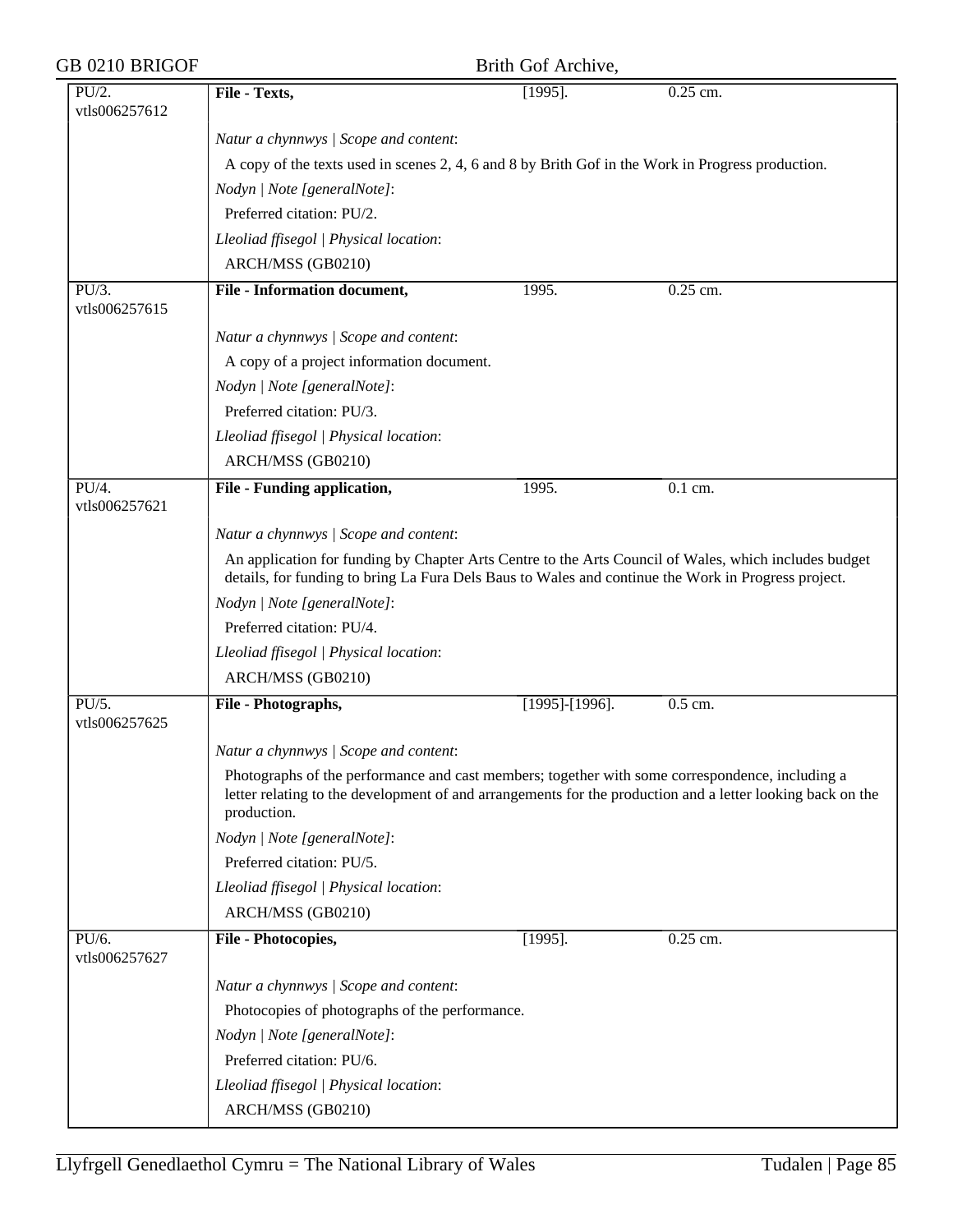| PU/2. vtls006257612 | **File - Texts,** | [1995]. | 0.25 cm. |
|---|---|---|---|

*Natur a chynnwys | Scope and content*:

A copy of the texts used in scenes 2, 4, 6 and 8 by Brith Gof in the Work in Progress production.

*Nodyn | Note [generalNote]*:

Preferred citation: PU/2.

*Lleoliad ffisegol | Physical location*:

ARCH/MSS (GB0210)

| PU/3. vtls006257615 | **File - Information document,** | 1995. | 0.25 cm. |
|---|---|---|---|

*Natur a chynnwys | Scope and content*:

A copy of a project information document.

*Nodyn | Note [generalNote]*:

Preferred citation: PU/3.

*Lleoliad ffisegol | Physical location*:

ARCH/MSS (GB0210)

| PU/4. vtls006257621 | **File - Funding application,** | 1995. | 0.1 cm. |
|---|---|---|---|

*Natur a chynnwys | Scope and content*:

An application for funding by Chapter Arts Centre to the Arts Council of Wales, which includes budget details, for funding to bring La Fura Dels Baus to Wales and continue the Work in Progress project.

*Nodyn | Note [generalNote]*:

Preferred citation: PU/4.

*Lleoliad ffisegol | Physical location*:

ARCH/MSS (GB0210)

| PU/5. vtls006257625 | **File - Photographs,** | [1995]-[1996]. | 0.5 cm. |
|---|---|---|---|

*Natur a chynnwys | Scope and content*:

Photographs of the performance and cast members; together with some correspondence, including a letter relating to the development of and arrangements for the production and a letter looking back on the production.

*Nodyn | Note [generalNote]*:

Preferred citation: PU/5.

*Lleoliad ffisegol | Physical location*:

ARCH/MSS (GB0210)

| PU/6. vtls006257627 | **File - Photocopies,** | [1995]. | 0.25 cm. |
|---|---|---|---|

*Natur a chynnwys | Scope and content*:

Photocopies of photographs of the performance.

*Nodyn | Note [generalNote]*:

Preferred citation: PU/6.

*Lleoliad ffisegol | Physical location*:

ARCH/MSS (GB0210)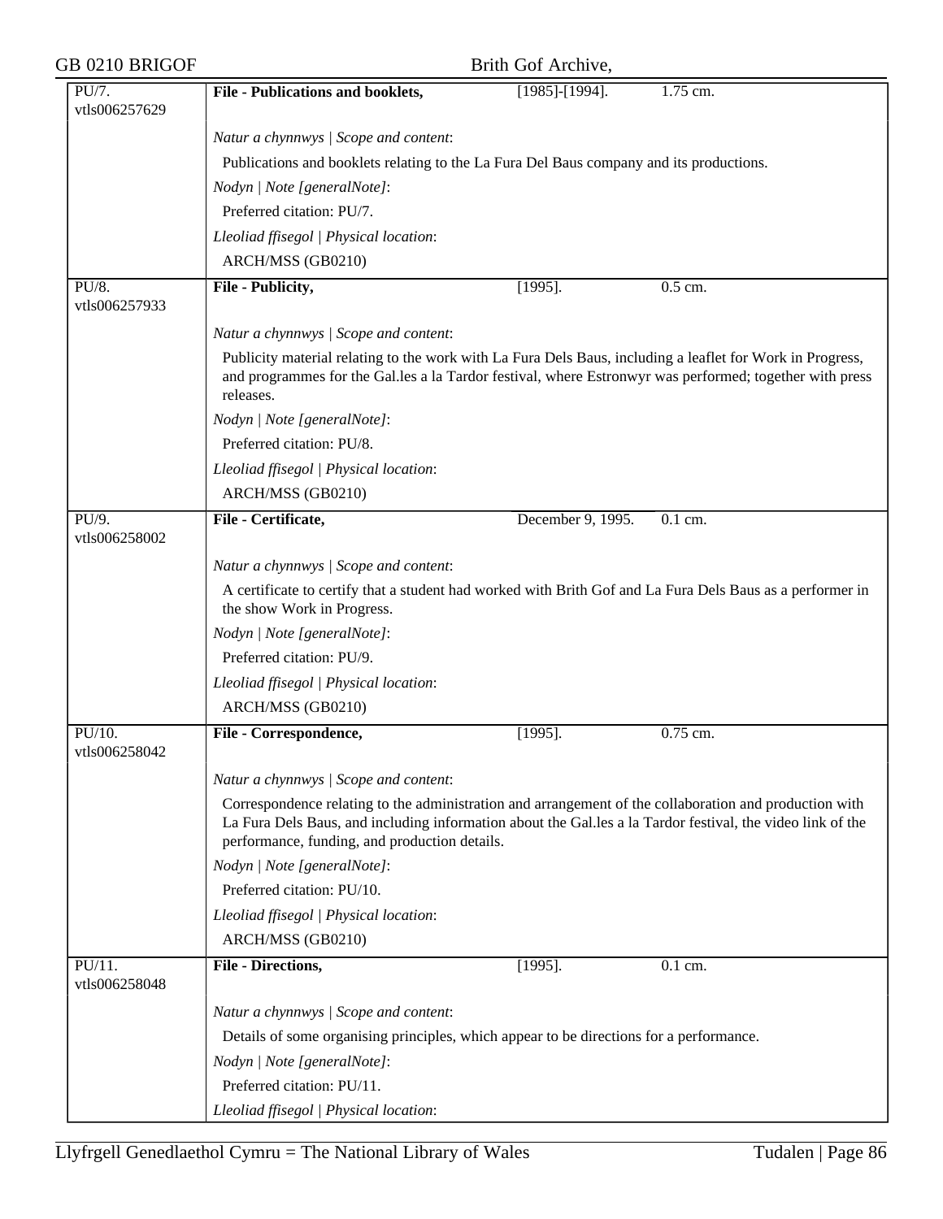PU/7.
vtls006257629

**File - Publications and booklets,** [1985]-[1994]. 1.75 cm.

*Natur a chynnwys | Scope and content*:

Publications and booklets relating to the La Fura Del Baus company and its productions.

*Nodyn | Note [generalNote]*:

Preferred citation: PU/7.

*Lleoliad ffisegol | Physical location*:

ARCH/MSS (GB0210)

PU/8.
vtls006257933

**File - Publicity,** [1995]. 0.5 cm.

*Natur a chynnwys | Scope and content*:

Publicity material relating to the work with La Fura Dels Baus, including a leaflet for Work in Progress, and programmes for the Gal.les a la Tardor festival, where Estronwyr was performed; together with press releases.

*Nodyn | Note [generalNote]*:

Preferred citation: PU/8.

*Lleoliad ffisegol | Physical location*:

ARCH/MSS (GB0210)

PU/9.
vtls006258002

**File - Certificate,** December 9, 1995. 0.1 cm.

*Natur a chynnwys | Scope and content*:

A certificate to certify that a student had worked with Brith Gof and La Fura Dels Baus as a performer in the show Work in Progress.

*Nodyn | Note [generalNote]*:

Preferred citation: PU/9.

*Lleoliad ffisegol | Physical location*:

ARCH/MSS (GB0210)

PU/10.
vtls006258042

**File - Correspondence,** [1995]. 0.75 cm.

*Natur a chynnwys | Scope and content*:

Correspondence relating to the administration and arrangement of the collaboration and production with La Fura Dels Baus, and including information about the Gal.les a la Tardor festival, the video link of the performance, funding, and production details.

*Nodyn | Note [generalNote]*:

Preferred citation: PU/10.

*Lleoliad ffisegol | Physical location*:

ARCH/MSS (GB0210)

PU/11.
vtls006258048

**File - Directions,** [1995]. 0.1 cm.

*Natur a chynnwys | Scope and content*:

Details of some organising principles, which appear to be directions for a performance.

*Nodyn | Note [generalNote]*:

Preferred citation: PU/11.

*Lleoliad ffisegol | Physical location*: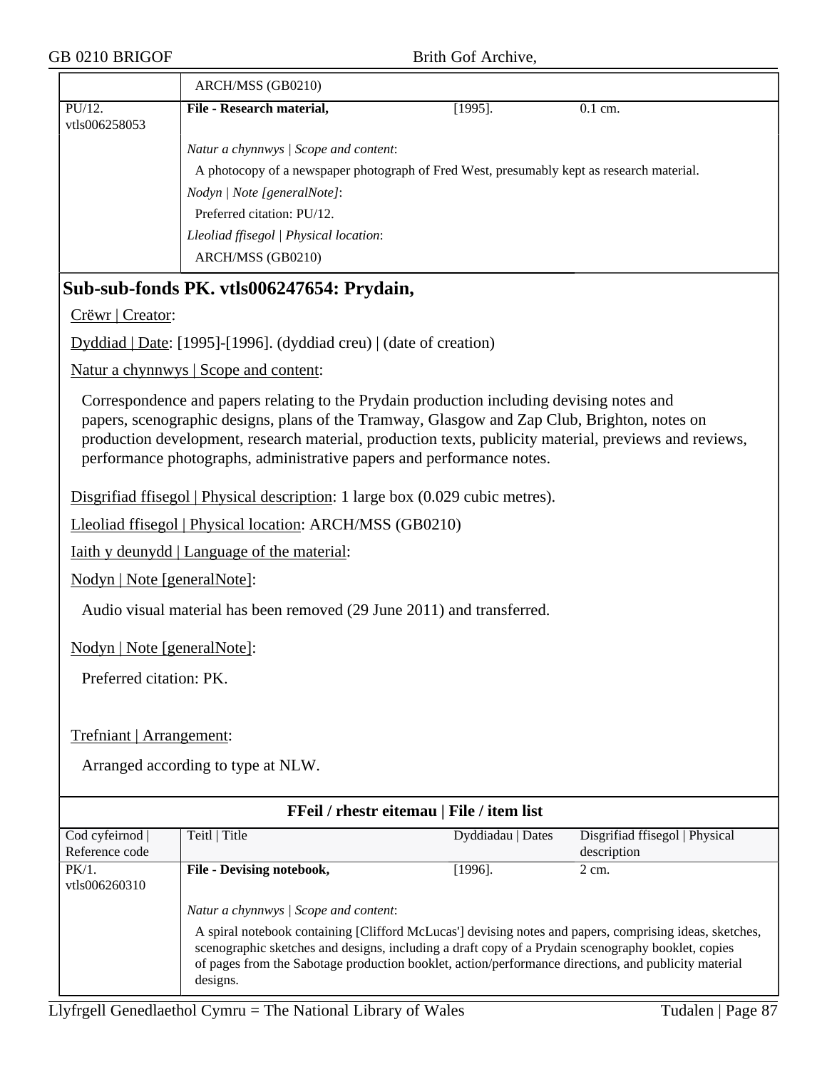| | ARCH/MSS (GB0210) | | |
|---|---|---|---|
| PU/12. vtls006258053 | **File - Research material,** | [1995]. | 0.1 cm. |
| | *Natur a chynnwys \| Scope and content*: A photocopy of a newspaper photograph of Fred West, presumably kept as research material. *Nodyn \| Note [generalNote]*: Preferred citation: PU/12. *Lleoliad ffisegol \| Physical location*: ARCH/MSS (GB0210) | | |

## Sub-sub-fonds PK. vtls006247654: Prydain,

Crëwr | Creator:

Dyddiad | Date: [1995]-[1996]. (dyddiad creu) | (date of creation)

Natur a chynnwys | Scope and content:

Correspondence and papers relating to the Prydain production including devising notes and papers, scenographic designs, plans of the Tramway, Glasgow and Zap Club, Brighton, notes on production development, research material, production texts, publicity material, previews and reviews, performance photographs, administrative papers and performance notes.

Disgrifiad ffisegol | Physical description: 1 large box (0.029 cubic metres).

Lleoliad ffisegol | Physical location: ARCH/MSS (GB0210)

Iaith y deunydd | Language of the material:

Nodyn | Note [generalNote]:

Audio visual material has been removed (29 June 2011) and transferred.

Nodyn | Note [generalNote]:

Preferred citation: PK.

Trefniant | Arrangement:

Arranged according to type at NLW.

**FFeil / rhestr eitemau | File / item list**

| Cod cyfeirnod \| Reference code | Teitl \| Title | Dyddiadau \| Dates | Disgrifiad ffisegol \| Physical description |
|---|---|---|---|
| PK/1. vtls006260310 | **File - Devising notebook,** | [1996]. | 2 cm. |
| | *Natur a chynnwys \| Scope and content*: A spiral notebook containing [Clifford McLucas'] devising notes and papers, comprising ideas, sketches, scenographic sketches and designs, including a draft copy of a Prydain scenography booklet, copies of pages from the Sabotage production booklet, action/performance directions, and publicity material designs. | | |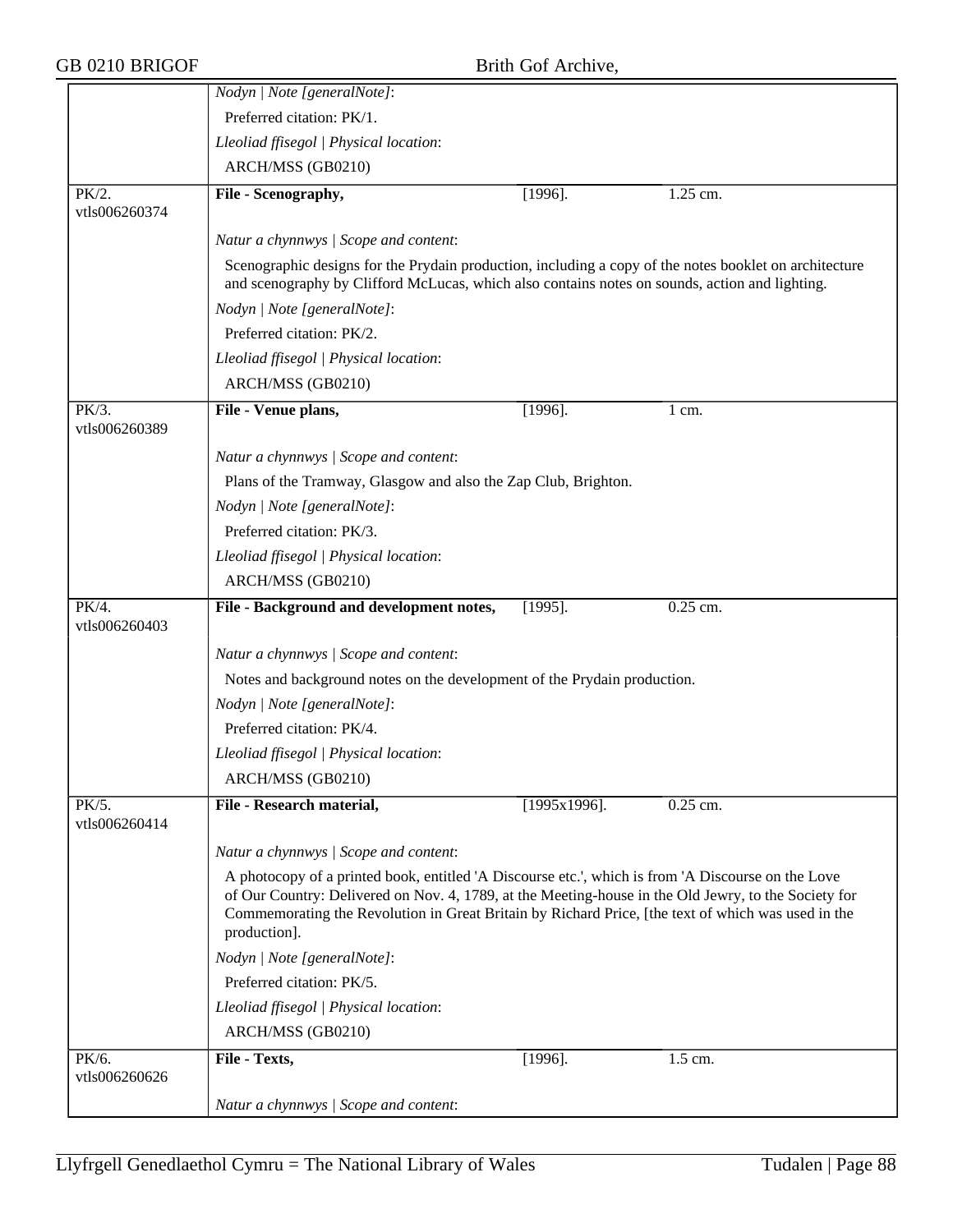*Nodyn | Note [generalNote]*:

Preferred citation: PK/1.

*Lleoliad ffisegol | Physical location*:

ARCH/MSS (GB0210)

| PK/2. vtls006260374 | **File - Scenography,** | [1996]. | 1.25 cm. |
|---|---|---|---|

*Natur a chynnwys | Scope and content*:

Scenographic designs for the Prydain production, including a copy of the notes booklet on architecture and scenography by Clifford McLucas, which also contains notes on sounds, action and lighting.

*Nodyn | Note [generalNote]*:

Preferred citation: PK/2.

*Lleoliad ffisegol | Physical location*:

ARCH/MSS (GB0210)

| PK/3. vtls006260389 | **File - Venue plans,** | [1996]. | 1 cm. |
|---|---|---|---|

*Natur a chynnwys | Scope and content*:

Plans of the Tramway, Glasgow and also the Zap Club, Brighton.

*Nodyn | Note [generalNote]*:

Preferred citation: PK/3.

*Lleoliad ffisegol | Physical location*:

ARCH/MSS (GB0210)

| PK/4. vtls006260403 | **File - Background and development notes,** | [1995]. | 0.25 cm. |
|---|---|---|---|

*Natur a chynnwys | Scope and content*:

Notes and background notes on the development of the Prydain production.

*Nodyn | Note [generalNote]*:

Preferred citation: PK/4.

*Lleoliad ffisegol | Physical location*:

ARCH/MSS (GB0210)

| PK/5. vtls006260414 | **File - Research material,** | [1995x1996]. | 0.25 cm. |
|---|---|---|---|

*Natur a chynnwys | Scope and content*:

A photocopy of a printed book, entitled 'A Discourse etc.', which is from 'A Discourse on the Love of Our Country: Delivered on Nov. 4, 1789, at the Meeting-house in the Old Jewry, to the Society for Commemorating the Revolution in Great Britain by Richard Price, [the text of which was used in the production].

*Nodyn | Note [generalNote]*:

Preferred citation: PK/5.

*Lleoliad ffisegol | Physical location*:

ARCH/MSS (GB0210)

| PK/6. vtls006260626 | **File - Texts,** | [1996]. | 1.5 cm. |
|---|---|---|---|

*Natur a chynnwys | Scope and content*: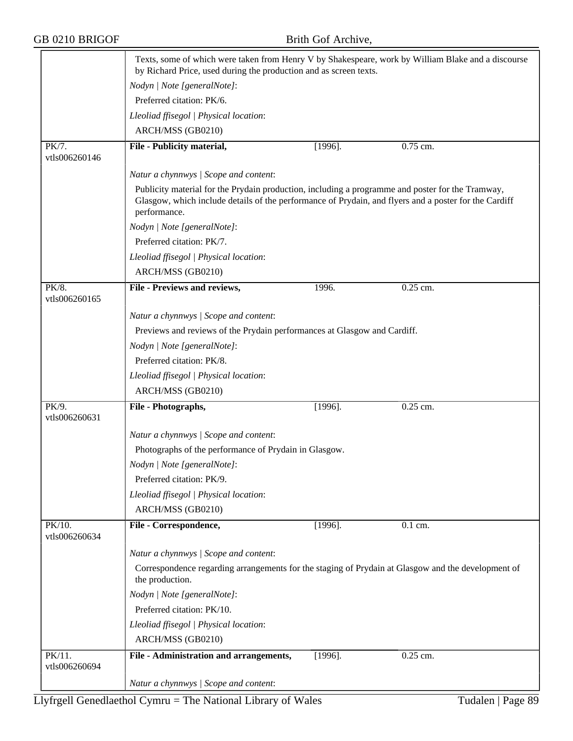Texts, some of which were taken from Henry V by Shakespeare, work by William Blake and a discourse by Richard Price, used during the production and as screen texts.

*Nodyn | Note [generalNote]*:

Preferred citation: PK/6.

*Lleoliad ffisegol | Physical location*:

ARCH/MSS (GB0210)

---

PK/7. vtls006260146 | **File - Publicity material,** | [1996]. | 0.75 cm.

*Natur a chynnwys | Scope and content*:

Publicity material for the Prydain production, including a programme and poster for the Tramway, Glasgow, which include details of the performance of Prydain, and flyers and a poster for the Cardiff performance.

*Nodyn | Note [generalNote]*:

Preferred citation: PK/7.

*Lleoliad ffisegol | Physical location*:

ARCH/MSS (GB0210)

---

PK/8. vtls006260165 | **File - Previews and reviews,** | 1996. | 0.25 cm.

*Natur a chynnwys | Scope and content*:

Previews and reviews of the Prydain performances at Glasgow and Cardiff.

*Nodyn | Note [generalNote]*:

Preferred citation: PK/8.

*Lleoliad ffisegol | Physical location*:

ARCH/MSS (GB0210)

---

PK/9. vtls006260631 | **File - Photographs,** | [1996]. | 0.25 cm.

*Natur a chynnwys | Scope and content*:

Photographs of the performance of Prydain in Glasgow.

*Nodyn | Note [generalNote]*:

Preferred citation: PK/9.

*Lleoliad ffisegol | Physical location*:

ARCH/MSS (GB0210)

---

PK/10. vtls006260634 | **File - Correspondence,** | [1996]. | 0.1 cm.

*Natur a chynnwys | Scope and content*:

Correspondence regarding arrangements for the staging of Prydain at Glasgow and the development of the production.

*Nodyn | Note [generalNote]*:

Preferred citation: PK/10.

*Lleoliad ffisegol | Physical location*:

ARCH/MSS (GB0210)

---

PK/11. vtls006260694 | **File - Administration and arrangements,** | [1996]. | 0.25 cm.

*Natur a chynnwys | Scope and content*: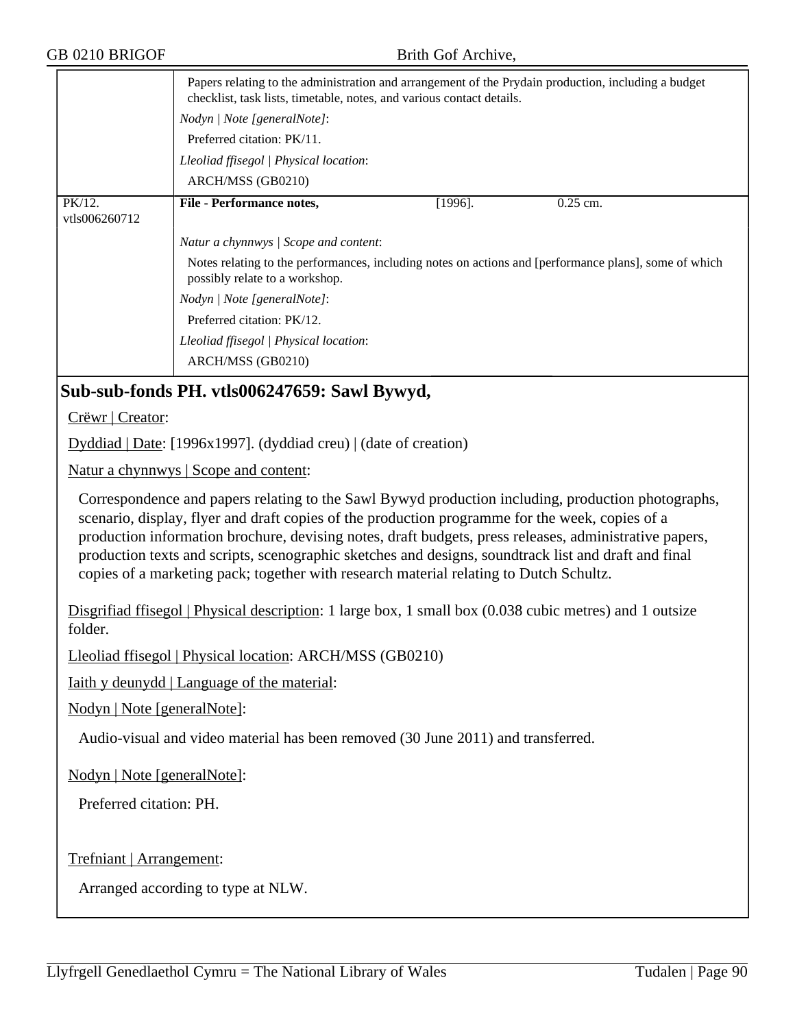| | |
|---|---|
| | Papers relating to the administration and arrangement of the Prydain production, including a budget checklist, task lists, timetable, notes, and various contact details.<br>*Nodyn \| Note [generalNote]*:<br>Preferred citation: PK/11.<br>*Lleoliad ffisegol \| Physical location*:<br>ARCH/MSS (GB0210) |
| PK/12. vtls006260712 | **File - Performance notes,** [1996]. 0.25 cm. |
| | *Natur a chynnwys \| Scope and content*:<br>Notes relating to the performances, including notes on actions and [performance plans], some of which possibly relate to a workshop.<br>*Nodyn \| Note [generalNote]*:<br>Preferred citation: PK/12.<br>*Lleoliad ffisegol \| Physical location*:<br>ARCH/MSS (GB0210) |

## Sub-sub-fonds PH. vtls006247659: Sawl Bywyd,

Crëwr | Creator:

Dyddiad | Date: [1996x1997]. (dyddiad creu) | (date of creation)

Natur a chynnwys | Scope and content:

Correspondence and papers relating to the Sawl Bywyd production including, production photographs, scenario, display, flyer and draft copies of the production programme for the week, copies of a production information brochure, devising notes, draft budgets, press releases, administrative papers, production texts and scripts, scenographic sketches and designs, soundtrack list and draft and final copies of a marketing pack; together with research material relating to Dutch Schultz.

Disgrifiad ffisegol | Physical description: 1 large box, 1 small box (0.038 cubic metres) and 1 outsize folder.

Lleoliad ffisegol | Physical location: ARCH/MSS (GB0210)

Iaith y deunydd | Language of the material:

Nodyn | Note [generalNote]:

Audio-visual and video material has been removed (30 June 2011) and transferred.

Nodyn | Note [generalNote]:

Preferred citation: PH.

Trefniant | Arrangement:

Arranged according to type at NLW.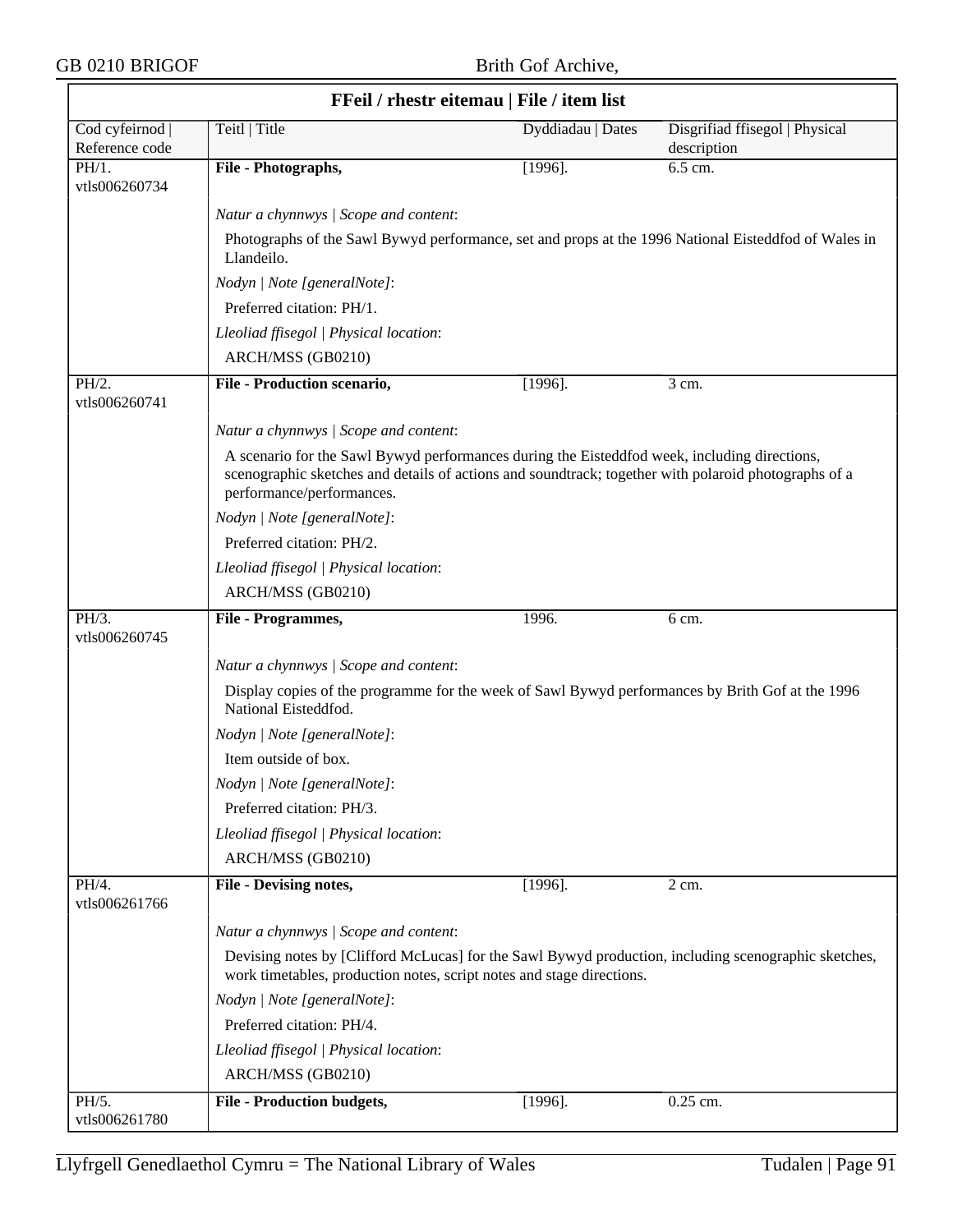## FFeil / rhestr eitemau | File / item list

| Cod cyfeirnod \| Reference code | Teitl \| Title | Dyddiadau \| Dates | Disgrifiad ffisegol \| Physical description |
|---|---|---|---|
| PH/1. vtls006260734 | **File - Photographs,** | [1996]. | 6.5 cm. |

*Natur a chynnwys | Scope and content*:

Photographs of the Sawl Bywyd performance, set and props at the 1996 National Eisteddfod of Wales in Llandeilo.

*Nodyn | Note [generalNote]*:

Preferred citation: PH/1.

*Lleoliad ffisegol | Physical location*:

ARCH/MSS (GB0210)

| Cod cyfeirnod \| Reference code | Teitl \| Title | Dyddiadau \| Dates | Disgrifiad ffisegol \| Physical description |
|---|---|---|---|
| PH/2. vtls006260741 | **File - Production scenario,** | [1996]. | 3 cm. |

*Natur a chynnwys | Scope and content*:

A scenario for the Sawl Bywyd performances during the Eisteddfod week, including directions, scenographic sketches and details of actions and soundtrack; together with polaroid photographs of a performance/performances.

*Nodyn | Note [generalNote]*:

Preferred citation: PH/2.

*Lleoliad ffisegol | Physical location*:

ARCH/MSS (GB0210)

| Cod cyfeirnod \| Reference code | Teitl \| Title | Dyddiadau \| Dates | Disgrifiad ffisegol \| Physical description |
|---|---|---|---|
| PH/3. vtls006260745 | **File - Programmes,** | 1996. | 6 cm. |

*Natur a chynnwys | Scope and content*:

Display copies of the programme for the week of Sawl Bywyd performances by Brith Gof at the 1996 National Eisteddfod.

*Nodyn | Note [generalNote]*:

Item outside of box.

*Nodyn | Note [generalNote]*:

Preferred citation: PH/3.

*Lleoliad ffisegol | Physical location*:

ARCH/MSS (GB0210)

| Cod cyfeirnod \| Reference code | Teitl \| Title | Dyddiadau \| Dates | Disgrifiad ffisegol \| Physical description |
|---|---|---|---|
| PH/4. vtls006261766 | **File - Devising notes,** | [1996]. | 2 cm. |

*Natur a chynnwys | Scope and content*:

Devising notes by [Clifford McLucas] for the Sawl Bywyd production, including scenographic sketches, work timetables, production notes, script notes and stage directions.

*Nodyn | Note [generalNote]*:

Preferred citation: PH/4.

*Lleoliad ffisegol | Physical location*:

ARCH/MSS (GB0210)

| Cod cyfeirnod \| Reference code | Teitl \| Title | Dyddiadau \| Dates | Disgrifiad ffisegol \| Physical description |
|---|---|---|---|
| PH/5. vtls006261780 | **File - Production budgets,** | [1996]. | 0.25 cm. |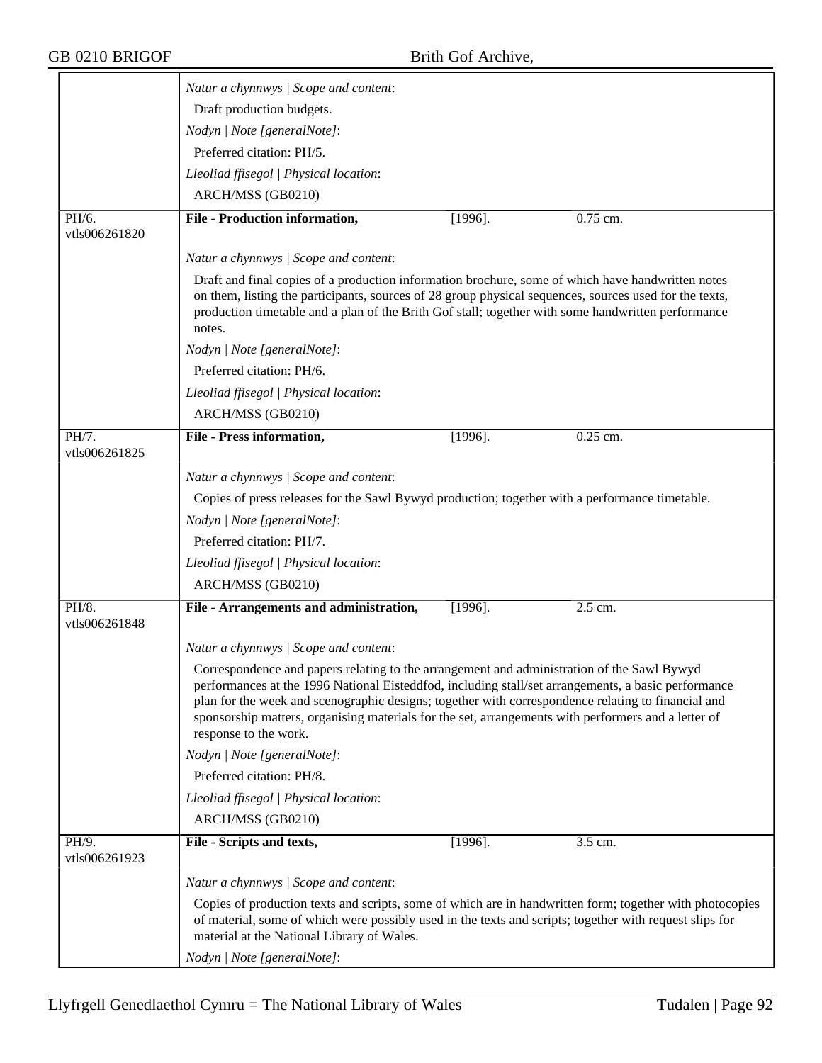*Natur a chynnwys | Scope and content*:

Draft production budgets.

*Nodyn | Note [generalNote]*:

Preferred citation: PH/5.

*Lleoliad ffisegol | Physical location*:

ARCH/MSS (GB0210)

| PH/6. vtls006261820 | **File - Production information,** | [1996]. | 0.75 cm. |
|---|---|---|---|

*Natur a chynnwys | Scope and content*:

Draft and final copies of a production information brochure, some of which have handwritten notes on them, listing the participants, sources of 28 group physical sequences, sources used for the texts, production timetable and a plan of the Brith Gof stall; together with some handwritten performance notes.

*Nodyn | Note [generalNote]*:

Preferred citation: PH/6.

*Lleoliad ffisegol | Physical location*:

ARCH/MSS (GB0210)

| PH/7. vtls006261825 | **File - Press information,** | [1996]. | 0.25 cm. |
|---|---|---|---|

*Natur a chynnwys | Scope and content*:

Copies of press releases for the Sawl Bywyd production; together with a performance timetable.

*Nodyn | Note [generalNote]*:

Preferred citation: PH/7.

*Lleoliad ffisegol | Physical location*:

ARCH/MSS (GB0210)

| PH/8. vtls006261848 | **File - Arrangements and administration,** | [1996]. | 2.5 cm. |
|---|---|---|---|

*Natur a chynnwys | Scope and content*:

Correspondence and papers relating to the arrangement and administration of the Sawl Bywyd performances at the 1996 National Eisteddfod, including stall/set arrangements, a basic performance plan for the week and scenographic designs; together with correspondence relating to financial and sponsorship matters, organising materials for the set, arrangements with performers and a letter of response to the work.

*Nodyn | Note [generalNote]*:

Preferred citation: PH/8.

*Lleoliad ffisegol | Physical location*:

ARCH/MSS (GB0210)

| PH/9. vtls006261923 | **File - Scripts and texts,** | [1996]. | 3.5 cm. |
|---|---|---|---|

*Natur a chynnwys | Scope and content*:

Copies of production texts and scripts, some of which are in handwritten form; together with photocopies of material, some of which were possibly used in the texts and scripts; together with request slips for material at the National Library of Wales.

*Nodyn | Note [generalNote]*: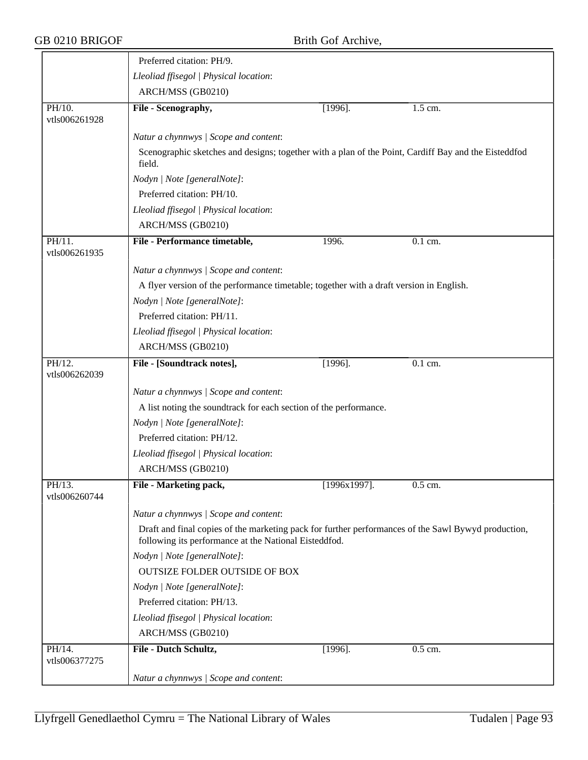Preferred citation: PH/9.

*Lleoliad ffisegol | Physical location*:

ARCH/MSS (GB0210)

| | | | |
|---|---|---|---|
| PH/10. vtls006261928 | **File - Scenography,** | [1996]. | 1.5 cm. |

*Natur a chynnwys | Scope and content*:

Scenographic sketches and designs; together with a plan of the Point, Cardiff Bay and the Eisteddfod field.

*Nodyn | Note [generalNote]*:

Preferred citation: PH/10.

*Lleoliad ffisegol | Physical location*:

ARCH/MSS (GB0210)

| | | | |
|---|---|---|---|
| PH/11. vtls006261935 | **File - Performance timetable,** | 1996. | 0.1 cm. |

*Natur a chynnwys | Scope and content*:

A flyer version of the performance timetable; together with a draft version in English.

*Nodyn | Note [generalNote]*:

Preferred citation: PH/11.

*Lleoliad ffisegol | Physical location*:

ARCH/MSS (GB0210)

| | | | |
|---|---|---|---|
| PH/12. vtls006262039 | **File - [Soundtrack notes],** | [1996]. | 0.1 cm. |

*Natur a chynnwys | Scope and content*:

A list noting the soundtrack for each section of the performance.

*Nodyn | Note [generalNote]*:

Preferred citation: PH/12.

*Lleoliad ffisegol | Physical location*:

ARCH/MSS (GB0210)

| | | | |
|---|---|---|---|
| PH/13. vtls006260744 | **File - Marketing pack,** | [1996x1997]. | 0.5 cm. |

*Natur a chynnwys | Scope and content*:

Draft and final copies of the marketing pack for further performances of the Sawl Bywyd production, following its performance at the National Eisteddfod.

*Nodyn | Note [generalNote]*:

OUTSIZE FOLDER OUTSIDE OF BOX

*Nodyn | Note [generalNote]*:

Preferred citation: PH/13.

*Lleoliad ffisegol | Physical location*:

ARCH/MSS (GB0210)

| | | | |
|---|---|---|---|
| PH/14. vtls006377275 | **File - Dutch Schultz,** | [1996]. | 0.5 cm. |

*Natur a chynnwys | Scope and content*: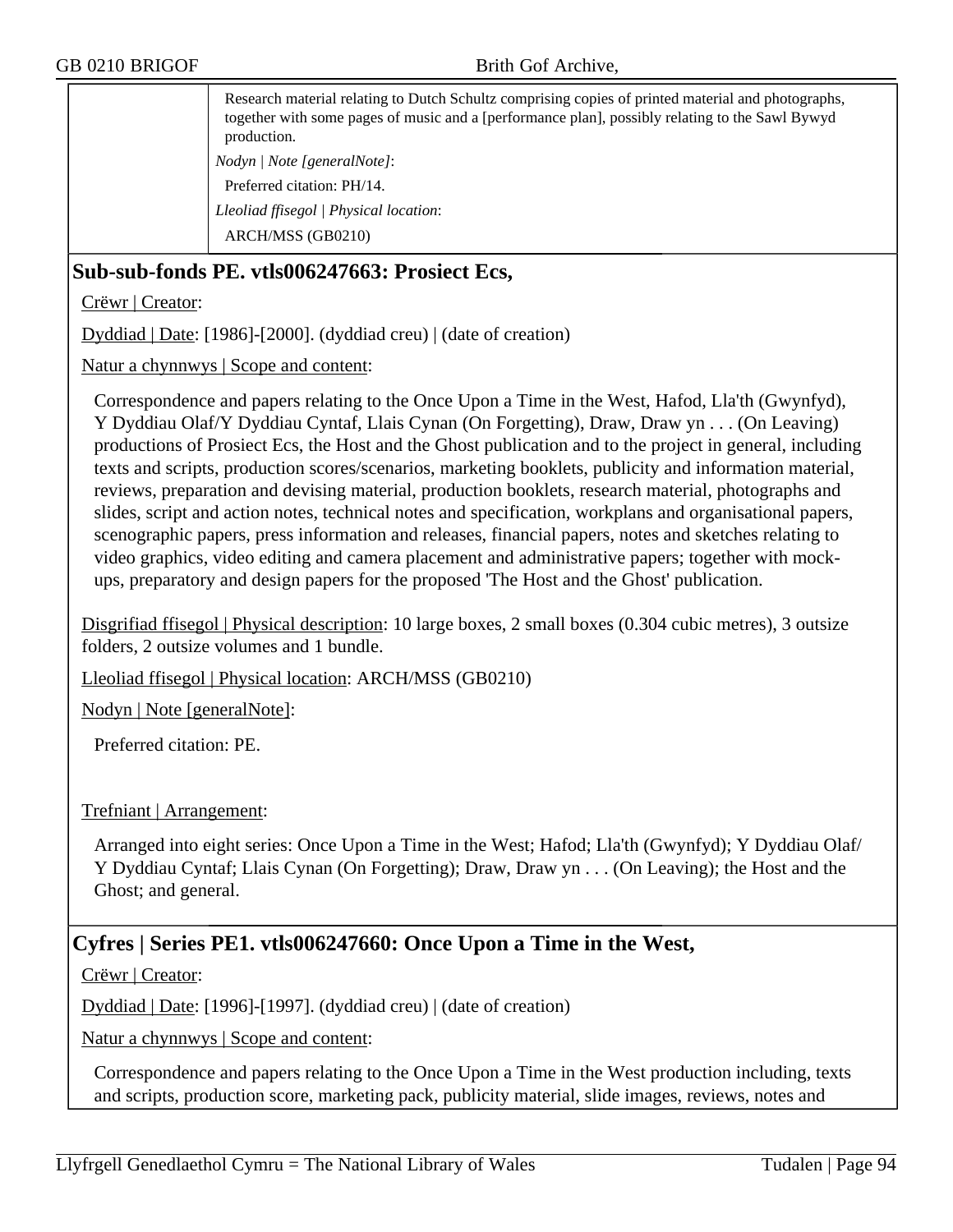Research material relating to Dutch Schultz comprising copies of printed material and photographs, together with some pages of music and a [performance plan], possibly relating to the Sawl Bywyd production.

*Nodyn | Note [generalNote]*:

Preferred citation: PH/14.

*Lleoliad ffisegol | Physical location*:

ARCH/MSS (GB0210)

## Sub-sub-fonds PE. vtls006247663: Prosiect Ecs,

Crëwr | Creator:

Dyddiad | Date: [1986]-[2000]. (dyddiad creu) | (date of creation)

Natur a chynnwys | Scope and content:

Correspondence and papers relating to the Once Upon a Time in the West, Hafod, Lla'th (Gwynfyd), Y Dyddiau Olaf/Y Dyddiau Cyntaf, Llais Cynan (On Forgetting), Draw, Draw yn . . . (On Leaving) productions of Prosiect Ecs, the Host and the Ghost publication and to the project in general, including texts and scripts, production scores/scenarios, marketing booklets, publicity and information material, reviews, preparation and devising material, production booklets, research material, photographs and slides, script and action notes, technical notes and specification, workplans and organisational papers, scenographic papers, press information and releases, financial papers, notes and sketches relating to video graphics, video editing and camera placement and administrative papers; together with mock-ups, preparatory and design papers for the proposed 'The Host and the Ghost' publication.

Disgrifiad ffisegol | Physical description: 10 large boxes, 2 small boxes (0.304 cubic metres), 3 outsize folders, 2 outsize volumes and 1 bundle.

Lleoliad ffisegol | Physical location: ARCH/MSS (GB0210)

Nodyn | Note [generalNote]:

Preferred citation: PE.

Trefniant | Arrangement:

Arranged into eight series: Once Upon a Time in the West; Hafod; Lla'th (Gwynfyd); Y Dyddiau Olaf/ Y Dyddiau Cyntaf; Llais Cynan (On Forgetting); Draw, Draw yn . . . (On Leaving); the Host and the Ghost; and general.

## Cyfres | Series PE1. vtls006247660: Once Upon a Time in the West,

Crëwr | Creator:

Dyddiad | Date: [1996]-[1997]. (dyddiad creu) | (date of creation)

Natur a chynnwys | Scope and content:

Correspondence and papers relating to the Once Upon a Time in the West production including, texts and scripts, production score, marketing pack, publicity material, slide images, reviews, notes and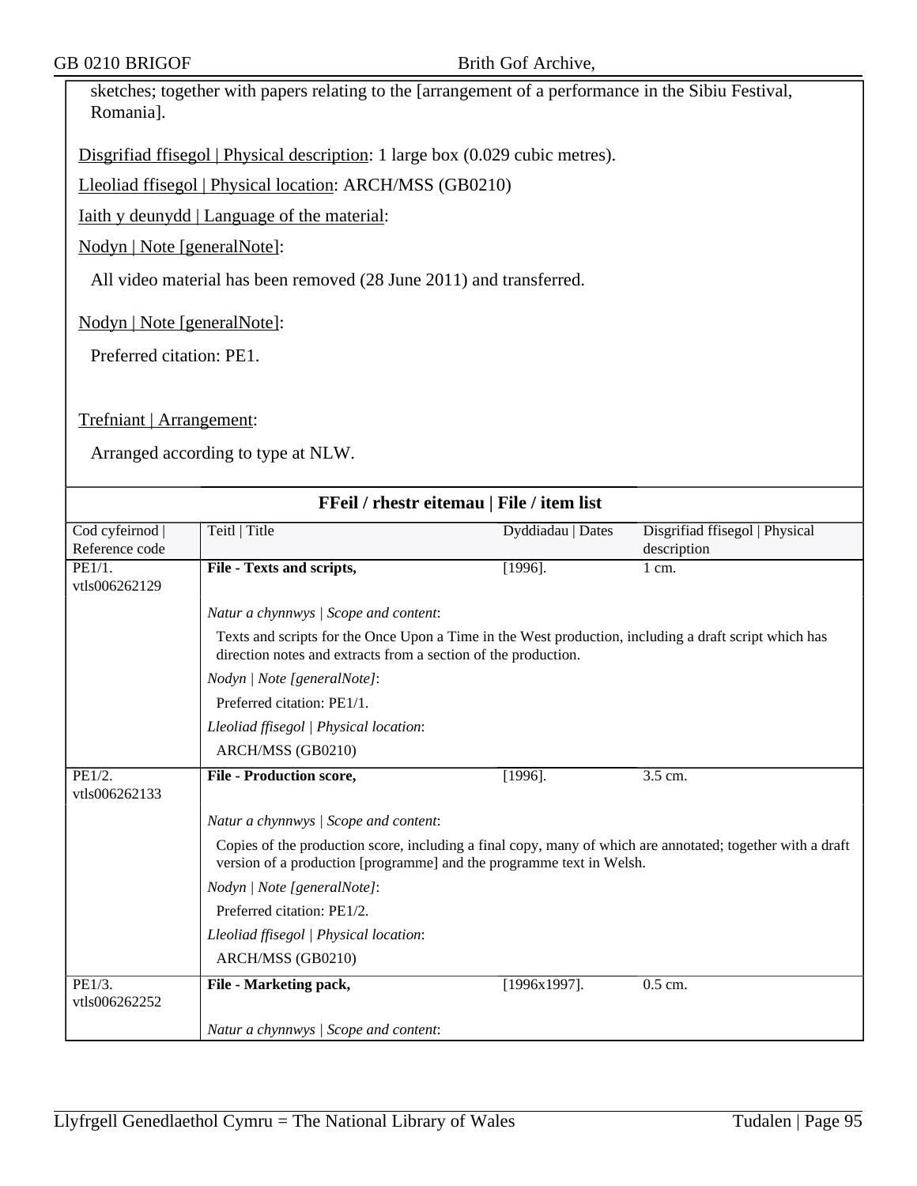sketches; together with papers relating to the [arrangement of a performance in the Sibiu Festival, Romania].

Disgrifiad ffisegol | Physical description: 1 large box (0.029 cubic metres).

Lleoliad ffisegol | Physical location: ARCH/MSS (GB0210)

Iaith y deunydd | Language of the material:

Nodyn | Note [generalNote]:

All video material has been removed (28 June 2011) and transferred.

Nodyn | Note [generalNote]:

Preferred citation: PE1.

Trefniant | Arrangement:

Arranged according to type at NLW.

**FFeil / rhestr eitemau | File / item list**

| Cod cyfeirnod \| Reference code | Teitl \| Title | Dyddiadau \| Dates | Disgrifiad ffisegol \| Physical description |
|---|---|---|---|
| PE1/1. vtls006262129 | **File - Texts and scripts,** | [1996]. | 1 cm. |
| | *Natur a chynnwys \| Scope and content*: Texts and scripts for the Once Upon a Time in the West production, including a draft script which has direction notes and extracts from a section of the production. *Nodyn \| Note [generalNote]*: Preferred citation: PE1/1. *Lleoliad ffisegol \| Physical location*: ARCH/MSS (GB0210) | | |
| PE1/2. vtls006262133 | **File - Production score,** | [1996]. | 3.5 cm. |
| | *Natur a chynnwys \| Scope and content*: Copies of the production score, including a final copy, many of which are annotated; together with a draft version of a production [programme] and the programme text in Welsh. *Nodyn \| Note [generalNote]*: Preferred citation: PE1/2. *Lleoliad ffisegol \| Physical location*: ARCH/MSS (GB0210) | | |
| PE1/3. vtls006262252 | **File - Marketing pack,** | [1996x1997]. | 0.5 cm. |
| | *Natur a chynnwys \| Scope and content*: | | |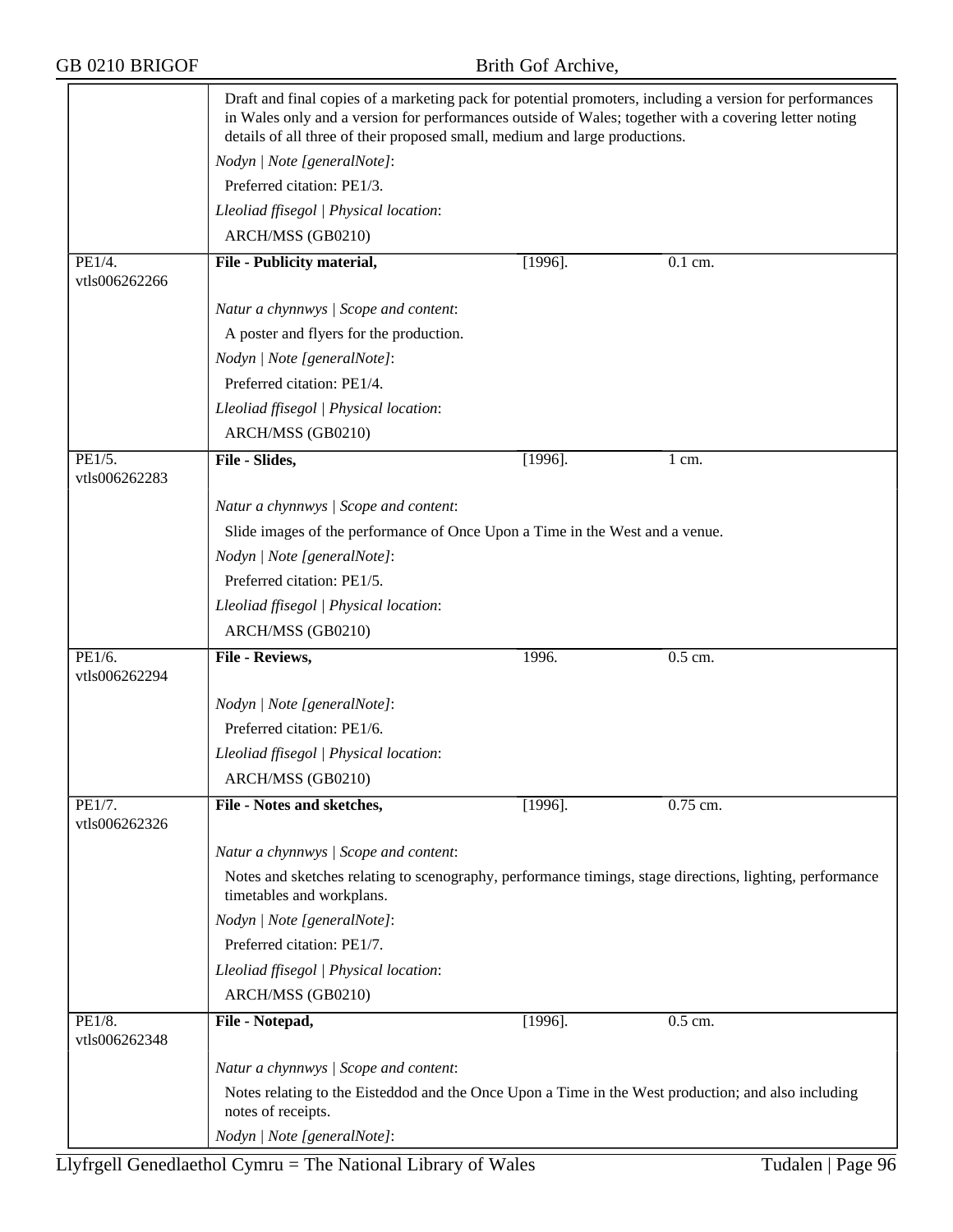Draft and final copies of a marketing pack for potential promoters, including a version for performances in Wales only and a version for performances outside of Wales; together with a covering letter noting details of all three of their proposed small, medium and large productions.

*Nodyn | Note [generalNote]*:

Preferred citation: PE1/3.

*Lleoliad ffisegol | Physical location*:

ARCH/MSS (GB0210)

| PE1/4. vtls006262266 | **File - Publicity material,** | [1996]. | 0.1 cm. |
|---|---|---|---|

*Natur a chynnwys | Scope and content*:

A poster and flyers for the production.

*Nodyn | Note [generalNote]*:

Preferred citation: PE1/4.

*Lleoliad ffisegol | Physical location*:

ARCH/MSS (GB0210)

| PE1/5. vtls006262283 | **File - Slides,** | [1996]. | 1 cm. |
|---|---|---|---|

*Natur a chynnwys | Scope and content*:

Slide images of the performance of Once Upon a Time in the West and a venue.

*Nodyn | Note [generalNote]*:

Preferred citation: PE1/5.

*Lleoliad ffisegol | Physical location*:

ARCH/MSS (GB0210)

| PE1/6. vtls006262294 | **File - Reviews,** | 1996. | 0.5 cm. |
|---|---|---|---|

*Nodyn | Note [generalNote]*:

Preferred citation: PE1/6.

*Lleoliad ffisegol | Physical location*:

ARCH/MSS (GB0210)

| PE1/7. vtls006262326 | **File - Notes and sketches,** | [1996]. | 0.75 cm. |
|---|---|---|---|

*Natur a chynnwys | Scope and content*:

Notes and sketches relating to scenography, performance timings, stage directions, lighting, performance timetables and workplans.

*Nodyn | Note [generalNote]*:

Preferred citation: PE1/7.

*Lleoliad ffisegol | Physical location*:

ARCH/MSS (GB0210)

| PE1/8. vtls006262348 | **File - Notepad,** | [1996]. | 0.5 cm. |
|---|---|---|---|

*Natur a chynnwys | Scope and content*:

Notes relating to the Eisteddod and the Once Upon a Time in the West production; and also including notes of receipts.

*Nodyn | Note [generalNote]*: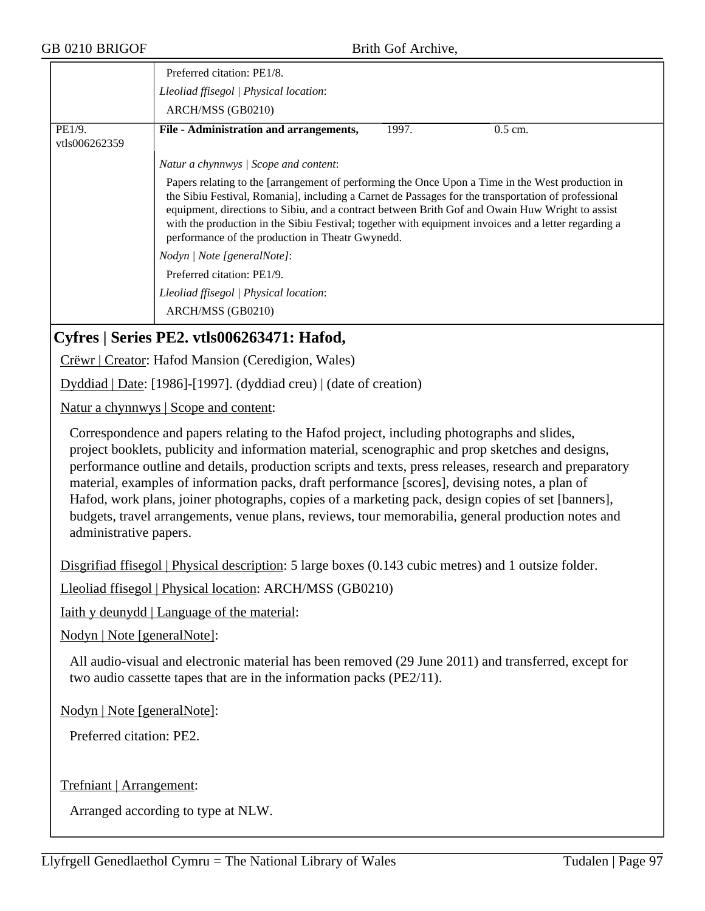| | |
|---|---|
| | Preferred citation: PE1/8. |
| | *Lleoliad ffisegol \| Physical location*: |
| | ARCH/MSS (GB0210) |
| PE1/9. vtls006262359 | **File - Administration and arrangements,** 1997. 0.5 cm. |
| | *Natur a chynnwys \| Scope and content*: |
| | Papers relating to the [arrangement of performing the Once Upon a Time in the West production in the Sibiu Festival, Romania], including a Carnet de Passages for the transportation of professional equipment, directions to Sibiu, and a contract between Brith Gof and Owain Huw Wright to assist with the production in the Sibiu Festival; together with equipment invoices and a letter regarding a performance of the production in Theatr Gwynedd. |
| | *Nodyn \| Note [generalNote]*: |
| | Preferred citation: PE1/9. |
| | *Lleoliad ffisegol \| Physical location*: |
| | ARCH/MSS (GB0210) |

## Cyfres | Series PE2. vtls006263471: Hafod,

Crëwr | Creator: Hafod Mansion (Ceredigion, Wales)

Dyddiad | Date: [1986]-[1997]. (dyddiad creu) | (date of creation)

Natur a chynnwys | Scope and content:

Correspondence and papers relating to the Hafod project, including photographs and slides, project booklets, publicity and information material, scenographic and prop sketches and designs, performance outline and details, production scripts and texts, press releases, research and preparatory material, examples of information packs, draft performance [scores], devising notes, a plan of Hafod, work plans, joiner photographs, copies of a marketing pack, design copies of set [banners], budgets, travel arrangements, venue plans, reviews, tour memorabilia, general production notes and administrative papers.

Disgrifiad ffisegol | Physical description: 5 large boxes (0.143 cubic metres) and 1 outsize folder.

Lleoliad ffisegol | Physical location: ARCH/MSS (GB0210)

Iaith y deunydd | Language of the material:

Nodyn | Note [generalNote]:

All audio-visual and electronic material has been removed (29 June 2011) and transferred, except for two audio cassette tapes that are in the information packs (PE2/11).

Nodyn | Note [generalNote]:

Preferred citation: PE2.

Trefniant | Arrangement:

Arranged according to type at NLW.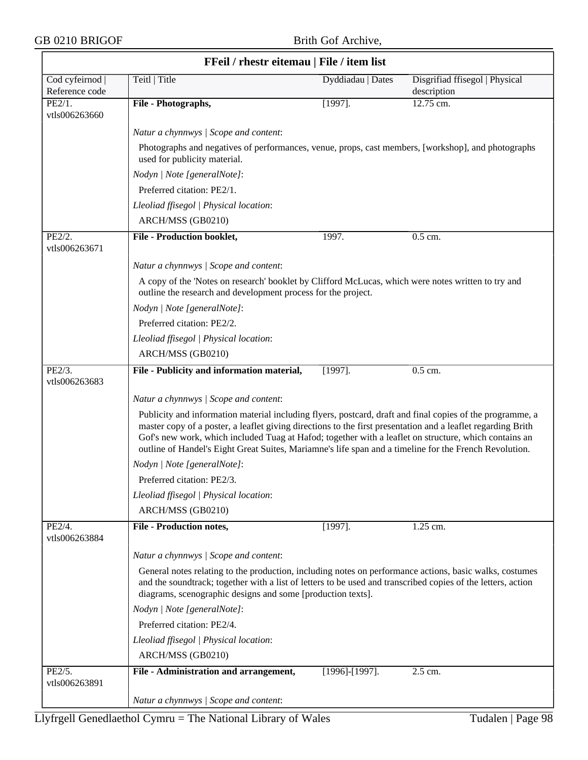## FFeil / rhestr eitemau | File / item list

| Cod cyfeirnod \| Reference code | Teitl \| Title | Dyddiadau \| Dates | Disgrifiad ffisegol \| Physical description |
|---|---|---|---|
| PE2/1. vtls006263660 | **File - Photographs,** | [1997]. | 12.75 cm. |

*Natur a chynnwys | Scope and content*:

Photographs and negatives of performances, venue, props, cast members, [workshop], and photographs used for publicity material.

*Nodyn | Note [generalNote]*:

Preferred citation: PE2/1.

*Lleoliad ffisegol | Physical location*:

ARCH/MSS (GB0210)

| Cod cyfeirnod \| Reference code | Teitl \| Title | Dyddiadau \| Dates | Disgrifiad ffisegol \| Physical description |
|---|---|---|---|
| PE2/2. vtls006263671 | **File - Production booklet,** | 1997. | 0.5 cm. |

*Natur a chynnwys | Scope and content*:

A copy of the 'Notes on research' booklet by Clifford McLucas, which were notes written to try and outline the research and development process for the project.

*Nodyn | Note [generalNote]*:

Preferred citation: PE2/2.

*Lleoliad ffisegol | Physical location*:

ARCH/MSS (GB0210)

| Cod cyfeirnod \| Reference code | Teitl \| Title | Dyddiadau \| Dates | Disgrifiad ffisegol \| Physical description |
|---|---|---|---|
| PE2/3. vtls006263683 | **File - Publicity and information material,** | [1997]. | 0.5 cm. |

*Natur a chynnwys | Scope and content*:

Publicity and information material including flyers, postcard, draft and final copies of the programme, a master copy of a poster, a leaflet giving directions to the first presentation and a leaflet regarding Brith Gof's new work, which included Tuag at Hafod; together with a leaflet on structure, which contains an outline of Handel's Eight Great Suites, Mariamne's life span and a timeline for the French Revolution.

*Nodyn | Note [generalNote]*:

Preferred citation: PE2/3.

*Lleoliad ffisegol | Physical location*:

ARCH/MSS (GB0210)

| Cod cyfeirnod \| Reference code | Teitl \| Title | Dyddiadau \| Dates | Disgrifiad ffisegol \| Physical description |
|---|---|---|---|
| PE2/4. vtls006263884 | **File - Production notes,** | [1997]. | 1.25 cm. |

*Natur a chynnwys | Scope and content*:

General notes relating to the production, including notes on performance actions, basic walks, costumes and the soundtrack; together with a list of letters to be used and transcribed copies of the letters, action diagrams, scenographic designs and some [production texts].

*Nodyn | Note [generalNote]*:

Preferred citation: PE2/4.

*Lleoliad ffisegol | Physical location*:

ARCH/MSS (GB0210)

| Cod cyfeirnod \| Reference code | Teitl \| Title | Dyddiadau \| Dates | Disgrifiad ffisegol \| Physical description |
|---|---|---|---|
| PE2/5. vtls006263891 | **File - Administration and arrangement,** | [1996]-[1997]. | 2.5 cm. |

*Natur a chynnwys | Scope and content*: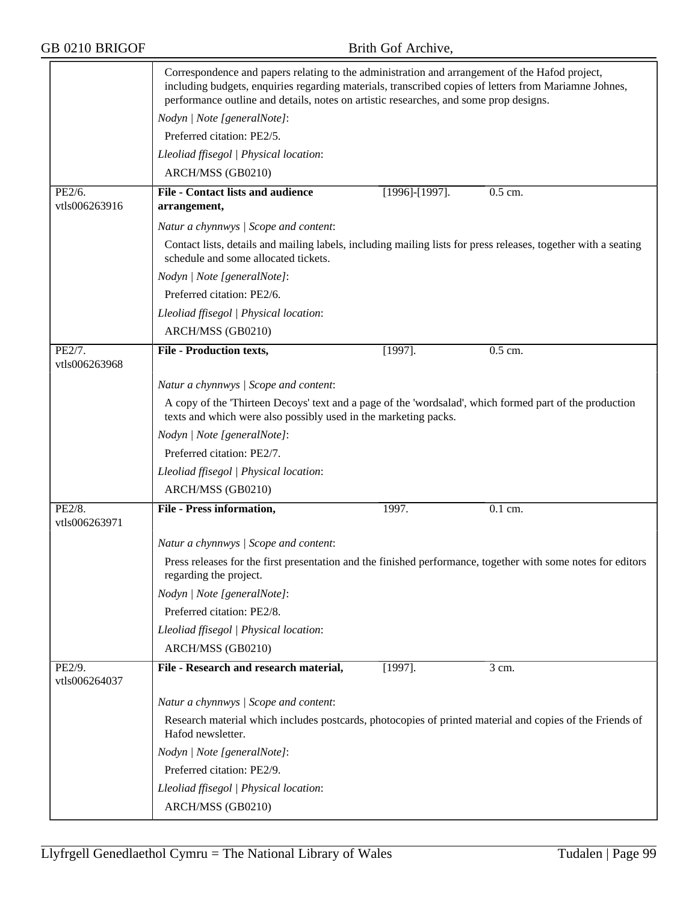Correspondence and papers relating to the administration and arrangement of the Hafod project, including budgets, enquiries regarding materials, transcribed copies of letters from Mariamne Johnes, performance outline and details, notes on artistic researches, and some prop designs.

*Nodyn | Note [generalNote]*:

Preferred citation: PE2/5.

*Lleoliad ffisegol | Physical location*:

ARCH/MSS (GB0210)

| | | | |
|---|---|---|---|
| PE2/6. vtls006263916 | **File - Contact lists and audience arrangement,** | [1996]-[1997]. | 0.5 cm. |

*Natur a chynnwys | Scope and content*:

Contact lists, details and mailing labels, including mailing lists for press releases, together with a seating schedule and some allocated tickets.

*Nodyn | Note [generalNote]*:

Preferred citation: PE2/6.

*Lleoliad ffisegol | Physical location*:

ARCH/MSS (GB0210)

| | | | |
|---|---|---|---|
| PE2/7. vtls006263968 | **File - Production texts,** | [1997]. | 0.5 cm. |

*Natur a chynnwys | Scope and content*:

A copy of the 'Thirteen Decoys' text and a page of the 'wordsalad', which formed part of the production texts and which were also possibly used in the marketing packs.

*Nodyn | Note [generalNote]*:

Preferred citation: PE2/7.

*Lleoliad ffisegol | Physical location*:

ARCH/MSS (GB0210)

| | | | |
|---|---|---|---|
| PE2/8. vtls006263971 | **File - Press information,** | 1997. | 0.1 cm. |

*Natur a chynnwys | Scope and content*:

Press releases for the first presentation and the finished performance, together with some notes for editors regarding the project.

*Nodyn | Note [generalNote]*:

Preferred citation: PE2/8.

*Lleoliad ffisegol | Physical location*:

ARCH/MSS (GB0210)

| | | | |
|---|---|---|---|
| PE2/9. vtls006264037 | **File - Research and research material,** | [1997]. | 3 cm. |

*Natur a chynnwys | Scope and content*:

Research material which includes postcards, photocopies of printed material and copies of the Friends of Hafod newsletter.

*Nodyn | Note [generalNote]*:

Preferred citation: PE2/9.

*Lleoliad ffisegol | Physical location*:

ARCH/MSS (GB0210)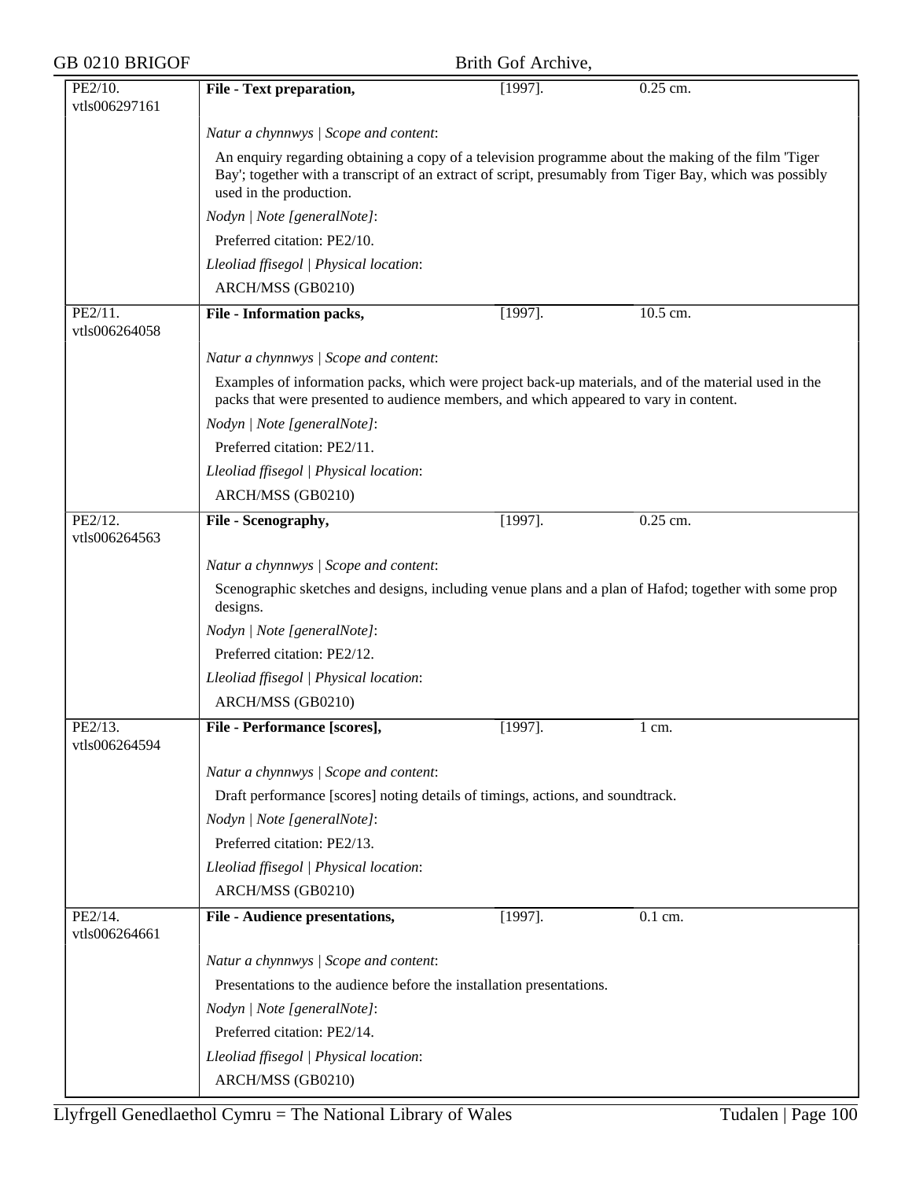| PE2/10. vtls006297161 | **File - Text preparation,** | [1997]. | 0.25 cm. |
|---|---|---|---|
| | *Natur a chynnwys \| Scope and content*: | | |
| | An enquiry regarding obtaining a copy of a television programme about the making of the film 'Tiger Bay'; together with a transcript of an extract of script, presumably from Tiger Bay, which was possibly used in the production. | | |
| | *Nodyn \| Note [generalNote]*: | | |
| | Preferred citation: PE2/10. | | |
| | *Lleoliad ffisegol \| Physical location*: | | |
| | ARCH/MSS (GB0210) | | |
| PE2/11. vtls006264058 | **File - Information packs,** | [1997]. | 10.5 cm. |
| | *Natur a chynnwys \| Scope and content*: | | |
| | Examples of information packs, which were project back-up materials, and of the material used in the packs that were presented to audience members, and which appeared to vary in content. | | |
| | *Nodyn \| Note [generalNote]*: | | |
| | Preferred citation: PE2/11. | | |
| | *Lleoliad ffisegol \| Physical location*: | | |
| | ARCH/MSS (GB0210) | | |
| PE2/12. vtls006264563 | **File - Scenography,** | [1997]. | 0.25 cm. |
| | *Natur a chynnwys \| Scope and content*: | | |
| | Scenographic sketches and designs, including venue plans and a plan of Hafod; together with some prop designs. | | |
| | *Nodyn \| Note [generalNote]*: | | |
| | Preferred citation: PE2/12. | | |
| | *Lleoliad ffisegol \| Physical location*: | | |
| | ARCH/MSS (GB0210) | | |
| PE2/13. vtls006264594 | **File - Performance [scores],** | [1997]. | 1 cm. |
| | *Natur a chynnwys \| Scope and content*: | | |
| | Draft performance [scores] noting details of timings, actions, and soundtrack. | | |
| | *Nodyn \| Note [generalNote]*: | | |
| | Preferred citation: PE2/13. | | |
| | *Lleoliad ffisegol \| Physical location*: | | |
| | ARCH/MSS (GB0210) | | |
| PE2/14. vtls006264661 | **File - Audience presentations,** | [1997]. | 0.1 cm. |
| | *Natur a chynnwys \| Scope and content*: | | |
| | Presentations to the audience before the installation presentations. | | |
| | *Nodyn \| Note [generalNote]*: | | |
| | Preferred citation: PE2/14. | | |
| | *Lleoliad ffisegol \| Physical location*: | | |
| | ARCH/MSS (GB0210) | | |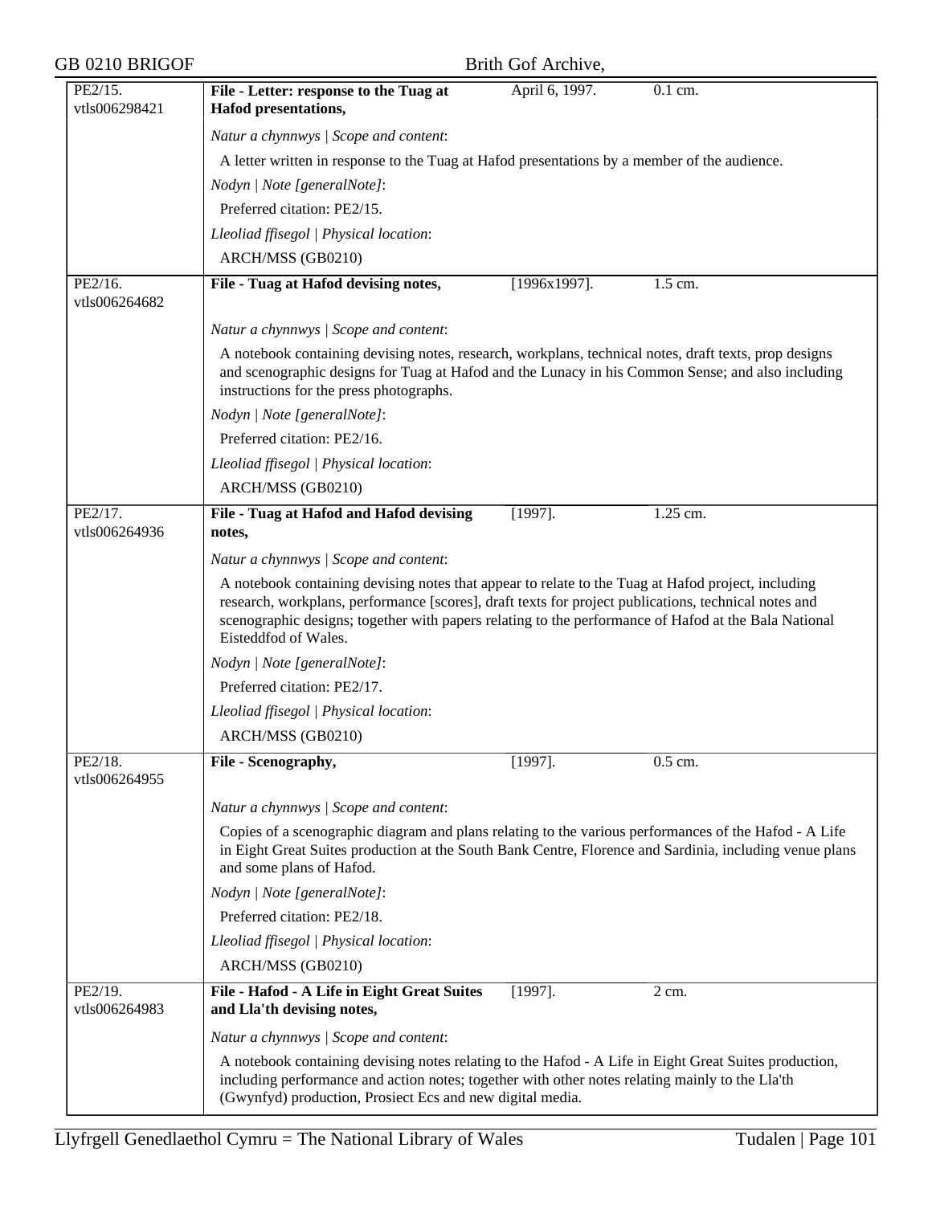| | | | |
|---|---|---|---|
| PE2/15. vtls006298421 | **File - Letter: response to the Tuag at Hafod presentations,** | April 6, 1997. | 0.1 cm. |

*Natur a chynnwys | Scope and content*:

A letter written in response to the Tuag at Hafod presentations by a member of the audience.

*Nodyn | Note [generalNote]*:

Preferred citation: PE2/15.

*Lleoliad ffisegol | Physical location*:

ARCH/MSS (GB0210)

| | | | |
|---|---|---|---|
| PE2/16. vtls006264682 | **File - Tuag at Hafod devising notes,** | [1996x1997]. | 1.5 cm. |

*Natur a chynnwys | Scope and content*:

A notebook containing devising notes, research, workplans, technical notes, draft texts, prop designs and scenographic designs for Tuag at Hafod and the Lunacy in his Common Sense; and also including instructions for the press photographs.

*Nodyn | Note [generalNote]*:

Preferred citation: PE2/16.

*Lleoliad ffisegol | Physical location*:

ARCH/MSS (GB0210)

| | | | |
|---|---|---|---|
| PE2/17. vtls006264936 | **File - Tuag at Hafod and Hafod devising notes,** | [1997]. | 1.25 cm. |

*Natur a chynnwys | Scope and content*:

A notebook containing devising notes that appear to relate to the Tuag at Hafod project, including research, workplans, performance [scores], draft texts for project publications, technical notes and scenographic designs; together with papers relating to the performance of Hafod at the Bala National Eisteddfod of Wales.

*Nodyn | Note [generalNote]*:

Preferred citation: PE2/17.

*Lleoliad ffisegol | Physical location*:

ARCH/MSS (GB0210)

| | | | |
|---|---|---|---|
| PE2/18. vtls006264955 | **File - Scenography,** | [1997]. | 0.5 cm. |

*Natur a chynnwys | Scope and content*:

Copies of a scenographic diagram and plans relating to the various performances of the Hafod - A Life in Eight Great Suites production at the South Bank Centre, Florence and Sardinia, including venue plans and some plans of Hafod.

*Nodyn | Note [generalNote]*:

Preferred citation: PE2/18.

*Lleoliad ffisegol | Physical location*:

ARCH/MSS (GB0210)

| | | | |
|---|---|---|---|
| PE2/19. vtls006264983 | **File - Hafod - A Life in Eight Great Suites and Lla'th devising notes,** | [1997]. | 2 cm. |

*Natur a chynnwys | Scope and content*:

A notebook containing devising notes relating to the Hafod - A Life in Eight Great Suites production, including performance and action notes; together with other notes relating mainly to the Lla'th (Gwynfyd) production, Prosiect Ecs and new digital media.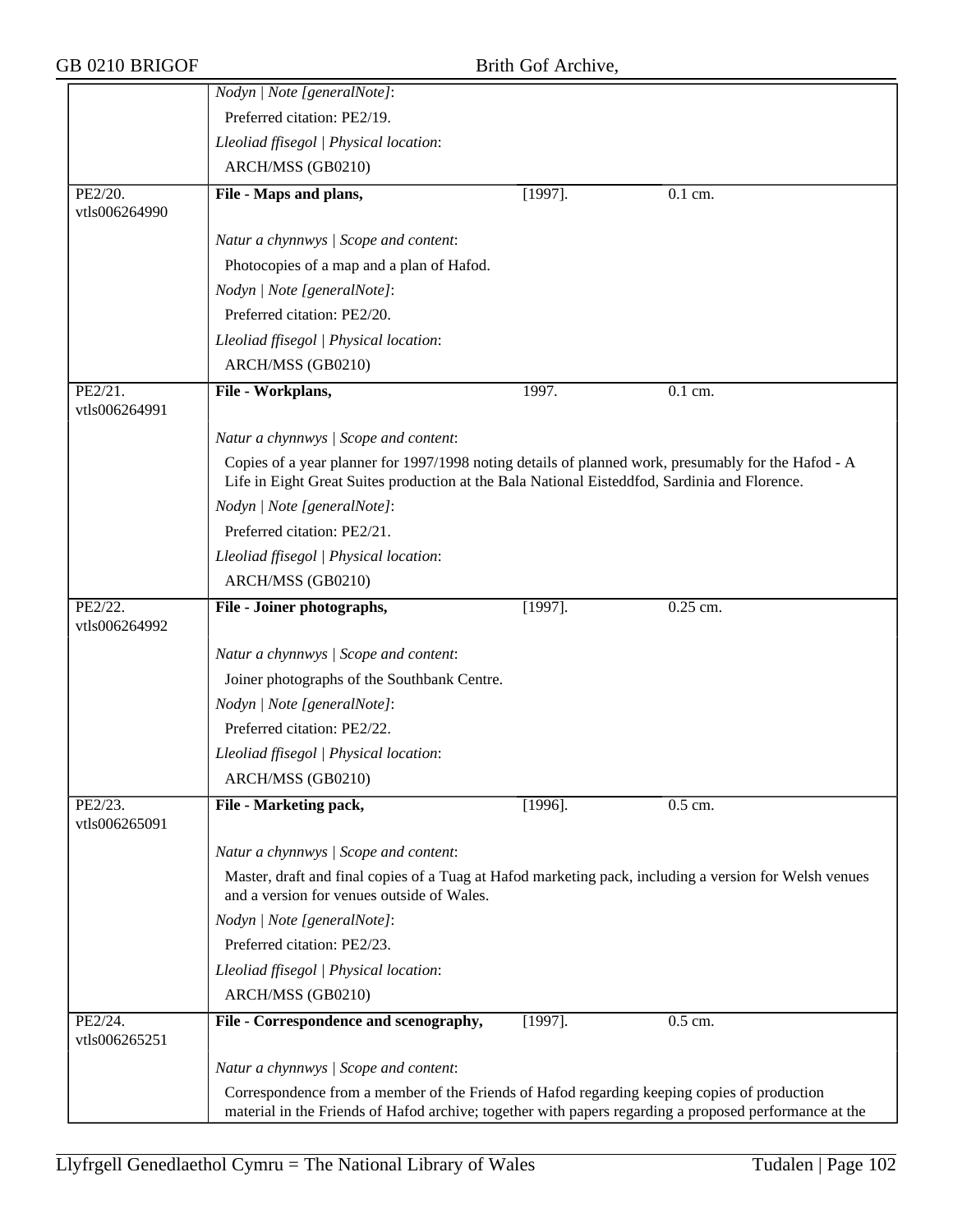| | | | |
|---|---|---|---|
| | *Nodyn \| Note [generalNote]*: | | |
| | Preferred citation: PE2/19. | | |
| | *Lleoliad ffisegol \| Physical location*: | | |
| | ARCH/MSS (GB0210) | | |
| PE2/20. vtls006264990 | **File - Maps and plans,** | [1997]. | 0.1 cm. |
| | *Natur a chynnwys \| Scope and content*: | | |
| | Photocopies of a map and a plan of Hafod. | | |
| | *Nodyn \| Note [generalNote]*: | | |
| | Preferred citation: PE2/20. | | |
| | *Lleoliad ffisegol \| Physical location*: | | |
| | ARCH/MSS (GB0210) | | |
| PE2/21. vtls006264991 | **File - Workplans,** | 1997. | 0.1 cm. |
| | *Natur a chynnwys \| Scope and content*: | | |
| | Copies of a year planner for 1997/1998 noting details of planned work, presumably for the Hafod - A Life in Eight Great Suites production at the Bala National Eisteddfod, Sardinia and Florence. | | |
| | *Nodyn \| Note [generalNote]*: | | |
| | Preferred citation: PE2/21. | | |
| | *Lleoliad ffisegol \| Physical location*: | | |
| | ARCH/MSS (GB0210) | | |
| PE2/22. vtls006264992 | **File - Joiner photographs,** | [1997]. | 0.25 cm. |
| | *Natur a chynnwys \| Scope and content*: | | |
| | Joiner photographs of the Southbank Centre. | | |
| | *Nodyn \| Note [generalNote]*: | | |
| | Preferred citation: PE2/22. | | |
| | *Lleoliad ffisegol \| Physical location*: | | |
| | ARCH/MSS (GB0210) | | |
| PE2/23. vtls006265091 | **File - Marketing pack,** | [1996]. | 0.5 cm. |
| | *Natur a chynnwys \| Scope and content*: | | |
| | Master, draft and final copies of a Tuag at Hafod marketing pack, including a version for Welsh venues and a version for venues outside of Wales. | | |
| | *Nodyn \| Note [generalNote]*: | | |
| | Preferred citation: PE2/23. | | |
| | *Lleoliad ffisegol \| Physical location*: | | |
| | ARCH/MSS (GB0210) | | |
| PE2/24. vtls006265251 | **File - Correspondence and scenography,** | [1997]. | 0.5 cm. |
| | *Natur a chynnwys \| Scope and content*: | | |
| | Correspondence from a member of the Friends of Hafod regarding keeping copies of production material in the Friends of Hafod archive; together with papers regarding a proposed performance at the | | |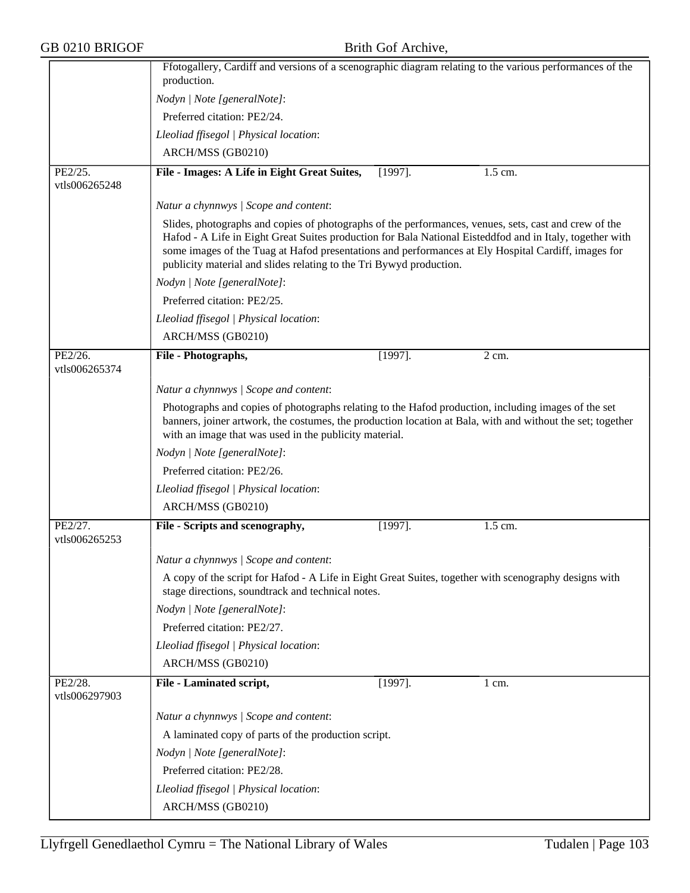Ffotogallery, Cardiff and versions of a scenographic diagram relating to the various performances of the production.

*Nodyn | Note [generalNote]*:

Preferred citation: PE2/24.

*Lleoliad ffisegol | Physical location*:

ARCH/MSS (GB0210)

---

PE2/25.
vtls006265248

**File - Images: A Life in Eight Great Suites,** [1997]. 1.5 cm.

*Natur a chynnwys | Scope and content*:

Slides, photographs and copies of photographs of the performances, venues, sets, cast and crew of the Hafod - A Life in Eight Great Suites production for Bala National Eisteddfod and in Italy, together with some images of the Tuag at Hafod presentations and performances at Ely Hospital Cardiff, images for publicity material and slides relating to the Tri Bywyd production.

*Nodyn | Note [generalNote]*:

Preferred citation: PE2/25.

*Lleoliad ffisegol | Physical location*:

ARCH/MSS (GB0210)

---

PE2/26.
vtls006265374

**File - Photographs,** [1997]. 2 cm.

*Natur a chynnwys | Scope and content*:

Photographs and copies of photographs relating to the Hafod production, including images of the set banners, joiner artwork, the costumes, the production location at Bala, with and without the set; together with an image that was used in the publicity material.

*Nodyn | Note [generalNote]*:

Preferred citation: PE2/26.

*Lleoliad ffisegol | Physical location*:

ARCH/MSS (GB0210)

---

PE2/27.
vtls006265253

**File - Scripts and scenography,** [1997]. 1.5 cm.

*Natur a chynnwys | Scope and content*:

A copy of the script for Hafod - A Life in Eight Great Suites, together with scenography designs with stage directions, soundtrack and technical notes.

*Nodyn | Note [generalNote]*:

Preferred citation: PE2/27.

*Lleoliad ffisegol | Physical location*:

ARCH/MSS (GB0210)

---

PE2/28.
vtls006297903

**File - Laminated script,** [1997]. 1 cm.

*Natur a chynnwys | Scope and content*:

A laminated copy of parts of the production script.

*Nodyn | Note [generalNote]*:

Preferred citation: PE2/28.

*Lleoliad ffisegol | Physical location*:

ARCH/MSS (GB0210)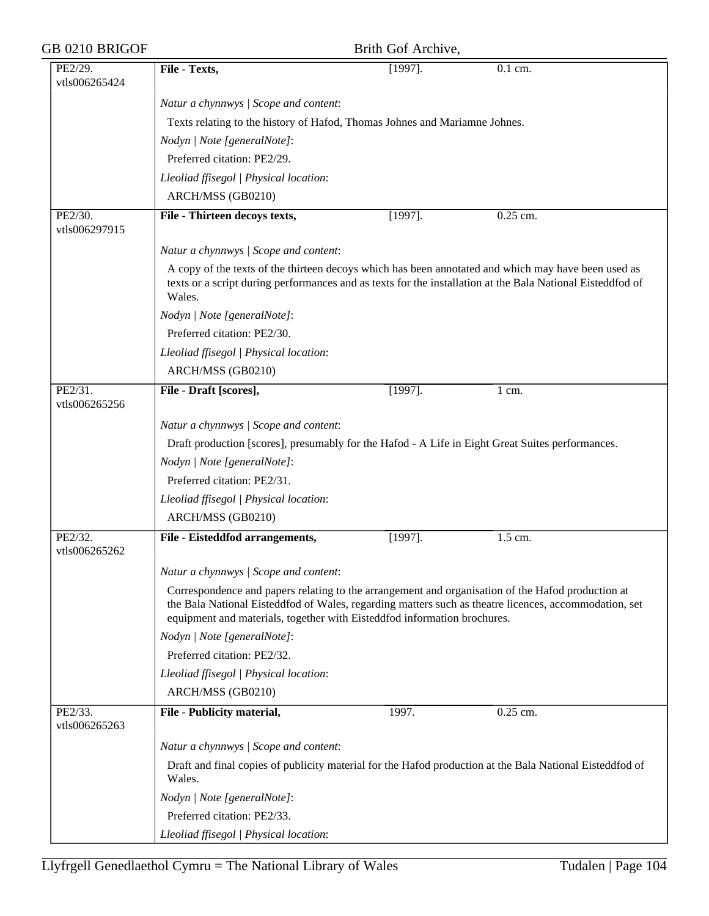| | | | |
|---|---|---|---|
| PE2/29. vtls006265424 | **File - Texts,** | [1997]. | 0.1 cm. |
| | *Natur a chynnwys \| Scope and content*: Texts relating to the history of Hafod, Thomas Johnes and Mariamne Johnes. *Nodyn \| Note [generalNote]*: Preferred citation: PE2/29. *Lleoliad ffisegol \| Physical location*: ARCH/MSS (GB0210) | | |
| PE2/30. vtls006297915 | **File - Thirteen decoys texts,** | [1997]. | 0.25 cm. |
| | *Natur a chynnwys \| Scope and content*: A copy of the texts of the thirteen decoys which has been annotated and which may have been used as texts or a script during performances and as texts for the installation at the Bala National Eisteddfod of Wales. *Nodyn \| Note [generalNote]*: Preferred citation: PE2/30. *Lleoliad ffisegol \| Physical location*: ARCH/MSS (GB0210) | | |
| PE2/31. vtls006265256 | **File - Draft [scores],** | [1997]. | 1 cm. |
| | *Natur a chynnwys \| Scope and content*: Draft production [scores], presumably for the Hafod - A Life in Eight Great Suites performances. *Nodyn \| Note [generalNote]*: Preferred citation: PE2/31. *Lleoliad ffisegol \| Physical location*: ARCH/MSS (GB0210) | | |
| PE2/32. vtls006265262 | **File - Eisteddfod arrangements,** | [1997]. | 1.5 cm. |
| | *Natur a chynnwys \| Scope and content*: Correspondence and papers relating to the arrangement and organisation of the Hafod production at the Bala National Eisteddfod of Wales, regarding matters such as theatre licences, accommodation, set equipment and materials, together with Eisteddfod information brochures. *Nodyn \| Note [generalNote]*: Preferred citation: PE2/32. *Lleoliad ffisegol \| Physical location*: ARCH/MSS (GB0210) | | |
| PE2/33. vtls006265263 | **File - Publicity material,** | 1997. | 0.25 cm. |
| | *Natur a chynnwys \| Scope and content*: Draft and final copies of publicity material for the Hafod production at the Bala National Eisteddfod of Wales. *Nodyn \| Note [generalNote]*: Preferred citation: PE2/33. *Lleoliad ffisegol \| Physical location*: | | |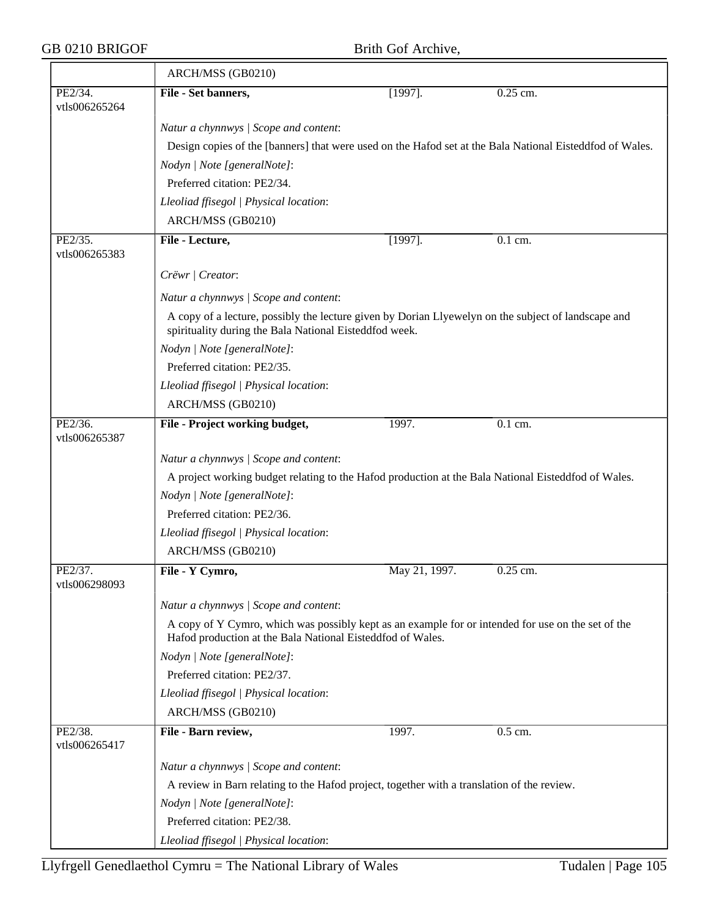ARCH/MSS (GB0210)

| | | | |
|---|---|---|---|
| PE2/34. vtls006265264 | **File - Set banners,** | [1997]. | 0.25 cm. |

*Natur a chynnwys | Scope and content*:

Design copies of the [banners] that were used on the Hafod set at the Bala National Eisteddfod of Wales.

*Nodyn | Note [generalNote]*:

Preferred citation: PE2/34.

*Lleoliad ffisegol | Physical location*:

ARCH/MSS (GB0210)

| | | | |
|---|---|---|---|
| PE2/35. vtls006265383 | **File - Lecture,** | [1997]. | 0.1 cm. |

*Crëwr | Creator*:

*Natur a chynnwys | Scope and content*:

A copy of a lecture, possibly the lecture given by Dorian Llyewelyn on the subject of landscape and spirituality during the Bala National Eisteddfod week.

*Nodyn | Note [generalNote]*:

Preferred citation: PE2/35.

*Lleoliad ffisegol | Physical location*:

ARCH/MSS (GB0210)

| | | | |
|---|---|---|---|
| PE2/36. vtls006265387 | **File - Project working budget,** | 1997. | 0.1 cm. |

*Natur a chynnwys | Scope and content*:

A project working budget relating to the Hafod production at the Bala National Eisteddfod of Wales.

*Nodyn | Note [generalNote]*:

Preferred citation: PE2/36.

*Lleoliad ffisegol | Physical location*:

ARCH/MSS (GB0210)

| | | | |
|---|---|---|---|
| PE2/37. vtls006298093 | **File - Y Cymro,** | May 21, 1997. | 0.25 cm. |

*Natur a chynnwys | Scope and content*:

A copy of Y Cymro, which was possibly kept as an example for or intended for use on the set of the Hafod production at the Bala National Eisteddfod of Wales.

*Nodyn | Note [generalNote]*:

Preferred citation: PE2/37.

*Lleoliad ffisegol | Physical location*:

ARCH/MSS (GB0210)

| | | | |
|---|---|---|---|
| PE2/38. vtls006265417 | **File - Barn review,** | 1997. | 0.5 cm. |

*Natur a chynnwys | Scope and content*:

A review in Barn relating to the Hafod project, together with a translation of the review.

*Nodyn | Note [generalNote]*:

Preferred citation: PE2/38.

*Lleoliad ffisegol | Physical location*: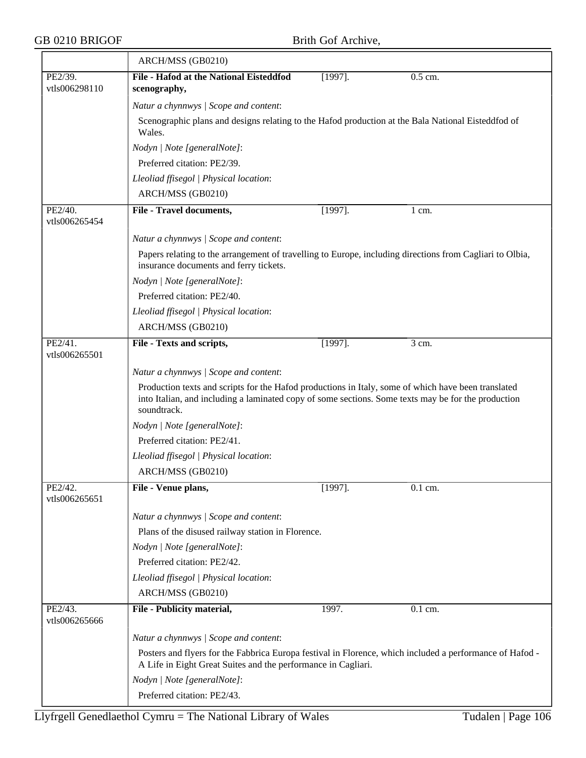ARCH/MSS (GB0210)

| | | | |
|---|---|---|---|
| PE2/39. vtls006298110 | **File - Hafod at the National Eisteddfod scenography,** | [1997]. | 0.5 cm. |

*Natur a chynnwys | Scope and content*:

Scenographic plans and designs relating to the Hafod production at the Bala National Eisteddfod of Wales.

*Nodyn | Note [generalNote]*:

Preferred citation: PE2/39.

*Lleoliad ffisegol | Physical location*:

ARCH/MSS (GB0210)

| | | | |
|---|---|---|---|
| PE2/40. vtls006265454 | **File - Travel documents,** | [1997]. | 1 cm. |

*Natur a chynnwys | Scope and content*:

Papers relating to the arrangement of travelling to Europe, including directions from Cagliari to Olbia, insurance documents and ferry tickets.

*Nodyn | Note [generalNote]*:

Preferred citation: PE2/40.

*Lleoliad ffisegol | Physical location*:

ARCH/MSS (GB0210)

| | | | |
|---|---|---|---|
| PE2/41. vtls006265501 | **File - Texts and scripts,** | [1997]. | 3 cm. |

*Natur a chynnwys | Scope and content*:

Production texts and scripts for the Hafod productions in Italy, some of which have been translated into Italian, and including a laminated copy of some sections. Some texts may be for the production soundtrack.

*Nodyn | Note [generalNote]*:

Preferred citation: PE2/41.

*Lleoliad ffisegol | Physical location*:

ARCH/MSS (GB0210)

| | | | |
|---|---|---|---|
| PE2/42. vtls006265651 | **File - Venue plans,** | [1997]. | 0.1 cm. |

*Natur a chynnwys | Scope and content*:

Plans of the disused railway station in Florence.

*Nodyn | Note [generalNote]*:

Preferred citation: PE2/42.

*Lleoliad ffisegol | Physical location*:

ARCH/MSS (GB0210)

| | | | |
|---|---|---|---|
| PE2/43. vtls006265666 | **File - Publicity material,** | 1997. | 0.1 cm. |

*Natur a chynnwys | Scope and content*:

Posters and flyers for the Fabbrica Europa festival in Florence, which included a performance of Hafod - A Life in Eight Great Suites and the performance in Cagliari.

*Nodyn | Note [generalNote]*:

Preferred citation: PE2/43.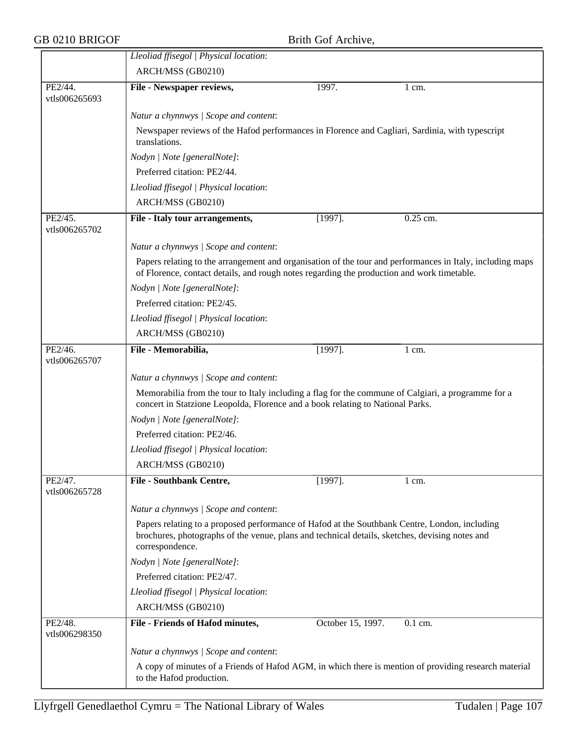Lleoliad ffisegol | Physical location:

ARCH/MSS (GB0210)

---

**PE2/44.**
vtls006265693

**File - Newspaper reviews,** 1997. 1 cm.

*Natur a chynnwys | Scope and content:*

Newspaper reviews of the Hafod performances in Florence and Cagliari, Sardinia, with typescript translations.

*Nodyn | Note [generalNote]:*

Preferred citation: PE2/44.

*Lleoliad ffisegol | Physical location:*

ARCH/MSS (GB0210)

---

**PE2/45.**
vtls006265702

**File - Italy tour arrangements,** [1997]. 0.25 cm.

*Natur a chynnwys | Scope and content:*

Papers relating to the arrangement and organisation of the tour and performances in Italy, including maps of Florence, contact details, and rough notes regarding the production and work timetable.

*Nodyn | Note [generalNote]:*

Preferred citation: PE2/45.

*Lleoliad ffisegol | Physical location:*

ARCH/MSS (GB0210)

---

**PE2/46.**
vtls006265707

**File - Memorabilia,** [1997]. 1 cm.

*Natur a chynnwys | Scope and content:*

Memorabilia from the tour to Italy including a flag for the commune of Calgiari, a programme for a concert in Statzione Leopolda, Florence and a book relating to National Parks.

*Nodyn | Note [generalNote]:*

Preferred citation: PE2/46.

*Lleoliad ffisegol | Physical location:*

ARCH/MSS (GB0210)

---

**PE2/47.**
vtls006265728

**File - Southbank Centre,** [1997]. 1 cm.

*Natur a chynnwys | Scope and content:*

Papers relating to a proposed performance of Hafod at the Southbank Centre, London, including brochures, photographs of the venue, plans and technical details, sketches, devising notes and correspondence.

*Nodyn | Note [generalNote]:*

Preferred citation: PE2/47.

*Lleoliad ffisegol | Physical location:*

ARCH/MSS (GB0210)

---

**PE2/48.**
vtls006298350

**File - Friends of Hafod minutes,** October 15, 1997. 0.1 cm.

*Natur a chynnwys | Scope and content:*

A copy of minutes of a Friends of Hafod AGM, in which there is mention of providing research material to the Hafod production.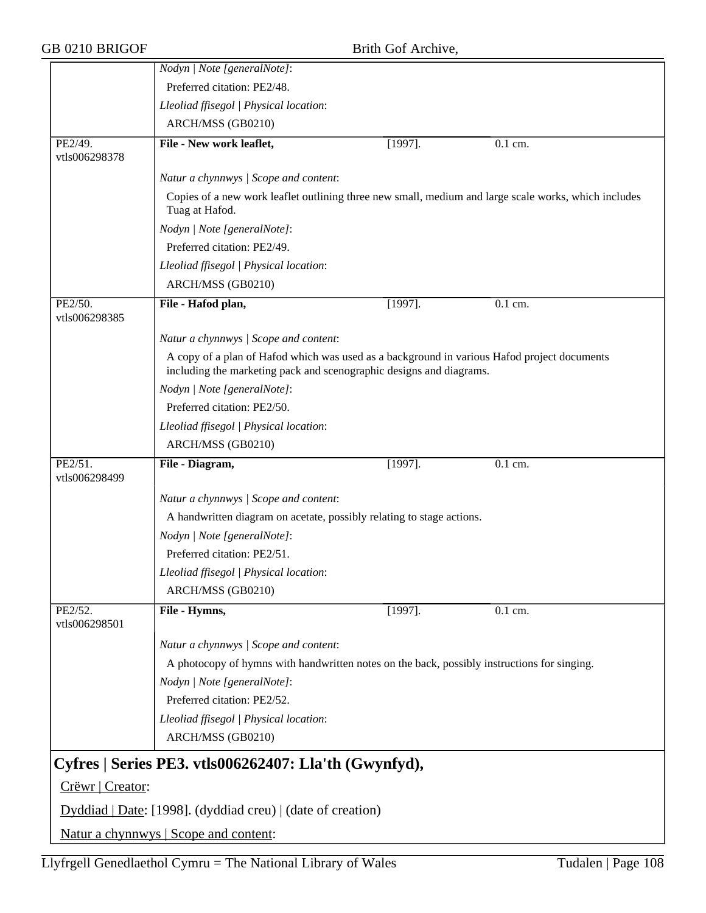*Nodyn | Note [generalNote]*:

Preferred citation: PE2/48.

*Lleoliad ffisegol | Physical location*:

ARCH/MSS (GB0210)

---

PE2/49. vtls006298378 | **File - New work leaflet,** | [1997]. | 0.1 cm.

*Natur a chynnwys | Scope and content*:

Copies of a new work leaflet outlining three new small, medium and large scale works, which includes Tuag at Hafod.

*Nodyn | Note [generalNote]*:

Preferred citation: PE2/49.

*Lleoliad ffisegol | Physical location*:

ARCH/MSS (GB0210)

---

PE2/50. vtls006298385 | **File - Hafod plan,** | [1997]. | 0.1 cm.

*Natur a chynnwys | Scope and content*:

A copy of a plan of Hafod which was used as a background in various Hafod project documents including the marketing pack and scenographic designs and diagrams.

*Nodyn | Note [generalNote]*:

Preferred citation: PE2/50.

*Lleoliad ffisegol | Physical location*:

ARCH/MSS (GB0210)

---

PE2/51. vtls006298499 | **File - Diagram,** | [1997]. | 0.1 cm.

*Natur a chynnwys | Scope and content*:

A handwritten diagram on acetate, possibly relating to stage actions.

*Nodyn | Note [generalNote]*:

Preferred citation: PE2/51.

*Lleoliad ffisegol | Physical location*:

ARCH/MSS (GB0210)

---

PE2/52. vtls006298501 | **File - Hymns,** | [1997]. | 0.1 cm.

*Natur a chynnwys | Scope and content*:

A photocopy of hymns with handwritten notes on the back, possibly instructions for singing.

*Nodyn | Note [generalNote]*:

Preferred citation: PE2/52.

*Lleoliad ffisegol | Physical location*:

ARCH/MSS (GB0210)

---

## Cyfres | Series PE3. vtls006262407: Lla'th (Gwynfyd),

Crëwr | Creator:

Dyddiad | Date: [1998]. (dyddiad creu) | (date of creation)

Natur a chynnwys | Scope and content: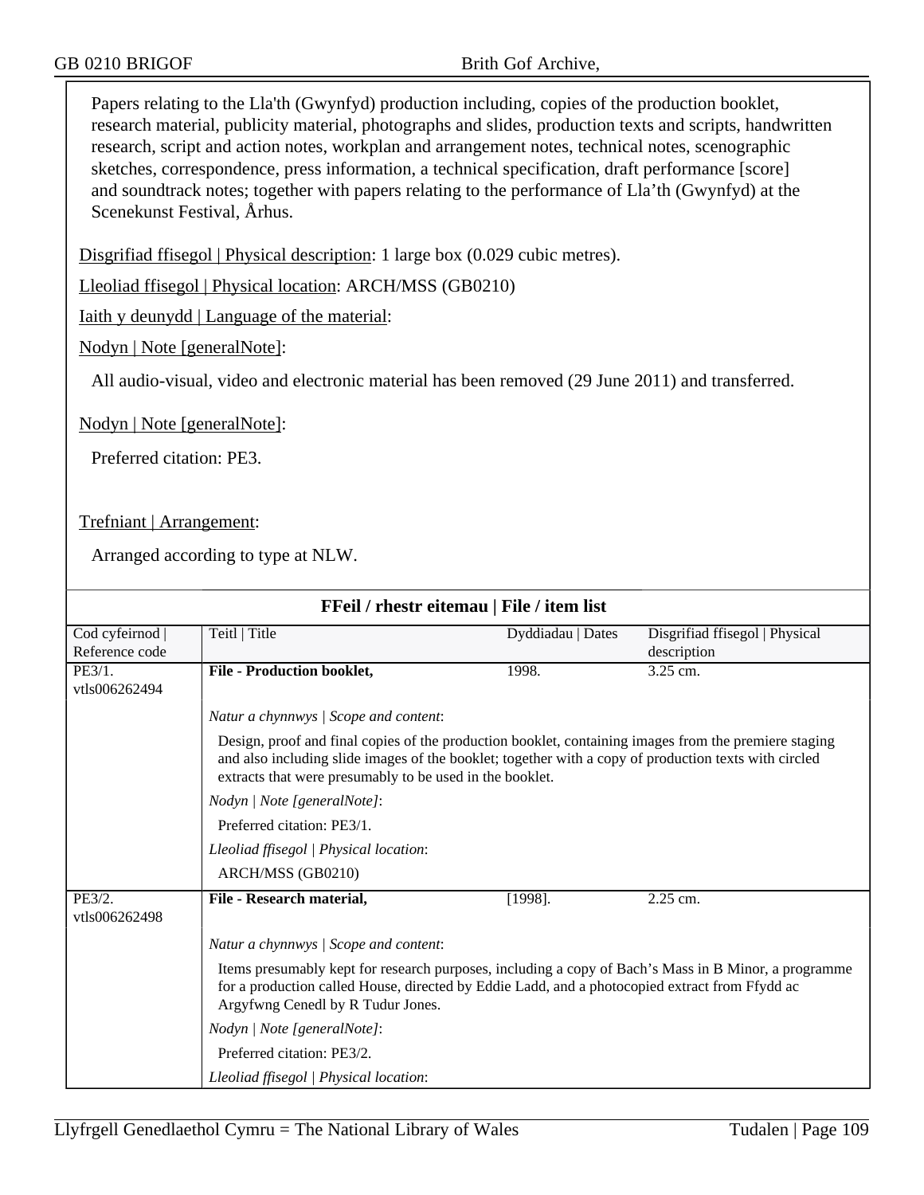Papers relating to the Lla'th (Gwynfyd) production including, copies of the production booklet, research material, publicity material, photographs and slides, production texts and scripts, handwritten research, script and action notes, workplan and arrangement notes, technical notes, scenographic sketches, correspondence, press information, a technical specification, draft performance [score] and soundtrack notes; together with papers relating to the performance of Lla'th (Gwynfyd) at the Scenekunst Festival, Århus.

Disgrifiad ffisegol | Physical description: 1 large box (0.029 cubic metres).

Lleoliad ffisegol | Physical location: ARCH/MSS (GB0210)

Iaith y deunydd | Language of the material:

Nodyn | Note [generalNote]:

All audio-visual, video and electronic material has been removed (29 June 2011) and transferred.

Nodyn | Note [generalNote]:

Preferred citation: PE3.

Trefniant | Arrangement:

Arranged according to type at NLW.

**FFeil / rhestr eitemau | File / item list**

| Cod cyfeirnod \| Reference code | Teitl \| Title | Dyddiadau \| Dates | Disgrifiad ffisegol \| Physical description |
|---|---|---|---|
| PE3/1. vtls006262494 | **File - Production booklet,** | 1998. | 3.25 cm. |

*Natur a chynnwys | Scope and content*:

Design, proof and final copies of the production booklet, containing images from the premiere staging and also including slide images of the booklet; together with a copy of production texts with circled extracts that were presumably to be used in the booklet.

*Nodyn | Note [generalNote]*:

Preferred citation: PE3/1.

*Lleoliad ffisegol | Physical location*:

ARCH/MSS (GB0210)

| Cod cyfeirnod \| Reference code | Teitl \| Title | Dyddiadau \| Dates | Disgrifiad ffisegol \| Physical description |
|---|---|---|---|
| PE3/2. vtls006262498 | **File - Research material,** | [1998]. | 2.25 cm. |

*Natur a chynnwys | Scope and content*:

Items presumably kept for research purposes, including a copy of Bach's Mass in B Minor, a programme for a production called House, directed by Eddie Ladd, and a photocopied extract from Ffydd ac Argyfwng Cenedl by R Tudur Jones.

*Nodyn | Note [generalNote]*:

Preferred citation: PE3/2.

*Lleoliad ffisegol | Physical location*: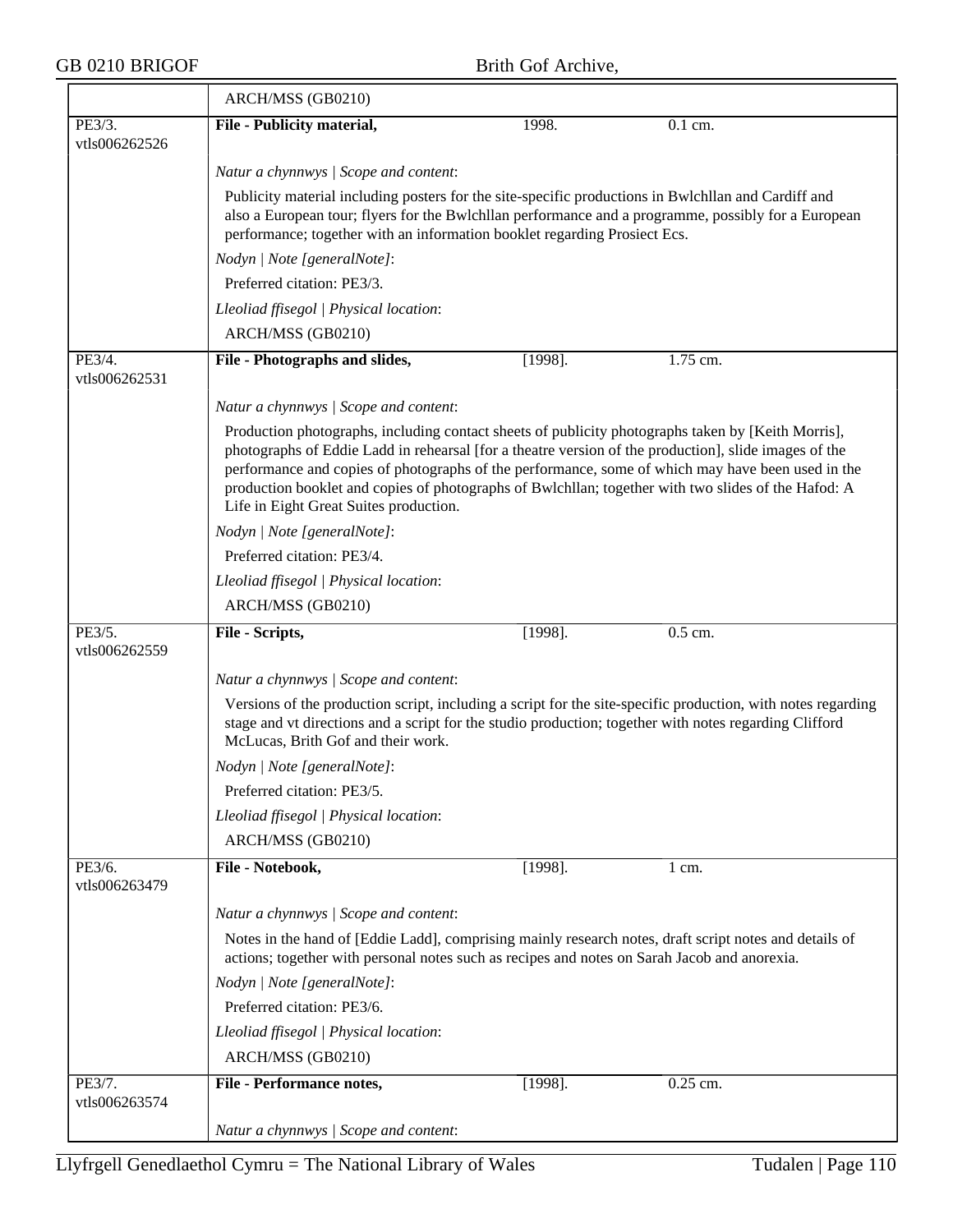| | ARCH/MSS (GB0210) | | |
|---|---|---|---|
| PE3/3. vtls006262526 | **File - Publicity material,** | 1998. | 0.1 cm. |
| | *Natur a chynnwys \| Scope and content*: | | |
| | Publicity material including posters for the site-specific productions in Bwlchllan and Cardiff and also a European tour; flyers for the Bwlchllan performance and a programme, possibly for a European performance; together with an information booklet regarding Prosiect Ecs. | | |
| | *Nodyn \| Note [generalNote]*: | | |
| | Preferred citation: PE3/3. | | |
| | *Lleoliad ffisegol \| Physical location*: | | |
| | ARCH/MSS (GB0210) | | |
| PE3/4. vtls006262531 | **File - Photographs and slides,** | [1998]. | 1.75 cm. |
| | *Natur a chynnwys \| Scope and content*: | | |
| | Production photographs, including contact sheets of publicity photographs taken by [Keith Morris], photographs of Eddie Ladd in rehearsal [for a theatre version of the production], slide images of the performance and copies of photographs of the performance, some of which may have been used in the production booklet and copies of photographs of Bwlchllan; together with two slides of the Hafod: A Life in Eight Great Suites production. | | |
| | *Nodyn \| Note [generalNote]*: | | |
| | Preferred citation: PE3/4. | | |
| | *Lleoliad ffisegol \| Physical location*: | | |
| | ARCH/MSS (GB0210) | | |
| PE3/5. vtls006262559 | **File - Scripts,** | [1998]. | 0.5 cm. |
| | *Natur a chynnwys \| Scope and content*: | | |
| | Versions of the production script, including a script for the site-specific production, with notes regarding stage and vt directions and a script for the studio production; together with notes regarding Clifford McLucas, Brith Gof and their work. | | |
| | *Nodyn \| Note [generalNote]*: | | |
| | Preferred citation: PE3/5. | | |
| | *Lleoliad ffisegol \| Physical location*: | | |
| | ARCH/MSS (GB0210) | | |
| PE3/6. vtls006263479 | **File - Notebook,** | [1998]. | 1 cm. |
| | *Natur a chynnwys \| Scope and content*: | | |
| | Notes in the hand of [Eddie Ladd], comprising mainly research notes, draft script notes and details of actions; together with personal notes such as recipes and notes on Sarah Jacob and anorexia. | | |
| | *Nodyn \| Note [generalNote]*: | | |
| | Preferred citation: PE3/6. | | |
| | *Lleoliad ffisegol \| Physical location*: | | |
| | ARCH/MSS (GB0210) | | |
| PE3/7. vtls006263574 | **File - Performance notes,** | [1998]. | 0.25 cm. |
| | *Natur a chynnwys \| Scope and content*: | | |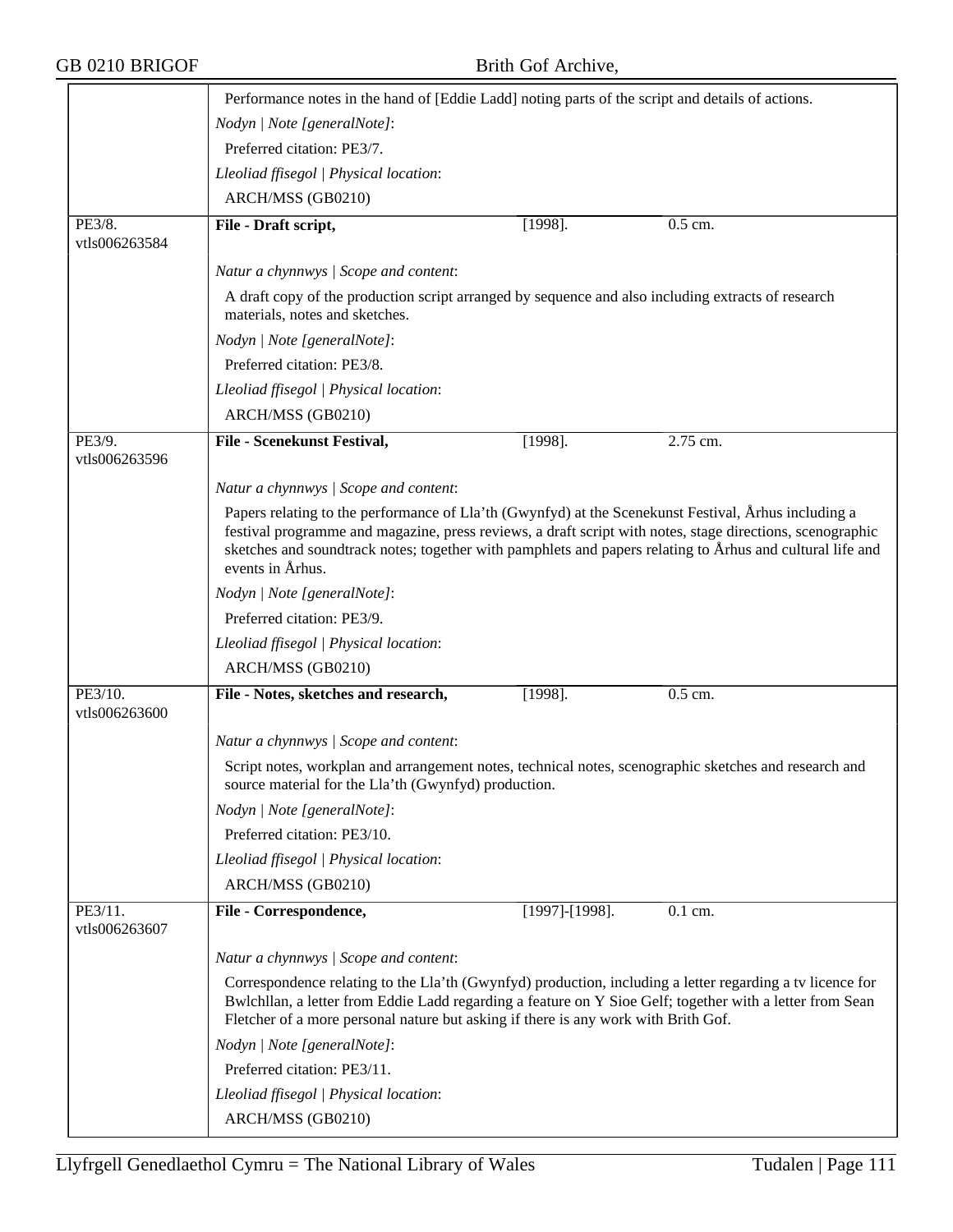Performance notes in the hand of [Eddie Ladd] noting parts of the script and details of actions.

*Nodyn | Note [generalNote]*:

Preferred citation: PE3/7.

*Lleoliad ffisegol | Physical location*:

ARCH/MSS (GB0210)

---

PE3/8. vtls006263584 — **File - Draft script,** [1998]. 0.5 cm.

*Natur a chynnwys | Scope and content*:

A draft copy of the production script arranged by sequence and also including extracts of research materials, notes and sketches.

*Nodyn | Note [generalNote]*:

Preferred citation: PE3/8.

*Lleoliad ffisegol | Physical location*:

ARCH/MSS (GB0210)

---

PE3/9. vtls006263596 — **File - Scenekunst Festival,** [1998]. 2.75 cm.

*Natur a chynnwys | Scope and content*:

Papers relating to the performance of Lla'th (Gwynfyd) at the Scenekunst Festival, Århus including a festival programme and magazine, press reviews, a draft script with notes, stage directions, scenographic sketches and soundtrack notes; together with pamphlets and papers relating to Århus and cultural life and events in Århus.

*Nodyn | Note [generalNote]*:

Preferred citation: PE3/9.

*Lleoliad ffisegol | Physical location*:

ARCH/MSS (GB0210)

---

PE3/10. vtls006263600 — **File - Notes, sketches and research,** [1998]. 0.5 cm.

*Natur a chynnwys | Scope and content*:

Script notes, workplan and arrangement notes, technical notes, scenographic sketches and research and source material for the Lla'th (Gwynfyd) production.

*Nodyn | Note [generalNote]*:

Preferred citation: PE3/10.

*Lleoliad ffisegol | Physical location*:

ARCH/MSS (GB0210)

---

PE3/11. vtls006263607 — **File - Correspondence,** [1997]-[1998]. 0.1 cm.

*Natur a chynnwys | Scope and content*:

Correspondence relating to the Lla'th (Gwynfyd) production, including a letter regarding a tv licence for Bwlchllan, a letter from Eddie Ladd regarding a feature on Y Sioe Gelf; together with a letter from Sean Fletcher of a more personal nature but asking if there is any work with Brith Gof.

*Nodyn | Note [generalNote]*:

Preferred citation: PE3/11.

*Lleoliad ffisegol | Physical location*:

ARCH/MSS (GB0210)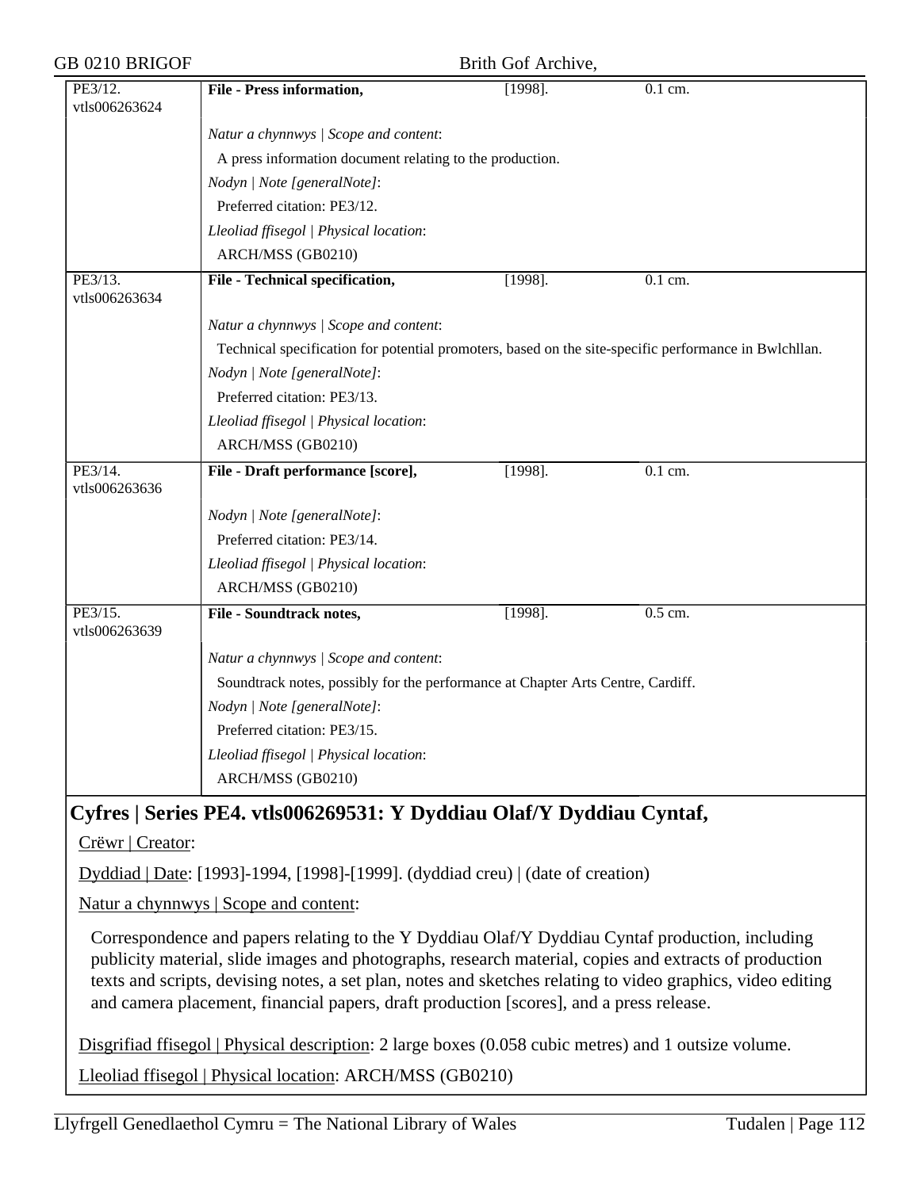| | | | |
|---|---|---|---|
| PE3/12. vtls006263624 | **File - Press information,** | [1998]. | 0.1 cm. |
| | *Natur a chynnwys \| Scope and content*: A press information document relating to the production. *Nodyn \| Note [generalNote]*: Preferred citation: PE3/12. *Lleoliad ffisegol \| Physical location*: ARCH/MSS (GB0210) | | |
| PE3/13. vtls006263634 | **File - Technical specification,** | [1998]. | 0.1 cm. |
| | *Natur a chynnwys \| Scope and content*: Technical specification for potential promoters, based on the site-specific performance in Bwlchllan. *Nodyn \| Note [generalNote]*: Preferred citation: PE3/13. *Lleoliad ffisegol \| Physical location*: ARCH/MSS (GB0210) | | |
| PE3/14. vtls006263636 | **File - Draft performance [score],** | [1998]. | 0.1 cm. |
| | *Nodyn \| Note [generalNote]*: Preferred citation: PE3/14. *Lleoliad ffisegol \| Physical location*: ARCH/MSS (GB0210) | | |
| PE3/15. vtls006263639 | **File - Soundtrack notes,** | [1998]. | 0.5 cm. |
| | *Natur a chynnwys \| Scope and content*: Soundtrack notes, possibly for the performance at Chapter Arts Centre, Cardiff. *Nodyn \| Note [generalNote]*: Preferred citation: PE3/15. *Lleoliad ffisegol \| Physical location*: ARCH/MSS (GB0210) | | |

## Cyfres | Series PE4. vtls006269531: Y Dyddiau Olaf/Y Dyddiau Cyntaf,

Crëwr | Creator:

Dyddiad | Date: [1993]-1994, [1998]-[1999]. (dyddiad creu) | (date of creation)

Natur a chynnwys | Scope and content:

Correspondence and papers relating to the Y Dyddiau Olaf/Y Dyddiau Cyntaf production, including publicity material, slide images and photographs, research material, copies and extracts of production texts and scripts, devising notes, a set plan, notes and sketches relating to video graphics, video editing and camera placement, financial papers, draft production [scores], and a press release.

Disgrifiad ffisegol | Physical description: 2 large boxes (0.058 cubic metres) and 1 outsize volume.

Lleoliad ffisegol | Physical location: ARCH/MSS (GB0210)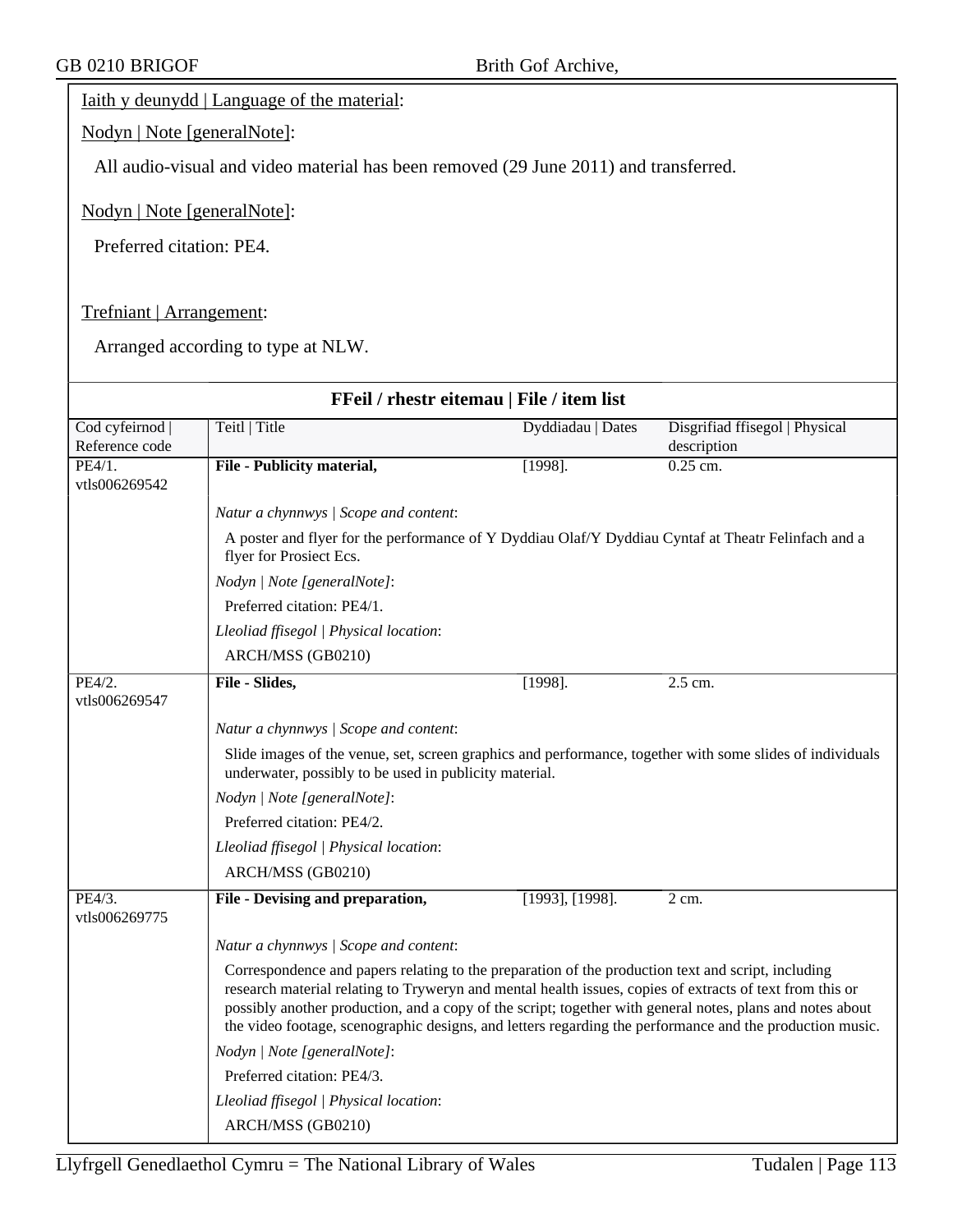Iaith y deunydd | Language of the material:

Nodyn | Note [generalNote]:

All audio-visual and video material has been removed (29 June 2011) and transferred.

Nodyn | Note [generalNote]:

Preferred citation: PE4.

Trefniant | Arrangement:

Arranged according to type at NLW.

## FFeil / rhestr eitemau | File / item list

| Cod cyfeirnod \| Reference code | Teitl \| Title | Dyddiadau \| Dates | Disgrifiad ffisegol \| Physical description |
|---|---|---|---|
| PE4/1. vtls006269542 | **File - Publicity material,** | [1998]. | 0.25 cm. |
| | *Natur a chynnwys \| Scope and content*: A poster and flyer for the performance of Y Dyddiau Olaf/Y Dyddiau Cyntaf at Theatr Felinfach and a flyer for Prosiect Ecs. *Nodyn \| Note [generalNote]*: Preferred citation: PE4/1. *Lleoliad ffisegol \| Physical location*: ARCH/MSS (GB0210) | | |
| PE4/2. vtls006269547 | **File - Slides,** | [1998]. | 2.5 cm. |
| | *Natur a chynnwys \| Scope and content*: Slide images of the venue, set, screen graphics and performance, together with some slides of individuals underwater, possibly to be used in publicity material. *Nodyn \| Note [generalNote]*: Preferred citation: PE4/2. *Lleoliad ffisegol \| Physical location*: ARCH/MSS (GB0210) | | |
| PE4/3. vtls006269775 | **File - Devising and preparation,** | [1993], [1998]. | 2 cm. |
| | *Natur a chynnwys \| Scope and content*: Correspondence and papers relating to the preparation of the production text and script, including research material relating to Tryweryn and mental health issues, copies of extracts of text from this or possibly another production, and a copy of the script; together with general notes, plans and notes about the video footage, scenographic designs, and letters regarding the performance and the production music. *Nodyn \| Note [generalNote]*: Preferred citation: PE4/3. *Lleoliad ffisegol \| Physical location*: ARCH/MSS (GB0210) | | |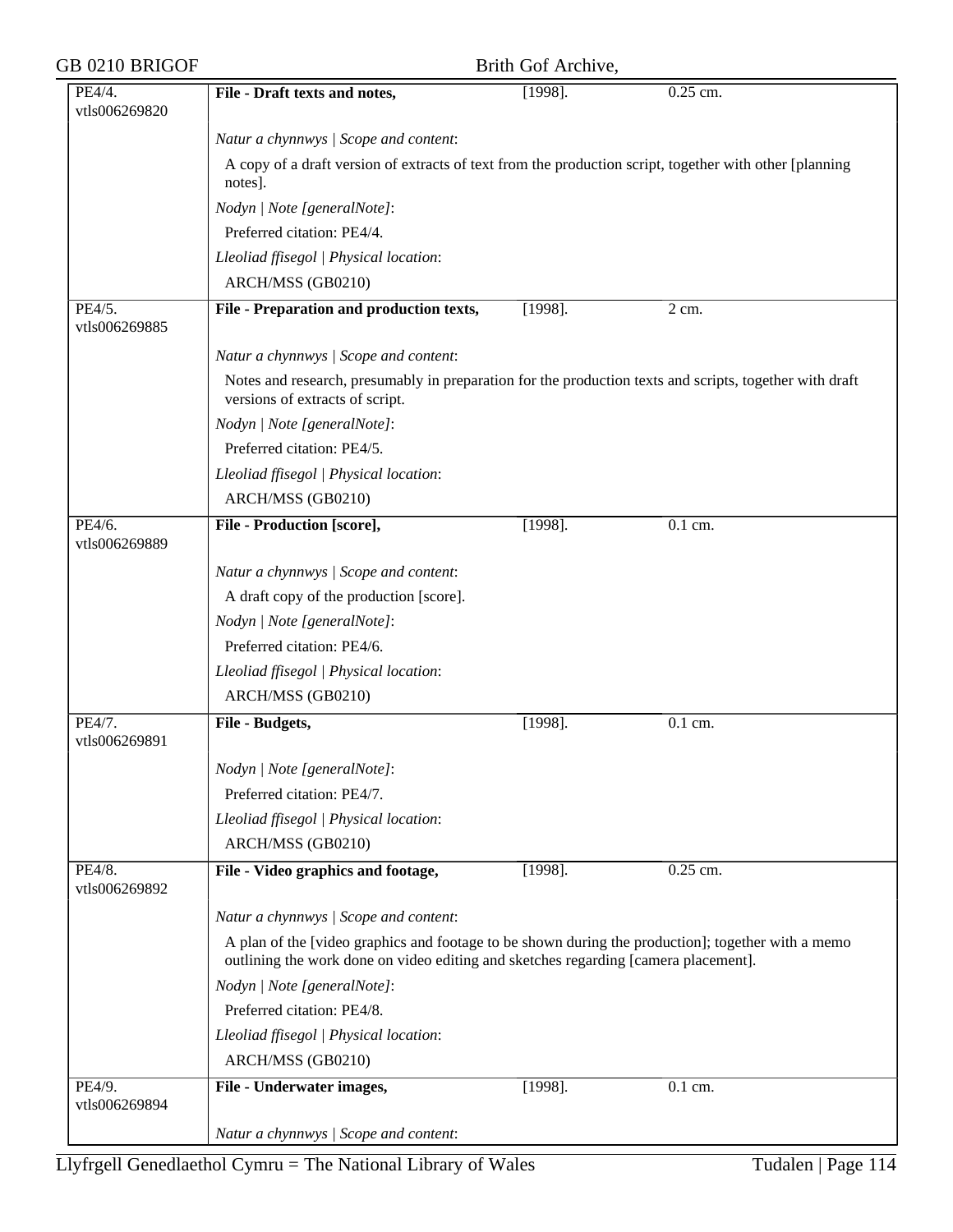| PE4/4. vtls006269820 | **File - Draft texts and notes,** | [1998]. | 0.25 cm. |
|---|---|---|---|

*Natur a chynnwys | Scope and content*:

A copy of a draft version of extracts of text from the production script, together with other [planning notes].

*Nodyn | Note [generalNote]*:

Preferred citation: PE4/4.

*Lleoliad ffisegol | Physical location*:

ARCH/MSS (GB0210)

| PE4/5. vtls006269885 | **File - Preparation and production texts,** | [1998]. | 2 cm. |
|---|---|---|---|

*Natur a chynnwys | Scope and content*:

Notes and research, presumably in preparation for the production texts and scripts, together with draft versions of extracts of script.

*Nodyn | Note [generalNote]*:

Preferred citation: PE4/5.

*Lleoliad ffisegol | Physical location*:

ARCH/MSS (GB0210)

| PE4/6. vtls006269889 | **File - Production [score],** | [1998]. | 0.1 cm. |
|---|---|---|---|

*Natur a chynnwys | Scope and content*:

A draft copy of the production [score].

*Nodyn | Note [generalNote]*:

Preferred citation: PE4/6.

*Lleoliad ffisegol | Physical location*:

ARCH/MSS (GB0210)

| PE4/7. vtls006269891 | **File - Budgets,** | [1998]. | 0.1 cm. |
|---|---|---|---|

*Nodyn | Note [generalNote]*:

Preferred citation: PE4/7.

*Lleoliad ffisegol | Physical location*:

ARCH/MSS (GB0210)

| PE4/8. vtls006269892 | **File - Video graphics and footage,** | [1998]. | 0.25 cm. |
|---|---|---|---|

*Natur a chynnwys | Scope and content*:

A plan of the [video graphics and footage to be shown during the production]; together with a memo outlining the work done on video editing and sketches regarding [camera placement].

*Nodyn | Note [generalNote]*:

Preferred citation: PE4/8.

*Lleoliad ffisegol | Physical location*:

ARCH/MSS (GB0210)

| PE4/9. vtls006269894 | **File - Underwater images,** | [1998]. | 0.1 cm. |
|---|---|---|---|

*Natur a chynnwys | Scope and content*: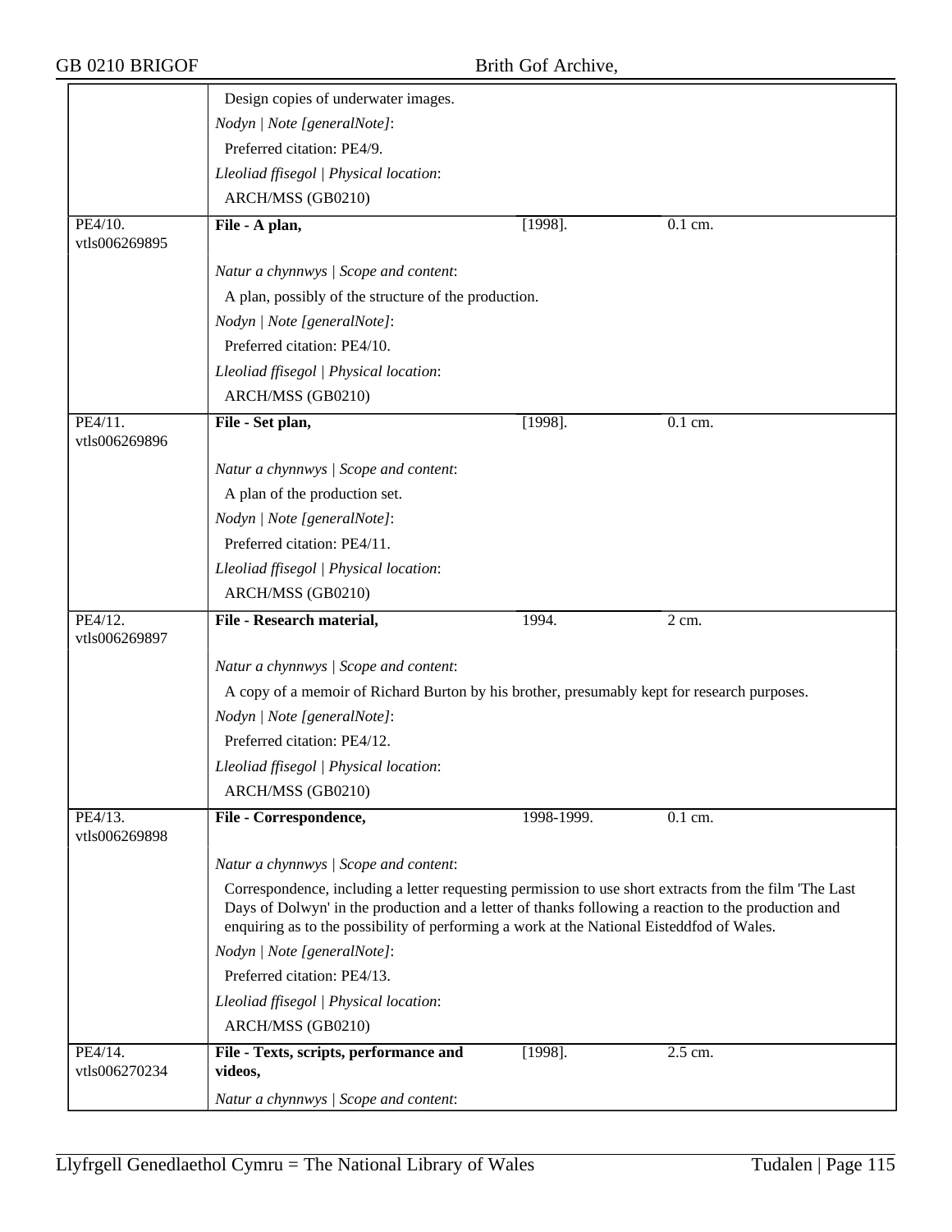| | | | |
|---|---|---|---|
| | Design copies of underwater images.<br>*Nodyn \| Note [generalNote]*:<br>Preferred citation: PE4/9.<br>*Lleoliad ffisegol \| Physical location*:<br>ARCH/MSS (GB0210) | | |
| PE4/10.<br>vtls006269895 | **File - A plan,** | [1998]. | 0.1 cm. |
| | *Natur a chynnwys \| Scope and content*:<br>A plan, possibly of the structure of the production.<br>*Nodyn \| Note [generalNote]*:<br>Preferred citation: PE4/10.<br>*Lleoliad ffisegol \| Physical location*:<br>ARCH/MSS (GB0210) | | |
| PE4/11.<br>vtls006269896 | **File - Set plan,** | [1998]. | 0.1 cm. |
| | *Natur a chynnwys \| Scope and content*:<br>A plan of the production set.<br>*Nodyn \| Note [generalNote]*:<br>Preferred citation: PE4/11.<br>*Lleoliad ffisegol \| Physical location*:<br>ARCH/MSS (GB0210) | | |
| PE4/12.<br>vtls006269897 | **File - Research material,** | 1994. | 2 cm. |
| | *Natur a chynnwys \| Scope and content*:<br>A copy of a memoir of Richard Burton by his brother, presumably kept for research purposes.<br>*Nodyn \| Note [generalNote]*:<br>Preferred citation: PE4/12.<br>*Lleoliad ffisegol \| Physical location*:<br>ARCH/MSS (GB0210) | | |
| PE4/13.<br>vtls006269898 | **File - Correspondence,** | 1998-1999. | 0.1 cm. |
| | *Natur a chynnwys \| Scope and content*:<br>Correspondence, including a letter requesting permission to use short extracts from the film 'The Last Days of Dolwyn' in the production and a letter of thanks following a reaction to the production and enquiring as to the possibility of performing a work at the National Eisteddfod of Wales.<br>*Nodyn \| Note [generalNote]*:<br>Preferred citation: PE4/13.<br>*Lleoliad ffisegol \| Physical location*:<br>ARCH/MSS (GB0210) | | |
| PE4/14.<br>vtls006270234 | **File - Texts, scripts, performance and videos,** | [1998]. | 2.5 cm. |
| | *Natur a chynnwys \| Scope and content*: | | |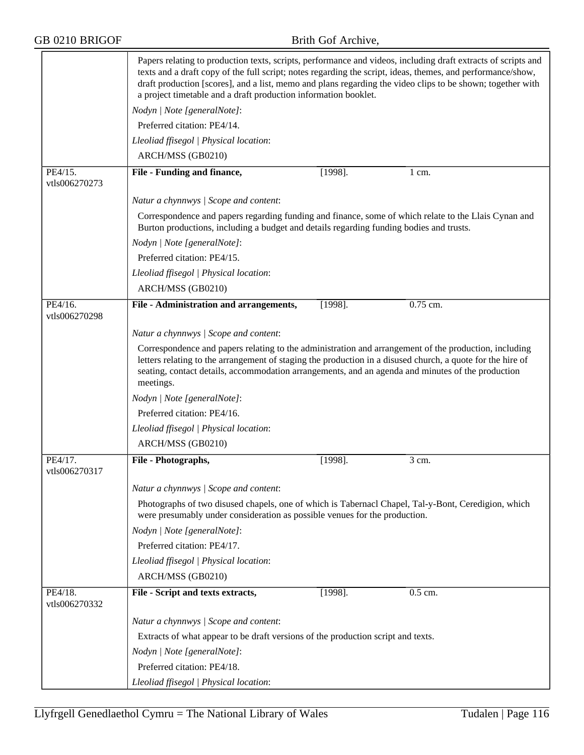Papers relating to production texts, scripts, performance and videos, including draft extracts of scripts and texts and a draft copy of the full script; notes regarding the script, ideas, themes, and performance/show, draft production [scores], and a list, memo and plans regarding the video clips to be shown; together with a project timetable and a draft production information booklet.

*Nodyn | Note [generalNote]*:

Preferred citation: PE4/14.

*Lleoliad ffisegol | Physical location*:

ARCH/MSS (GB0210)

---

PE4/15.
vtls006270273

**File - Funding and finance,** [1998]. 1 cm.

*Natur a chynnwys | Scope and content*:

Correspondence and papers regarding funding and finance, some of which relate to the Llais Cynan and Burton productions, including a budget and details regarding funding bodies and trusts.

*Nodyn | Note [generalNote]*:

Preferred citation: PE4/15.

*Lleoliad ffisegol | Physical location*:

ARCH/MSS (GB0210)

---

PE4/16.
vtls006270298

**File - Administration and arrangements,** [1998]. 0.75 cm.

*Natur a chynnwys | Scope and content*:

Correspondence and papers relating to the administration and arrangement of the production, including letters relating to the arrangement of staging the production in a disused church, a quote for the hire of seating, contact details, accommodation arrangements, and an agenda and minutes of the production meetings.

*Nodyn | Note [generalNote]*:

Preferred citation: PE4/16.

*Lleoliad ffisegol | Physical location*:

ARCH/MSS (GB0210)

---

PE4/17.
vtls006270317

**File - Photographs,** [1998]. 3 cm.

*Natur a chynnwys | Scope and content*:

Photographs of two disused chapels, one of which is Tabernacl Chapel, Tal-y-Bont, Ceredigion, which were presumably under consideration as possible venues for the production.

*Nodyn | Note [generalNote]*:

Preferred citation: PE4/17.

*Lleoliad ffisegol | Physical location*:

ARCH/MSS (GB0210)

---

PE4/18.
vtls006270332

**File - Script and texts extracts,** [1998]. 0.5 cm.

*Natur a chynnwys | Scope and content*:

Extracts of what appear to be draft versions of the production script and texts.

*Nodyn | Note [generalNote]*:

Preferred citation: PE4/18.

*Lleoliad ffisegol | Physical location*: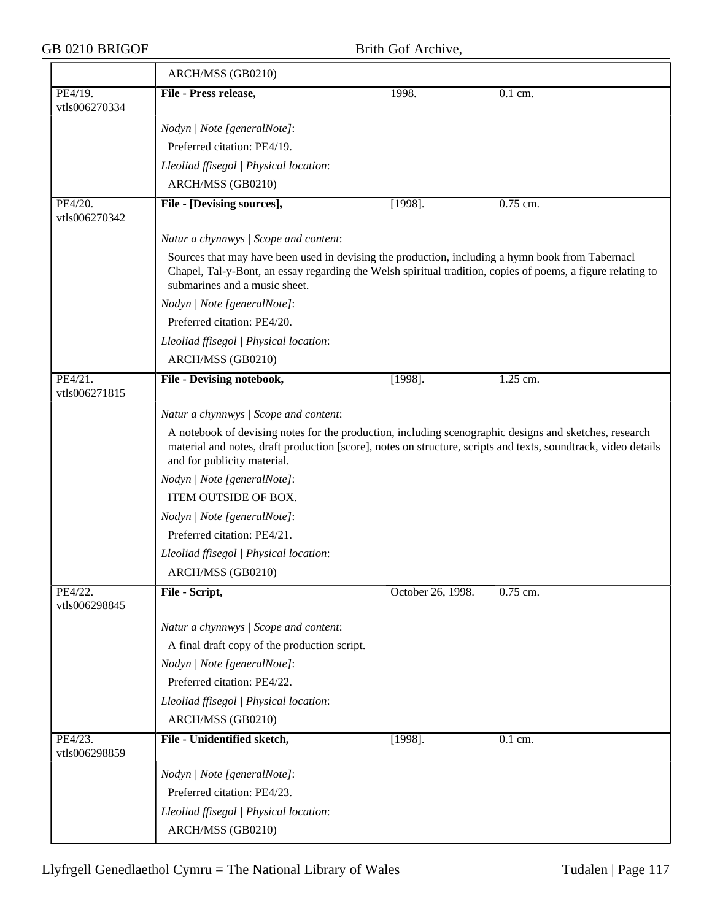| | ARCH/MSS (GB0210) | | |
|---|---|---|---|
| PE4/19. vtls006270334 | **File - Press release,** | 1998. | 0.1 cm. |
| | *Nodyn \| Note [generalNote]*: | | |
| | Preferred citation: PE4/19. | | |
| | *Lleoliad ffisegol \| Physical location*: | | |
| | ARCH/MSS (GB0210) | | |
| PE4/20. vtls006270342 | **File - [Devising sources],** | [1998]. | 0.75 cm. |
| | *Natur a chynnwys \| Scope and content*: | | |
| | Sources that may have been used in devising the production, including a hymn book from Tabernacl Chapel, Tal-y-Bont, an essay regarding the Welsh spiritual tradition, copies of poems, a figure relating to submarines and a music sheet. | | |
| | *Nodyn \| Note [generalNote]*: | | |
| | Preferred citation: PE4/20. | | |
| | *Lleoliad ffisegol \| Physical location*: | | |
| | ARCH/MSS (GB0210) | | |
| PE4/21. vtls006271815 | **File - Devising notebook,** | [1998]. | 1.25 cm. |
| | *Natur a chynnwys \| Scope and content*: | | |
| | A notebook of devising notes for the production, including scenographic designs and sketches, research material and notes, draft production [score], notes on structure, scripts and texts, soundtrack, video details and for publicity material. | | |
| | *Nodyn \| Note [generalNote]*: | | |
| | ITEM OUTSIDE OF BOX. | | |
| | *Nodyn \| Note [generalNote]*: | | |
| | Preferred citation: PE4/21. | | |
| | *Lleoliad ffisegol \| Physical location*: | | |
| | ARCH/MSS (GB0210) | | |
| PE4/22. vtls006298845 | **File - Script,** | October 26, 1998. | 0.75 cm. |
| | *Natur a chynnwys \| Scope and content*: | | |
| | A final draft copy of the production script. | | |
| | *Nodyn \| Note [generalNote]*: | | |
| | Preferred citation: PE4/22. | | |
| | *Lleoliad ffisegol \| Physical location*: | | |
| | ARCH/MSS (GB0210) | | |
| PE4/23. vtls006298859 | **File - Unidentified sketch,** | [1998]. | 0.1 cm. |
| | *Nodyn \| Note [generalNote]*: | | |
| | Preferred citation: PE4/23. | | |
| | *Lleoliad ffisegol \| Physical location*: | | |
| | ARCH/MSS (GB0210) | | |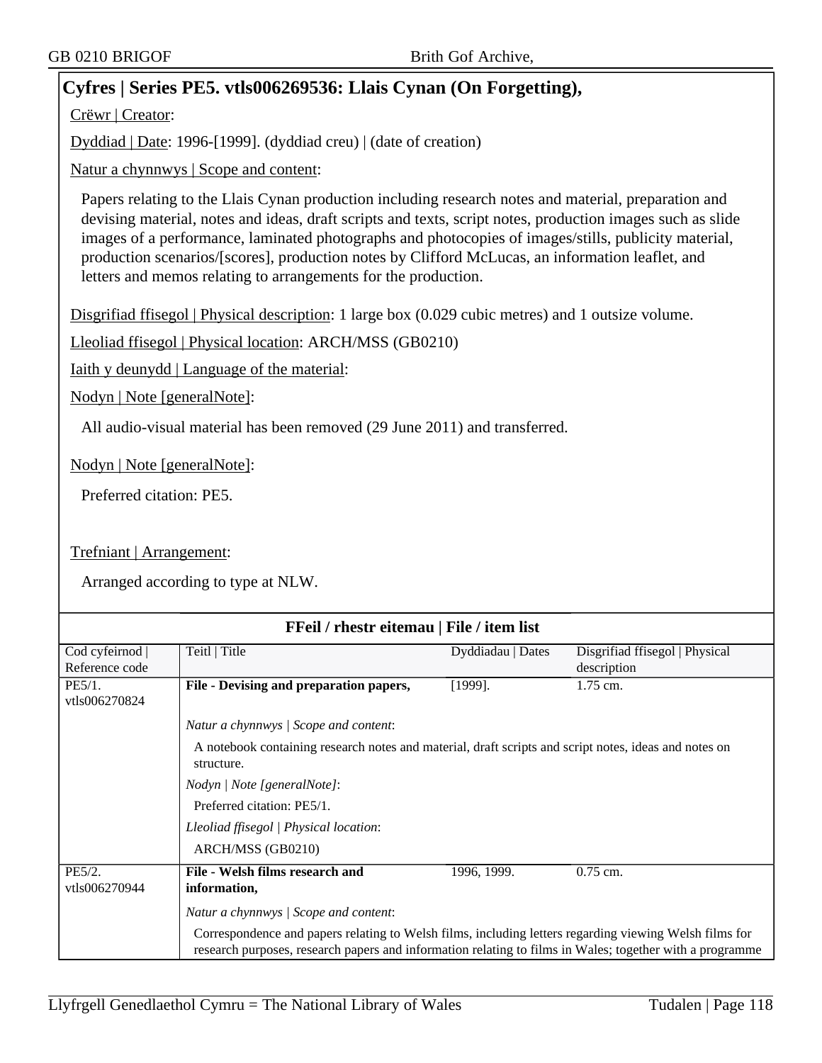## Cyfres | Series PE5. vtls006269536: Llais Cynan (On Forgetting),

Crëwr | Creator:

Dyddiad | Date: 1996-[1999]. (dyddiad creu) | (date of creation)

Natur a chynnwys | Scope and content:

Papers relating to the Llais Cynan production including research notes and material, preparation and devising material, notes and ideas, draft scripts and texts, script notes, production images such as slide images of a performance, laminated photographs and photocopies of images/stills, publicity material, production scenarios/[scores], production notes by Clifford McLucas, an information leaflet, and letters and memos relating to arrangements for the production.

Disgrifiad ffisegol | Physical description: 1 large box (0.029 cubic metres) and 1 outsize volume.

Lleoliad ffisegol | Physical location: ARCH/MSS (GB0210)

Iaith y deunydd | Language of the material:

Nodyn | Note [generalNote]:

All audio-visual material has been removed (29 June 2011) and transferred.

Nodyn | Note [generalNote]:

Preferred citation: PE5.

Trefniant | Arrangement:

Arranged according to type at NLW.

**FFeil / rhestr eitemau | File / item list**

| Cod cyfeirnod \| Reference code | Teitl \| Title | Dyddiadau \| Dates | Disgrifiad ffisegol \| Physical description |
|---|---|---|---|
| PE5/1. vtls006270824 | **File - Devising and preparation papers,**<br>*Natur a chynnwys \| Scope and content*:<br>A notebook containing research notes and material, draft scripts and script notes, ideas and notes on structure.<br>*Nodyn \| Note [generalNote]*:<br>Preferred citation: PE5/1.<br>*Lleoliad ffisegol \| Physical location*:<br>ARCH/MSS (GB0210) | [1999]. | 1.75 cm. |
| PE5/2. vtls006270944 | **File - Welsh films research and information,**<br>*Natur a chynnwys \| Scope and content*:<br>Correspondence and papers relating to Welsh films, including letters regarding viewing Welsh films for research purposes, research papers and information relating to films in Wales; together with a programme | 1996, 1999. | 0.75 cm. |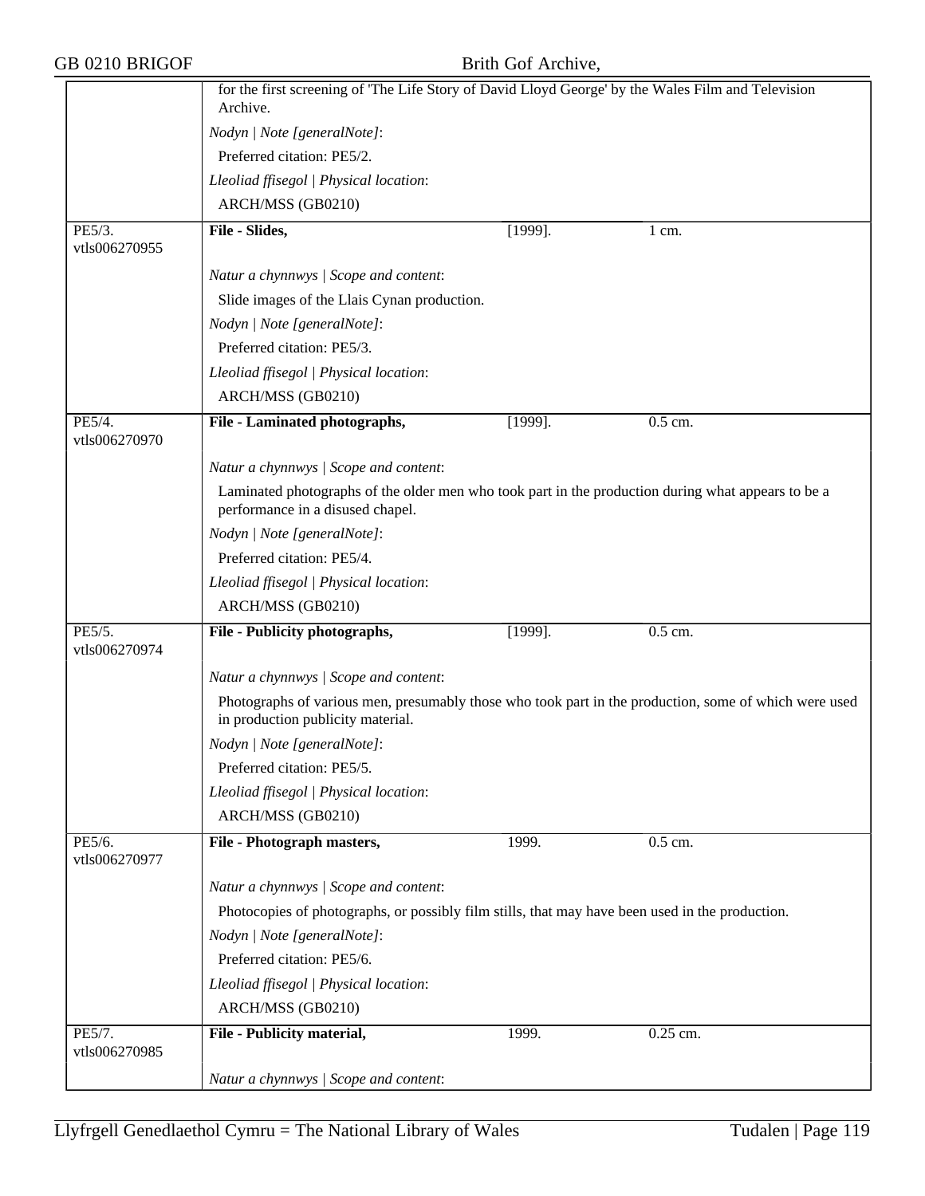for the first screening of 'The Life Story of David Lloyd George' by the Wales Film and Television Archive.

*Nodyn | Note [generalNote]*:

Preferred citation: PE5/2.

*Lleoliad ffisegol | Physical location*:

ARCH/MSS (GB0210)

| PE5/3. vtls006270955 | **File - Slides,** | [1999]. | 1 cm. |
|---|---|---|---|

*Natur a chynnwys | Scope and content*:

Slide images of the Llais Cynan production.

*Nodyn | Note [generalNote]*:

Preferred citation: PE5/3.

*Lleoliad ffisegol | Physical location*:

ARCH/MSS (GB0210)

| PE5/4. vtls006270970 | **File - Laminated photographs,** | [1999]. | 0.5 cm. |
|---|---|---|---|

*Natur a chynnwys | Scope and content*:

Laminated photographs of the older men who took part in the production during what appears to be a performance in a disused chapel.

*Nodyn | Note [generalNote]*:

Preferred citation: PE5/4.

*Lleoliad ffisegol | Physical location*:

ARCH/MSS (GB0210)

| PE5/5. vtls006270974 | **File - Publicity photographs,** | [1999]. | 0.5 cm. |
|---|---|---|---|

*Natur a chynnwys | Scope and content*:

Photographs of various men, presumably those who took part in the production, some of which were used in production publicity material.

*Nodyn | Note [generalNote]*:

Preferred citation: PE5/5.

*Lleoliad ffisegol | Physical location*:

ARCH/MSS (GB0210)

| PE5/6. vtls006270977 | **File - Photograph masters,** | 1999. | 0.5 cm. |
|---|---|---|---|

*Natur a chynnwys | Scope and content*:

Photocopies of photographs, or possibly film stills, that may have been used in the production.

*Nodyn | Note [generalNote]*:

Preferred citation: PE5/6.

*Lleoliad ffisegol | Physical location*:

ARCH/MSS (GB0210)

| PE5/7. vtls006270985 | **File - Publicity material,** | 1999. | 0.25 cm. |
|---|---|---|---|

*Natur a chynnwys | Scope and content*: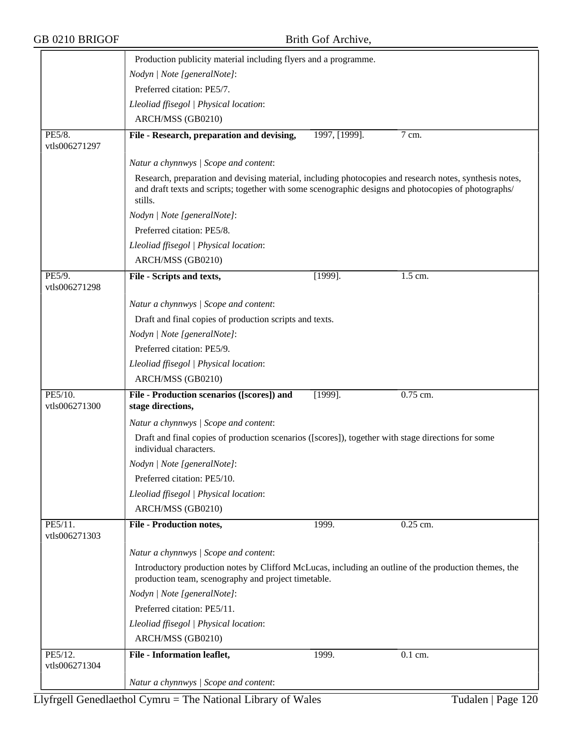Production publicity material including flyers and a programme.

*Nodyn | Note [generalNote]*:

Preferred citation: PE5/7.

*Lleoliad ffisegol | Physical location*:

ARCH/MSS (GB0210)

| PE5/8. vtls006271297 | **File - Research, preparation and devising,** | 1997, [1999]. | 7 cm. |
|---|---|---|---|

*Natur a chynnwys | Scope and content*:

Research, preparation and devising material, including photocopies and research notes, synthesis notes, and draft texts and scripts; together with some scenographic designs and photocopies of photographs/stills.

*Nodyn | Note [generalNote]*:

Preferred citation: PE5/8.

*Lleoliad ffisegol | Physical location*:

ARCH/MSS (GB0210)

| PE5/9. vtls006271298 | **File - Scripts and texts,** | [1999]. | 1.5 cm. |
|---|---|---|---|

*Natur a chynnwys | Scope and content*:

Draft and final copies of production scripts and texts.

*Nodyn | Note [generalNote]*:

Preferred citation: PE5/9.

*Lleoliad ffisegol | Physical location*:

ARCH/MSS (GB0210)

| PE5/10. vtls006271300 | **File - Production scenarios ([scores]) and stage directions,** | [1999]. | 0.75 cm. |
|---|---|---|---|

*Natur a chynnwys | Scope and content*:

Draft and final copies of production scenarios ([scores]), together with stage directions for some individual characters.

*Nodyn | Note [generalNote]*:

Preferred citation: PE5/10.

*Lleoliad ffisegol | Physical location*:

ARCH/MSS (GB0210)

| PE5/11. vtls006271303 | **File - Production notes,** | 1999. | 0.25 cm. |
|---|---|---|---|

*Natur a chynnwys | Scope and content*:

Introductory production notes by Clifford McLucas, including an outline of the production themes, the production team, scenography and project timetable.

*Nodyn | Note [generalNote]*:

Preferred citation: PE5/11.

*Lleoliad ffisegol | Physical location*:

ARCH/MSS (GB0210)

| PE5/12. vtls006271304 | **File - Information leaflet,** | 1999. | 0.1 cm. |
|---|---|---|---|

*Natur a chynnwys | Scope and content*: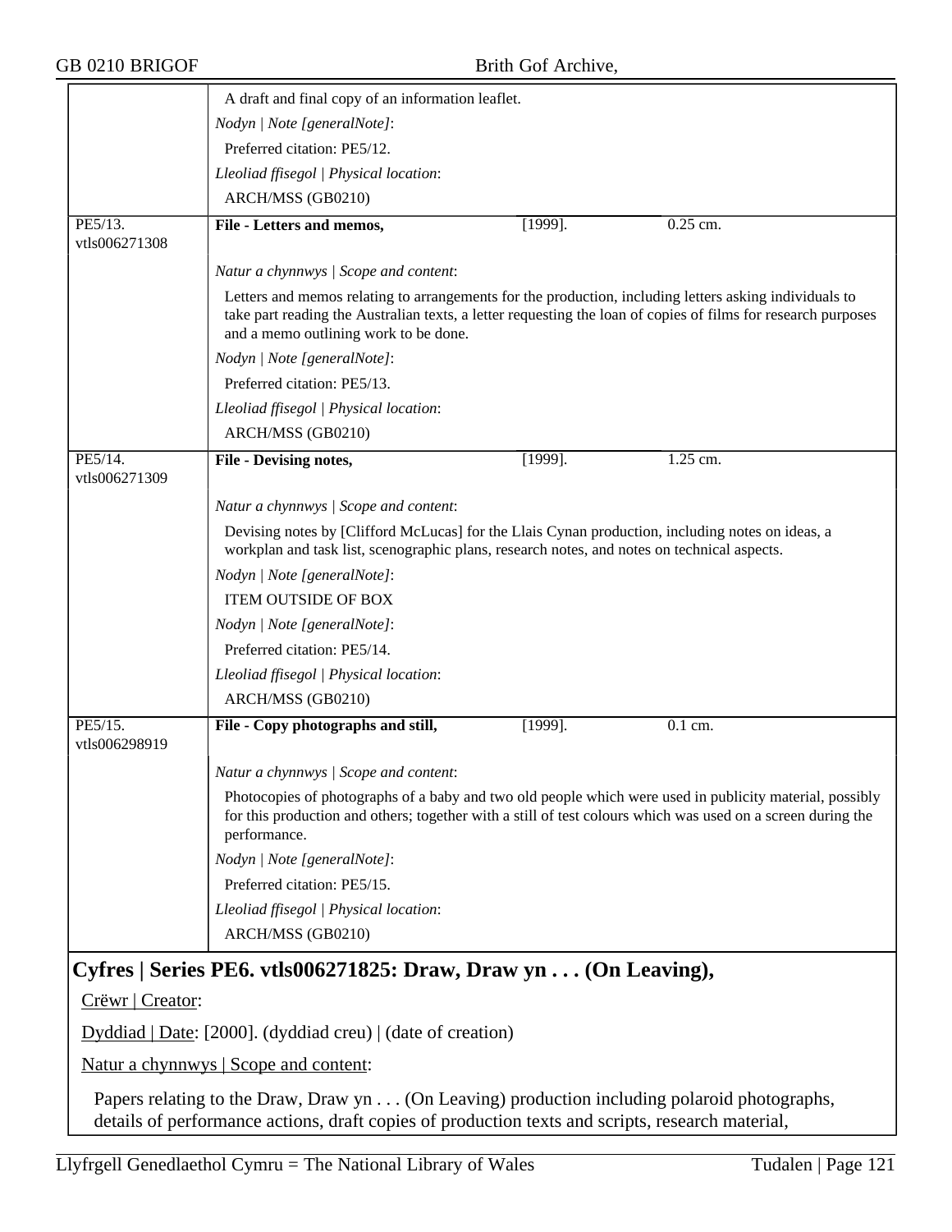A draft and final copy of an information leaflet.

*Nodyn | Note [generalNote]*:

Preferred citation: PE5/12.

*Lleoliad ffisegol | Physical location*:

ARCH/MSS (GB0210)

| PE5/13. vtls006271308 | **File - Letters and memos,** | [1999]. | 0.25 cm. |
|---|---|---|---|

*Natur a chynnwys | Scope and content*:

Letters and memos relating to arrangements for the production, including letters asking individuals to take part reading the Australian texts, a letter requesting the loan of copies of films for research purposes and a memo outlining work to be done.

*Nodyn | Note [generalNote]*:

Preferred citation: PE5/13.

*Lleoliad ffisegol | Physical location*:

ARCH/MSS (GB0210)

| PE5/14. vtls006271309 | **File - Devising notes,** | [1999]. | 1.25 cm. |
|---|---|---|---|

*Natur a chynnwys | Scope and content*:

Devising notes by [Clifford McLucas] for the Llais Cynan production, including notes on ideas, a workplan and task list, scenographic plans, research notes, and notes on technical aspects.

*Nodyn | Note [generalNote]*:

ITEM OUTSIDE OF BOX

*Nodyn | Note [generalNote]*:

Preferred citation: PE5/14.

*Lleoliad ffisegol | Physical location*:

ARCH/MSS (GB0210)

| PE5/15. vtls006298919 | **File - Copy photographs and still,** | [1999]. | 0.1 cm. |
|---|---|---|---|

*Natur a chynnwys | Scope and content*:

Photocopies of photographs of a baby and two old people which were used in publicity material, possibly for this production and others; together with a still of test colours which was used on a screen during the performance.

*Nodyn | Note [generalNote]*:

Preferred citation: PE5/15.

*Lleoliad ffisegol | Physical location*:

ARCH/MSS (GB0210)

## Cyfres | Series PE6. vtls006271825: Draw, Draw yn . . . (On Leaving),

Crëwr | Creator:

Dyddiad | Date: [2000]. (dyddiad creu) | (date of creation)

Natur a chynnwys | Scope and content:

Papers relating to the Draw, Draw yn . . . (On Leaving) production including polaroid photographs, details of performance actions, draft copies of production texts and scripts, research material,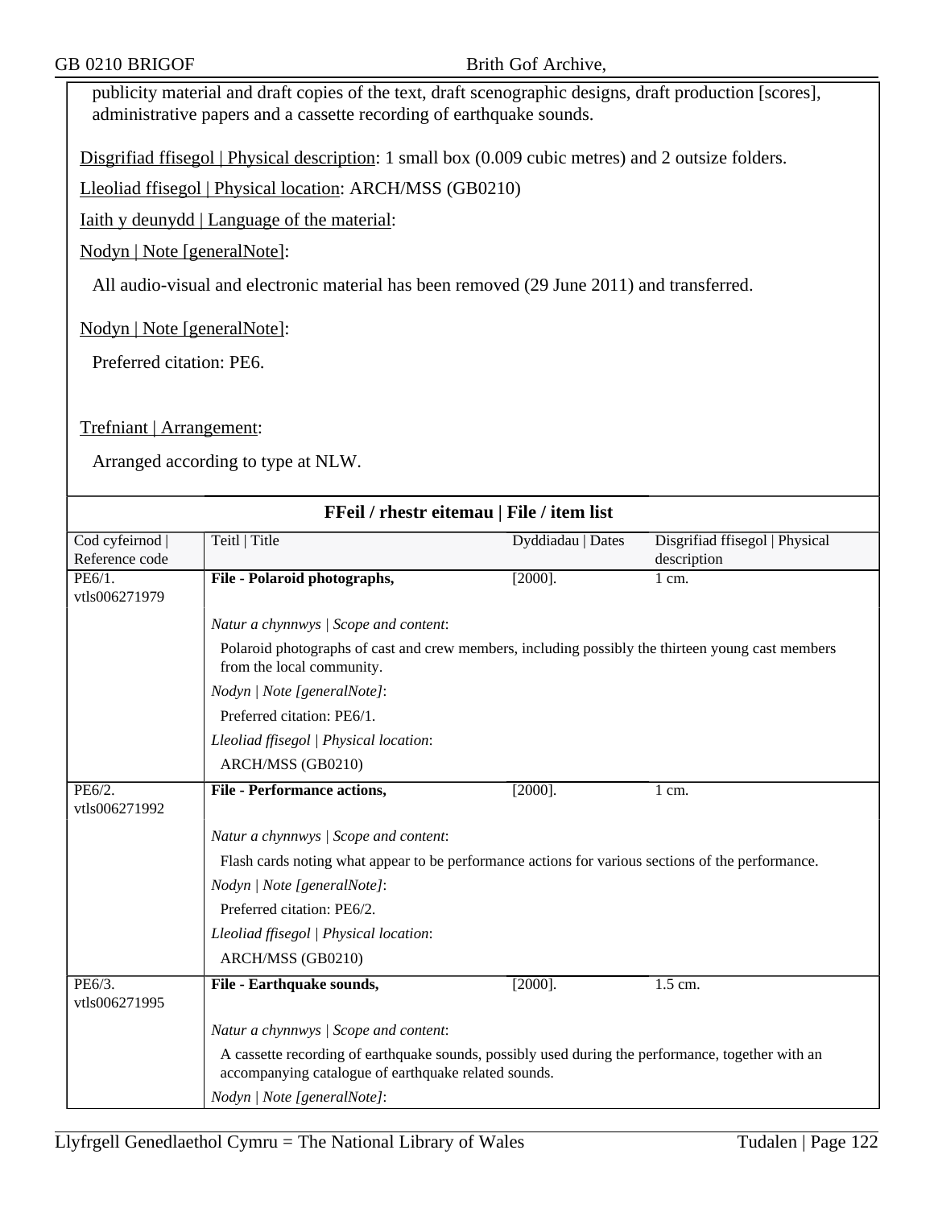publicity material and draft copies of the text, draft scenographic designs, draft production [scores], administrative papers and a cassette recording of earthquake sounds.

Disgrifiad ffisegol | Physical description: 1 small box (0.009 cubic metres) and 2 outsize folders.

Lleoliad ffisegol | Physical location: ARCH/MSS (GB0210)

Iaith y deunydd | Language of the material:

Nodyn | Note [generalNote]:

All audio-visual and electronic material has been removed (29 June 2011) and transferred.

Nodyn | Note [generalNote]:

Preferred citation: PE6.

Trefniant | Arrangement:

Arranged according to type at NLW.

## FFeil / rhestr eitemau | File / item list

| Cod cyfeirnod \| Reference code | Teitl \| Title | Dyddiadau \| Dates | Disgrifiad ffisegol \| Physical description |
|---|---|---|---|
| PE6/1. vtls006271979 | **File - Polaroid photographs,** | [2000]. | 1 cm. |
| | *Natur a chynnwys \| Scope and content*: Polaroid photographs of cast and crew members, including possibly the thirteen young cast members from the local community. *Nodyn \| Note [generalNote]*: Preferred citation: PE6/1. *Lleoliad ffisegol \| Physical location*: ARCH/MSS (GB0210) | | |
| PE6/2. vtls006271992 | **File - Performance actions,** | [2000]. | 1 cm. |
| | *Natur a chynnwys \| Scope and content*: Flash cards noting what appear to be performance actions for various sections of the performance. *Nodyn \| Note [generalNote]*: Preferred citation: PE6/2. *Lleoliad ffisegol \| Physical location*: ARCH/MSS (GB0210) | | |
| PE6/3. vtls006271995 | **File - Earthquake sounds,** | [2000]. | 1.5 cm. |
| | *Natur a chynnwys \| Scope and content*: A cassette recording of earthquake sounds, possibly used during the performance, together with an accompanying catalogue of earthquake related sounds. *Nodyn \| Note [generalNote]*: | | |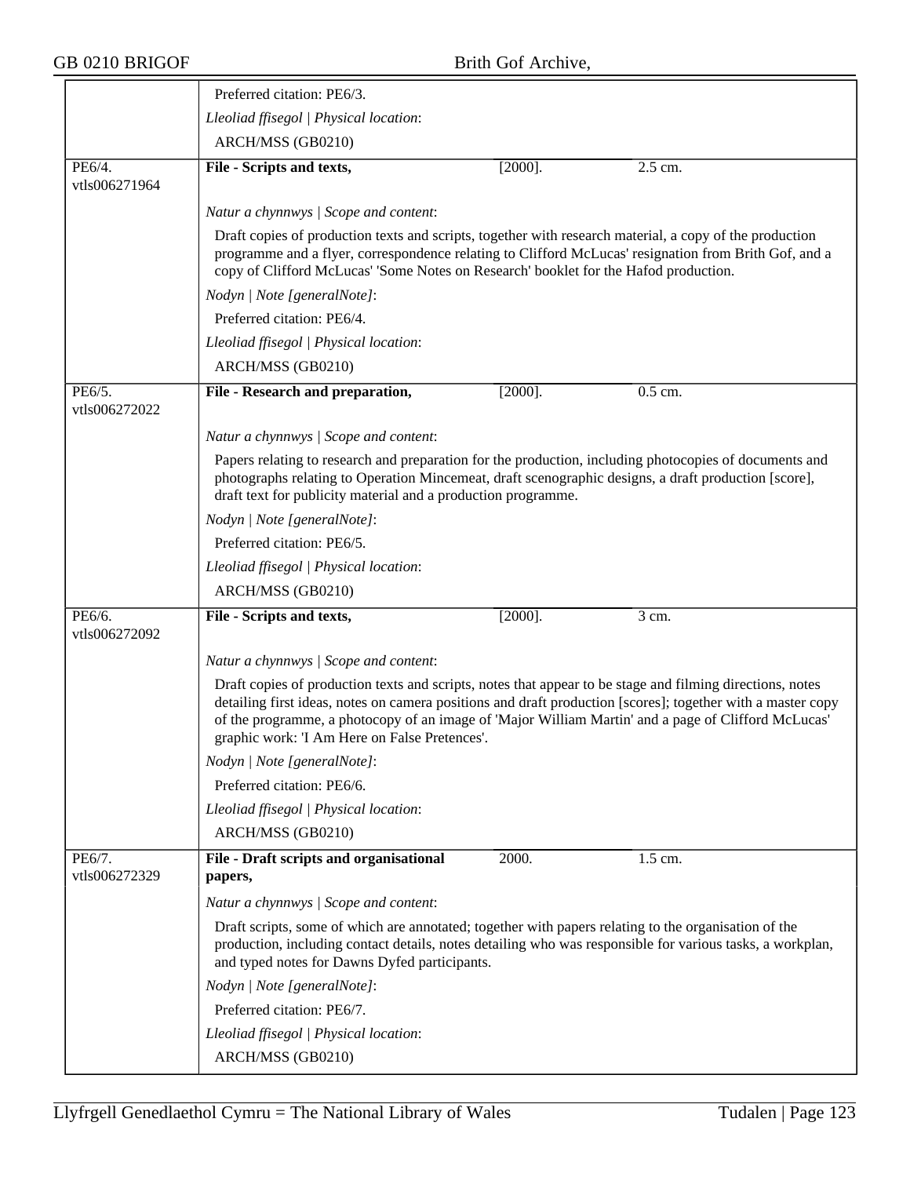Preferred citation: PE6/3.

*Lleoliad ffisegol | Physical location*:

ARCH/MSS (GB0210)

| PE6/4. vtls006271964 | **File - Scripts and texts,** | [2000]. | 2.5 cm. |
|---|---|---|---|

*Natur a chynnwys | Scope and content*:

Draft copies of production texts and scripts, together with research material, a copy of the production programme and a flyer, correspondence relating to Clifford McLucas' resignation from Brith Gof, and a copy of Clifford McLucas' 'Some Notes on Research' booklet for the Hafod production.

*Nodyn | Note [generalNote]*:

Preferred citation: PE6/4.

*Lleoliad ffisegol | Physical location*:

ARCH/MSS (GB0210)

| PE6/5. vtls006272022 | **File - Research and preparation,** | [2000]. | 0.5 cm. |
|---|---|---|---|

*Natur a chynnwys | Scope and content*:

Papers relating to research and preparation for the production, including photocopies of documents and photographs relating to Operation Mincemeat, draft scenographic designs, a draft production [score], draft text for publicity material and a production programme.

*Nodyn | Note [generalNote]*:

Preferred citation: PE6/5.

*Lleoliad ffisegol | Physical location*:

ARCH/MSS (GB0210)

| PE6/6. vtls006272092 | **File - Scripts and texts,** | [2000]. | 3 cm. |
|---|---|---|---|

*Natur a chynnwys | Scope and content*:

Draft copies of production texts and scripts, notes that appear to be stage and filming directions, notes detailing first ideas, notes on camera positions and draft production [scores]; together with a master copy of the programme, a photocopy of an image of 'Major William Martin' and a page of Clifford McLucas' graphic work: 'I Am Here on False Pretences'.

*Nodyn | Note [generalNote]*:

Preferred citation: PE6/6.

*Lleoliad ffisegol | Physical location*:

ARCH/MSS (GB0210)

| PE6/7. vtls006272329 | **File - Draft scripts and organisational papers,** | 2000. | 1.5 cm. |
|---|---|---|---|

*Natur a chynnwys | Scope and content*:

Draft scripts, some of which are annotated; together with papers relating to the organisation of the production, including contact details, notes detailing who was responsible for various tasks, a workplan, and typed notes for Dawns Dyfed participants.

*Nodyn | Note [generalNote]*:

Preferred citation: PE6/7.

*Lleoliad ffisegol | Physical location*:

ARCH/MSS (GB0210)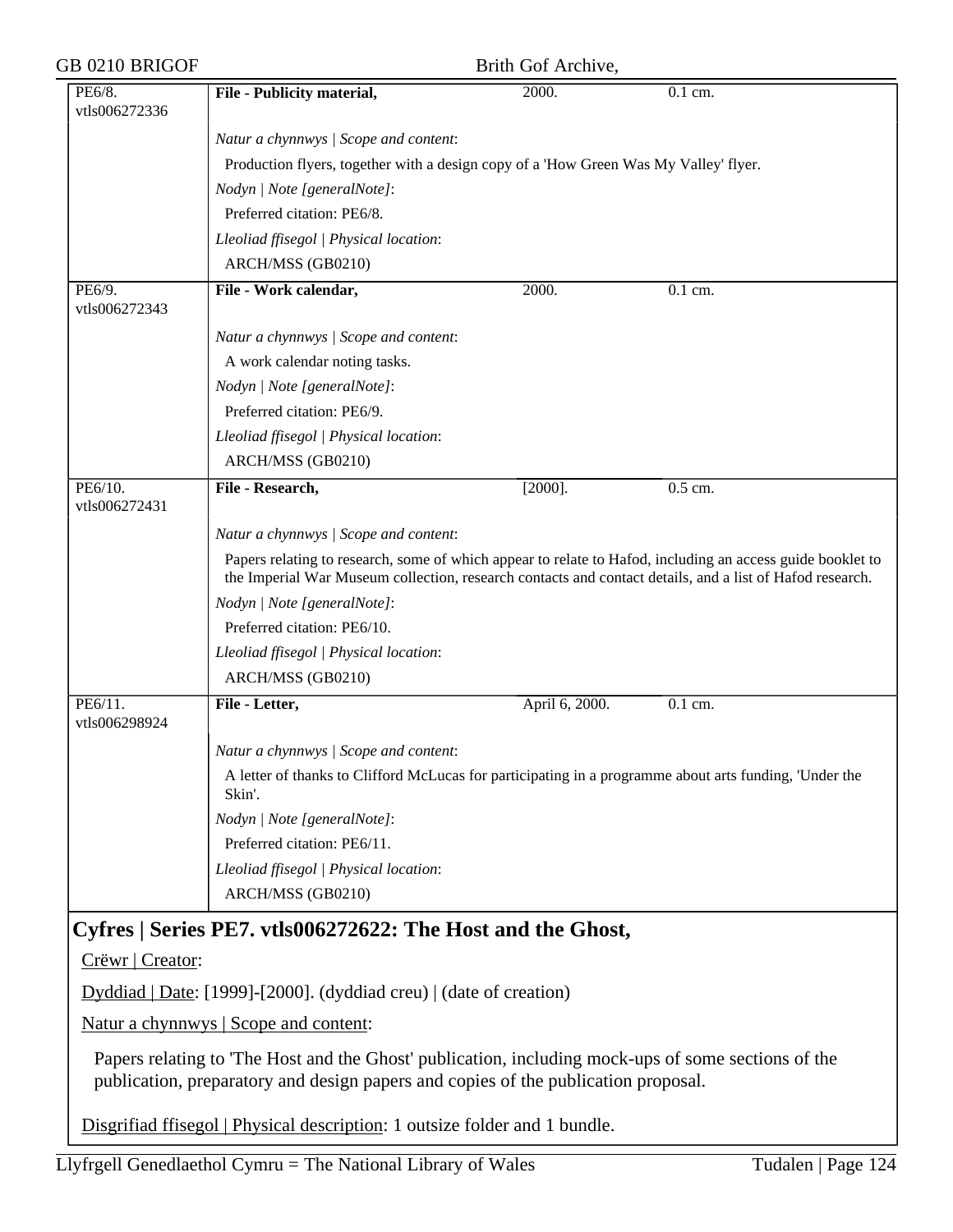| PE6/8. vtls006272336 | **File - Publicity material,** | 2000. | 0.1 cm. |
|---|---|---|---|
| | *Natur a chynnwys \| Scope and content*: | | |
| | Production flyers, together with a design copy of a 'How Green Was My Valley' flyer. | | |
| | *Nodyn \| Note [generalNote]*: | | |
| | Preferred citation: PE6/8. | | |
| | *Lleoliad ffisegol \| Physical location*: | | |
| | ARCH/MSS (GB0210) | | |
| PE6/9. vtls006272343 | **File - Work calendar,** | 2000. | 0.1 cm. |
| | *Natur a chynnwys \| Scope and content*: | | |
| | A work calendar noting tasks. | | |
| | *Nodyn \| Note [generalNote]*: | | |
| | Preferred citation: PE6/9. | | |
| | *Lleoliad ffisegol \| Physical location*: | | |
| | ARCH/MSS (GB0210) | | |
| PE6/10. vtls006272431 | **File - Research,** | [2000]. | 0.5 cm. |
| | *Natur a chynnwys \| Scope and content*: | | |
| | Papers relating to research, some of which appear to relate to Hafod, including an access guide booklet to the Imperial War Museum collection, research contacts and contact details, and a list of Hafod research. | | |
| | *Nodyn \| Note [generalNote]*: | | |
| | Preferred citation: PE6/10. | | |
| | *Lleoliad ffisegol \| Physical location*: | | |
| | ARCH/MSS (GB0210) | | |
| PE6/11. vtls006298924 | **File - Letter,** | April 6, 2000. | 0.1 cm. |
| | *Natur a chynnwys \| Scope and content*: | | |
| | A letter of thanks to Clifford McLucas for participating in a programme about arts funding, 'Under the Skin'. | | |
| | *Nodyn \| Note [generalNote]*: | | |
| | Preferred citation: PE6/11. | | |
| | *Lleoliad ffisegol \| Physical location*: | | |
| | ARCH/MSS (GB0210) | | |

## Cyfres | Series PE7. vtls006272622: The Host and the Ghost,

Crëwr | Creator:

Dyddiad | Date: [1999]-[2000]. (dyddiad creu) | (date of creation)

Natur a chynnwys | Scope and content:

Papers relating to 'The Host and the Ghost' publication, including mock-ups of some sections of the publication, preparatory and design papers and copies of the publication proposal.

Disgrifiad ffisegol | Physical description: 1 outsize folder and 1 bundle.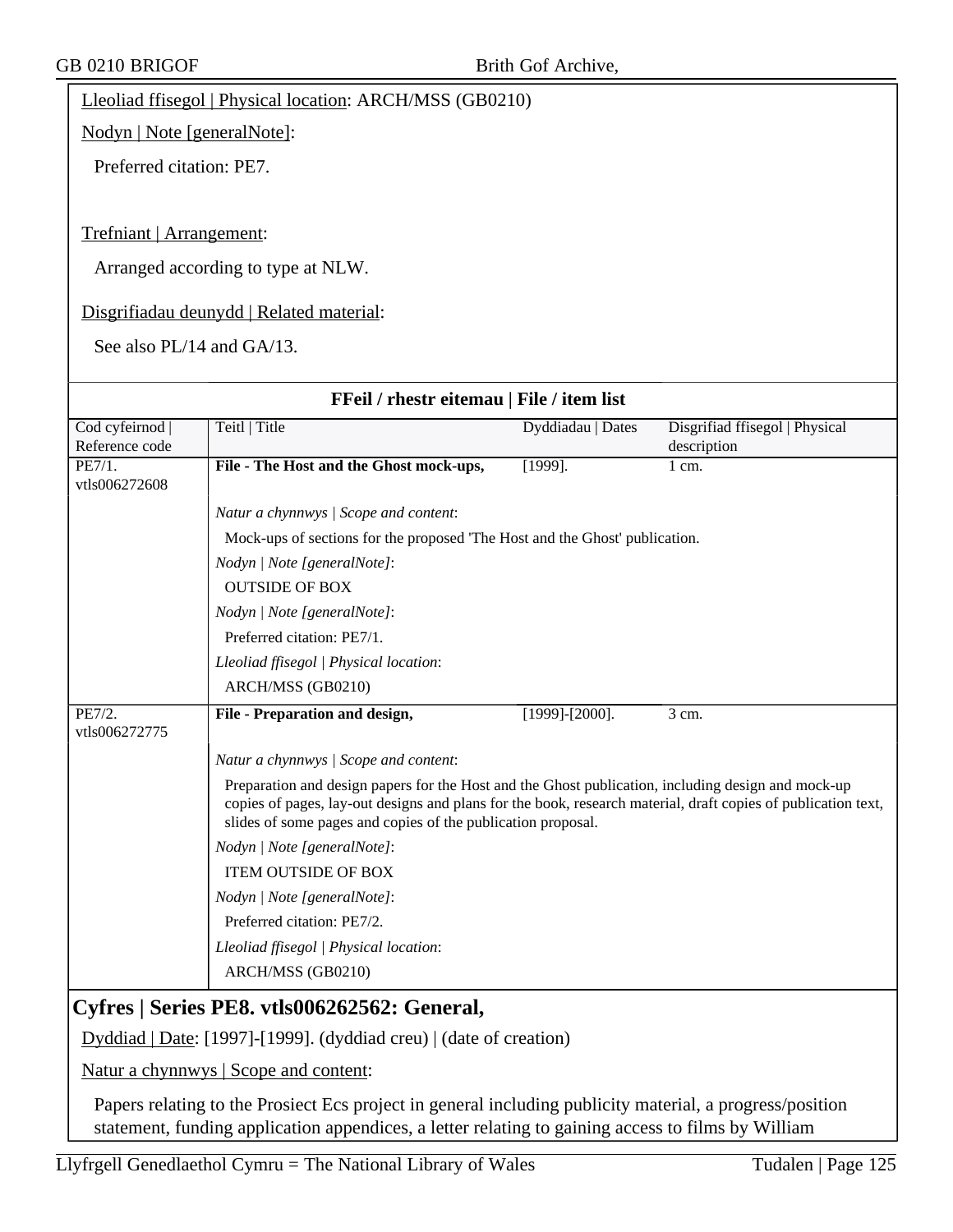Lleoliad ffisegol | Physical location: ARCH/MSS (GB0210)

Nodyn | Note [generalNote]:

Preferred citation: PE7.

Trefniant | Arrangement:

Arranged according to type at NLW.

Disgrifiadau deunydd | Related material:

See also PL/14 and GA/13.

**FFeil / rhestr eitemau | File / item list**

| Cod cyfeirnod \| Reference code | Teitl \| Title | Dyddiadau \| Dates | Disgrifiad ffisegol \| Physical description |
|---|---|---|---|
| PE7/1. vtls006272608 | **File - The Host and the Ghost mock-ups,** | [1999]. | 1 cm. |

*Natur a chynnwys | Scope and content*:

Mock-ups of sections for the proposed 'The Host and the Ghost' publication.

*Nodyn | Note [generalNote]*:

OUTSIDE OF BOX

*Nodyn | Note [generalNote]*:

Preferred citation: PE7/1.

*Lleoliad ffisegol | Physical location*:

ARCH/MSS (GB0210)

| Cod cyfeirnod \| Reference code | Teitl \| Title | Dyddiadau \| Dates | Disgrifiad ffisegol \| Physical description |
|---|---|---|---|
| PE7/2. vtls006272775 | **File - Preparation and design,** | [1999]-[2000]. | 3 cm. |

*Natur a chynnwys | Scope and content*:

Preparation and design papers for the Host and the Ghost publication, including design and mock-up copies of pages, lay-out designs and plans for the book, research material, draft copies of publication text, slides of some pages and copies of the publication proposal.

*Nodyn | Note [generalNote]*:

ITEM OUTSIDE OF BOX

*Nodyn | Note [generalNote]*:

Preferred citation: PE7/2.

*Lleoliad ffisegol | Physical location*:

ARCH/MSS (GB0210)

## Cyfres | Series PE8. vtls006262562: General,

Dyddiad | Date: [1997]-[1999]. (dyddiad creu) | (date of creation)

Natur a chynnwys | Scope and content:

Papers relating to the Prosiect Ecs project in general including publicity material, a progress/position statement, funding application appendices, a letter relating to gaining access to films by William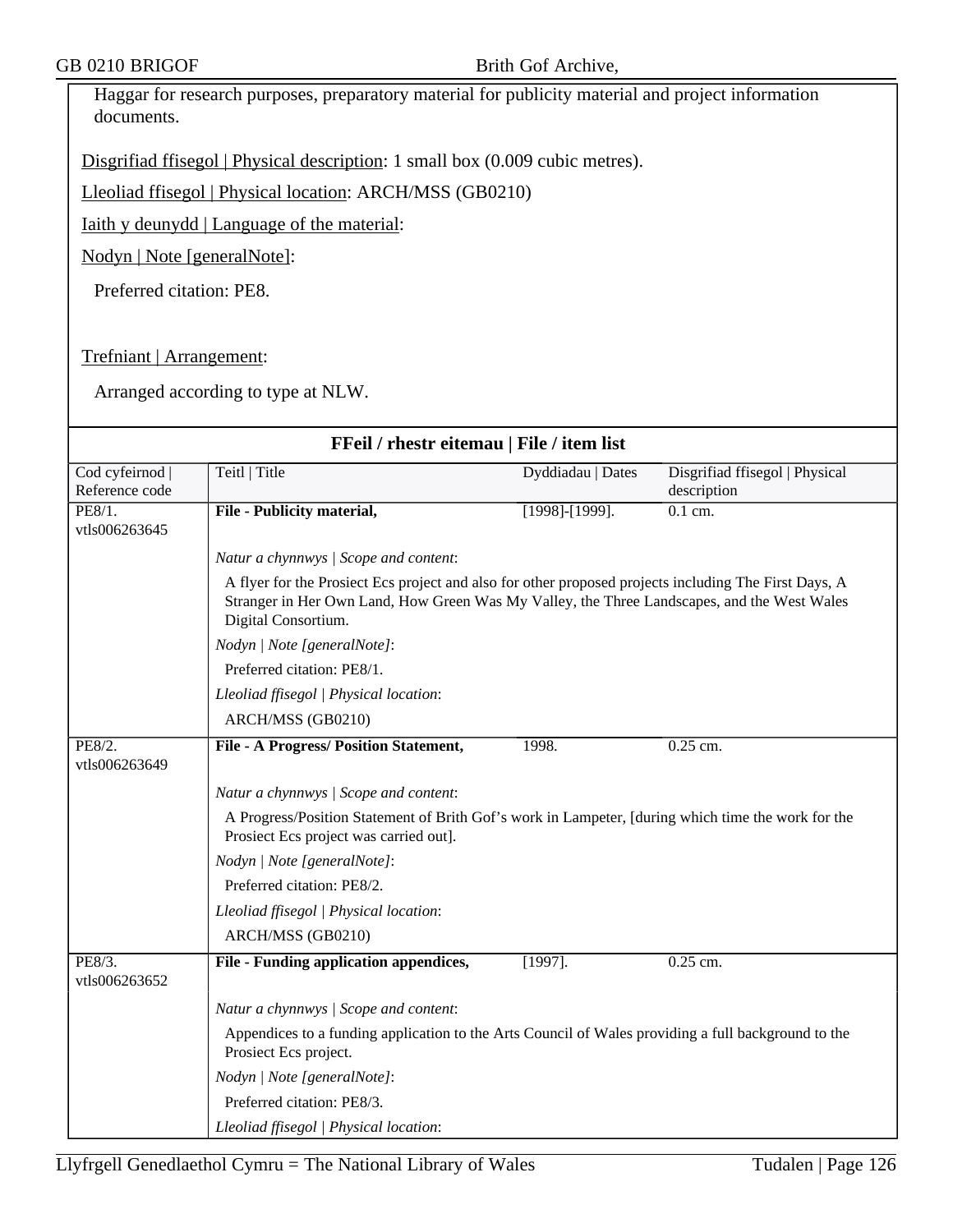Haggar for research purposes, preparatory material for publicity material and project information documents.

Disgrifiad ffisegol | Physical description: 1 small box (0.009 cubic metres).

Lleoliad ffisegol | Physical location: ARCH/MSS (GB0210)

Iaith y deunydd | Language of the material:

Nodyn | Note [generalNote]:

Preferred citation: PE8.

Trefniant | Arrangement:

Arranged according to type at NLW.

## FFeil / rhestr eitemau | File / item list

| Cod cyfeirnod \| Reference code | Teitl \| Title | Dyddiadau \| Dates | Disgrifiad ffisegol \| Physical description |
|---|---|---|---|
| PE8/1. vtls006263645 | **File - Publicity material,** | [1998]-[1999]. | 0.1 cm. |
| | *Natur a chynnwys \| Scope and content*: A flyer for the Prosiect Ecs project and also for other proposed projects including The First Days, A Stranger in Her Own Land, How Green Was My Valley, the Three Landscapes, and the West Wales Digital Consortium. *Nodyn \| Note [generalNote]*: Preferred citation: PE8/1. *Lleoliad ffisegol \| Physical location*: ARCH/MSS (GB0210) | | |
| PE8/2. vtls006263649 | **File - A Progress/ Position Statement,** | 1998. | 0.25 cm. |
| | *Natur a chynnwys \| Scope and content*: A Progress/Position Statement of Brith Gof's work in Lampeter, [during which time the work for the Prosiect Ecs project was carried out]. *Nodyn \| Note [generalNote]*: Preferred citation: PE8/2. *Lleoliad ffisegol \| Physical location*: ARCH/MSS (GB0210) | | |
| PE8/3. vtls006263652 | **File - Funding application appendices,** | [1997]. | 0.25 cm. |
| | *Natur a chynnwys \| Scope and content*: Appendices to a funding application to the Arts Council of Wales providing a full background to the Prosiect Ecs project. *Nodyn \| Note [generalNote]*: Preferred citation: PE8/3. *Lleoliad ffisegol \| Physical location*: | | |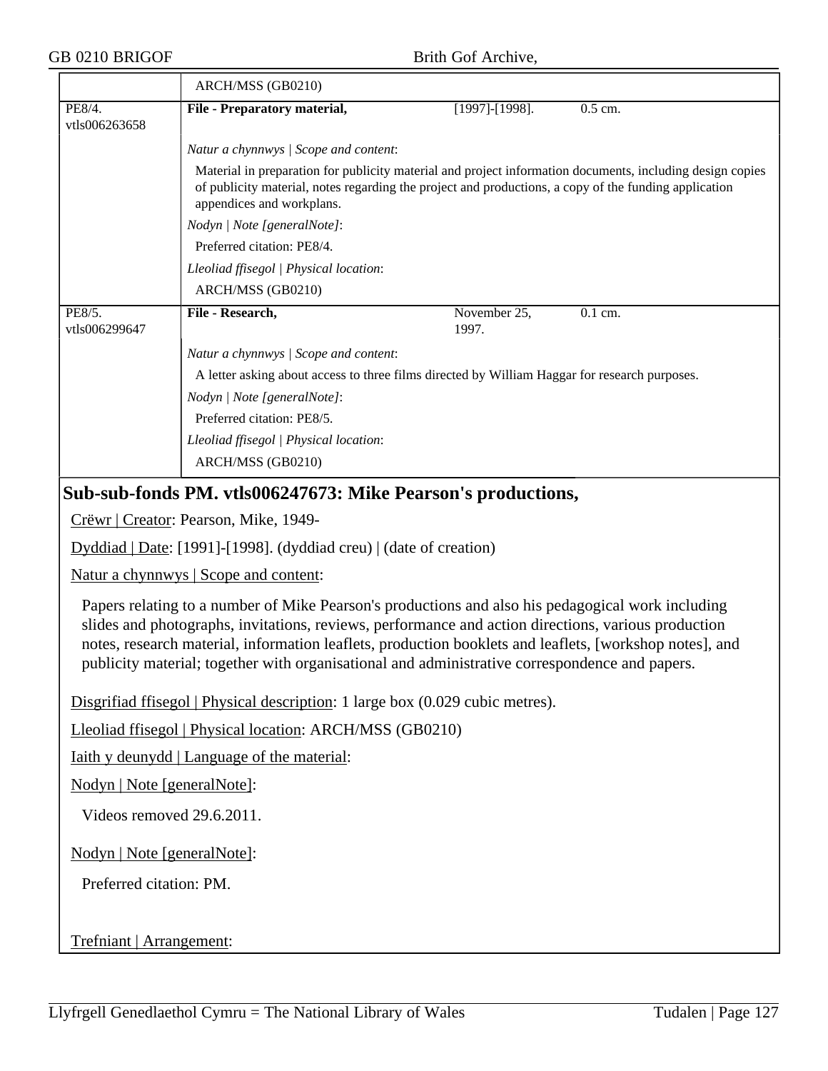ARCH/MSS (GB0210)

| | | | |
|---|---|---|---|
| PE8/4. vtls006263658 | **File - Preparatory material,** | [1997]-[1998]. | 0.5 cm. |

*Natur a chynnwys | Scope and content*:

Material in preparation for publicity material and project information documents, including design copies of publicity material, notes regarding the project and productions, a copy of the funding application appendices and workplans.

*Nodyn | Note [generalNote]*:

Preferred citation: PE8/4.

*Lleoliad ffisegol | Physical location*:

ARCH/MSS (GB0210)

| | | | |
|---|---|---|---|
| PE8/5. vtls006299647 | **File - Research,** | November 25, 1997. | 0.1 cm. |

*Natur a chynnwys | Scope and content*:

A letter asking about access to three films directed by William Haggar for research purposes.

*Nodyn | Note [generalNote]*:

Preferred citation: PE8/5.

*Lleoliad ffisegol | Physical location*:

ARCH/MSS (GB0210)

## Sub-sub-fonds PM. vtls006247673: Mike Pearson's productions,

Crëwr | Creator: Pearson, Mike, 1949-

Dyddiad | Date: [1991]-[1998]. (dyddiad creu) | (date of creation)

Natur a chynnwys | Scope and content:

Papers relating to a number of Mike Pearson's productions and also his pedagogical work including slides and photographs, invitations, reviews, performance and action directions, various production notes, research material, information leaflets, production booklets and leaflets, [workshop notes], and publicity material; together with organisational and administrative correspondence and papers.

Disgrifiad ffisegol | Physical description: 1 large box (0.029 cubic metres).

Lleoliad ffisegol | Physical location: ARCH/MSS (GB0210)

Iaith y deunydd | Language of the material:

Nodyn | Note [generalNote]:

Videos removed 29.6.2011.

Nodyn | Note [generalNote]:

Preferred citation: PM.

Trefniant | Arrangement: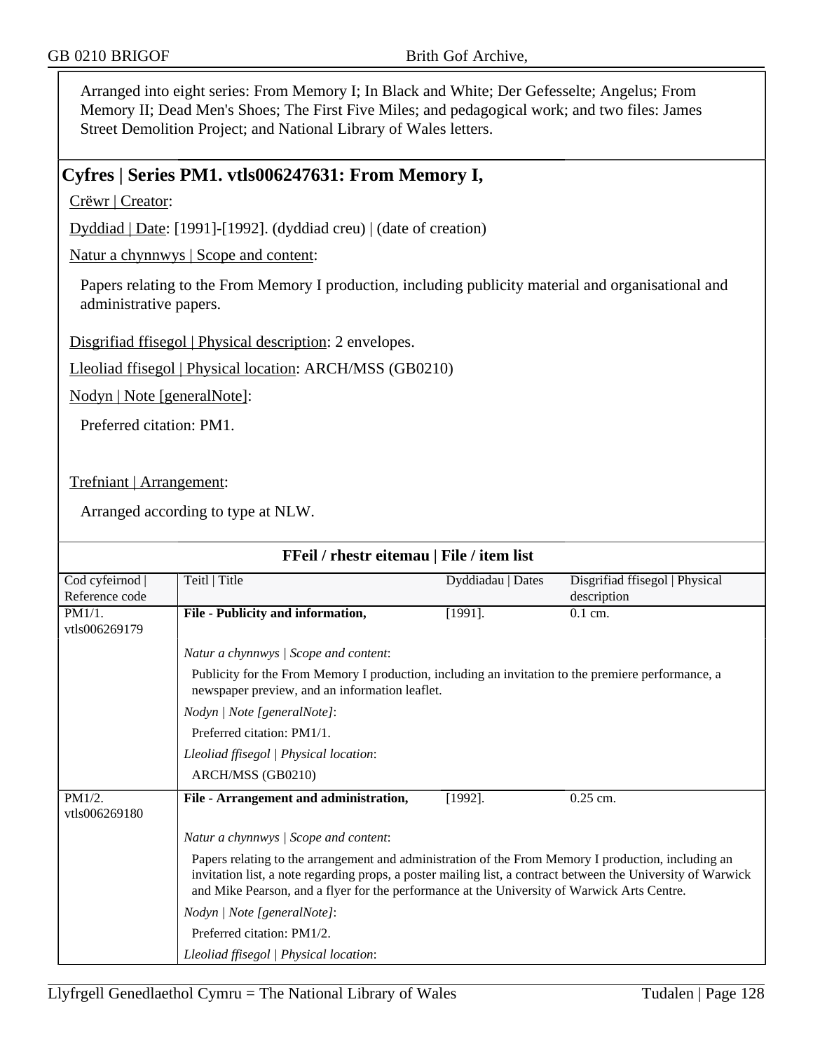Arranged into eight series: From Memory I; In Black and White; Der Gefesselte; Angelus; From Memory II; Dead Men's Shoes; The First Five Miles; and pedagogical work; and two files: James Street Demolition Project; and National Library of Wales letters.

## Cyfres | Series PM1. vtls006247631: From Memory I,

Crëwr | Creator:

Dyddiad | Date: [1991]-[1992]. (dyddiad creu) | (date of creation)

Natur a chynnwys | Scope and content:

Papers relating to the From Memory I production, including publicity material and organisational and administrative papers.

Disgrifiad ffisegol | Physical description: 2 envelopes.

Lleoliad ffisegol | Physical location: ARCH/MSS (GB0210)

Nodyn | Note [generalNote]:

Preferred citation: PM1.

Trefniant | Arrangement:

Arranged according to type at NLW.

**FFeil / rhestr eitemau | File / item list**

| Cod cyfeirnod \| Reference code | Teitl \| Title | Dyddiadau \| Dates | Disgrifiad ffisegol \| Physical description |
|---|---|---|---|
| PM1/1. vtls006269179 | **File - Publicity and information,** | [1991]. | 0.1 cm. |
| | *Natur a chynnwys \| Scope and content*: Publicity for the From Memory I production, including an invitation to the premiere performance, a newspaper preview, and an information leaflet. *Nodyn \| Note [generalNote]*: Preferred citation: PM1/1. *Lleoliad ffisegol \| Physical location*: ARCH/MSS (GB0210) | | |
| PM1/2. vtls006269180 | **File - Arrangement and administration,** | [1992]. | 0.25 cm. |
| | *Natur a chynnwys \| Scope and content*: Papers relating to the arrangement and administration of the From Memory I production, including an invitation list, a note regarding props, a poster mailing list, a contract between the University of Warwick and Mike Pearson, and a flyer for the performance at the University of Warwick Arts Centre. *Nodyn \| Note [generalNote]*: Preferred citation: PM1/2. *Lleoliad ffisegol \| Physical location*: | | |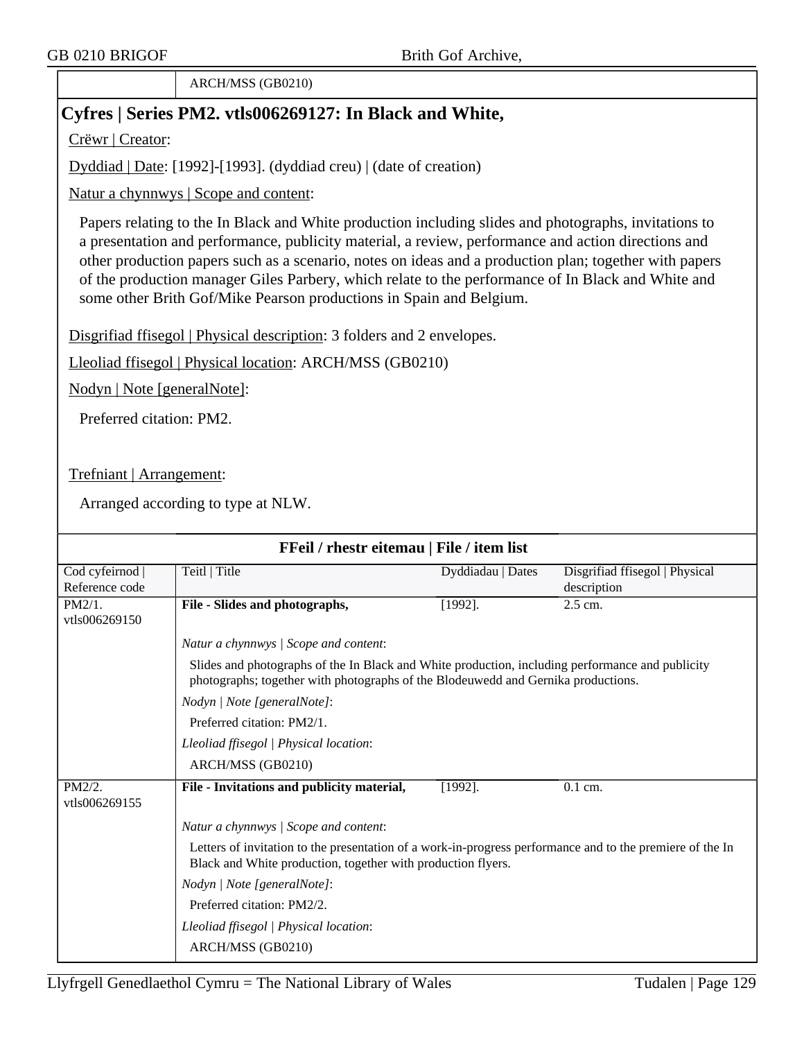| | ARCH/MSS (GB0210) |
|---|---|

## Cyfres | Series PM2. vtls006269127: In Black and White,

Crëwr | Creator:

Dyddiad | Date: [1992]-[1993]. (dyddiad creu) | (date of creation)

Natur a chynnwys | Scope and content:

Papers relating to the In Black and White production including slides and photographs, invitations to a presentation and performance, publicity material, a review, performance and action directions and other production papers such as a scenario, notes on ideas and a production plan; together with papers of the production manager Giles Parbery, which relate to the performance of In Black and White and some other Brith Gof/Mike Pearson productions in Spain and Belgium.

Disgrifiad ffisegol | Physical description: 3 folders and 2 envelopes.

Lleoliad ffisegol | Physical location: ARCH/MSS (GB0210)

Nodyn | Note [generalNote]:

Preferred citation: PM2.

Trefniant | Arrangement:

Arranged according to type at NLW.

### FFeil / rhestr eitemau | File / item list

| Cod cyfeirnod \| Reference code | Teitl \| Title | Dyddiadau \| Dates | Disgrifiad ffisegol \| Physical description |
|---|---|---|---|
| PM2/1. vtls006269150 | **File - Slides and photographs,** | [1992]. | 2.5 cm. |
| | *Natur a chynnwys \| Scope and content*: Slides and photographs of the In Black and White production, including performance and publicity photographs; together with photographs of the Blodeuwedd and Gernika productions. *Nodyn \| Note [generalNote]*: Preferred citation: PM2/1. *Lleoliad ffisegol \| Physical location*: ARCH/MSS (GB0210) | | |
| PM2/2. vtls006269155 | **File - Invitations and publicity material,** | [1992]. | 0.1 cm. |
| | *Natur a chynnwys \| Scope and content*: Letters of invitation to the presentation of a work-in-progress performance and to the premiere of the In Black and White production, together with production flyers. *Nodyn \| Note [generalNote]*: Preferred citation: PM2/2. *Lleoliad ffisegol \| Physical location*: ARCH/MSS (GB0210) | | |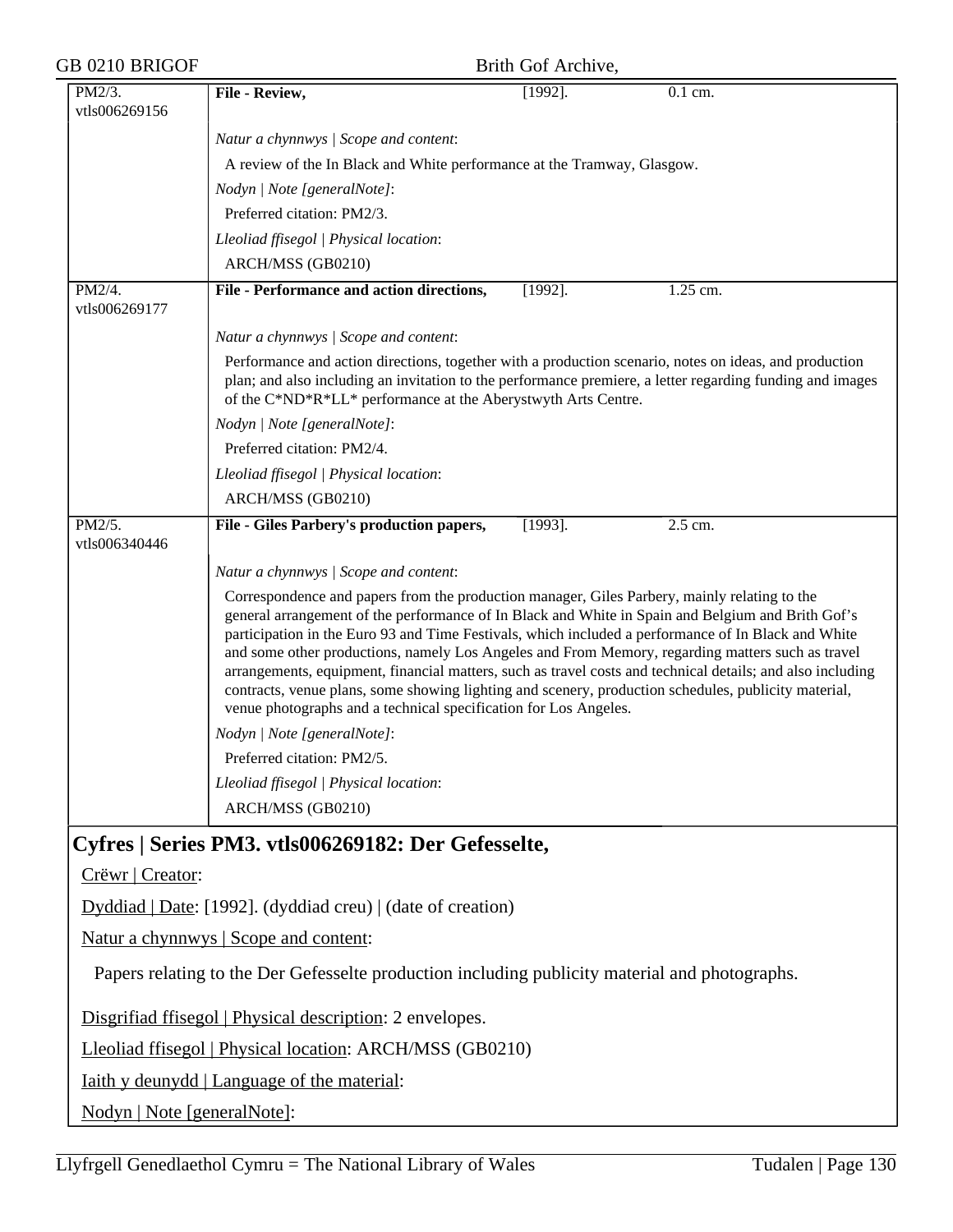| PM2/3. vtls006269156 | **File - Review,** | [1992]. | 0.1 cm. |
|---|---|---|---|

*Natur a chynnwys | Scope and content*:

A review of the In Black and White performance at the Tramway, Glasgow.

*Nodyn | Note [generalNote]*:

Preferred citation: PM2/3.

*Lleoliad ffisegol | Physical location*:

ARCH/MSS (GB0210)

| PM2/4. vtls006269177 | **File - Performance and action directions,** | [1992]. | 1.25 cm. |
|---|---|---|---|

*Natur a chynnwys | Scope and content*:

Performance and action directions, together with a production scenario, notes on ideas, and production plan; and also including an invitation to the performance premiere, a letter regarding funding and images of the C*ND*R*LL* performance at the Aberystwyth Arts Centre.

*Nodyn | Note [generalNote]*:

Preferred citation: PM2/4.

*Lleoliad ffisegol | Physical location*:

ARCH/MSS (GB0210)

| PM2/5. vtls006340446 | **File - Giles Parbery's production papers,** | [1993]. | 2.5 cm. |
|---|---|---|---|

*Natur a chynnwys | Scope and content*:

Correspondence and papers from the production manager, Giles Parbery, mainly relating to the general arrangement of the performance of In Black and White in Spain and Belgium and Brith Gof's participation in the Euro 93 and Time Festivals, which included a performance of In Black and White and some other productions, namely Los Angeles and From Memory, regarding matters such as travel arrangements, equipment, financial matters, such as travel costs and technical details; and also including contracts, venue plans, some showing lighting and scenery, production schedules, publicity material, venue photographs and a technical specification for Los Angeles.

*Nodyn | Note [generalNote]*:

Preferred citation: PM2/5.

*Lleoliad ffisegol | Physical location*:

ARCH/MSS (GB0210)

## Cyfres | Series PM3. vtls006269182: Der Gefesselte,

Crëwr | Creator:

Dyddiad | Date: [1992]. (dyddiad creu) | (date of creation)

Natur a chynnwys | Scope and content:

Papers relating to the Der Gefesselte production including publicity material and photographs.

Disgrifiad ffisegol | Physical description: 2 envelopes.

Lleoliad ffisegol | Physical location: ARCH/MSS (GB0210)

Iaith y deunydd | Language of the material:

Nodyn | Note [generalNote]: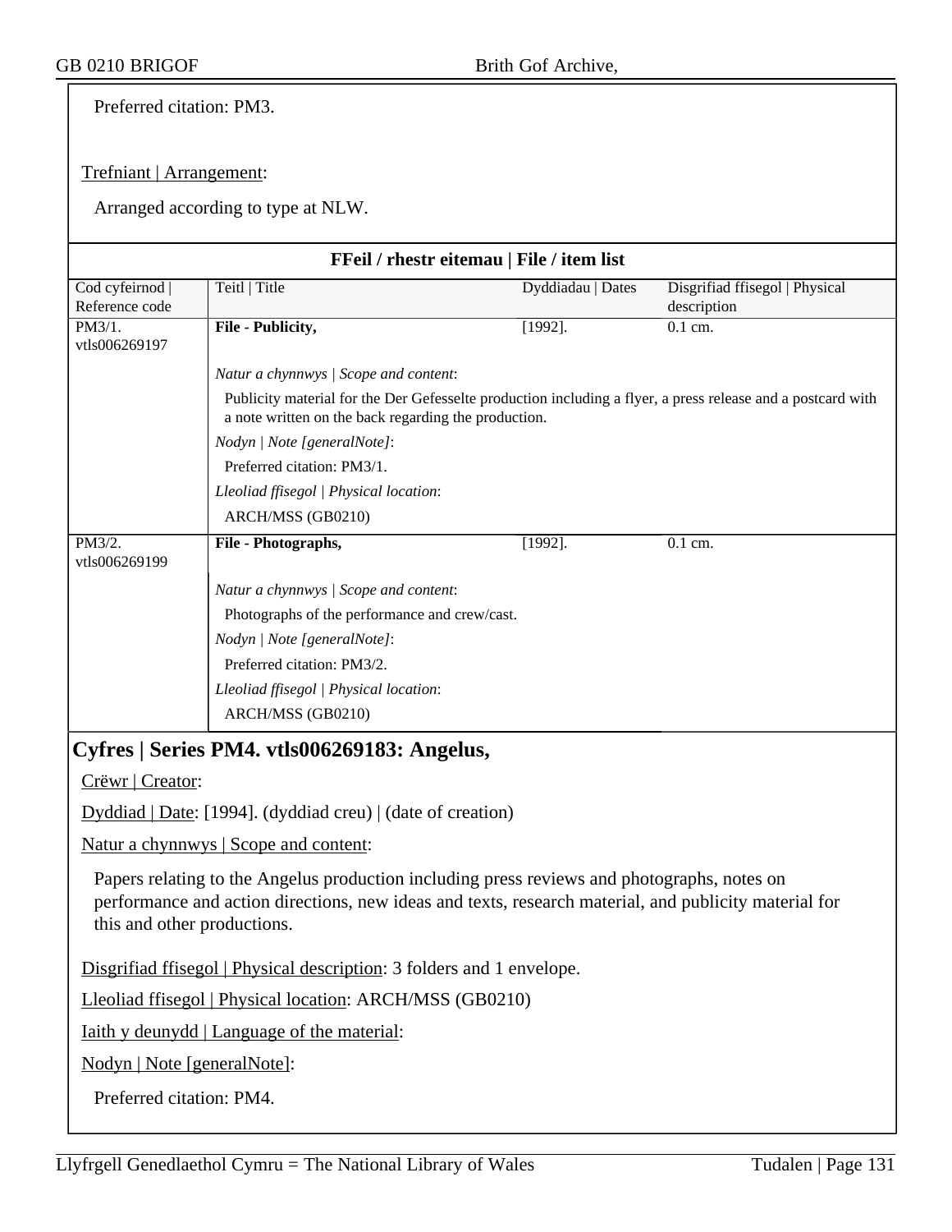Preferred citation: PM3.

Trefniant | Arrangement:

Arranged according to type at NLW.

**FFeil / rhestr eitemau | File / item list**

| Cod cyfeirnod \| Reference code | Teitl \| Title | Dyddiadau \| Dates | Disgrifiad ffisegol \| Physical description |
|---|---|---|---|
| PM3/1. vtls006269197 | **File - Publicity,** | [1992]. | 0.1 cm. |
| | *Natur a chynnwys \| Scope and content*: Publicity material for the Der Gefesselte production including a flyer, a press release and a postcard with a note written on the back regarding the production. *Nodyn \| Note [generalNote]*: Preferred citation: PM3/1. *Lleoliad ffisegol \| Physical location*: ARCH/MSS (GB0210) | | |
| PM3/2. vtls006269199 | **File - Photographs,** | [1992]. | 0.1 cm. |
| | *Natur a chynnwys \| Scope and content*: Photographs of the performance and crew/cast. *Nodyn \| Note [generalNote]*: Preferred citation: PM3/2. *Lleoliad ffisegol \| Physical location*: ARCH/MSS (GB0210) | | |

## Cyfres | Series PM4. vtls006269183: Angelus,

Crëwr | Creator:

Dyddiad | Date: [1994]. (dyddiad creu) | (date of creation)

Natur a chynnwys | Scope and content:

Papers relating to the Angelus production including press reviews and photographs, notes on performance and action directions, new ideas and texts, research material, and publicity material for this and other productions.

Disgrifiad ffisegol | Physical description: 3 folders and 1 envelope.

Lleoliad ffisegol | Physical location: ARCH/MSS (GB0210)

Iaith y deunydd | Language of the material:

Nodyn | Note [generalNote]:

Preferred citation: PM4.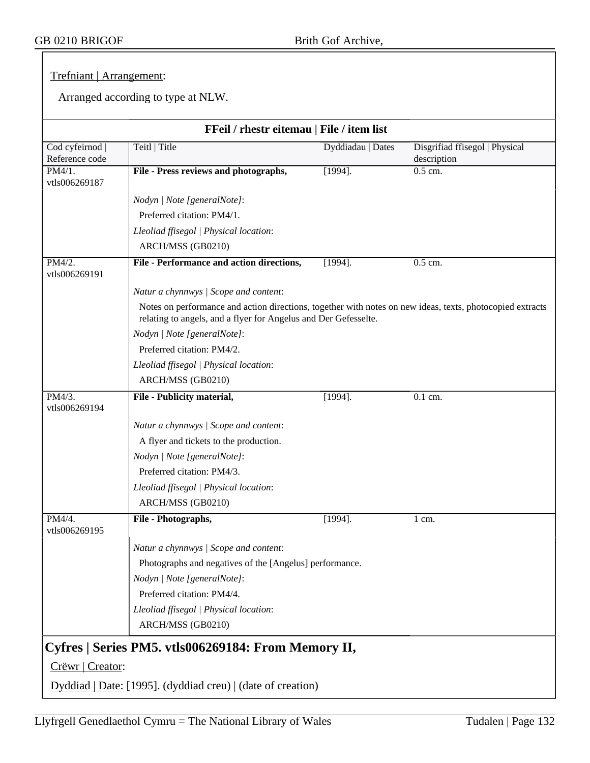Trefniant | Arrangement:

Arranged according to type at NLW.

**FFeil / rhestr eitemau | File / item list**

| Cod cyfeirnod \| Reference code | Teitl \| Title | Dyddiadau \| Dates | Disgrifiad ffisegol \| Physical description |
|---|---|---|---|
| PM4/1. vtls006269187 | **File - Press reviews and photographs,** | [1994]. | 0.5 cm. |
| | *Nodyn \| Note [generalNote]*: Preferred citation: PM4/1. *Lleoliad ffisegol \| Physical location*: ARCH/MSS (GB0210) | | |
| PM4/2. vtls006269191 | **File - Performance and action directions,** | [1994]. | 0.5 cm. |
| | *Natur a chynnwys \| Scope and content*: Notes on performance and action directions, together with notes on new ideas, texts, photocopied extracts relating to angels, and a flyer for Angelus and Der Gefesselte. *Nodyn \| Note [generalNote]*: Preferred citation: PM4/2. *Lleoliad ffisegol \| Physical location*: ARCH/MSS (GB0210) | | |
| PM4/3. vtls006269194 | **File - Publicity material,** | [1994]. | 0.1 cm. |
| | *Natur a chynnwys \| Scope and content*: A flyer and tickets to the production. *Nodyn \| Note [generalNote]*: Preferred citation: PM4/3. *Lleoliad ffisegol \| Physical location*: ARCH/MSS (GB0210) | | |
| PM4/4. vtls006269195 | **File - Photographs,** | [1994]. | 1 cm. |
| | *Natur a chynnwys \| Scope and content*: Photographs and negatives of the [Angelus] performance. *Nodyn \| Note [generalNote]*: Preferred citation: PM4/4. *Lleoliad ffisegol \| Physical location*: ARCH/MSS (GB0210) | | |

## Cyfres | Series PM5. vtls006269184: From Memory II,

Crëwr | Creator:

Dyddiad | Date: [1995]. (dyddiad creu) | (date of creation)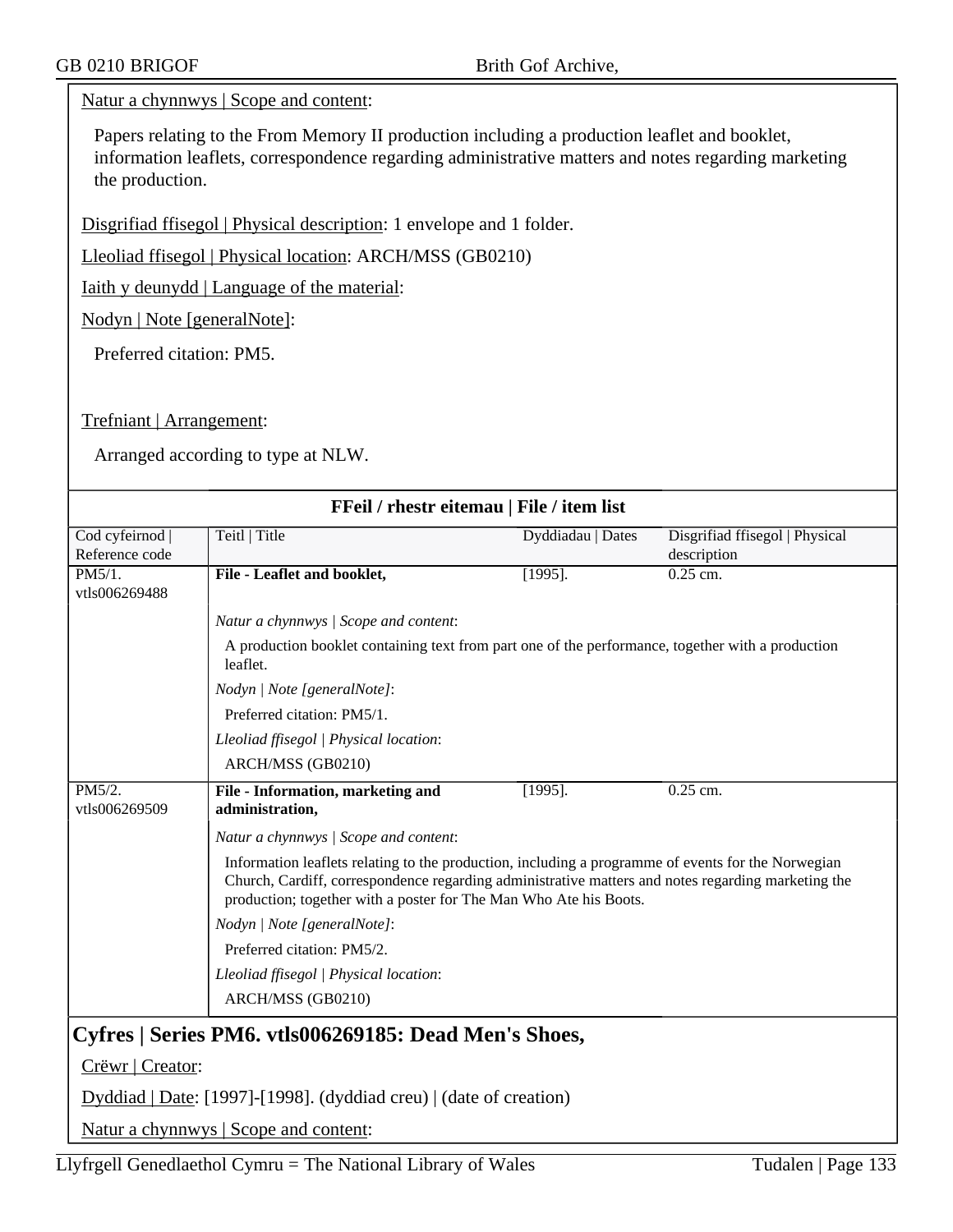Natur a chynnwys | Scope and content:

Papers relating to the From Memory II production including a production leaflet and booklet, information leaflets, correspondence regarding administrative matters and notes regarding marketing the production.

Disgrifiad ffisegol | Physical description: 1 envelope and 1 folder.

Lleoliad ffisegol | Physical location: ARCH/MSS (GB0210)

Iaith y deunydd | Language of the material:

Nodyn | Note [generalNote]:

Preferred citation: PM5.

Trefniant | Arrangement:

Arranged according to type at NLW.

**FFeil / rhestr eitemau | File / item list**

| Cod cyfeirnod \| Reference code | Teitl \| Title | Dyddiadau \| Dates | Disgrifiad ffisegol \| Physical description |
|---|---|---|---|
| PM5/1. vtls006269488 | **File - Leaflet and booklet,** | [1995]. | 0.25 cm. |
| | *Natur a chynnwys \| Scope and content*: A production booklet containing text from part one of the performance, together with a production leaflet. *Nodyn \| Note [generalNote]*: Preferred citation: PM5/1. *Lleoliad ffisegol \| Physical location*: ARCH/MSS (GB0210) | | |
| PM5/2. vtls006269509 | **File - Information, marketing and administration,** | [1995]. | 0.25 cm. |
| | *Natur a chynnwys \| Scope and content*: Information leaflets relating to the production, including a programme of events for the Norwegian Church, Cardiff, correspondence regarding administrative matters and notes regarding marketing the production; together with a poster for The Man Who Ate his Boots. *Nodyn \| Note [generalNote]*: Preferred citation: PM5/2. *Lleoliad ffisegol \| Physical location*: ARCH/MSS (GB0210) | | |

## Cyfres | Series PM6. vtls006269185: Dead Men's Shoes,

Crëwr | Creator:

Dyddiad | Date: [1997]-[1998]. (dyddiad creu) | (date of creation)

Natur a chynnwys | Scope and content: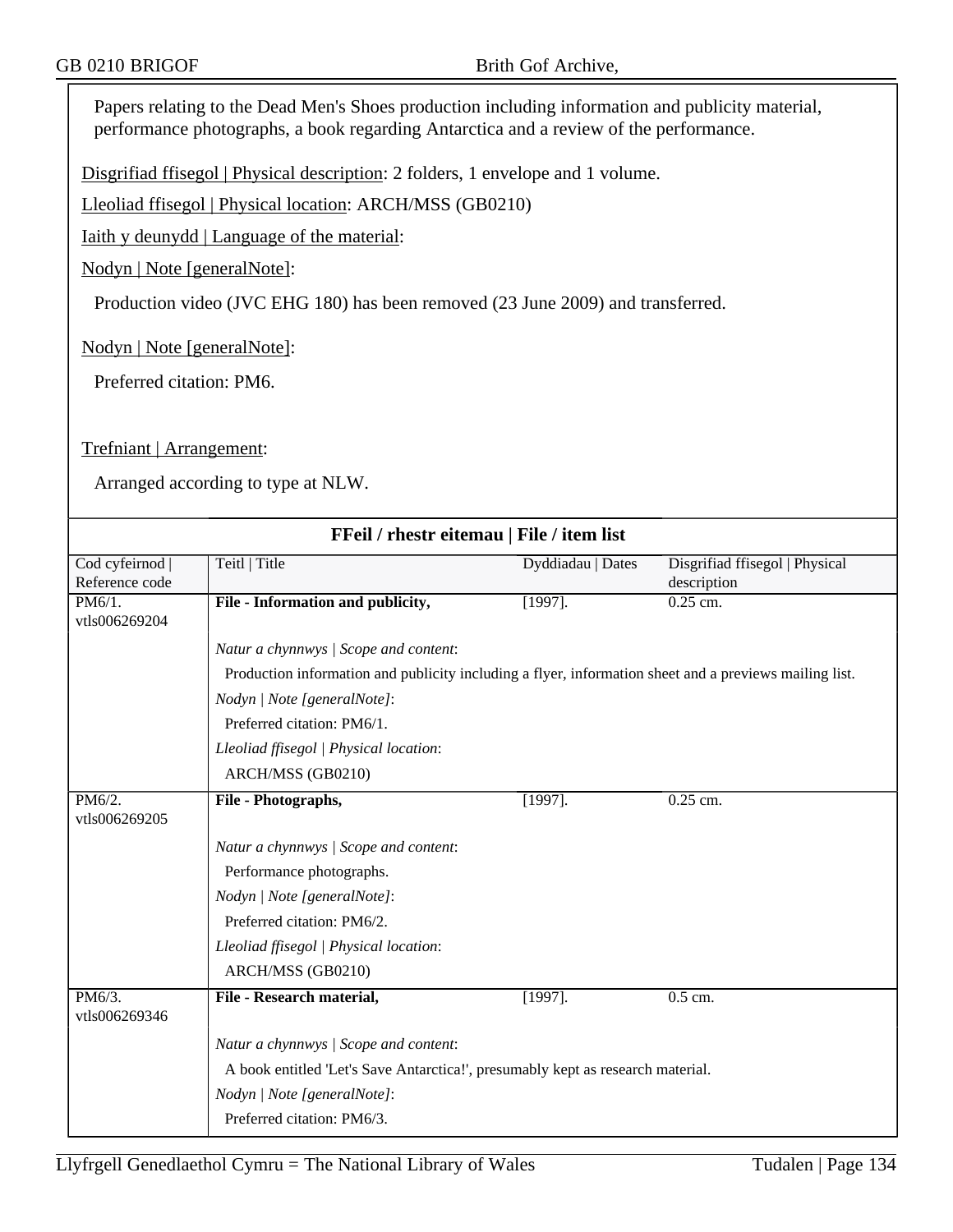Papers relating to the Dead Men's Shoes production including information and publicity material, performance photographs, a book regarding Antarctica and a review of the performance.

Disgrifiad ffisegol | Physical description: 2 folders, 1 envelope and 1 volume.

Lleoliad ffisegol | Physical location: ARCH/MSS (GB0210)

Iaith y deunydd | Language of the material:

Nodyn | Note [generalNote]:

Production video (JVC EHG 180) has been removed (23 June 2009) and transferred.

Nodyn | Note [generalNote]:

Preferred citation: PM6.

Trefniant | Arrangement:

Arranged according to type at NLW.

## FFeil / rhestr eitemau | File / item list

| Cod cyfeirnod \| Reference code | Teitl \| Title | Dyddiadau \| Dates | Disgrifiad ffisegol \| Physical description |
|---|---|---|---|
| PM6/1. vtls006269204 | **File - Information and publicity,** | [1997]. | 0.25 cm. |
| | *Natur a chynnwys \| Scope and content*: Production information and publicity including a flyer, information sheet and a previews mailing list. *Nodyn \| Note [generalNote]*: Preferred citation: PM6/1. *Lleoliad ffisegol \| Physical location*: ARCH/MSS (GB0210) | | |
| PM6/2. vtls006269205 | **File - Photographs,** | [1997]. | 0.25 cm. |
| | *Natur a chynnwys \| Scope and content*: Performance photographs. *Nodyn \| Note [generalNote]*: Preferred citation: PM6/2. *Lleoliad ffisegol \| Physical location*: ARCH/MSS (GB0210) | | |
| PM6/3. vtls006269346 | **File - Research material,** | [1997]. | 0.5 cm. |
| | *Natur a chynnwys \| Scope and content*: A book entitled 'Let's Save Antarctica!', presumably kept as research material. *Nodyn \| Note [generalNote]*: Preferred citation: PM6/3. | | |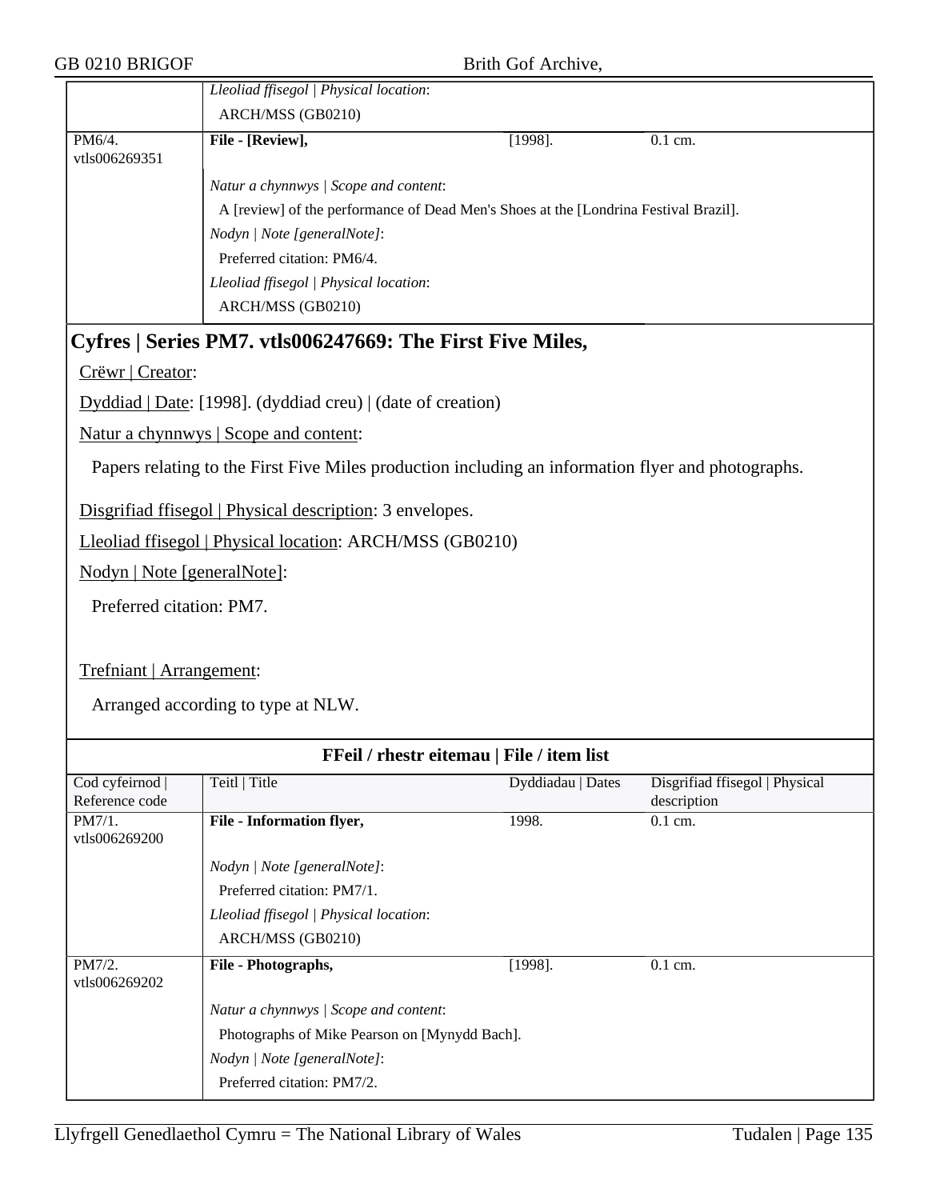| | *Lleoliad ffisegol \| Physical location*: ARCH/MSS (GB0210) | | |
|---|---|---|---|
| PM6/4. vtls006269351 | **File - [Review],** | [1998]. | 0.1 cm. |
| | *Natur a chynnwys \| Scope and content*: A [review] of the performance of Dead Men's Shoes at the [Londrina Festival Brazil]. *Nodyn \| Note [generalNote]*: Preferred citation: PM6/4. *Lleoliad ffisegol \| Physical location*: ARCH/MSS (GB0210) | | |

## Cyfres | Series PM7. vtls006247669: The First Five Miles,

Crëwr | Creator:

Dyddiad | Date: [1998]. (dyddiad creu) | (date of creation)

Natur a chynnwys | Scope and content:

Papers relating to the First Five Miles production including an information flyer and photographs.

Disgrifiad ffisegol | Physical description: 3 envelopes.

Lleoliad ffisegol | Physical location: ARCH/MSS (GB0210)

Nodyn | Note [generalNote]:

Preferred citation: PM7.

Trefniant | Arrangement:

Arranged according to type at NLW.

**FFeil / rhestr eitemau | File / item list**

| Cod cyfeirnod \| Reference code | Teitl \| Title | Dyddiadau \| Dates | Disgrifiad ffisegol \| Physical description |
|---|---|---|---|
| PM7/1. vtls006269200 | **File - Information flyer,** | 1998. | 0.1 cm. |
| | *Nodyn \| Note [generalNote]*: Preferred citation: PM7/1. *Lleoliad ffisegol \| Physical location*: ARCH/MSS (GB0210) | | |
| PM7/2. vtls006269202 | **File - Photographs,** | [1998]. | 0.1 cm. |
| | *Natur a chynnwys \| Scope and content*: Photographs of Mike Pearson on [Mynydd Bach]. *Nodyn \| Note [generalNote]*: Preferred citation: PM7/2. | | |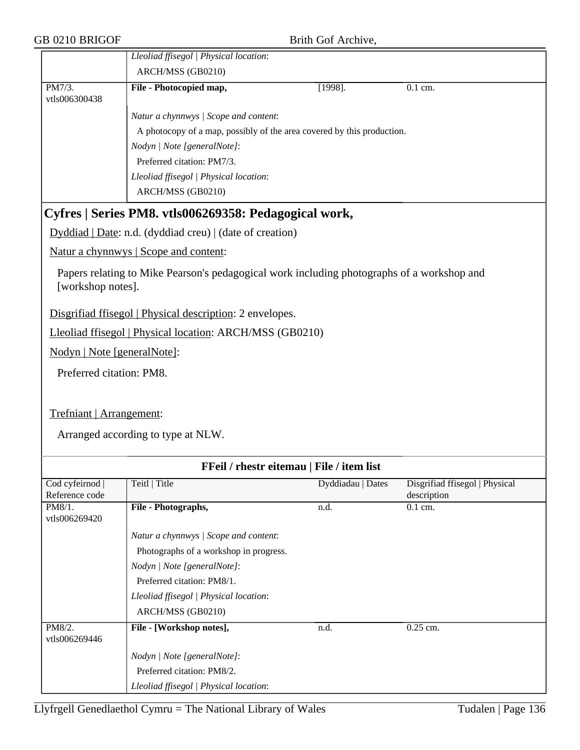| | *Lleoliad ffisegol \| Physical location*: ARCH/MSS (GB0210) | | |
|---|---|---|---|
| PM7/3. vtls006300438 | **File - Photocopied map,** | [1998]. | 0.1 cm. |
| | *Natur a chynnwys \| Scope and content*: A photocopy of a map, possibly of the area covered by this production. *Nodyn \| Note [generalNote]*: Preferred citation: PM7/3. *Lleoliad ffisegol \| Physical location*: ARCH/MSS (GB0210) | | |

## Cyfres | Series PM8. vtls006269358: Pedagogical work,

Dyddiad | Date: n.d. (dyddiad creu) | (date of creation)

Natur a chynnwys | Scope and content:

Papers relating to Mike Pearson's pedagogical work including photographs of a workshop and [workshop notes].

Disgrifiad ffisegol | Physical description: 2 envelopes.

Lleoliad ffisegol | Physical location: ARCH/MSS (GB0210)

Nodyn | Note [generalNote]:

Preferred citation: PM8.

Trefniant | Arrangement:

Arranged according to type at NLW.

**FFeil / rhestr eitemau | File / item list**

| Cod cyfeirnod \| Reference code | Teitl \| Title | Dyddiadau \| Dates | Disgrifiad ffisegol \| Physical description |
|---|---|---|---|
| PM8/1. vtls006269420 | **File - Photographs,** | n.d. | 0.1 cm. |
| | *Natur a chynnwys \| Scope and content*: Photographs of a workshop in progress. *Nodyn \| Note [generalNote]*: Preferred citation: PM8/1. *Lleoliad ffisegol \| Physical location*: ARCH/MSS (GB0210) | | |
| PM8/2. vtls006269446 | **File - [Workshop notes],** | n.d. | 0.25 cm. |
| | *Nodyn \| Note [generalNote]*: Preferred citation: PM8/2. *Lleoliad ffisegol \| Physical location*: | | |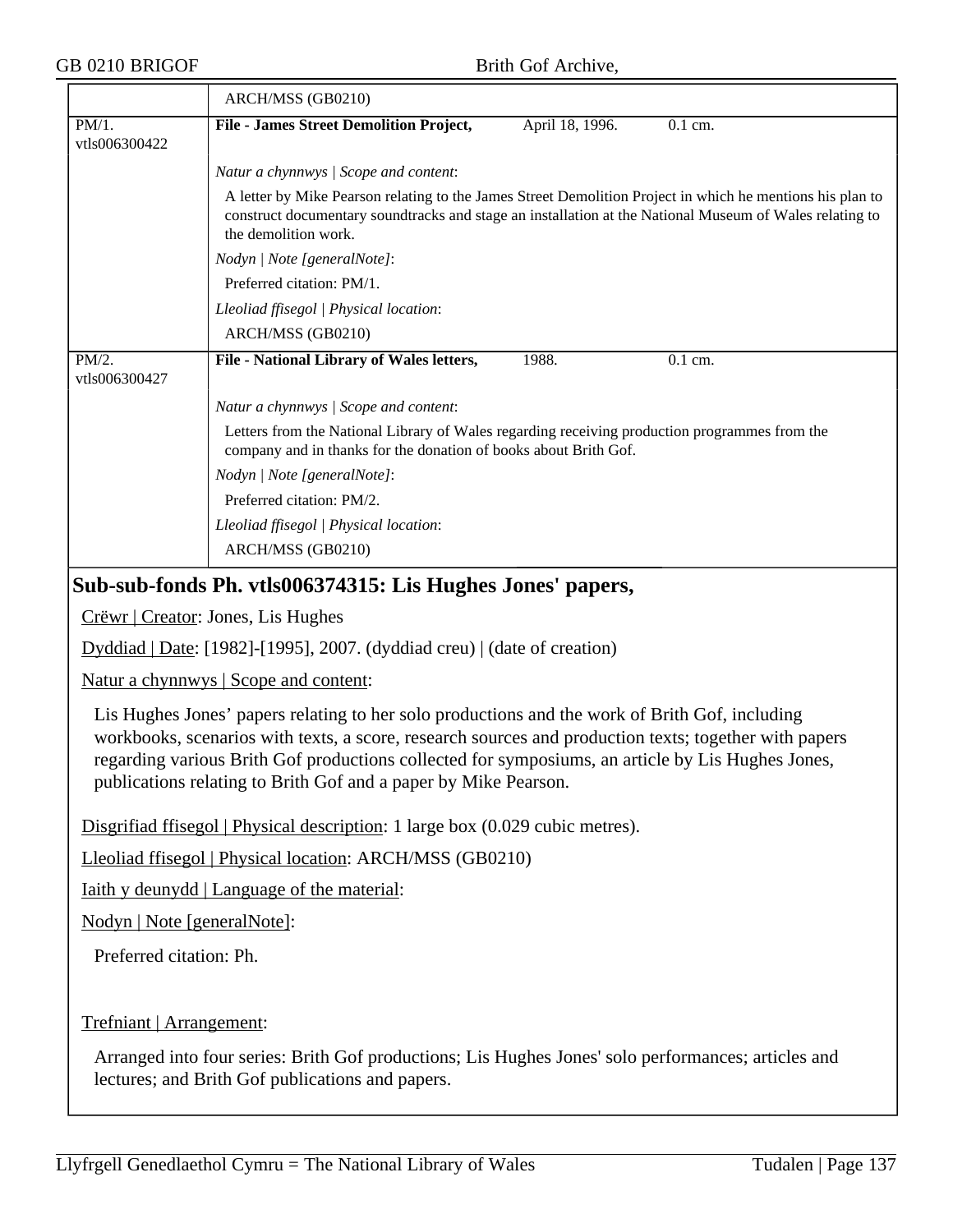ARCH/MSS (GB0210)

| PM/1. vtls006300422 | **File - James Street Demolition Project,** | April 18, 1996. | 0.1 cm. |
|---|---|---|---|

*Natur a chynnwys | Scope and content*:

A letter by Mike Pearson relating to the James Street Demolition Project in which he mentions his plan to construct documentary soundtracks and stage an installation at the National Museum of Wales relating to the demolition work.

*Nodyn | Note [generalNote]*:

Preferred citation: PM/1.

*Lleoliad ffisegol | Physical location*:

ARCH/MSS (GB0210)

| PM/2. vtls006300427 | **File - National Library of Wales letters,** | 1988. | 0.1 cm. |
|---|---|---|---|

*Natur a chynnwys | Scope and content*:

Letters from the National Library of Wales regarding receiving production programmes from the company and in thanks for the donation of books about Brith Gof.

*Nodyn | Note [generalNote]*:

Preferred citation: PM/2.

*Lleoliad ffisegol | Physical location*:

ARCH/MSS (GB0210)

## Sub-sub-fonds Ph. vtls006374315: Lis Hughes Jones' papers,

Crëwr | Creator: Jones, Lis Hughes

Dyddiad | Date: [1982]-[1995], 2007. (dyddiad creu) | (date of creation)

Natur a chynnwys | Scope and content:

Lis Hughes Jones' papers relating to her solo productions and the work of Brith Gof, including workbooks, scenarios with texts, a score, research sources and production texts; together with papers regarding various Brith Gof productions collected for symposiums, an article by Lis Hughes Jones, publications relating to Brith Gof and a paper by Mike Pearson.

Disgrifiad ffisegol | Physical description: 1 large box (0.029 cubic metres).

Lleoliad ffisegol | Physical location: ARCH/MSS (GB0210)

Iaith y deunydd | Language of the material:

Nodyn | Note [generalNote]:

Preferred citation: Ph.

Trefniant | Arrangement:

Arranged into four series: Brith Gof productions; Lis Hughes Jones' solo performances; articles and lectures; and Brith Gof publications and papers.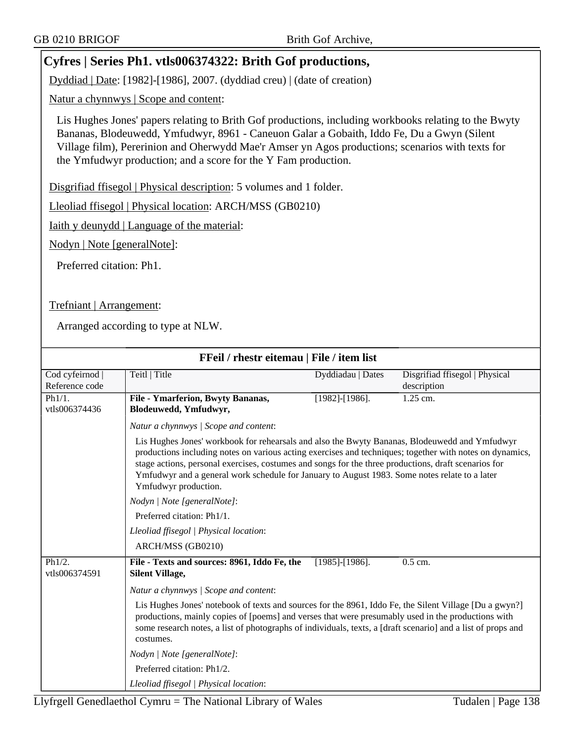## Cyfres | Series Ph1. vtls006374322: Brith Gof productions,

Dyddiad | Date: [1982]-[1986], 2007. (dyddiad creu) | (date of creation)

Natur a chynnwys | Scope and content:

Lis Hughes Jones' papers relating to Brith Gof productions, including workbooks relating to the Bwyty Bananas, Blodeuwedd, Ymfudwyr, 8961 - Caneuon Galar a Gobaith, Iddo Fe, Du a Gwyn (Silent Village film), Pererinion and Oherwydd Mae'r Amser yn Agos productions; scenarios with texts for the Ymfudwyr production; and a score for the Y Fam production.

Disgrifiad ffisegol | Physical description: 5 volumes and 1 folder.

Lleoliad ffisegol | Physical location: ARCH/MSS (GB0210)

Iaith y deunydd | Language of the material:

Nodyn | Note [generalNote]:

Preferred citation: Ph1.

Trefniant | Arrangement:

Arranged according to type at NLW.

### FFeil / rhestr eitemau | File / item list

| Cod cyfeirnod \| Reference code | Teitl \| Title | Dyddiadau \| Dates | Disgrifiad ffisegol \| Physical description |
|---|---|---|---|
| Ph1/1. vtls006374436 | **File - Ymarferion, Bwyty Bananas, Blodeuwedd, Ymfudwyr,** | [1982]-[1986]. | 1.25 cm. |
| | *Natur a chynnwys \| Scope and content*:<br>Lis Hughes Jones' workbook for rehearsals and also the Bwyty Bananas, Blodeuwedd and Ymfudwyr productions including notes on various acting exercises and techniques; together with notes on dynamics, stage actions, personal exercises, costumes and songs for the three productions, draft scenarios for Ymfudwyr and a general work schedule for January to August 1983. Some notes relate to a later Ymfudwyr production.<br>*Nodyn \| Note [generalNote]*:<br>Preferred citation: Ph1/1.<br>*Lleoliad ffisegol \| Physical location*:<br>ARCH/MSS (GB0210) | | |
| Ph1/2. vtls006374591 | **File - Texts and sources: 8961, Iddo Fe, the Silent Village,** | [1985]-[1986]. | 0.5 cm. |
| | *Natur a chynnwys \| Scope and content*:<br>Lis Hughes Jones' notebook of texts and sources for the 8961, Iddo Fe, the Silent Village [Du a gwyn?] productions, mainly copies of [poems] and verses that were presumably used in the productions with some research notes, a list of photographs of individuals, texts, a [draft scenario] and a list of props and costumes.<br>*Nodyn \| Note [generalNote]*:<br>Preferred citation: Ph1/2.<br>*Lleoliad ffisegol \| Physical location*: | | |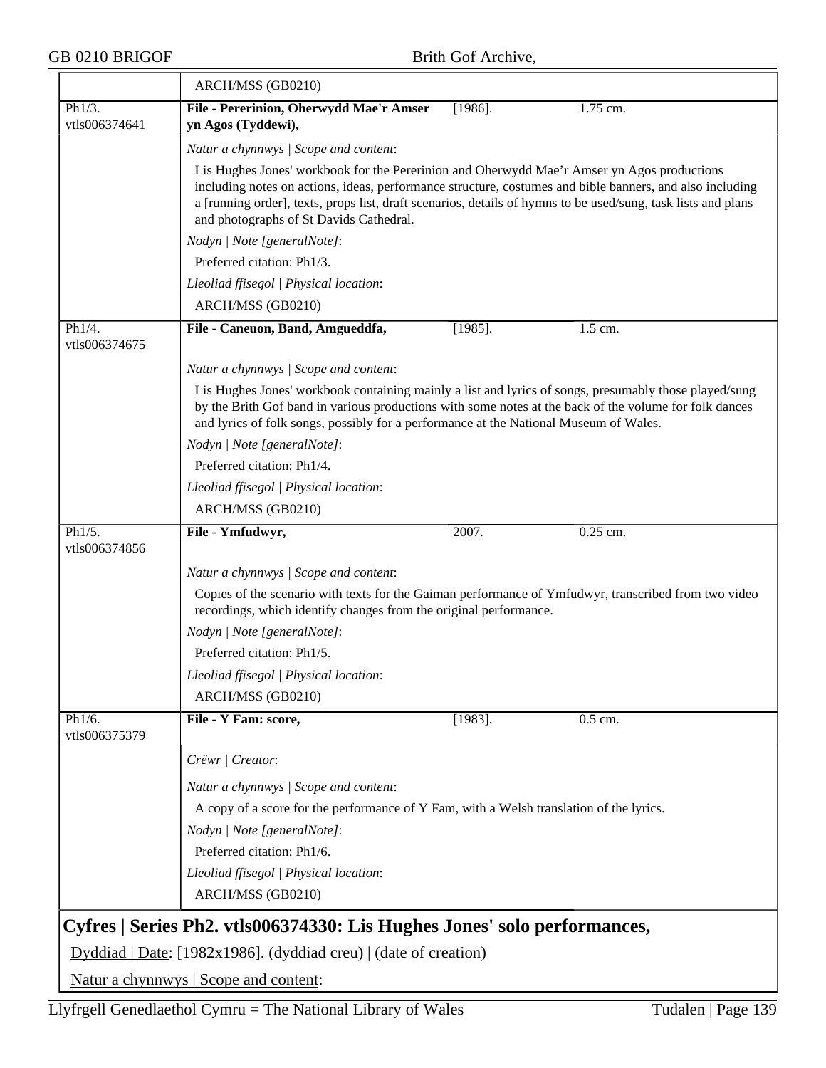| | |
|---|---|
| | ARCH/MSS (GB0210) |
| Ph1/3. vtls006374641 | **File - Pererinion, Oherwydd Mae'r Amser yn Agos (Tyddewi),** [1986]. 1.75 cm. |
| | *Natur a chynnwys \| Scope and content*: |
| | Lis Hughes Jones' workbook for the Pererinion and Oherwydd Mae'r Amser yn Agos productions including notes on actions, ideas, performance structure, costumes and bible banners, and also including a [running order], texts, props list, draft scenarios, details of hymns to be used/sung, task lists and plans and photographs of St Davids Cathedral. |
| | *Nodyn \| Note [generalNote]*: |
| | Preferred citation: Ph1/3. |
| | *Lleoliad ffisegol \| Physical location*: |
| | ARCH/MSS (GB0210) |
| Ph1/4. vtls006374675 | **File - Caneuon, Band, Amgueddfa,** [1985]. 1.5 cm. |
| | *Natur a chynnwys \| Scope and content*: |
| | Lis Hughes Jones' workbook containing mainly a list and lyrics of songs, presumably those played/sung by the Brith Gof band in various productions with some notes at the back of the volume for folk dances and lyrics of folk songs, possibly for a performance at the National Museum of Wales. |
| | *Nodyn \| Note [generalNote]*: |
| | Preferred citation: Ph1/4. |
| | *Lleoliad ffisegol \| Physical location*: |
| | ARCH/MSS (GB0210) |
| Ph1/5. vtls006374856 | **File - Ymfudwyr,** 2007. 0.25 cm. |
| | *Natur a chynnwys \| Scope and content*: |
| | Copies of the scenario with texts for the Gaiman performance of Ymfudwyr, transcribed from two video recordings, which identify changes from the original performance. |
| | *Nodyn \| Note [generalNote]*: |
| | Preferred citation: Ph1/5. |
| | *Lleoliad ffisegol \| Physical location*: |
| | ARCH/MSS (GB0210) |
| Ph1/6. vtls006375379 | **File - Y Fam: score,** [1983]. 0.5 cm. |
| | *Crëwr \| Creator*: |
| | *Natur a chynnwys \| Scope and content*: |
| | A copy of a score for the performance of Y Fam, with a Welsh translation of the lyrics. |
| | *Nodyn \| Note [generalNote]*: |
| | Preferred citation: Ph1/6. |
| | *Lleoliad ffisegol \| Physical location*: |
| | ARCH/MSS (GB0210) |

## Cyfres | Series Ph2. vtls006374330: Lis Hughes Jones' solo performances,

Dyddiad | Date: [1982x1986]. (dyddiad creu) | (date of creation)

Natur a chynnwys | Scope and content: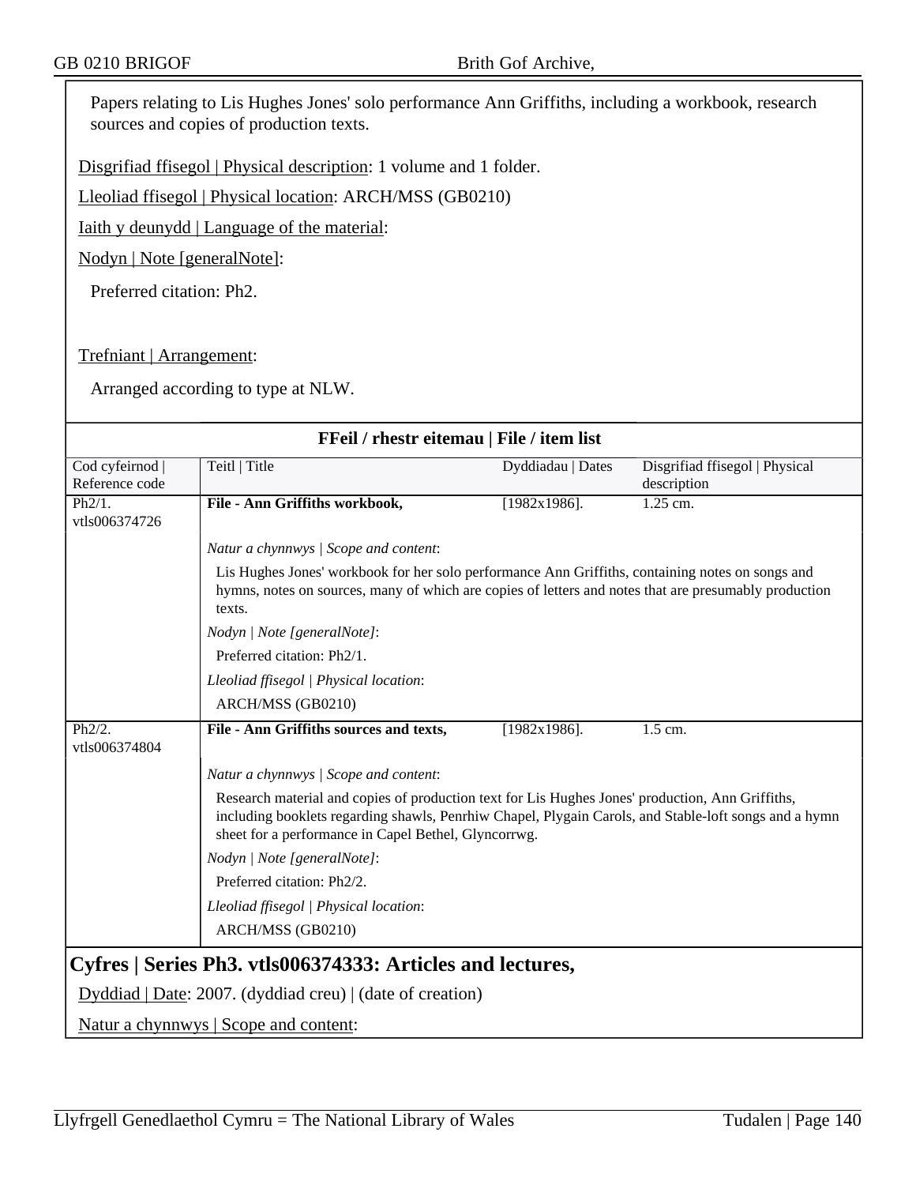Papers relating to Lis Hughes Jones' solo performance Ann Griffiths, including a workbook, research sources and copies of production texts.

Disgrifiad ffisegol | Physical description: 1 volume and 1 folder.

Lleoliad ffisegol | Physical location: ARCH/MSS (GB0210)

Iaith y deunydd | Language of the material:

Nodyn | Note [generalNote]:

Preferred citation: Ph2.

Trefniant | Arrangement:

Arranged according to type at NLW.

### FFeil / rhestr eitemau | File / item list

| Cod cyfeirnod \| Reference code | Teitl \| Title | Dyddiadau \| Dates | Disgrifiad ffisegol \| Physical description |
|---|---|---|---|
| Ph2/1. vtls006374726 | **File - Ann Griffiths workbook,** | [1982x1986]. | 1.25 cm. |
| | *Natur a chynnwys \| Scope and content*: Lis Hughes Jones' workbook for her solo performance Ann Griffiths, containing notes on songs and hymns, notes on sources, many of which are copies of letters and notes that are presumably production texts. *Nodyn \| Note [generalNote]*: Preferred citation: Ph2/1. *Lleoliad ffisegol \| Physical location*: ARCH/MSS (GB0210) | | |
| Ph2/2. vtls006374804 | **File - Ann Griffiths sources and texts,** | [1982x1986]. | 1.5 cm. |
| | *Natur a chynnwys \| Scope and content*: Research material and copies of production text for Lis Hughes Jones' production, Ann Griffiths, including booklets regarding shawls, Penrhiw Chapel, Plygain Carols, and Stable-loft songs and a hymn sheet for a performance in Capel Bethel, Glyncorrwg. *Nodyn \| Note [generalNote]*: Preferred citation: Ph2/2. *Lleoliad ffisegol \| Physical location*: ARCH/MSS (GB0210) | | |

## Cyfres | Series Ph3. vtls006374333: Articles and lectures,

Dyddiad | Date: 2007. (dyddiad creu) | (date of creation)

Natur a chynnwys | Scope and content: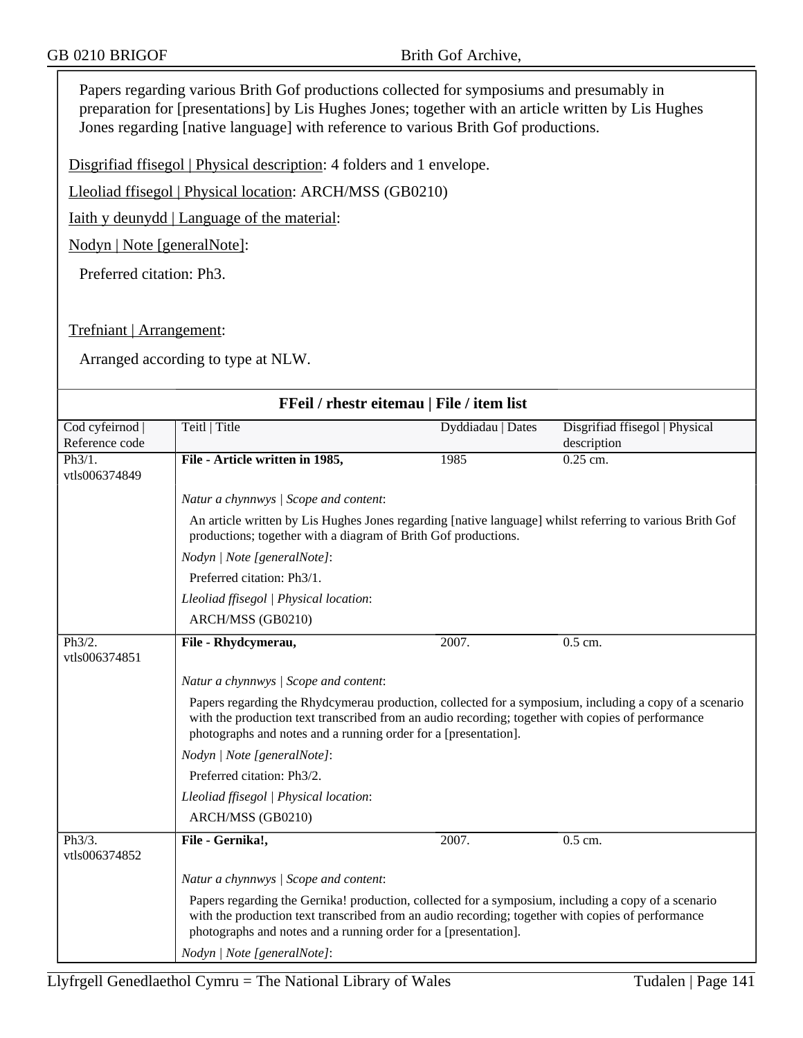Papers regarding various Brith Gof productions collected for symposiums and presumably in preparation for [presentations] by Lis Hughes Jones; together with an article written by Lis Hughes Jones regarding [native language] with reference to various Brith Gof productions.

Disgrifiad ffisegol | Physical description: 4 folders and 1 envelope.

Lleoliad ffisegol | Physical location: ARCH/MSS (GB0210)

Iaith y deunydd | Language of the material:

Nodyn | Note [generalNote]:

Preferred citation: Ph3.

Trefniant | Arrangement:

Arranged according to type at NLW.

**FFeil / rhestr eitemau | File / item list**

| Cod cyfeirnod \| Reference code | Teitl \| Title | Dyddiadau \| Dates | Disgrifiad ffisegol \| Physical description |
|---|---|---|---|
| Ph3/1. vtls006374849 | **File - Article written in 1985,** | 1985 | 0.25 cm. |
| | *Natur a chynnwys \| Scope and content*: An article written by Lis Hughes Jones regarding [native language] whilst referring to various Brith Gof productions; together with a diagram of Brith Gof productions. *Nodyn \| Note [generalNote]*: Preferred citation: Ph3/1. *Lleoliad ffisegol \| Physical location*: ARCH/MSS (GB0210) | | |
| Ph3/2. vtls006374851 | **File - Rhydcymerau,** | 2007. | 0.5 cm. |
| | *Natur a chynnwys \| Scope and content*: Papers regarding the Rhydcymerau production, collected for a symposium, including a copy of a scenario with the production text transcribed from an audio recording; together with copies of performance photographs and notes and a running order for a [presentation]. *Nodyn \| Note [generalNote]*: Preferred citation: Ph3/2. *Lleoliad ffisegol \| Physical location*: ARCH/MSS (GB0210) | | |
| Ph3/3. vtls006374852 | **File - Gernika!,** | 2007. | 0.5 cm. |
| | *Natur a chynnwys \| Scope and content*: Papers regarding the Gernika! production, collected for a symposium, including a copy of a scenario with the production text transcribed from an audio recording; together with copies of performance photographs and notes and a running order for a [presentation]. *Nodyn \| Note [generalNote]*: | | |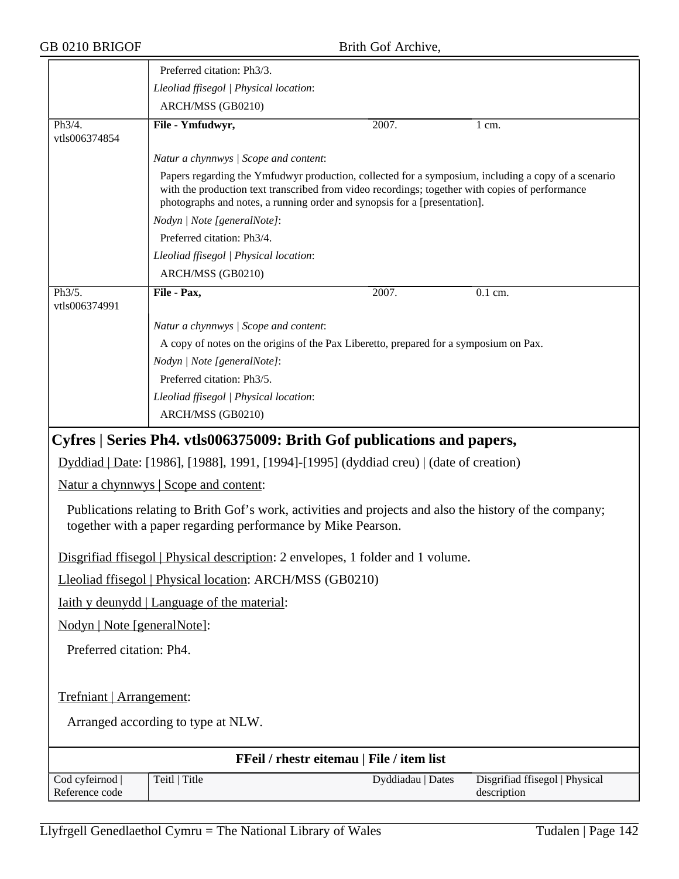| | Preferred citation: Ph3/3. | | |
|---|---|---|---|
| | *Lleoliad ffisegol \| Physical location*: | | |
| | ARCH/MSS (GB0210) | | |
| Ph3/4. vtls006374854 | **File - Ymfudwyr,** | 2007. | 1 cm. |
| | *Natur a chynnwys \| Scope and content*: | | |
| | Papers regarding the Ymfudwyr production, collected for a symposium, including a copy of a scenario with the production text transcribed from video recordings; together with copies of performance photographs and notes, a running order and synopsis for a [presentation]. | | |
| | *Nodyn \| Note [generalNote]*: | | |
| | Preferred citation: Ph3/4. | | |
| | *Lleoliad ffisegol \| Physical location*: | | |
| | ARCH/MSS (GB0210) | | |
| Ph3/5. vtls006374991 | **File - Pax,** | 2007. | 0.1 cm. |
| | *Natur a chynnwys \| Scope and content*: | | |
| | A copy of notes on the origins of the Pax Liberetto, prepared for a symposium on Pax. | | |
| | *Nodyn \| Note [generalNote]*: | | |
| | Preferred citation: Ph3/5. | | |
| | *Lleoliad ffisegol \| Physical location*: | | |
| | ARCH/MSS (GB0210) | | |

## Cyfres | Series Ph4. vtls006375009: Brith Gof publications and papers,

Dyddiad | Date: [1986], [1988], 1991, [1994]-[1995] (dyddiad creu) | (date of creation)

Natur a chynnwys | Scope and content:

Publications relating to Brith Gof's work, activities and projects and also the history of the company; together with a paper regarding performance by Mike Pearson.

Disgrifiad ffisegol | Physical description: 2 envelopes, 1 folder and 1 volume.

Lleoliad ffisegol | Physical location: ARCH/MSS (GB0210)

Iaith y deunydd | Language of the material:

Nodyn | Note [generalNote]:

Preferred citation: Ph4.

Trefniant | Arrangement:

Arranged according to type at NLW.

**FFeil / rhestr eitemau | File / item list**

| Cod cyfeirnod \| Reference code | Teitl \| Title | Dyddiadau \| Dates | Disgrifiad ffisegol \| Physical description |
|---|---|---|---|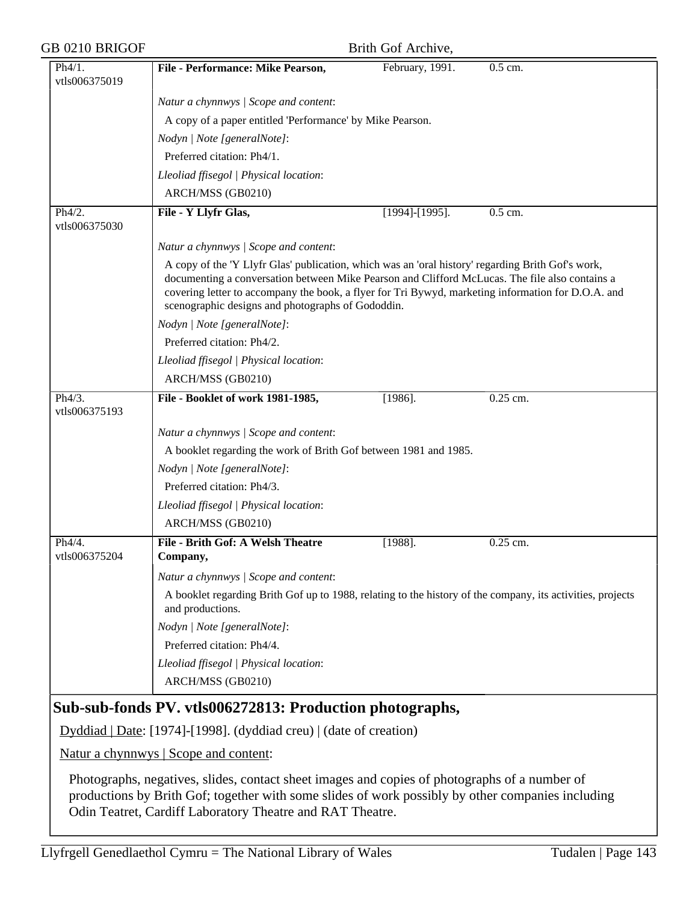| Ph4/1. vtls006375019 | **File - Performance: Mike Pearson,** | February, 1991. | 0.5 cm. |
|---|---|---|---|

*Natur a chynnwys | Scope and content*:

A copy of a paper entitled 'Performance' by Mike Pearson.

*Nodyn | Note [generalNote]*:

Preferred citation: Ph4/1.

*Lleoliad ffisegol | Physical location*:

ARCH/MSS (GB0210)

| Ph4/2. vtls006375030 | **File - Y Llyfr Glas,** | [1994]-[1995]. | 0.5 cm. |
|---|---|---|---|

*Natur a chynnwys | Scope and content*:

A copy of the 'Y Llyfr Glas' publication, which was an 'oral history' regarding Brith Gof's work, documenting a conversation between Mike Pearson and Clifford McLucas. The file also contains a covering letter to accompany the book, a flyer for Tri Bywyd, marketing information for D.O.A. and scenographic designs and photographs of Gododdin.

*Nodyn | Note [generalNote]*:

Preferred citation: Ph4/2.

*Lleoliad ffisegol | Physical location*:

ARCH/MSS (GB0210)

| Ph4/3. vtls006375193 | **File - Booklet of work 1981-1985,** | [1986]. | 0.25 cm. |
|---|---|---|---|

*Natur a chynnwys | Scope and content*:

A booklet regarding the work of Brith Gof between 1981 and 1985.

*Nodyn | Note [generalNote]*:

Preferred citation: Ph4/3.

*Lleoliad ffisegol | Physical location*:

ARCH/MSS (GB0210)

| Ph4/4. vtls006375204 | **File - Brith Gof: A Welsh Theatre Company,** | [1988]. | 0.25 cm. |
|---|---|---|---|

*Natur a chynnwys | Scope and content*:

A booklet regarding Brith Gof up to 1988, relating to the history of the company, its activities, projects and productions.

*Nodyn | Note [generalNote]*:

Preferred citation: Ph4/4.

*Lleoliad ffisegol | Physical location*:

ARCH/MSS (GB0210)

## Sub-sub-fonds PV. vtls006272813: Production photographs,

Dyddiad | Date: [1974]-[1998]. (dyddiad creu) | (date of creation)

Natur a chynnwys | Scope and content:

Photographs, negatives, slides, contact sheet images and copies of photographs of a number of productions by Brith Gof; together with some slides of work possibly by other companies including Odin Teatret, Cardiff Laboratory Theatre and RAT Theatre.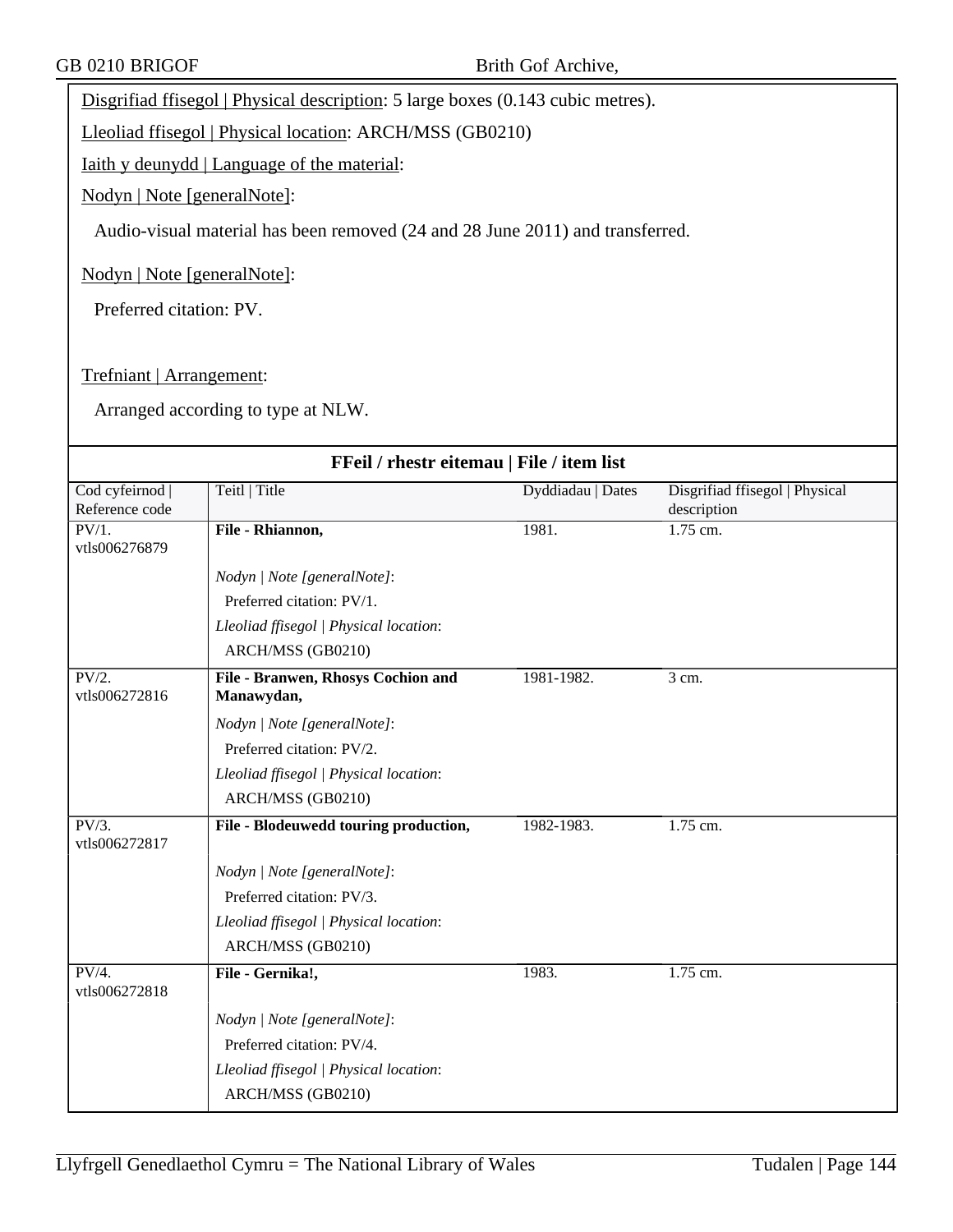Disgrifiad ffisegol | Physical description: 5 large boxes (0.143 cubic metres).

Lleoliad ffisegol | Physical location: ARCH/MSS (GB0210)

Iaith y deunydd | Language of the material:

Nodyn | Note [generalNote]:

Audio-visual material has been removed (24 and 28 June 2011) and transferred.

Nodyn | Note [generalNote]:

Preferred citation: PV.

Trefniant | Arrangement:

Arranged according to type at NLW.

**FFeil / rhestr eitemau | File / item list**

| Cod cyfeirnod \| Reference code | Teitl \| Title | Dyddiadau \| Dates | Disgrifiad ffisegol \| Physical description |
|---|---|---|---|
| PV/1. vtls006276879 | **File - Rhiannon,**<br>*Nodyn \| Note [generalNote]*:<br>Preferred citation: PV/1.<br>*Lleoliad ffisegol \| Physical location*:<br>ARCH/MSS (GB0210) | 1981. | 1.75 cm. |
| PV/2. vtls006272816 | **File - Branwen, Rhosys Cochion and Manawydan,**<br>*Nodyn \| Note [generalNote]*:<br>Preferred citation: PV/2.<br>*Lleoliad ffisegol \| Physical location*:<br>ARCH/MSS (GB0210) | 1981-1982. | 3 cm. |
| PV/3. vtls006272817 | **File - Blodeuwedd touring production,**<br>*Nodyn \| Note [generalNote]*:<br>Preferred citation: PV/3.<br>*Lleoliad ffisegol \| Physical location*:<br>ARCH/MSS (GB0210) | 1982-1983. | 1.75 cm. |
| PV/4. vtls006272818 | **File - Gernika!,**<br>*Nodyn \| Note [generalNote]*:<br>Preferred citation: PV/4.<br>*Lleoliad ffisegol \| Physical location*:<br>ARCH/MSS (GB0210) | 1983. | 1.75 cm. |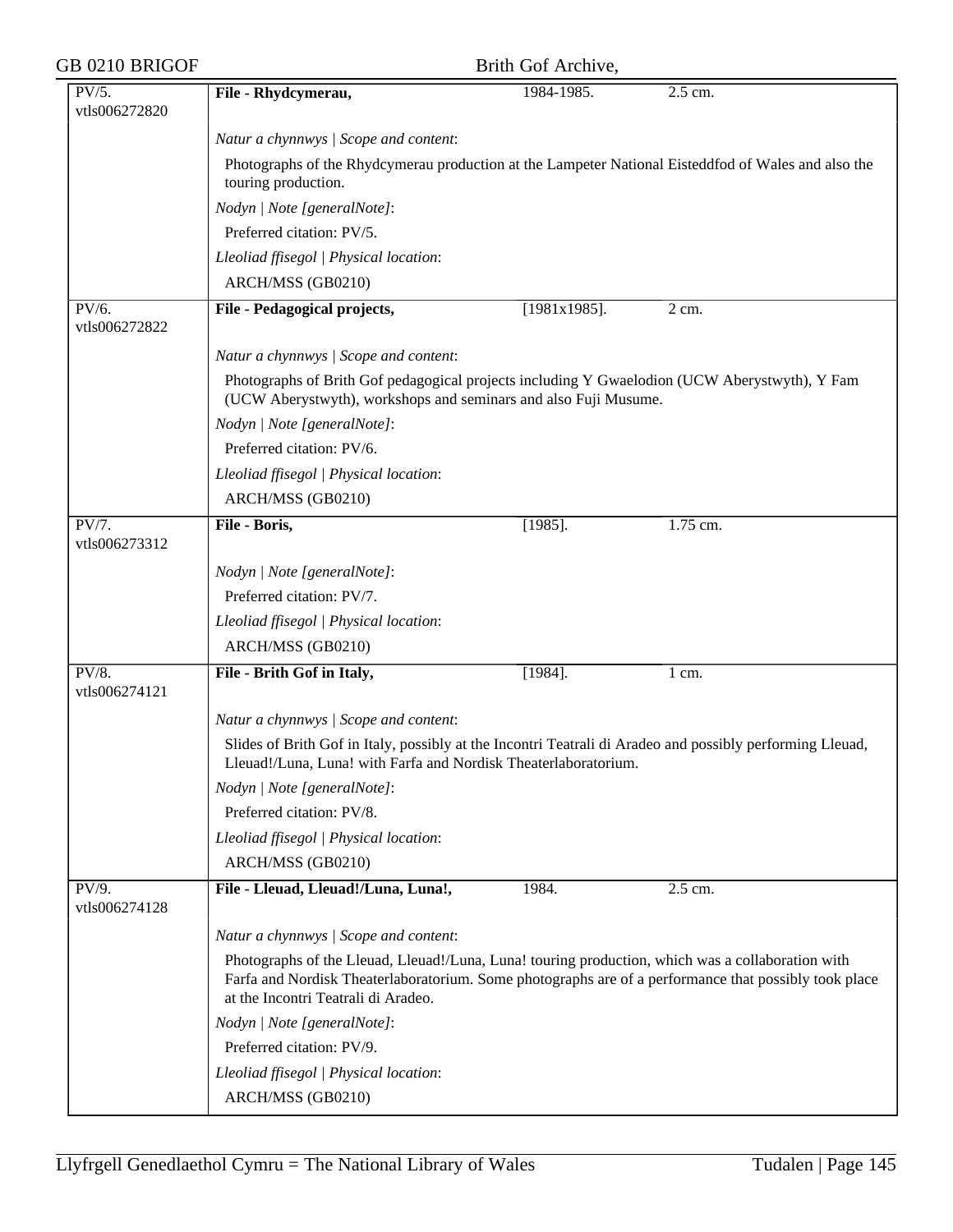| | | | |
|---|---|---|---|
| PV/5. vtls006272820 | **File - Rhydcymerau,** | 1984-1985. | 2.5 cm. |
| | *Natur a chynnwys \| Scope and content*: | | |
| | Photographs of the Rhydcymerau production at the Lampeter National Eisteddfod of Wales and also the touring production. | | |
| | *Nodyn \| Note [generalNote]*: | | |
| | Preferred citation: PV/5. | | |
| | *Lleoliad ffisegol \| Physical location*: | | |
| | ARCH/MSS (GB0210) | | |
| PV/6. vtls006272822 | **File - Pedagogical projects,** | [1981x1985]. | 2 cm. |
| | *Natur a chynnwys \| Scope and content*: | | |
| | Photographs of Brith Gof pedagogical projects including Y Gwaelodion (UCW Aberystwyth), Y Fam (UCW Aberystwyth), workshops and seminars and also Fuji Musume. | | |
| | *Nodyn \| Note [generalNote]*: | | |
| | Preferred citation: PV/6. | | |
| | *Lleoliad ffisegol \| Physical location*: | | |
| | ARCH/MSS (GB0210) | | |
| PV/7. vtls006273312 | **File - Boris,** | [1985]. | 1.75 cm. |
| | *Nodyn \| Note [generalNote]*: | | |
| | Preferred citation: PV/7. | | |
| | *Lleoliad ffisegol \| Physical location*: | | |
| | ARCH/MSS (GB0210) | | |
| PV/8. vtls006274121 | **File - Brith Gof in Italy,** | [1984]. | 1 cm. |
| | *Natur a chynnwys \| Scope and content*: | | |
| | Slides of Brith Gof in Italy, possibly at the Incontri Teatrali di Aradeo and possibly performing Lleuad, Lleuad!/Luna, Luna! with Farfa and Nordisk Theaterlaboratorium. | | |
| | *Nodyn \| Note [generalNote]*: | | |
| | Preferred citation: PV/8. | | |
| | *Lleoliad ffisegol \| Physical location*: | | |
| | ARCH/MSS (GB0210) | | |
| PV/9. vtls006274128 | **File - Lleuad, Lleuad!/Luna, Luna!,** | 1984. | 2.5 cm. |
| | *Natur a chynnwys \| Scope and content*: | | |
| | Photographs of the Lleuad, Lleuad!/Luna, Luna! touring production, which was a collaboration with Farfa and Nordisk Theaterlaboratorium. Some photographs are of a performance that possibly took place at the Incontri Teatrali di Aradeo. | | |
| | *Nodyn \| Note [generalNote]*: | | |
| | Preferred citation: PV/9. | | |
| | *Lleoliad ffisegol \| Physical location*: | | |
| | ARCH/MSS (GB0210) | | |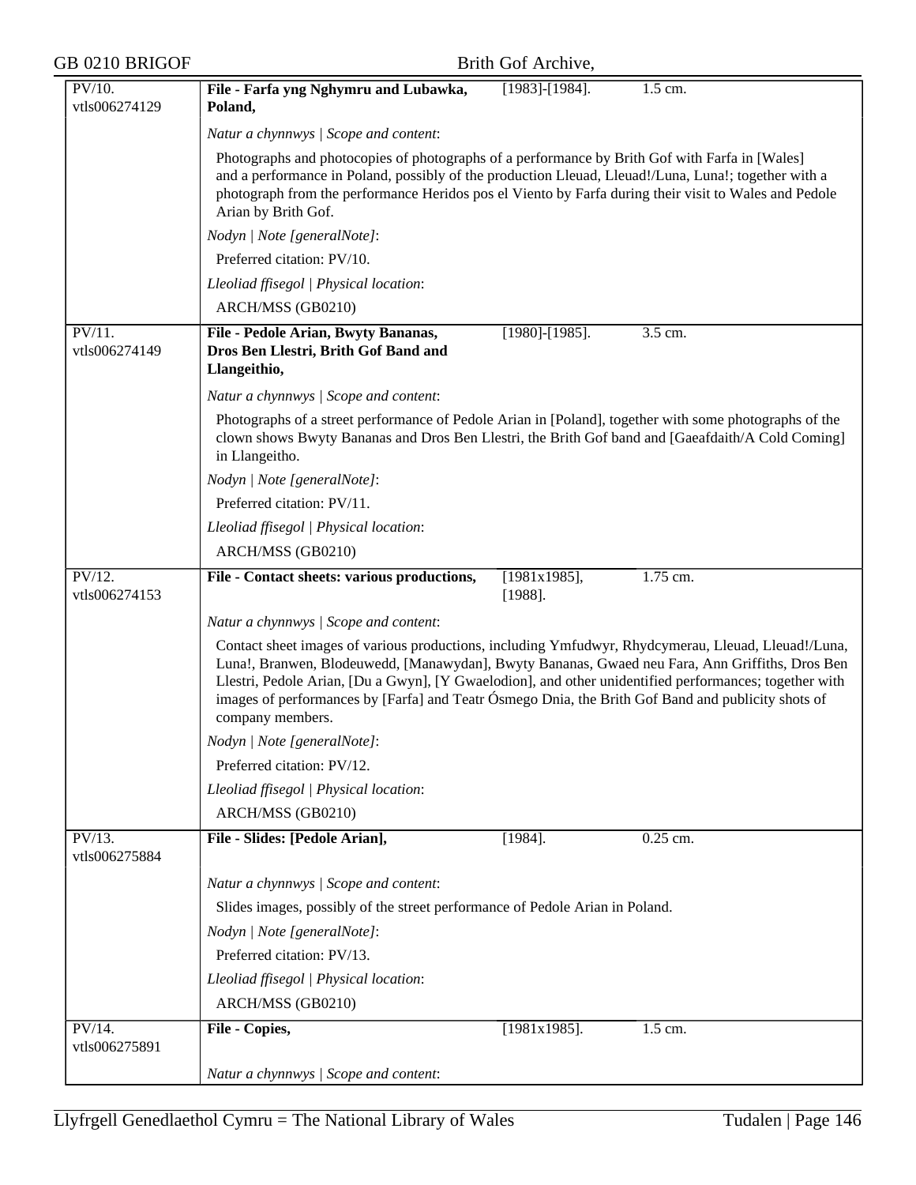| | | | |
|---|---|---|---|
| PV/10. vtls006274129 | **File - Farfa yng Nghymru and Lubawka, Poland,** | [1983]-[1984]. | 1.5 cm. |
| | *Natur a chynnwys \| Scope and content*: | | |
| | Photographs and photocopies of photographs of a performance by Brith Gof with Farfa in [Wales] and a performance in Poland, possibly of the production Lleuad, Lleuad!/Luna, Luna!; together with a photograph from the performance Heridos pos el Viento by Farfa during their visit to Wales and Pedole Arian by Brith Gof. | | |
| | *Nodyn \| Note [generalNote]*: | | |
| | Preferred citation: PV/10. | | |
| | *Lleoliad ffisegol \| Physical location*: | | |
| | ARCH/MSS (GB0210) | | |
| PV/11. vtls006274149 | **File - Pedole Arian, Bwyty Bananas, Dros Ben Llestri, Brith Gof Band and Llangeithio,** | [1980]-[1985]. | 3.5 cm. |
| | *Natur a chynnwys \| Scope and content*: | | |
| | Photographs of a street performance of Pedole Arian in [Poland], together with some photographs of the clown shows Bwyty Bananas and Dros Ben Llestri, the Brith Gof band and [Gaeafdaith/A Cold Coming] in Llangeitho. | | |
| | *Nodyn \| Note [generalNote]*: | | |
| | Preferred citation: PV/11. | | |
| | *Lleoliad ffisegol \| Physical location*: | | |
| | ARCH/MSS (GB0210) | | |
| PV/12. vtls006274153 | **File - Contact sheets: various productions,** | [1981x1985], [1988]. | 1.75 cm. |
| | *Natur a chynnwys \| Scope and content*: | | |
| | Contact sheet images of various productions, including Ymfudwyr, Rhydcymerau, Lleuad, Lleuad!/Luna, Luna!, Branwen, Blodeuwedd, [Manawydan], Bwyty Bananas, Gwaed neu Fara, Ann Griffiths, Dros Ben Llestri, Pedole Arian, [Du a Gwyn], [Y Gwaelodion], and other unidentified performances; together with images of performances by [Farfa] and Teatr Ósmego Dnia, the Brith Gof Band and publicity shots of company members. | | |
| | *Nodyn \| Note [generalNote]*: | | |
| | Preferred citation: PV/12. | | |
| | *Lleoliad ffisegol \| Physical location*: | | |
| | ARCH/MSS (GB0210) | | |
| PV/13. vtls006275884 | **File - Slides: [Pedole Arian],** | [1984]. | 0.25 cm. |
| | *Natur a chynnwys \| Scope and content*: | | |
| | Slides images, possibly of the street performance of Pedole Arian in Poland. | | |
| | *Nodyn \| Note [generalNote]*: | | |
| | Preferred citation: PV/13. | | |
| | *Lleoliad ffisegol \| Physical location*: | | |
| | ARCH/MSS (GB0210) | | |
| PV/14. vtls006275891 | **File - Copies,** | [1981x1985]. | 1.5 cm. |
| | *Natur a chynnwys \| Scope and content*: | | |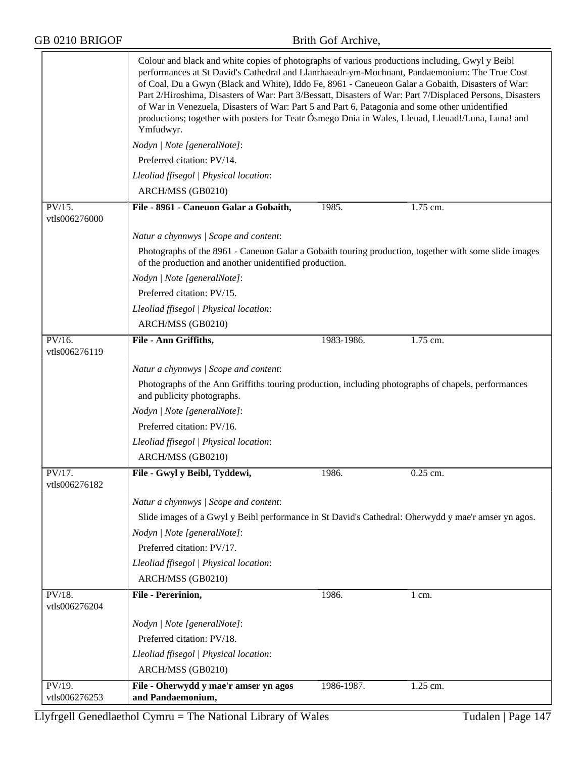Colour and black and white copies of photographs of various productions including, Gwyl y Beibl performances at St David's Cathedral and Llanrhaeadr-ym-Mochnant, Pandaemonium: The True Cost of Coal, Du a Gwyn (Black and White), Iddo Fe, 8961 - Caneueon Galar a Gobaith, Disasters of War: Part 2/Hiroshima, Disasters of War: Part 3/Bessatt, Disasters of War: Part 7/Displaced Persons, Disasters of War in Venezuela, Disasters of War: Part 5 and Part 6, Patagonia and some other unidentified productions; together with posters for Teatr Ósmego Dnia in Wales, Lleuad, Lleuad!/Luna, Luna! and Ymfudwyr.

*Nodyn | Note [generalNote]*:

Preferred citation: PV/14.

*Lleoliad ffisegol | Physical location*:

ARCH/MSS (GB0210)

---

PV/15. vtls006276000 | **File - 8961 - Caneuon Galar a Gobaith,** | 1985. | 1.75 cm.

*Natur a chynnwys | Scope and content*:

Photographs of the 8961 - Caneuon Galar a Gobaith touring production, together with some slide images of the production and another unidentified production.

*Nodyn | Note [generalNote]*:

Preferred citation: PV/15.

*Lleoliad ffisegol | Physical location*:

ARCH/MSS (GB0210)

---

PV/16. vtls006276119 | **File - Ann Griffiths,** | 1983-1986. | 1.75 cm.

*Natur a chynnwys | Scope and content*:

Photographs of the Ann Griffiths touring production, including photographs of chapels, performances and publicity photographs.

*Nodyn | Note [generalNote]*:

Preferred citation: PV/16.

*Lleoliad ffisegol | Physical location*:

ARCH/MSS (GB0210)

---

PV/17. vtls006276182 | **File - Gwyl y Beibl, Tyddewi,** | 1986. | 0.25 cm.

*Natur a chynnwys | Scope and content*:

Slide images of a Gwyl y Beibl performance in St David's Cathedral: Oherwydd y mae'r amser yn agos.

*Nodyn | Note [generalNote]*:

Preferred citation: PV/17.

*Lleoliad ffisegol | Physical location*:

ARCH/MSS (GB0210)

---

PV/18. vtls006276204 | **File - Pererinion,** | 1986. | 1 cm.

*Nodyn | Note [generalNote]*:

Preferred citation: PV/18.

*Lleoliad ffisegol | Physical location*:

ARCH/MSS (GB0210)

---

PV/19. vtls006276253 | **File - Oherwydd y mae'r amser yn agos and Pandaemonium,** | 1986-1987. | 1.25 cm.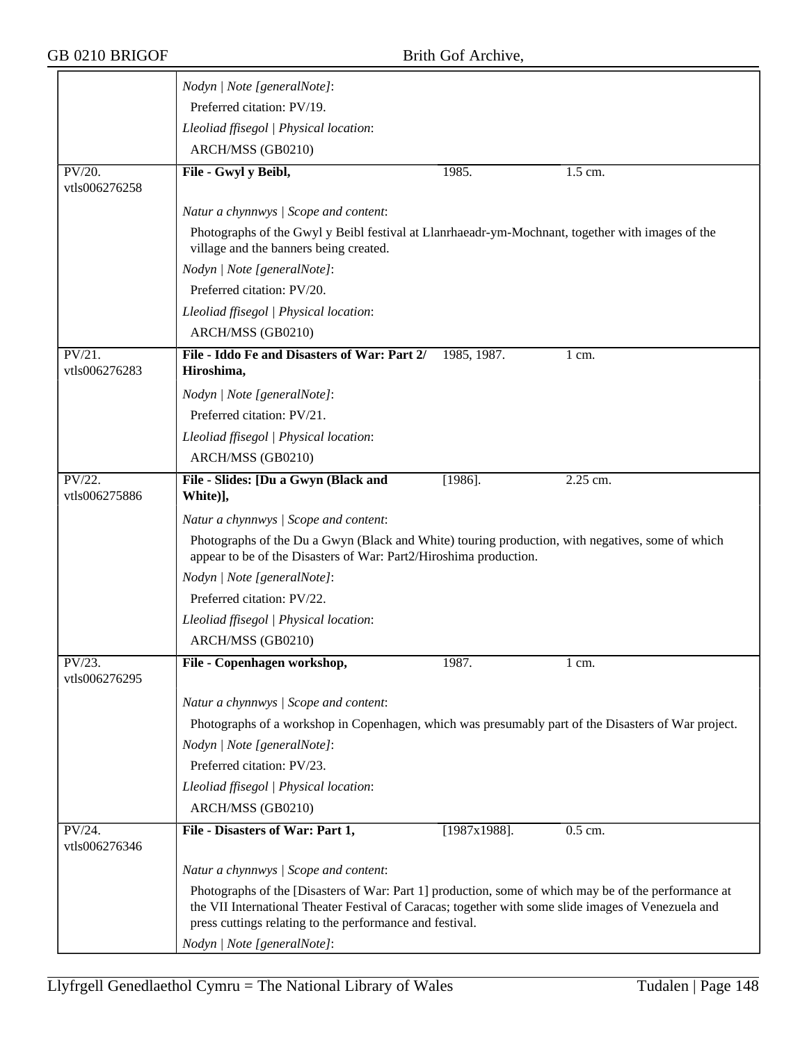*Nodyn | Note [generalNote]*:

Preferred citation: PV/19.

*Lleoliad ffisegol | Physical location*:

ARCH/MSS (GB0210)

| PV/20. vtls006276258 | **File - Gwyl y Beibl,** | 1985. | 1.5 cm. |
|---|---|---|---|

*Natur a chynnwys | Scope and content*:

Photographs of the Gwyl y Beibl festival at Llanrhaeadr-ym-Mochnant, together with images of the village and the banners being created.

*Nodyn | Note [generalNote]*:

Preferred citation: PV/20.

*Lleoliad ffisegol | Physical location*:

ARCH/MSS (GB0210)

| PV/21. vtls006276283 | **File - Iddo Fe and Disasters of War: Part 2/ Hiroshima,** | 1985, 1987. | 1 cm. |
|---|---|---|---|

*Nodyn | Note [generalNote]*:

Preferred citation: PV/21.

*Lleoliad ffisegol | Physical location*:

ARCH/MSS (GB0210)

| PV/22. vtls006275886 | **File - Slides: [Du a Gwyn (Black and White)],** | [1986]. | 2.25 cm. |
|---|---|---|---|

*Natur a chynnwys | Scope and content*:

Photographs of the Du a Gwyn (Black and White) touring production, with negatives, some of which appear to be of the Disasters of War: Part2/Hiroshima production.

*Nodyn | Note [generalNote]*:

Preferred citation: PV/22.

*Lleoliad ffisegol | Physical location*:

ARCH/MSS (GB0210)

| PV/23. vtls006276295 | **File - Copenhagen workshop,** | 1987. | 1 cm. |
|---|---|---|---|

*Natur a chynnwys | Scope and content*:

Photographs of a workshop in Copenhagen, which was presumably part of the Disasters of War project.

*Nodyn | Note [generalNote]*:

Preferred citation: PV/23.

*Lleoliad ffisegol | Physical location*:

ARCH/MSS (GB0210)

| PV/24. vtls006276346 | **File - Disasters of War: Part 1,** | [1987x1988]. | 0.5 cm. |
|---|---|---|---|

*Natur a chynnwys | Scope and content*:

Photographs of the [Disasters of War: Part 1] production, some of which may be of the performance at the VII International Theater Festival of Caracas; together with some slide images of Venezuela and press cuttings relating to the performance and festival.

*Nodyn | Note [generalNote]*: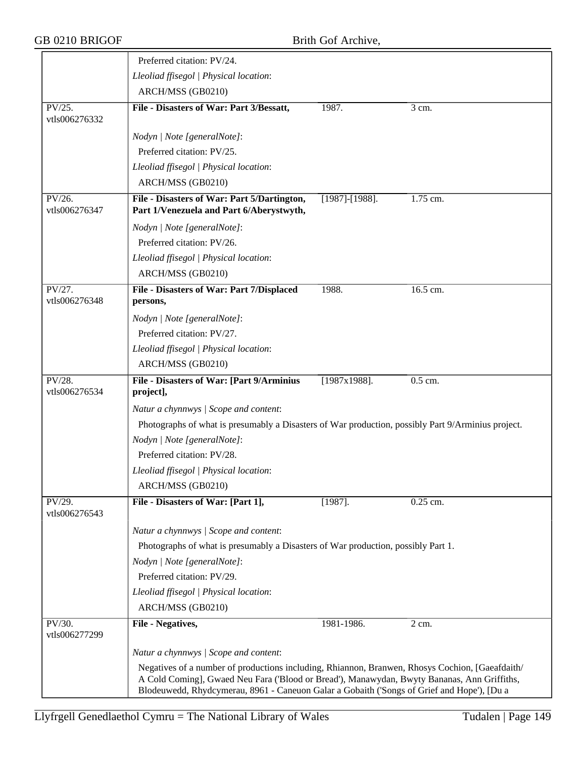| | | | |
|---|---|---|---|
| | Preferred citation: PV/24. | | |
| | *Lleoliad ffisegol \| Physical location*: | | |
| | ARCH/MSS (GB0210) | | |
| PV/25. vtls006276332 | **File - Disasters of War: Part 3/Bessatt,** | 1987. | 3 cm. |
| | *Nodyn \| Note [generalNote]*: | | |
| | Preferred citation: PV/25. | | |
| | *Lleoliad ffisegol \| Physical location*: | | |
| | ARCH/MSS (GB0210) | | |
| PV/26. vtls006276347 | **File - Disasters of War: Part 5/Dartington, Part 1/Venezuela and Part 6/Aberystwyth,** | [1987]-[1988]. | 1.75 cm. |
| | *Nodyn \| Note [generalNote]*: | | |
| | Preferred citation: PV/26. | | |
| | *Lleoliad ffisegol \| Physical location*: | | |
| | ARCH/MSS (GB0210) | | |
| PV/27. vtls006276348 | **File - Disasters of War: Part 7/Displaced persons,** | 1988. | 16.5 cm. |
| | *Nodyn \| Note [generalNote]*: | | |
| | Preferred citation: PV/27. | | |
| | *Lleoliad ffisegol \| Physical location*: | | |
| | ARCH/MSS (GB0210) | | |
| PV/28. vtls006276534 | **File - Disasters of War: [Part 9/Arminius project],** | [1987x1988]. | 0.5 cm. |
| | *Natur a chynnwys \| Scope and content*: | | |
| | Photographs of what is presumably a Disasters of War production, possibly Part 9/Arminius project. | | |
| | *Nodyn \| Note [generalNote]*: | | |
| | Preferred citation: PV/28. | | |
| | *Lleoliad ffisegol \| Physical location*: | | |
| | ARCH/MSS (GB0210) | | |
| PV/29. vtls006276543 | **File - Disasters of War: [Part 1],** | [1987]. | 0.25 cm. |
| | *Natur a chynnwys \| Scope and content*: | | |
| | Photographs of what is presumably a Disasters of War production, possibly Part 1. | | |
| | *Nodyn \| Note [generalNote]*: | | |
| | Preferred citation: PV/29. | | |
| | *Lleoliad ffisegol \| Physical location*: | | |
| | ARCH/MSS (GB0210) | | |
| PV/30. vtls006277299 | **File - Negatives,** | 1981-1986. | 2 cm. |
| | *Natur a chynnwys \| Scope and content*: | | |
| | Negatives of a number of productions including, Rhiannon, Branwen, Rhosys Cochion, [Gaeafdaith/ A Cold Coming], Gwaed Neu Fara ('Blood or Bread'), Manawydan, Bwyty Bananas, Ann Griffiths, Blodeuwedd, Rhydcymerau, 8961 - Caneuon Galar a Gobaith ('Songs of Grief and Hope'), [Du a | | |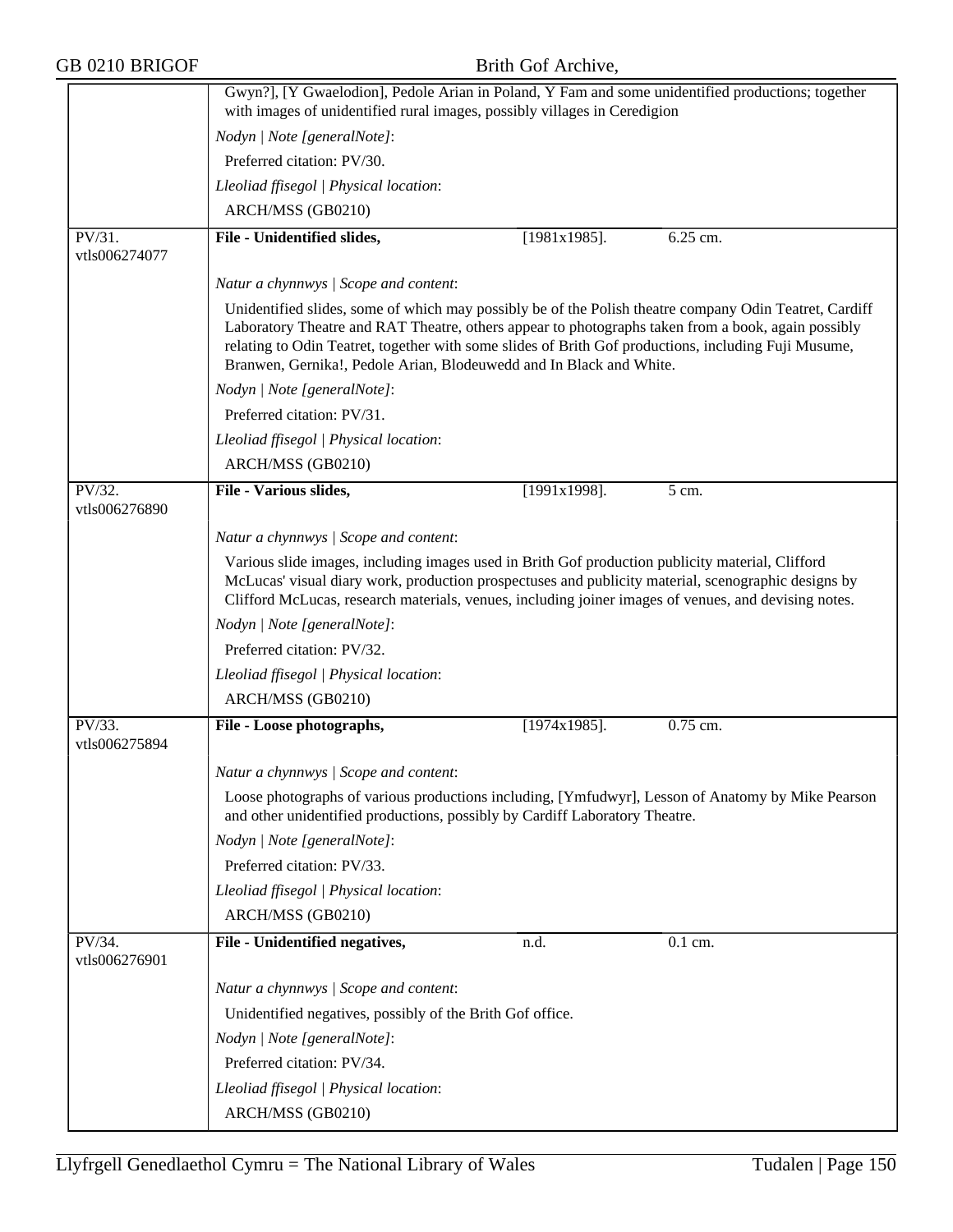Gwyn?], [Y Gwaelodion], Pedole Arian in Poland, Y Fam and some unidentified productions; together with images of unidentified rural images, possibly villages in Ceredigion

*Nodyn | Note [generalNote]*:

Preferred citation: PV/30.

*Lleoliad ffisegol | Physical location*:

ARCH/MSS (GB0210)

---

PV/31. vtls006274077

**File - Unidentified slides,** [1981x1985]. 6.25 cm.

*Natur a chynnwys | Scope and content*:

Unidentified slides, some of which may possibly be of the Polish theatre company Odin Teatret, Cardiff Laboratory Theatre and RAT Theatre, others appear to photographs taken from a book, again possibly relating to Odin Teatret, together with some slides of Brith Gof productions, including Fuji Musume, Branwen, Gernika!, Pedole Arian, Blodeuwedd and In Black and White.

*Nodyn | Note [generalNote]*:

Preferred citation: PV/31.

*Lleoliad ffisegol | Physical location*:

ARCH/MSS (GB0210)

---

PV/32. vtls006276890

**File - Various slides,** [1991x1998]. 5 cm.

*Natur a chynnwys | Scope and content*:

Various slide images, including images used in Brith Gof production publicity material, Clifford McLucas' visual diary work, production prospectuses and publicity material, scenographic designs by Clifford McLucas, research materials, venues, including joiner images of venues, and devising notes.

*Nodyn | Note [generalNote]*:

Preferred citation: PV/32.

*Lleoliad ffisegol | Physical location*:

ARCH/MSS (GB0210)

---

PV/33. vtls006275894

**File - Loose photographs,** [1974x1985]. 0.75 cm.

*Natur a chynnwys | Scope and content*:

Loose photographs of various productions including, [Ymfudwyr], Lesson of Anatomy by Mike Pearson and other unidentified productions, possibly by Cardiff Laboratory Theatre.

*Nodyn | Note [generalNote]*:

Preferred citation: PV/33.

*Lleoliad ffisegol | Physical location*:

ARCH/MSS (GB0210)

---

PV/34. vtls006276901

**File - Unidentified negatives,** n.d. 0.1 cm.

*Natur a chynnwys | Scope and content*:

Unidentified negatives, possibly of the Brith Gof office.

*Nodyn | Note [generalNote]*:

Preferred citation: PV/34.

*Lleoliad ffisegol | Physical location*:

ARCH/MSS (GB0210)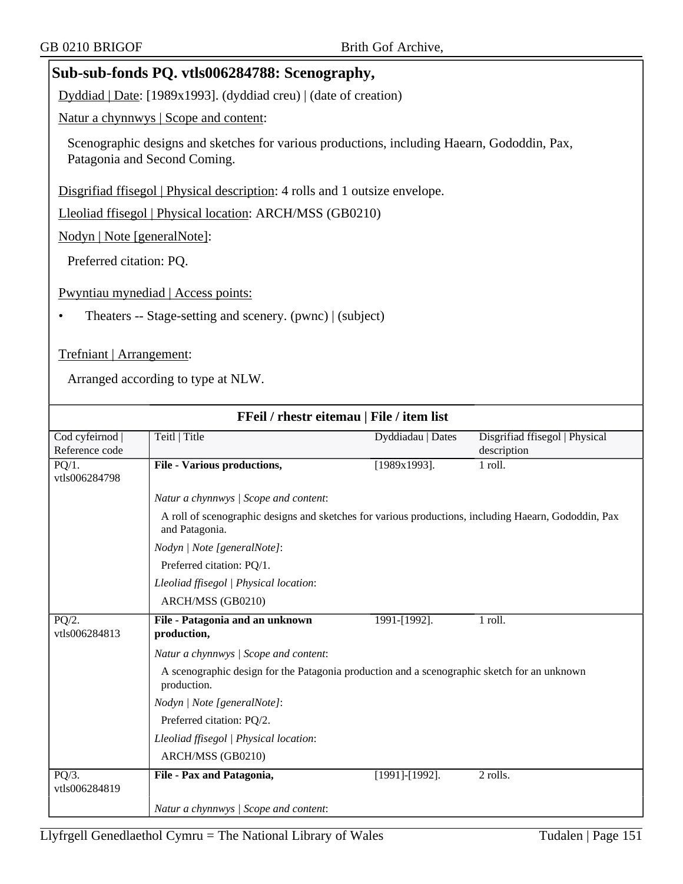## Sub-sub-fonds PQ. vtls006284788: Scenography,

Dyddiad | Date: [1989x1993]. (dyddiad creu) | (date of creation)

Natur a chynnwys | Scope and content:

Scenographic designs and sketches for various productions, including Haearn, Gododdin, Pax, Patagonia and Second Coming.

Disgrifiad ffisegol | Physical description: 4 rolls and 1 outsize envelope.

Lleoliad ffisegol | Physical location: ARCH/MSS (GB0210)

Nodyn | Note [generalNote]:

Preferred citation: PQ.

Pwyntiau mynediad | Access points:

- Theaters -- Stage-setting and scenery. (pwnc) | (subject)

Trefniant | Arrangement:

Arranged according to type at NLW.

**FFeil / rhestr eitemau | File / item list**

| Cod cyfeirnod \| Reference code | Teitl \| Title | Dyddiadau \| Dates | Disgrifiad ffisegol \| Physical description |
|---|---|---|---|
| PQ/1. vtls006284798 | **File - Various productions,** | [1989x1993]. | 1 roll. |
| | *Natur a chynnwys \| Scope and content*: A roll of scenographic designs and sketches for various productions, including Haearn, Gododdin, Pax and Patagonia. *Nodyn \| Note [generalNote]*: Preferred citation: PQ/1. *Lleoliad ffisegol \| Physical location*: ARCH/MSS (GB0210) | | |
| PQ/2. vtls006284813 | **File - Patagonia and an unknown production,** | 1991-[1992]. | 1 roll. |
| | *Natur a chynnwys \| Scope and content*: A scenographic design for the Patagonia production and a scenographic sketch for an unknown production. *Nodyn \| Note [generalNote]*: Preferred citation: PQ/2. *Lleoliad ffisegol \| Physical location*: ARCH/MSS (GB0210) | | |
| PQ/3. vtls006284819 | **File - Pax and Patagonia,** | [1991]-[1992]. | 2 rolls. |
| | *Natur a chynnwys \| Scope and content*: | | |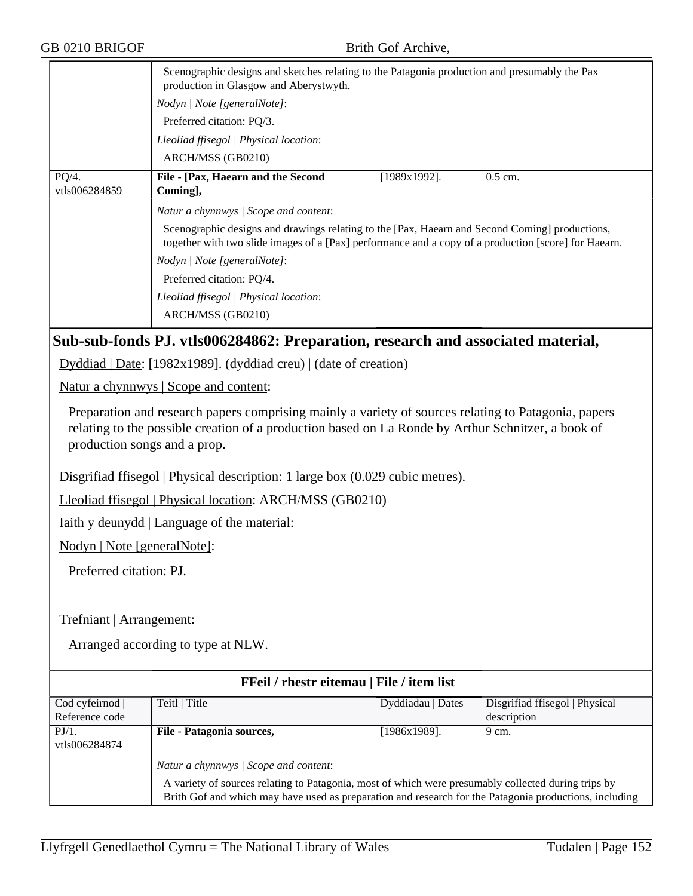| | Scenographic designs and sketches relating to the Patagonia production and presumably the Pax production in Glasgow and Aberystwyth. | | |
|---|---|---|---|
| | *Nodyn \| Note [generalNote]*: | | |
| | Preferred citation: PQ/3. | | |
| | *Lleoliad ffisegol \| Physical location*: | | |
| | ARCH/MSS (GB0210) | | |
| PQ/4. vtls006284859 | **File - [Pax, Haearn and the Second Coming],** | [1989x1992]. | 0.5 cm. |
| | *Natur a chynnwys \| Scope and content*: | | |
| | Scenographic designs and drawings relating to the [Pax, Haearn and Second Coming] productions, together with two slide images of a [Pax] performance and a copy of a production [score] for Haearn. | | |
| | *Nodyn \| Note [generalNote]*: | | |
| | Preferred citation: PQ/4. | | |
| | *Lleoliad ffisegol \| Physical location*: | | |
| | ARCH/MSS (GB0210) | | |

## Sub-sub-fonds PJ. vtls006284862: Preparation, research and associated material,

Dyddiad | Date: [1982x1989]. (dyddiad creu) | (date of creation)

Natur a chynnwys | Scope and content:

Preparation and research papers comprising mainly a variety of sources relating to Patagonia, papers relating to the possible creation of a production based on La Ronde by Arthur Schnitzer, a book of production songs and a prop.

Disgrifiad ffisegol | Physical description: 1 large box (0.029 cubic metres).

Lleoliad ffisegol | Physical location: ARCH/MSS (GB0210)

Iaith y deunydd | Language of the material:

Nodyn | Note [generalNote]:

Preferred citation: PJ.

Trefniant | Arrangement:

Arranged according to type at NLW.

**FFeil / rhestr eitemau | File / item list**

| Cod cyfeirnod \| Reference code | Teitl \| Title | Dyddiadau \| Dates | Disgrifiad ffisegol \| Physical description |
|---|---|---|---|
| PJ/1. vtls006284874 | **File - Patagonia sources,** | [1986x1989]. | 9 cm. |
| | *Natur a chynnwys \| Scope and content*: | | |
| | A variety of sources relating to Patagonia, most of which were presumably collected during trips by Brith Gof and which may have used as preparation and research for the Patagonia productions, including | | |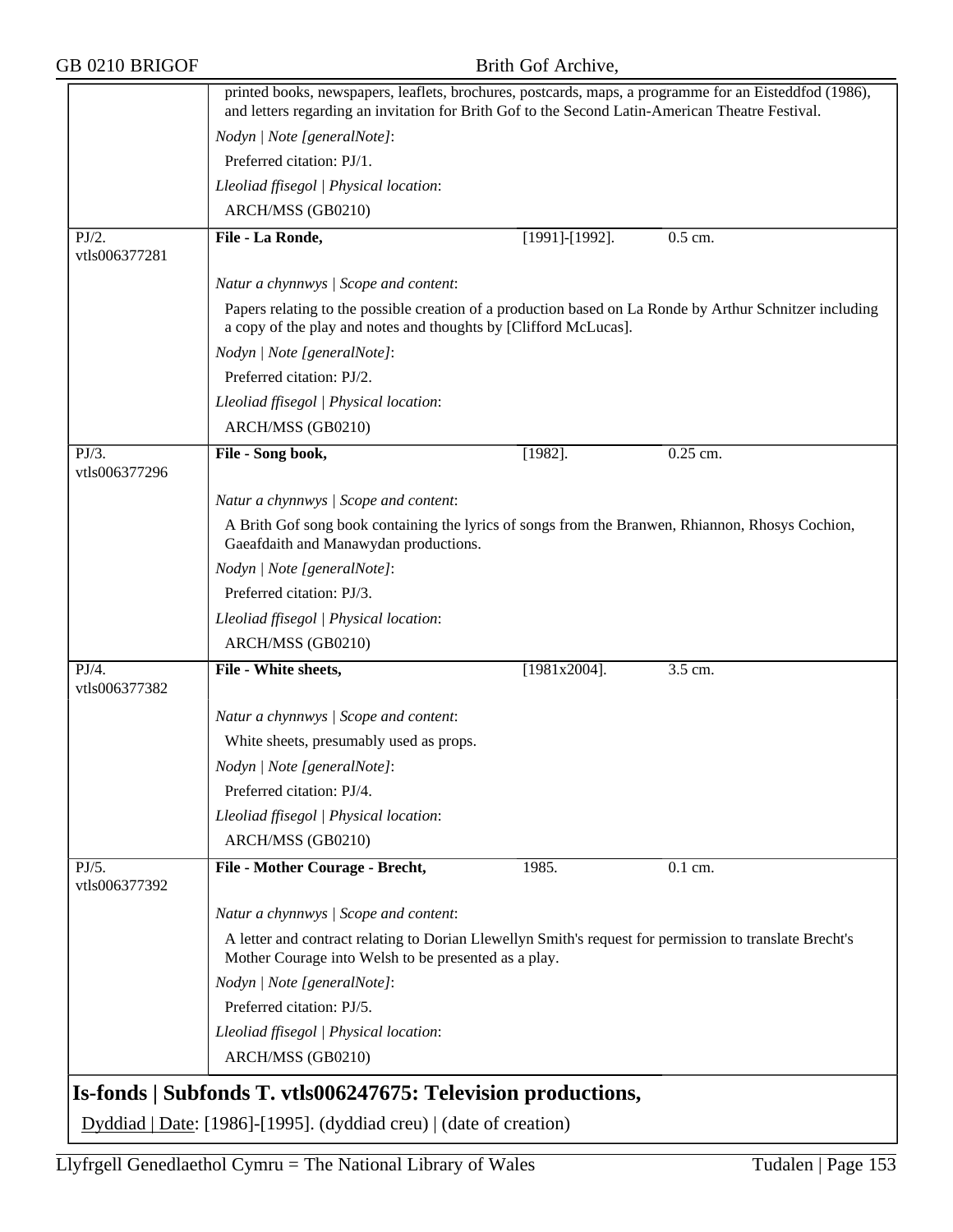printed books, newspapers, leaflets, brochures, postcards, maps, a programme for an Eisteddfod (1986), and letters regarding an invitation for Brith Gof to the Second Latin-American Theatre Festival.

*Nodyn | Note [generalNote]*:

Preferred citation: PJ/1.

*Lleoliad ffisegol | Physical location*:

ARCH/MSS (GB0210)

| | | | |
|---|---|---|---|
| PJ/2. vtls006377281 | **File - La Ronde,** | [1991]-[1992]. | 0.5 cm. |

*Natur a chynnwys | Scope and content*:

Papers relating to the possible creation of a production based on La Ronde by Arthur Schnitzer including a copy of the play and notes and thoughts by [Clifford McLucas].

*Nodyn | Note [generalNote]*:

Preferred citation: PJ/2.

*Lleoliad ffisegol | Physical location*:

ARCH/MSS (GB0210)

| | | | |
|---|---|---|---|
| PJ/3. vtls006377296 | **File - Song book,** | [1982]. | 0.25 cm. |

*Natur a chynnwys | Scope and content*:

A Brith Gof song book containing the lyrics of songs from the Branwen, Rhiannon, Rhosys Cochion, Gaeafdaith and Manawydan productions.

*Nodyn | Note [generalNote]*:

Preferred citation: PJ/3.

*Lleoliad ffisegol | Physical location*:

ARCH/MSS (GB0210)

| | | | |
|---|---|---|---|
| PJ/4. vtls006377382 | **File - White sheets,** | [1981x2004]. | 3.5 cm. |

*Natur a chynnwys | Scope and content*:

White sheets, presumably used as props.

*Nodyn | Note [generalNote]*:

Preferred citation: PJ/4.

*Lleoliad ffisegol | Physical location*:

ARCH/MSS (GB0210)

| | | | |
|---|---|---|---|
| PJ/5. vtls006377392 | **File - Mother Courage - Brecht,** | 1985. | 0.1 cm. |

*Natur a chynnwys | Scope and content*:

A letter and contract relating to Dorian Llewellyn Smith's request for permission to translate Brecht's Mother Courage into Welsh to be presented as a play.

*Nodyn | Note [generalNote]*:

Preferred citation: PJ/5.

*Lleoliad ffisegol | Physical location*:

ARCH/MSS (GB0210)

## Is-fonds | Subfonds T. vtls006247675: Television productions,

Dyddiad | Date: [1986]-[1995]. (dyddiad creu) | (date of creation)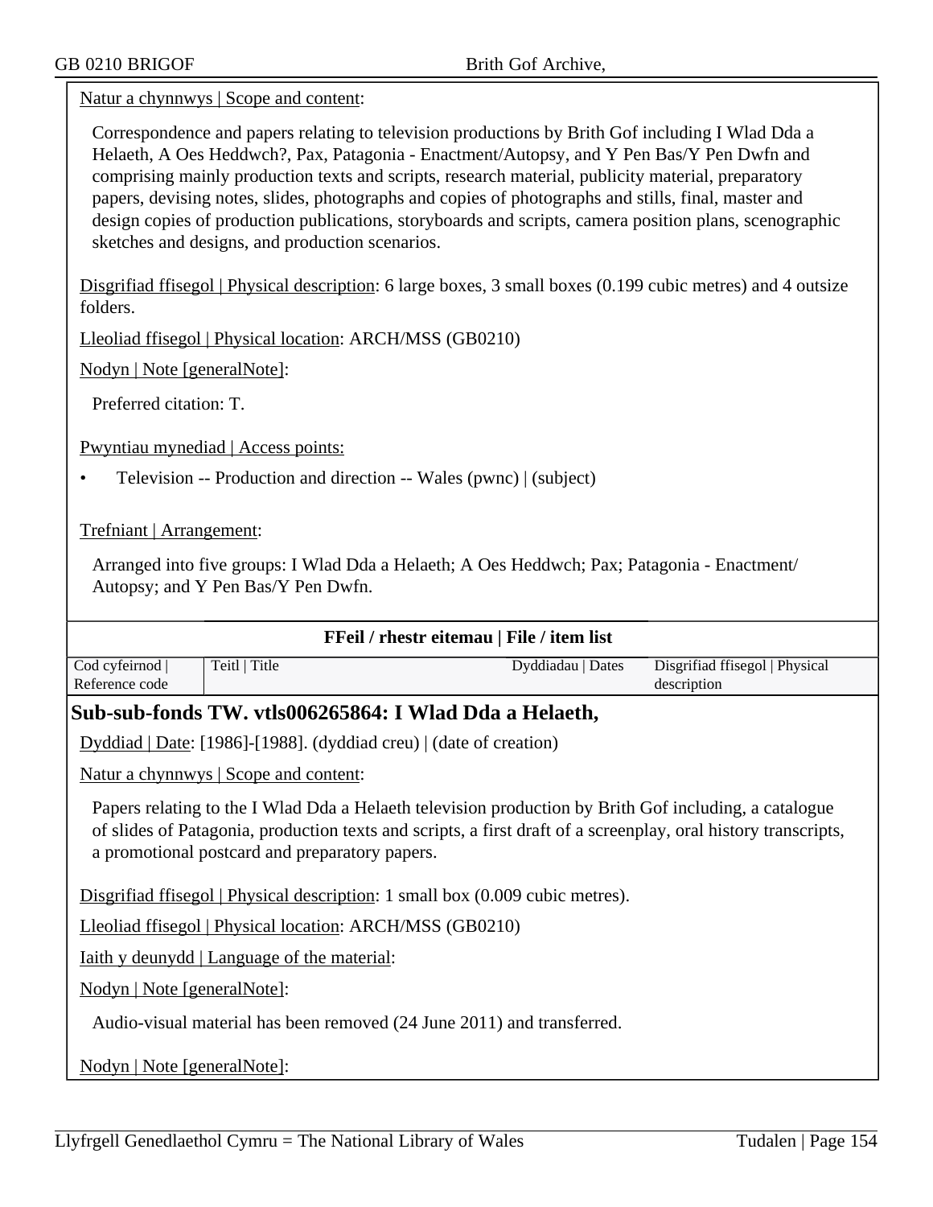Natur a chynnwys | Scope and content:

Correspondence and papers relating to television productions by Brith Gof including I Wlad Dda a Helaeth, A Oes Heddwch?, Pax, Patagonia - Enactment/Autopsy, and Y Pen Bas/Y Pen Dwfn and comprising mainly production texts and scripts, research material, publicity material, preparatory papers, devising notes, slides, photographs and copies of photographs and stills, final, master and design copies of production publications, storyboards and scripts, camera position plans, scenographic sketches and designs, and production scenarios.

Disgrifiad ffisegol | Physical description: 6 large boxes, 3 small boxes (0.199 cubic metres) and 4 outsize folders.

Lleoliad ffisegol | Physical location: ARCH/MSS (GB0210)

Nodyn | Note [generalNote]:

Preferred citation: T.

Pwyntiau mynediad | Access points:

- Television -- Production and direction -- Wales (pwnc) | (subject)

Trefniant | Arrangement:

Arranged into five groups: I Wlad Dda a Helaeth; A Oes Heddwch; Pax; Patagonia - Enactment/ Autopsy; and Y Pen Bas/Y Pen Dwfn.

**FFeil / rhestr eitemau | File / item list**

| Cod cyfeirnod \| Reference code | Teitl \| Title | Dyddiadau \| Dates | Disgrifiad ffisegol \| Physical description |
|---|---|---|---|

## Sub-sub-fonds TW. vtls006265864: I Wlad Dda a Helaeth,

Dyddiad | Date: [1986]-[1988]. (dyddiad creu) | (date of creation)

Natur a chynnwys | Scope and content:

Papers relating to the I Wlad Dda a Helaeth television production by Brith Gof including, a catalogue of slides of Patagonia, production texts and scripts, a first draft of a screenplay, oral history transcripts, a promotional postcard and preparatory papers.

Disgrifiad ffisegol | Physical description: 1 small box (0.009 cubic metres).

Lleoliad ffisegol | Physical location: ARCH/MSS (GB0210)

Iaith y deunydd | Language of the material:

Nodyn | Note [generalNote]:

Audio-visual material has been removed (24 June 2011) and transferred.

Nodyn | Note [generalNote]: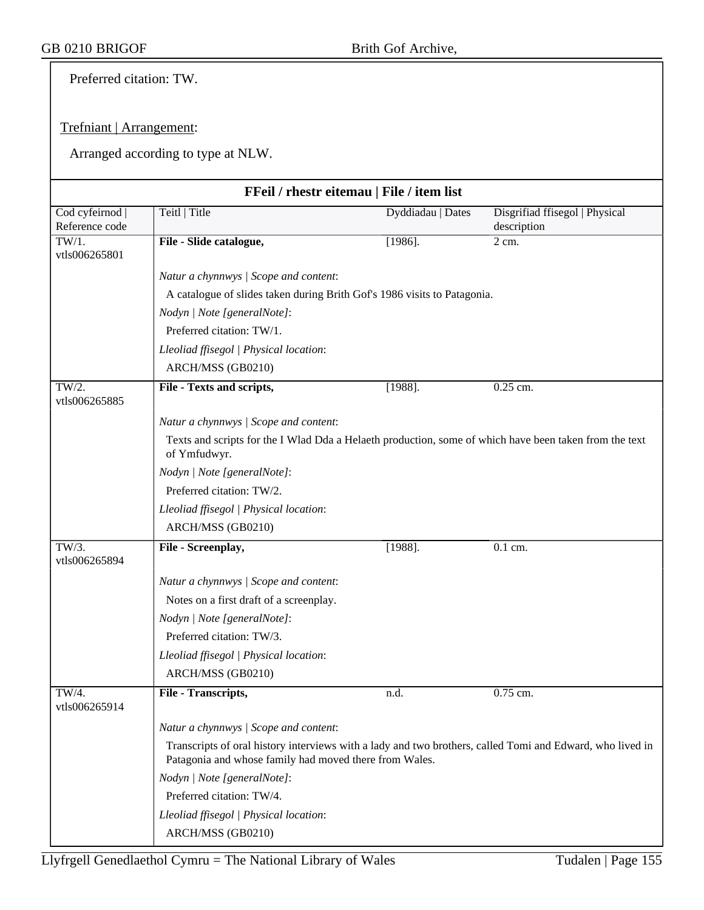Preferred citation: TW.

Trefniant | Arrangement:

Arranged according to type at NLW.

## FFeil / rhestr eitemau | File / item list

| Cod cyfeirnod \| Reference code | Teitl \| Title | Dyddiadau \| Dates | Disgrifiad ffisegol \| Physical description |
|---|---|---|---|
| TW/1. vtls006265801 | **File - Slide catalogue,** | [1986]. | 2 cm. |

*Natur a chynnwys | Scope and content*:

A catalogue of slides taken during Brith Gof's 1986 visits to Patagonia.

*Nodyn | Note [generalNote]*:

Preferred citation: TW/1.

*Lleoliad ffisegol | Physical location*:

ARCH/MSS (GB0210)

| Cod cyfeirnod \| Reference code | Teitl \| Title | Dyddiadau \| Dates | Disgrifiad ffisegol \| Physical description |
|---|---|---|---|
| TW/2. vtls006265885 | **File - Texts and scripts,** | [1988]. | 0.25 cm. |

*Natur a chynnwys | Scope and content*:

Texts and scripts for the I Wlad Dda a Helaeth production, some of which have been taken from the text of Ymfudwyr.

*Nodyn | Note [generalNote]*:

Preferred citation: TW/2.

*Lleoliad ffisegol | Physical location*:

ARCH/MSS (GB0210)

| Cod cyfeirnod \| Reference code | Teitl \| Title | Dyddiadau \| Dates | Disgrifiad ffisegol \| Physical description |
|---|---|---|---|
| TW/3. vtls006265894 | **File - Screenplay,** | [1988]. | 0.1 cm. |

*Natur a chynnwys | Scope and content*:

Notes on a first draft of a screenplay.

*Nodyn | Note [generalNote]*:

Preferred citation: TW/3.

*Lleoliad ffisegol | Physical location*:

ARCH/MSS (GB0210)

| Cod cyfeirnod \| Reference code | Teitl \| Title | Dyddiadau \| Dates | Disgrifiad ffisegol \| Physical description |
|---|---|---|---|
| TW/4. vtls006265914 | **File - Transcripts,** | n.d. | 0.75 cm. |

*Natur a chynnwys | Scope and content*:

Transcripts of oral history interviews with a lady and two brothers, called Tomi and Edward, who lived in Patagonia and whose family had moved there from Wales.

*Nodyn | Note [generalNote]*:

Preferred citation: TW/4.

*Lleoliad ffisegol | Physical location*:

ARCH/MSS (GB0210)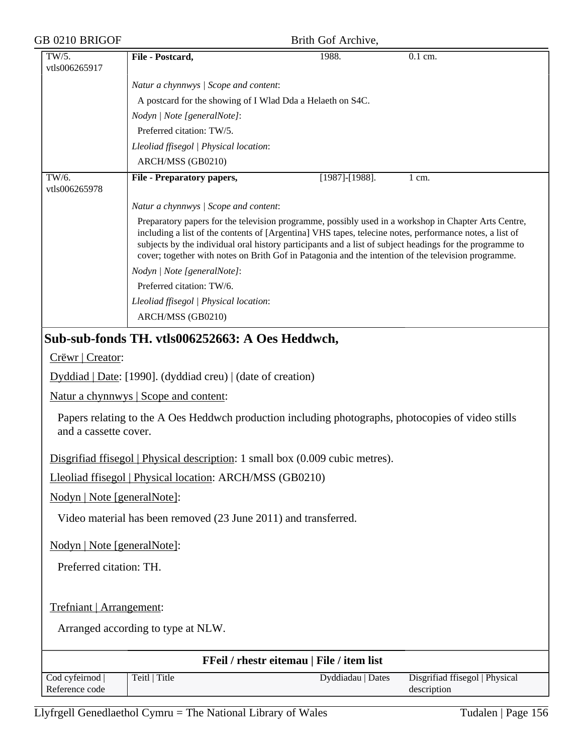| TW/5. vtls006265917 | **File - Postcard,** | 1988. | 0.1 cm. |
|---|---|---|---|
| | *Natur a chynnwys \| Scope and content*: A postcard for the showing of I Wlad Dda a Helaeth on S4C. *Nodyn \| Note [generalNote]*: Preferred citation: TW/5. *Lleoliad ffisegol \| Physical location*: ARCH/MSS (GB0210) | | |
| TW/6. vtls006265978 | **File - Preparatory papers,** | [1987]-[1988]. | 1 cm. |
| | *Natur a chynnwys \| Scope and content*: Preparatory papers for the television programme, possibly used in a workshop in Chapter Arts Centre, including a list of the contents of [Argentina] VHS tapes, telecine notes, performance notes, a list of subjects by the individual oral history participants and a list of subject headings for the programme to cover; together with notes on Brith Gof in Patagonia and the intention of the television programme. *Nodyn \| Note [generalNote]*: Preferred citation: TW/6. *Lleoliad ffisegol \| Physical location*: ARCH/MSS (GB0210) | | |

## Sub-sub-fonds TH. vtls006252663: A Oes Heddwch,

Crëwr | Creator:

Dyddiad | Date: [1990]. (dyddiad creu) | (date of creation)

Natur a chynnwys | Scope and content:

Papers relating to the A Oes Heddwch production including photographs, photocopies of video stills and a cassette cover.

Disgrifiad ffisegol | Physical description: 1 small box (0.009 cubic metres).

Lleoliad ffisegol | Physical location: ARCH/MSS (GB0210)

Nodyn | Note [generalNote]:

Video material has been removed (23 June 2011) and transferred.

Nodyn | Note [generalNote]:

Preferred citation: TH.

Trefniant | Arrangement:

Arranged according to type at NLW.

**FFeil / rhestr eitemau | File / item list**

| Cod cyfeirnod \| Reference code | Teitl \| Title | Dyddiadau \| Dates | Disgrifiad ffisegol \| Physical description |
|---|---|---|---|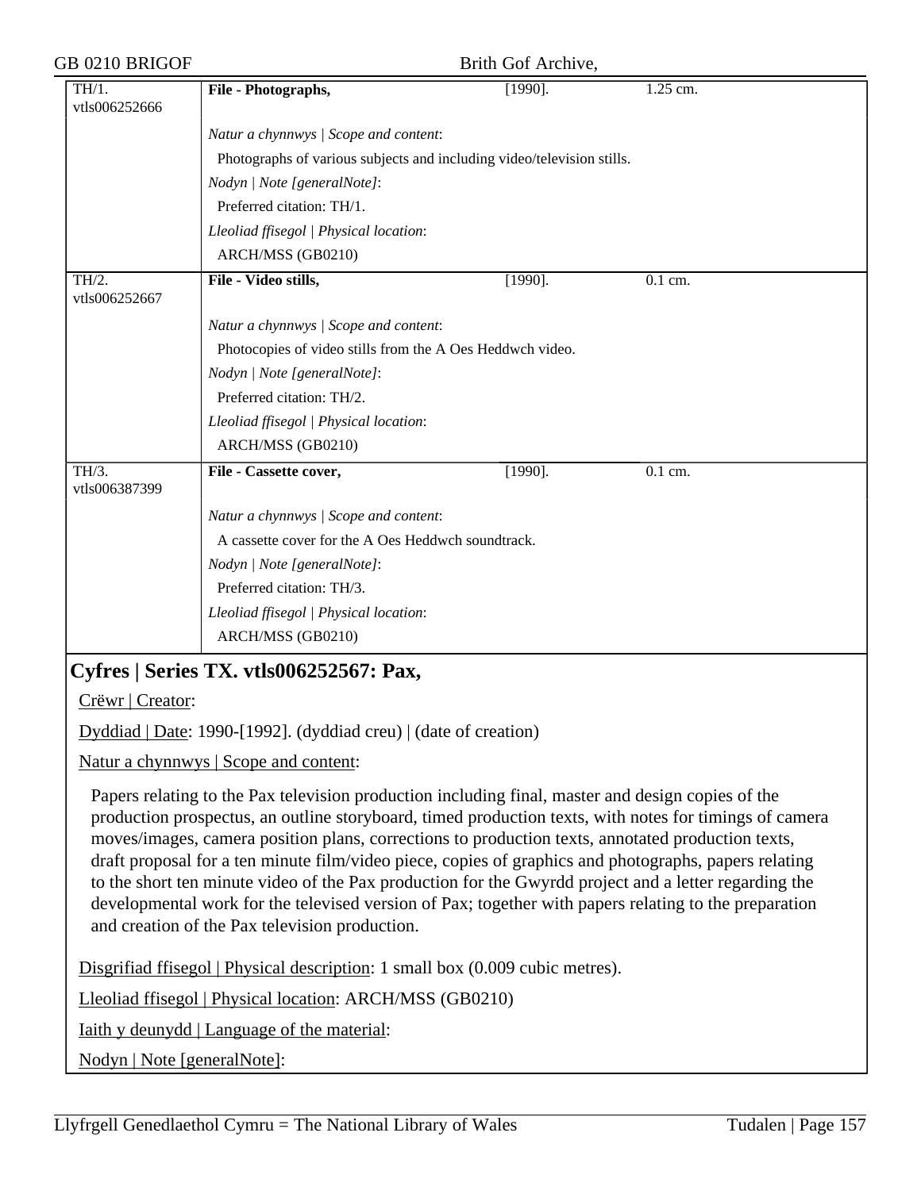| TH/1. vtls006252666 | **File - Photographs,** | [1990]. | 1.25 cm. |
|---|---|---|---|
| | *Natur a chynnwys \| Scope and content*: | | |
| | Photographs of various subjects and including video/television stills. | | |
| | *Nodyn \| Note [generalNote]*: | | |
| | Preferred citation: TH/1. | | |
| | *Lleoliad ffisegol \| Physical location*: | | |
| | ARCH/MSS (GB0210) | | |
| TH/2. vtls006252667 | **File - Video stills,** | [1990]. | 0.1 cm. |
| | *Natur a chynnwys \| Scope and content*: | | |
| | Photocopies of video stills from the A Oes Heddwch video. | | |
| | *Nodyn \| Note [generalNote]*: | | |
| | Preferred citation: TH/2. | | |
| | *Lleoliad ffisegol \| Physical location*: | | |
| | ARCH/MSS (GB0210) | | |
| TH/3. vtls006387399 | **File - Cassette cover,** | [1990]. | 0.1 cm. |
| | *Natur a chynnwys \| Scope and content*: | | |
| | A cassette cover for the A Oes Heddwch soundtrack. | | |
| | *Nodyn \| Note [generalNote]*: | | |
| | Preferred citation: TH/3. | | |
| | *Lleoliad ffisegol \| Physical location*: | | |
| | ARCH/MSS (GB0210) | | |

## Cyfres | Series TX. vtls006252567: Pax,

Crëwr | Creator:

Dyddiad | Date: 1990-[1992]. (dyddiad creu) | (date of creation)

Natur a chynnwys | Scope and content:

Papers relating to the Pax television production including final, master and design copies of the production prospectus, an outline storyboard, timed production texts, with notes for timings of camera moves/images, camera position plans, corrections to production texts, annotated production texts, draft proposal for a ten minute film/video piece, copies of graphics and photographs, papers relating to the short ten minute video of the Pax production for the Gwyrdd project and a letter regarding the developmental work for the televised version of Pax; together with papers relating to the preparation and creation of the Pax television production.

Disgrifiad ffisegol | Physical description: 1 small box (0.009 cubic metres).

Lleoliad ffisegol | Physical location: ARCH/MSS (GB0210)

Iaith y deunydd | Language of the material:

Nodyn | Note [generalNote]: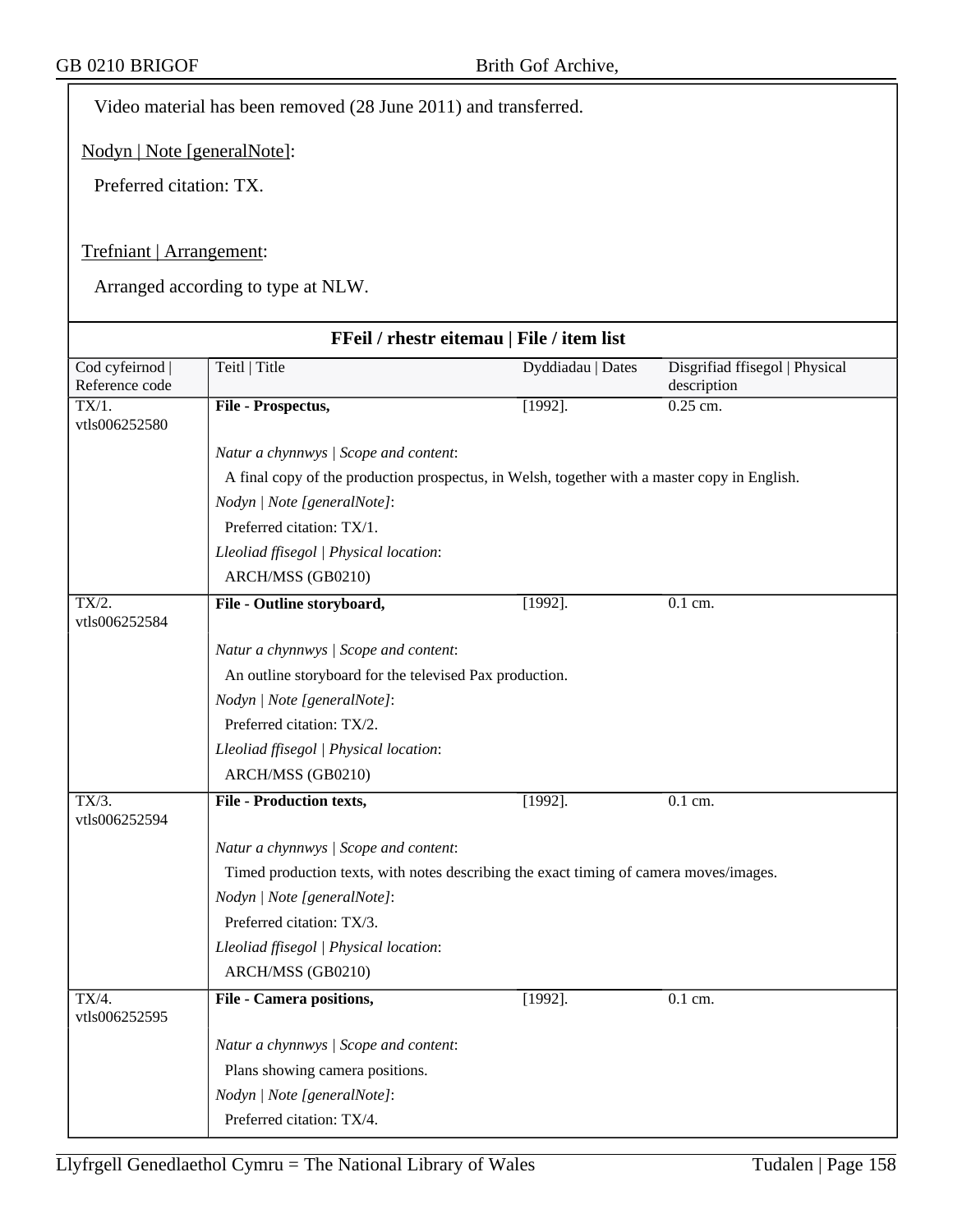Video material has been removed (28 June 2011) and transferred.

Nodyn | Note [generalNote]:

Preferred citation: TX.

Trefniant | Arrangement:

Arranged according to type at NLW.

**FFeil / rhestr eitemau | File / item list**

| Cod cyfeirnod \| Reference code | Teitl \| Title | Dyddiadau \| Dates | Disgrifiad ffisegol \| Physical description |
|---|---|---|---|
| TX/1. vtls006252580 | **File - Prospectus,** | [1992]. | 0.25 cm. |
| | *Natur a chynnwys \| Scope and content*: A final copy of the production prospectus, in Welsh, together with a master copy in English. *Nodyn \| Note [generalNote]*: Preferred citation: TX/1. *Lleoliad ffisegol \| Physical location*: ARCH/MSS (GB0210) | | |
| TX/2. vtls006252584 | **File - Outline storyboard,** | [1992]. | 0.1 cm. |
| | *Natur a chynnwys \| Scope and content*: An outline storyboard for the televised Pax production. *Nodyn \| Note [generalNote]*: Preferred citation: TX/2. *Lleoliad ffisegol \| Physical location*: ARCH/MSS (GB0210) | | |
| TX/3. vtls006252594 | **File - Production texts,** | [1992]. | 0.1 cm. |
| | *Natur a chynnwys \| Scope and content*: Timed production texts, with notes describing the exact timing of camera moves/images. *Nodyn \| Note [generalNote]*: Preferred citation: TX/3. *Lleoliad ffisegol \| Physical location*: ARCH/MSS (GB0210) | | |
| TX/4. vtls006252595 | **File - Camera positions,** | [1992]. | 0.1 cm. |
| | *Natur a chynnwys \| Scope and content*: Plans showing camera positions. *Nodyn \| Note [generalNote]*: Preferred citation: TX/4. | | |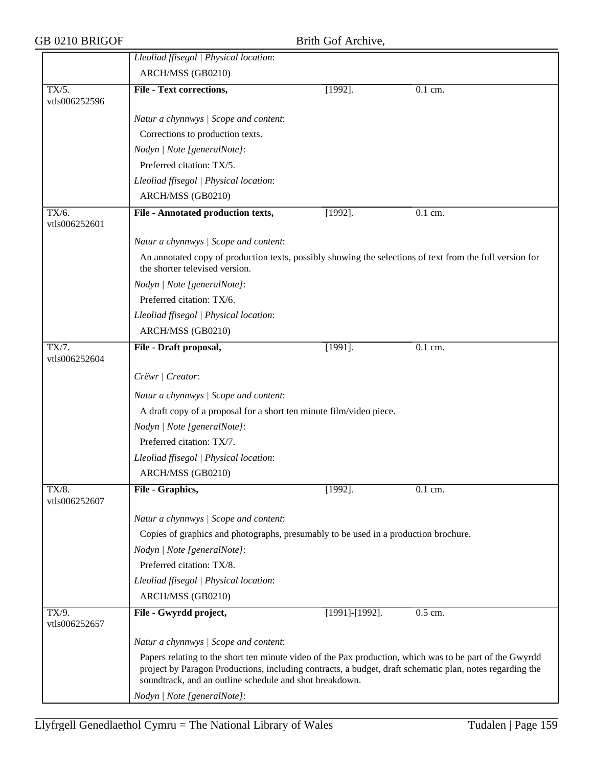| | | | |
|---|---|---|---|
| | *Lleoliad ffisegol \| Physical location*: | | |
| | ARCH/MSS (GB0210) | | |
| TX/5. vtls006252596 | **File - Text corrections,** | [1992]. | 0.1 cm. |
| | *Natur a chynnwys \| Scope and content*: | | |
| | Corrections to production texts. | | |
| | *Nodyn \| Note [generalNote]*: | | |
| | Preferred citation: TX/5. | | |
| | *Lleoliad ffisegol \| Physical location*: | | |
| | ARCH/MSS (GB0210) | | |
| TX/6. vtls006252601 | **File - Annotated production texts,** | [1992]. | 0.1 cm. |
| | *Natur a chynnwys \| Scope and content*: | | |
| | An annotated copy of production texts, possibly showing the selections of text from the full version for the shorter televised version. | | |
| | *Nodyn \| Note [generalNote]*: | | |
| | Preferred citation: TX/6. | | |
| | *Lleoliad ffisegol \| Physical location*: | | |
| | ARCH/MSS (GB0210) | | |
| TX/7. vtls006252604 | **File - Draft proposal,** | [1991]. | 0.1 cm. |
| | *Crëwr \| Creator*: | | |
| | *Natur a chynnwys \| Scope and content*: | | |
| | A draft copy of a proposal for a short ten minute film/video piece. | | |
| | *Nodyn \| Note [generalNote]*: | | |
| | Preferred citation: TX/7. | | |
| | *Lleoliad ffisegol \| Physical location*: | | |
| | ARCH/MSS (GB0210) | | |
| TX/8. vtls006252607 | **File - Graphics,** | [1992]. | 0.1 cm. |
| | *Natur a chynnwys \| Scope and content*: | | |
| | Copies of graphics and photographs, presumably to be used in a production brochure. | | |
| | *Nodyn \| Note [generalNote]*: | | |
| | Preferred citation: TX/8. | | |
| | *Lleoliad ffisegol \| Physical location*: | | |
| | ARCH/MSS (GB0210) | | |
| TX/9. vtls006252657 | **File - Gwyrdd project,** | [1991]-[1992]. | 0.5 cm. |
| | *Natur a chynnwys \| Scope and content*: | | |
| | Papers relating to the short ten minute video of the Pax production, which was to be part of the Gwyrdd project by Paragon Productions, including contracts, a budget, draft schematic plan, notes regarding the soundtrack, and an outline schedule and shot breakdown. | | |
| | *Nodyn \| Note [generalNote]*: | | |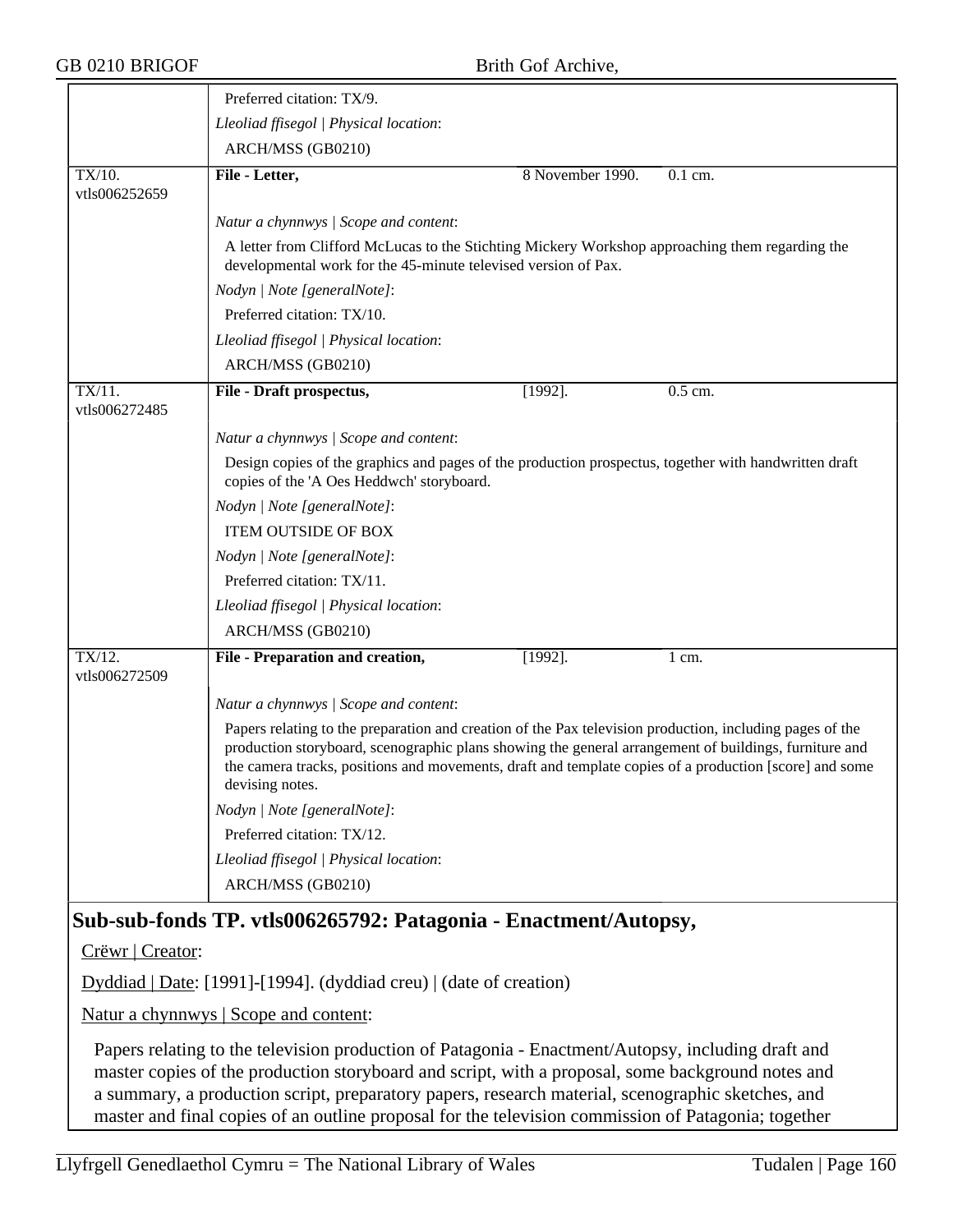Preferred citation: TX/9.

*Lleoliad ffisegol | Physical location*:

ARCH/MSS (GB0210)

| | | | |
|---|---|---|---|
| TX/10. vtls006252659 | **File - Letter,** | 8 November 1990. | 0.1 cm. |

*Natur a chynnwys | Scope and content*:

A letter from Clifford McLucas to the Stichting Mickery Workshop approaching them regarding the developmental work for the 45-minute televised version of Pax.

*Nodyn | Note [generalNote]*:

Preferred citation: TX/10.

*Lleoliad ffisegol | Physical location*:

ARCH/MSS (GB0210)

| | | | |
|---|---|---|---|
| TX/11. vtls006272485 | **File - Draft prospectus,** | [1992]. | 0.5 cm. |

*Natur a chynnwys | Scope and content*:

Design copies of the graphics and pages of the production prospectus, together with handwritten draft copies of the 'A Oes Heddwch' storyboard.

*Nodyn | Note [generalNote]*:

ITEM OUTSIDE OF BOX

*Nodyn | Note [generalNote]*:

Preferred citation: TX/11.

*Lleoliad ffisegol | Physical location*:

ARCH/MSS (GB0210)

| | | | |
|---|---|---|---|
| TX/12. vtls006272509 | **File - Preparation and creation,** | [1992]. | 1 cm. |

*Natur a chynnwys | Scope and content*:

Papers relating to the preparation and creation of the Pax television production, including pages of the production storyboard, scenographic plans showing the general arrangement of buildings, furniture and the camera tracks, positions and movements, draft and template copies of a production [score] and some devising notes.

*Nodyn | Note [generalNote]*:

Preferred citation: TX/12.

*Lleoliad ffisegol | Physical location*:

ARCH/MSS (GB0210)

## Sub-sub-fonds TP. vtls006265792: Patagonia - Enactment/Autopsy,

Crëwr | Creator:

Dyddiad | Date: [1991]-[1994]. (dyddiad creu) | (date of creation)

Natur a chynnwys | Scope and content:

Papers relating to the television production of Patagonia - Enactment/Autopsy, including draft and master copies of the production storyboard and script, with a proposal, some background notes and a summary, a production script, preparatory papers, research material, scenographic sketches, and master and final copies of an outline proposal for the television commission of Patagonia; together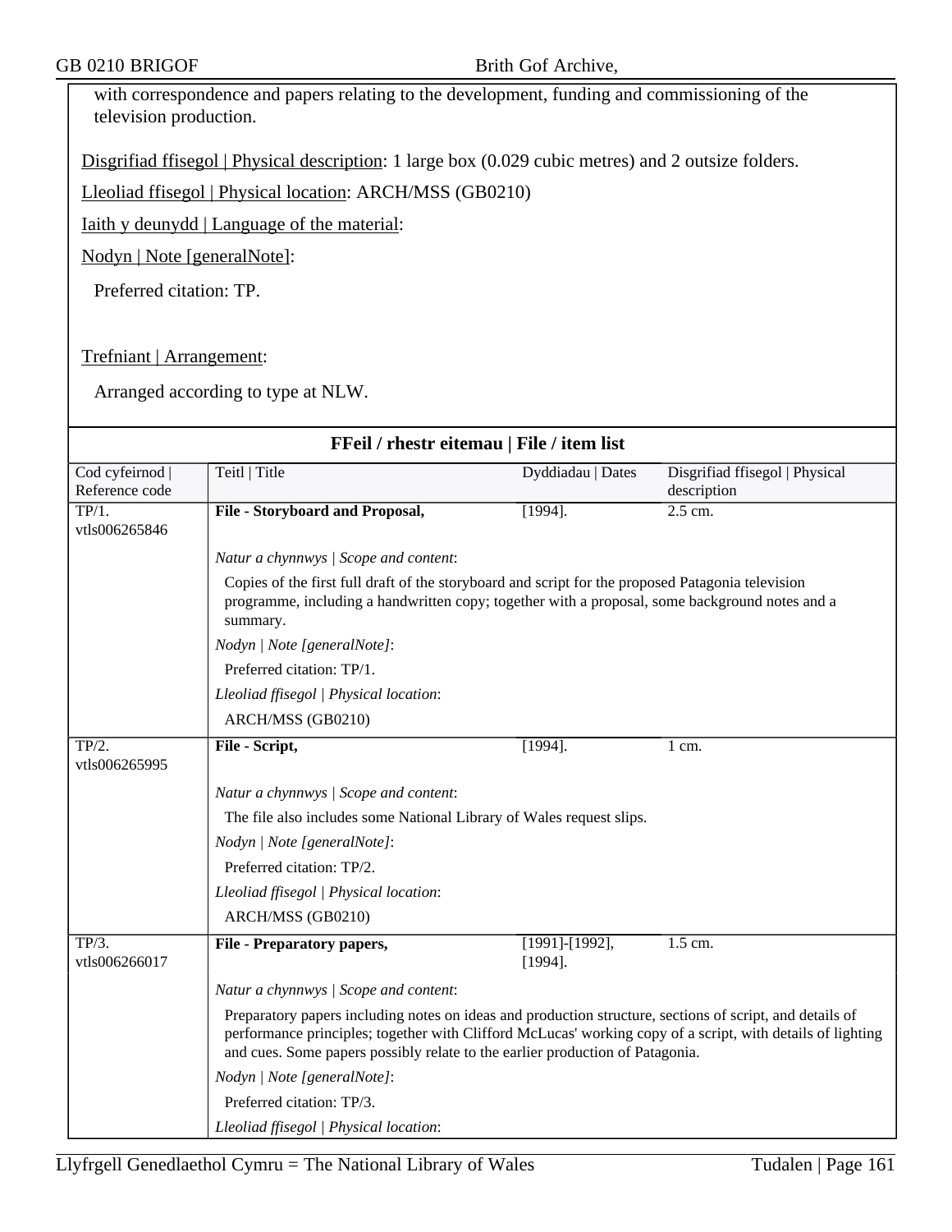with correspondence and papers relating to the development, funding and commissioning of the television production.

Disgrifiad ffisegol | Physical description: 1 large box (0.029 cubic metres) and 2 outsize folders.

Lleoliad ffisegol | Physical location: ARCH/MSS (GB0210)

Iaith y deunydd | Language of the material:

Nodyn | Note [generalNote]:

Preferred citation: TP.

Trefniant | Arrangement:

Arranged according to type at NLW.

## FFeil / rhestr eitemau | File / item list

| Cod cyfeirnod \| Reference code | Teitl \| Title | Dyddiadau \| Dates | Disgrifiad ffisegol \| Physical description |
|---|---|---|---|
| TP/1. vtls006265846 | **File - Storyboard and Proposal,** | [1994]. | 2.5 cm. |
| | *Natur a chynnwys \| Scope and content*: Copies of the first full draft of the storyboard and script for the proposed Patagonia television programme, including a handwritten copy; together with a proposal, some background notes and a summary. *Nodyn \| Note [generalNote]*: Preferred citation: TP/1. *Lleoliad ffisegol \| Physical location*: ARCH/MSS (GB0210) | | |
| TP/2. vtls006265995 | **File - Script,** | [1994]. | 1 cm. |
| | *Natur a chynnwys \| Scope and content*: The file also includes some National Library of Wales request slips. *Nodyn \| Note [generalNote]*: Preferred citation: TP/2. *Lleoliad ffisegol \| Physical location*: ARCH/MSS (GB0210) | | |
| TP/3. vtls006266017 | **File - Preparatory papers,** | [1991]-[1992], [1994]. | 1.5 cm. |
| | *Natur a chynnwys \| Scope and content*: Preparatory papers including notes on ideas and production structure, sections of script, and details of performance principles; together with Clifford McLucas' working copy of a script, with details of lighting and cues. Some papers possibly relate to the earlier production of Patagonia. *Nodyn \| Note [generalNote]*: Preferred citation: TP/3. *Lleoliad ffisegol \| Physical location*: | | |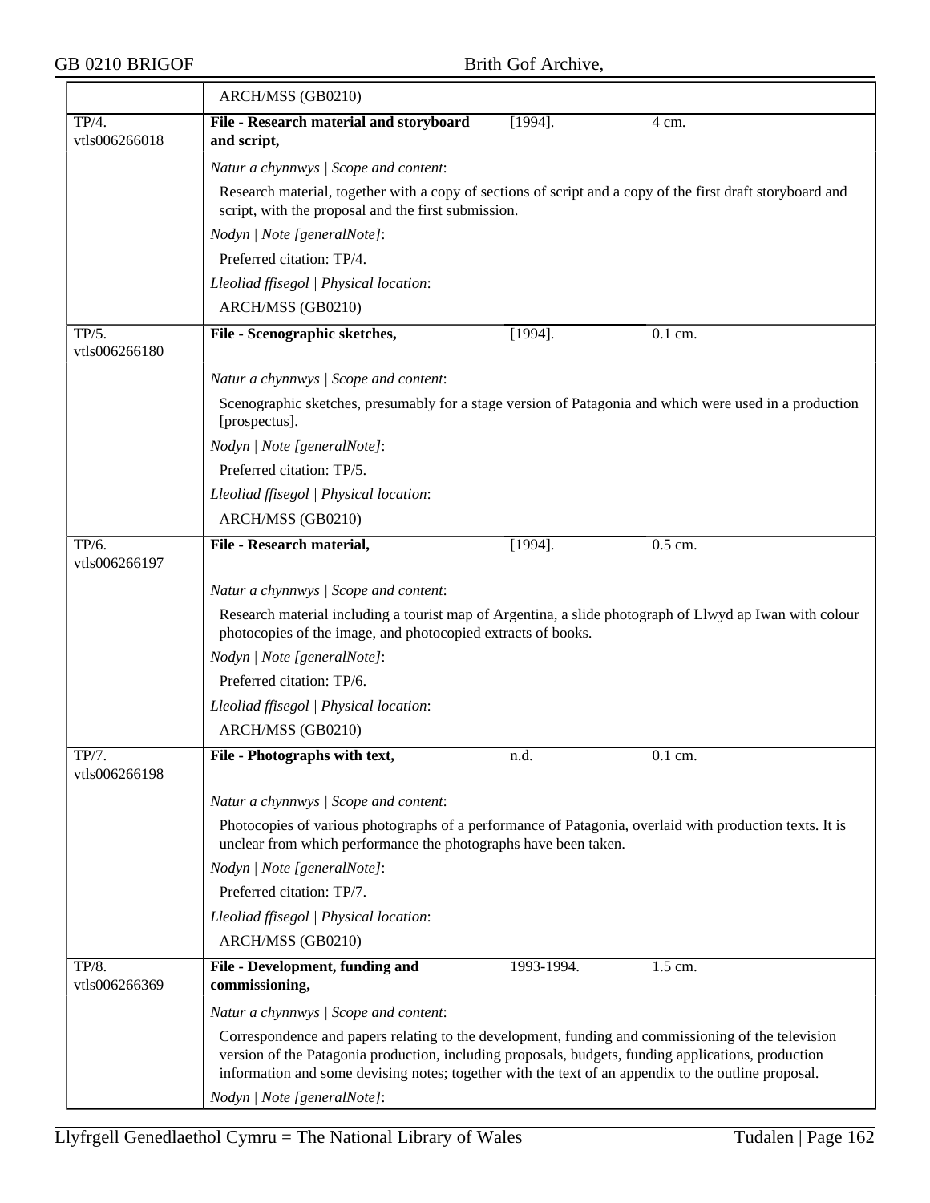| | | | |
|---|---|---|---|
| | ARCH/MSS (GB0210) | | |
| TP/4. vtls006266018 | **File - Research material and storyboard and script,** | [1994]. | 4 cm. |
| | *Natur a chynnwys \| Scope and content*: | | |
| | Research material, together with a copy of sections of script and a copy of the first draft storyboard and script, with the proposal and the first submission. | | |
| | *Nodyn \| Note [generalNote]*: | | |
| | Preferred citation: TP/4. | | |
| | *Lleoliad ffisegol \| Physical location*: | | |
| | ARCH/MSS (GB0210) | | |
| TP/5. vtls006266180 | **File - Scenographic sketches,** | [1994]. | 0.1 cm. |
| | *Natur a chynnwys \| Scope and content*: | | |
| | Scenographic sketches, presumably for a stage version of Patagonia and which were used in a production [prospectus]. | | |
| | *Nodyn \| Note [generalNote]*: | | |
| | Preferred citation: TP/5. | | |
| | *Lleoliad ffisegol \| Physical location*: | | |
| | ARCH/MSS (GB0210) | | |
| TP/6. vtls006266197 | **File - Research material,** | [1994]. | 0.5 cm. |
| | *Natur a chynnwys \| Scope and content*: | | |
| | Research material including a tourist map of Argentina, a slide photograph of Llwyd ap Iwan with colour photocopies of the image, and photocopied extracts of books. | | |
| | *Nodyn \| Note [generalNote]*: | | |
| | Preferred citation: TP/6. | | |
| | *Lleoliad ffisegol \| Physical location*: | | |
| | ARCH/MSS (GB0210) | | |
| TP/7. vtls006266198 | **File - Photographs with text,** | n.d. | 0.1 cm. |
| | *Natur a chynnwys \| Scope and content*: | | |
| | Photocopies of various photographs of a performance of Patagonia, overlaid with production texts. It is unclear from which performance the photographs have been taken. | | |
| | *Nodyn \| Note [generalNote]*: | | |
| | Preferred citation: TP/7. | | |
| | *Lleoliad ffisegol \| Physical location*: | | |
| | ARCH/MSS (GB0210) | | |
| TP/8. vtls006266369 | **File - Development, funding and commissioning,** | 1993-1994. | 1.5 cm. |
| | *Natur a chynnwys \| Scope and content*: | | |
| | Correspondence and papers relating to the development, funding and commissioning of the television version of the Patagonia production, including proposals, budgets, funding applications, production information and some devising notes; together with the text of an appendix to the outline proposal. | | |
| | *Nodyn \| Note [generalNote]*: | | |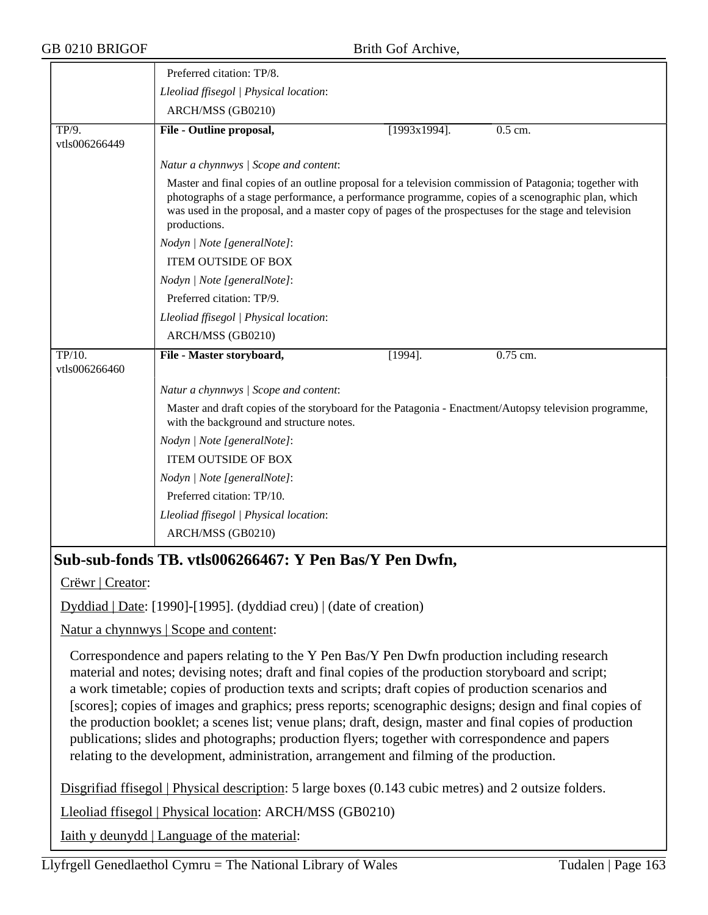Preferred citation: TP/8.

*Lleoliad ffisegol | Physical location*:

ARCH/MSS (GB0210)

| | | | |
|---|---|---|---|
| TP/9. vtls006266449 | **File - Outline proposal,** | [1993x1994]. | 0.5 cm. |

*Natur a chynnwys | Scope and content*:

Master and final copies of an outline proposal for a television commission of Patagonia; together with photographs of a stage performance, a performance programme, copies of a scenographic plan, which was used in the proposal, and a master copy of pages of the prospectuses for the stage and television productions.

*Nodyn | Note [generalNote]*:

ITEM OUTSIDE OF BOX

*Nodyn | Note [generalNote]*:

Preferred citation: TP/9.

*Lleoliad ffisegol | Physical location*:

ARCH/MSS (GB0210)

| | | | |
|---|---|---|---|
| TP/10. vtls006266460 | **File - Master storyboard,** | [1994]. | 0.75 cm. |

*Natur a chynnwys | Scope and content*:

Master and draft copies of the storyboard for the Patagonia - Enactment/Autopsy television programme, with the background and structure notes.

*Nodyn | Note [generalNote]*:

ITEM OUTSIDE OF BOX

*Nodyn | Note [generalNote]*:

Preferred citation: TP/10.

*Lleoliad ffisegol | Physical location*:

ARCH/MSS (GB0210)

## Sub-sub-fonds TB. vtls006266467: Y Pen Bas/Y Pen Dwfn,

Crëwr | Creator:

Dyddiad | Date: [1990]-[1995]. (dyddiad creu) | (date of creation)

Natur a chynnwys | Scope and content:

Correspondence and papers relating to the Y Pen Bas/Y Pen Dwfn production including research material and notes; devising notes; draft and final copies of the production storyboard and script; a work timetable; copies of production texts and scripts; draft copies of production scenarios and [scores]; copies of images and graphics; press reports; scenographic designs; design and final copies of the production booklet; a scenes list; venue plans; draft, design, master and final copies of production publications; slides and photographs; production flyers; together with correspondence and papers relating to the development, administration, arrangement and filming of the production.

Disgrifiad ffisegol | Physical description: 5 large boxes (0.143 cubic metres) and 2 outsize folders.

Lleoliad ffisegol | Physical location: ARCH/MSS (GB0210)

Iaith y deunydd | Language of the material: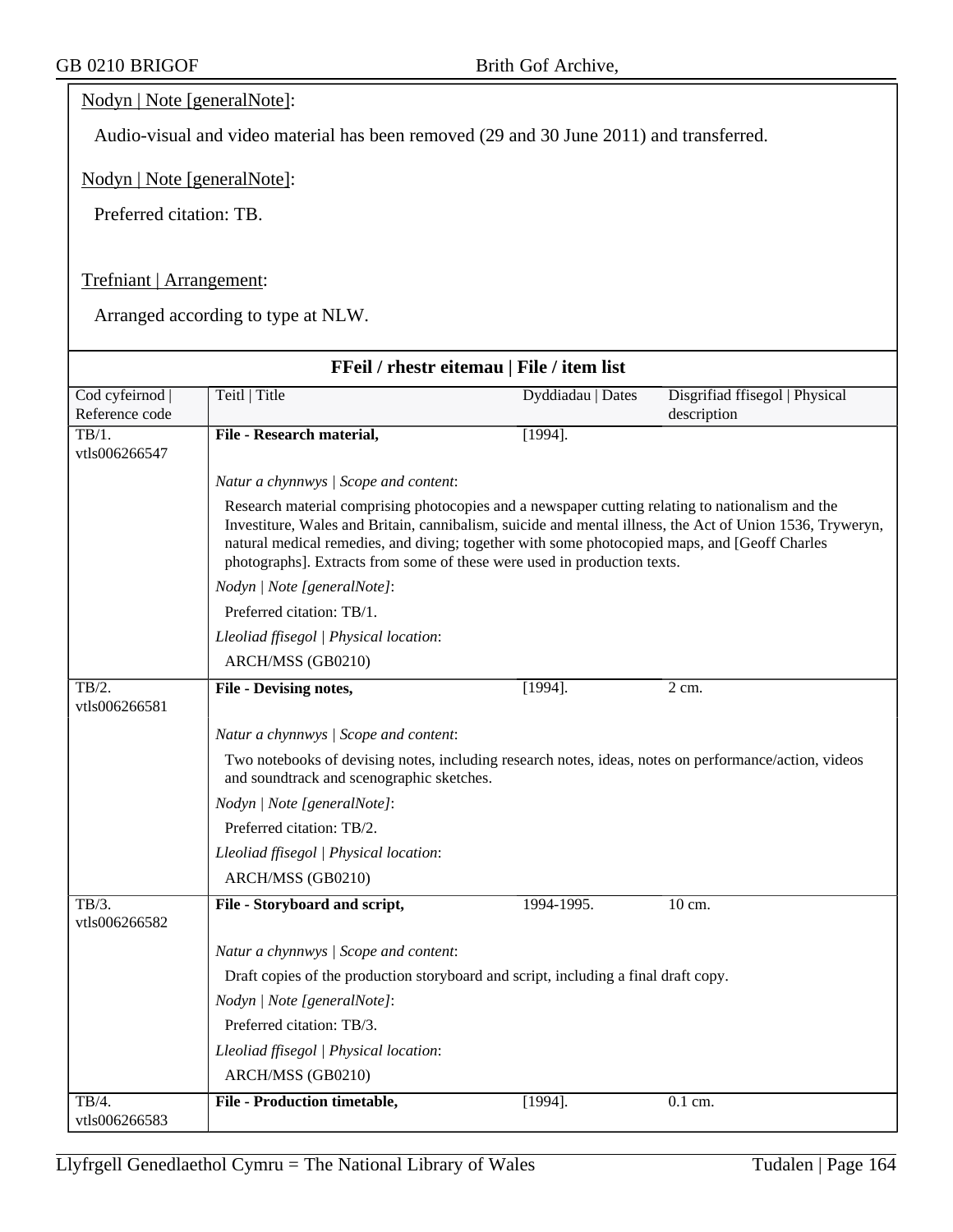Nodyn | Note [generalNote]:

Audio-visual and video material has been removed (29 and 30 June 2011) and transferred.

Nodyn | Note [generalNote]:

Preferred citation: TB.

Trefniant | Arrangement:

Arranged according to type at NLW.

## FFeil / rhestr eitemau | File / item list

| Cod cyfeirnod \| Reference code | Teitl \| Title | Dyddiadau \| Dates | Disgrifiad ffisegol \| Physical description |
|---|---|---|---|
| TB/1. vtls006266547 | **File - Research material,** | [1994]. | |

*Natur a chynnwys | Scope and content*:

Research material comprising photocopies and a newspaper cutting relating to nationalism and the Investiture, Wales and Britain, cannibalism, suicide and mental illness, the Act of Union 1536, Tryweryn, natural medical remedies, and diving; together with some photocopied maps, and [Geoff Charles photographs]. Extracts from some of these were used in production texts.

*Nodyn | Note [generalNote]*:

Preferred citation: TB/1.

*Lleoliad ffisegol | Physical location*:

ARCH/MSS (GB0210)

| Cod cyfeirnod \| Reference code | Teitl \| Title | Dyddiadau \| Dates | Disgrifiad ffisegol \| Physical description |
|---|---|---|---|
| TB/2. vtls006266581 | **File - Devising notes,** | [1994]. | 2 cm. |

*Natur a chynnwys | Scope and content*:

Two notebooks of devising notes, including research notes, ideas, notes on performance/action, videos and soundtrack and scenographic sketches.

*Nodyn | Note [generalNote]*:

Preferred citation: TB/2.

*Lleoliad ffisegol | Physical location*:

ARCH/MSS (GB0210)

| Cod cyfeirnod \| Reference code | Teitl \| Title | Dyddiadau \| Dates | Disgrifiad ffisegol \| Physical description |
|---|---|---|---|
| TB/3. vtls006266582 | **File - Storyboard and script,** | 1994-1995. | 10 cm. |

*Natur a chynnwys | Scope and content*:

Draft copies of the production storyboard and script, including a final draft copy.

*Nodyn | Note [generalNote]*:

Preferred citation: TB/3.

*Lleoliad ffisegol | Physical location*:

ARCH/MSS (GB0210)

| Cod cyfeirnod \| Reference code | Teitl \| Title | Dyddiadau \| Dates | Disgrifiad ffisegol \| Physical description |
|---|---|---|---|
| TB/4. vtls006266583 | **File - Production timetable,** | [1994]. | 0.1 cm. |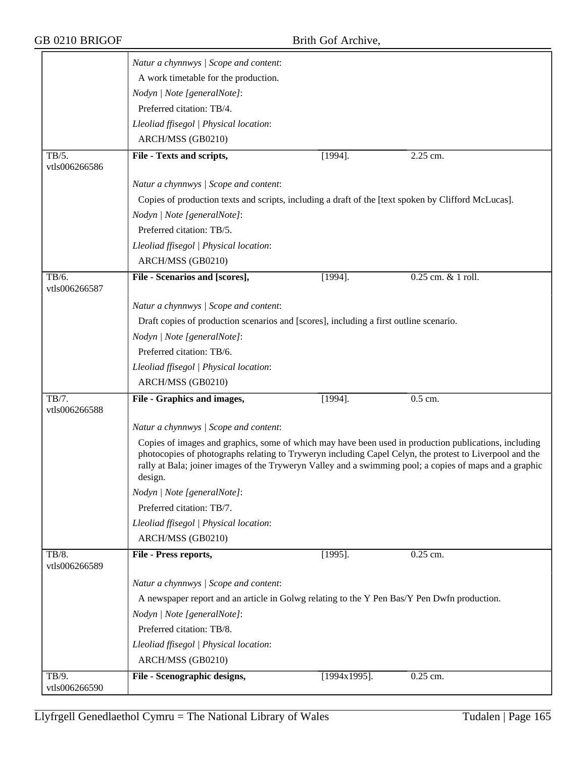*Natur a chynnwys | Scope and content*:

A work timetable for the production.

*Nodyn | Note [generalNote]*:

Preferred citation: TB/4.

*Lleoliad ffisegol | Physical location*:

ARCH/MSS (GB0210)

| TB/5. vtls006266586 | **File - Texts and scripts,** | [1994]. | 2.25 cm. |
|---|---|---|---|

*Natur a chynnwys | Scope and content*:

Copies of production texts and scripts, including a draft of the [text spoken by Clifford McLucas].

*Nodyn | Note [generalNote]*:

Preferred citation: TB/5.

*Lleoliad ffisegol | Physical location*:

ARCH/MSS (GB0210)

| TB/6. vtls006266587 | **File - Scenarios and [scores],** | [1994]. | 0.25 cm. & 1 roll. |
|---|---|---|---|

*Natur a chynnwys | Scope and content*:

Draft copies of production scenarios and [scores], including a first outline scenario.

*Nodyn | Note [generalNote]*:

Preferred citation: TB/6.

*Lleoliad ffisegol | Physical location*:

ARCH/MSS (GB0210)

| TB/7. vtls006266588 | **File - Graphics and images,** | [1994]. | 0.5 cm. |
|---|---|---|---|

*Natur a chynnwys | Scope and content*:

Copies of images and graphics, some of which may have been used in production publications, including photocopies of photographs relating to Tryweryn including Capel Celyn, the protest to Liverpool and the rally at Bala; joiner images of the Tryweryn Valley and a swimming pool; a copies of maps and a graphic design.

*Nodyn | Note [generalNote]*:

Preferred citation: TB/7.

*Lleoliad ffisegol | Physical location*:

ARCH/MSS (GB0210)

| TB/8. vtls006266589 | **File - Press reports,** | [1995]. | 0.25 cm. |
|---|---|---|---|

*Natur a chynnwys | Scope and content*:

A newspaper report and an article in Golwg relating to the Y Pen Bas/Y Pen Dwfn production.

*Nodyn | Note [generalNote]*:

Preferred citation: TB/8.

*Lleoliad ffisegol | Physical location*:

ARCH/MSS (GB0210)

| TB/9. vtls006266590 | **File - Scenographic designs,** | [1994x1995]. | 0.25 cm. |
|---|---|---|---|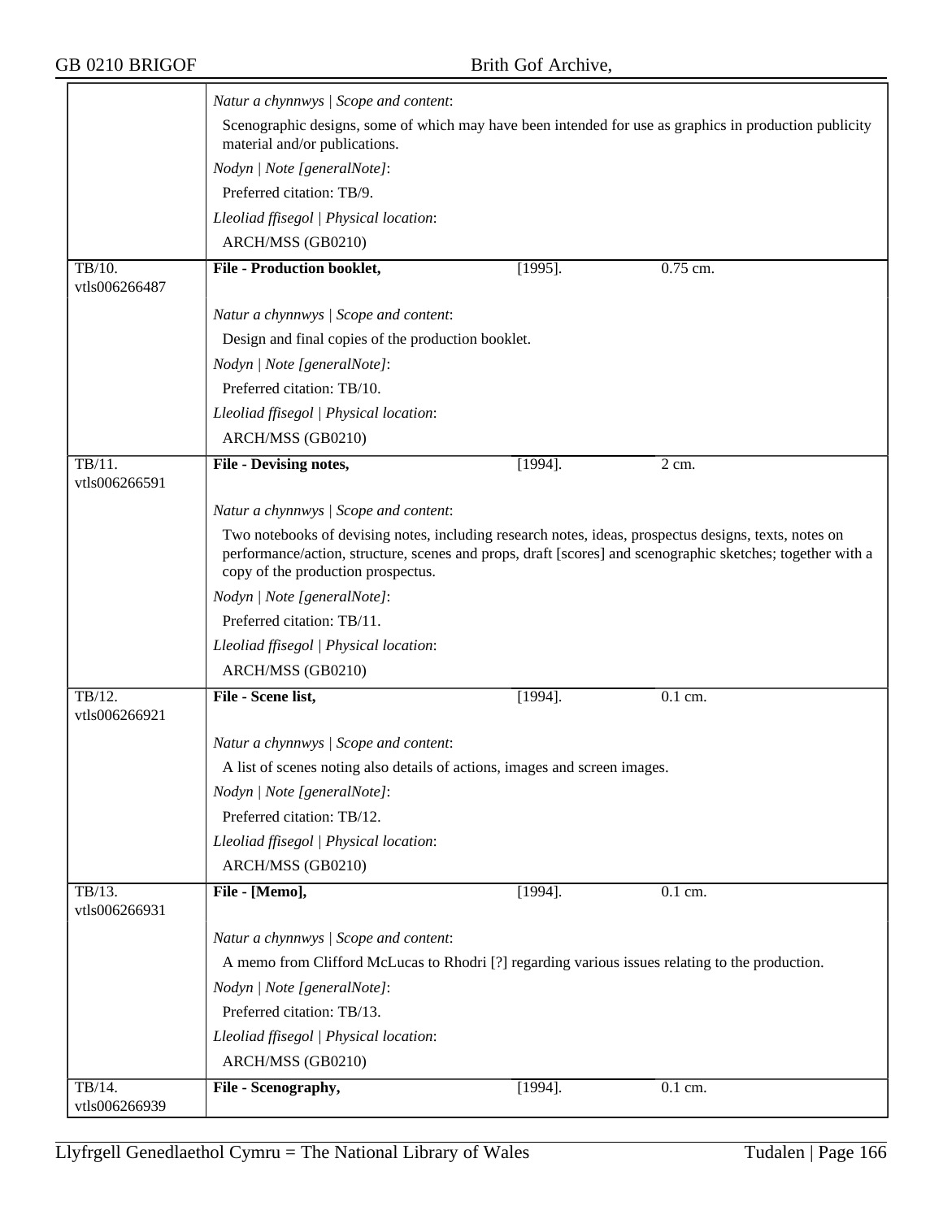*Natur a chynnwys | Scope and content*:

Scenographic designs, some of which may have been intended for use as graphics in production publicity material and/or publications.

*Nodyn | Note [generalNote]*:

Preferred citation: TB/9.

*Lleoliad ffisegol | Physical location*:

ARCH/MSS (GB0210)

---

TB/10.
vtls006266487

**File - Production booklet,** [1995]. 0.75 cm.

*Natur a chynnwys | Scope and content*:

Design and final copies of the production booklet.

*Nodyn | Note [generalNote]*:

Preferred citation: TB/10.

*Lleoliad ffisegol | Physical location*:

ARCH/MSS (GB0210)

---

TB/11.
vtls006266591

**File - Devising notes,** [1994]. 2 cm.

*Natur a chynnwys | Scope and content*:

Two notebooks of devising notes, including research notes, ideas, prospectus designs, texts, notes on performance/action, structure, scenes and props, draft [scores] and scenographic sketches; together with a copy of the production prospectus.

*Nodyn | Note [generalNote]*:

Preferred citation: TB/11.

*Lleoliad ffisegol | Physical location*:

ARCH/MSS (GB0210)

---

TB/12.
vtls006266921

**File - Scene list,** [1994]. 0.1 cm.

*Natur a chynnwys | Scope and content*:

A list of scenes noting also details of actions, images and screen images.

*Nodyn | Note [generalNote]*:

Preferred citation: TB/12.

*Lleoliad ffisegol | Physical location*:

ARCH/MSS (GB0210)

---

TB/13.
vtls006266931

**File - [Memo],** [1994]. 0.1 cm.

*Natur a chynnwys | Scope and content*:

A memo from Clifford McLucas to Rhodri [?] regarding various issues relating to the production.

*Nodyn | Note [generalNote]*:

Preferred citation: TB/13.

*Lleoliad ffisegol | Physical location*:

ARCH/MSS (GB0210)

---

TB/14.
vtls006266939

**File - Scenography,** [1994]. 0.1 cm.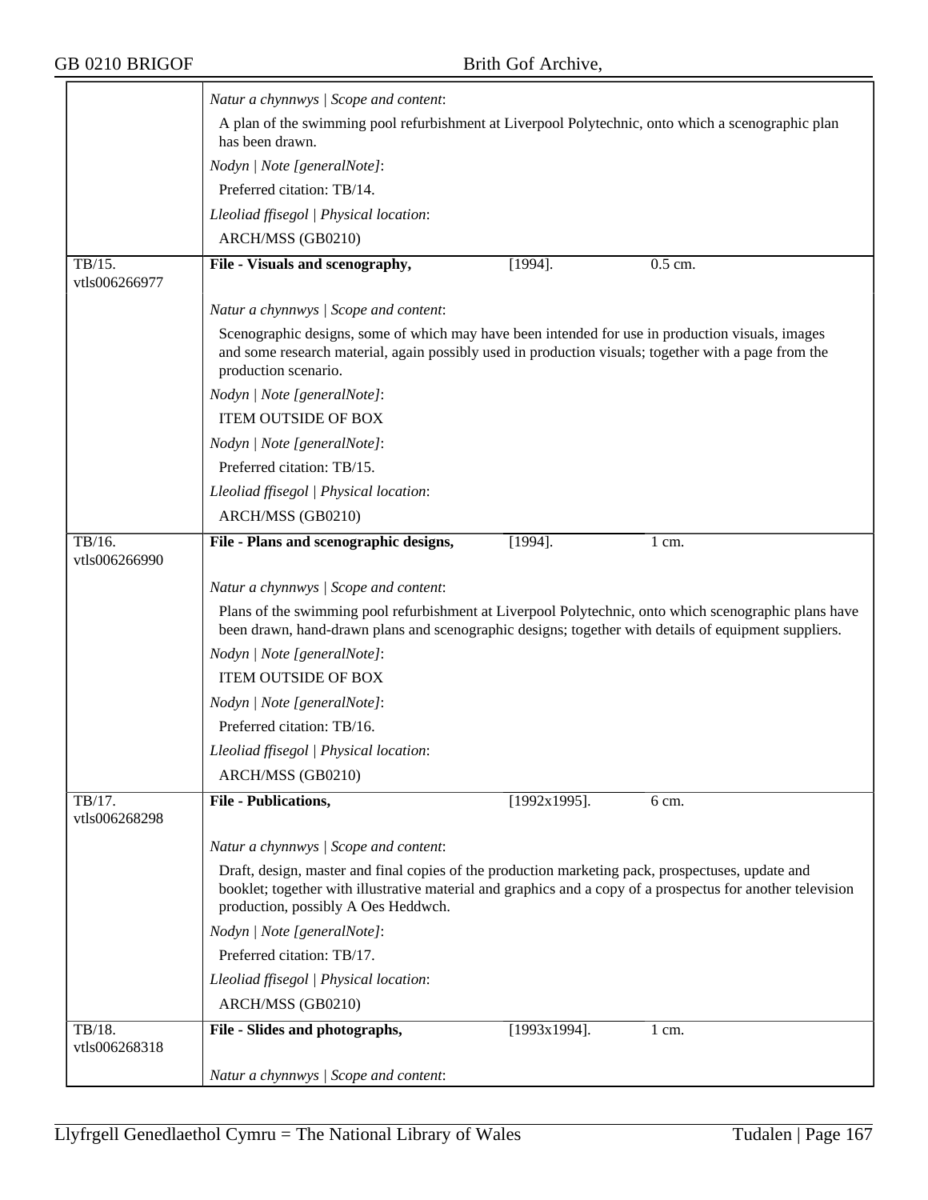*Natur a chynnwys | Scope and content*:

A plan of the swimming pool refurbishment at Liverpool Polytechnic, onto which a scenographic plan has been drawn.

*Nodyn | Note [generalNote]*:

Preferred citation: TB/14.

*Lleoliad ffisegol | Physical location*:

ARCH/MSS (GB0210)

---

TB/15.
vtls006266977

**File - Visuals and scenography,** [1994]. 0.5 cm.

*Natur a chynnwys | Scope and content*:

Scenographic designs, some of which may have been intended for use in production visuals, images and some research material, again possibly used in production visuals; together with a page from the production scenario.

*Nodyn | Note [generalNote]*:

ITEM OUTSIDE OF BOX

*Nodyn | Note [generalNote]*:

Preferred citation: TB/15.

*Lleoliad ffisegol | Physical location*:

ARCH/MSS (GB0210)

---

TB/16.
vtls006266990

**File - Plans and scenographic designs,** [1994]. 1 cm.

*Natur a chynnwys | Scope and content*:

Plans of the swimming pool refurbishment at Liverpool Polytechnic, onto which scenographic plans have been drawn, hand-drawn plans and scenographic designs; together with details of equipment suppliers.

*Nodyn | Note [generalNote]*:

ITEM OUTSIDE OF BOX

*Nodyn | Note [generalNote]*:

Preferred citation: TB/16.

*Lleoliad ffisegol | Physical location*:

ARCH/MSS (GB0210)

---

TB/17.
vtls006268298

**File - Publications,** [1992x1995]. 6 cm.

*Natur a chynnwys | Scope and content*:

Draft, design, master and final copies of the production marketing pack, prospectuses, update and booklet; together with illustrative material and graphics and a copy of a prospectus for another television production, possibly A Oes Heddwch.

*Nodyn | Note [generalNote]*:

Preferred citation: TB/17.

*Lleoliad ffisegol | Physical location*:

ARCH/MSS (GB0210)

---

TB/18.
vtls006268318

**File - Slides and photographs,** [1993x1994]. 1 cm.

*Natur a chynnwys | Scope and content*: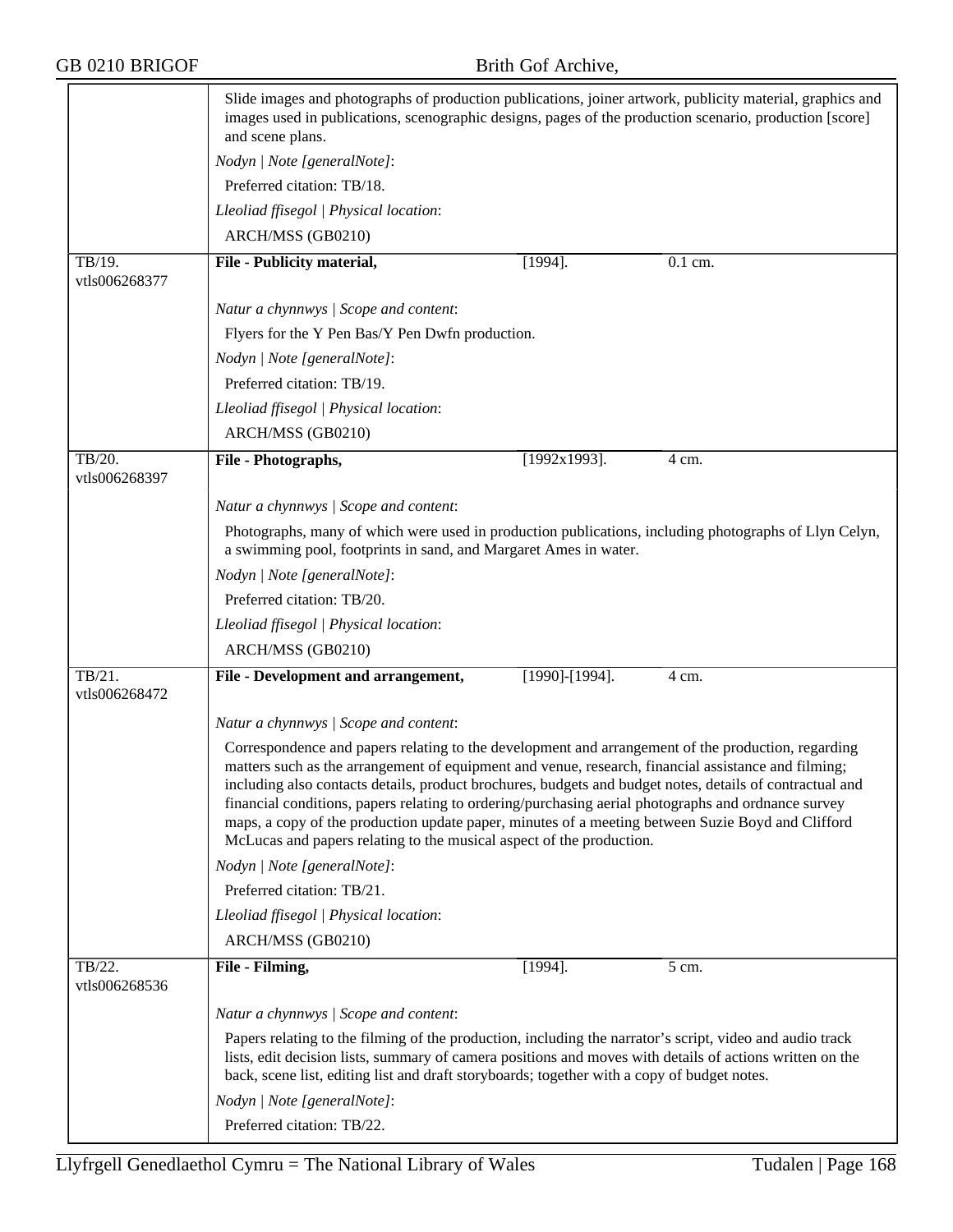Slide images and photographs of production publications, joiner artwork, publicity material, graphics and images used in publications, scenographic designs, pages of the production scenario, production [score] and scene plans.

*Nodyn | Note [generalNote]*:

Preferred citation: TB/18.

*Lleoliad ffisegol | Physical location*:

ARCH/MSS (GB0210)

---

TB/19.
vtls006268377

**File - Publicity material,** [1994]. 0.1 cm.

*Natur a chynnwys | Scope and content*:

Flyers for the Y Pen Bas/Y Pen Dwfn production.

*Nodyn | Note [generalNote]*:

Preferred citation: TB/19.

*Lleoliad ffisegol | Physical location*:

ARCH/MSS (GB0210)

---

TB/20.
vtls006268397

**File - Photographs,** [1992x1993]. 4 cm.

*Natur a chynnwys | Scope and content*:

Photographs, many of which were used in production publications, including photographs of Llyn Celyn, a swimming pool, footprints in sand, and Margaret Ames in water.

*Nodyn | Note [generalNote]*:

Preferred citation: TB/20.

*Lleoliad ffisegol | Physical location*:

ARCH/MSS (GB0210)

---

TB/21.
vtls006268472

**File - Development and arrangement,** [1990]-[1994]. 4 cm.

*Natur a chynnwys | Scope and content*:

Correspondence and papers relating to the development and arrangement of the production, regarding matters such as the arrangement of equipment and venue, research, financial assistance and filming; including also contacts details, product brochures, budgets and budget notes, details of contractual and financial conditions, papers relating to ordering/purchasing aerial photographs and ordnance survey maps, a copy of the production update paper, minutes of a meeting between Suzie Boyd and Clifford McLucas and papers relating to the musical aspect of the production.

*Nodyn | Note [generalNote]*:

Preferred citation: TB/21.

*Lleoliad ffisegol | Physical location*:

ARCH/MSS (GB0210)

---

TB/22.
vtls006268536

**File - Filming,** [1994]. 5 cm.

*Natur a chynnwys | Scope and content*:

Papers relating to the filming of the production, including the narrator's script, video and audio track lists, edit decision lists, summary of camera positions and moves with details of actions written on the back, scene list, editing list and draft storyboards; together with a copy of budget notes.

*Nodyn | Note [generalNote]*:

Preferred citation: TB/22.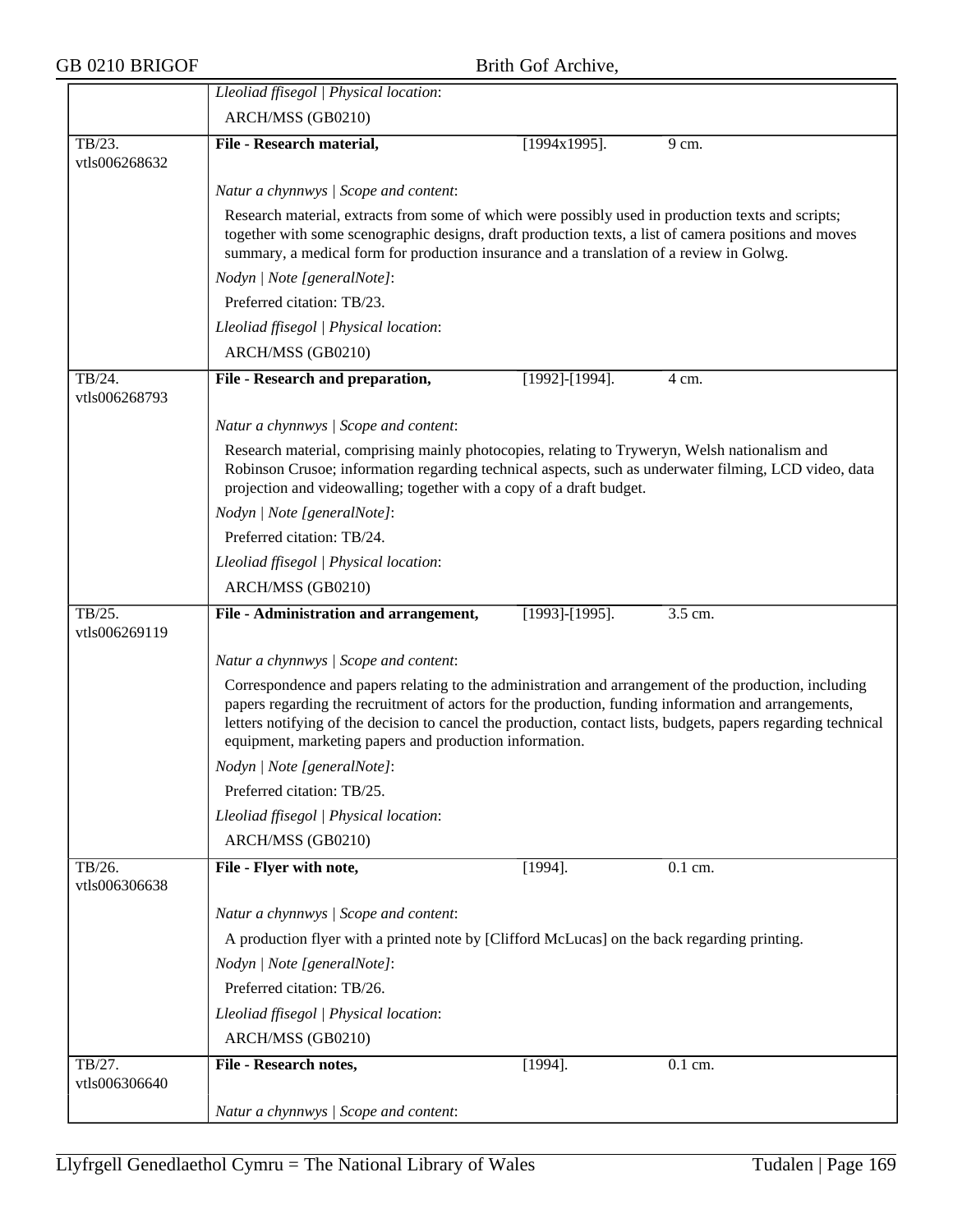| | |
|---|---|
| | *Lleoliad ffisegol \| Physical location*: |
| | ARCH/MSS (GB0210) |
| TB/23. vtls006268632 | **File - Research material,** [1994x1995]. 9 cm. |
| | *Natur a chynnwys \| Scope and content*: |
| | Research material, extracts from some of which were possibly used in production texts and scripts; together with some scenographic designs, draft production texts, a list of camera positions and moves summary, a medical form for production insurance and a translation of a review in Golwg. |
| | *Nodyn \| Note [generalNote]*: |
| | Preferred citation: TB/23. |
| | *Lleoliad ffisegol \| Physical location*: |
| | ARCH/MSS (GB0210) |
| TB/24. vtls006268793 | **File - Research and preparation,** [1992]-[1994]. 4 cm. |
| | *Natur a chynnwys \| Scope and content*: |
| | Research material, comprising mainly photocopies, relating to Tryweryn, Welsh nationalism and Robinson Crusoe; information regarding technical aspects, such as underwater filming, LCD video, data projection and videowalling; together with a copy of a draft budget. |
| | *Nodyn \| Note [generalNote]*: |
| | Preferred citation: TB/24. |
| | *Lleoliad ffisegol \| Physical location*: |
| | ARCH/MSS (GB0210) |
| TB/25. vtls006269119 | **File - Administration and arrangement,** [1993]-[1995]. 3.5 cm. |
| | *Natur a chynnwys \| Scope and content*: |
| | Correspondence and papers relating to the administration and arrangement of the production, including papers regarding the recruitment of actors for the production, funding information and arrangements, letters notifying of the decision to cancel the production, contact lists, budgets, papers regarding technical equipment, marketing papers and production information. |
| | *Nodyn \| Note [generalNote]*: |
| | Preferred citation: TB/25. |
| | *Lleoliad ffisegol \| Physical location*: |
| | ARCH/MSS (GB0210) |
| TB/26. vtls006306638 | **File - Flyer with note,** [1994]. 0.1 cm. |
| | *Natur a chynnwys \| Scope and content*: |
| | A production flyer with a printed note by [Clifford McLucas] on the back regarding printing. |
| | *Nodyn \| Note [generalNote]*: |
| | Preferred citation: TB/26. |
| | *Lleoliad ffisegol \| Physical location*: |
| | ARCH/MSS (GB0210) |
| TB/27. vtls006306640 | **File - Research notes,** [1994]. 0.1 cm. |
| | *Natur a chynnwys \| Scope and content*: |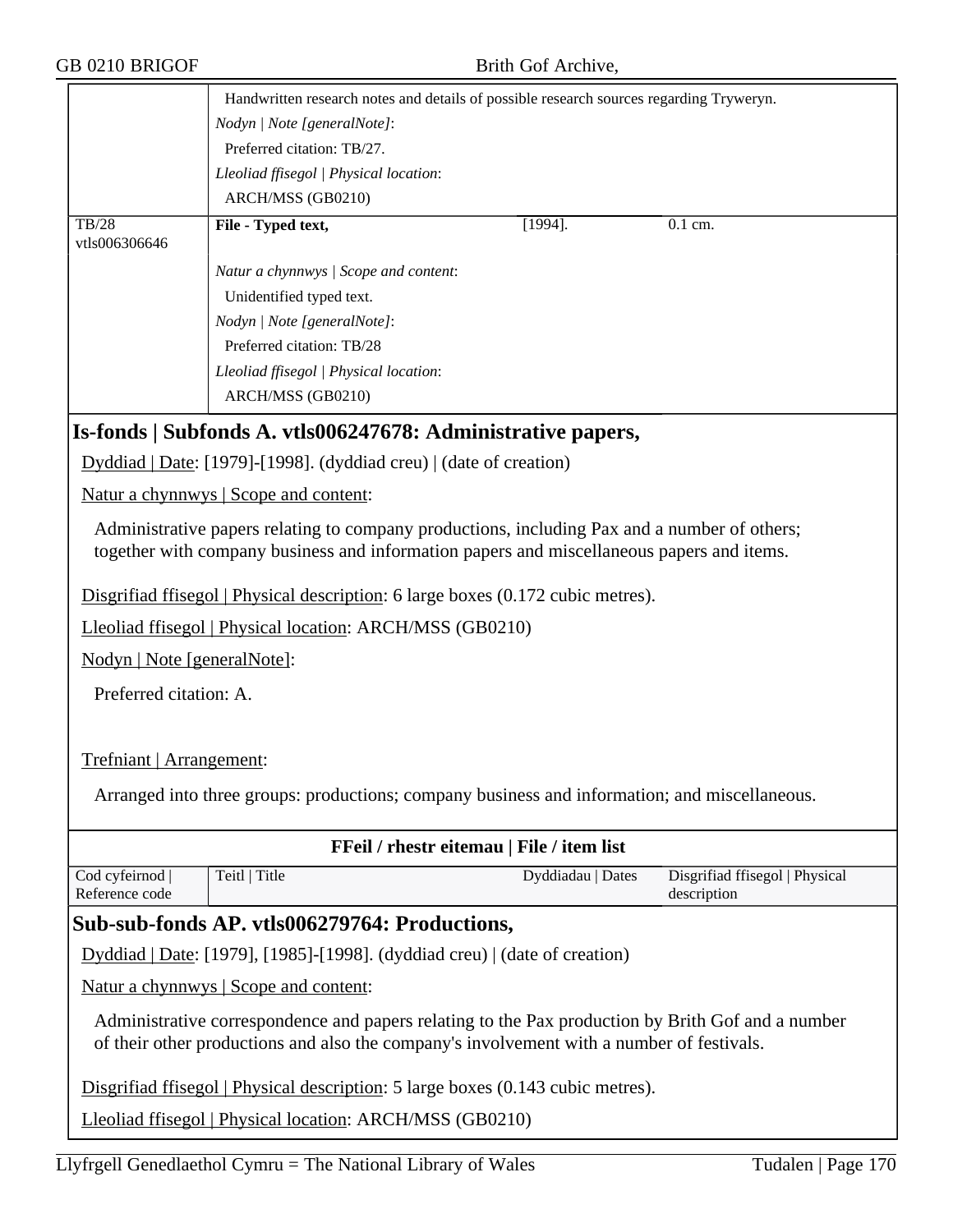| | | | |
|---|---|---|---|
| | Handwritten research notes and details of possible research sources regarding Tryweryn.<br>*Nodyn \| Note [generalNote]*:<br>Preferred citation: TB/27.<br>*Lleoliad ffisegol \| Physical location*:<br>ARCH/MSS (GB0210) | | |
| TB/28<br>vtls006306646 | **File - Typed text,** | [1994]. | 0.1 cm. |
| | *Natur a chynnwys \| Scope and content*:<br>Unidentified typed text.<br>*Nodyn \| Note [generalNote]*:<br>Preferred citation: TB/28<br>*Lleoliad ffisegol \| Physical location*:<br>ARCH/MSS (GB0210) | | |

## Is-fonds | Subfonds A. vtls006247678: Administrative papers,

Dyddiad | Date: [1979]-[1998]. (dyddiad creu) | (date of creation)

Natur a chynnwys | Scope and content:

Administrative papers relating to company productions, including Pax and a number of others; together with company business and information papers and miscellaneous papers and items.

Disgrifiad ffisegol | Physical description: 6 large boxes (0.172 cubic metres).

Lleoliad ffisegol | Physical location: ARCH/MSS (GB0210)

Nodyn | Note [generalNote]:

Preferred citation: A.

Trefniant | Arrangement:

Arranged into three groups: productions; company business and information; and miscellaneous.

**FFeil / rhestr eitemau | File / item list**

| Cod cyfeirnod \| Reference code | Teitl \| Title | Dyddiadau \| Dates | Disgrifiad ffisegol \| Physical description |
|---|---|---|---|

## Sub-sub-fonds AP. vtls006279764: Productions,

Dyddiad | Date: [1979], [1985]-[1998]. (dyddiad creu) | (date of creation)

Natur a chynnwys | Scope and content:

Administrative correspondence and papers relating to the Pax production by Brith Gof and a number of their other productions and also the company's involvement with a number of festivals.

Disgrifiad ffisegol | Physical description: 5 large boxes (0.143 cubic metres).

Lleoliad ffisegol | Physical location: ARCH/MSS (GB0210)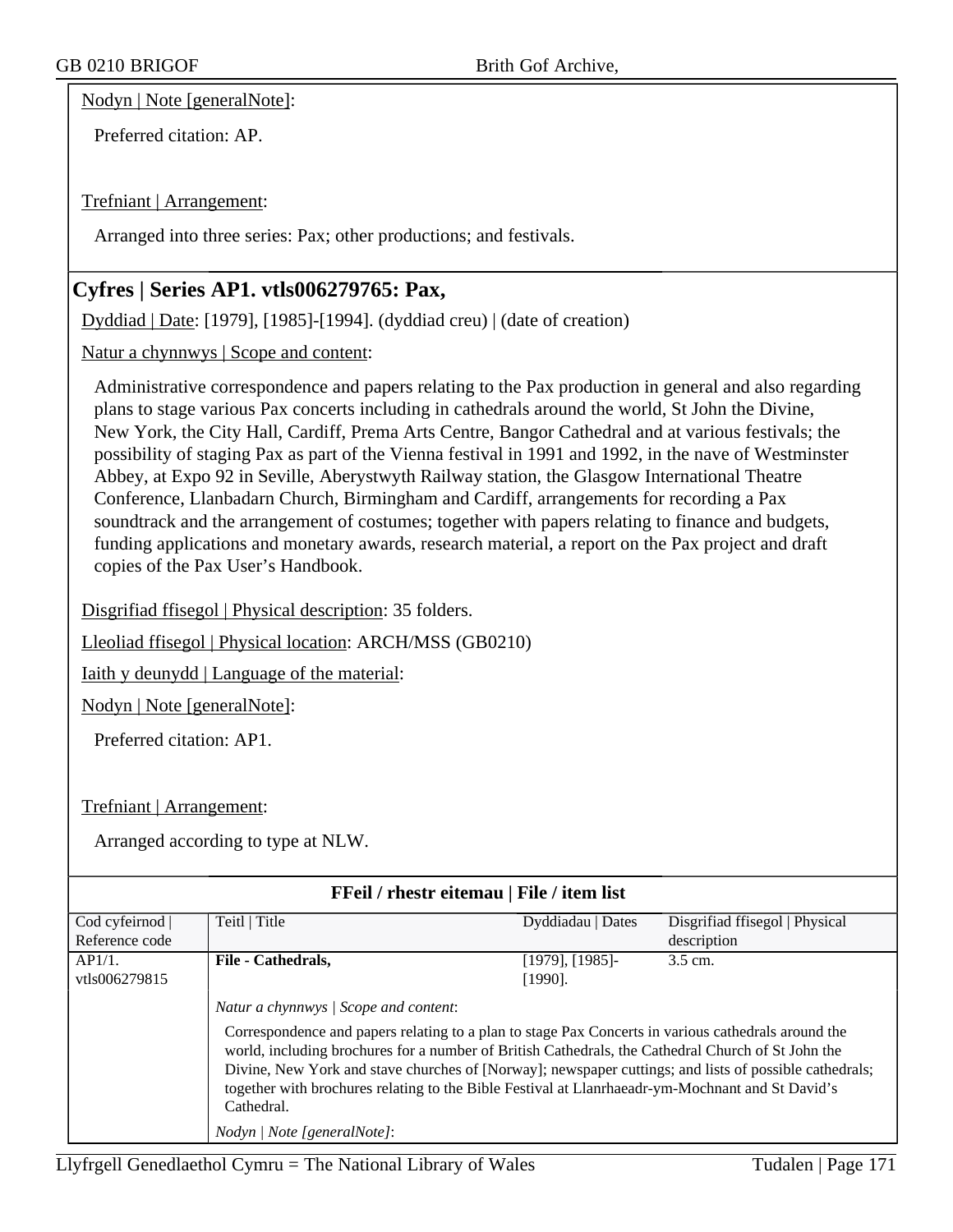Nodyn | Note [generalNote]:

Preferred citation: AP.

Trefniant | Arrangement:

Arranged into three series: Pax; other productions; and festivals.

## Cyfres | Series AP1. vtls006279765: Pax,

Dyddiad | Date: [1979], [1985]-[1994]. (dyddiad creu) | (date of creation)

Natur a chynnwys | Scope and content:

Administrative correspondence and papers relating to the Pax production in general and also regarding plans to stage various Pax concerts including in cathedrals around the world, St John the Divine, New York, the City Hall, Cardiff, Prema Arts Centre, Bangor Cathedral and at various festivals; the possibility of staging Pax as part of the Vienna festival in 1991 and 1992, in the nave of Westminster Abbey, at Expo 92 in Seville, Aberystwyth Railway station, the Glasgow International Theatre Conference, Llanbadarn Church, Birmingham and Cardiff, arrangements for recording a Pax soundtrack and the arrangement of costumes; together with papers relating to finance and budgets, funding applications and monetary awards, research material, a report on the Pax project and draft copies of the Pax User's Handbook.

Disgrifiad ffisegol | Physical description: 35 folders.

Lleoliad ffisegol | Physical location: ARCH/MSS (GB0210)

Iaith y deunydd | Language of the material:

Nodyn | Note [generalNote]:

Preferred citation: AP1.

Trefniant | Arrangement:

Arranged according to type at NLW.

**FFeil / rhestr eitemau | File / item list**

| Cod cyfeirnod \| Reference code | Teitl \| Title | Dyddiadau \| Dates | Disgrifiad ffisegol \| Physical description |
|---|---|---|---|
| AP1/1. vtls006279815 | **File - Cathedrals,** | [1979], [1985]-[1990]. | 3.5 cm. |

*Natur a chynnwys | Scope and content*:

Correspondence and papers relating to a plan to stage Pax Concerts in various cathedrals around the world, including brochures for a number of British Cathedrals, the Cathedral Church of St John the Divine, New York and stave churches of [Norway]; newspaper cuttings; and lists of possible cathedrals; together with brochures relating to the Bible Festival at Llanrhaeadr-ym-Mochnant and St David's Cathedral.

*Nodyn | Note [generalNote]*: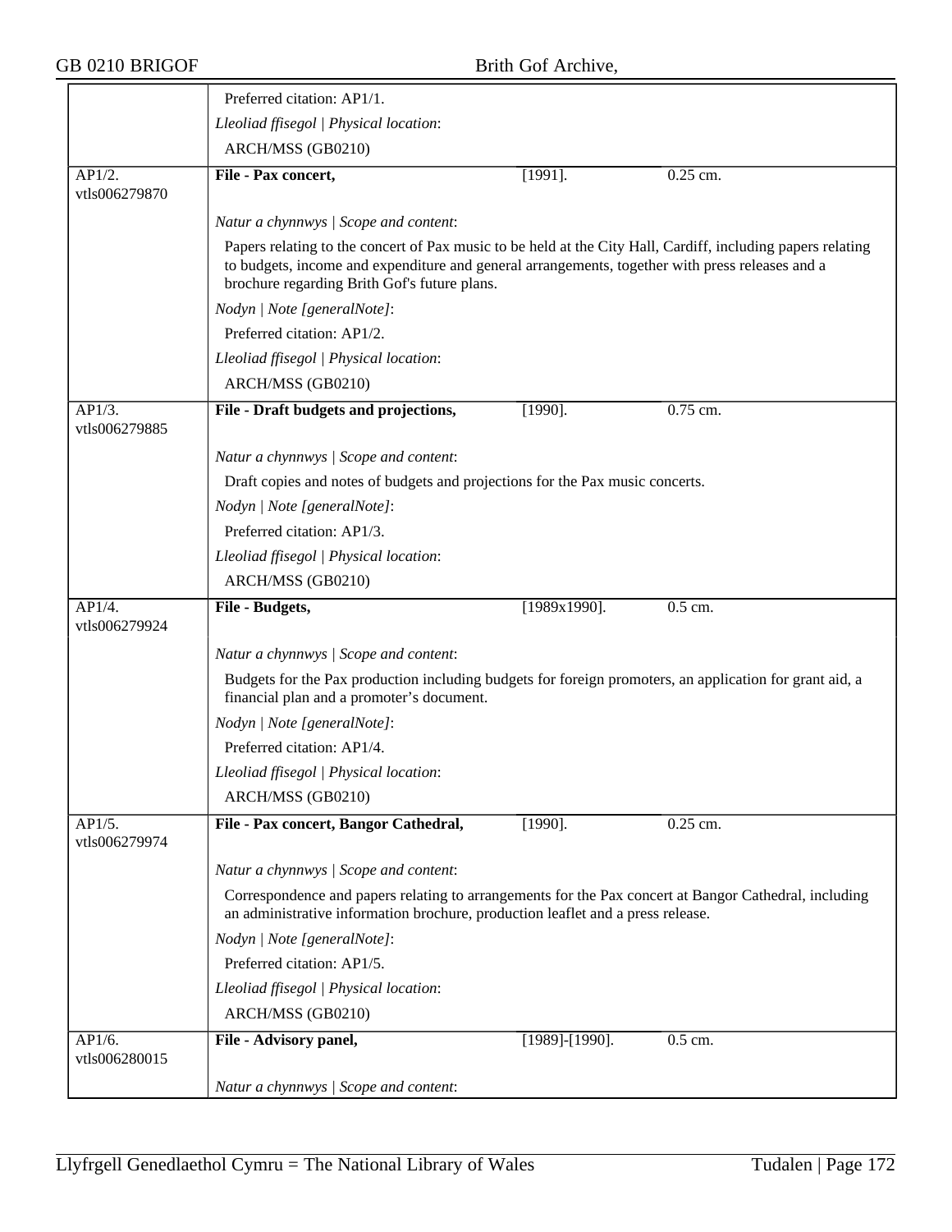Preferred citation: AP1/1.

*Lleoliad ffisegol | Physical location*:

ARCH/MSS (GB0210)

| | | | |
|---|---|---|---|
| AP1/2. vtls006279870 | **File - Pax concert,** | [1991]. | 0.25 cm. |

*Natur a chynnwys | Scope and content*:

Papers relating to the concert of Pax music to be held at the City Hall, Cardiff, including papers relating to budgets, income and expenditure and general arrangements, together with press releases and a brochure regarding Brith Gof's future plans.

*Nodyn | Note [generalNote]*:

Preferred citation: AP1/2.

*Lleoliad ffisegol | Physical location*:

ARCH/MSS (GB0210)

| | | | |
|---|---|---|---|
| AP1/3. vtls006279885 | **File - Draft budgets and projections,** | [1990]. | 0.75 cm. |

*Natur a chynnwys | Scope and content*:

Draft copies and notes of budgets and projections for the Pax music concerts.

*Nodyn | Note [generalNote]*:

Preferred citation: AP1/3.

*Lleoliad ffisegol | Physical location*:

ARCH/MSS (GB0210)

| | | | |
|---|---|---|---|
| AP1/4. vtls006279924 | **File - Budgets,** | [1989x1990]. | 0.5 cm. |

*Natur a chynnwys | Scope and content*:

Budgets for the Pax production including budgets for foreign promoters, an application for grant aid, a financial plan and a promoter's document.

*Nodyn | Note [generalNote]*:

Preferred citation: AP1/4.

*Lleoliad ffisegol | Physical location*:

ARCH/MSS (GB0210)

| | | | |
|---|---|---|---|
| AP1/5. vtls006279974 | **File - Pax concert, Bangor Cathedral,** | [1990]. | 0.25 cm. |

*Natur a chynnwys | Scope and content*:

Correspondence and papers relating to arrangements for the Pax concert at Bangor Cathedral, including an administrative information brochure, production leaflet and a press release.

*Nodyn | Note [generalNote]*:

Preferred citation: AP1/5.

*Lleoliad ffisegol | Physical location*:

ARCH/MSS (GB0210)

| | | | |
|---|---|---|---|
| AP1/6. vtls006280015 | **File - Advisory panel,** | [1989]-[1990]. | 0.5 cm. |

*Natur a chynnwys | Scope and content*: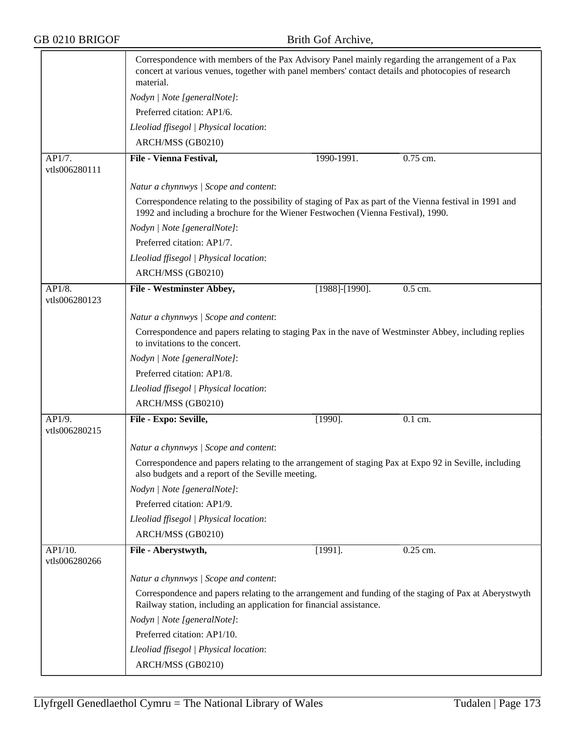Correspondence with members of the Pax Advisory Panel mainly regarding the arrangement of a Pax concert at various venues, together with panel members' contact details and photocopies of research material.

*Nodyn | Note [generalNote]*:

Preferred citation: AP1/6.

*Lleoliad ffisegol | Physical location*:

ARCH/MSS (GB0210)

---

AP1/7.
vtls006280111

**File - Vienna Festival,** 1990-1991. 0.75 cm.

*Natur a chynnwys | Scope and content*:

Correspondence relating to the possibility of staging of Pax as part of the Vienna festival in 1991 and 1992 and including a brochure for the Wiener Festwochen (Vienna Festival), 1990.

*Nodyn | Note [generalNote]*:

Preferred citation: AP1/7.

*Lleoliad ffisegol | Physical location*:

ARCH/MSS (GB0210)

---

AP1/8.
vtls006280123

**File - Westminster Abbey,** [1988]-[1990]. 0.5 cm.

*Natur a chynnwys | Scope and content*:

Correspondence and papers relating to staging Pax in the nave of Westminster Abbey, including replies to invitations to the concert.

*Nodyn | Note [generalNote]*:

Preferred citation: AP1/8.

*Lleoliad ffisegol | Physical location*:

ARCH/MSS (GB0210)

---

AP1/9.
vtls006280215

**File - Expo: Seville,** [1990]. 0.1 cm.

*Natur a chynnwys | Scope and content*:

Correspondence and papers relating to the arrangement of staging Pax at Expo 92 in Seville, including also budgets and a report of the Seville meeting.

*Nodyn | Note [generalNote]*:

Preferred citation: AP1/9.

*Lleoliad ffisegol | Physical location*:

ARCH/MSS (GB0210)

---

AP1/10.
vtls006280266

**File - Aberystwyth,** [1991]. 0.25 cm.

*Natur a chynnwys | Scope and content*:

Correspondence and papers relating to the arrangement and funding of the staging of Pax at Aberystwyth Railway station, including an application for financial assistance.

*Nodyn | Note [generalNote]*:

Preferred citation: AP1/10.

*Lleoliad ffisegol | Physical location*:

ARCH/MSS (GB0210)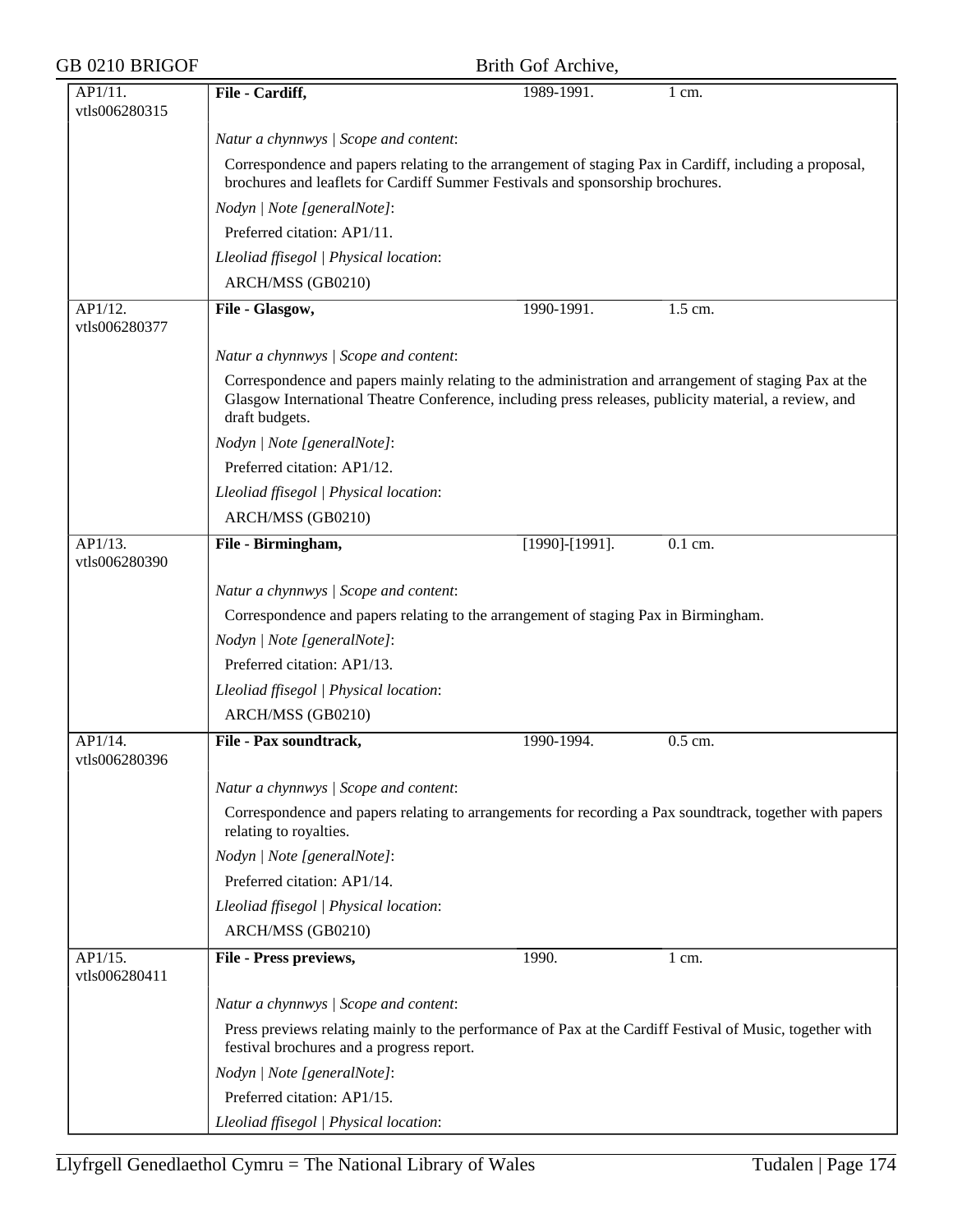| | | | |
|---|---|---|---|
| AP1/11. vtls006280315 | **File - Cardiff,** | 1989-1991. | 1 cm. |

*Natur a chynnwys | Scope and content*:

Correspondence and papers relating to the arrangement of staging Pax in Cardiff, including a proposal, brochures and leaflets for Cardiff Summer Festivals and sponsorship brochures.

*Nodyn | Note [generalNote]*:

Preferred citation: AP1/11.

*Lleoliad ffisegol | Physical location*:

ARCH/MSS (GB0210)

| | | | |
|---|---|---|---|
| AP1/12. vtls006280377 | **File - Glasgow,** | 1990-1991. | 1.5 cm. |

*Natur a chynnwys | Scope and content*:

Correspondence and papers mainly relating to the administration and arrangement of staging Pax at the Glasgow International Theatre Conference, including press releases, publicity material, a review, and draft budgets.

*Nodyn | Note [generalNote]*:

Preferred citation: AP1/12.

*Lleoliad ffisegol | Physical location*:

ARCH/MSS (GB0210)

| | | | |
|---|---|---|---|
| AP1/13. vtls006280390 | **File - Birmingham,** | [1990]-[1991]. | 0.1 cm. |

*Natur a chynnwys | Scope and content*:

Correspondence and papers relating to the arrangement of staging Pax in Birmingham.

*Nodyn | Note [generalNote]*:

Preferred citation: AP1/13.

*Lleoliad ffisegol | Physical location*:

ARCH/MSS (GB0210)

| | | | |
|---|---|---|---|
| AP1/14. vtls006280396 | **File - Pax soundtrack,** | 1990-1994. | 0.5 cm. |

*Natur a chynnwys | Scope and content*:

Correspondence and papers relating to arrangements for recording a Pax soundtrack, together with papers relating to royalties.

*Nodyn | Note [generalNote]*:

Preferred citation: AP1/14.

*Lleoliad ffisegol | Physical location*:

ARCH/MSS (GB0210)

| | | | |
|---|---|---|---|
| AP1/15. vtls006280411 | **File - Press previews,** | 1990. | 1 cm. |

*Natur a chynnwys | Scope and content*:

Press previews relating mainly to the performance of Pax at the Cardiff Festival of Music, together with festival brochures and a progress report.

*Nodyn | Note [generalNote]*:

Preferred citation: AP1/15.

*Lleoliad ffisegol | Physical location*: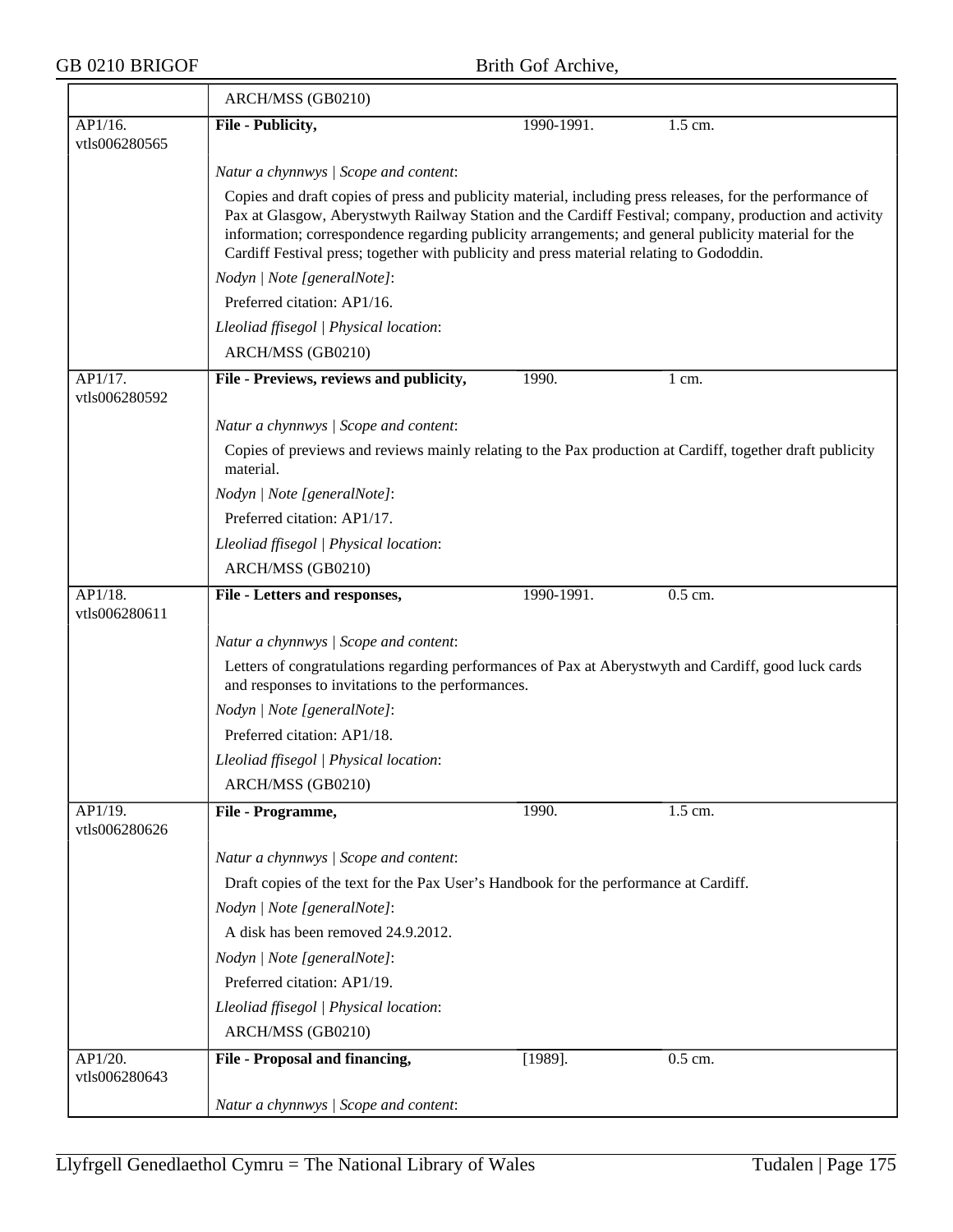ARCH/MSS (GB0210)

| AP1/16. vtls006280565 | **File - Publicity,** | 1990-1991. | 1.5 cm. |
|---|---|---|---|

*Natur a chynnwys | Scope and content*:

Copies and draft copies of press and publicity material, including press releases, for the performance of Pax at Glasgow, Aberystwyth Railway Station and the Cardiff Festival; company, production and activity information; correspondence regarding publicity arrangements; and general publicity material for the Cardiff Festival press; together with publicity and press material relating to Gododdin.

*Nodyn | Note [generalNote]*:

Preferred citation: AP1/16.

*Lleoliad ffisegol | Physical location*:

ARCH/MSS (GB0210)

| AP1/17. vtls006280592 | **File - Previews, reviews and publicity,** | 1990. | 1 cm. |
|---|---|---|---|

*Natur a chynnwys | Scope and content*:

Copies of previews and reviews mainly relating to the Pax production at Cardiff, together draft publicity material.

*Nodyn | Note [generalNote]*:

Preferred citation: AP1/17.

*Lleoliad ffisegol | Physical location*:

ARCH/MSS (GB0210)

| AP1/18. vtls006280611 | **File - Letters and responses,** | 1990-1991. | 0.5 cm. |
|---|---|---|---|

*Natur a chynnwys | Scope and content*:

Letters of congratulations regarding performances of Pax at Aberystwyth and Cardiff, good luck cards and responses to invitations to the performances.

*Nodyn | Note [generalNote]*:

Preferred citation: AP1/18.

*Lleoliad ffisegol | Physical location*:

ARCH/MSS (GB0210)

| AP1/19. vtls006280626 | **File - Programme,** | 1990. | 1.5 cm. |
|---|---|---|---|

*Natur a chynnwys | Scope and content*:

Draft copies of the text for the Pax User's Handbook for the performance at Cardiff.

*Nodyn | Note [generalNote]*:

A disk has been removed 24.9.2012.

*Nodyn | Note [generalNote]*:

Preferred citation: AP1/19.

*Lleoliad ffisegol | Physical location*:

ARCH/MSS (GB0210)

| AP1/20. vtls006280643 | **File - Proposal and financing,** | [1989]. | 0.5 cm. |
|---|---|---|---|

*Natur a chynnwys | Scope and content*: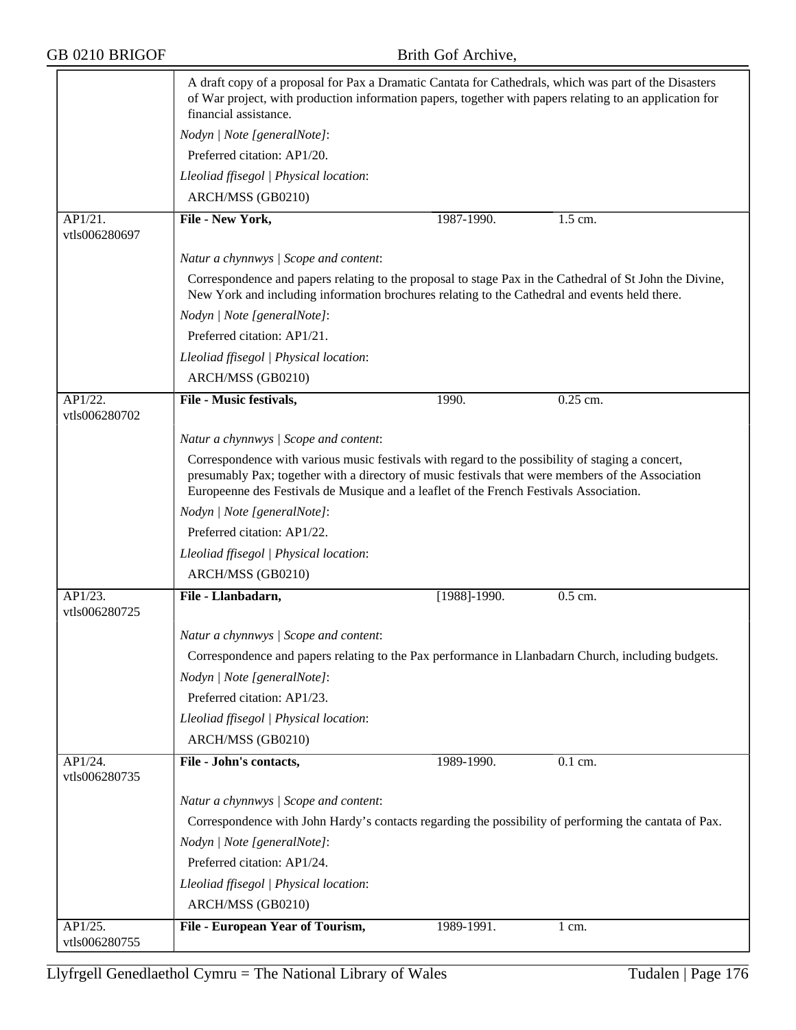A draft copy of a proposal for Pax a Dramatic Cantata for Cathedrals, which was part of the Disasters of War project, with production information papers, together with papers relating to an application for financial assistance.

*Nodyn | Note [generalNote]*:

Preferred citation: AP1/20.

*Lleoliad ffisegol | Physical location*:

ARCH/MSS (GB0210)

| AP1/21. vtls006280697 | **File - New York,** | 1987-1990. | 1.5 cm. |
|---|---|---|---|

*Natur a chynnwys | Scope and content*:

Correspondence and papers relating to the proposal to stage Pax in the Cathedral of St John the Divine, New York and including information brochures relating to the Cathedral and events held there.

*Nodyn | Note [generalNote]*:

Preferred citation: AP1/21.

*Lleoliad ffisegol | Physical location*:

ARCH/MSS (GB0210)

| AP1/22. vtls006280702 | **File - Music festivals,** | 1990. | 0.25 cm. |
|---|---|---|---|

*Natur a chynnwys | Scope and content*:

Correspondence with various music festivals with regard to the possibility of staging a concert, presumably Pax; together with a directory of music festivals that were members of the Association Europeenne des Festivals de Musique and a leaflet of the French Festivals Association.

*Nodyn | Note [generalNote]*:

Preferred citation: AP1/22.

*Lleoliad ffisegol | Physical location*:

ARCH/MSS (GB0210)

| AP1/23. vtls006280725 | **File - Llanbadarn,** | [1988]-1990. | 0.5 cm. |
|---|---|---|---|

*Natur a chynnwys | Scope and content*:

Correspondence and papers relating to the Pax performance in Llanbadarn Church, including budgets.

*Nodyn | Note [generalNote]*:

Preferred citation: AP1/23.

*Lleoliad ffisegol | Physical location*:

ARCH/MSS (GB0210)

| AP1/24. vtls006280735 | **File - John's contacts,** | 1989-1990. | 0.1 cm. |
|---|---|---|---|

*Natur a chynnwys | Scope and content*:

Correspondence with John Hardy's contacts regarding the possibility of performing the cantata of Pax.

*Nodyn | Note [generalNote]*:

Preferred citation: AP1/24.

*Lleoliad ffisegol | Physical location*:

ARCH/MSS (GB0210)

| AP1/25. vtls006280755 | **File - European Year of Tourism,** | 1989-1991. | 1 cm. |
|---|---|---|---|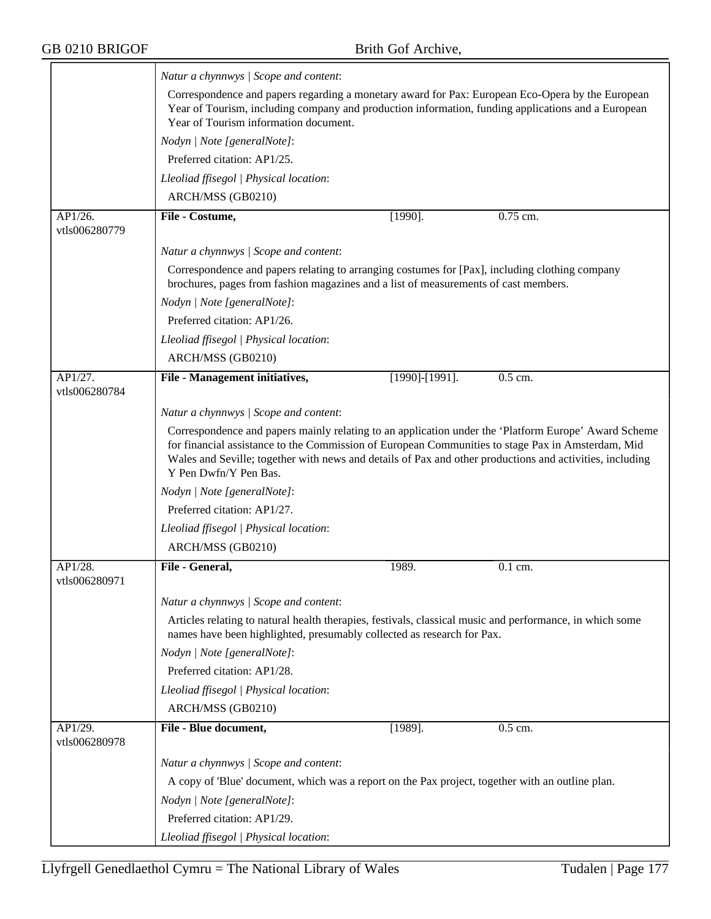| | | | |
|---|---|---|---|
| | *Natur a chynnwys \| Scope and content*:<br>Correspondence and papers regarding a monetary award for Pax: European Eco-Opera by the European Year of Tourism, including company and production information, funding applications and a European Year of Tourism information document.<br>*Nodyn \| Note [generalNote]*:<br>Preferred citation: AP1/25.<br>*Lleoliad ffisegol \| Physical location*:<br>ARCH/MSS (GB0210) | | |
| AP1/26. vtls006280779 | **File - Costume,** | [1990]. | 0.75 cm. |
| | *Natur a chynnwys \| Scope and content*:<br>Correspondence and papers relating to arranging costumes for [Pax], including clothing company brochures, pages from fashion magazines and a list of measurements of cast members.<br>*Nodyn \| Note [generalNote]*:<br>Preferred citation: AP1/26.<br>*Lleoliad ffisegol \| Physical location*:<br>ARCH/MSS (GB0210) | | |
| AP1/27. vtls006280784 | **File - Management initiatives,** | [1990]-[1991]. | 0.5 cm. |
| | *Natur a chynnwys \| Scope and content*:<br>Correspondence and papers mainly relating to an application under the 'Platform Europe' Award Scheme for financial assistance to the Commission of European Communities to stage Pax in Amsterdam, Mid Wales and Seville; together with news and details of Pax and other productions and activities, including Y Pen Dwfn/Y Pen Bas.<br>*Nodyn \| Note [generalNote]*:<br>Preferred citation: AP1/27.<br>*Lleoliad ffisegol \| Physical location*:<br>ARCH/MSS (GB0210) | | |
| AP1/28. vtls006280971 | **File - General,** | 1989. | 0.1 cm. |
| | *Natur a chynnwys \| Scope and content*:<br>Articles relating to natural health therapies, festivals, classical music and performance, in which some names have been highlighted, presumably collected as research for Pax.<br>*Nodyn \| Note [generalNote]*:<br>Preferred citation: AP1/28.<br>*Lleoliad ffisegol \| Physical location*:<br>ARCH/MSS (GB0210) | | |
| AP1/29. vtls006280978 | **File - Blue document,** | [1989]. | 0.5 cm. |
| | *Natur a chynnwys \| Scope and content*:<br>A copy of 'Blue' document, which was a report on the Pax project, together with an outline plan.<br>*Nodyn \| Note [generalNote]*:<br>Preferred citation: AP1/29.<br>*Lleoliad ffisegol \| Physical location*: | | |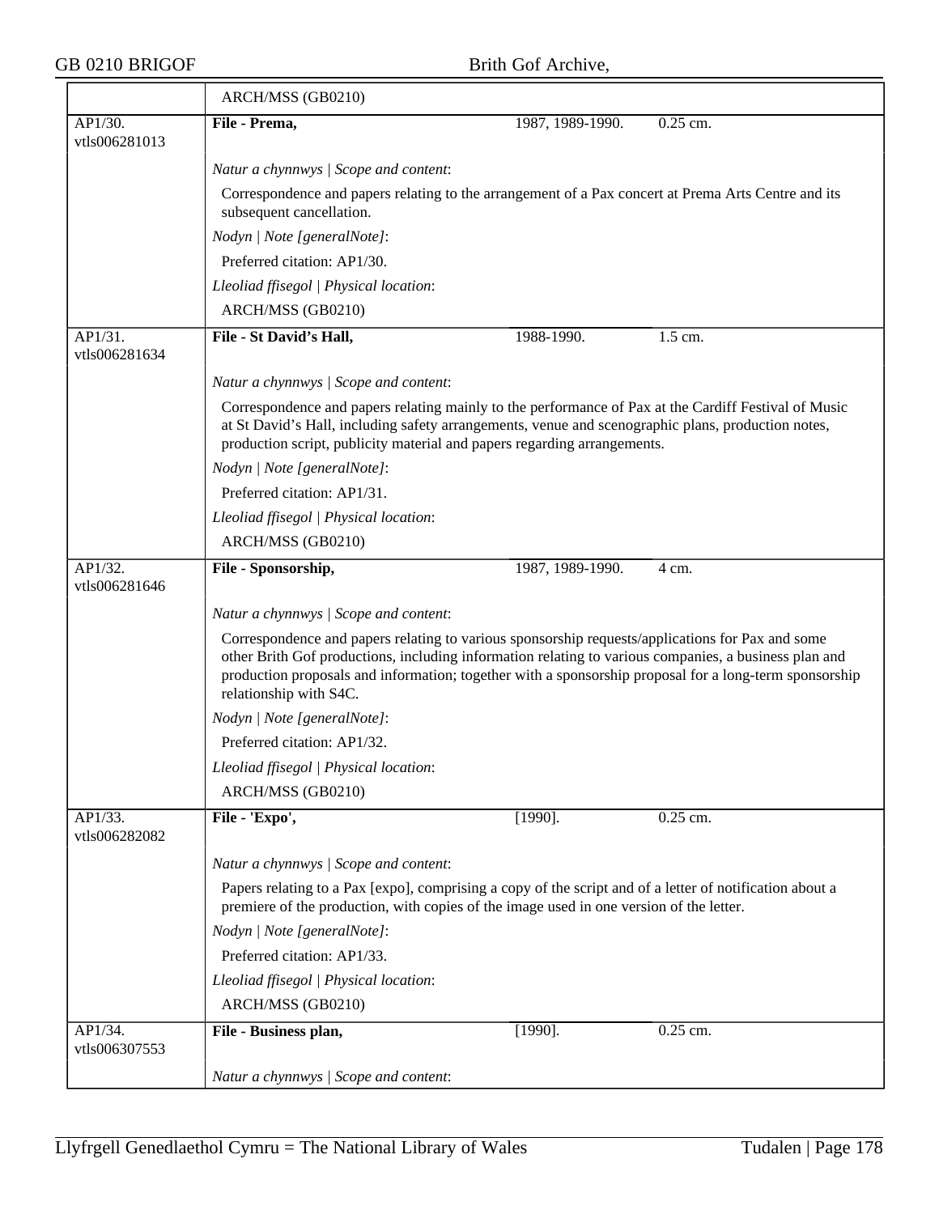| | ARCH/MSS (GB0210) | | |
|---|---|---|---|
| AP1/30. vtls006281013 | **File - Prema,** | 1987, 1989-1990. | 0.25 cm. |
| | *Natur a chynnwys \| Scope and content*: | | |
| | Correspondence and papers relating to the arrangement of a Pax concert at Prema Arts Centre and its subsequent cancellation. | | |
| | *Nodyn \| Note [generalNote]*: | | |
| | Preferred citation: AP1/30. | | |
| | *Lleoliad ffisegol \| Physical location*: | | |
| | ARCH/MSS (GB0210) | | |
| AP1/31. vtls006281634 | **File - St David's Hall,** | 1988-1990. | 1.5 cm. |
| | *Natur a chynnwys \| Scope and content*: | | |
| | Correspondence and papers relating mainly to the performance of Pax at the Cardiff Festival of Music at St David's Hall, including safety arrangements, venue and scenographic plans, production notes, production script, publicity material and papers regarding arrangements. | | |
| | *Nodyn \| Note [generalNote]*: | | |
| | Preferred citation: AP1/31. | | |
| | *Lleoliad ffisegol \| Physical location*: | | |
| | ARCH/MSS (GB0210) | | |
| AP1/32. vtls006281646 | **File - Sponsorship,** | 1987, 1989-1990. | 4 cm. |
| | *Natur a chynnwys \| Scope and content*: | | |
| | Correspondence and papers relating to various sponsorship requests/applications for Pax and some other Brith Gof productions, including information relating to various companies, a business plan and production proposals and information; together with a sponsorship proposal for a long-term sponsorship relationship with S4C. | | |
| | *Nodyn \| Note [generalNote]*: | | |
| | Preferred citation: AP1/32. | | |
| | *Lleoliad ffisegol \| Physical location*: | | |
| | ARCH/MSS (GB0210) | | |
| AP1/33. vtls006282082 | **File - 'Expo',** | [1990]. | 0.25 cm. |
| | *Natur a chynnwys \| Scope and content*: | | |
| | Papers relating to a Pax [expo], comprising a copy of the script and of a letter of notification about a premiere of the production, with copies of the image used in one version of the letter. | | |
| | *Nodyn \| Note [generalNote]*: | | |
| | Preferred citation: AP1/33. | | |
| | *Lleoliad ffisegol \| Physical location*: | | |
| | ARCH/MSS (GB0210) | | |
| AP1/34. vtls006307553 | **File - Business plan,** | [1990]. | 0.25 cm. |
| | *Natur a chynnwys \| Scope and content*: | | |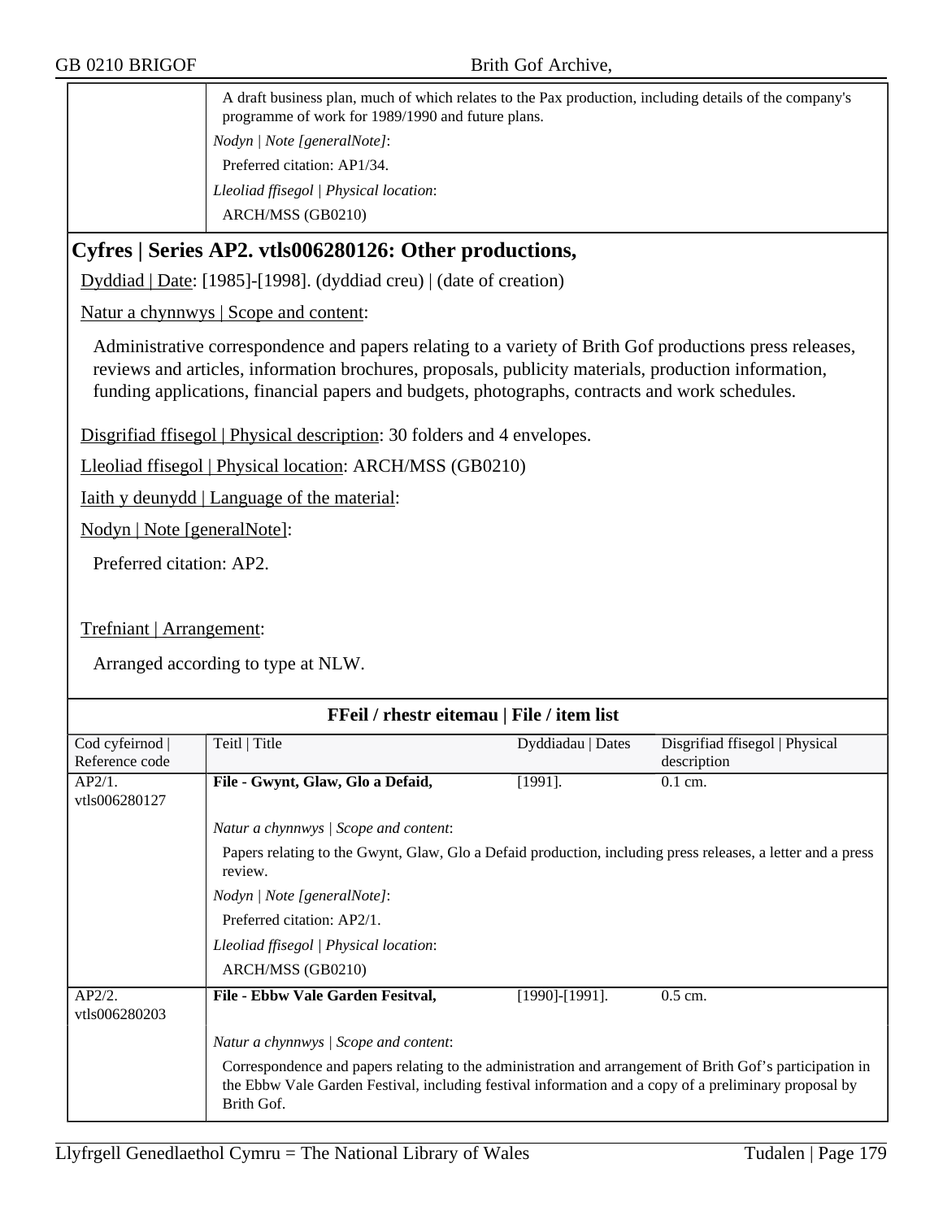A draft business plan, much of which relates to the Pax production, including details of the company's programme of work for 1989/1990 and future plans.

*Nodyn | Note [generalNote]*:

Preferred citation: AP1/34.

*Lleoliad ffisegol | Physical location*:

ARCH/MSS (GB0210)

## Cyfres | Series AP2. vtls006280126: Other productions,

Dyddiad | Date: [1985]-[1998]. (dyddiad creu) | (date of creation)

Natur a chynnwys | Scope and content:

Administrative correspondence and papers relating to a variety of Brith Gof productions press releases, reviews and articles, information brochures, proposals, publicity materials, production information, funding applications, financial papers and budgets, photographs, contracts and work schedules.

Disgrifiad ffisegol | Physical description: 30 folders and 4 envelopes.

Lleoliad ffisegol | Physical location: ARCH/MSS (GB0210)

Iaith y deunydd | Language of the material:

Nodyn | Note [generalNote]:

Preferred citation: AP2.

Trefniant | Arrangement:

Arranged according to type at NLW.

### FFeil / rhestr eitemau | File / item list

| Cod cyfeirnod \| Reference code | Teitl \| Title | Dyddiadau \| Dates | Disgrifiad ffisegol \| Physical description |
|---|---|---|---|
| AP2/1. vtls006280127 | **File - Gwynt, Glaw, Glo a Defaid,** | [1991]. | 0.1 cm. |
| | *Natur a chynnwys \| Scope and content*: Papers relating to the Gwynt, Glaw, Glo a Defaid production, including press releases, a letter and a press review. *Nodyn \| Note [generalNote]*: Preferred citation: AP2/1. *Lleoliad ffisegol \| Physical location*: ARCH/MSS (GB0210) | | |
| AP2/2. vtls006280203 | **File - Ebbw Vale Garden Fesitval,** | [1990]-[1991]. | 0.5 cm. |
| | *Natur a chynnwys \| Scope and content*: Correspondence and papers relating to the administration and arrangement of Brith Gof's participation in the Ebbw Vale Garden Festival, including festival information and a copy of a preliminary proposal by Brith Gof. | | |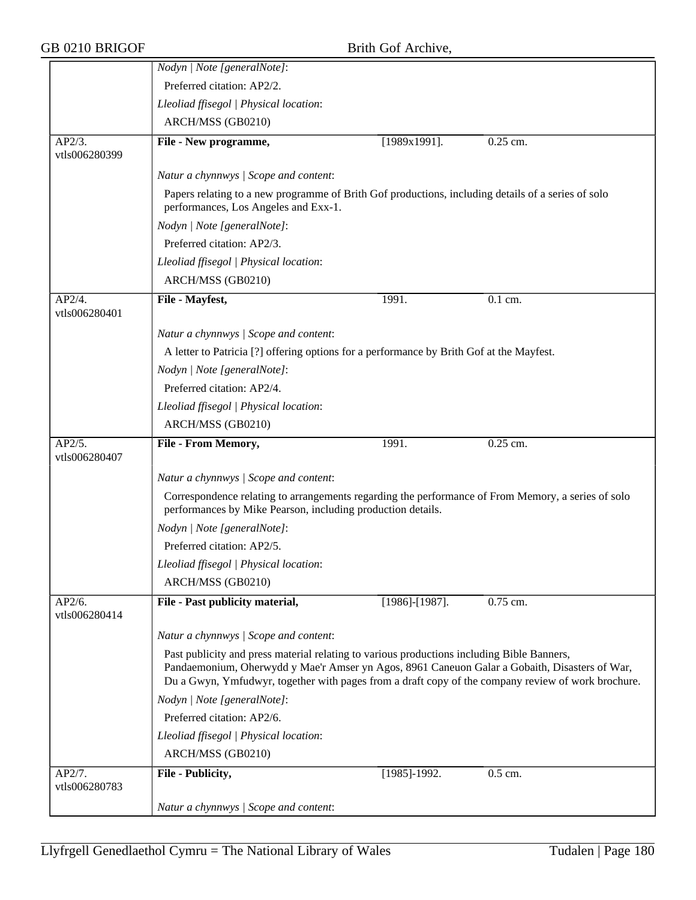*Nodyn | Note [generalNote]*:

Preferred citation: AP2/2.

*Lleoliad ffisegol | Physical location*:

ARCH/MSS (GB0210)

| AP2/3. vtls006280399 | **File - New programme,** | [1989x1991]. | 0.25 cm. |
|---|---|---|---|

*Natur a chynnwys | Scope and content*:

Papers relating to a new programme of Brith Gof productions, including details of a series of solo performances, Los Angeles and Exx-1.

*Nodyn | Note [generalNote]*:

Preferred citation: AP2/3.

*Lleoliad ffisegol | Physical location*:

ARCH/MSS (GB0210)

| AP2/4. vtls006280401 | **File - Mayfest,** | 1991. | 0.1 cm. |
|---|---|---|---|

*Natur a chynnwys | Scope and content*:

A letter to Patricia [?] offering options for a performance by Brith Gof at the Mayfest.

*Nodyn | Note [generalNote]*:

Preferred citation: AP2/4.

*Lleoliad ffisegol | Physical location*:

ARCH/MSS (GB0210)

| AP2/5. vtls006280407 | **File - From Memory,** | 1991. | 0.25 cm. |
|---|---|---|---|

*Natur a chynnwys | Scope and content*:

Correspondence relating to arrangements regarding the performance of From Memory, a series of solo performances by Mike Pearson, including production details.

*Nodyn | Note [generalNote]*:

Preferred citation: AP2/5.

*Lleoliad ffisegol | Physical location*:

ARCH/MSS (GB0210)

| AP2/6. vtls006280414 | **File - Past publicity material,** | [1986]-[1987]. | 0.75 cm. |
|---|---|---|---|

*Natur a chynnwys | Scope and content*:

Past publicity and press material relating to various productions including Bible Banners, Pandaemonium, Oherwydd y Mae'r Amser yn Agos, 8961 Caneuon Galar a Gobaith, Disasters of War, Du a Gwyn, Ymfudwyr, together with pages from a draft copy of the company review of work brochure.

*Nodyn | Note [generalNote]*:

Preferred citation: AP2/6.

*Lleoliad ffisegol | Physical location*:

ARCH/MSS (GB0210)

| AP2/7. vtls006280783 | **File - Publicity,** | [1985]-1992. | 0.5 cm. |
|---|---|---|---|

*Natur a chynnwys | Scope and content*: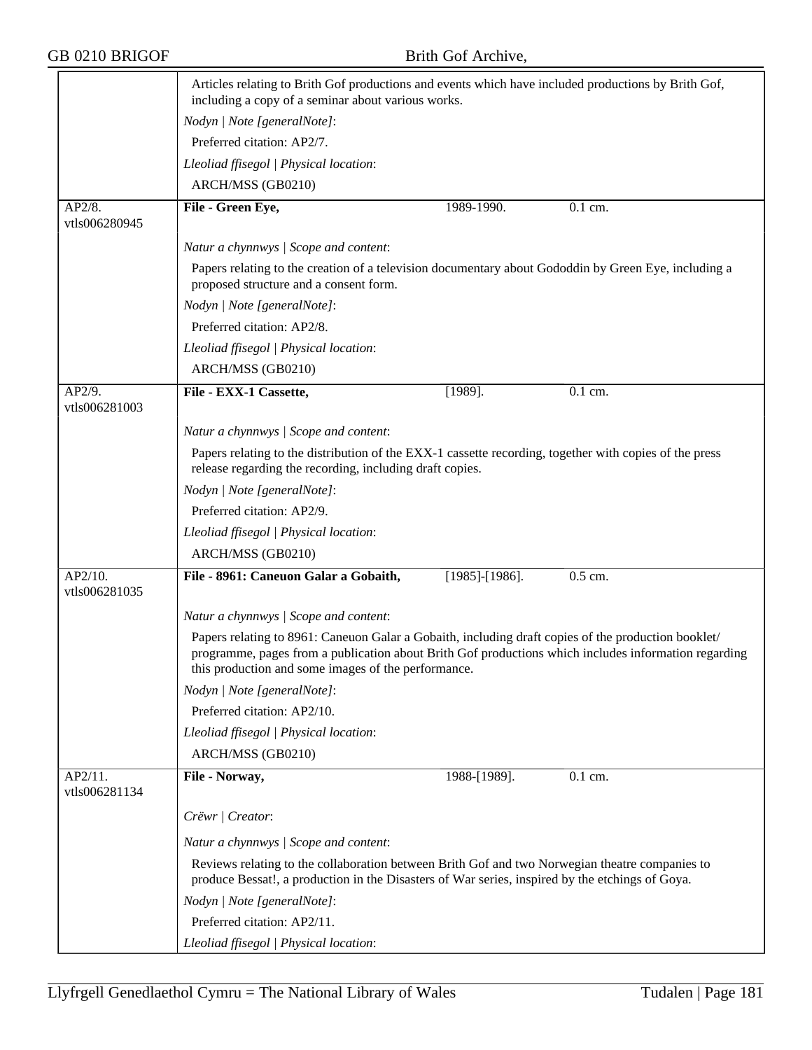Articles relating to Brith Gof productions and events which have included productions by Brith Gof, including a copy of a seminar about various works.

*Nodyn | Note [generalNote]*:

Preferred citation: AP2/7.

*Lleoliad ffisegol | Physical location*:

ARCH/MSS (GB0210)

---

AP2/8.
vtls006280945

**File - Green Eye,** 1989-1990. 0.1 cm.

*Natur a chynnwys | Scope and content*:

Papers relating to the creation of a television documentary about Gododdin by Green Eye, including a proposed structure and a consent form.

*Nodyn | Note [generalNote]*:

Preferred citation: AP2/8.

*Lleoliad ffisegol | Physical location*:

ARCH/MSS (GB0210)

---

AP2/9.
vtls006281003

**File - EXX-1 Cassette,** [1989]. 0.1 cm.

*Natur a chynnwys | Scope and content*:

Papers relating to the distribution of the EXX-1 cassette recording, together with copies of the press release regarding the recording, including draft copies.

*Nodyn | Note [generalNote]*:

Preferred citation: AP2/9.

*Lleoliad ffisegol | Physical location*:

ARCH/MSS (GB0210)

---

AP2/10.
vtls006281035

**File - 8961: Caneuon Galar a Gobaith,** [1985]-[1986]. 0.5 cm.

*Natur a chynnwys | Scope and content*:

Papers relating to 8961: Caneuon Galar a Gobaith, including draft copies of the production booklet/ programme, pages from a publication about Brith Gof productions which includes information regarding this production and some images of the performance.

*Nodyn | Note [generalNote]*:

Preferred citation: AP2/10.

*Lleoliad ffisegol | Physical location*:

ARCH/MSS (GB0210)

---

AP2/11.
vtls006281134

**File - Norway,** 1988-[1989]. 0.1 cm.

*Crëwr | Creator*:

*Natur a chynnwys | Scope and content*:

Reviews relating to the collaboration between Brith Gof and two Norwegian theatre companies to produce Bessat!, a production in the Disasters of War series, inspired by the etchings of Goya.

*Nodyn | Note [generalNote]*:

Preferred citation: AP2/11.

*Lleoliad ffisegol | Physical location*: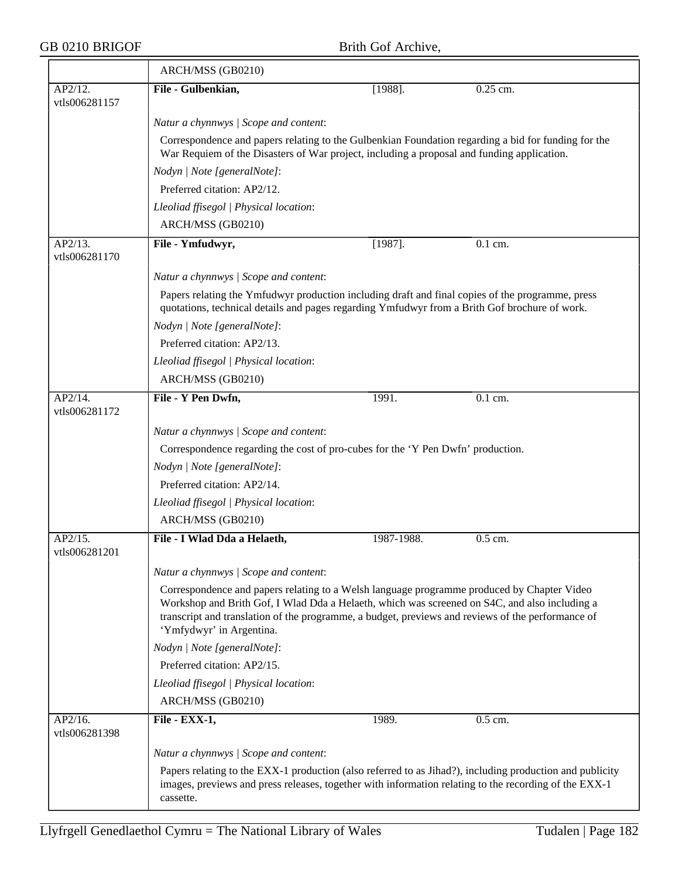| | ARCH/MSS (GB0210) | | |
|---|---|---|---|
| AP2/12. vtls006281157 | **File - Gulbenkian,** | [1988]. | 0.25 cm. |
| | *Natur a chynnwys \| Scope and content*: | | |
| | Correspondence and papers relating to the Gulbenkian Foundation regarding a bid for funding for the War Requiem of the Disasters of War project, including a proposal and funding application. | | |
| | *Nodyn \| Note [generalNote]*: | | |
| | Preferred citation: AP2/12. | | |
| | *Lleoliad ffisegol \| Physical location*: | | |
| | ARCH/MSS (GB0210) | | |
| AP2/13. vtls006281170 | **File - Ymfudwyr,** | [1987]. | 0.1 cm. |
| | *Natur a chynnwys \| Scope and content*: | | |
| | Papers relating the Ymfudwyr production including draft and final copies of the programme, press quotations, technical details and pages regarding Ymfudwyr from a Brith Gof brochure of work. | | |
| | *Nodyn \| Note [generalNote]*: | | |
| | Preferred citation: AP2/13. | | |
| | *Lleoliad ffisegol \| Physical location*: | | |
| | ARCH/MSS (GB0210) | | |
| AP2/14. vtls006281172 | **File - Y Pen Dwfn,** | 1991. | 0.1 cm. |
| | *Natur a chynnwys \| Scope and content*: | | |
| | Correspondence regarding the cost of pro-cubes for the 'Y Pen Dwfn' production. | | |
| | *Nodyn \| Note [generalNote]*: | | |
| | Preferred citation: AP2/14. | | |
| | *Lleoliad ffisegol \| Physical location*: | | |
| | ARCH/MSS (GB0210) | | |
| AP2/15. vtls006281201 | **File - I Wlad Dda a Helaeth,** | 1987-1988. | 0.5 cm. |
| | *Natur a chynnwys \| Scope and content*: | | |
| | Correspondence and papers relating to a Welsh language programme produced by Chapter Video Workshop and Brith Gof, I Wlad Dda a Helaeth, which was screened on S4C, and also including a transcript and translation of the programme, a budget, previews and reviews of the performance of 'Ymfydwyr' in Argentina. | | |
| | *Nodyn \| Note [generalNote]*: | | |
| | Preferred citation: AP2/15. | | |
| | *Lleoliad ffisegol \| Physical location*: | | |
| | ARCH/MSS (GB0210) | | |
| AP2/16. vtls006281398 | **File - EXX-1,** | 1989. | 0.5 cm. |
| | *Natur a chynnwys \| Scope and content*: | | |
| | Papers relating to the EXX-1 production (also referred to as Jihad?), including production and publicity images, previews and press releases, together with information relating to the recording of the EXX-1 cassette. | | |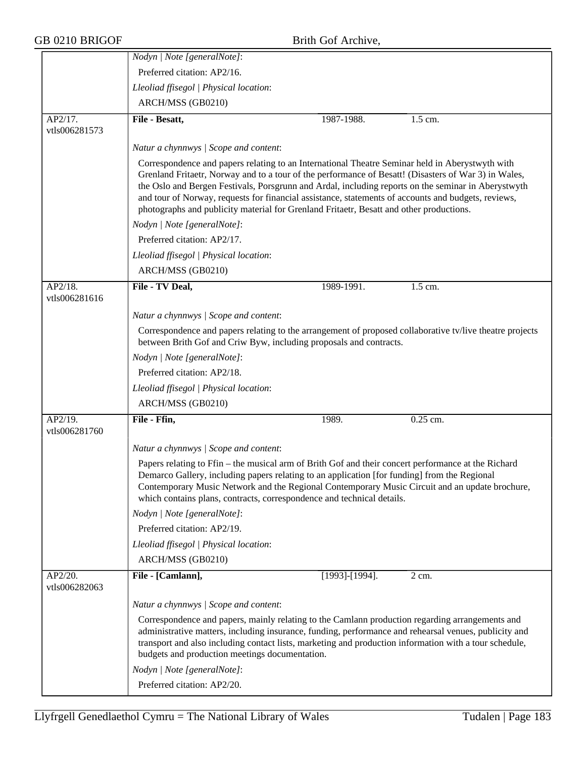Nodyn | Note [generalNote]:

Preferred citation: AP2/16.

Lleoliad ffisegol | Physical location:

ARCH/MSS (GB0210)

---

AP2/17. vtls006281573 | **File - Besatt,** | 1987-1988. | 1.5 cm.

*Natur a chynnwys | Scope and content*:

Correspondence and papers relating to an International Theatre Seminar held in Aberystwyth with Grenland Fritaetr, Norway and to a tour of the performance of Besatt! (Disasters of War 3) in Wales, the Oslo and Bergen Festivals, Porsgrunn and Ardal, including reports on the seminar in Aberystwyth and tour of Norway, requests for financial assistance, statements of accounts and budgets, reviews, photographs and publicity material for Grenland Fritaetr, Besatt and other productions.

*Nodyn | Note [generalNote]*:

Preferred citation: AP2/17.

*Lleoliad ffisegol | Physical location*:

ARCH/MSS (GB0210)

---

AP2/18. vtls006281616 | **File - TV Deal,** | 1989-1991. | 1.5 cm.

*Natur a chynnwys | Scope and content*:

Correspondence and papers relating to the arrangement of proposed collaborative tv/live theatre projects between Brith Gof and Criw Byw, including proposals and contracts.

*Nodyn | Note [generalNote]*:

Preferred citation: AP2/18.

*Lleoliad ffisegol | Physical location*:

ARCH/MSS (GB0210)

---

AP2/19. vtls006281760 | **File - Ffin,** | 1989. | 0.25 cm.

*Natur a chynnwys | Scope and content*:

Papers relating to Ffin – the musical arm of Brith Gof and their concert performance at the Richard Demarco Gallery, including papers relating to an application [for funding] from the Regional Contemporary Music Network and the Regional Contemporary Music Circuit and an update brochure, which contains plans, contracts, correspondence and technical details.

*Nodyn | Note [generalNote]*:

Preferred citation: AP2/19.

*Lleoliad ffisegol | Physical location*:

ARCH/MSS (GB0210)

---

AP2/20. vtls006282063 | **File - [Camlann],** | [1993]-[1994]. | 2 cm.

*Natur a chynnwys | Scope and content*:

Correspondence and papers, mainly relating to the Camlann production regarding arrangements and administrative matters, including insurance, funding, performance and rehearsal venues, publicity and transport and also including contact lists, marketing and production information with a tour schedule, budgets and production meetings documentation.

*Nodyn | Note [generalNote]*:

Preferred citation: AP2/20.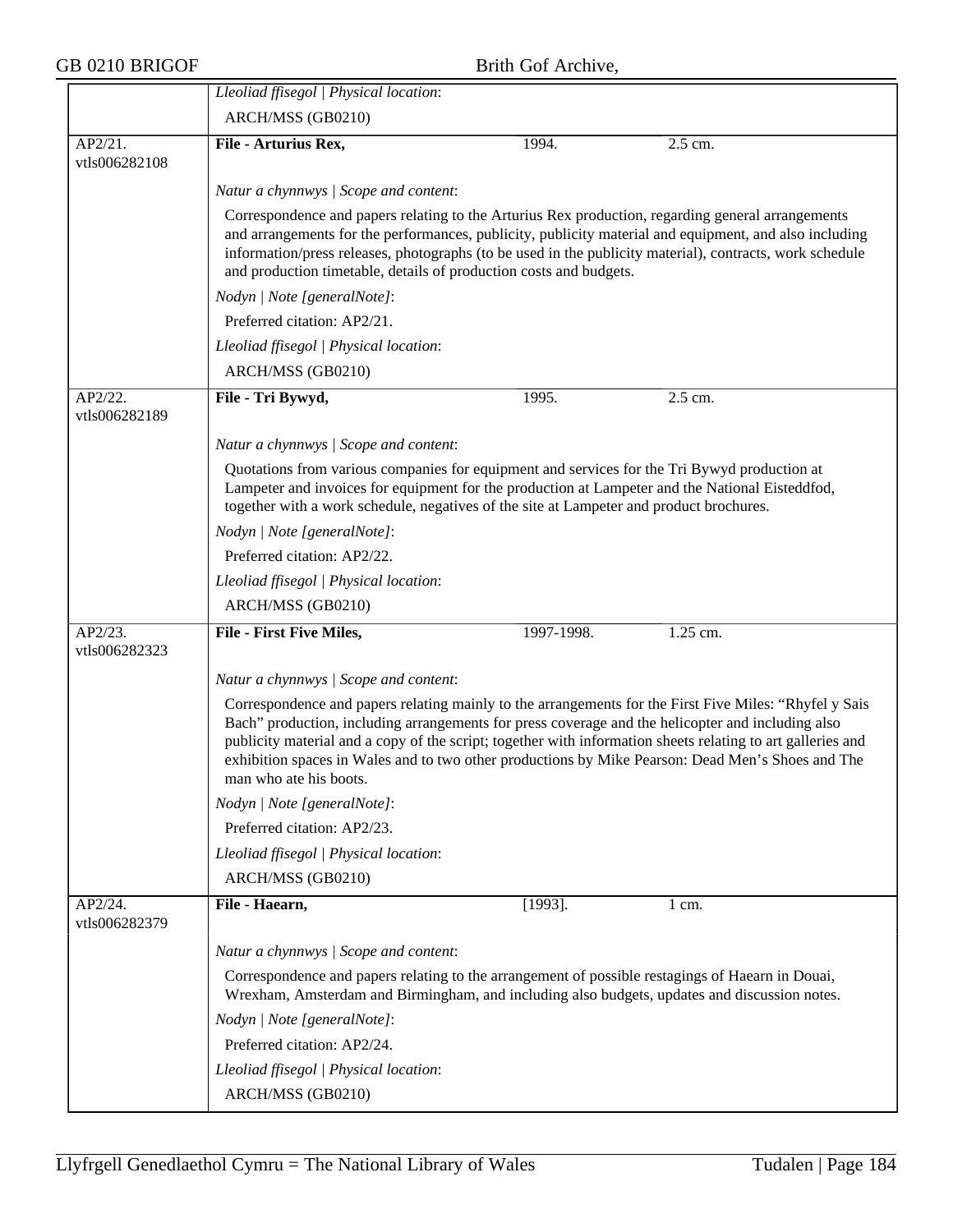| | |
|---|---|
| | *Lleoliad ffisegol \| Physical location*: |
| | ARCH/MSS (GB0210) |
| AP2/21. vtls006282108 | **File - Arturius Rex,** 1994. 2.5 cm. |
| | *Natur a chynnwys \| Scope and content*: |
| | Correspondence and papers relating to the Arturius Rex production, regarding general arrangements and arrangements for the performances, publicity, publicity material and equipment, and also including information/press releases, photographs (to be used in the publicity material), contracts, work schedule and production timetable, details of production costs and budgets. |
| | *Nodyn \| Note [generalNote]*: |
| | Preferred citation: AP2/21. |
| | *Lleoliad ffisegol \| Physical location*: |
| | ARCH/MSS (GB0210) |
| AP2/22. vtls006282189 | **File - Tri Bywyd,** 1995. 2.5 cm. |
| | *Natur a chynnwys \| Scope and content*: |
| | Quotations from various companies for equipment and services for the Tri Bywyd production at Lampeter and invoices for equipment for the production at Lampeter and the National Eisteddfod, together with a work schedule, negatives of the site at Lampeter and product brochures. |
| | *Nodyn \| Note [generalNote]*: |
| | Preferred citation: AP2/22. |
| | *Lleoliad ffisegol \| Physical location*: |
| | ARCH/MSS (GB0210) |
| AP2/23. vtls006282323 | **File - First Five Miles,** 1997-1998. 1.25 cm. |
| | *Natur a chynnwys \| Scope and content*: |
| | Correspondence and papers relating mainly to the arrangements for the First Five Miles: "Rhyfel y Sais Bach" production, including arrangements for press coverage and the helicopter and including also publicity material and a copy of the script; together with information sheets relating to art galleries and exhibition spaces in Wales and to two other productions by Mike Pearson: Dead Men's Shoes and The man who ate his boots. |
| | *Nodyn \| Note [generalNote]*: |
| | Preferred citation: AP2/23. |
| | *Lleoliad ffisegol \| Physical location*: |
| | ARCH/MSS (GB0210) |
| AP2/24. vtls006282379 | **File - Haearn,** [1993]. 1 cm. |
| | *Natur a chynnwys \| Scope and content*: |
| | Correspondence and papers relating to the arrangement of possible restagings of Haearn in Douai, Wrexham, Amsterdam and Birmingham, and including also budgets, updates and discussion notes. |
| | *Nodyn \| Note [generalNote]*: |
| | Preferred citation: AP2/24. |
| | *Lleoliad ffisegol \| Physical location*: |
| | ARCH/MSS (GB0210) |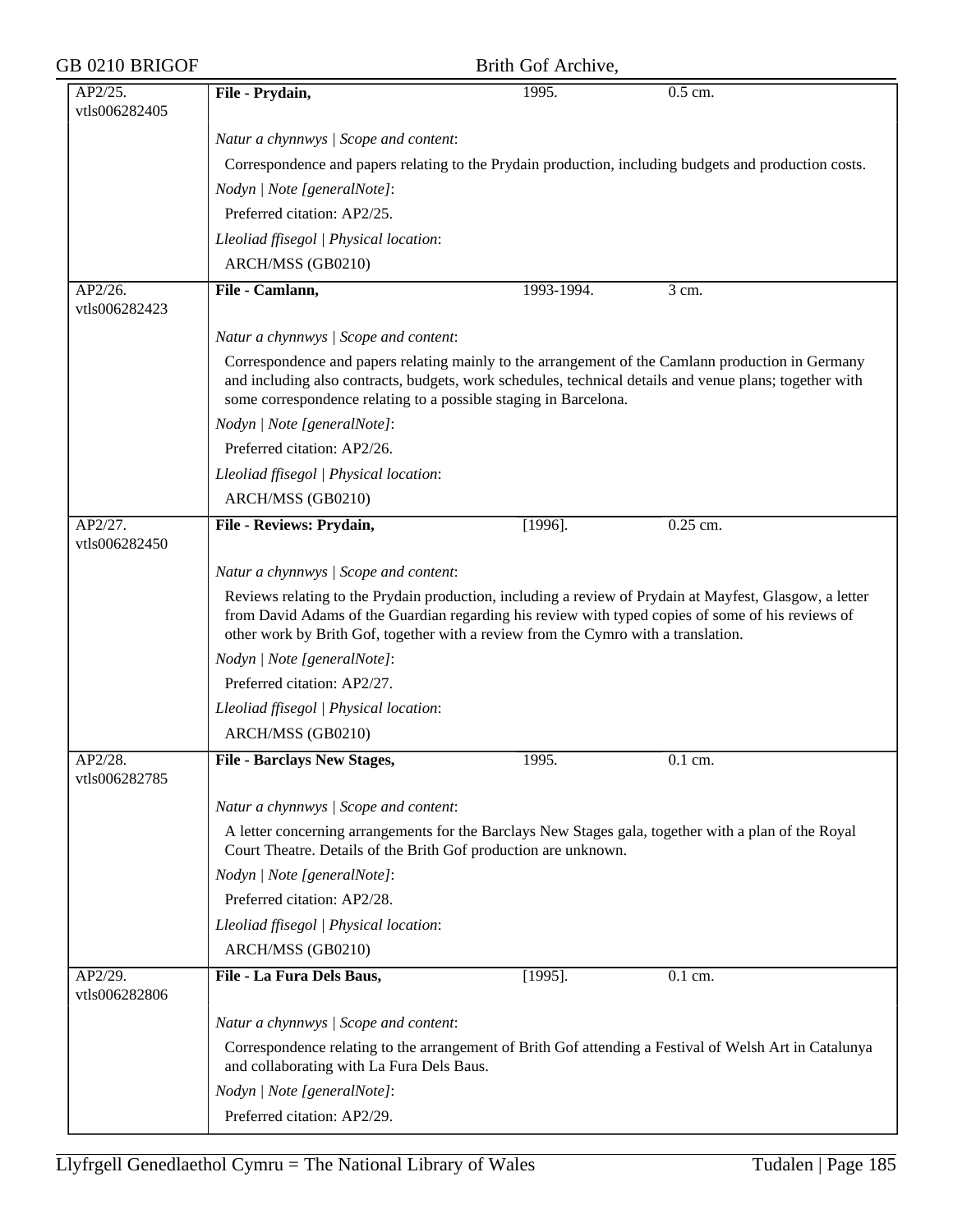| AP2/25. vtls006282405 | **File - Prydain,** | 1995. | 0.5 cm. |
|---|---|---|---|
| | *Natur a chynnwys \| Scope and content*: | | |
| | Correspondence and papers relating to the Prydain production, including budgets and production costs. | | |
| | *Nodyn \| Note [generalNote]*: | | |
| | Preferred citation: AP2/25. | | |
| | *Lleoliad ffisegol \| Physical location*: | | |
| | ARCH/MSS (GB0210) | | |
| AP2/26. vtls006282423 | **File - Camlann,** | 1993-1994. | 3 cm. |
| | *Natur a chynnwys \| Scope and content*: | | |
| | Correspondence and papers relating mainly to the arrangement of the Camlann production in Germany and including also contracts, budgets, work schedules, technical details and venue plans; together with some correspondence relating to a possible staging in Barcelona. | | |
| | *Nodyn \| Note [generalNote]*: | | |
| | Preferred citation: AP2/26. | | |
| | *Lleoliad ffisegol \| Physical location*: | | |
| | ARCH/MSS (GB0210) | | |
| AP2/27. vtls006282450 | **File - Reviews: Prydain,** | [1996]. | 0.25 cm. |
| | *Natur a chynnwys \| Scope and content*: | | |
| | Reviews relating to the Prydain production, including a review of Prydain at Mayfest, Glasgow, a letter from David Adams of the Guardian regarding his review with typed copies of some of his reviews of other work by Brith Gof, together with a review from the Cymro with a translation. | | |
| | *Nodyn \| Note [generalNote]*: | | |
| | Preferred citation: AP2/27. | | |
| | *Lleoliad ffisegol \| Physical location*: | | |
| | ARCH/MSS (GB0210) | | |
| AP2/28. vtls006282785 | **File - Barclays New Stages,** | 1995. | 0.1 cm. |
| | *Natur a chynnwys \| Scope and content*: | | |
| | A letter concerning arrangements for the Barclays New Stages gala, together with a plan of the Royal Court Theatre. Details of the Brith Gof production are unknown. | | |
| | *Nodyn \| Note [generalNote]*: | | |
| | Preferred citation: AP2/28. | | |
| | *Lleoliad ffisegol \| Physical location*: | | |
| | ARCH/MSS (GB0210) | | |
| AP2/29. vtls006282806 | **File - La Fura Dels Baus,** | [1995]. | 0.1 cm. |
| | *Natur a chynnwys \| Scope and content*: | | |
| | Correspondence relating to the arrangement of Brith Gof attending a Festival of Welsh Art in Catalunya and collaborating with La Fura Dels Baus. | | |
| | *Nodyn \| Note [generalNote]*: | | |
| | Preferred citation: AP2/29. | | |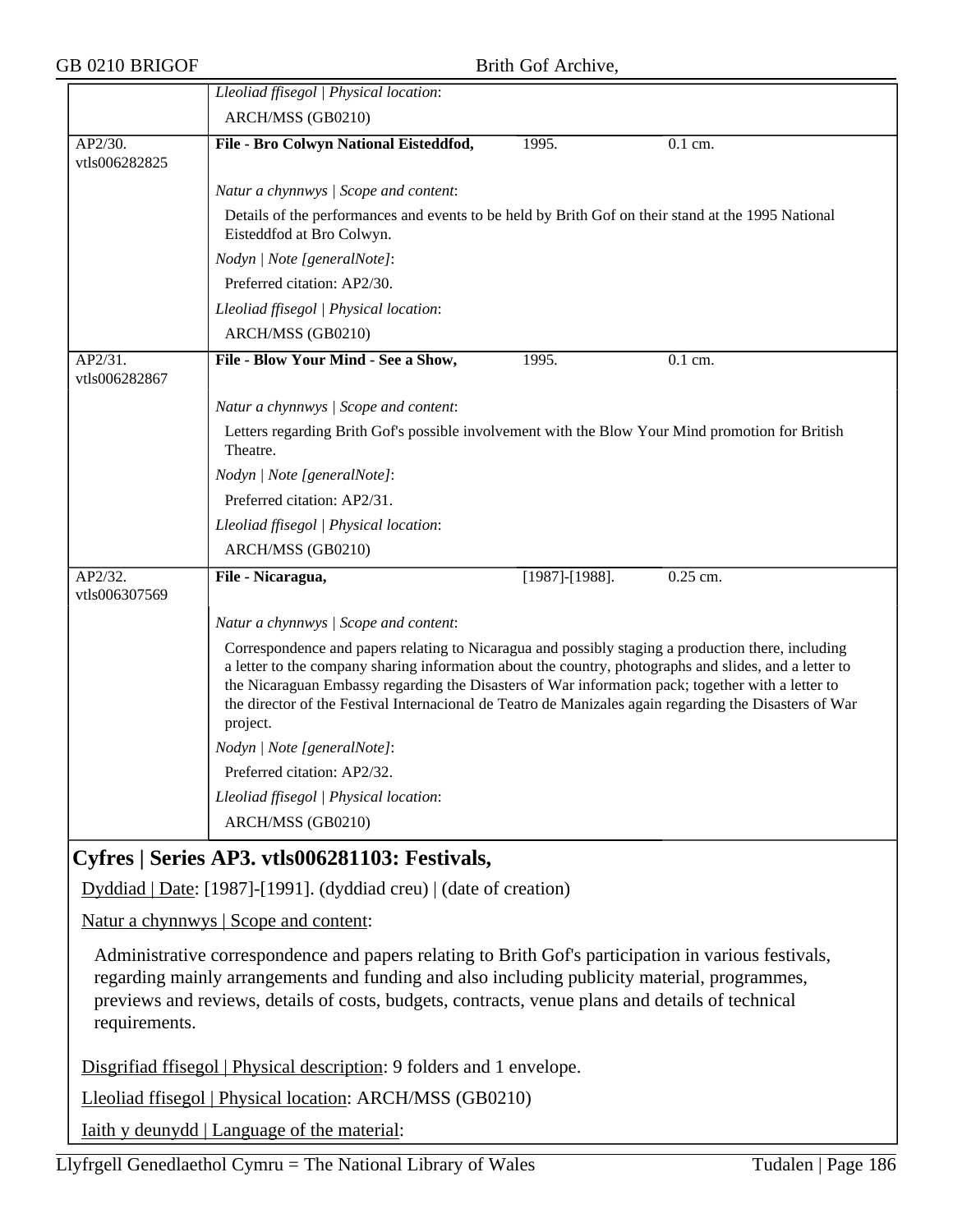*Lleoliad ffisegol | Physical location*:

ARCH/MSS (GB0210)

**AP2/30. vtls006282825** — **File - Bro Colwyn National Eisteddfod,** — 1995. — 0.1 cm.

*Natur a chynnwys | Scope and content*:

Details of the performances and events to be held by Brith Gof on their stand at the 1995 National Eisteddfod at Bro Colwyn.

*Nodyn | Note [generalNote]*:

Preferred citation: AP2/30.

*Lleoliad ffisegol | Physical location*:

ARCH/MSS (GB0210)

**AP2/31. vtls006282867** — **File - Blow Your Mind - See a Show,** — 1995. — 0.1 cm.

*Natur a chynnwys | Scope and content*:

Letters regarding Brith Gof's possible involvement with the Blow Your Mind promotion for British Theatre.

*Nodyn | Note [generalNote]*:

Preferred citation: AP2/31.

*Lleoliad ffisegol | Physical location*:

ARCH/MSS (GB0210)

**AP2/32. vtls006307569** — **File - Nicaragua,** — [1987]-[1988]. — 0.25 cm.

*Natur a chynnwys | Scope and content*:

Correspondence and papers relating to Nicaragua and possibly staging a production there, including a letter to the company sharing information about the country, photographs and slides, and a letter to the Nicaraguan Embassy regarding the Disasters of War information pack; together with a letter to the director of the Festival Internacional de Teatro de Manizales again regarding the Disasters of War project.

*Nodyn | Note [generalNote]*:

Preferred citation: AP2/32.

*Lleoliad ffisegol | Physical location*:

ARCH/MSS (GB0210)

## Cyfres | Series AP3. vtls006281103: Festivals,

Dyddiad | Date: [1987]-[1991]. (dyddiad creu) | (date of creation)

Natur a chynnwys | Scope and content:

Administrative correspondence and papers relating to Brith Gof's participation in various festivals, regarding mainly arrangements and funding and also including publicity material, programmes, previews and reviews, details of costs, budgets, contracts, venue plans and details of technical requirements.

Disgrifiad ffisegol | Physical description: 9 folders and 1 envelope.

Lleoliad ffisegol | Physical location: ARCH/MSS (GB0210)

Iaith y deunydd | Language of the material: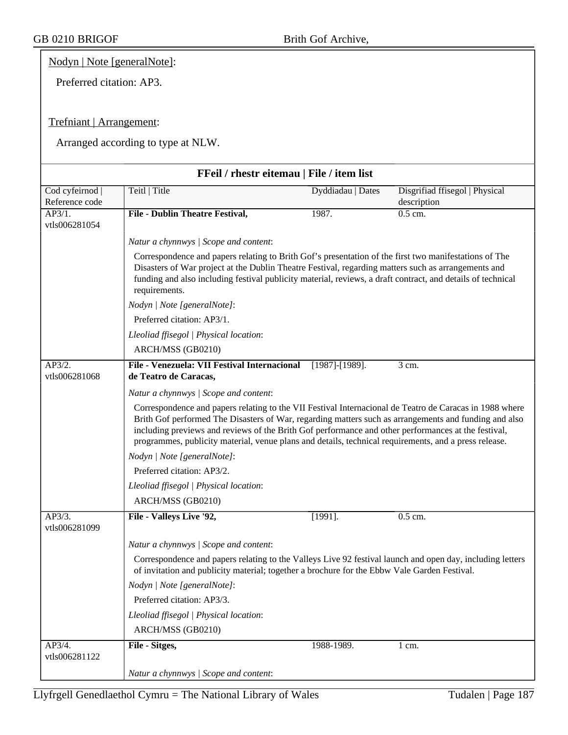Nodyn | Note [generalNote]:

Preferred citation: AP3.

Trefniant | Arrangement:

Arranged according to type at NLW.

### FFeil / rhestr eitemau | File / item list

| Cod cyfeirnod \| Reference code | Teitl \| Title | Dyddiadau \| Dates | Disgrifiad ffisegol \| Physical description |
|---|---|---|---|
| AP3/1. vtls006281054 | **File - Dublin Theatre Festival,** | 1987. | 0.5 cm. |

*Natur a chynnwys | Scope and content*:

Correspondence and papers relating to Brith Gof's presentation of the first two manifestations of The Disasters of War project at the Dublin Theatre Festival, regarding matters such as arrangements and funding and also including festival publicity material, reviews, a draft contract, and details of technical requirements.

*Nodyn | Note [generalNote]*:

Preferred citation: AP3/1.

*Lleoliad ffisegol | Physical location*:

ARCH/MSS (GB0210)

| Cod cyfeirnod \| Reference code | Teitl \| Title | Dyddiadau \| Dates | Disgrifiad ffisegol \| Physical description |
|---|---|---|---|
| AP3/2. vtls006281068 | **File - Venezuela: VII Festival Internacional de Teatro de Caracas,** | [1987]-[1989]. | 3 cm. |

*Natur a chynnwys | Scope and content*:

Correspondence and papers relating to the VII Festival Internacional de Teatro de Caracas in 1988 where Brith Gof performed The Disasters of War, regarding matters such as arrangements and funding and also including previews and reviews of the Brith Gof performance and other performances at the festival, programmes, publicity material, venue plans and details, technical requirements, and a press release.

*Nodyn | Note [generalNote]*:

Preferred citation: AP3/2.

*Lleoliad ffisegol | Physical location*:

ARCH/MSS (GB0210)

| Cod cyfeirnod \| Reference code | Teitl \| Title | Dyddiadau \| Dates | Disgrifiad ffisegol \| Physical description |
|---|---|---|---|
| AP3/3. vtls006281099 | **File - Valleys Live '92,** | [1991]. | 0.5 cm. |

*Natur a chynnwys | Scope and content*:

Correspondence and papers relating to the Valleys Live 92 festival launch and open day, including letters of invitation and publicity material; together a brochure for the Ebbw Vale Garden Festival.

*Nodyn | Note [generalNote]*:

Preferred citation: AP3/3.

*Lleoliad ffisegol | Physical location*:

ARCH/MSS (GB0210)

| Cod cyfeirnod \| Reference code | Teitl \| Title | Dyddiadau \| Dates | Disgrifiad ffisegol \| Physical description |
|---|---|---|---|
| AP3/4. vtls006281122 | **File - Sitges,** | 1988-1989. | 1 cm. |

*Natur a chynnwys | Scope and content*: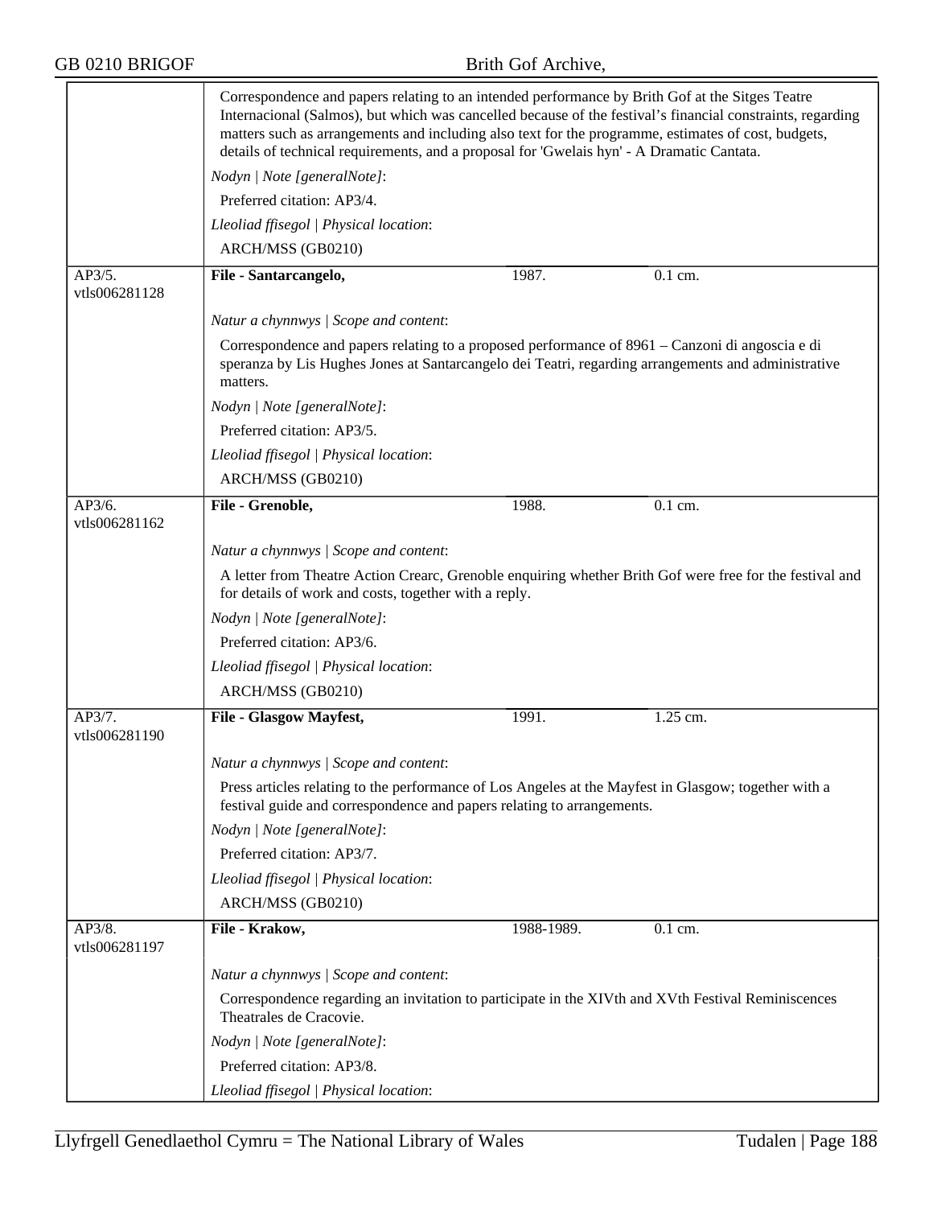Correspondence and papers relating to an intended performance by Brith Gof at the Sitges Teatre Internacional (Salmos), but which was cancelled because of the festival's financial constraints, regarding matters such as arrangements and including also text for the programme, estimates of cost, budgets, details of technical requirements, and a proposal for 'Gwelais hyn' - A Dramatic Cantata.

*Nodyn | Note [generalNote]*:

Preferred citation: AP3/4.

*Lleoliad ffisegol | Physical location*:

ARCH/MSS (GB0210)

---

AP3/5.
vtls006281128

**File - Santarcangelo,** | 1987. | 0.1 cm.

*Natur a chynnwys | Scope and content*:

Correspondence and papers relating to a proposed performance of 8961 – Canzoni di angoscia e di speranza by Lis Hughes Jones at Santarcangelo dei Teatri, regarding arrangements and administrative matters.

*Nodyn | Note [generalNote]*:

Preferred citation: AP3/5.

*Lleoliad ffisegol | Physical location*:

ARCH/MSS (GB0210)

---

AP3/6.
vtls006281162

**File - Grenoble,** | 1988. | 0.1 cm.

*Natur a chynnwys | Scope and content*:

A letter from Theatre Action Crearc, Grenoble enquiring whether Brith Gof were free for the festival and for details of work and costs, together with a reply.

*Nodyn | Note [generalNote]*:

Preferred citation: AP3/6.

*Lleoliad ffisegol | Physical location*:

ARCH/MSS (GB0210)

---

AP3/7.
vtls006281190

**File - Glasgow Mayfest,** | 1991. | 1.25 cm.

*Natur a chynnwys | Scope and content*:

Press articles relating to the performance of Los Angeles at the Mayfest in Glasgow; together with a festival guide and correspondence and papers relating to arrangements.

*Nodyn | Note [generalNote]*:

Preferred citation: AP3/7.

*Lleoliad ffisegol | Physical location*:

ARCH/MSS (GB0210)

---

AP3/8.
vtls006281197

**File - Krakow,** | 1988-1989. | 0.1 cm.

*Natur a chynnwys | Scope and content*:

Correspondence regarding an invitation to participate in the XIVth and XVth Festival Reminiscences Theatrales de Cracovie.

*Nodyn | Note [generalNote]*:

Preferred citation: AP3/8.

*Lleoliad ffisegol | Physical location*: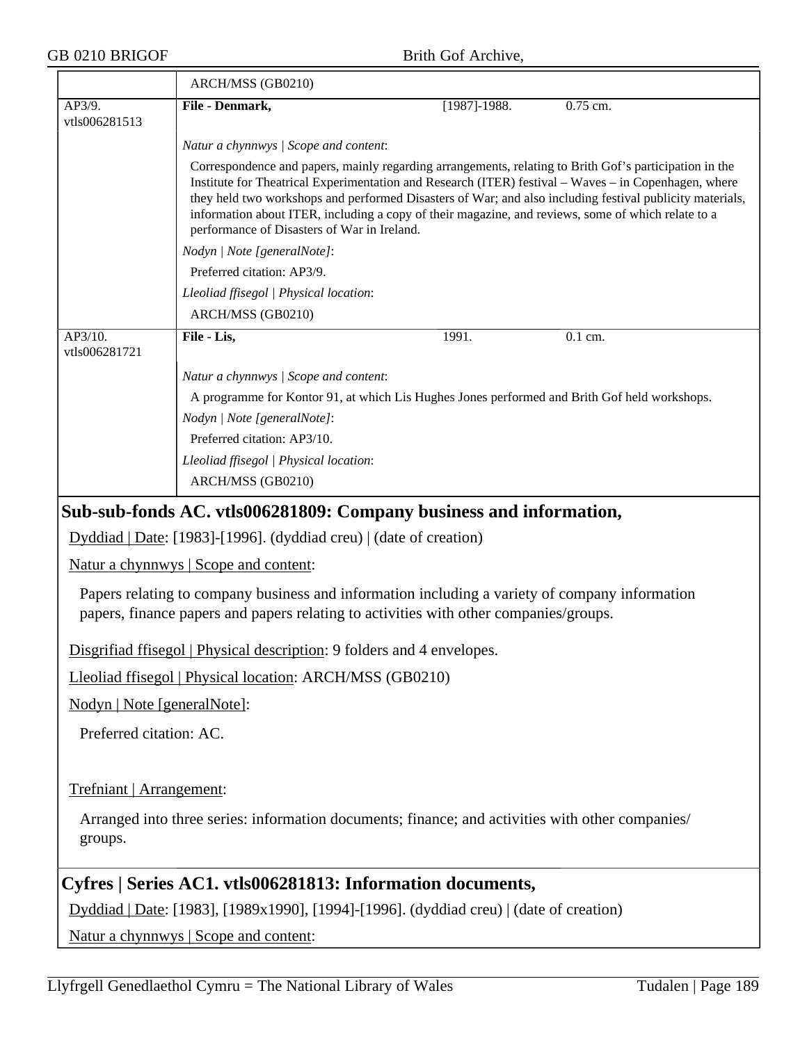| | ARCH/MSS (GB0210) | | |
|---|---|---|---|
| AP3/9. vtls006281513 | **File - Denmark,** | [1987]-1988. | 0.75 cm. |
| | *Natur a chynnwys \| Scope and content*: | | |
| | Correspondence and papers, mainly regarding arrangements, relating to Brith Gof's participation in the Institute for Theatrical Experimentation and Research (ITER) festival – Waves – in Copenhagen, where they held two workshops and performed Disasters of War; and also including festival publicity materials, information about ITER, including a copy of their magazine, and reviews, some of which relate to a performance of Disasters of War in Ireland. | | |
| | *Nodyn \| Note [generalNote]*: | | |
| | Preferred citation: AP3/9. | | |
| | *Lleoliad ffisegol \| Physical location*: | | |
| | ARCH/MSS (GB0210) | | |
| AP3/10. vtls006281721 | **File - Lis,** | 1991. | 0.1 cm. |
| | *Natur a chynnwys \| Scope and content*: | | |
| | A programme for Kontor 91, at which Lis Hughes Jones performed and Brith Gof held workshops. | | |
| | *Nodyn \| Note [generalNote]*: | | |
| | Preferred citation: AP3/10. | | |
| | *Lleoliad ffisegol \| Physical location*: | | |
| | ARCH/MSS (GB0210) | | |

## Sub-sub-fonds AC. vtls006281809: Company business and information,

Dyddiad | Date: [1983]-[1996]. (dyddiad creu) | (date of creation)

Natur a chynnwys | Scope and content:

Papers relating to company business and information including a variety of company information papers, finance papers and papers relating to activities with other companies/groups.

Disgrifiad ffisegol | Physical description: 9 folders and 4 envelopes.

Lleoliad ffisegol | Physical location: ARCH/MSS (GB0210)

Nodyn | Note [generalNote]:

Preferred citation: AC.

Trefniant | Arrangement:

Arranged into three series: information documents; finance; and activities with other companies/ groups.

## Cyfres | Series AC1. vtls006281813: Information documents,

Dyddiad | Date: [1983], [1989x1990], [1994]-[1996]. (dyddiad creu) | (date of creation)

Natur a chynnwys | Scope and content: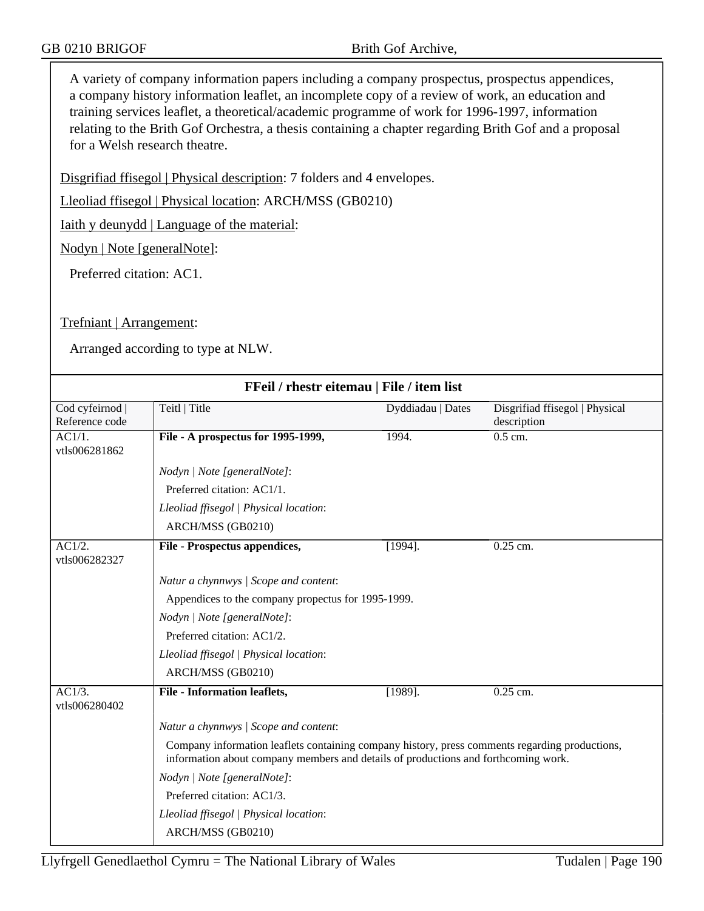A variety of company information papers including a company prospectus, prospectus appendices, a company history information leaflet, an incomplete copy of a review of work, an education and training services leaflet, a theoretical/academic programme of work for 1996-1997, information relating to the Brith Gof Orchestra, a thesis containing a chapter regarding Brith Gof and a proposal for a Welsh research theatre.

Disgrifiad ffisegol | Physical description: 7 folders and 4 envelopes.

Lleoliad ffisegol | Physical location: ARCH/MSS (GB0210)

Iaith y deunydd | Language of the material:

Nodyn | Note [generalNote]:

Preferred citation: AC1.

Trefniant | Arrangement:

Arranged according to type at NLW.

## FFeil / rhestr eitemau | File / item list

| Cod cyfeirnod \| Reference code | Teitl \| Title | Dyddiadau \| Dates | Disgrifiad ffisegol \| Physical description |
|---|---|---|---|
| AC1/1. vtls006281862 | **File - A prospectus for 1995-1999,**<br>*Nodyn \| Note [generalNote]*:<br>Preferred citation: AC1/1.<br>*Lleoliad ffisegol \| Physical location*:<br>ARCH/MSS (GB0210) | 1994. | 0.5 cm. |
| AC1/2. vtls006282327 | **File - Prospectus appendices,**<br>*Natur a chynnwys \| Scope and content*:<br>Appendices to the company propectus for 1995-1999.<br>*Nodyn \| Note [generalNote]*:<br>Preferred citation: AC1/2.<br>*Lleoliad ffisegol \| Physical location*:<br>ARCH/MSS (GB0210) | [1994]. | 0.25 cm. |
| AC1/3. vtls006280402 | **File - Information leaflets,**<br>*Natur a chynnwys \| Scope and content*:<br>Company information leaflets containing company history, press comments regarding productions, information about company members and details of productions and forthcoming work.<br>*Nodyn \| Note [generalNote]*:<br>Preferred citation: AC1/3.<br>*Lleoliad ffisegol \| Physical location*:<br>ARCH/MSS (GB0210) | [1989]. | 0.25 cm. |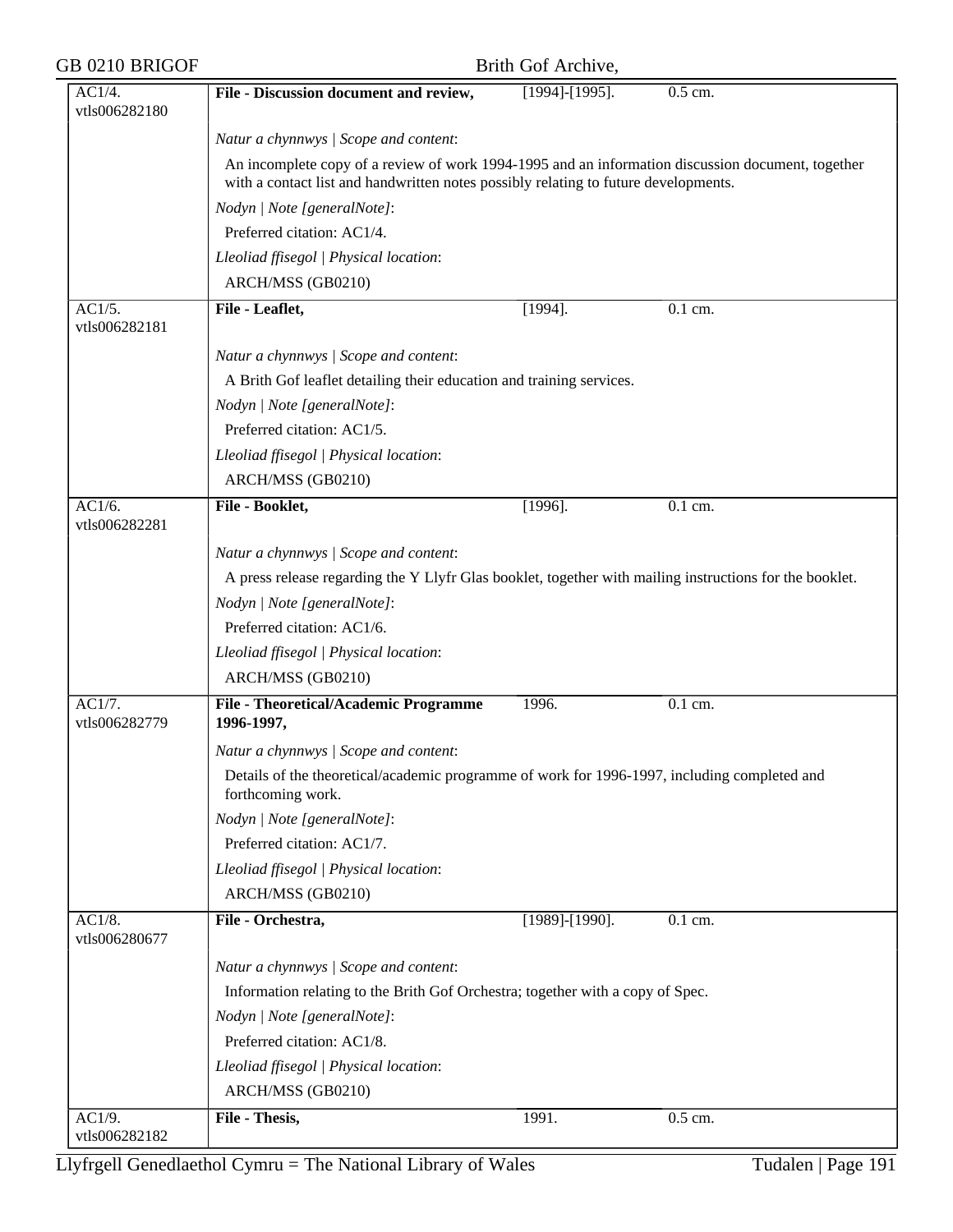| AC1/4. vtls006282180 | **File - Discussion document and review,** | [1994]-[1995]. | 0.5 cm. |
|---|---|---|---|

*Natur a chynnwys | Scope and content*:

An incomplete copy of a review of work 1994-1995 and an information discussion document, together with a contact list and handwritten notes possibly relating to future developments.

*Nodyn | Note [generalNote]*:

Preferred citation: AC1/4.

*Lleoliad ffisegol | Physical location*:

ARCH/MSS (GB0210)

| AC1/5. vtls006282181 | **File - Leaflet,** | [1994]. | 0.1 cm. |
|---|---|---|---|

*Natur a chynnwys | Scope and content*:

A Brith Gof leaflet detailing their education and training services.

*Nodyn | Note [generalNote]*:

Preferred citation: AC1/5.

*Lleoliad ffisegol | Physical location*:

ARCH/MSS (GB0210)

| AC1/6. vtls006282281 | **File - Booklet,** | [1996]. | 0.1 cm. |
|---|---|---|---|

*Natur a chynnwys | Scope and content*:

A press release regarding the Y Llyfr Glas booklet, together with mailing instructions for the booklet.

*Nodyn | Note [generalNote]*:

Preferred citation: AC1/6.

*Lleoliad ffisegol | Physical location*:

ARCH/MSS (GB0210)

| AC1/7. vtls006282779 | **File - Theoretical/Academic Programme 1996-1997,** | 1996. | 0.1 cm. |
|---|---|---|---|

*Natur a chynnwys | Scope and content*:

Details of the theoretical/academic programme of work for 1996-1997, including completed and forthcoming work.

*Nodyn | Note [generalNote]*:

Preferred citation: AC1/7.

*Lleoliad ffisegol | Physical location*:

ARCH/MSS (GB0210)

| AC1/8. vtls006280677 | **File - Orchestra,** | [1989]-[1990]. | 0.1 cm. |
|---|---|---|---|

*Natur a chynnwys | Scope and content*:

Information relating to the Brith Gof Orchestra; together with a copy of Spec.

*Nodyn | Note [generalNote]*:

Preferred citation: AC1/8.

*Lleoliad ffisegol | Physical location*:

ARCH/MSS (GB0210)

| AC1/9. vtls006282182 | **File - Thesis,** | 1991. | 0.5 cm. |
|---|---|---|---|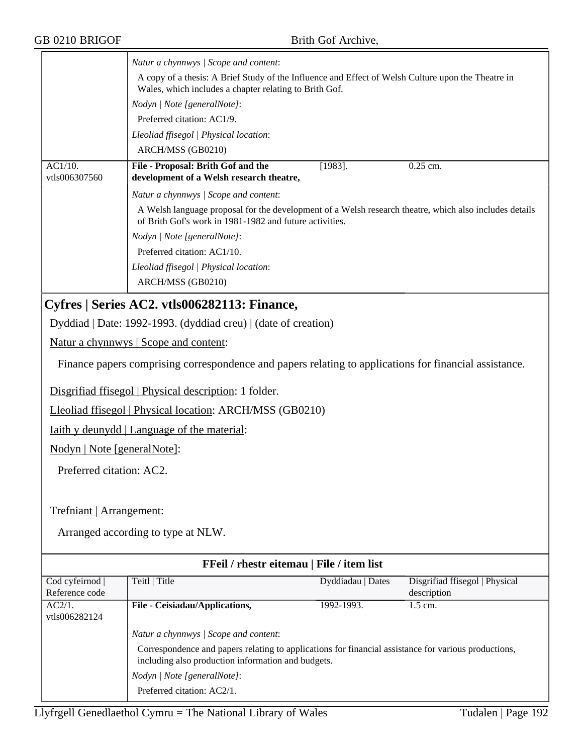| | | | |
|---|---|---|---|
| | *Natur a chynnwys \| Scope and content*:<br>A copy of a thesis: A Brief Study of the Influence and Effect of Welsh Culture upon the Theatre in Wales, which includes a chapter relating to Brith Gof.<br>*Nodyn \| Note [generalNote]*:<br>Preferred citation: AC1/9.<br>*Lleoliad ffisegol \| Physical location*:<br>ARCH/MSS (GB0210) | | |
| AC1/10. vtls006307560 | **File - Proposal: Brith Gof and the development of a Welsh research theatre,** | [1983]. | 0.25 cm. |
| | *Natur a chynnwys \| Scope and content*:<br>A Welsh language proposal for the development of a Welsh research theatre, which also includes details of Brith Gof's work in 1981-1982 and future activities.<br>*Nodyn \| Note [generalNote]*:<br>Preferred citation: AC1/10.<br>*Lleoliad ffisegol \| Physical location*:<br>ARCH/MSS (GB0210) | | |

## Cyfres | Series AC2. vtls006282113: Finance,

Dyddiad | Date: 1992-1993. (dyddiad creu) | (date of creation)

Natur a chynnwys | Scope and content:

Finance papers comprising correspondence and papers relating to applications for financial assistance.

Disgrifiad ffisegol | Physical description: 1 folder.

Lleoliad ffisegol | Physical location: ARCH/MSS (GB0210)

Iaith y deunydd | Language of the material:

Nodyn | Note [generalNote]:

Preferred citation: AC2.

Trefniant | Arrangement:

Arranged according to type at NLW.

**FFeil / rhestr eitemau | File / item list**

| Cod cyfeirnod \| Reference code | Teitl \| Title | Dyddiadau \| Dates | Disgrifiad ffisegol \| Physical description |
|---|---|---|---|
| AC2/1. vtls006282124 | **File - Ceisiadau/Applications,** | 1992-1993. | 1.5 cm. |
| | *Natur a chynnwys \| Scope and content*:<br>Correspondence and papers relating to applications for financial assistance for various productions, including also production information and budgets.<br>*Nodyn \| Note [generalNote]*:<br>Preferred citation: AC2/1. | | |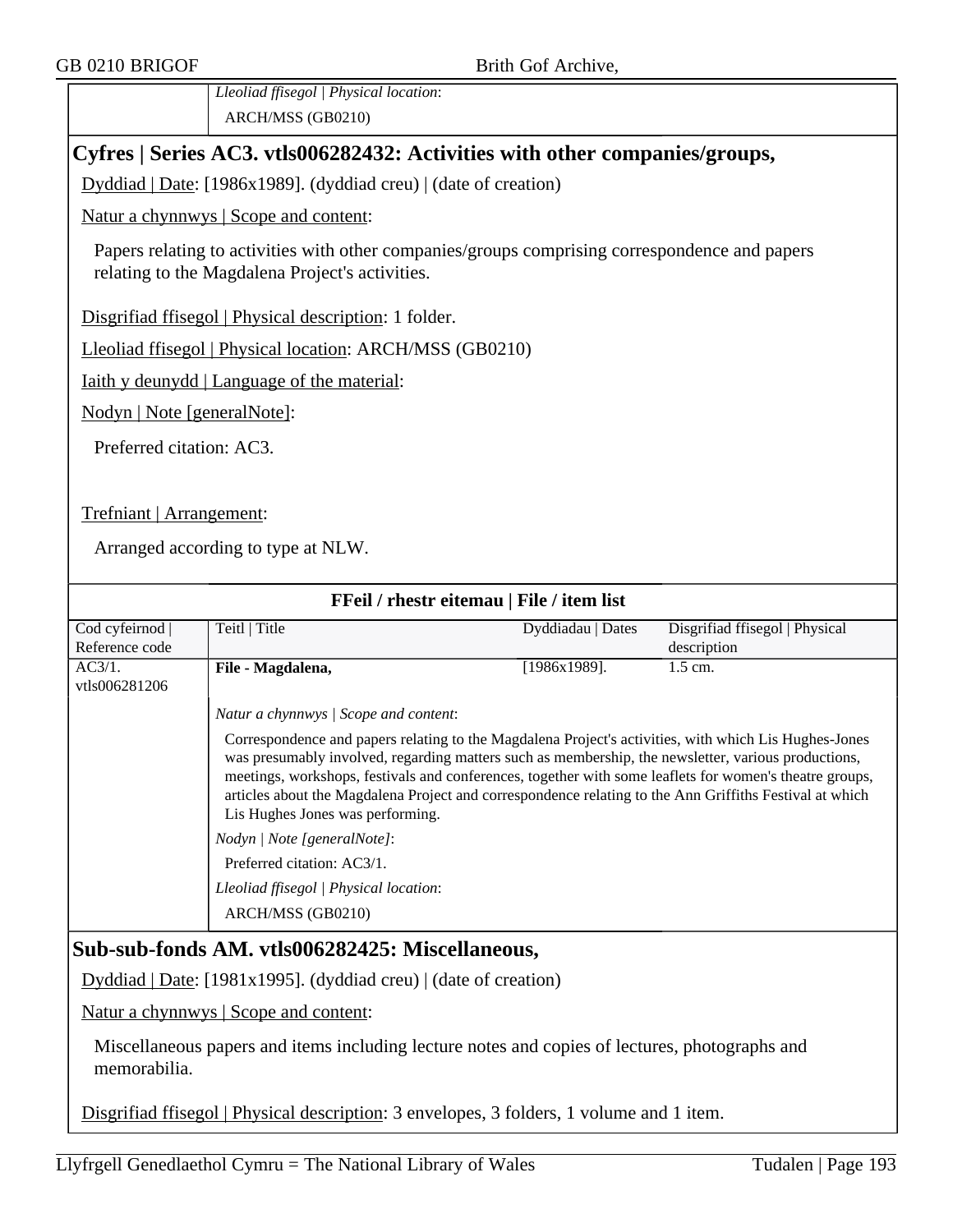| | *Lleoliad ffisegol \| Physical location*: |
|---|---|
| | ARCH/MSS (GB0210) |

## Cyfres | Series AC3. vtls006282432: Activities with other companies/groups,

Dyddiad | Date: [1986x1989]. (dyddiad creu) | (date of creation)

Natur a chynnwys | Scope and content:

Papers relating to activities with other companies/groups comprising correspondence and papers relating to the Magdalena Project's activities.

Disgrifiad ffisegol | Physical description: 1 folder.

Lleoliad ffisegol | Physical location: ARCH/MSS (GB0210)

Iaith y deunydd | Language of the material:

Nodyn | Note [generalNote]:

Preferred citation: AC3.

Trefniant | Arrangement:

Arranged according to type at NLW.

**FFeil / rhestr eitemau | File / item list**

| Cod cyfeirnod \| Reference code | Teitl \| Title | Dyddiadau \| Dates | Disgrifiad ffisegol \| Physical description |
|---|---|---|---|
| AC3/1. vtls006281206 | **File - Magdalena,** | [1986x1989]. | 1.5 cm. |
| | *Natur a chynnwys \| Scope and content*: Correspondence and papers relating to the Magdalena Project's activities, with which Lis Hughes-Jones was presumably involved, regarding matters such as membership, the newsletter, various productions, meetings, workshops, festivals and conferences, together with some leaflets for women's theatre groups, articles about the Magdalena Project and correspondence relating to the Ann Griffiths Festival at which Lis Hughes Jones was performing. | | |
| | *Nodyn \| Note [generalNote]*: Preferred citation: AC3/1. | | |
| | *Lleoliad ffisegol \| Physical location*: ARCH/MSS (GB0210) | | |

## Sub-sub-fonds AM. vtls006282425: Miscellaneous,

Dyddiad | Date: [1981x1995]. (dyddiad creu) | (date of creation)

Natur a chynnwys | Scope and content:

Miscellaneous papers and items including lecture notes and copies of lectures, photographs and memorabilia.

Disgrifiad ffisegol | Physical description: 3 envelopes, 3 folders, 1 volume and 1 item.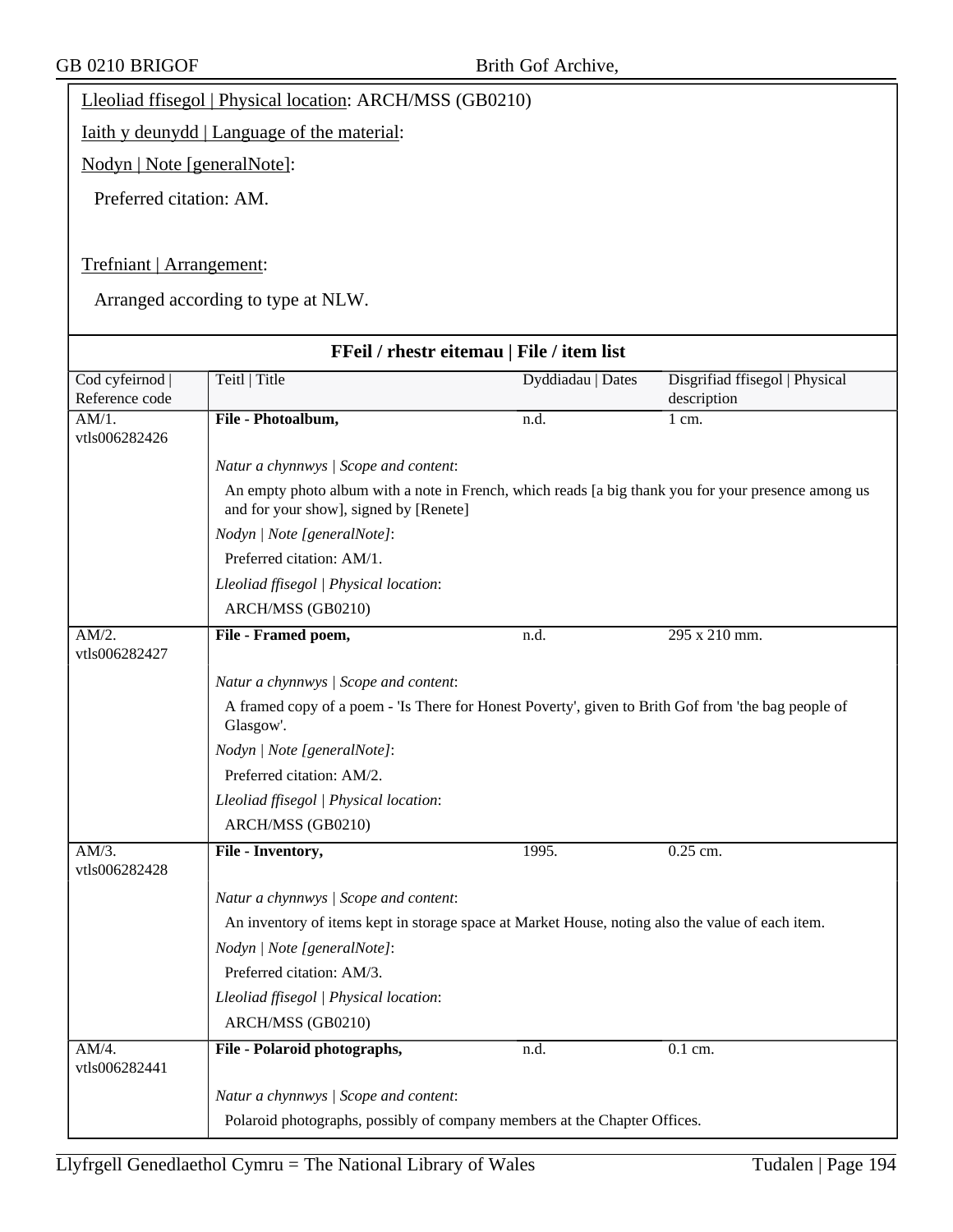Lleoliad ffisegol | Physical location: ARCH/MSS (GB0210)

Iaith y deunydd | Language of the material:

Nodyn | Note [generalNote]:

Preferred citation: AM.

Trefniant | Arrangement:

Arranged according to type at NLW.

**FFeil / rhestr eitemau | File / item list**

| Cod cyfeirnod \| Reference code | Teitl \| Title | Dyddiadau \| Dates | Disgrifiad ffisegol \| Physical description |
|---|---|---|---|
| AM/1. vtls006282426 | **File - Photoalbum,** | n.d. | 1 cm. |
| | *Natur a chynnwys \| Scope and content*: An empty photo album with a note in French, which reads [a big thank you for your presence among us and for your show], signed by [Renete] *Nodyn \| Note [generalNote]*: Preferred citation: AM/1. *Lleoliad ffisegol \| Physical location*: ARCH/MSS (GB0210) | | |
| AM/2. vtls006282427 | **File - Framed poem,** | n.d. | 295 x 210 mm. |
| | *Natur a chynnwys \| Scope and content*: A framed copy of a poem - 'Is There for Honest Poverty', given to Brith Gof from 'the bag people of Glasgow'. *Nodyn \| Note [generalNote]*: Preferred citation: AM/2. *Lleoliad ffisegol \| Physical location*: ARCH/MSS (GB0210) | | |
| AM/3. vtls006282428 | **File - Inventory,** | 1995. | 0.25 cm. |
| | *Natur a chynnwys \| Scope and content*: An inventory of items kept in storage space at Market House, noting also the value of each item. *Nodyn \| Note [generalNote]*: Preferred citation: AM/3. *Lleoliad ffisegol \| Physical location*: ARCH/MSS (GB0210) | | |
| AM/4. vtls006282441 | **File - Polaroid photographs,** | n.d. | 0.1 cm. |
| | *Natur a chynnwys \| Scope and content*: Polaroid photographs, possibly of company members at the Chapter Offices. | | |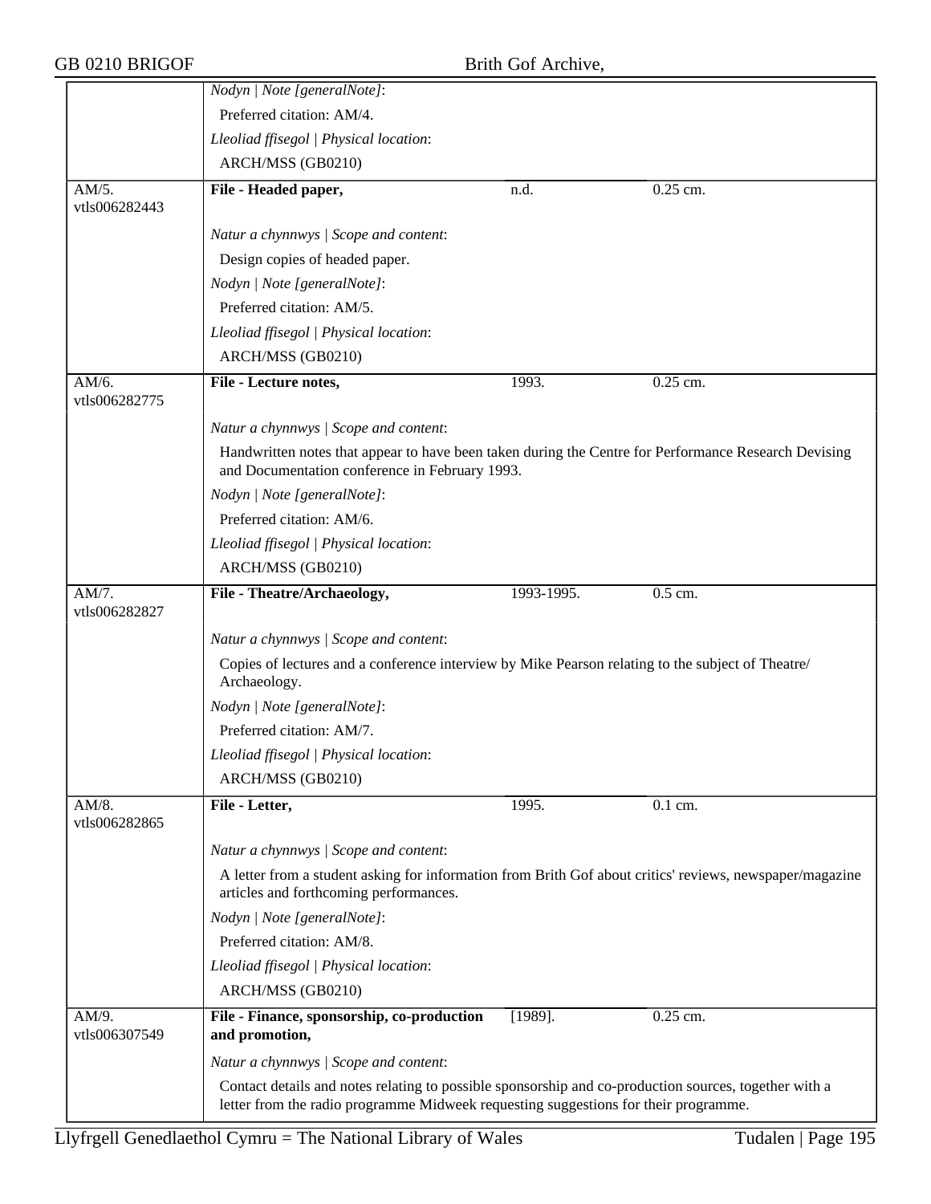| | | | |
|---|---|---|---|
| | *Nodyn \| Note [generalNote]*:<br>Preferred citation: AM/4.<br>*Lleoliad ffisegol \| Physical location*:<br>ARCH/MSS (GB0210) | | |
| AM/5.<br>vtls006282443 | **File - Headed paper,** | n.d. | 0.25 cm. |
| | *Natur a chynnwys \| Scope and content*:<br>Design copies of headed paper.<br>*Nodyn \| Note [generalNote]*:<br>Preferred citation: AM/5.<br>*Lleoliad ffisegol \| Physical location*:<br>ARCH/MSS (GB0210) | | |
| AM/6.<br>vtls006282775 | **File - Lecture notes,** | 1993. | 0.25 cm. |
| | *Natur a chynnwys \| Scope and content*:<br>Handwritten notes that appear to have been taken during the Centre for Performance Research Devising and Documentation conference in February 1993.<br>*Nodyn \| Note [generalNote]*:<br>Preferred citation: AM/6.<br>*Lleoliad ffisegol \| Physical location*:<br>ARCH/MSS (GB0210) | | |
| AM/7.<br>vtls006282827 | **File - Theatre/Archaeology,** | 1993-1995. | 0.5 cm. |
| | *Natur a chynnwys \| Scope and content*:<br>Copies of lectures and a conference interview by Mike Pearson relating to the subject of Theatre/ Archaeology.<br>*Nodyn \| Note [generalNote]*:<br>Preferred citation: AM/7.<br>*Lleoliad ffisegol \| Physical location*:<br>ARCH/MSS (GB0210) | | |
| AM/8.<br>vtls006282865 | **File - Letter,** | 1995. | 0.1 cm. |
| | *Natur a chynnwys \| Scope and content*:<br>A letter from a student asking for information from Brith Gof about critics' reviews, newspaper/magazine articles and forthcoming performances.<br>*Nodyn \| Note [generalNote]*:<br>Preferred citation: AM/8.<br>*Lleoliad ffisegol \| Physical location*:<br>ARCH/MSS (GB0210) | | |
| AM/9.<br>vtls006307549 | **File - Finance, sponsorship, co-production and promotion,** | [1989]. | 0.25 cm. |
| | *Natur a chynnwys \| Scope and content*:<br>Contact details and notes relating to possible sponsorship and co-production sources, together with a letter from the radio programme Midweek requesting suggestions for their programme. | | |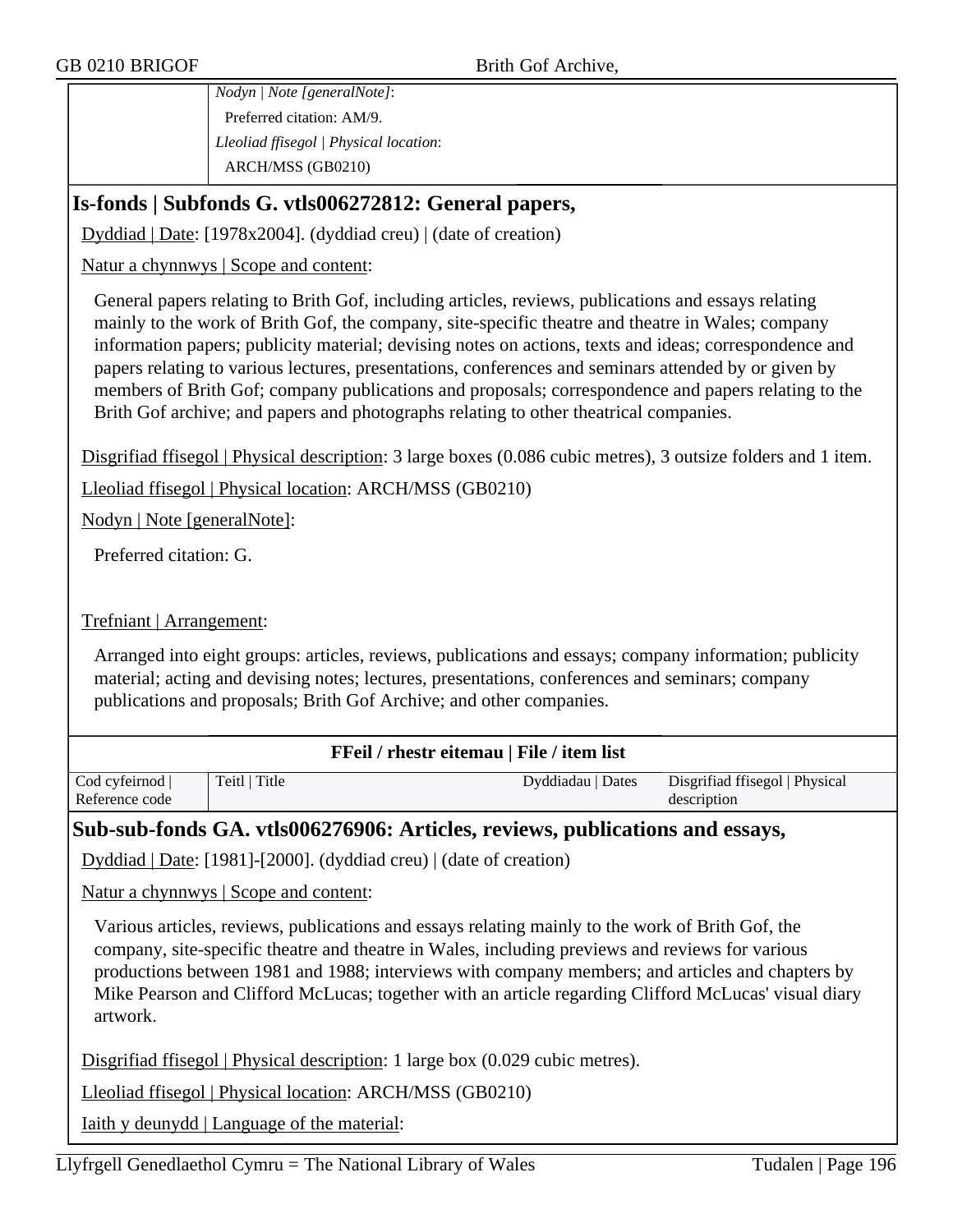| | *Nodyn \| Note [generalNote]*: Preferred citation: AM/9. *Lleoliad ffisegol \| Physical location*: ARCH/MSS (GB0210) |
|---|---|

## Is-fonds | Subfonds G. vtls006272812: General papers,

Dyddiad | Date: [1978x2004]. (dyddiad creu) | (date of creation)

Natur a chynnwys | Scope and content:

General papers relating to Brith Gof, including articles, reviews, publications and essays relating mainly to the work of Brith Gof, the company, site-specific theatre and theatre in Wales; company information papers; publicity material; devising notes on actions, texts and ideas; correspondence and papers relating to various lectures, presentations, conferences and seminars attended by or given by members of Brith Gof; company publications and proposals; correspondence and papers relating to the Brith Gof archive; and papers and photographs relating to other theatrical companies.

Disgrifiad ffisegol | Physical description: 3 large boxes (0.086 cubic metres), 3 outsize folders and 1 item.

Lleoliad ffisegol | Physical location: ARCH/MSS (GB0210)

Nodyn | Note [generalNote]:

Preferred citation: G.

Trefniant | Arrangement:

Arranged into eight groups: articles, reviews, publications and essays; company information; publicity material; acting and devising notes; lectures, presentations, conferences and seminars; company publications and proposals; Brith Gof Archive; and other companies.

**FFeil / rhestr eitemau | File / item list**

| Cod cyfeirnod \| Reference code | Teitl \| Title | Dyddiadau \| Dates | Disgrifiad ffisegol \| Physical description |
|---|---|---|---|

## Sub-sub-fonds GA. vtls006276906: Articles, reviews, publications and essays,

Dyddiad | Date: [1981]-[2000]. (dyddiad creu) | (date of creation)

Natur a chynnwys | Scope and content:

Various articles, reviews, publications and essays relating mainly to the work of Brith Gof, the company, site-specific theatre and theatre in Wales, including previews and reviews for various productions between 1981 and 1988; interviews with company members; and articles and chapters by Mike Pearson and Clifford McLucas; together with an article regarding Clifford McLucas' visual diary artwork.

Disgrifiad ffisegol | Physical description: 1 large box (0.029 cubic metres).

Lleoliad ffisegol | Physical location: ARCH/MSS (GB0210)

Iaith y deunydd | Language of the material: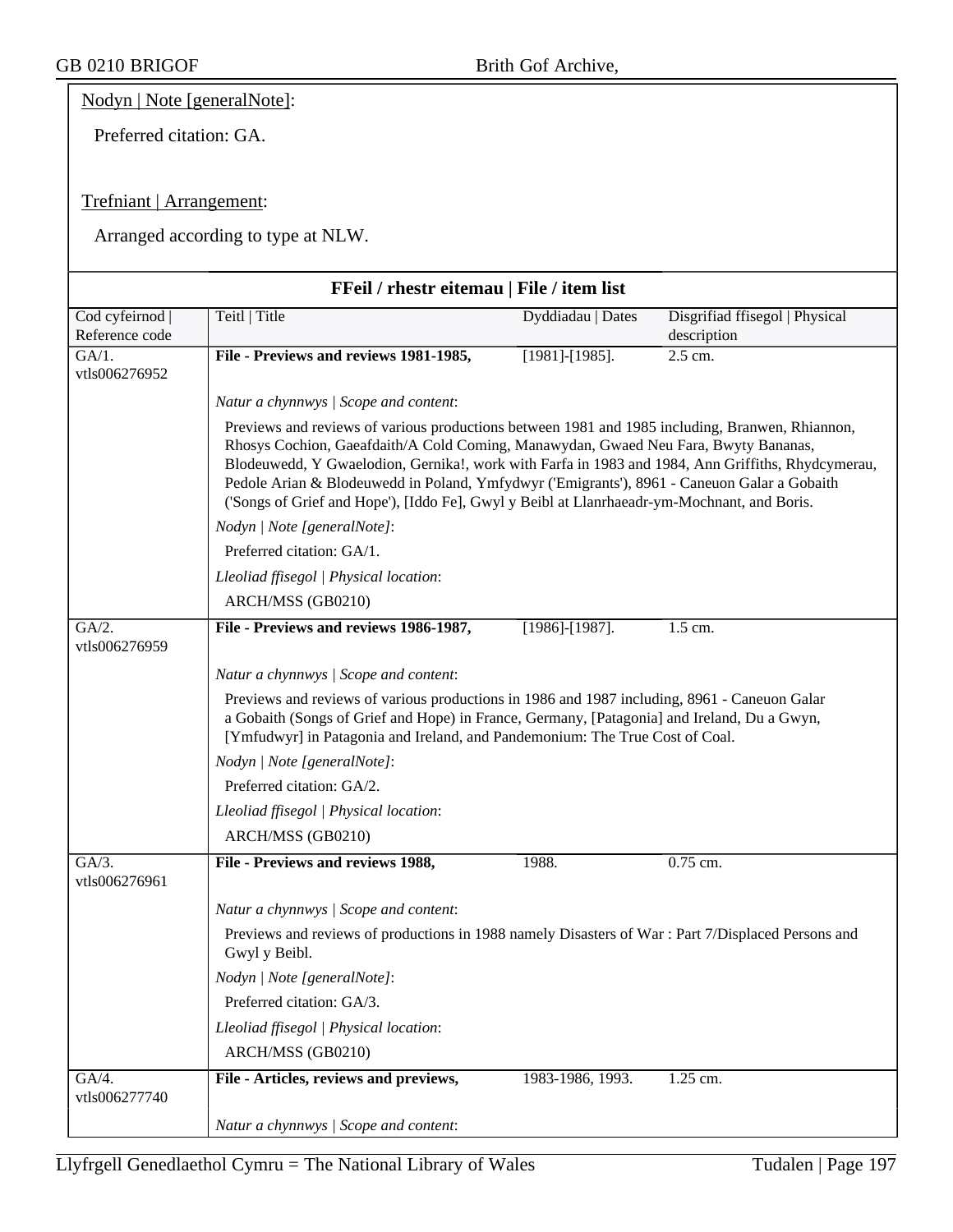Nodyn | Note [generalNote]:

Preferred citation: GA.

Trefniant | Arrangement:

Arranged according to type at NLW.

**FFeil / rhestr eitemau | File / item list**

| Cod cyfeirnod \| Reference code | Teitl \| Title | Dyddiadau \| Dates | Disgrifiad ffisegol \| Physical description |
|---|---|---|---|
| GA/1. vtls006276952 | **File - Previews and reviews 1981-1985,** | [1981]-[1985]. | 2.5 cm. |
| | *Natur a chynnwys \| Scope and content*: Previews and reviews of various productions between 1981 and 1985 including, Branwen, Rhiannon, Rhosys Cochion, Gaeafdaith/A Cold Coming, Manawydan, Gwaed Neu Fara, Bwyty Bananas, Blodeuwedd, Y Gwaelodion, Gernika!, work with Farfa in 1983 and 1984, Ann Griffiths, Rhydcymerau, Pedole Arian & Blodeuwedd in Poland, Ymfydwyr ('Emigrants'), 8961 - Caneuon Galar a Gobaith ('Songs of Grief and Hope'), [Iddo Fe], Gwyl y Beibl at Llanrhaeadr-ym-Mochnant, and Boris. *Nodyn \| Note [generalNote]*: Preferred citation: GA/1. *Lleoliad ffisegol \| Physical location*: ARCH/MSS (GB0210) | | |
| GA/2. vtls006276959 | **File - Previews and reviews 1986-1987,** | [1986]-[1987]. | 1.5 cm. |
| | *Natur a chynnwys \| Scope and content*: Previews and reviews of various productions in 1986 and 1987 including, 8961 - Caneuon Galar a Gobaith (Songs of Grief and Hope) in France, Germany, [Patagonia] and Ireland, Du a Gwyn, [Ymfudwyr] in Patagonia and Ireland, and Pandemonium: The True Cost of Coal. *Nodyn \| Note [generalNote]*: Preferred citation: GA/2. *Lleoliad ffisegol \| Physical location*: ARCH/MSS (GB0210) | | |
| GA/3. vtls006276961 | **File - Previews and reviews 1988,** | 1988. | 0.75 cm. |
| | *Natur a chynnwys \| Scope and content*: Previews and reviews of productions in 1988 namely Disasters of War : Part 7/Displaced Persons and Gwyl y Beibl. *Nodyn \| Note [generalNote]*: Preferred citation: GA/3. *Lleoliad ffisegol \| Physical location*: ARCH/MSS (GB0210) | | |
| GA/4. vtls006277740 | **File - Articles, reviews and previews,** | 1983-1986, 1993. | 1.25 cm. |
| | *Natur a chynnwys \| Scope and content*: | | |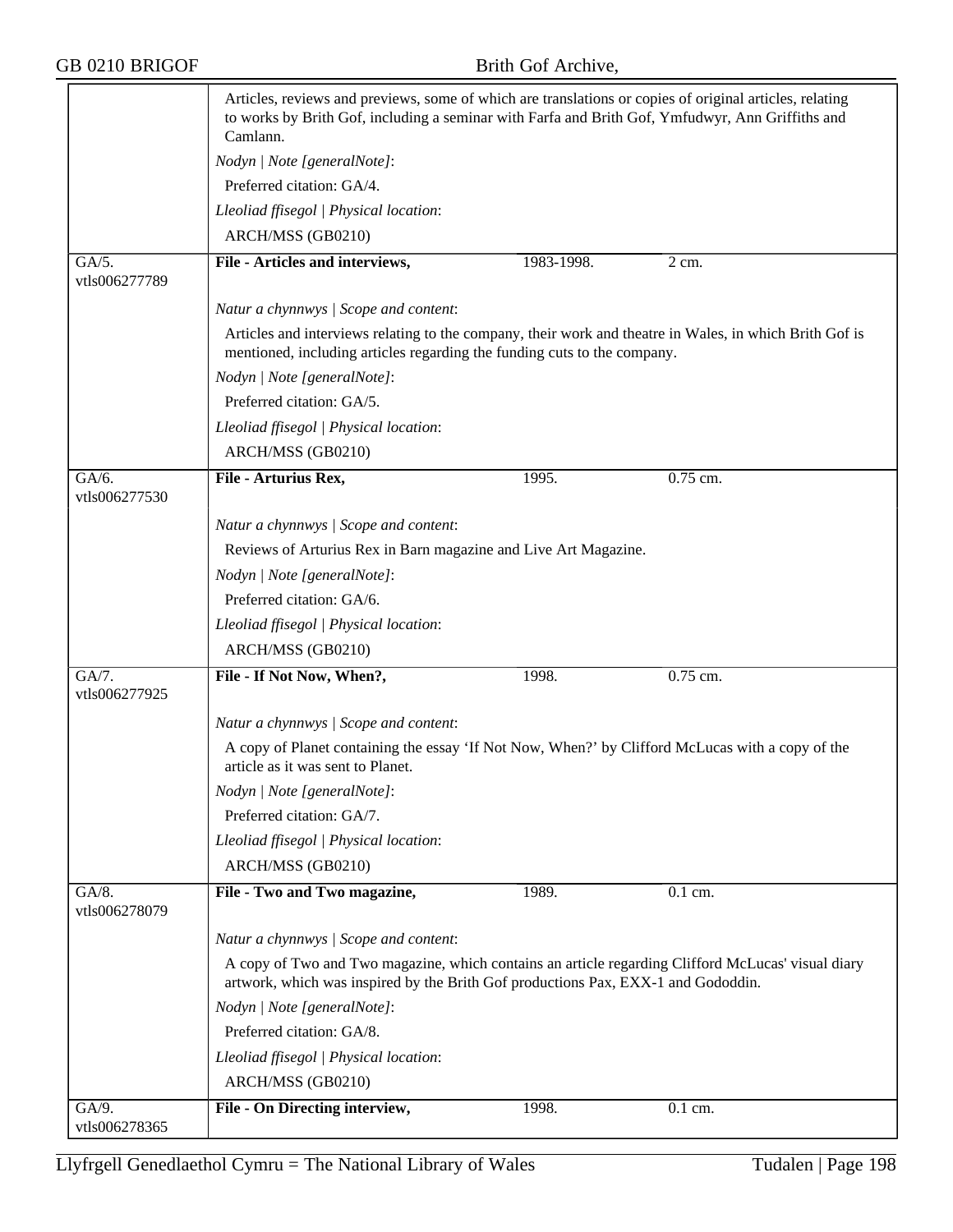Articles, reviews and previews, some of which are translations or copies of original articles, relating to works by Brith Gof, including a seminar with Farfa and Brith Gof, Ymfudwyr, Ann Griffiths and Camlann.

*Nodyn | Note [generalNote]*:

Preferred citation: GA/4.

*Lleoliad ffisegol | Physical location*:

ARCH/MSS (GB0210)

| GA/5. vtls006277789 | **File - Articles and interviews,** | 1983-1998. | 2 cm. |
|---|---|---|---|

*Natur a chynnwys | Scope and content*:

Articles and interviews relating to the company, their work and theatre in Wales, in which Brith Gof is mentioned, including articles regarding the funding cuts to the company.

*Nodyn | Note [generalNote]*:

Preferred citation: GA/5.

*Lleoliad ffisegol | Physical location*:

ARCH/MSS (GB0210)

| GA/6. vtls006277530 | **File - Arturius Rex,** | 1995. | 0.75 cm. |
|---|---|---|---|

*Natur a chynnwys | Scope and content*:

Reviews of Arturius Rex in Barn magazine and Live Art Magazine.

*Nodyn | Note [generalNote]*:

Preferred citation: GA/6.

*Lleoliad ffisegol | Physical location*:

ARCH/MSS (GB0210)

| GA/7. vtls006277925 | **File - If Not Now, When?,** | 1998. | 0.75 cm. |
|---|---|---|---|

*Natur a chynnwys | Scope and content*:

A copy of Planet containing the essay ‘If Not Now, When?’ by Clifford McLucas with a copy of the article as it was sent to Planet.

*Nodyn | Note [generalNote]*:

Preferred citation: GA/7.

*Lleoliad ffisegol | Physical location*:

ARCH/MSS (GB0210)

| GA/8. vtls006278079 | **File - Two and Two magazine,** | 1989. | 0.1 cm. |
|---|---|---|---|

*Natur a chynnwys | Scope and content*:

A copy of Two and Two magazine, which contains an article regarding Clifford McLucas' visual diary artwork, which was inspired by the Brith Gof productions Pax, EXX-1 and Gododdin.

*Nodyn | Note [generalNote]*:

Preferred citation: GA/8.

*Lleoliad ffisegol | Physical location*:

ARCH/MSS (GB0210)

| GA/9. vtls006278365 | **File - On Directing interview,** | 1998. | 0.1 cm. |
|---|---|---|---|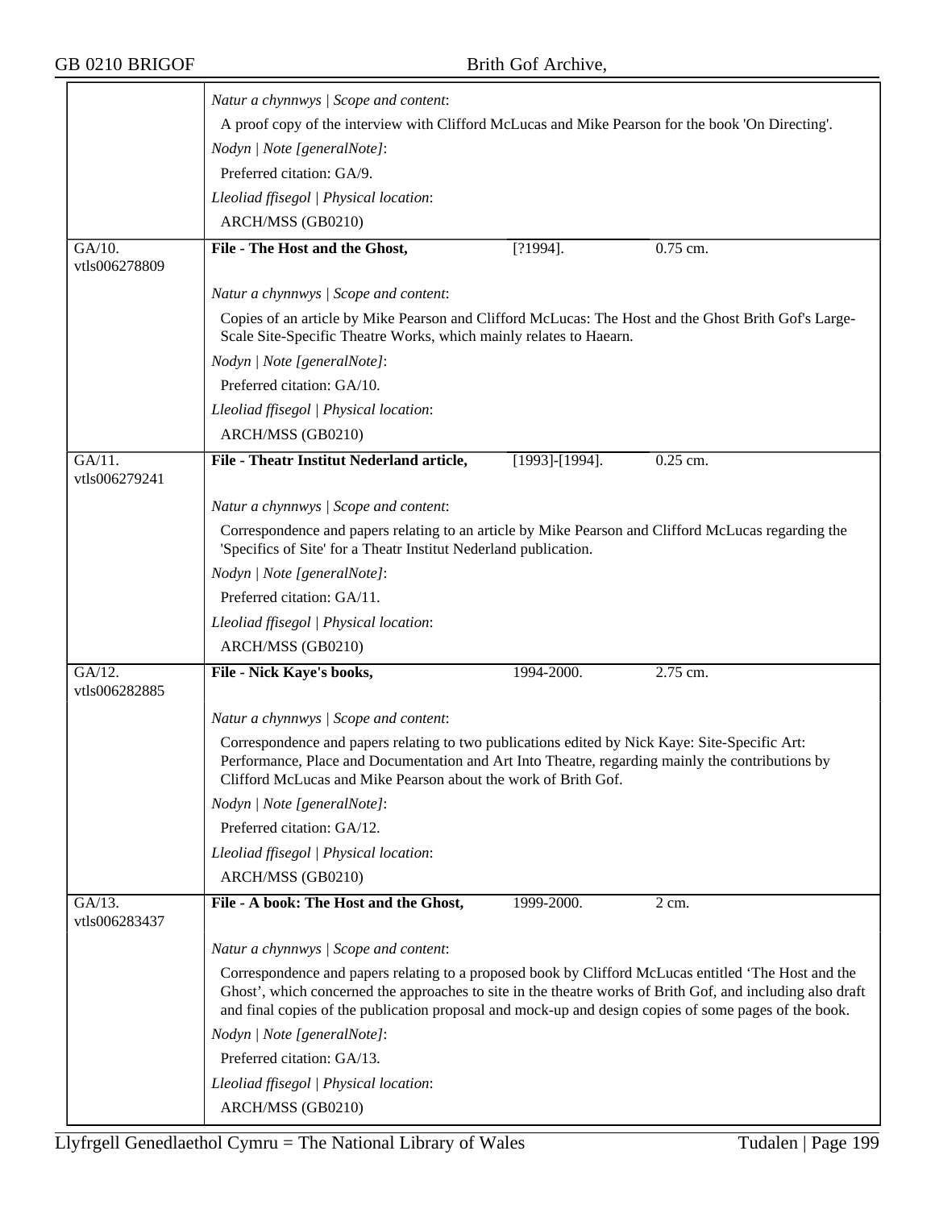*Natur a chynnwys | Scope and content*:

A proof copy of the interview with Clifford McLucas and Mike Pearson for the book 'On Directing'.

*Nodyn | Note [generalNote]*:

Preferred citation: GA/9.

*Lleoliad ffisegol | Physical location*:

ARCH/MSS (GB0210)

---

GA/10.
vtls006278809

**File - The Host and the Ghost,** [?1994]. 0.75 cm.

*Natur a chynnwys | Scope and content*:

Copies of an article by Mike Pearson and Clifford McLucas: The Host and the Ghost Brith Gof's Large-Scale Site-Specific Theatre Works, which mainly relates to Haearn.

*Nodyn | Note [generalNote]*:

Preferred citation: GA/10.

*Lleoliad ffisegol | Physical location*:

ARCH/MSS (GB0210)

---

GA/11.
vtls006279241

**File - Theatr Institut Nederland article,** [1993]-[1994]. 0.25 cm.

*Natur a chynnwys | Scope and content*:

Correspondence and papers relating to an article by Mike Pearson and Clifford McLucas regarding the 'Specifics of Site' for a Theatr Institut Nederland publication.

*Nodyn | Note [generalNote]*:

Preferred citation: GA/11.

*Lleoliad ffisegol | Physical location*:

ARCH/MSS (GB0210)

---

GA/12.
vtls006282885

**File - Nick Kaye's books,** 1994-2000. 2.75 cm.

*Natur a chynnwys | Scope and content*:

Correspondence and papers relating to two publications edited by Nick Kaye: Site-Specific Art: Performance, Place and Documentation and Art Into Theatre, regarding mainly the contributions by Clifford McLucas and Mike Pearson about the work of Brith Gof.

*Nodyn | Note [generalNote]*:

Preferred citation: GA/12.

*Lleoliad ffisegol | Physical location*:

ARCH/MSS (GB0210)

---

GA/13.
vtls006283437

**File - A book: The Host and the Ghost,** 1999-2000. 2 cm.

*Natur a chynnwys | Scope and content*:

Correspondence and papers relating to a proposed book by Clifford McLucas entitled 'The Host and the Ghost', which concerned the approaches to site in the theatre works of Brith Gof, and including also draft and final copies of the publication proposal and mock-up and design copies of some pages of the book.

*Nodyn | Note [generalNote]*:

Preferred citation: GA/13.

*Lleoliad ffisegol | Physical location*:

ARCH/MSS (GB0210)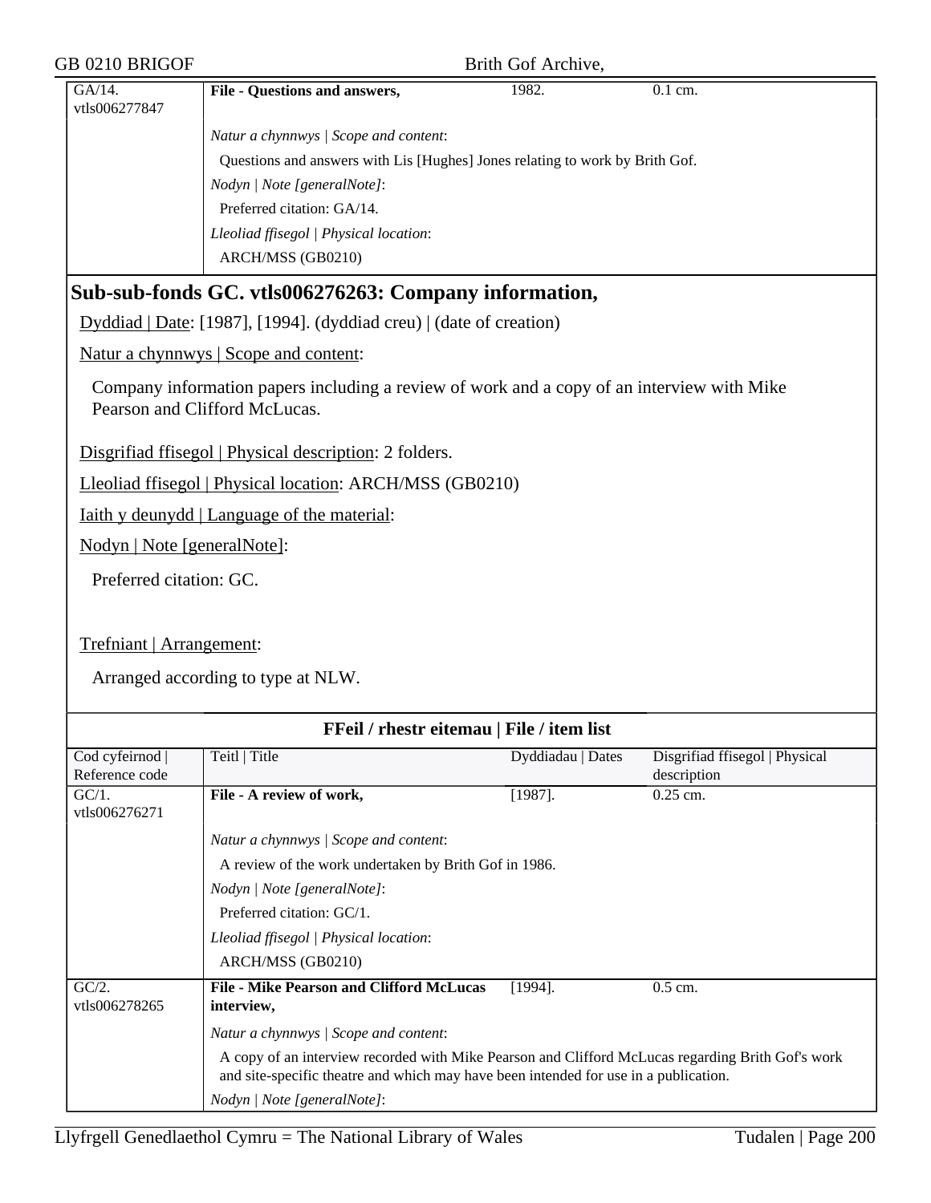| GA/14. vtls006277847 | **File - Questions and answers,** | 1982. | 0.1 cm. |
|---|---|---|---|
| | *Natur a chynnwys \| Scope and content*: Questions and answers with Lis [Hughes] Jones relating to work by Brith Gof. *Nodyn \| Note [generalNote]*: Preferred citation: GA/14. *Lleoliad ffisegol \| Physical location*: ARCH/MSS (GB0210) | | |

## Sub-sub-fonds GC. vtls006276263: Company information,

Dyddiad | Date: [1987], [1994]. (dyddiad creu) | (date of creation)

Natur a chynnwys | Scope and content:

Company information papers including a review of work and a copy of an interview with Mike Pearson and Clifford McLucas.

Disgrifiad ffisegol | Physical description: 2 folders.

Lleoliad ffisegol | Physical location: ARCH/MSS (GB0210)

Iaith y deunydd | Language of the material:

Nodyn | Note [generalNote]:

Preferred citation: GC.

Trefniant | Arrangement:

Arranged according to type at NLW.

**FFeil / rhestr eitemau | File / item list**

| Cod cyfeirnod \| Reference code | Teitl \| Title | Dyddiadau \| Dates | Disgrifiad ffisegol \| Physical description |
|---|---|---|---|
| GC/1. vtls006276271 | **File - A review of work,** | [1987]. | 0.25 cm. |
| | *Natur a chynnwys \| Scope and content*: A review of the work undertaken by Brith Gof in 1986. *Nodyn \| Note [generalNote]*: Preferred citation: GC/1. *Lleoliad ffisegol \| Physical location*: ARCH/MSS (GB0210) | | |
| GC/2. vtls006278265 | **File - Mike Pearson and Clifford McLucas interview,** | [1994]. | 0.5 cm. |
| | *Natur a chynnwys \| Scope and content*: A copy of an interview recorded with Mike Pearson and Clifford McLucas regarding Brith Gof's work and site-specific theatre and which may have been intended for use in a publication. *Nodyn \| Note [generalNote]*: | | |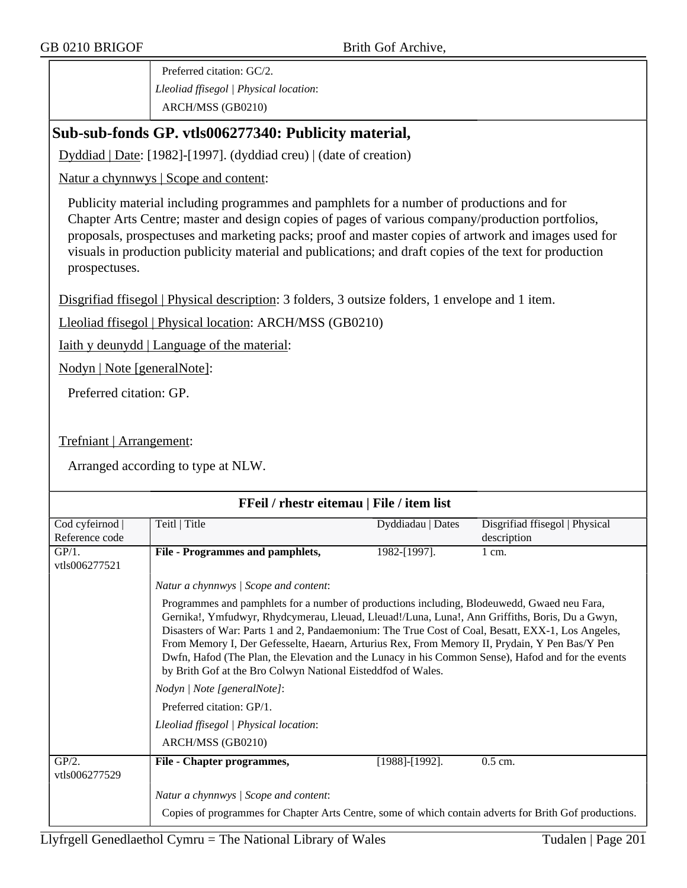| | Preferred citation: GC/2.<br>*Lleoliad ffisegol \| Physical location*:<br>ARCH/MSS (GB0210) |
|---|---|

## Sub-sub-fonds GP. vtls006277340: Publicity material,

Dyddiad | Date: [1982]-[1997]. (dyddiad creu) | (date of creation)

Natur a chynnwys | Scope and content:

Publicity material including programmes and pamphlets for a number of productions and for Chapter Arts Centre; master and design copies of pages of various company/production portfolios, proposals, prospectuses and marketing packs; proof and master copies of artwork and images used for visuals in production publicity material and publications; and draft copies of the text for production prospectuses.

Disgrifiad ffisegol | Physical description: 3 folders, 3 outsize folders, 1 envelope and 1 item.

Lleoliad ffisegol | Physical location: ARCH/MSS (GB0210)

Iaith y deunydd | Language of the material:

Nodyn | Note [generalNote]:

Preferred citation: GP.

Trefniant | Arrangement:

Arranged according to type at NLW.

**FFeil / rhestr eitemau | File / item list**

| Cod cyfeirnod \| Reference code | Teitl \| Title | Dyddiadau \| Dates | Disgrifiad ffisegol \| Physical description |
|---|---|---|---|
| GP/1. vtls006277521 | **File - Programmes and pamphlets,** | 1982-[1997]. | 1 cm. |
| | *Natur a chynnwys \| Scope and content*:<br>Programmes and pamphlets for a number of productions including, Blodeuwedd, Gwaed neu Fara, Gernika!, Ymfudwyr, Rhydcymerau, Lleuad, Lleuad!/Luna, Luna!, Ann Griffiths, Boris, Du a Gwyn, Disasters of War: Parts 1 and 2, Pandaemonium: The True Cost of Coal, Besatt, EXX-1, Los Angeles, From Memory I, Der Gefesselte, Haearn, Arturius Rex, From Memory II, Prydain, Y Pen Bas/Y Pen Dwfn, Hafod (The Plan, the Elevation and the Lunacy in his Common Sense), Hafod and for the events by Brith Gof at the Bro Colwyn National Eisteddfod of Wales.<br>*Nodyn \| Note [generalNote]*:<br>Preferred citation: GP/1.<br>*Lleoliad ffisegol \| Physical location*:<br>ARCH/MSS (GB0210) | | |
| GP/2. vtls006277529 | **File - Chapter programmes,** | [1988]-[1992]. | 0.5 cm. |
| | *Natur a chynnwys \| Scope and content*:<br>Copies of programmes for Chapter Arts Centre, some of which contain adverts for Brith Gof productions. | | |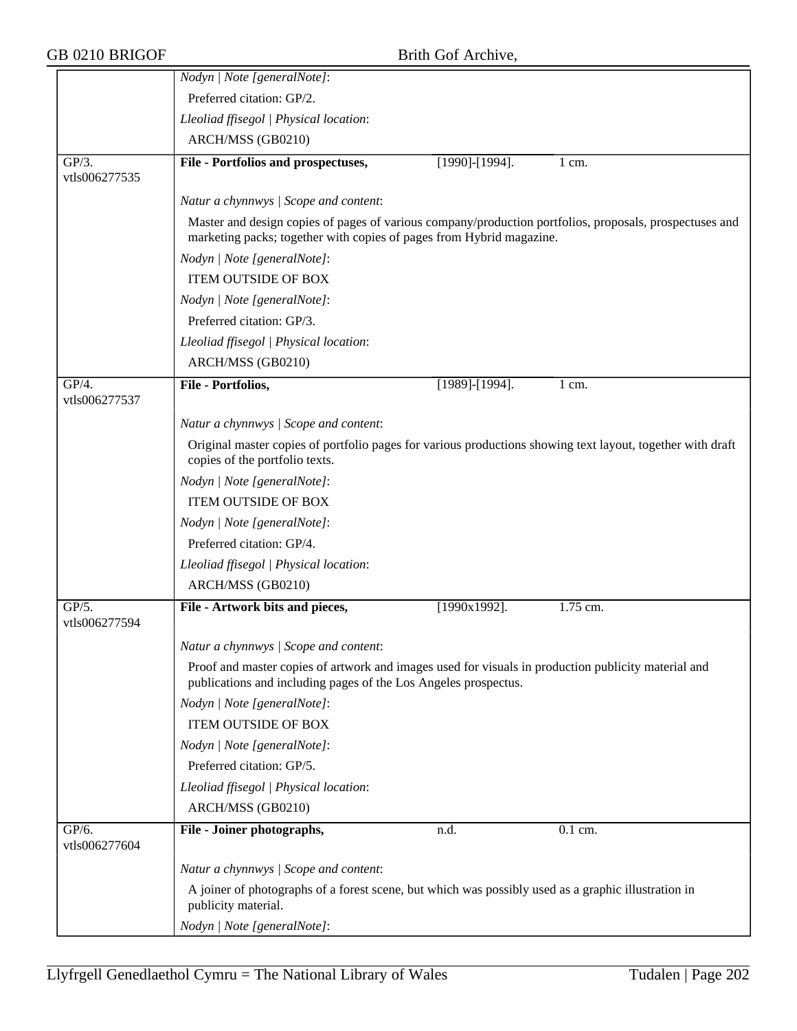| | | | |
|---|---|---|---|
| | *Nodyn \| Note [generalNote]*: | | |
| | Preferred citation: GP/2. | | |
| | *Lleoliad ffisegol \| Physical location*: | | |
| | ARCH/MSS (GB0210) | | |
| GP/3. vtls006277535 | **File - Portfolios and prospectuses,** | [1990]-[1994]. | 1 cm. |
| | *Natur a chynnwys \| Scope and content*: | | |
| | Master and design copies of pages of various company/production portfolios, proposals, prospectuses and marketing packs; together with copies of pages from Hybrid magazine. | | |
| | *Nodyn \| Note [generalNote]*: | | |
| | ITEM OUTSIDE OF BOX | | |
| | *Nodyn \| Note [generalNote]*: | | |
| | Preferred citation: GP/3. | | |
| | *Lleoliad ffisegol \| Physical location*: | | |
| | ARCH/MSS (GB0210) | | |
| GP/4. vtls006277537 | **File - Portfolios,** | [1989]-[1994]. | 1 cm. |
| | *Natur a chynnwys \| Scope and content*: | | |
| | Original master copies of portfolio pages for various productions showing text layout, together with draft copies of the portfolio texts. | | |
| | *Nodyn \| Note [generalNote]*: | | |
| | ITEM OUTSIDE OF BOX | | |
| | *Nodyn \| Note [generalNote]*: | | |
| | Preferred citation: GP/4. | | |
| | *Lleoliad ffisegol \| Physical location*: | | |
| | ARCH/MSS (GB0210) | | |
| GP/5. vtls006277594 | **File - Artwork bits and pieces,** | [1990x1992]. | 1.75 cm. |
| | *Natur a chynnwys \| Scope and content*: | | |
| | Proof and master copies of artwork and images used for visuals in production publicity material and publications and including pages of the Los Angeles prospectus. | | |
| | *Nodyn \| Note [generalNote]*: | | |
| | ITEM OUTSIDE OF BOX | | |
| | *Nodyn \| Note [generalNote]*: | | |
| | Preferred citation: GP/5. | | |
| | *Lleoliad ffisegol \| Physical location*: | | |
| | ARCH/MSS (GB0210) | | |
| GP/6. vtls006277604 | **File - Joiner photographs,** | n.d. | 0.1 cm. |
| | *Natur a chynnwys \| Scope and content*: | | |
| | A joiner of photographs of a forest scene, but which was possibly used as a graphic illustration in publicity material. | | |
| | *Nodyn \| Note [generalNote]*: | | |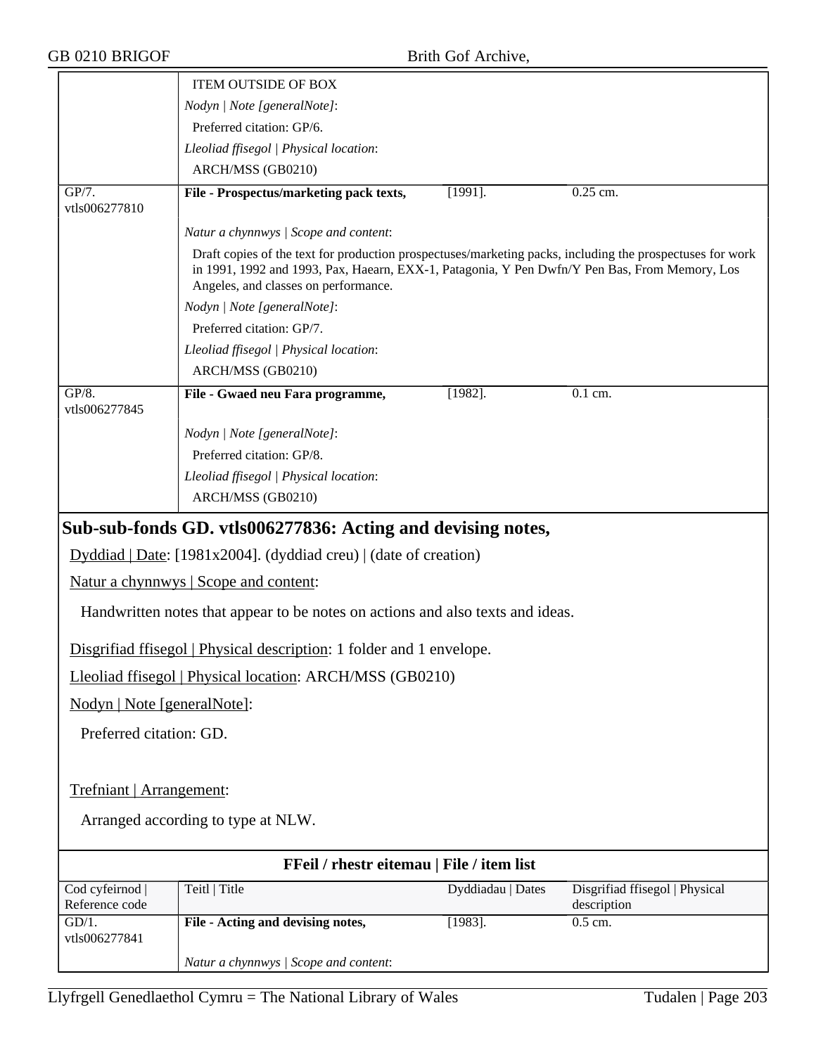| | | | |
|---|---|---|---|
| | ITEM OUTSIDE OF BOX<br>*Nodyn \| Note [generalNote]*:<br>Preferred citation: GP/6.<br>*Lleoliad ffisegol \| Physical location*:<br>ARCH/MSS (GB0210) | | |
| GP/7.<br>vtls006277810 | **File - Prospectus/marketing pack texts,** | [1991]. | 0.25 cm. |
| | *Natur a chynnwys \| Scope and content*:<br>Draft copies of the text for production prospectuses/marketing packs, including the prospectuses for work in 1991, 1992 and 1993, Pax, Haearn, EXX-1, Patagonia, Y Pen Dwfn/Y Pen Bas, From Memory, Los Angeles, and classes on performance.<br>*Nodyn \| Note [generalNote]*:<br>Preferred citation: GP/7.<br>*Lleoliad ffisegol \| Physical location*:<br>ARCH/MSS (GB0210) | | |
| GP/8.<br>vtls006277845 | **File - Gwaed neu Fara programme,** | [1982]. | 0.1 cm. |
| | *Nodyn \| Note [generalNote]*:<br>Preferred citation: GP/8.<br>*Lleoliad ffisegol \| Physical location*:<br>ARCH/MSS (GB0210) | | |

## Sub-sub-fonds GD. vtls006277836: Acting and devising notes,

Dyddiad | Date: [1981x2004]. (dyddiad creu) | (date of creation)

Natur a chynnwys | Scope and content:

Handwritten notes that appear to be notes on actions and also texts and ideas.

Disgrifiad ffisegol | Physical description: 1 folder and 1 envelope.

Lleoliad ffisegol | Physical location: ARCH/MSS (GB0210)

Nodyn | Note [generalNote]:

Preferred citation: GD.

Trefniant | Arrangement:

Arranged according to type at NLW.

**FFeil / rhestr eitemau | File / item list**

| Cod cyfeirnod \| Reference code | Teitl \| Title | Dyddiadau \| Dates | Disgrifiad ffisegol \| Physical description |
|---|---|---|---|
| GD/1.<br>vtls006277841 | **File - Acting and devising notes,** | [1983]. | 0.5 cm. |
| | *Natur a chynnwys \| Scope and content*: | | |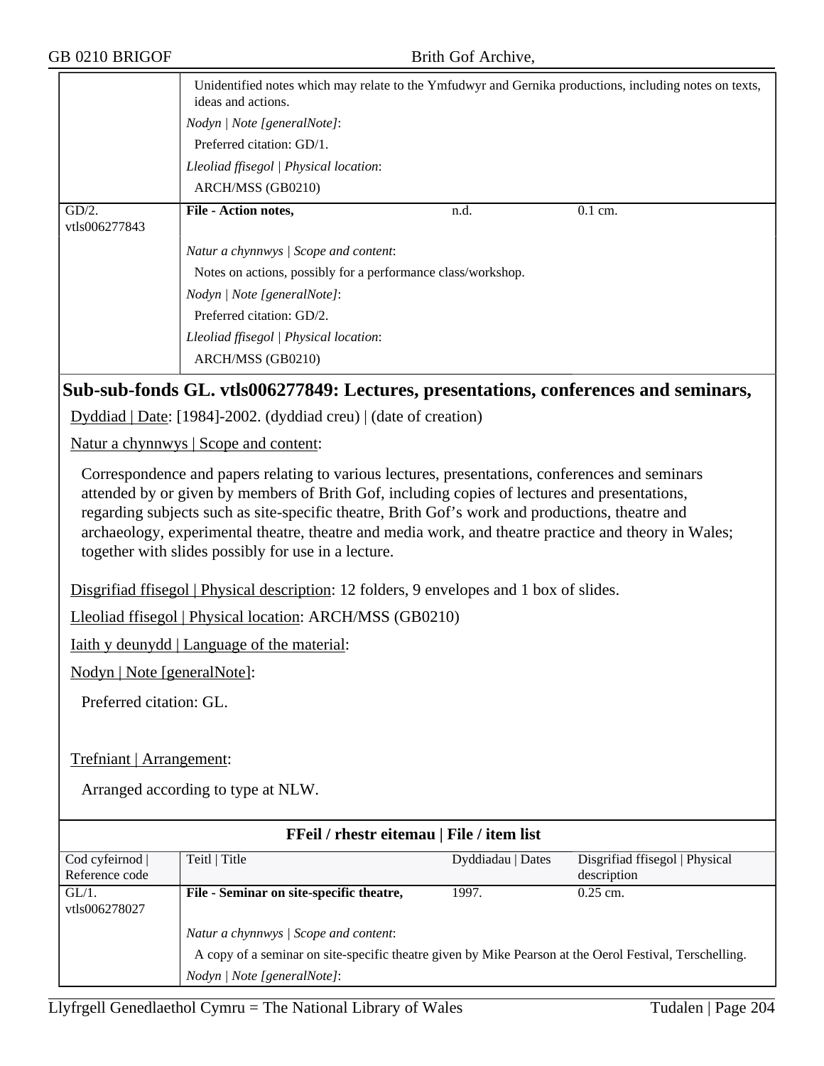Unidentified notes which may relate to the Ymfudwyr and Gernika productions, including notes on texts, ideas and actions.

*Nodyn | Note [generalNote]*:

Preferred citation: GD/1.

*Lleoliad ffisegol | Physical location*:

ARCH/MSS (GB0210)

| | | | |
|---|---|---|---|
| GD/2. vtls006277843 | **File - Action notes,** | n.d. | 0.1 cm. |

*Natur a chynnwys | Scope and content*:

Notes on actions, possibly for a performance class/workshop.

*Nodyn | Note [generalNote]*:

Preferred citation: GD/2.

*Lleoliad ffisegol | Physical location*:

ARCH/MSS (GB0210)

## Sub-sub-fonds GL. vtls006277849: Lectures, presentations, conferences and seminars,

Dyddiad | Date: [1984]-2002. (dyddiad creu) | (date of creation)

Natur a chynnwys | Scope and content:

Correspondence and papers relating to various lectures, presentations, conferences and seminars attended by or given by members of Brith Gof, including copies of lectures and presentations, regarding subjects such as site-specific theatre, Brith Gof's work and productions, theatre and archaeology, experimental theatre, theatre and media work, and theatre practice and theory in Wales; together with slides possibly for use in a lecture.

Disgrifiad ffisegol | Physical description: 12 folders, 9 envelopes and 1 box of slides.

Lleoliad ffisegol | Physical location: ARCH/MSS (GB0210)

Iaith y deunydd | Language of the material:

Nodyn | Note [generalNote]:

Preferred citation: GL.

Trefniant | Arrangement:

Arranged according to type at NLW.

### FFeil / rhestr eitemau | File / item list

| Cod cyfeirnod \| Reference code | Teitl \| Title | Dyddiadau \| Dates | Disgrifiad ffisegol \| Physical description |
|---|---|---|---|
| GL/1. vtls006278027 | **File - Seminar on site-specific theatre,** | 1997. | 0.25 cm. |

*Natur a chynnwys | Scope and content*:

A copy of a seminar on site-specific theatre given by Mike Pearson at the Oerol Festival, Terschelling.

*Nodyn | Note [generalNote]*: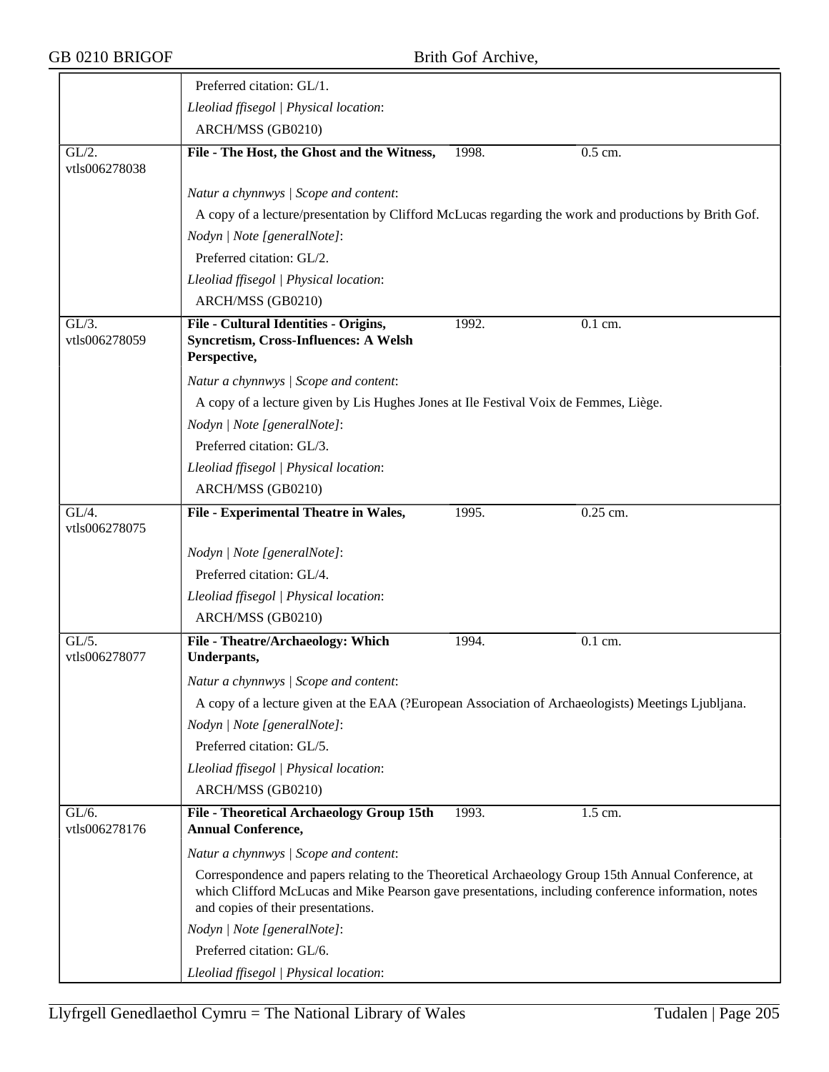Preferred citation: GL/1.

*Lleoliad ffisegol | Physical location*:

ARCH/MSS (GB0210)

| GL/2. vtls006278038 | **File - The Host, the Ghost and the Witness,** | 1998. | 0.5 cm. |
|---|---|---|---|

*Natur a chynnwys | Scope and content*:

A copy of a lecture/presentation by Clifford McLucas regarding the work and productions by Brith Gof.

*Nodyn | Note [generalNote]*:

Preferred citation: GL/2.

*Lleoliad ffisegol | Physical location*:

ARCH/MSS (GB0210)

| GL/3. vtls006278059 | **File - Cultural Identities - Origins, Syncretism, Cross-Influences: A Welsh Perspective,** | 1992. | 0.1 cm. |
|---|---|---|---|

*Natur a chynnwys | Scope and content*:

A copy of a lecture given by Lis Hughes Jones at Ile Festival Voix de Femmes, Liège.

*Nodyn | Note [generalNote]*:

Preferred citation: GL/3.

*Lleoliad ffisegol | Physical location*:

ARCH/MSS (GB0210)

| GL/4. vtls006278075 | **File - Experimental Theatre in Wales,** | 1995. | 0.25 cm. |
|---|---|---|---|

*Nodyn | Note [generalNote]*:

Preferred citation: GL/4.

*Lleoliad ffisegol | Physical location*:

ARCH/MSS (GB0210)

| GL/5. vtls006278077 | **File - Theatre/Archaeology: Which Underpants,** | 1994. | 0.1 cm. |
|---|---|---|---|

*Natur a chynnwys | Scope and content*:

A copy of a lecture given at the EAA (?European Association of Archaeologists) Meetings Ljubljana.

*Nodyn | Note [generalNote]*:

Preferred citation: GL/5.

*Lleoliad ffisegol | Physical location*:

ARCH/MSS (GB0210)

| GL/6. vtls006278176 | **File - Theoretical Archaeology Group 15th Annual Conference,** | 1993. | 1.5 cm. |
|---|---|---|---|

*Natur a chynnwys | Scope and content*:

Correspondence and papers relating to the Theoretical Archaeology Group 15th Annual Conference, at which Clifford McLucas and Mike Pearson gave presentations, including conference information, notes and copies of their presentations.

*Nodyn | Note [generalNote]*:

Preferred citation: GL/6.

*Lleoliad ffisegol | Physical location*: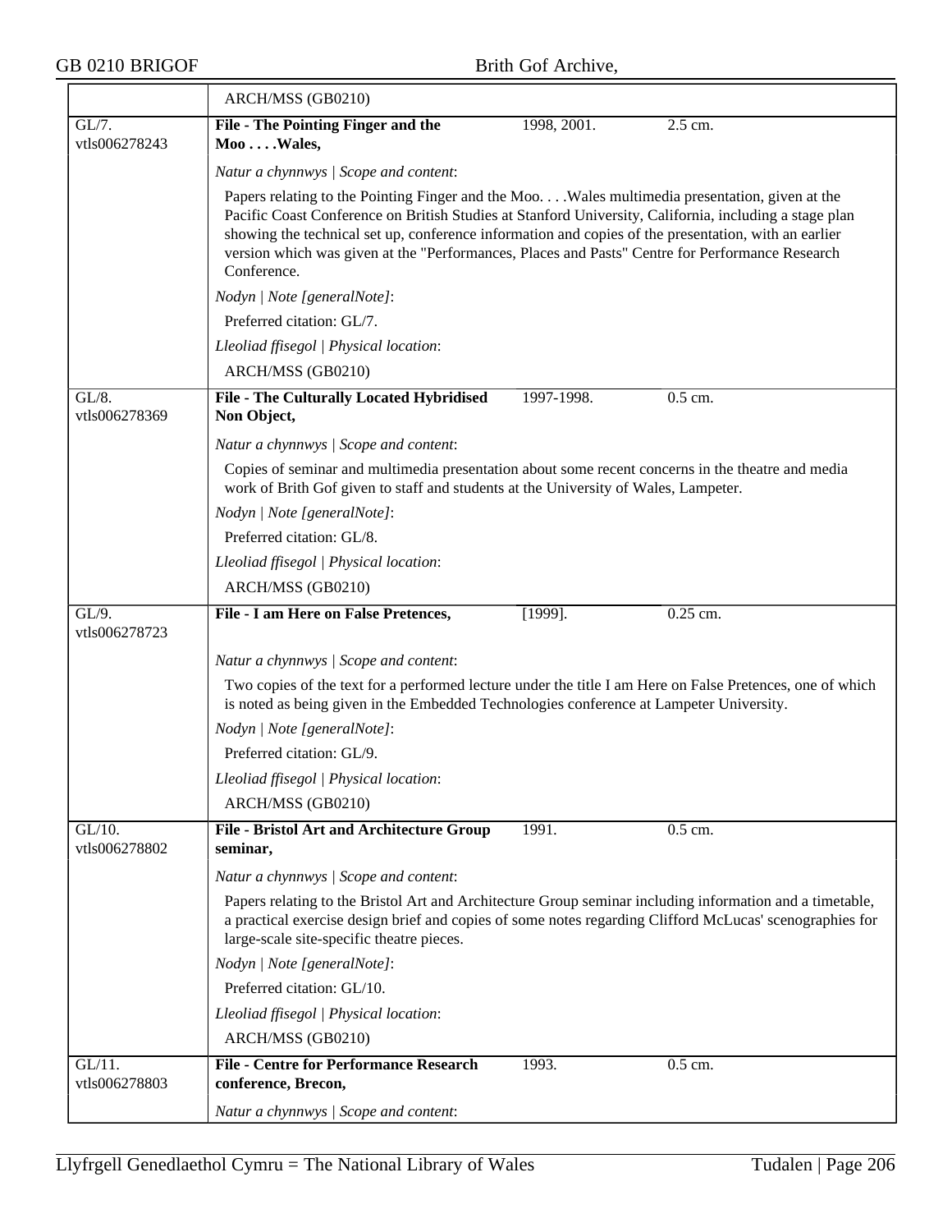ARCH/MSS (GB0210)

| GL/7. vtls006278243 | **File - The Pointing Finger and the Moo . . . .Wales,** | 1998, 2001. | 2.5 cm. |
|---|---|---|---|

*Natur a chynnwys | Scope and content*:

Papers relating to the Pointing Finger and the Moo. . . .Wales multimedia presentation, given at the Pacific Coast Conference on British Studies at Stanford University, California, including a stage plan showing the technical set up, conference information and copies of the presentation, with an earlier version which was given at the "Performances, Places and Pasts" Centre for Performance Research Conference.

*Nodyn | Note [generalNote]*:

Preferred citation: GL/7.

*Lleoliad ffisegol | Physical location*:

ARCH/MSS (GB0210)

| GL/8. vtls006278369 | **File - The Culturally Located Hybridised Non Object,** | 1997-1998. | 0.5 cm. |
|---|---|---|---|

*Natur a chynnwys | Scope and content*:

Copies of seminar and multimedia presentation about some recent concerns in the theatre and media work of Brith Gof given to staff and students at the University of Wales, Lampeter.

*Nodyn | Note [generalNote]*:

Preferred citation: GL/8.

*Lleoliad ffisegol | Physical location*:

ARCH/MSS (GB0210)

| GL/9. vtls006278723 | **File - I am Here on False Pretences,** | [1999]. | 0.25 cm. |
|---|---|---|---|

*Natur a chynnwys | Scope and content*:

Two copies of the text for a performed lecture under the title I am Here on False Pretences, one of which is noted as being given in the Embedded Technologies conference at Lampeter University.

*Nodyn | Note [generalNote]*:

Preferred citation: GL/9.

*Lleoliad ffisegol | Physical location*:

ARCH/MSS (GB0210)

| GL/10. vtls006278802 | **File - Bristol Art and Architecture Group seminar,** | 1991. | 0.5 cm. |
|---|---|---|---|

*Natur a chynnwys | Scope and content*:

Papers relating to the Bristol Art and Architecture Group seminar including information and a timetable, a practical exercise design brief and copies of some notes regarding Clifford McLucas' scenographies for large-scale site-specific theatre pieces.

*Nodyn | Note [generalNote]*:

Preferred citation: GL/10.

*Lleoliad ffisegol | Physical location*:

ARCH/MSS (GB0210)

| GL/11. vtls006278803 | **File - Centre for Performance Research conference, Brecon,** | 1993. | 0.5 cm. |
|---|---|---|---|

*Natur a chynnwys | Scope and content*: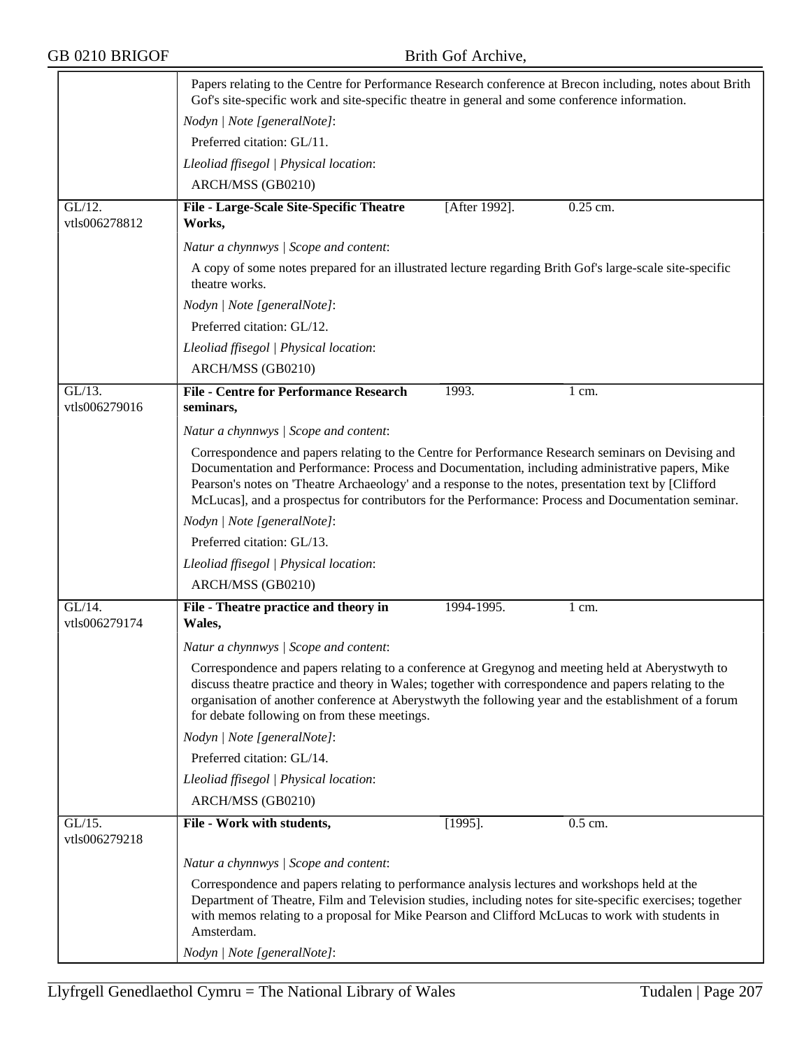Papers relating to the Centre for Performance Research conference at Brecon including, notes about Brith Gof's site-specific work and site-specific theatre in general and some conference information.

*Nodyn | Note [generalNote]*:

Preferred citation: GL/11.

*Lleoliad ffisegol | Physical location*:

ARCH/MSS (GB0210)

---

GL/12. vtls006278812 | **File - Large-Scale Site-Specific Theatre Works,** | [After 1992]. | 0.25 cm.

*Natur a chynnwys | Scope and content*:

A copy of some notes prepared for an illustrated lecture regarding Brith Gof's large-scale site-specific theatre works.

*Nodyn | Note [generalNote]*:

Preferred citation: GL/12.

*Lleoliad ffisegol | Physical location*:

ARCH/MSS (GB0210)

---

GL/13. vtls006279016 | **File - Centre for Performance Research seminars,** | 1993. | 1 cm.

*Natur a chynnwys | Scope and content*:

Correspondence and papers relating to the Centre for Performance Research seminars on Devising and Documentation and Performance: Process and Documentation, including administrative papers, Mike Pearson's notes on 'Theatre Archaeology' and a response to the notes, presentation text by [Clifford McLucas], and a prospectus for contributors for the Performance: Process and Documentation seminar.

*Nodyn | Note [generalNote]*:

Preferred citation: GL/13.

*Lleoliad ffisegol | Physical location*:

ARCH/MSS (GB0210)

---

GL/14. vtls006279174 | **File - Theatre practice and theory in Wales,** | 1994-1995. | 1 cm.

*Natur a chynnwys | Scope and content*:

Correspondence and papers relating to a conference at Gregynog and meeting held at Aberystwyth to discuss theatre practice and theory in Wales; together with correspondence and papers relating to the organisation of another conference at Aberystwyth the following year and the establishment of a forum for debate following on from these meetings.

*Nodyn | Note [generalNote]*:

Preferred citation: GL/14.

*Lleoliad ffisegol | Physical location*:

ARCH/MSS (GB0210)

---

GL/15. vtls006279218 | **File - Work with students,** | [1995]. | 0.5 cm.

*Natur a chynnwys | Scope and content*:

Correspondence and papers relating to performance analysis lectures and workshops held at the Department of Theatre, Film and Television studies, including notes for site-specific exercises; together with memos relating to a proposal for Mike Pearson and Clifford McLucas to work with students in Amsterdam.

*Nodyn | Note [generalNote]*: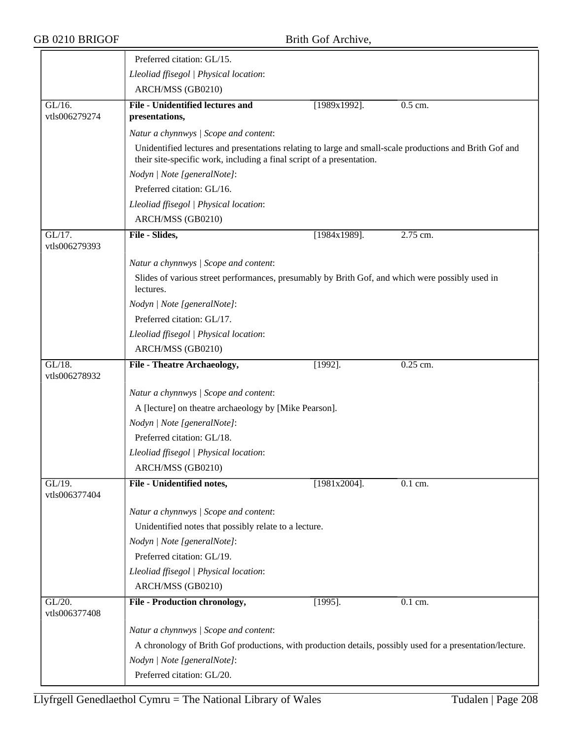Preferred citation: GL/15.

*Lleoliad ffisegol | Physical location*:

ARCH/MSS (GB0210)

| GL/16. vtls006279274 | **File - Unidentified lectures and presentations,** | [1989x1992]. | 0.5 cm. |
|---|---|---|---|

*Natur a chynnwys | Scope and content*:

Unidentified lectures and presentations relating to large and small-scale productions and Brith Gof and their site-specific work, including a final script of a presentation.

*Nodyn | Note [generalNote]*:

Preferred citation: GL/16.

*Lleoliad ffisegol | Physical location*:

ARCH/MSS (GB0210)

| GL/17. vtls006279393 | **File - Slides,** | [1984x1989]. | 2.75 cm. |
|---|---|---|---|

*Natur a chynnwys | Scope and content*:

Slides of various street performances, presumably by Brith Gof, and which were possibly used in lectures.

*Nodyn | Note [generalNote]*:

Preferred citation: GL/17.

*Lleoliad ffisegol | Physical location*:

ARCH/MSS (GB0210)

| GL/18. vtls006278932 | **File - Theatre Archaeology,** | [1992]. | 0.25 cm. |
|---|---|---|---|

*Natur a chynnwys | Scope and content*:

A [lecture] on theatre archaeology by [Mike Pearson].

*Nodyn | Note [generalNote]*:

Preferred citation: GL/18.

*Lleoliad ffisegol | Physical location*:

ARCH/MSS (GB0210)

| GL/19. vtls006377404 | **File - Unidentified notes,** | [1981x2004]. | 0.1 cm. |
|---|---|---|---|

*Natur a chynnwys | Scope and content*:

Unidentified notes that possibly relate to a lecture.

*Nodyn | Note [generalNote]*:

Preferred citation: GL/19.

*Lleoliad ffisegol | Physical location*:

ARCH/MSS (GB0210)

| GL/20. vtls006377408 | **File - Production chronology,** | [1995]. | 0.1 cm. |
|---|---|---|---|

*Natur a chynnwys | Scope and content*:

A chronology of Brith Gof productions, with production details, possibly used for a presentation/lecture.

*Nodyn | Note [generalNote]*:

Preferred citation: GL/20.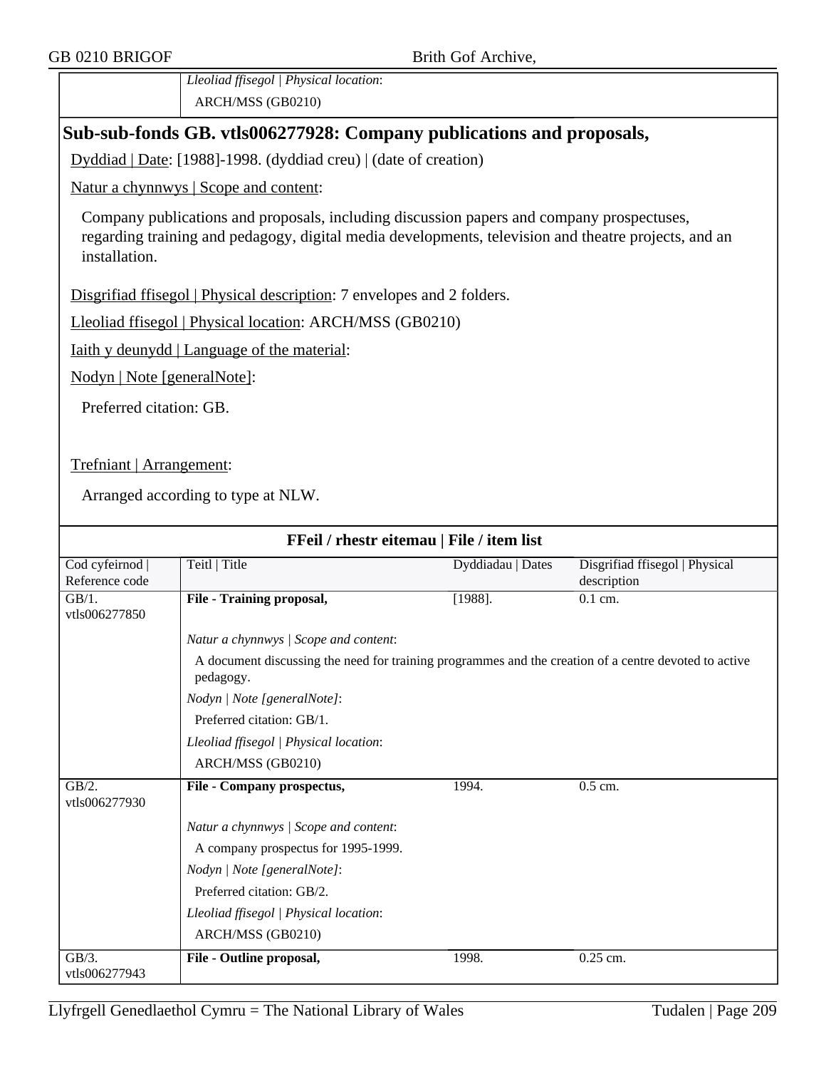| | *Lleoliad ffisegol \| Physical location*: |
|---|---|
| | ARCH/MSS (GB0210) |

## Sub-sub-fonds GB. vtls006277928: Company publications and proposals,

Dyddiad | Date: [1988]-1998. (dyddiad creu) | (date of creation)

Natur a chynnwys | Scope and content:

Company publications and proposals, including discussion papers and company prospectuses, regarding training and pedagogy, digital media developments, television and theatre projects, and an installation.

Disgrifiad ffisegol | Physical description: 7 envelopes and 2 folders.

Lleoliad ffisegol | Physical location: ARCH/MSS (GB0210)

Iaith y deunydd | Language of the material:

Nodyn | Note [generalNote]:

Preferred citation: GB.

Trefniant | Arrangement:

Arranged according to type at NLW.

**FFeil / rhestr eitemau | File / item list**

| Cod cyfeirnod \| Reference code | Teitl \| Title | Dyddiadau \| Dates | Disgrifiad ffisegol \| Physical description |
|---|---|---|---|
| GB/1. vtls006277850 | **File - Training proposal,** | [1988]. | 0.1 cm. |
| | *Natur a chynnwys \| Scope and content*: A document discussing the need for training programmes and the creation of a centre devoted to active pedagogy. *Nodyn \| Note [generalNote]*: Preferred citation: GB/1. *Lleoliad ffisegol \| Physical location*: ARCH/MSS (GB0210) | | |
| GB/2. vtls006277930 | **File - Company prospectus,** | 1994. | 0.5 cm. |
| | *Natur a chynnwys \| Scope and content*: A company prospectus for 1995-1999. *Nodyn \| Note [generalNote]*: Preferred citation: GB/2. *Lleoliad ffisegol \| Physical location*: ARCH/MSS (GB0210) | | |
| GB/3. vtls006277943 | **File - Outline proposal,** | 1998. | 0.25 cm. |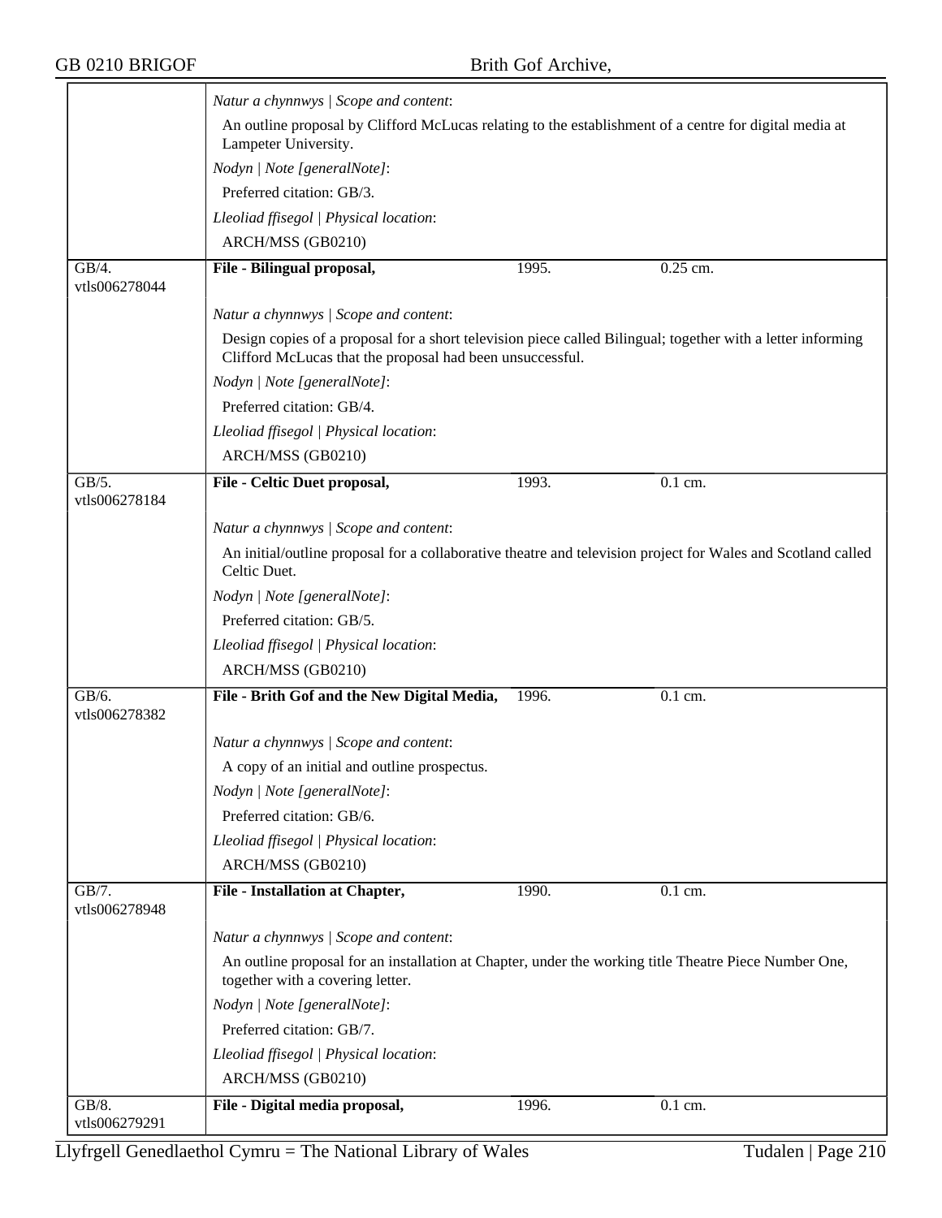*Natur a chynnwys | Scope and content*:

An outline proposal by Clifford McLucas relating to the establishment of a centre for digital media at Lampeter University.

*Nodyn | Note [generalNote]*:

Preferred citation: GB/3.

*Lleoliad ffisegol | Physical location*:

ARCH/MSS (GB0210)

| GB/4. vtls006278044 | **File - Bilingual proposal,** | 1995. | 0.25 cm. |
|---|---|---|---|

*Natur a chynnwys | Scope and content*:

Design copies of a proposal for a short television piece called Bilingual; together with a letter informing Clifford McLucas that the proposal had been unsuccessful.

*Nodyn | Note [generalNote]*:

Preferred citation: GB/4.

*Lleoliad ffisegol | Physical location*:

ARCH/MSS (GB0210)

| GB/5. vtls006278184 | **File - Celtic Duet proposal,** | 1993. | 0.1 cm. |
|---|---|---|---|

*Natur a chynnwys | Scope and content*:

An initial/outline proposal for a collaborative theatre and television project for Wales and Scotland called Celtic Duet.

*Nodyn | Note [generalNote]*:

Preferred citation: GB/5.

*Lleoliad ffisegol | Physical location*:

ARCH/MSS (GB0210)

| GB/6. vtls006278382 | **File - Brith Gof and the New Digital Media,** | 1996. | 0.1 cm. |
|---|---|---|---|

*Natur a chynnwys | Scope and content*:

A copy of an initial and outline prospectus.

*Nodyn | Note [generalNote]*:

Preferred citation: GB/6.

*Lleoliad ffisegol | Physical location*:

ARCH/MSS (GB0210)

| GB/7. vtls006278948 | **File - Installation at Chapter,** | 1990. | 0.1 cm. |
|---|---|---|---|

*Natur a chynnwys | Scope and content*:

An outline proposal for an installation at Chapter, under the working title Theatre Piece Number One, together with a covering letter.

*Nodyn | Note [generalNote]*:

Preferred citation: GB/7.

*Lleoliad ffisegol | Physical location*:

ARCH/MSS (GB0210)

| GB/8. vtls006279291 | **File - Digital media proposal,** | 1996. | 0.1 cm. |
|---|---|---|---|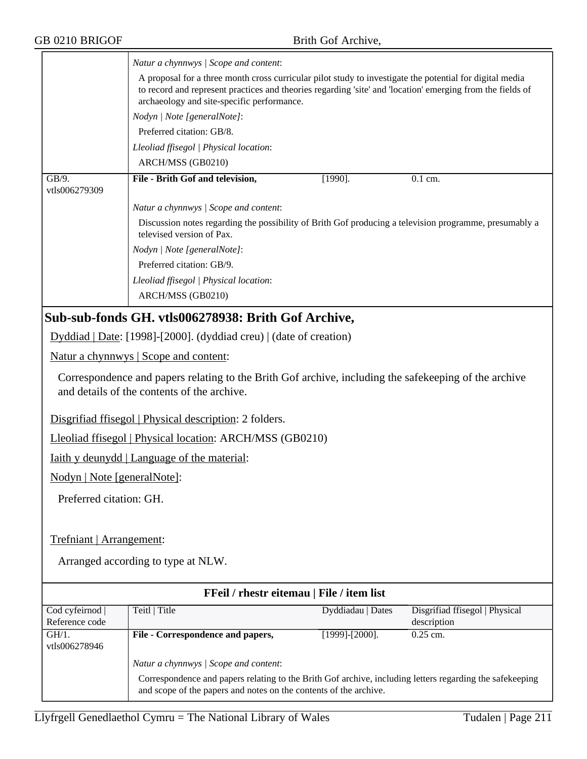| | *Natur a chynnwys \| Scope and content*: A proposal for a three month cross curricular pilot study to investigate the potential for digital media to record and represent practices and theories regarding 'site' and 'location' emerging from the fields of archaeology and site-specific performance. *Nodyn \| Note [generalNote]*: Preferred citation: GB/8. *Lleoliad ffisegol \| Physical location*: ARCH/MSS (GB0210) | | |
|---|---|---|---|
| GB/9. vtls006279309 | **File - Brith Gof and television,** | [1990]. | 0.1 cm. |
| | *Natur a chynnwys \| Scope and content*: Discussion notes regarding the possibility of Brith Gof producing a television programme, presumably a televised version of Pax. *Nodyn \| Note [generalNote]*: Preferred citation: GB/9. *Lleoliad ffisegol \| Physical location*: ARCH/MSS (GB0210) | | |

## Sub-sub-fonds GH. vtls006278938: Brith Gof Archive,

Dyddiad | Date: [1998]-[2000]. (dyddiad creu) | (date of creation)

Natur a chynnwys | Scope and content:

Correspondence and papers relating to the Brith Gof archive, including the safekeeping of the archive and details of the contents of the archive.

Disgrifiad ffisegol | Physical description: 2 folders.

Lleoliad ffisegol | Physical location: ARCH/MSS (GB0210)

Iaith y deunydd | Language of the material:

Nodyn | Note [generalNote]:

Preferred citation: GH.

Trefniant | Arrangement:

Arranged according to type at NLW.

**FFeil / rhestr eitemau | File / item list**

| Cod cyfeirnod \| Reference code | Teitl \| Title | Dyddiadau \| Dates | Disgrifiad ffisegol \| Physical description |
|---|---|---|---|
| GH/1. vtls006278946 | **File - Correspondence and papers,** | [1999]-[2000]. | 0.25 cm. |
| | *Natur a chynnwys \| Scope and content*: Correspondence and papers relating to the Brith Gof archive, including letters regarding the safekeeping and scope of the papers and notes on the contents of the archive. | | |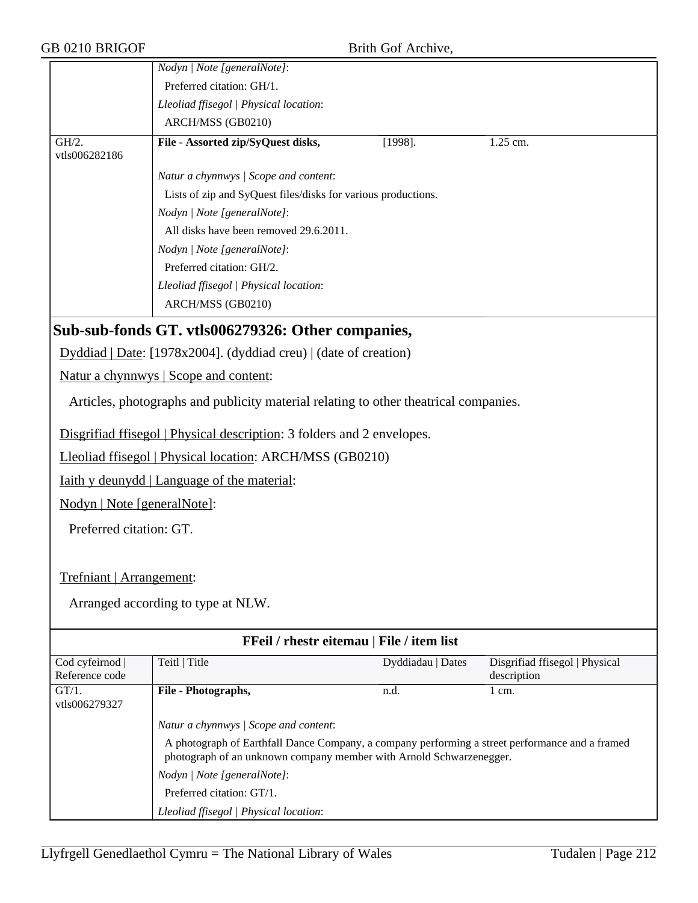| | | | |
|---|---|---|---|
| | *Nodyn \| Note [generalNote]*: | | |
| | Preferred citation: GH/1. | | |
| | *Lleoliad ffisegol \| Physical location*: | | |
| | ARCH/MSS (GB0210) | | |
| GH/2. vtls006282186 | **File - Assorted zip/SyQuest disks,** | [1998]. | 1.25 cm. |
| | *Natur a chynnwys \| Scope and content*: | | |
| | Lists of zip and SyQuest files/disks for various productions. | | |
| | *Nodyn \| Note [generalNote]*: | | |
| | All disks have been removed 29.6.2011. | | |
| | *Nodyn \| Note [generalNote]*: | | |
| | Preferred citation: GH/2. | | |
| | *Lleoliad ffisegol \| Physical location*: | | |
| | ARCH/MSS (GB0210) | | |

## Sub-sub-fonds GT. vtls006279326: Other companies,

Dyddiad | Date: [1978x2004]. (dyddiad creu) | (date of creation)

Natur a chynnwys | Scope and content:

Articles, photographs and publicity material relating to other theatrical companies.

Disgrifiad ffisegol | Physical description: 3 folders and 2 envelopes.

Lleoliad ffisegol | Physical location: ARCH/MSS (GB0210)

Iaith y deunydd | Language of the material:

Nodyn | Note [generalNote]:

Preferred citation: GT.

Trefniant | Arrangement:

Arranged according to type at NLW.

### FFeil / rhestr eitemau | File / item list

| Cod cyfeirnod \| Reference code | Teitl \| Title | Dyddiadau \| Dates | Disgrifiad ffisegol \| Physical description |
|---|---|---|---|
| GT/1. vtls006279327 | **File - Photographs,** | n.d. | 1 cm. |
| | *Natur a chynnwys \| Scope and content*: | | |
| | A photograph of Earthfall Dance Company, a company performing a street performance and a framed photograph of an unknown company member with Arnold Schwarzenegger. | | |
| | *Nodyn \| Note [generalNote]*: | | |
| | Preferred citation: GT/1. | | |
| | *Lleoliad ffisegol \| Physical location*: | | |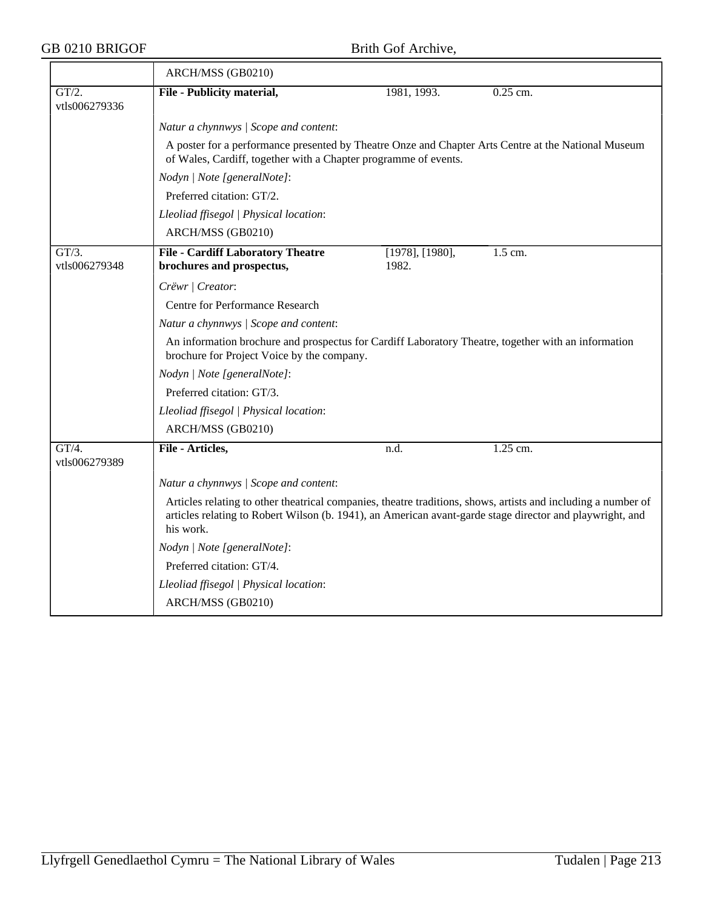| | | | |
|---|---|---|---|
| | ARCH/MSS (GB0210) | | |
| GT/2. vtls006279336 | **File - Publicity material,** | 1981, 1993. | 0.25 cm. |
| | *Natur a chynnwys \| Scope and content*: | | |
| | A poster for a performance presented by Theatre Onze and Chapter Arts Centre at the National Museum of Wales, Cardiff, together with a Chapter programme of events. | | |
| | *Nodyn \| Note [generalNote]*: | | |
| | Preferred citation: GT/2. | | |
| | *Lleoliad ffisegol \| Physical location*: | | |
| | ARCH/MSS (GB0210) | | |
| GT/3. vtls006279348 | **File - Cardiff Laboratory Theatre brochures and prospectus,** | [1978], [1980], 1982. | 1.5 cm. |
| | *Crëwr \| Creator*: | | |
| | Centre for Performance Research | | |
| | *Natur a chynnwys \| Scope and content*: | | |
| | An information brochure and prospectus for Cardiff Laboratory Theatre, together with an information brochure for Project Voice by the company. | | |
| | *Nodyn \| Note [generalNote]*: | | |
| | Preferred citation: GT/3. | | |
| | *Lleoliad ffisegol \| Physical location*: | | |
| | ARCH/MSS (GB0210) | | |
| GT/4. vtls006279389 | **File - Articles,** | n.d. | 1.25 cm. |
| | *Natur a chynnwys \| Scope and content*: | | |
| | Articles relating to other theatrical companies, theatre traditions, shows, artists and including a number of articles relating to Robert Wilson (b. 1941), an American avant-garde stage director and playwright, and his work. | | |
| | *Nodyn \| Note [generalNote]*: | | |
| | Preferred citation: GT/4. | | |
| | *Lleoliad ffisegol \| Physical location*: | | |
| | ARCH/MSS (GB0210) | | |